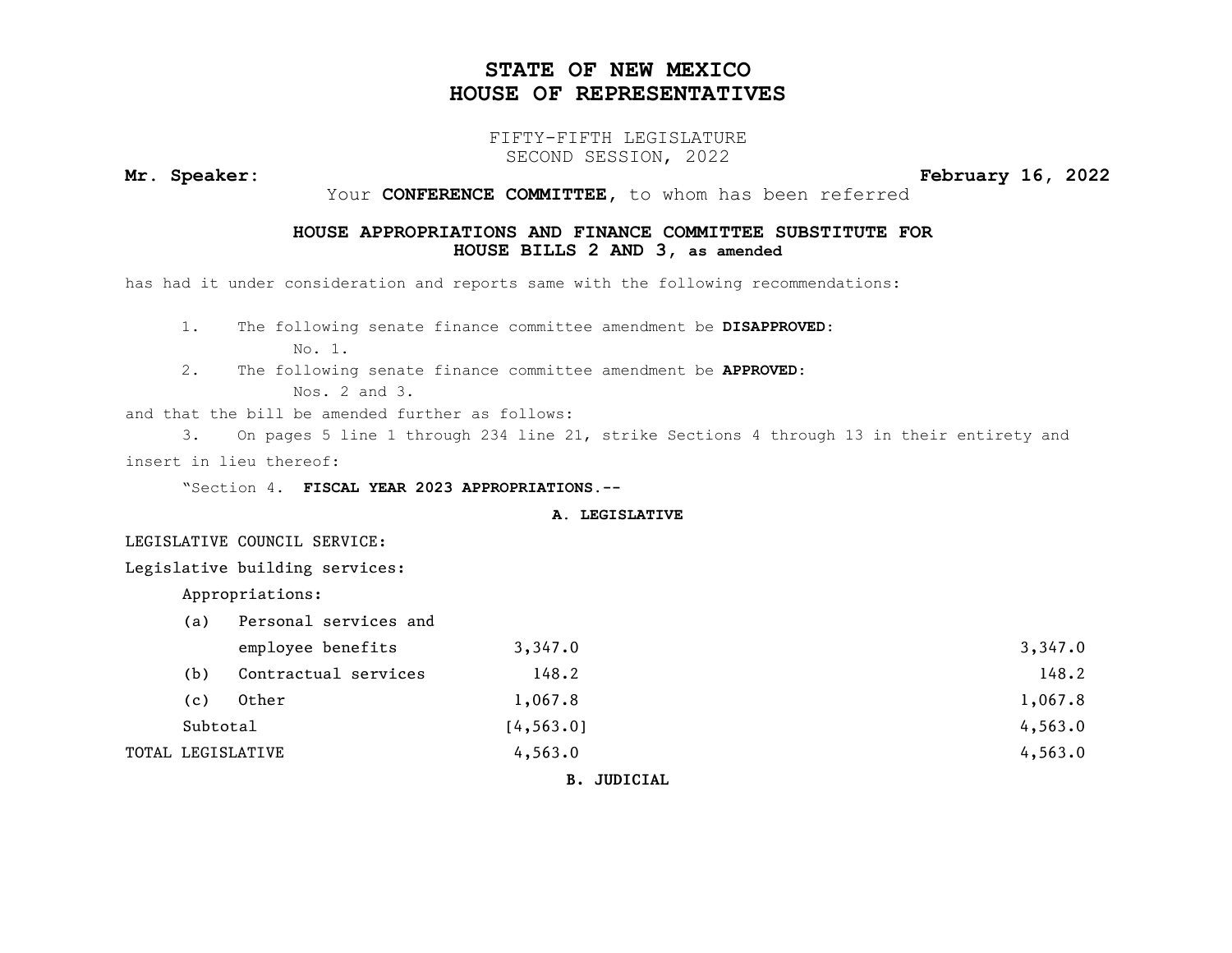# STATE OF NEW MEXICO
# HOUSE OF REPRESENTATIVES

FIFTY-FIFTH LEGISLATURE
SECOND SESSION, 2022

**Mr. Speaker:** **February 16, 2022**

Your **CONFERENCE COMMITTEE,** to whom has been referred

**HOUSE APPROPRIATIONS AND FINANCE COMMITTEE SUBSTITUTE FOR HOUSE BILLS 2 AND 3, as amended**

has had it under consideration and reports same with the following recommendations:

1. The following senate finance committee amendment be **DISAPPROVED:**
   No. 1.
2. The following senate finance committee amendment be **APPROVED:**
   Nos. 2 and 3.

and that the bill be amended further as follows:

3. On pages 5 line 1 through 234 line 21, strike Sections 4 through 13 in their entirety and insert in lieu thereof:

"Section 4. **FISCAL YEAR 2023 APPROPRIATIONS.--**

**A. LEGISLATIVE**

LEGISLATIVE COUNCIL SERVICE:

Legislative building services:

Appropriations:

| | | |
|---|---|---|
| (a) Personal services and employee benefits | 3,347.0 | 3,347.0 |
| (b) Contractual services | 148.2 | 148.2 |
| (c) Other | 1,067.8 | 1,067.8 |
| Subtotal | [4,563.0] | 4,563.0 |
| TOTAL LEGISLATIVE | 4,563.0 | 4,563.0 |

**B. JUDICIAL**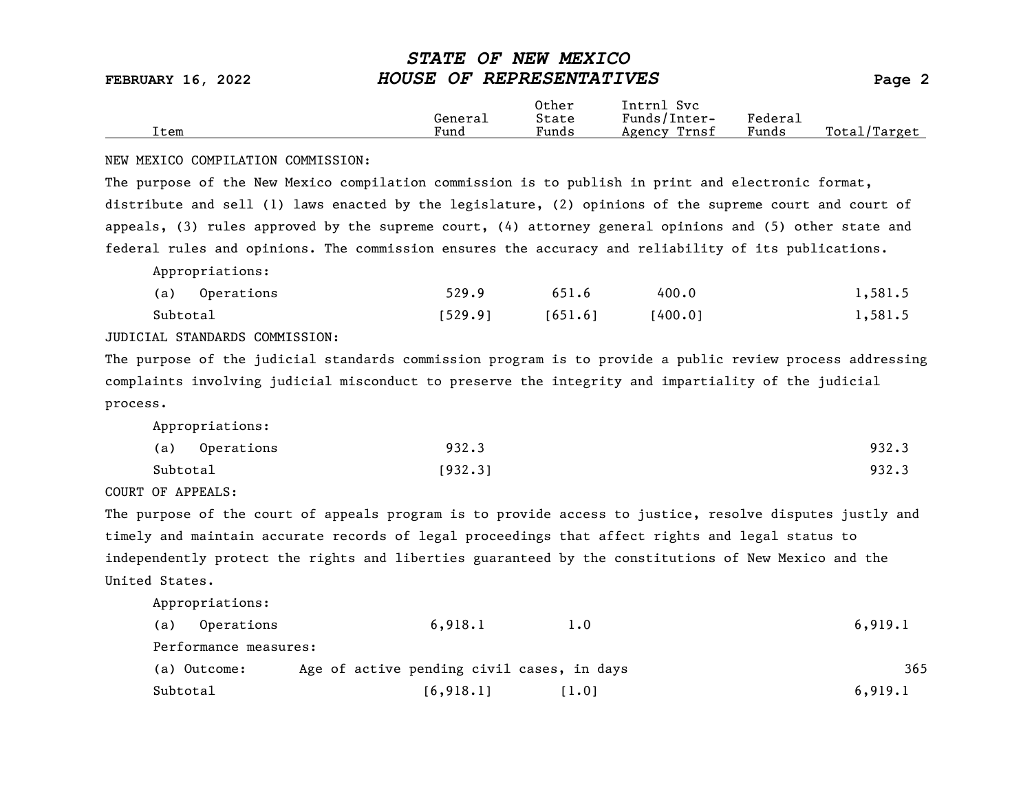| Item | General Fund | Other State Funds | Intrnl Svc Funds/Inter-Agency Trnsf | Federal Funds | Total/Target |
|---|---|---|---|---|---|

NEW MEXICO COMPILATION COMMISSION:

The purpose of the New Mexico compilation commission is to publish in print and electronic format, distribute and sell (1) laws enacted by the legislature, (2) opinions of the supreme court and court of appeals, (3) rules approved by the supreme court, (4) attorney general opinions and (5) other state and federal rules and opinions. The commission ensures the accuracy and reliability of its publications.

| Item | General Fund | Other State Funds | Intrnl Svc Funds/Inter-Agency Trnsf | Federal Funds | Total/Target |
|---|---|---|---|---|---|
| Appropriations: | | | | | |
| (a) Operations | 529.9 | 651.6 | 400.0 | | 1,581.5 |
| Subtotal | [529.9] | [651.6] | [400.0] | | 1,581.5 |

JUDICIAL STANDARDS COMMISSION:

The purpose of the judicial standards commission program is to provide a public review process addressing complaints involving judicial misconduct to preserve the integrity and impartiality of the judicial process.

| Item | General Fund | Other State Funds | Intrnl Svc Funds/Inter-Agency Trnsf | Federal Funds | Total/Target |
|---|---|---|---|---|---|
| Appropriations: | | | | | |
| (a) Operations | 932.3 | | | | 932.3 |
| Subtotal | [932.3] | | | | 932.3 |

COURT OF APPEALS:

The purpose of the court of appeals program is to provide access to justice, resolve disputes justly and timely and maintain accurate records of legal proceedings that affect rights and legal status to independently protect the rights and liberties guaranteed by the constitutions of New Mexico and the United States.

| Item | General Fund | Other State Funds | Intrnl Svc Funds/Inter-Agency Trnsf | Federal Funds | Total/Target |
|---|---|---|---|---|---|
| Appropriations: | | | | | |
| (a) Operations | 6,918.1 | 1.0 | | | 6,919.1 |
| Performance measures: | | | | | |
| (a) Outcome: Age of active pending civil cases, in days | | | | | 365 |
| Subtotal | [6,918.1] | [1.0] | | | 6,919.1 |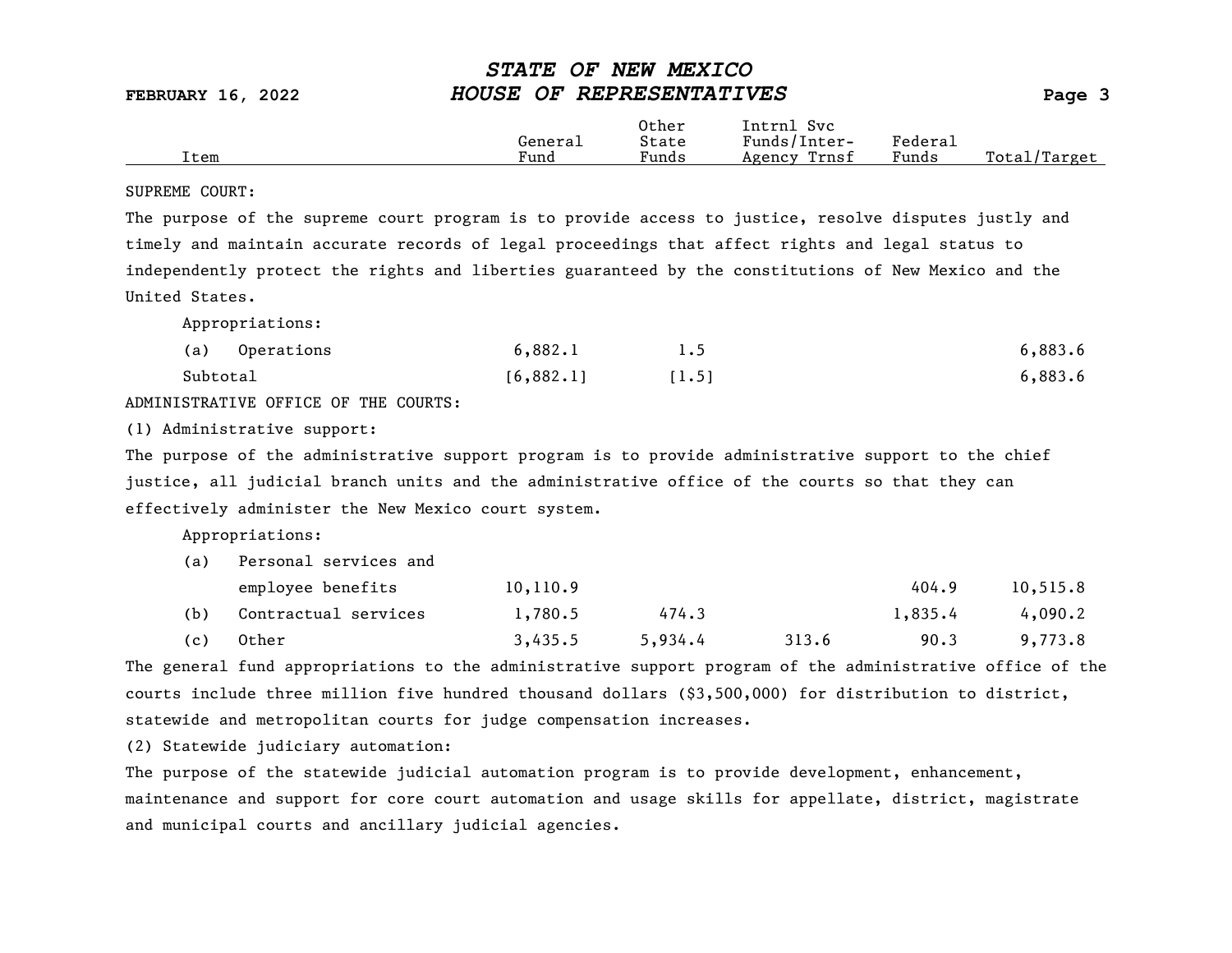| Item | General Fund | Other State Funds | Intrnl Svc Funds/Inter-Agency Trnsf | Federal Funds | Total/Target |
|---|---|---|---|---|---|

SUPREME COURT:

The purpose of the supreme court program is to provide access to justice, resolve disputes justly and timely and maintain accurate records of legal proceedings that affect rights and legal status to independently protect the rights and liberties guaranteed by the constitutions of New Mexico and the United States.

Appropriations:

| Item | General Fund | Other State Funds | Intrnl Svc Funds/Inter-Agency Trnsf | Federal Funds | Total/Target |
|---|---|---|---|---|---|
| (a) Operations | 6,882.1 | 1.5 | | | 6,883.6 |
| Subtotal | [6,882.1] | [1.5] | | | 6,883.6 |

ADMINISTRATIVE OFFICE OF THE COURTS:

(1) Administrative support:

The purpose of the administrative support program is to provide administrative support to the chief justice, all judicial branch units and the administrative office of the courts so that they can effectively administer the New Mexico court system.

Appropriations:

| Item | General Fund | Other State Funds | Intrnl Svc Funds/Inter-Agency Trnsf | Federal Funds | Total/Target |
|---|---|---|---|---|---|
| (a) Personal services and employee benefits | 10,110.9 | | | 404.9 | 10,515.8 |
| (b) Contractual services | 1,780.5 | 474.3 | | 1,835.4 | 4,090.2 |
| (c) Other | 3,435.5 | 5,934.4 | 313.6 | 90.3 | 9,773.8 |

The general fund appropriations to the administrative support program of the administrative office of the courts include three million five hundred thousand dollars ($3,500,000) for distribution to district, statewide and metropolitan courts for judge compensation increases.

(2) Statewide judiciary automation:

The purpose of the statewide judicial automation program is to provide development, enhancement, maintenance and support for core court automation and usage skills for appellate, district, magistrate and municipal courts and ancillary judicial agencies.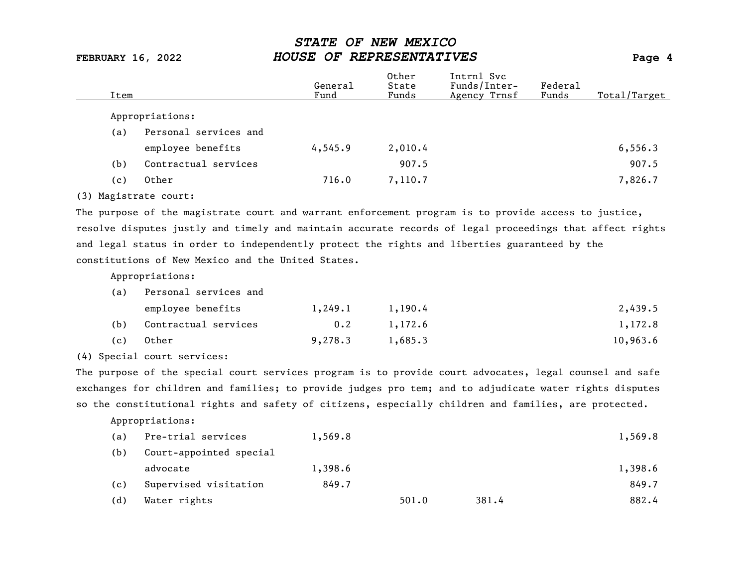| Item | General Fund | Other State Funds | Intrnl Svc Funds/Inter-Agency Trnsf | Federal Funds | Total/Target |
|---|---|---|---|---|---|
| Appropriations: | | | | | |
| (a) Personal services and employee benefits | 4,545.9 | 2,010.4 | | | 6,556.3 |
| (b) Contractual services | | 907.5 | | | 907.5 |
| (c) Other | 716.0 | 7,110.7 | | | 7,826.7 |

(3) Magistrate court:

The purpose of the magistrate court and warrant enforcement program is to provide access to justice, resolve disputes justly and timely and maintain accurate records of legal proceedings that affect rights and legal status in order to independently protect the rights and liberties guaranteed by the constitutions of New Mexico and the United States.

| Item | General Fund | Other State Funds | Intrnl Svc Funds/Inter-Agency Trnsf | Federal Funds | Total/Target |
|---|---|---|---|---|---|
| Appropriations: | | | | | |
| (a) Personal services and employee benefits | 1,249.1 | 1,190.4 | | | 2,439.5 |
| (b) Contractual services | 0.2 | 1,172.6 | | | 1,172.8 |
| (c) Other | 9,278.3 | 1,685.3 | | | 10,963.6 |

(4) Special court services:

The purpose of the special court services program is to provide court advocates, legal counsel and safe exchanges for children and families; to provide judges pro tem; and to adjudicate water rights disputes so the constitutional rights and safety of citizens, especially children and families, are protected.

| Item | General Fund | Other State Funds | Intrnl Svc Funds/Inter-Agency Trnsf | Federal Funds | Total/Target |
|---|---|---|---|---|---|
| Appropriations: | | | | | |
| (a) Pre-trial services | 1,569.8 | | | | 1,569.8 |
| (b) Court-appointed special advocate | 1,398.6 | | | | 1,398.6 |
| (c) Supervised visitation | 849.7 | | | | 849.7 |
| (d) Water rights | | 501.0 | 381.4 | | 882.4 |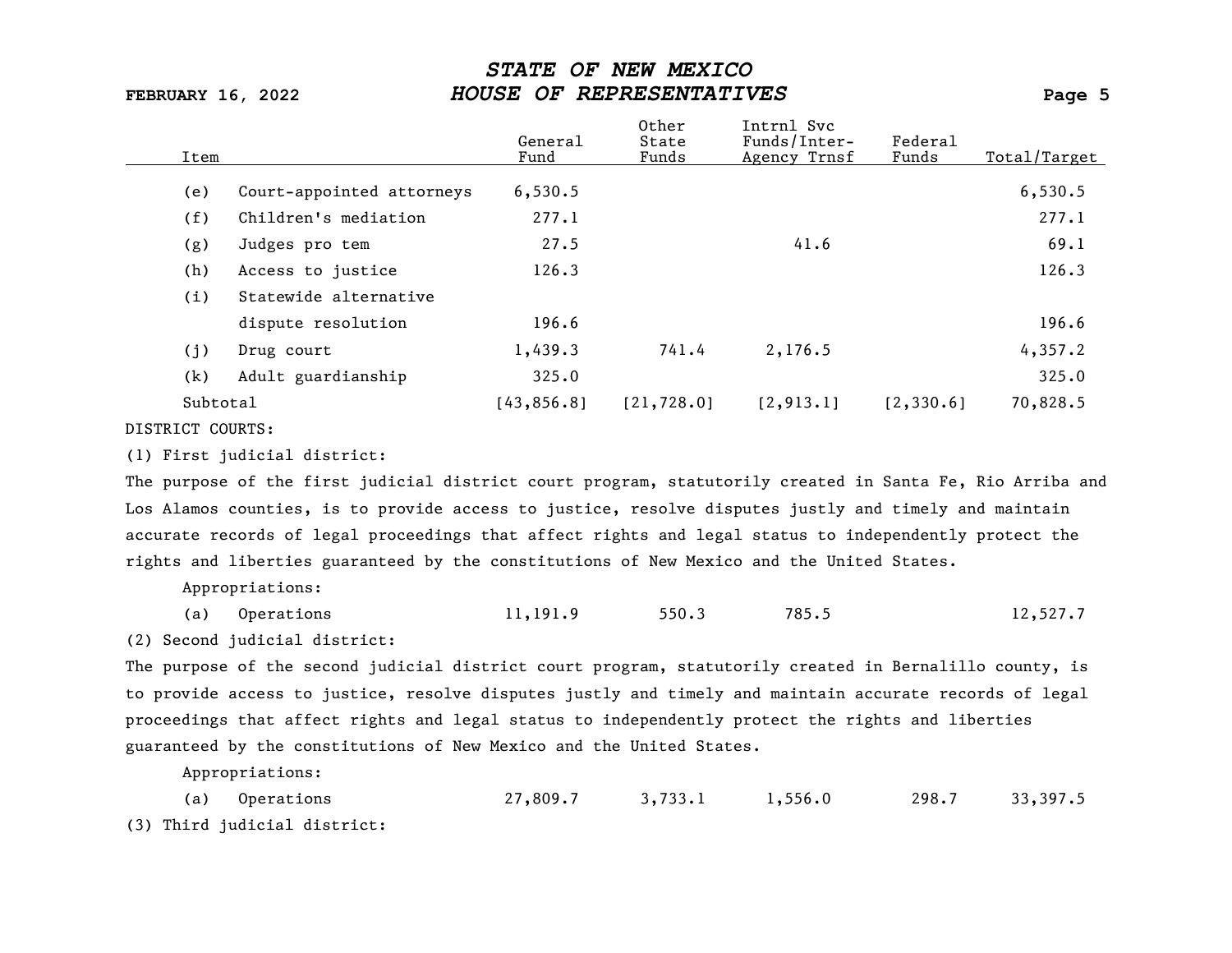| Item | | General Fund | Other State Funds | Intrnl Svc Funds/Inter-Agency Trnsf | Federal Funds | Total/Target |
|---|---|---|---|---|---|---|
| (e) | Court-appointed attorneys | 6,530.5 | | | | 6,530.5 |
| (f) | Children's mediation | 277.1 | | | | 277.1 |
| (g) | Judges pro tem | 27.5 | | 41.6 | | 69.1 |
| (h) | Access to justice | 126.3 | | | | 126.3 |
| (i) | Statewide alternative dispute resolution | 196.6 | | | | 196.6 |
| (j) | Drug court | 1,439.3 | 741.4 | 2,176.5 | | 4,357.2 |
| (k) | Adult guardianship | 325.0 | | | | 325.0 |
| Subtotal | | [43,856.8] | [21,728.0] | [2,913.1] | [2,330.6] | 70,828.5 |

DISTRICT COURTS:

(1) First judicial district:

The purpose of the first judicial district court program, statutorily created in Santa Fe, Rio Arriba and Los Alamos counties, is to provide access to justice, resolve disputes justly and timely and maintain accurate records of legal proceedings that affect rights and legal status to independently protect the rights and liberties guaranteed by the constitutions of New Mexico and the United States.

Appropriations:

| Item | | General Fund | Other State Funds | Intrnl Svc Funds/Inter-Agency Trnsf | Federal Funds | Total/Target |
|---|---|---|---|---|---|---|
| (a) | Operations | 11,191.9 | 550.3 | 785.5 | | 12,527.7 |

(2) Second judicial district:

The purpose of the second judicial district court program, statutorily created in Bernalillo county, is to provide access to justice, resolve disputes justly and timely and maintain accurate records of legal proceedings that affect rights and legal status to independently protect the rights and liberties guaranteed by the constitutions of New Mexico and the United States.

Appropriations:

| Item | | General Fund | Other State Funds | Intrnl Svc Funds/Inter-Agency Trnsf | Federal Funds | Total/Target |
|---|---|---|---|---|---|---|
| (a) | Operations | 27,809.7 | 3,733.1 | 1,556.0 | 298.7 | 33,397.5 |

(3) Third judicial district: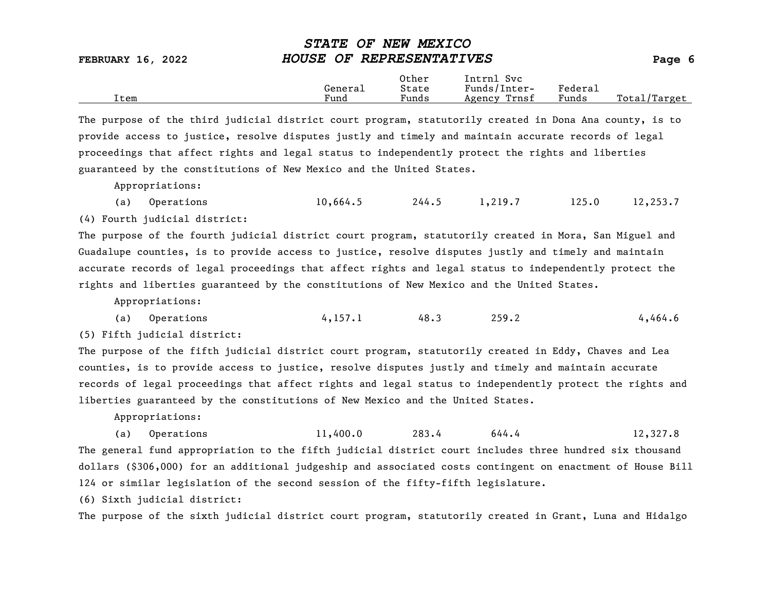| Item | General Fund | Other State Funds | Intrnl Svc Funds/Inter-Agency Trnsf | Federal Funds | Total/Target |
|---|---|---|---|---|---|

The purpose of the third judicial district court program, statutorily created in Dona Ana county, is to provide access to justice, resolve disputes justly and timely and maintain accurate records of legal proceedings that affect rights and legal status to independently protect the rights and liberties guaranteed by the constitutions of New Mexico and the United States.

Appropriations:

| Item | General Fund | Other State Funds | Intrnl Svc Funds/Inter-Agency Trnsf | Federal Funds | Total/Target |
|---|---|---|---|---|---|
| (a) Operations | 10,664.5 | 244.5 | 1,219.7 | 125.0 | 12,253.7 |

(4) Fourth judicial district:

The purpose of the fourth judicial district court program, statutorily created in Mora, San Miguel and Guadalupe counties, is to provide access to justice, resolve disputes justly and timely and maintain accurate records of legal proceedings that affect rights and legal status to independently protect the rights and liberties guaranteed by the constitutions of New Mexico and the United States.

Appropriations:

| Item | General Fund | Other State Funds | Intrnl Svc Funds/Inter-Agency Trnsf | Federal Funds | Total/Target |
|---|---|---|---|---|---|
| (a) Operations | 4,157.1 | 48.3 | 259.2 | | 4,464.6 |

(5) Fifth judicial district:

The purpose of the fifth judicial district court program, statutorily created in Eddy, Chaves and Lea counties, is to provide access to justice, resolve disputes justly and timely and maintain accurate records of legal proceedings that affect rights and legal status to independently protect the rights and liberties guaranteed by the constitutions of New Mexico and the United States.

Appropriations:

| Item | General Fund | Other State Funds | Intrnl Svc Funds/Inter-Agency Trnsf | Federal Funds | Total/Target |
|---|---|---|---|---|---|
| (a) Operations | 11,400.0 | 283.4 | 644.4 | | 12,327.8 |

The general fund appropriation to the fifth judicial district court includes three hundred six thousand dollars ($306,000) for an additional judgeship and associated costs contingent on enactment of House Bill 124 or similar legislation of the second session of the fifty-fifth legislature.

(6) Sixth judicial district:

The purpose of the sixth judicial district court program, statutorily created in Grant, Luna and Hidalgo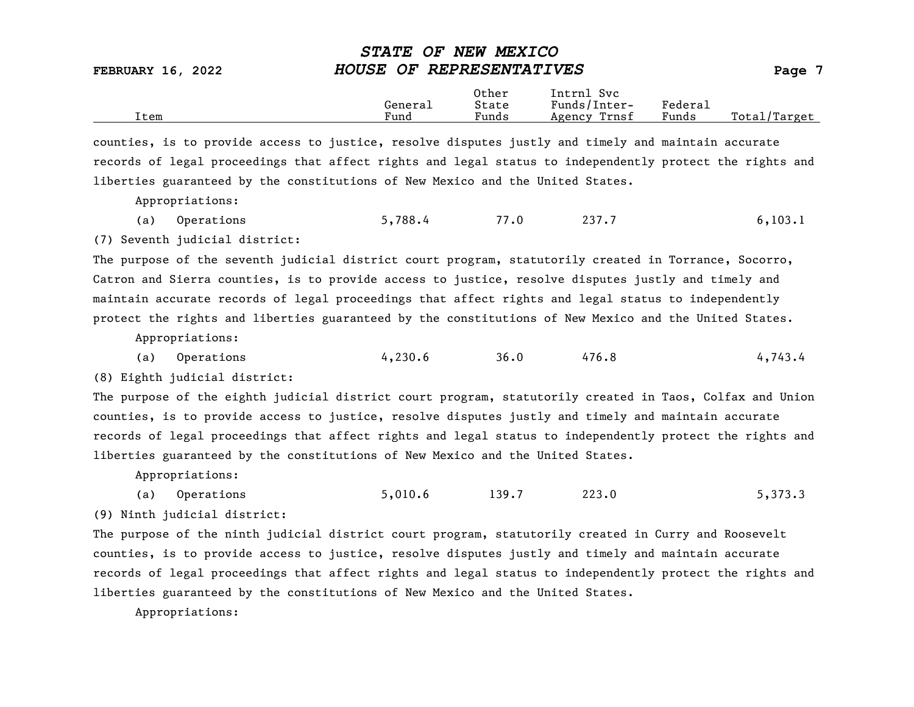| Item | General Fund | Other State Funds | Intrnl Svc Funds/Inter-Agency Trnsf | Federal Funds | Total/Target |
|---|---|---|---|---|---|

counties, is to provide access to justice, resolve disputes justly and timely and maintain accurate records of legal proceedings that affect rights and legal status to independently protect the rights and liberties guaranteed by the constitutions of New Mexico and the United States.

Appropriations:

| Item | General Fund | Other State Funds | Intrnl Svc Funds/Inter-Agency Trnsf | Federal Funds | Total/Target |
|---|---|---|---|---|---|
| (a) Operations | 5,788.4 | 77.0 | 237.7 | | 6,103.1 |

(7) Seventh judicial district:

The purpose of the seventh judicial district court program, statutorily created in Torrance, Socorro, Catron and Sierra counties, is to provide access to justice, resolve disputes justly and timely and maintain accurate records of legal proceedings that affect rights and legal status to independently protect the rights and liberties guaranteed by the constitutions of New Mexico and the United States.

Appropriations:

| Item | General Fund | Other State Funds | Intrnl Svc Funds/Inter-Agency Trnsf | Federal Funds | Total/Target |
|---|---|---|---|---|---|
| (a) Operations | 4,230.6 | 36.0 | 476.8 | | 4,743.4 |

(8) Eighth judicial district:

The purpose of the eighth judicial district court program, statutorily created in Taos, Colfax and Union counties, is to provide access to justice, resolve disputes justly and timely and maintain accurate records of legal proceedings that affect rights and legal status to independently protect the rights and liberties guaranteed by the constitutions of New Mexico and the United States.

Appropriations:

| Item | General Fund | Other State Funds | Intrnl Svc Funds/Inter-Agency Trnsf | Federal Funds | Total/Target |
|---|---|---|---|---|---|
| (a) Operations | 5,010.6 | 139.7 | 223.0 | | 5,373.3 |

(9) Ninth judicial district:

The purpose of the ninth judicial district court program, statutorily created in Curry and Roosevelt counties, is to provide access to justice, resolve disputes justly and timely and maintain accurate records of legal proceedings that affect rights and legal status to independently protect the rights and liberties guaranteed by the constitutions of New Mexico and the United States.

Appropriations: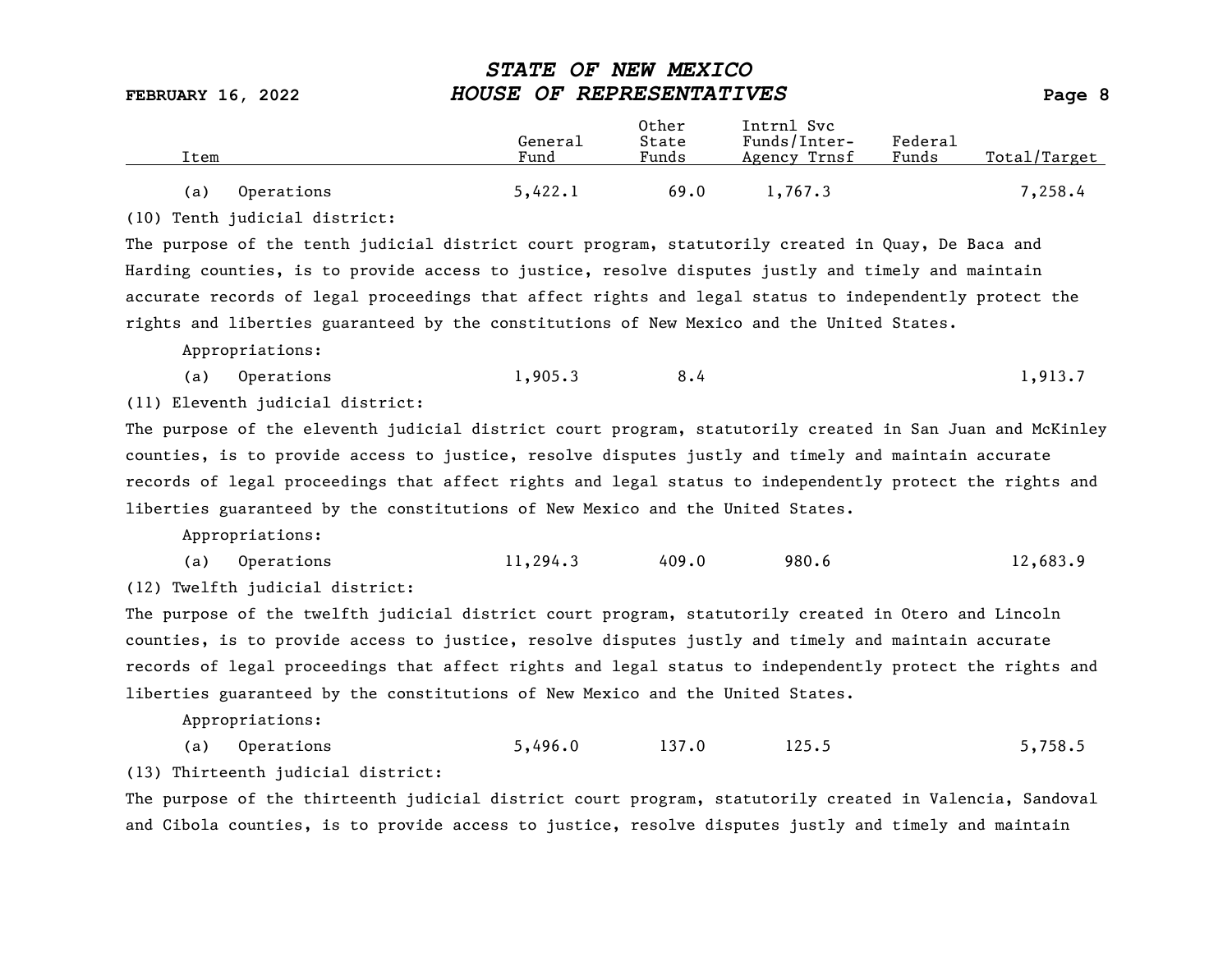| Item | General Fund | Other State Funds | Intrnl Svc Funds/Inter-Agency Trnsf | Federal Funds | Total/Target |
|---|---|---|---|---|---|
| (a) Operations | 5,422.1 | 69.0 | 1,767.3 | | 7,258.4 |

(10) Tenth judicial district:

The purpose of the tenth judicial district court program, statutorily created in Quay, De Baca and Harding counties, is to provide access to justice, resolve disputes justly and timely and maintain accurate records of legal proceedings that affect rights and legal status to independently protect the rights and liberties guaranteed by the constitutions of New Mexico and the United States.

Appropriations:

| Item | General Fund | Other State Funds | Intrnl Svc Funds/Inter-Agency Trnsf | Federal Funds | Total/Target |
|---|---|---|---|---|---|
| (a) Operations | 1,905.3 | 8.4 | | | 1,913.7 |

(11) Eleventh judicial district:

The purpose of the eleventh judicial district court program, statutorily created in San Juan and McKinley counties, is to provide access to justice, resolve disputes justly and timely and maintain accurate records of legal proceedings that affect rights and legal status to independently protect the rights and liberties guaranteed by the constitutions of New Mexico and the United States.

Appropriations:

| Item | General Fund | Other State Funds | Intrnl Svc Funds/Inter-Agency Trnsf | Federal Funds | Total/Target |
|---|---|---|---|---|---|
| (a) Operations | 11,294.3 | 409.0 | 980.6 | | 12,683.9 |

(12) Twelfth judicial district:

The purpose of the twelfth judicial district court program, statutorily created in Otero and Lincoln counties, is to provide access to justice, resolve disputes justly and timely and maintain accurate records of legal proceedings that affect rights and legal status to independently protect the rights and liberties guaranteed by the constitutions of New Mexico and the United States.

Appropriations:

| Item | General Fund | Other State Funds | Intrnl Svc Funds/Inter-Agency Trnsf | Federal Funds | Total/Target |
|---|---|---|---|---|---|
| (a) Operations | 5,496.0 | 137.0 | 125.5 | | 5,758.5 |

(13) Thirteenth judicial district:

The purpose of the thirteenth judicial district court program, statutorily created in Valencia, Sandoval and Cibola counties, is to provide access to justice, resolve disputes justly and timely and maintain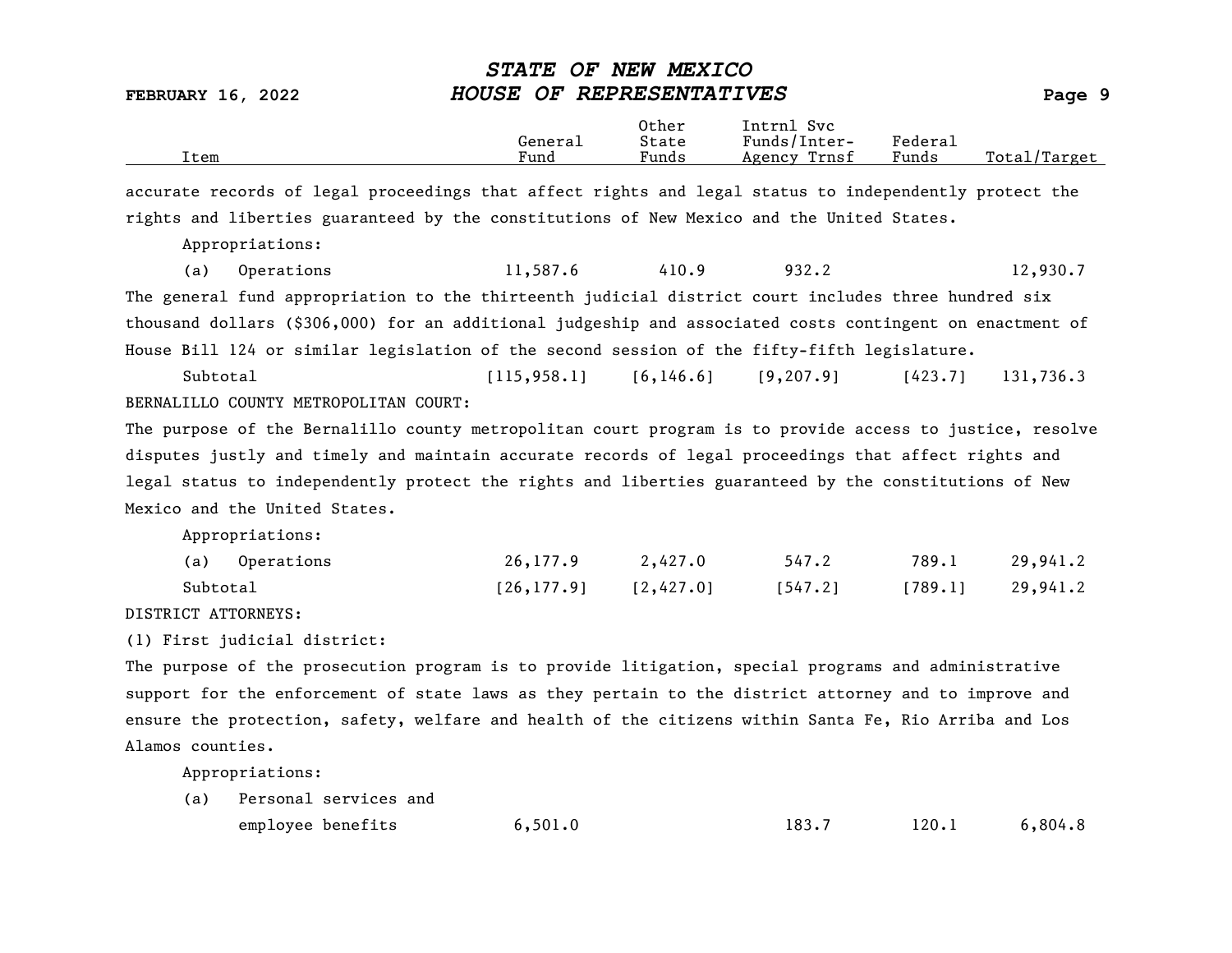| Item | General Fund | Other State Funds | Intrnl Svc Funds/Inter-Agency Trnsf | Federal Funds | Total/Target |
|---|---|---|---|---|---|

accurate records of legal proceedings that affect rights and legal status to independently protect the rights and liberties guaranteed by the constitutions of New Mexico and the United States.

Appropriations:

| Item | General Fund | Other State Funds | Intrnl Svc Funds/Inter-Agency Trnsf | Federal Funds | Total/Target |
|---|---|---|---|---|---|
| (a) Operations | 11,587.6 | 410.9 | 932.2 | | 12,930.7 |

The general fund appropriation to the thirteenth judicial district court includes three hundred six thousand dollars ($306,000) for an additional judgeship and associated costs contingent on enactment of House Bill 124 or similar legislation of the second session of the fifty-fifth legislature.

| Item | General Fund | Other State Funds | Intrnl Svc Funds/Inter-Agency Trnsf | Federal Funds | Total/Target |
|---|---|---|---|---|---|
| Subtotal | [115,958.1] | [6,146.6] | [9,207.9] | [423.7] | 131,736.3 |

BERNALILLO COUNTY METROPOLITAN COURT:

The purpose of the Bernalillo county metropolitan court program is to provide access to justice, resolve disputes justly and timely and maintain accurate records of legal proceedings that affect rights and legal status to independently protect the rights and liberties guaranteed by the constitutions of New Mexico and the United States.

Appropriations:

| Item | General Fund | Other State Funds | Intrnl Svc Funds/Inter-Agency Trnsf | Federal Funds | Total/Target |
|---|---|---|---|---|---|
| (a) Operations | 26,177.9 | 2,427.0 | 547.2 | 789.1 | 29,941.2 |
| Subtotal | [26,177.9] | [2,427.0] | [547.2] | [789.1] | 29,941.2 |

DISTRICT ATTORNEYS:

(1) First judicial district:

The purpose of the prosecution program is to provide litigation, special programs and administrative support for the enforcement of state laws as they pertain to the district attorney and to improve and ensure the protection, safety, welfare and health of the citizens within Santa Fe, Rio Arriba and Los Alamos counties.

Appropriations:

| Item | General Fund | Other State Funds | Intrnl Svc Funds/Inter-Agency Trnsf | Federal Funds | Total/Target |
|---|---|---|---|---|---|
| (a) Personal services and employee benefits | 6,501.0 | | 183.7 | 120.1 | 6,804.8 |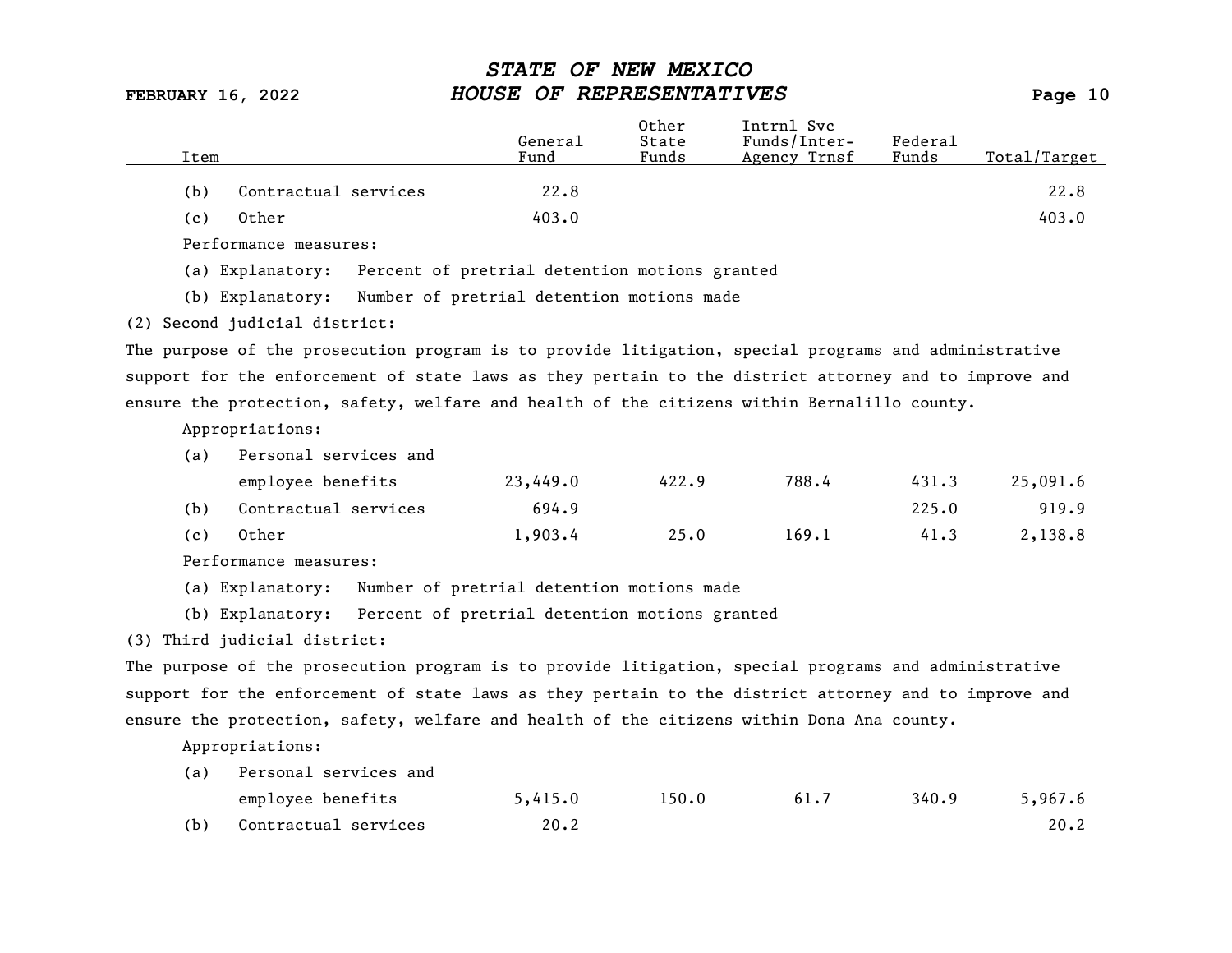| Item | General Fund | Other State Funds | Intrnl Svc Funds/Inter-Agency Trnsf | Federal Funds | Total/Target |
|---|---|---|---|---|---|
| (b) Contractual services | 22.8 | | | | 22.8 |
| (c) Other | 403.0 | | | | 403.0 |

Performance measures:

(a) Explanatory: Percent of pretrial detention motions granted

(b) Explanatory: Number of pretrial detention motions made

(2) Second judicial district:

The purpose of the prosecution program is to provide litigation, special programs and administrative support for the enforcement of state laws as they pertain to the district attorney and to improve and ensure the protection, safety, welfare and health of the citizens within Bernalillo county.

Appropriations:

| Item | General Fund | Other State Funds | Intrnl Svc Funds/Inter-Agency Trnsf | Federal Funds | Total/Target |
|---|---|---|---|---|---|
| (a) Personal services and employee benefits | 23,449.0 | 422.9 | 788.4 | 431.3 | 25,091.6 |
| (b) Contractual services | 694.9 | | | 225.0 | 919.9 |
| (c) Other | 1,903.4 | 25.0 | 169.1 | 41.3 | 2,138.8 |

Performance measures:

(a) Explanatory: Number of pretrial detention motions made

(b) Explanatory: Percent of pretrial detention motions granted

(3) Third judicial district:

The purpose of the prosecution program is to provide litigation, special programs and administrative support for the enforcement of state laws as they pertain to the district attorney and to improve and ensure the protection, safety, welfare and health of the citizens within Dona Ana county.

Appropriations:

| Item | General Fund | Other State Funds | Intrnl Svc Funds/Inter-Agency Trnsf | Federal Funds | Total/Target |
|---|---|---|---|---|---|
| (a) Personal services and employee benefits | 5,415.0 | 150.0 | 61.7 | 340.9 | 5,967.6 |
| (b) Contractual services | 20.2 | | | | 20.2 |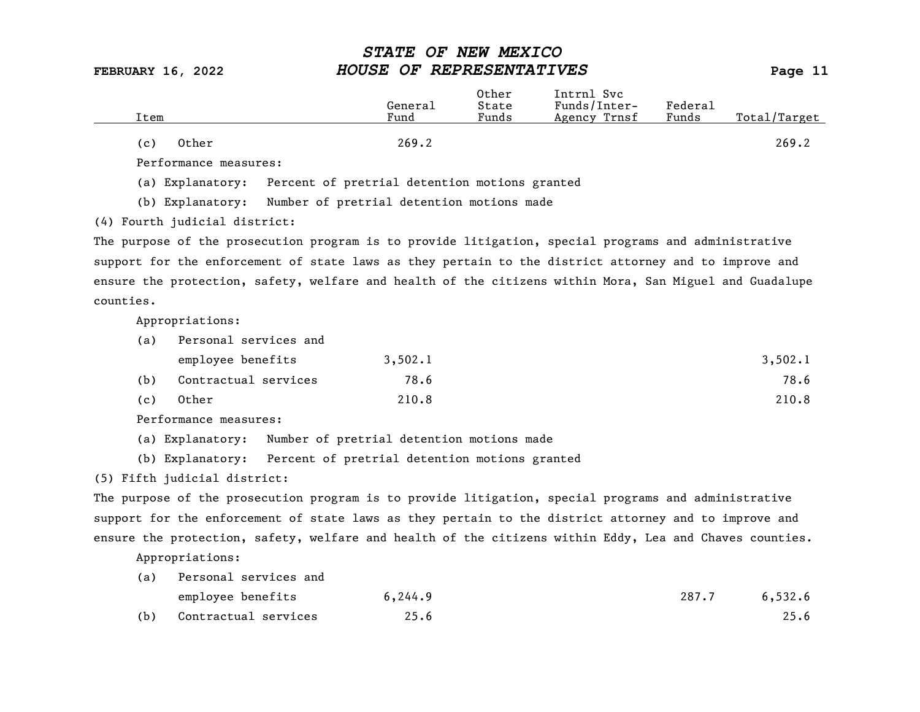| Item | General Fund | Other State Funds | Intrnl Svc Funds/Inter-Agency Trnsf | Federal Funds | Total/Target |
|---|---|---|---|---|---|
| (c) Other | 269.2 | | | | 269.2 |

Performance measures:

(a) Explanatory: Percent of pretrial detention motions granted

(b) Explanatory: Number of pretrial detention motions made

(4) Fourth judicial district:

The purpose of the prosecution program is to provide litigation, special programs and administrative support for the enforcement of state laws as they pertain to the district attorney and to improve and ensure the protection, safety, welfare and health of the citizens within Mora, San Miguel and Guadalupe counties.

Appropriations:

| Item | General Fund | Other State Funds | Intrnl Svc Funds/Inter-Agency Trnsf | Federal Funds | Total/Target |
|---|---|---|---|---|---|
| (a) Personal services and employee benefits | 3,502.1 | | | | 3,502.1 |
| (b) Contractual services | 78.6 | | | | 78.6 |
| (c) Other | 210.8 | | | | 210.8 |

Performance measures:

(a) Explanatory: Number of pretrial detention motions made

(b) Explanatory: Percent of pretrial detention motions granted

(5) Fifth judicial district:

The purpose of the prosecution program is to provide litigation, special programs and administrative support for the enforcement of state laws as they pertain to the district attorney and to improve and ensure the protection, safety, welfare and health of the citizens within Eddy, Lea and Chaves counties.

Appropriations:

| Item | General Fund | Other State Funds | Intrnl Svc Funds/Inter-Agency Trnsf | Federal Funds | Total/Target |
|---|---|---|---|---|---|
| (a) Personal services and employee benefits | 6,244.9 | | | 287.7 | 6,532.6 |
| (b) Contractual services | 25.6 | | | | 25.6 |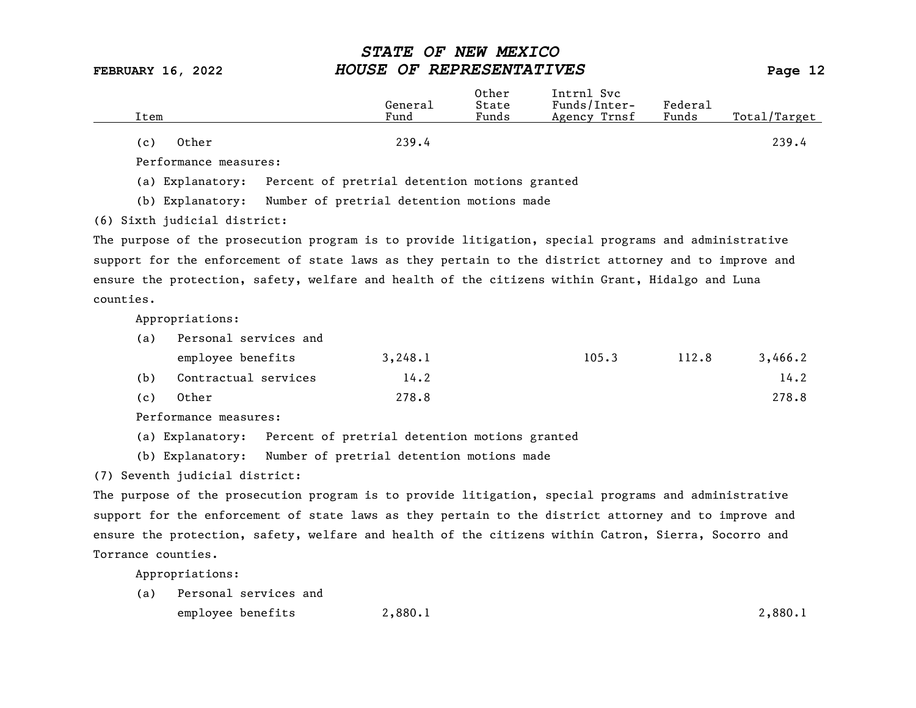| Item | General Fund | Other State Funds | Intrnl Svc Funds/Inter-Agency Trnsf | Federal Funds | Total/Target |
|---|---|---|---|---|---|
| (c) Other | 239.4 | | | | 239.4 |

Performance measures:

(a) Explanatory: Percent of pretrial detention motions granted

(b) Explanatory: Number of pretrial detention motions made

(6) Sixth judicial district:

The purpose of the prosecution program is to provide litigation, special programs and administrative support for the enforcement of state laws as they pertain to the district attorney and to improve and ensure the protection, safety, welfare and health of the citizens within Grant, Hidalgo and Luna counties.

Appropriations:

| Item | General Fund | Other State Funds | Intrnl Svc Funds/Inter-Agency Trnsf | Federal Funds | Total/Target |
|---|---|---|---|---|---|
| (a) Personal services and employee benefits | 3,248.1 | | 105.3 | 112.8 | 3,466.2 |
| (b) Contractual services | 14.2 | | | | 14.2 |
| (c) Other | 278.8 | | | | 278.8 |

Performance measures:

(a) Explanatory: Percent of pretrial detention motions granted

(b) Explanatory: Number of pretrial detention motions made

(7) Seventh judicial district:

The purpose of the prosecution program is to provide litigation, special programs and administrative support for the enforcement of state laws as they pertain to the district attorney and to improve and ensure the protection, safety, welfare and health of the citizens within Catron, Sierra, Socorro and Torrance counties.

Appropriations:

| Item | General Fund | Other State Funds | Intrnl Svc Funds/Inter-Agency Trnsf | Federal Funds | Total/Target |
|---|---|---|---|---|---|
| (a) Personal services and employee benefits | 2,880.1 | | | | 2,880.1 |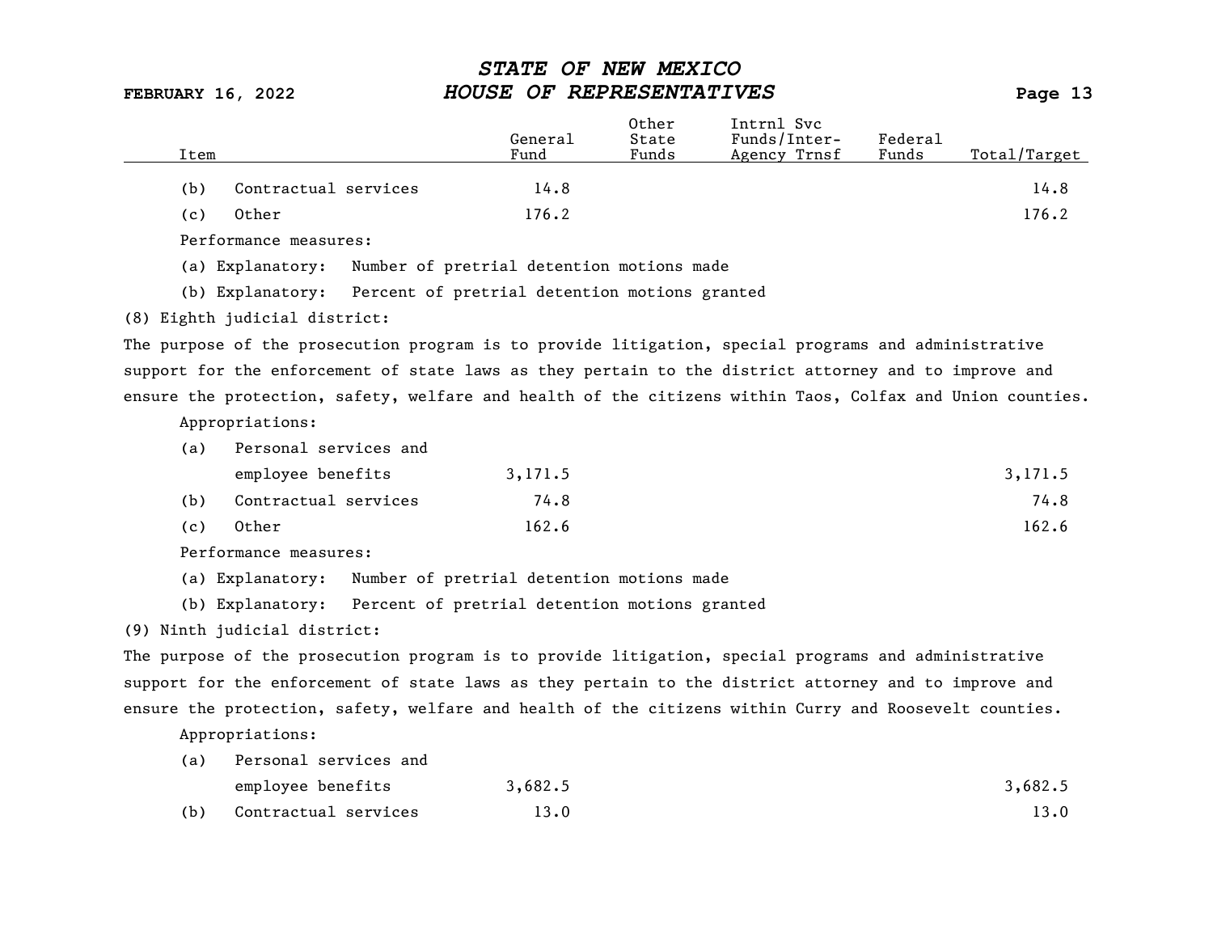| Item | General Fund | Other State Funds | Intrnl Svc Funds/Inter-Agency Trnsf | Federal Funds | Total/Target |
|---|---|---|---|---|---|
| (b) Contractual services | 14.8 | | | | 14.8 |
| (c) Other | 176.2 | | | | 176.2 |

Performance measures:

(a) Explanatory: Number of pretrial detention motions made

(b) Explanatory: Percent of pretrial detention motions granted

(8) Eighth judicial district:

The purpose of the prosecution program is to provide litigation, special programs and administrative support for the enforcement of state laws as they pertain to the district attorney and to improve and ensure the protection, safety, welfare and health of the citizens within Taos, Colfax and Union counties.

Appropriations:

| Item | General Fund | Other State Funds | Intrnl Svc Funds/Inter-Agency Trnsf | Federal Funds | Total/Target |
|---|---|---|---|---|---|
| (a) Personal services and employee benefits | 3,171.5 | | | | 3,171.5 |
| (b) Contractual services | 74.8 | | | | 74.8 |
| (c) Other | 162.6 | | | | 162.6 |

Performance measures:

(a) Explanatory: Number of pretrial detention motions made

(b) Explanatory: Percent of pretrial detention motions granted

(9) Ninth judicial district:

The purpose of the prosecution program is to provide litigation, special programs and administrative support for the enforcement of state laws as they pertain to the district attorney and to improve and ensure the protection, safety, welfare and health of the citizens within Curry and Roosevelt counties.

Appropriations:

| Item | General Fund | Other State Funds | Intrnl Svc Funds/Inter-Agency Trnsf | Federal Funds | Total/Target |
|---|---|---|---|---|---|
| (a) Personal services and employee benefits | 3,682.5 | | | | 3,682.5 |
| (b) Contractual services | 13.0 | | | | 13.0 |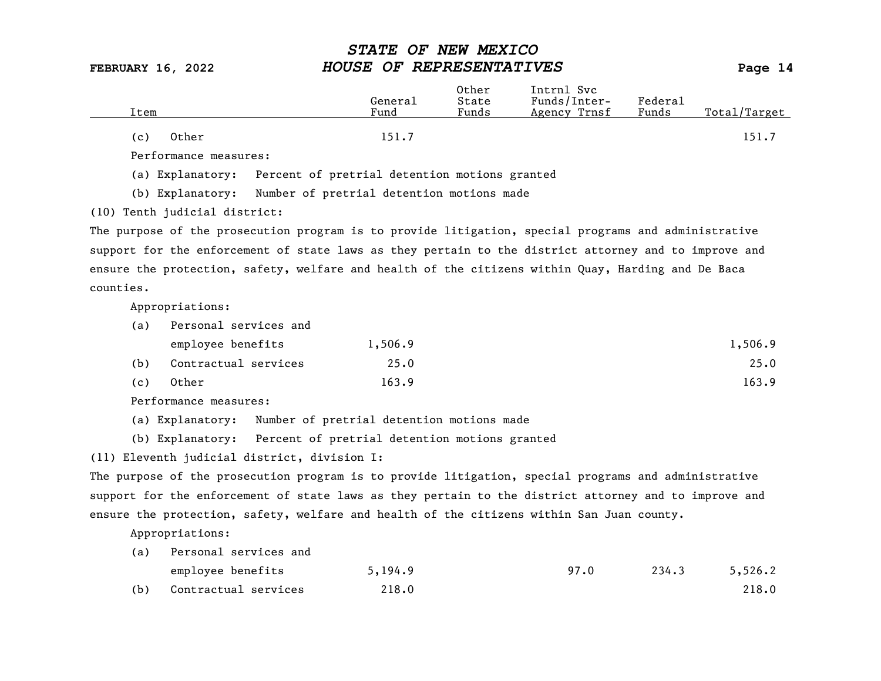| Item | General Fund | Other State Funds | Intrnl Svc Funds/Inter-Agency Trnsf | Federal Funds | Total/Target |
|---|---|---|---|---|---|
| (c) Other | 151.7 | | | | 151.7 |

Performance measures:

(a) Explanatory: Percent of pretrial detention motions granted

(b) Explanatory: Number of pretrial detention motions made

(10) Tenth judicial district:

The purpose of the prosecution program is to provide litigation, special programs and administrative support for the enforcement of state laws as they pertain to the district attorney and to improve and ensure the protection, safety, welfare and health of the citizens within Quay, Harding and De Baca counties.

Appropriations:

| Item | General Fund | Other State Funds | Intrnl Svc Funds/Inter-Agency Trnsf | Federal Funds | Total/Target |
|---|---|---|---|---|---|
| (a) Personal services and employee benefits | 1,506.9 | | | | 1,506.9 |
| (b) Contractual services | 25.0 | | | | 25.0 |
| (c) Other | 163.9 | | | | 163.9 |

Performance measures:

(a) Explanatory: Number of pretrial detention motions made

(b) Explanatory: Percent of pretrial detention motions granted

(11) Eleventh judicial district, division I:

The purpose of the prosecution program is to provide litigation, special programs and administrative support for the enforcement of state laws as they pertain to the district attorney and to improve and ensure the protection, safety, welfare and health of the citizens within San Juan county.

Appropriations:

| Item | General Fund | Other State Funds | Intrnl Svc Funds/Inter-Agency Trnsf | Federal Funds | Total/Target |
|---|---|---|---|---|---|
| (a) Personal services and employee benefits | 5,194.9 | | 97.0 | 234.3 | 5,526.2 |
| (b) Contractual services | 218.0 | | | | 218.0 |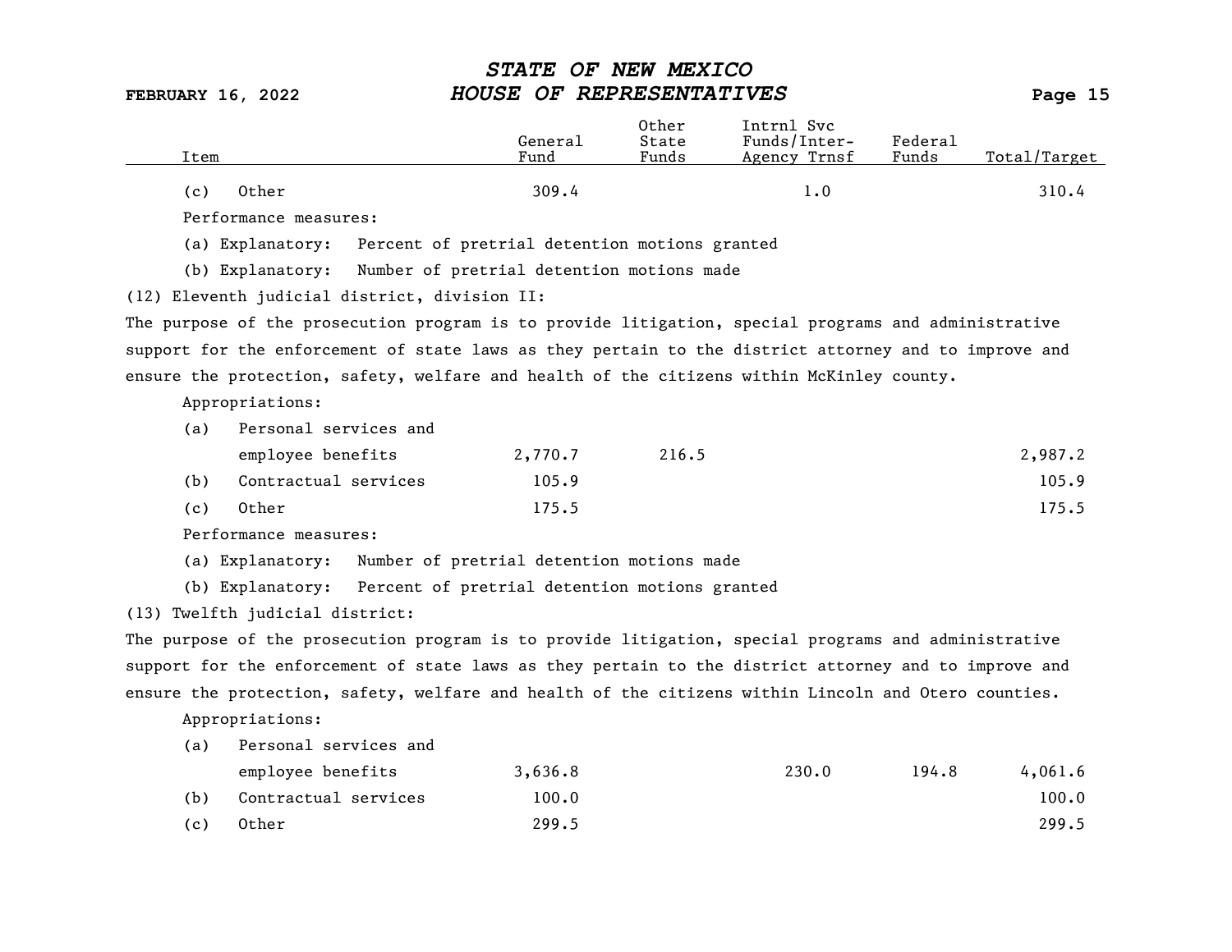| Item | General Fund | Other State Funds | Intrnl Svc Funds/Inter-Agency Trnsf | Federal Funds | Total/Target |
|---|---|---|---|---|---|
| (c) Other | 309.4 | | 1.0 | | 310.4 |

Performance measures:

(a) Explanatory: Percent of pretrial detention motions granted

(b) Explanatory: Number of pretrial detention motions made

(12) Eleventh judicial district, division II:

The purpose of the prosecution program is to provide litigation, special programs and administrative support for the enforcement of state laws as they pertain to the district attorney and to improve and ensure the protection, safety, welfare and health of the citizens within McKinley county.

Appropriations:

| Item | General Fund | Other State Funds | Intrnl Svc Funds/Inter-Agency Trnsf | Federal Funds | Total/Target |
|---|---|---|---|---|---|
| (a) Personal services and employee benefits | 2,770.7 | 216.5 | | | 2,987.2 |
| (b) Contractual services | 105.9 | | | | 105.9 |
| (c) Other | 175.5 | | | | 175.5 |

Performance measures:

(a) Explanatory: Number of pretrial detention motions made

(b) Explanatory: Percent of pretrial detention motions granted

(13) Twelfth judicial district:

The purpose of the prosecution program is to provide litigation, special programs and administrative support for the enforcement of state laws as they pertain to the district attorney and to improve and ensure the protection, safety, welfare and health of the citizens within Lincoln and Otero counties.

Appropriations:

| Item | General Fund | Other State Funds | Intrnl Svc Funds/Inter-Agency Trnsf | Federal Funds | Total/Target |
|---|---|---|---|---|---|
| (a) Personal services and employee benefits | 3,636.8 | | 230.0 | 194.8 | 4,061.6 |
| (b) Contractual services | 100.0 | | | | 100.0 |
| (c) Other | 299.5 | | | | 299.5 |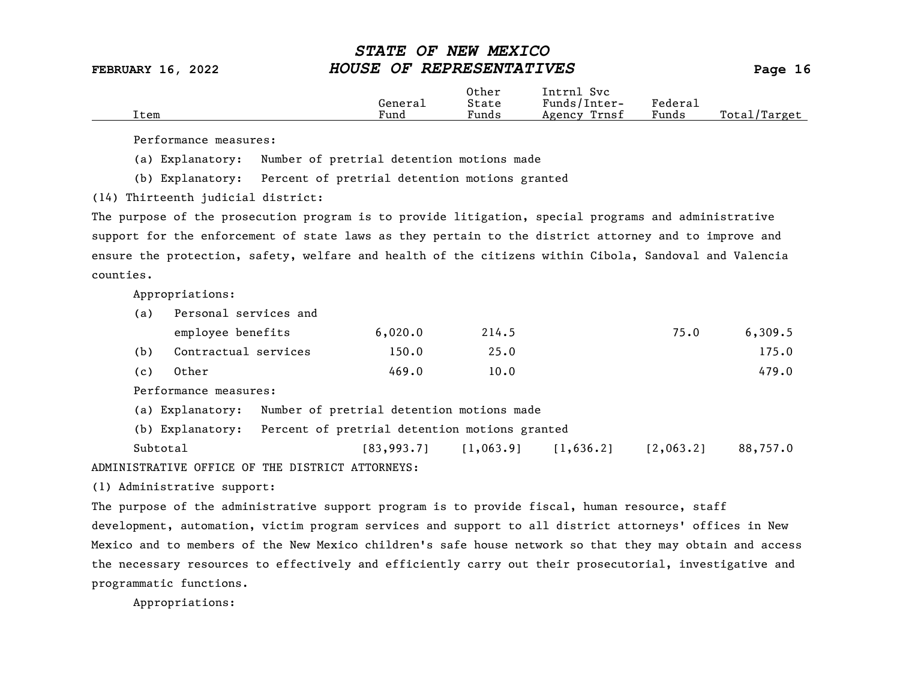| Item | General Fund | Other State Funds | Intrnl Svc Funds/Inter-Agency Trnsf | Federal Funds | Total/Target |
|---|---|---|---|---|---|

Performance measures:

(a) Explanatory: Number of pretrial detention motions made

(b) Explanatory: Percent of pretrial detention motions granted

(14) Thirteenth judicial district:

The purpose of the prosecution program is to provide litigation, special programs and administrative support for the enforcement of state laws as they pertain to the district attorney and to improve and ensure the protection, safety, welfare and health of the citizens within Cibola, Sandoval and Valencia counties.

Appropriations:

| Item | General Fund | Other State Funds | Intrnl Svc Funds/Inter-Agency Trnsf | Federal Funds | Total/Target |
|---|---|---|---|---|---|
| (a) Personal services and employee benefits | 6,020.0 | 214.5 | | 75.0 | 6,309.5 |
| (b) Contractual services | 150.0 | 25.0 | | | 175.0 |
| (c) Other | 469.0 | 10.0 | | | 479.0 |

Performance measures:

(a) Explanatory: Number of pretrial detention motions made

(b) Explanatory: Percent of pretrial detention motions granted

| Item | General Fund | Other State Funds | Intrnl Svc Funds/Inter-Agency Trnsf | Federal Funds | Total/Target |
|---|---|---|---|---|---|
| Subtotal | [83,993.7] | [1,063.9] | [1,636.2] | [2,063.2] | 88,757.0 |

ADMINISTRATIVE OFFICE OF THE DISTRICT ATTORNEYS:

(1) Administrative support:

The purpose of the administrative support program is to provide fiscal, human resource, staff development, automation, victim program services and support to all district attorneys' offices in New Mexico and to members of the New Mexico children's safe house network so that they may obtain and access the necessary resources to effectively and efficiently carry out their prosecutorial, investigative and programmatic functions.

Appropriations: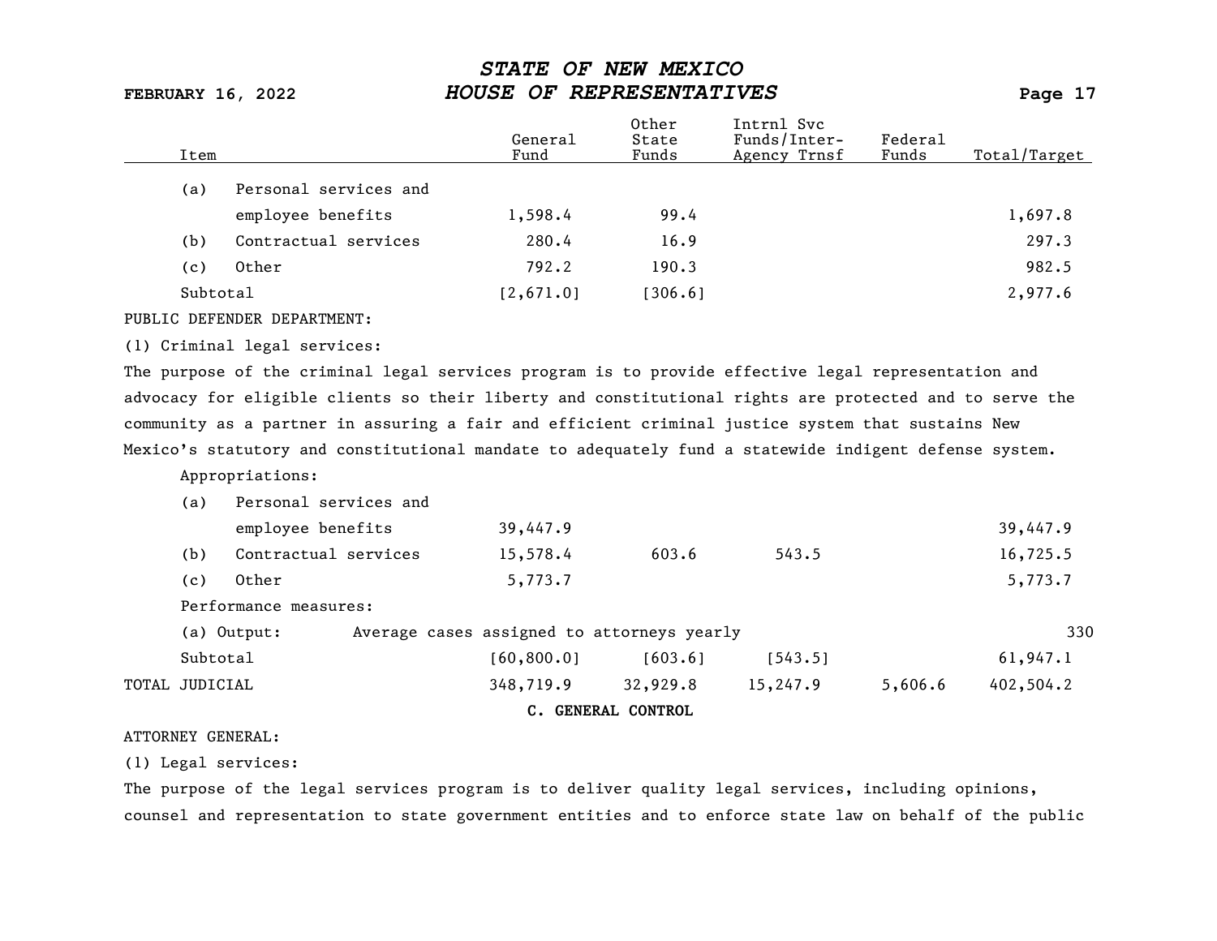| Item | General Fund | Other State Funds | Intrnl Svc Funds/Inter-Agency Trnsf | Federal Funds | Total/Target |
|---|---|---|---|---|---|
| (a) Personal services and employee benefits | 1,598.4 | 99.4 | | | 1,697.8 |
| (b) Contractual services | 280.4 | 16.9 | | | 297.3 |
| (c) Other | 792.2 | 190.3 | | | 982.5 |
| Subtotal | [2,671.0] | [306.6] | | | 2,977.6 |

PUBLIC DEFENDER DEPARTMENT:

(1) Criminal legal services:

The purpose of the criminal legal services program is to provide effective legal representation and advocacy for eligible clients so their liberty and constitutional rights are protected and to serve the community as a partner in assuring a fair and efficient criminal justice system that sustains New Mexico's statutory and constitutional mandate to adequately fund a statewide indigent defense system.

Appropriations:

| Item | General Fund | Other State Funds | Intrnl Svc Funds/Inter-Agency Trnsf | Federal Funds | Total/Target |
|---|---|---|---|---|---|
| (a) Personal services and employee benefits | 39,447.9 | | | | 39,447.9 |
| (b) Contractual services | 15,578.4 | 603.6 | 543.5 | | 16,725.5 |
| (c) Other | 5,773.7 | | | | 5,773.7 |

Performance measures:

| Measure | Description | Target |
|---|---|---|
| (a) Output: | Average cases assigned to attorneys yearly | 330 |

| Item | General Fund | Other State Funds | Intrnl Svc Funds/Inter-Agency Trnsf | Federal Funds | Total/Target |
|---|---|---|---|---|---|
| Subtotal | [60,800.0] | [603.6] | [543.5] | | 61,947.1 |
| TOTAL JUDICIAL | 348,719.9 | 32,929.8 | 15,247.9 | 5,606.6 | 402,504.2 |

**C. GENERAL CONTROL**

ATTORNEY GENERAL:

(1) Legal services:

The purpose of the legal services program is to deliver quality legal services, including opinions, counsel and representation to state government entities and to enforce state law on behalf of the public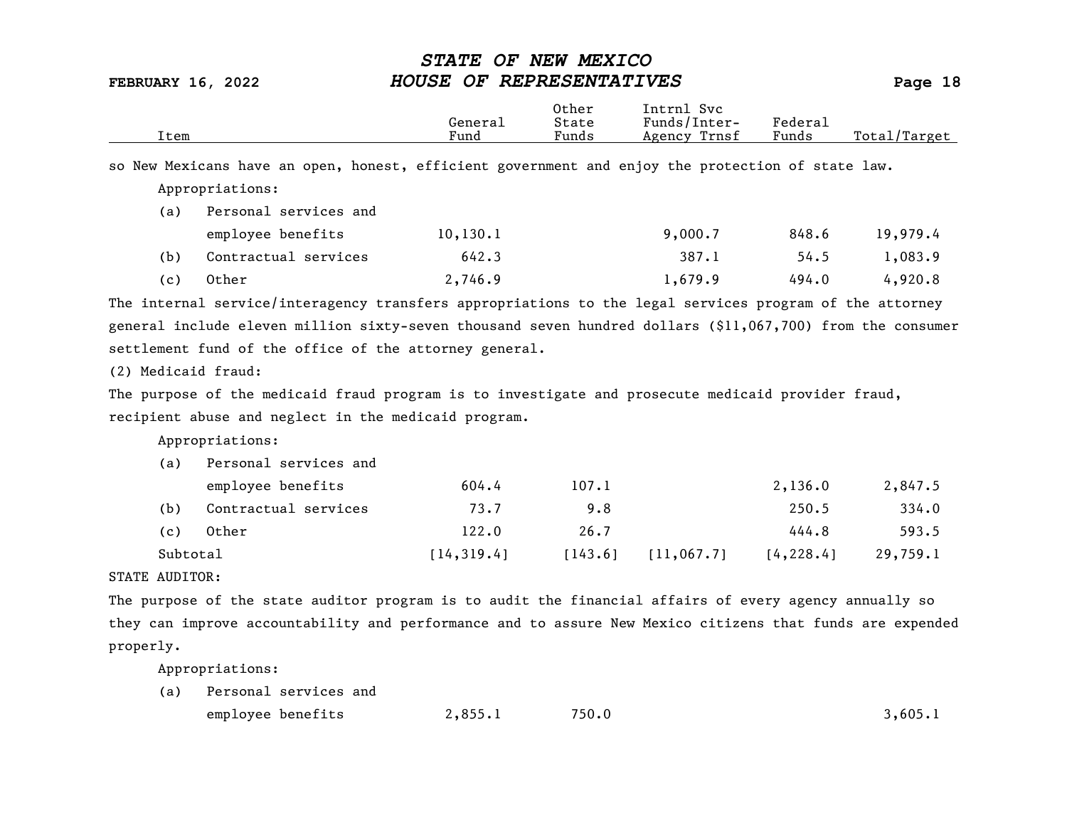| Item | General Fund | Other State Funds | Intrnl Svc Funds/Inter-Agency Trnsf | Federal Funds | Total/Target |
|---|---|---|---|---|---|

so New Mexicans have an open, honest, efficient government and enjoy the protection of state law.

Appropriations:

| Item | General Fund | Other State Funds | Intrnl Svc Funds/Inter-Agency Trnsf | Federal Funds | Total/Target |
|---|---|---|---|---|---|
| (a) Personal services and employee benefits | 10,130.1 | | 9,000.7 | 848.6 | 19,979.4 |
| (b) Contractual services | 642.3 | | 387.1 | 54.5 | 1,083.9 |
| (c) Other | 2,746.9 | | 1,679.9 | 494.0 | 4,920.8 |

The internal service/interagency transfers appropriations to the legal services program of the attorney general include eleven million sixty-seven thousand seven hundred dollars ($11,067,700) from the consumer settlement fund of the office of the attorney general.

(2) Medicaid fraud:

The purpose of the medicaid fraud program is to investigate and prosecute medicaid provider fraud, recipient abuse and neglect in the medicaid program.

Appropriations:

| Item | General Fund | Other State Funds | Intrnl Svc Funds/Inter-Agency Trnsf | Federal Funds | Total/Target |
|---|---|---|---|---|---|
| (a) Personal services and employee benefits | 604.4 | 107.1 | | 2,136.0 | 2,847.5 |
| (b) Contractual services | 73.7 | 9.8 | | 250.5 | 334.0 |
| (c) Other | 122.0 | 26.7 | | 444.8 | 593.5 |
| Subtotal | [14,319.4] | [143.6] | [11,067.7] | [4,228.4] | 29,759.1 |

STATE AUDITOR:

The purpose of the state auditor program is to audit the financial affairs of every agency annually so they can improve accountability and performance and to assure New Mexico citizens that funds are expended properly.

Appropriations:

| Item | General Fund | Other State Funds | Intrnl Svc Funds/Inter-Agency Trnsf | Federal Funds | Total/Target |
|---|---|---|---|---|---|
| (a) Personal services and employee benefits | 2,855.1 | 750.0 | | | 3,605.1 |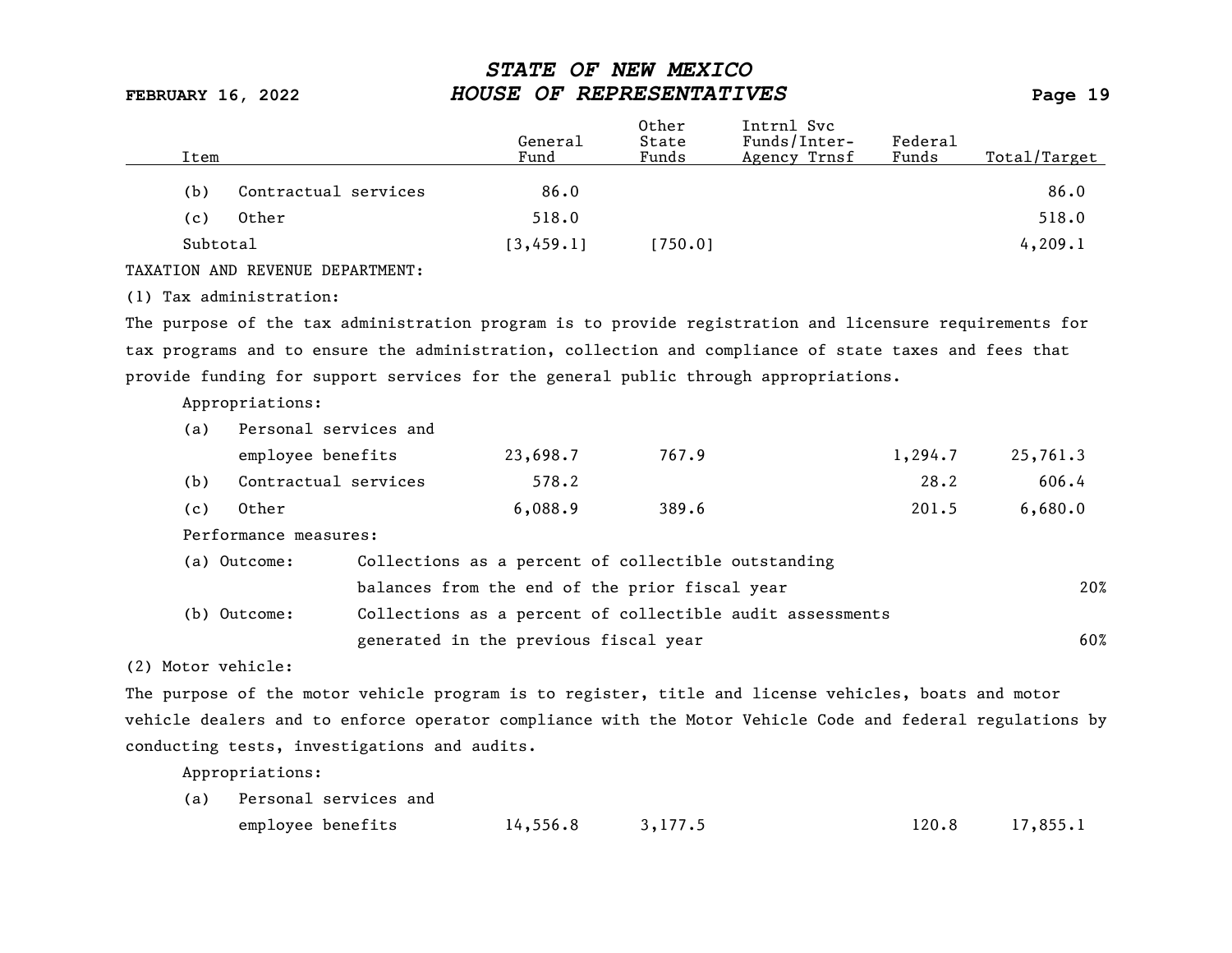| Item | General Fund | Other State Funds | Intrnl Svc Funds/Inter-Agency Trnsf | Federal Funds | Total/Target |
|---|---|---|---|---|---|
| (b) Contractual services | 86.0 | | | | 86.0 |
| (c) Other | 518.0 | | | | 518.0 |
| Subtotal | [3,459.1] | [750.0] | | | 4,209.1 |

TAXATION AND REVENUE DEPARTMENT:

(1) Tax administration:

The purpose of the tax administration program is to provide registration and licensure requirements for tax programs and to ensure the administration, collection and compliance of state taxes and fees that provide funding for support services for the general public through appropriations.

Appropriations:

| Item | General Fund | Other State Funds | Intrnl Svc Funds/Inter-Agency Trnsf | Federal Funds | Total/Target |
|---|---|---|---|---|---|
| (a) Personal services and employee benefits | 23,698.7 | 767.9 | | 1,294.7 | 25,761.3 |
| (b) Contractual services | 578.2 | | | 28.2 | 606.4 |
| (c) Other | 6,088.9 | 389.6 | | 201.5 | 6,680.0 |

Performance measures:

| | | |
|---|---|---|
| (a) Outcome: | Collections as a percent of collectible outstanding balances from the end of the prior fiscal year | 20% |
| (b) Outcome: | Collections as a percent of collectible audit assessments generated in the previous fiscal year | 60% |

(2) Motor vehicle:

The purpose of the motor vehicle program is to register, title and license vehicles, boats and motor vehicle dealers and to enforce operator compliance with the Motor Vehicle Code and federal regulations by conducting tests, investigations and audits.

Appropriations:

| Item | General Fund | Other State Funds | Intrnl Svc Funds/Inter-Agency Trnsf | Federal Funds | Total/Target |
|---|---|---|---|---|---|
| (a) Personal services and employee benefits | 14,556.8 | 3,177.5 | | 120.8 | 17,855.1 |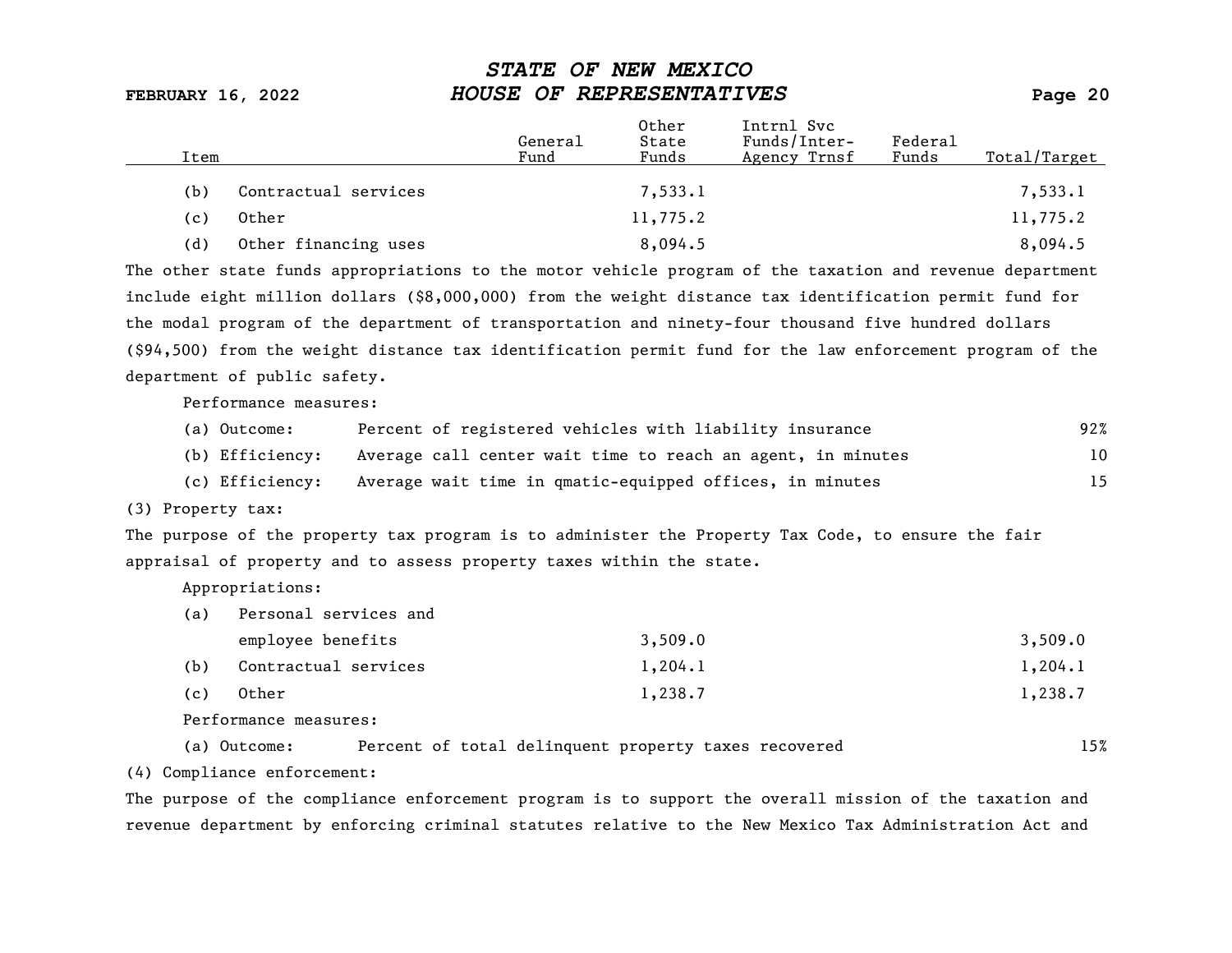| Item | General Fund | Other State Funds | Intrnl Svc Funds/Inter-Agency Trnsf | Federal Funds | Total/Target |
|---|---|---|---|---|---|
| (b) Contractual services | | 7,533.1 | | | 7,533.1 |
| (c) Other | | 11,775.2 | | | 11,775.2 |
| (d) Other financing uses | | 8,094.5 | | | 8,094.5 |

The other state funds appropriations to the motor vehicle program of the taxation and revenue department include eight million dollars ($8,000,000) from the weight distance tax identification permit fund for the modal program of the department of transportation and ninety-four thousand five hundred dollars ($94,500) from the weight distance tax identification permit fund for the law enforcement program of the department of public safety.

Performance measures:

| | | |
|---|---|---|
| (a) Outcome: | Percent of registered vehicles with liability insurance | 92% |
| (b) Efficiency: | Average call center wait time to reach an agent, in minutes | 10 |
| (c) Efficiency: | Average wait time in qmatic-equipped offices, in minutes | 15 |

(3) Property tax:

The purpose of the property tax program is to administer the Property Tax Code, to ensure the fair appraisal of property and to assess property taxes within the state.

Appropriations:

| Item | General Fund | Other State Funds | Intrnl Svc Funds/Inter-Agency Trnsf | Federal Funds | Total/Target |
|---|---|---|---|---|---|
| (a) Personal services and employee benefits | | 3,509.0 | | | 3,509.0 |
| (b) Contractual services | | 1,204.1 | | | 1,204.1 |
| (c) Other | | 1,238.7 | | | 1,238.7 |

Performance measures:

| | | |
|---|---|---|
| (a) Outcome: | Percent of total delinquent property taxes recovered | 15% |

(4) Compliance enforcement:

The purpose of the compliance enforcement program is to support the overall mission of the taxation and revenue department by enforcing criminal statutes relative to the New Mexico Tax Administration Act and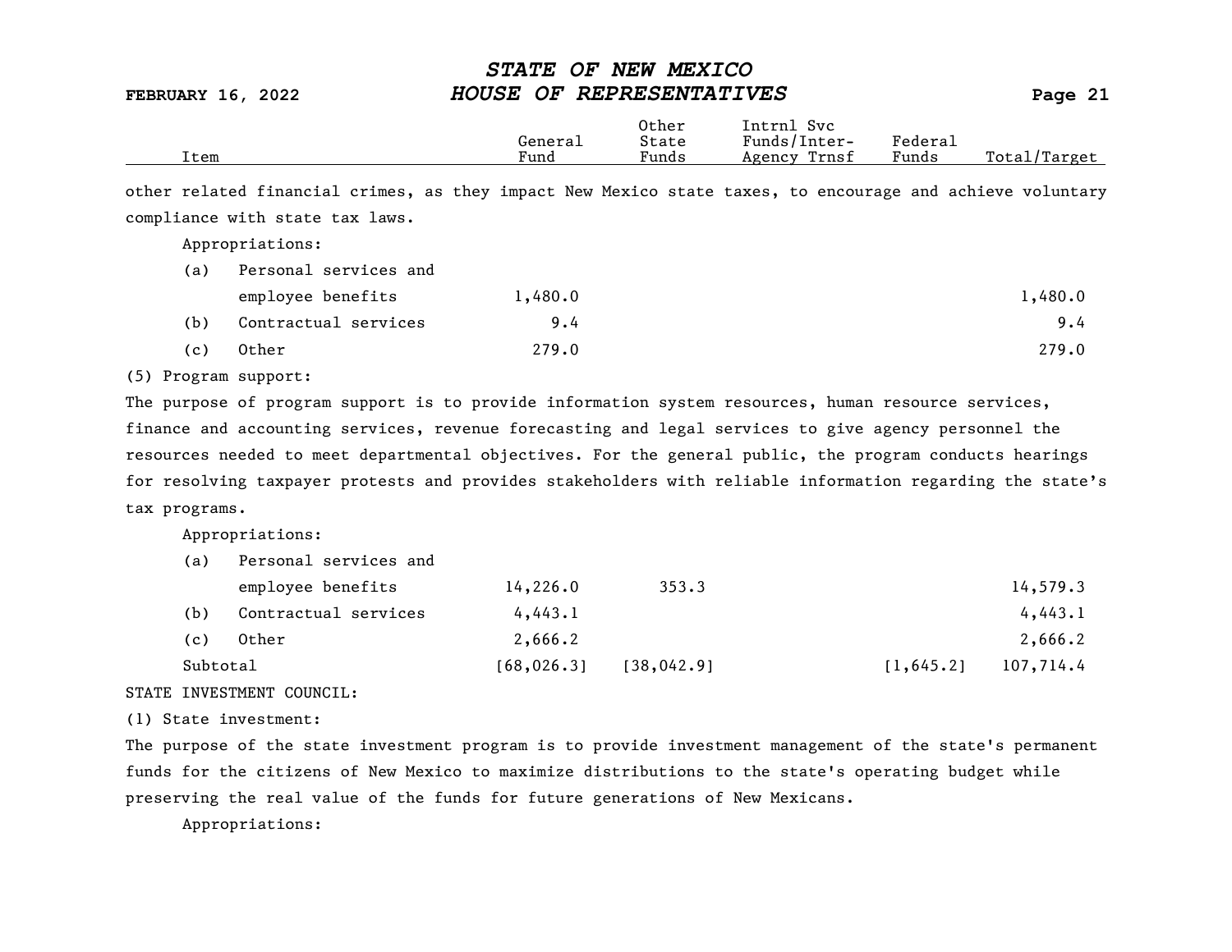| Item | General Fund | Other State Funds | Intrnl Svc Funds/Inter-Agency Trnsf | Federal Funds | Total/Target |
|---|---|---|---|---|---|

other related financial crimes, as they impact New Mexico state taxes, to encourage and achieve voluntary compliance with state tax laws.

Appropriations:

| Item | General Fund | Other State Funds | Intrnl Svc Funds/Inter-Agency Trnsf | Federal Funds | Total/Target |
|---|---|---|---|---|---|
| (a) Personal services and employee benefits | 1,480.0 | | | | 1,480.0 |
| (b) Contractual services | 9.4 | | | | 9.4 |
| (c) Other | 279.0 | | | | 279.0 |

(5) Program support:

The purpose of program support is to provide information system resources, human resource services, finance and accounting services, revenue forecasting and legal services to give agency personnel the resources needed to meet departmental objectives. For the general public, the program conducts hearings for resolving taxpayer protests and provides stakeholders with reliable information regarding the state's tax programs.

Appropriations:

| Item | General Fund | Other State Funds | Intrnl Svc Funds/Inter-Agency Trnsf | Federal Funds | Total/Target |
|---|---|---|---|---|---|
| (a) Personal services and employee benefits | 14,226.0 | 353.3 | | | 14,579.3 |
| (b) Contractual services | 4,443.1 | | | | 4,443.1 |
| (c) Other | 2,666.2 | | | | 2,666.2 |
| Subtotal | [68,026.3] | [38,042.9] | | [1,645.2] | 107,714.4 |

STATE INVESTMENT COUNCIL:

(1) State investment:

The purpose of the state investment program is to provide investment management of the state's permanent funds for the citizens of New Mexico to maximize distributions to the state's operating budget while preserving the real value of the funds for future generations of New Mexicans.

Appropriations: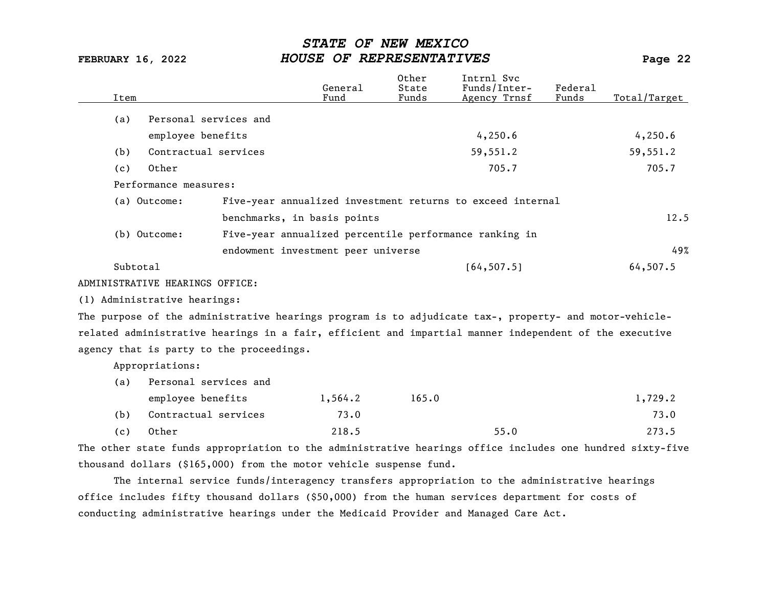| Item | General Fund | Other State Funds | Intrnl Svc Funds/Inter-Agency Trnsf | Federal Funds | Total/Target |
|---|---|---|---|---|---|
| (a) Personal services and employee benefits | | | 4,250.6 | | 4,250.6 |
| (b) Contractual services | | | 59,551.2 | | 59,551.2 |
| (c) Other | | | 705.7 | | 705.7 |
| Performance measures: | | | | | |
| (a) Outcome: Five-year annualized investment returns to exceed internal benchmarks, in basis points | | | | | 12.5 |
| (b) Outcome: Five-year annualized percentile performance ranking in endowment investment peer universe | | | | | 49% |
| Subtotal | | | [64,507.5] | | 64,507.5 |

ADMINISTRATIVE HEARINGS OFFICE:

(1) Administrative hearings:

The purpose of the administrative hearings program is to adjudicate tax-, property- and motor-vehicle-related administrative hearings in a fair, efficient and impartial manner independent of the executive agency that is party to the proceedings.

| Item | General Fund | Other State Funds | Intrnl Svc Funds/Inter-Agency Trnsf | Federal Funds | Total/Target |
|---|---|---|---|---|---|
| Appropriations: | | | | | |
| (a) Personal services and employee benefits | 1,564.2 | 165.0 | | | 1,729.2 |
| (b) Contractual services | 73.0 | | | | 73.0 |
| (c) Other | 218.5 | | 55.0 | | 273.5 |

The other state funds appropriation to the administrative hearings office includes one hundred sixty-five thousand dollars ($165,000) from the motor vehicle suspense fund.

The internal service funds/interagency transfers appropriation to the administrative hearings office includes fifty thousand dollars ($50,000) from the human services department for costs of conducting administrative hearings under the Medicaid Provider and Managed Care Act.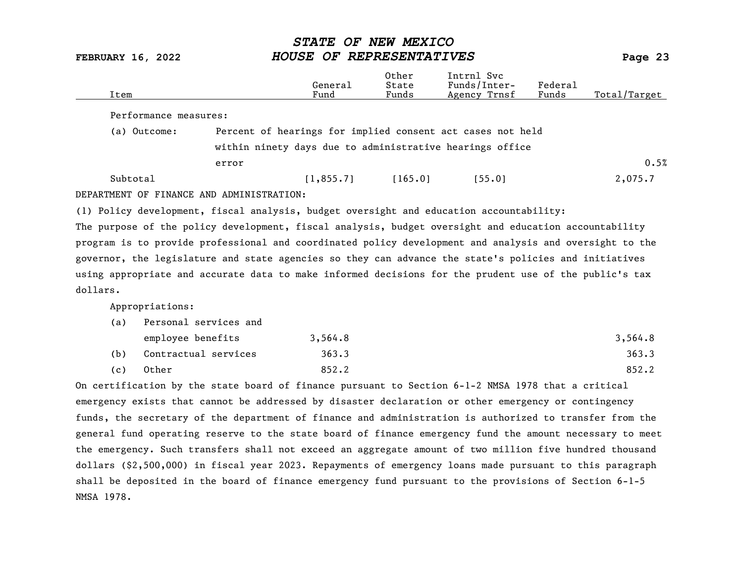| Item | General Fund | Other State Funds | Intrnl Svc Funds/Inter-Agency Trnsf | Federal Funds | Total/Target |
|---|---|---|---|---|---|
| Performance measures: | | | | | |
| (a) Outcome: Percent of hearings for implied consent act cases not held within ninety days due to administrative hearings office error | | | | | 0.5% |
| Subtotal | [1,855.7] | [165.0] | [55.0] | | 2,075.7 |

DEPARTMENT OF FINANCE AND ADMINISTRATION:

(1) Policy development, fiscal analysis, budget oversight and education accountability:

The purpose of the policy development, fiscal analysis, budget oversight and education accountability program is to provide professional and coordinated policy development and analysis and oversight to the governor, the legislature and state agencies so they can advance the state's policies and initiatives using appropriate and accurate data to make informed decisions for the prudent use of the public's tax dollars.

| Item | General Fund | Other State Funds | Intrnl Svc Funds/Inter-Agency Trnsf | Federal Funds | Total/Target |
|---|---|---|---|---|---|
| Appropriations: | | | | | |
| (a) Personal services and employee benefits | 3,564.8 | | | | 3,564.8 |
| (b) Contractual services | 363.3 | | | | 363.3 |
| (c) Other | 852.2 | | | | 852.2 |

On certification by the state board of finance pursuant to Section 6-1-2 NMSA 1978 that a critical emergency exists that cannot be addressed by disaster declaration or other emergency or contingency funds, the secretary of the department of finance and administration is authorized to transfer from the general fund operating reserve to the state board of finance emergency fund the amount necessary to meet the emergency. Such transfers shall not exceed an aggregate amount of two million five hundred thousand dollars ($2,500,000) in fiscal year 2023. Repayments of emergency loans made pursuant to this paragraph shall be deposited in the board of finance emergency fund pursuant to the provisions of Section 6-1-5 NMSA 1978.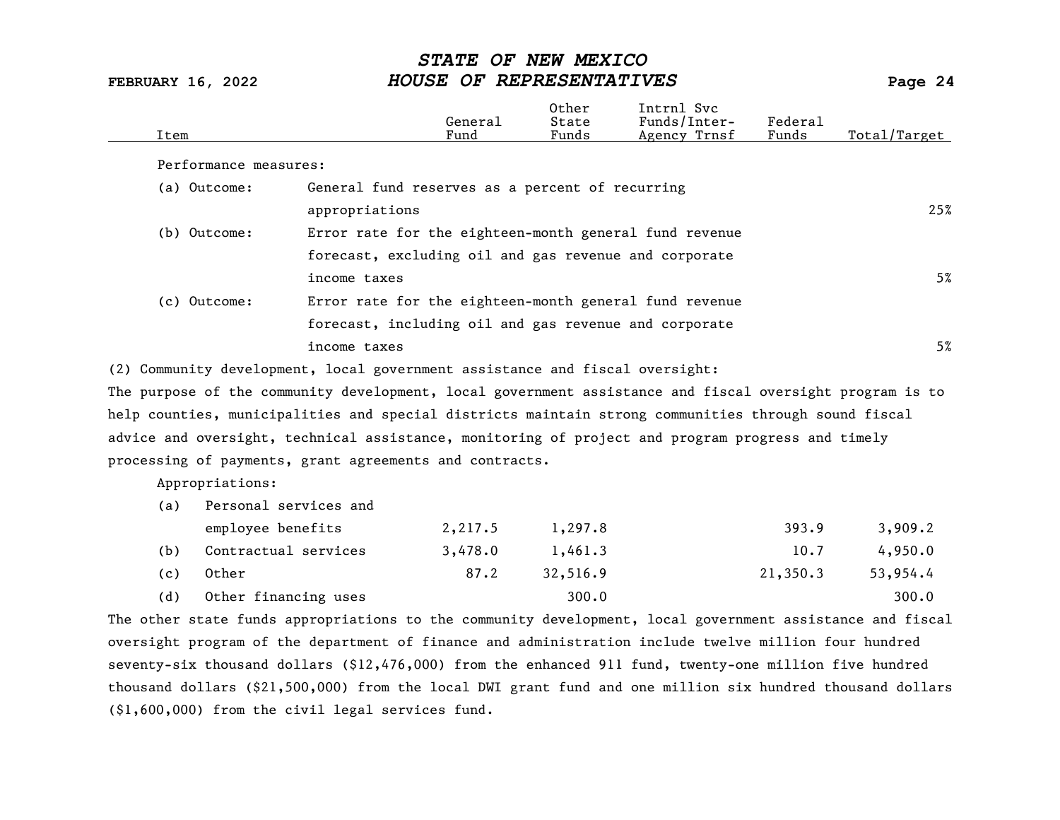| Item | General Fund | Other State Funds | Intrnl Svc Funds/Inter-Agency Trnsf | Federal Funds | Total/Target |
|---|---|---|---|---|---|

Performance measures:

| | | |
|---|---|---|
| (a) Outcome: | General fund reserves as a percent of recurring appropriations | 25% |
| (b) Outcome: | Error rate for the eighteen-month general fund revenue forecast, excluding oil and gas revenue and corporate income taxes | 5% |
| (c) Outcome: | Error rate for the eighteen-month general fund revenue forecast, including oil and gas revenue and corporate income taxes | 5% |

(2) Community development, local government assistance and fiscal oversight:

The purpose of the community development, local government assistance and fiscal oversight program is to help counties, municipalities and special districts maintain strong communities through sound fiscal advice and oversight, technical assistance, monitoring of project and program progress and timely processing of payments, grant agreements and contracts.

Appropriations:

| Item | General Fund | Other State Funds | Intrnl Svc Funds/Inter-Agency Trnsf | Federal Funds | Total/Target |
|---|---|---|---|---|---|
| (a) Personal services and employee benefits | 2,217.5 | 1,297.8 | | 393.9 | 3,909.2 |
| (b) Contractual services | 3,478.0 | 1,461.3 | | 10.7 | 4,950.0 |
| (c) Other | 87.2 | 32,516.9 | | 21,350.3 | 53,954.4 |
| (d) Other financing uses | | 300.0 | | | 300.0 |

The other state funds appropriations to the community development, local government assistance and fiscal oversight program of the department of finance and administration include twelve million four hundred seventy-six thousand dollars ($12,476,000) from the enhanced 911 fund, twenty-one million five hundred thousand dollars ($21,500,000) from the local DWI grant fund and one million six hundred thousand dollars ($1,600,000) from the civil legal services fund.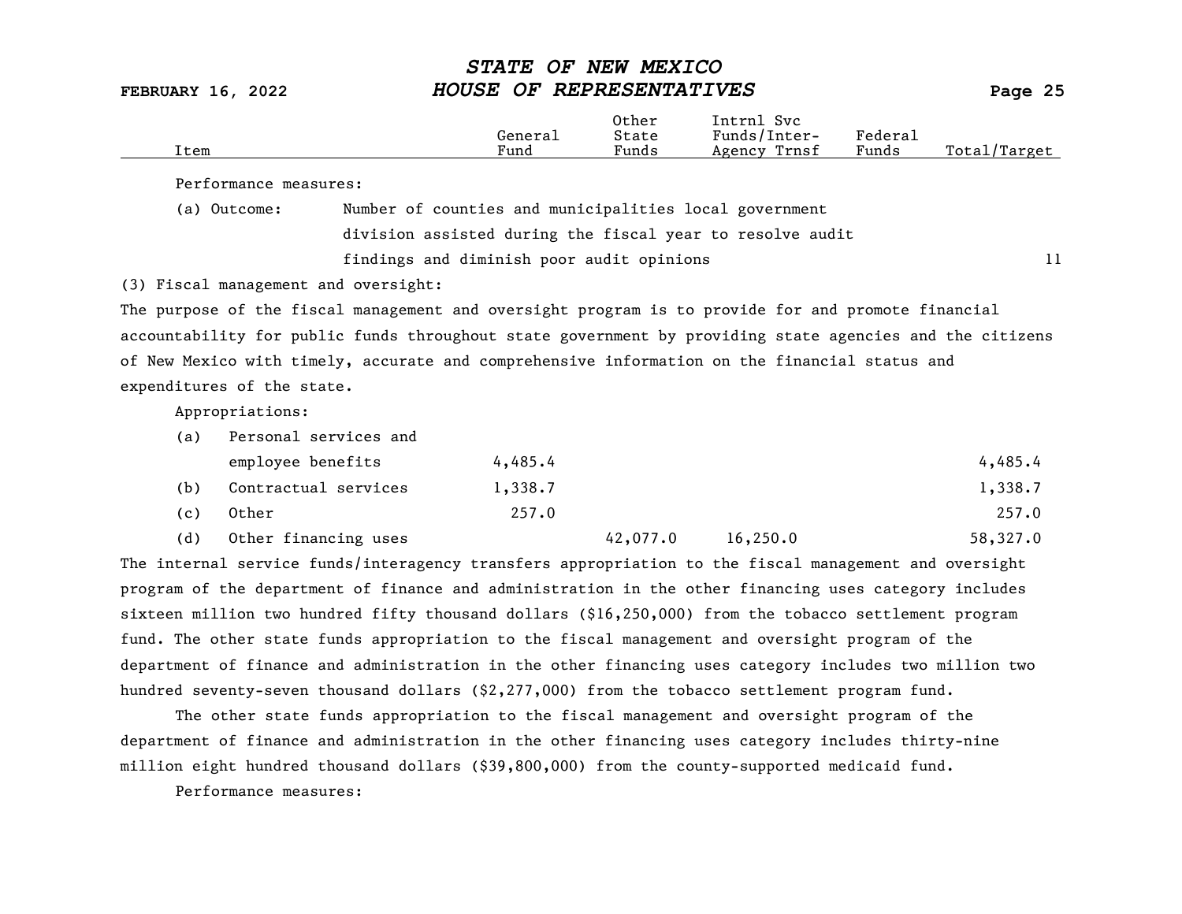| Item | General Fund | Other State Funds | Intrnl Svc Funds/Inter-Agency Trnsf | Federal Funds | Total/Target |
|---|---|---|---|---|---|

Performance measures:

| | | |
|---|---|---|
| (a) Outcome: | Number of counties and municipalities local government division assisted during the fiscal year to resolve audit findings and diminish poor audit opinions | 11 |

(3) Fiscal management and oversight:

The purpose of the fiscal management and oversight program is to provide for and promote financial accountability for public funds throughout state government by providing state agencies and the citizens of New Mexico with timely, accurate and comprehensive information on the financial status and expenditures of the state.

Appropriations:

| Item | General Fund | Other State Funds | Intrnl Svc Funds/Inter-Agency Trnsf | Federal Funds | Total/Target |
|---|---|---|---|---|---|
| (a) Personal services and employee benefits | 4,485.4 | | | | 4,485.4 |
| (b) Contractual services | 1,338.7 | | | | 1,338.7 |
| (c) Other | 257.0 | | | | 257.0 |
| (d) Other financing uses | | 42,077.0 | 16,250.0 | | 58,327.0 |

The internal service funds/interagency transfers appropriation to the fiscal management and oversight program of the department of finance and administration in the other financing uses category includes sixteen million two hundred fifty thousand dollars ($16,250,000) from the tobacco settlement program fund. The other state funds appropriation to the fiscal management and oversight program of the department of finance and administration in the other financing uses category includes two million two hundred seventy-seven thousand dollars ($2,277,000) from the tobacco settlement program fund.

The other state funds appropriation to the fiscal management and oversight program of the department of finance and administration in the other financing uses category includes thirty-nine million eight hundred thousand dollars ($39,800,000) from the county-supported medicaid fund.

Performance measures: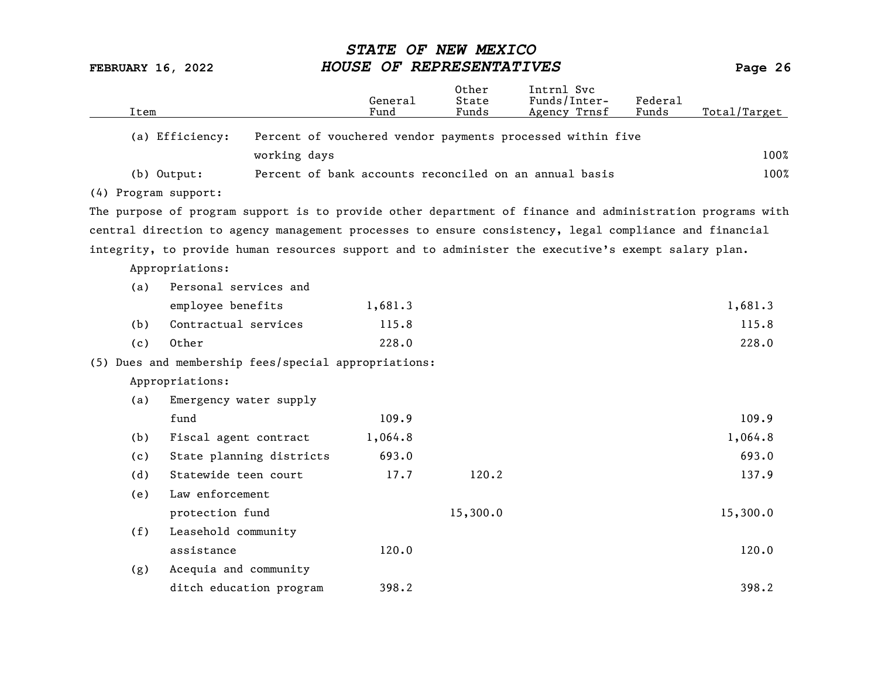| Item | General Fund | Other State Funds | Intrnl Svc Funds/Inter-Agency Trnsf | Federal Funds | Total/Target |
|---|---|---|---|---|---|
| (a) Efficiency: Percent of vouchered vendor payments processed within five working days | | | | | 100% |
| (b) Output: Percent of bank accounts reconciled on an annual basis | | | | | 100% |

(4) Program support:

The purpose of program support is to provide other department of finance and administration programs with central direction to agency management processes to ensure consistency, legal compliance and financial integrity, to provide human resources support and to administer the executive's exempt salary plan.

| Item | General Fund | Other State Funds | Intrnl Svc Funds/Inter-Agency Trnsf | Federal Funds | Total/Target |
|---|---|---|---|---|---|
| Appropriations: | | | | | |
| (a) Personal services and employee benefits | 1,681.3 | | | | 1,681.3 |
| (b) Contractual services | 115.8 | | | | 115.8 |
| (c) Other | 228.0 | | | | 228.0 |

(5) Dues and membership fees/special appropriations:

| Item | General Fund | Other State Funds | Intrnl Svc Funds/Inter-Agency Trnsf | Federal Funds | Total/Target |
|---|---|---|---|---|---|
| Appropriations: | | | | | |
| (a) Emergency water supply fund | 109.9 | | | | 109.9 |
| (b) Fiscal agent contract | 1,064.8 | | | | 1,064.8 |
| (c) State planning districts | 693.0 | | | | 693.0 |
| (d) Statewide teen court | 17.7 | 120.2 | | | 137.9 |
| (e) Law enforcement protection fund | | 15,300.0 | | | 15,300.0 |
| (f) Leasehold community assistance | 120.0 | | | | 120.0 |
| (g) Acequia and community ditch education program | 398.2 | | | | 398.2 |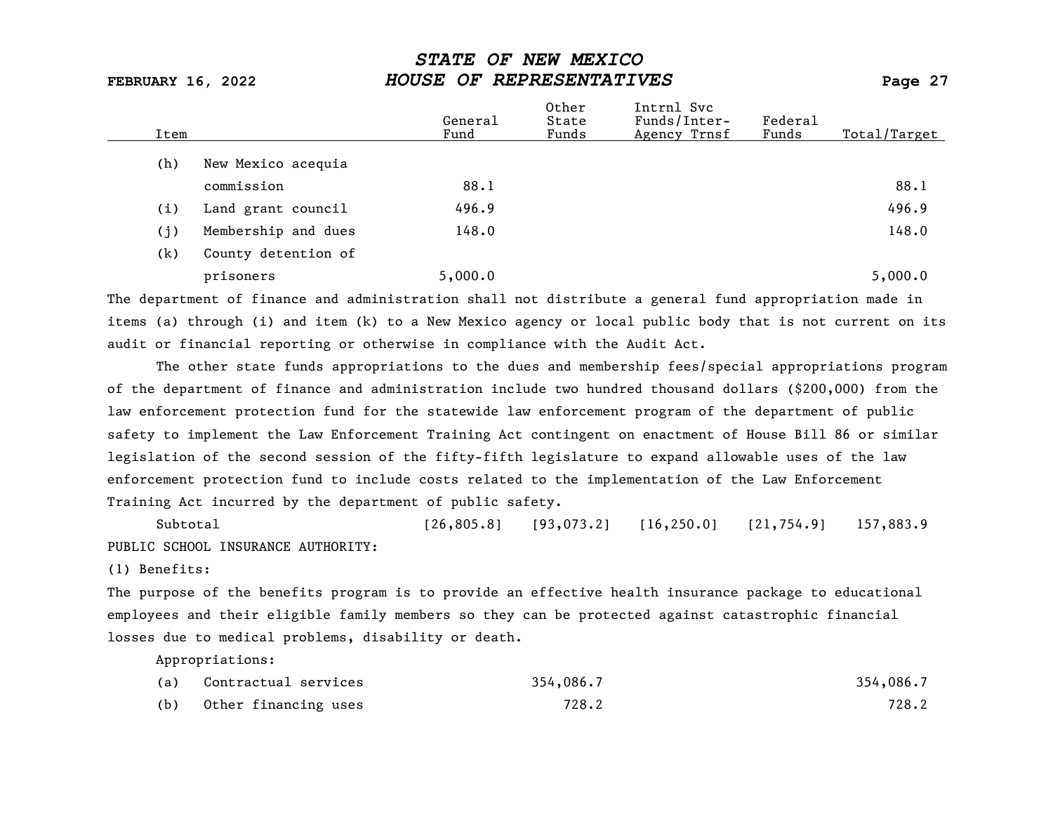| Item | | General Fund | Other State Funds | Intrnl Svc Funds/Inter-Agency Trnsf | Federal Funds | Total/Target |
|---|---|---|---|---|---|---|
| (h) | New Mexico acequia commission | 88.1 | | | | 88.1 |
| (i) | Land grant council | 496.9 | | | | 496.9 |
| (j) | Membership and dues | 148.0 | | | | 148.0 |
| (k) | County detention of prisoners | 5,000.0 | | | | 5,000.0 |

The department of finance and administration shall not distribute a general fund appropriation made in items (a) through (i) and item (k) to a New Mexico agency or local public body that is not current on its audit or financial reporting or otherwise in compliance with the Audit Act.

The other state funds appropriations to the dues and membership fees/special appropriations program of the department of finance and administration include two hundred thousand dollars ($200,000) from the law enforcement protection fund for the statewide law enforcement program of the department of public safety to implement the Law Enforcement Training Act contingent on enactment of House Bill 86 or similar legislation of the second session of the fifty-fifth legislature to expand allowable uses of the law enforcement protection fund to include costs related to the implementation of the Law Enforcement Training Act incurred by the department of public safety.

| | General Fund | Other State Funds | Intrnl Svc Funds/Inter-Agency Trnsf | Federal Funds | Total/Target |
|---|---|---|---|---|---|
| Subtotal | [26,805.8] | [93,073.2] | [16,250.0] | [21,754.9] | 157,883.9 |

PUBLIC SCHOOL INSURANCE AUTHORITY:

(1) Benefits:

The purpose of the benefits program is to provide an effective health insurance package to educational employees and their eligible family members so they can be protected against catastrophic financial losses due to medical problems, disability or death.

Appropriations:

| Item | | General Fund | Other State Funds | Intrnl Svc Funds/Inter-Agency Trnsf | Federal Funds | Total/Target |
|---|---|---|---|---|---|---|
| (a) | Contractual services | | 354,086.7 | | | 354,086.7 |
| (b) | Other financing uses | | 728.2 | | | 728.2 |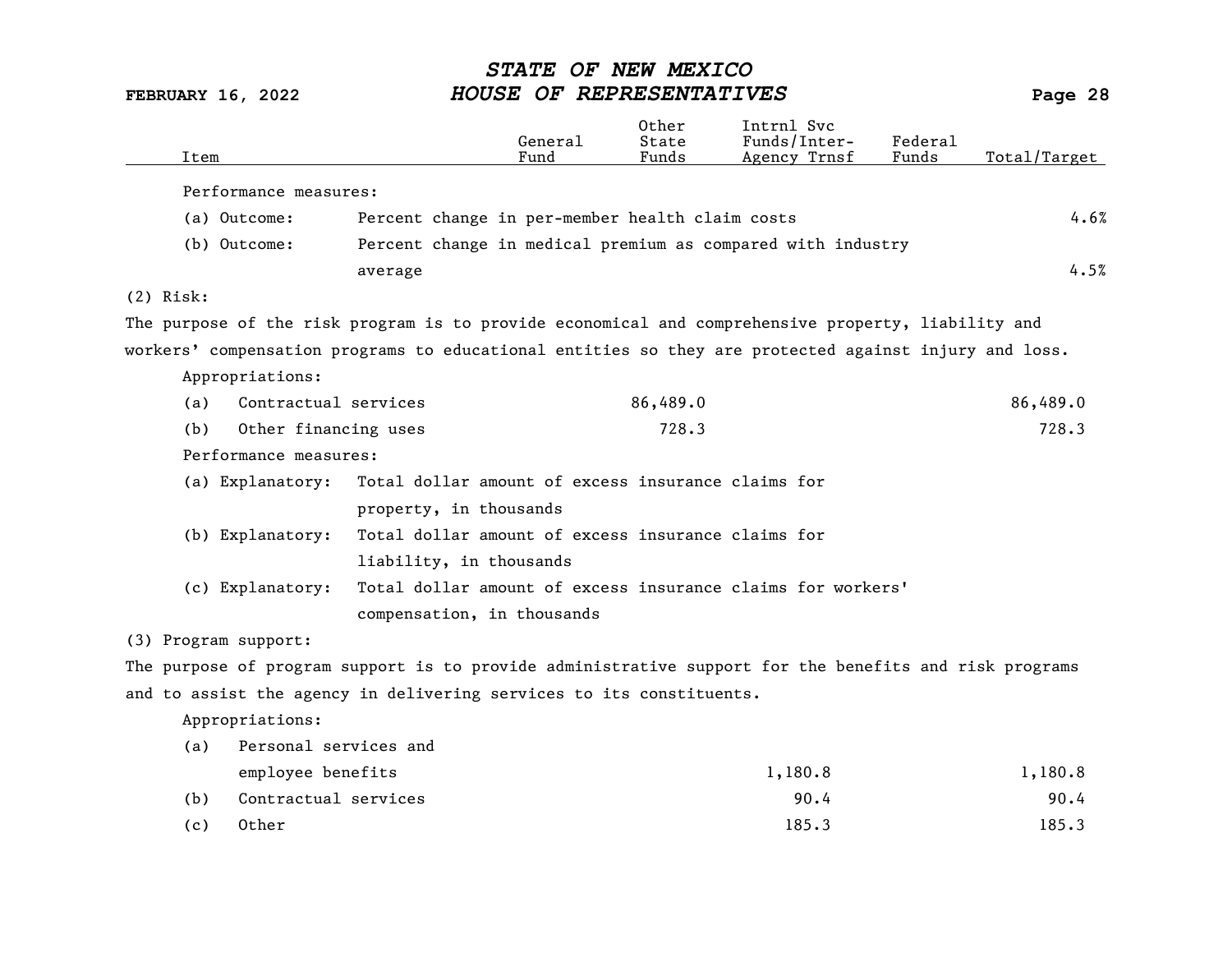| Item | General Fund | Other State Funds | Intrnl Svc Funds/Inter-Agency Trnsf | Federal Funds | Total/Target |
|---|---|---|---|---|---|
| Performance measures: | | | | | |
| (a) Outcome: Percent change in per-member health claim costs | | | | | 4.6% |
| (b) Outcome: Percent change in medical premium as compared with industry average | | | | | 4.5% |

(2) Risk:

The purpose of the risk program is to provide economical and comprehensive property, liability and workers' compensation programs to educational entities so they are protected against injury and loss.

| Item | General Fund | Other State Funds | Intrnl Svc Funds/Inter-Agency Trnsf | Federal Funds | Total/Target |
|---|---|---|---|---|---|
| Appropriations: | | | | | |
| (a) Contractual services | | 86,489.0 | | | 86,489.0 |
| (b) Other financing uses | | 728.3 | | | 728.3 |
| Performance measures: | | | | | |
| (a) Explanatory: Total dollar amount of excess insurance claims for property, in thousands | | | | | |
| (b) Explanatory: Total dollar amount of excess insurance claims for liability, in thousands | | | | | |
| (c) Explanatory: Total dollar amount of excess insurance claims for workers' compensation, in thousands | | | | | |

(3) Program support:

The purpose of program support is to provide administrative support for the benefits and risk programs and to assist the agency in delivering services to its constituents.

| Item | General Fund | Other State Funds | Intrnl Svc Funds/Inter-Agency Trnsf | Federal Funds | Total/Target |
|---|---|---|---|---|---|
| Appropriations: | | | | | |
| (a) Personal services and employee benefits | | | 1,180.8 | | 1,180.8 |
| (b) Contractual services | | | 90.4 | | 90.4 |
| (c) Other | | | 185.3 | | 185.3 |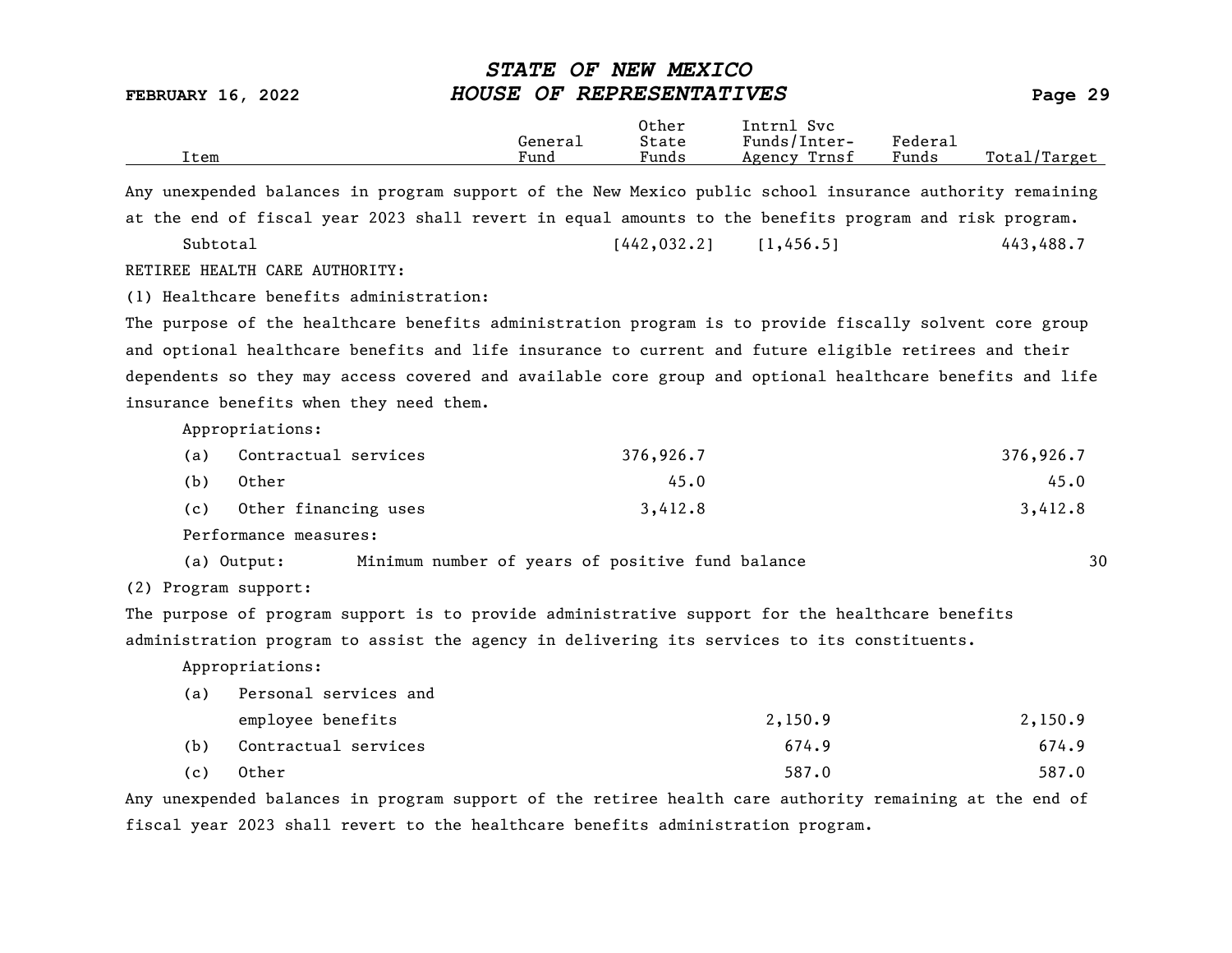| Item | General Fund | Other State Funds | Intrnl Svc Funds/Inter-Agency Trnsf | Federal Funds | Total/Target |
|---|---|---|---|---|---|

Any unexpended balances in program support of the New Mexico public school insurance authority remaining at the end of fiscal year 2023 shall revert in equal amounts to the benefits program and risk program.

| Item | General Fund | Other State Funds | Intrnl Svc Funds/Inter-Agency Trnsf | Federal Funds | Total/Target |
|---|---|---|---|---|---|
| Subtotal | | [442,032.2] | [1,456.5] | | 443,488.7 |

RETIREE HEALTH CARE AUTHORITY:

(1) Healthcare benefits administration:

The purpose of the healthcare benefits administration program is to provide fiscally solvent core group and optional healthcare benefits and life insurance to current and future eligible retirees and their dependents so they may access covered and available core group and optional healthcare benefits and life insurance benefits when they need them.

| Item | General Fund | Other State Funds | Intrnl Svc Funds/Inter-Agency Trnsf | Federal Funds | Total/Target |
|---|---|---|---|---|---|
| Appropriations: | | | | | |
| (a) Contractual services | | 376,926.7 | | | 376,926.7 |
| (b) Other | | 45.0 | | | 45.0 |
| (c) Other financing uses | | 3,412.8 | | | 3,412.8 |
| Performance measures: | | | | | |
| (a) Output: Minimum number of years of positive fund balance | | | | | 30 |

(2) Program support:

The purpose of program support is to provide administrative support for the healthcare benefits administration program to assist the agency in delivering its services to its constituents.

| Item | General Fund | Other State Funds | Intrnl Svc Funds/Inter-Agency Trnsf | Federal Funds | Total/Target |
|---|---|---|---|---|---|
| Appropriations: | | | | | |
| (a) Personal services and employee benefits | | | 2,150.9 | | 2,150.9 |
| (b) Contractual services | | | 674.9 | | 674.9 |
| (c) Other | | | 587.0 | | 587.0 |

Any unexpended balances in program support of the retiree health care authority remaining at the end of fiscal year 2023 shall revert to the healthcare benefits administration program.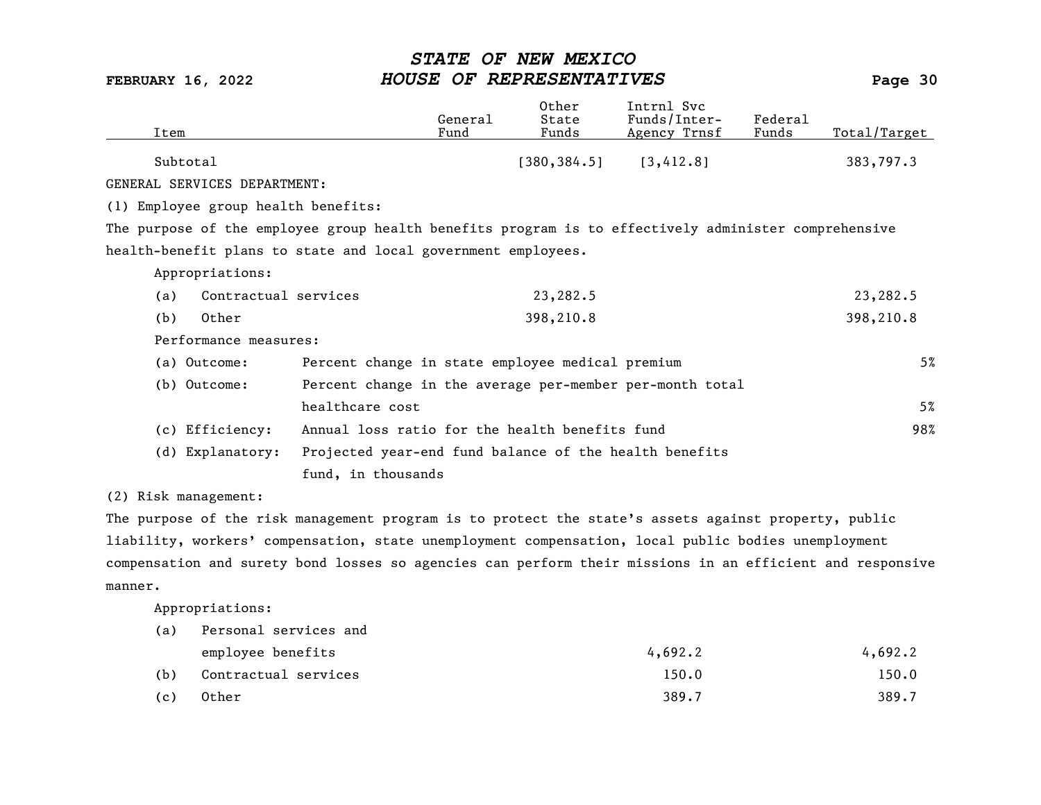| Item | General Fund | Other State Funds | Intrnl Svc Funds/Inter-Agency Trnsf | Federal Funds | Total/Target |
|---|---|---|---|---|---|
| Subtotal | | [380,384.5] | [3,412.8] | | 383,797.3 |

GENERAL SERVICES DEPARTMENT:

(1) Employee group health benefits:

The purpose of the employee group health benefits program is to effectively administer comprehensive health-benefit plans to state and local government employees.

Appropriations:

| Item | General Fund | Other State Funds | Intrnl Svc Funds/Inter-Agency Trnsf | Federal Funds | Total/Target |
|---|---|---|---|---|---|
| (a) Contractual services | | 23,282.5 | | | 23,282.5 |
| (b) Other | | 398,210.8 | | | 398,210.8 |

Performance measures:

| Measure | Description | Target |
|---|---|---|
| (a) Outcome: | Percent change in state employee medical premium | 5% |
| (b) Outcome: | Percent change in the average per-member per-month total healthcare cost | 5% |
| (c) Efficiency: | Annual loss ratio for the health benefits fund | 98% |
| (d) Explanatory: | Projected year-end fund balance of the health benefits fund, in thousands | |

(2) Risk management:

The purpose of the risk management program is to protect the state's assets against property, public liability, workers' compensation, state unemployment compensation, local public bodies unemployment compensation and surety bond losses so agencies can perform their missions in an efficient and responsive manner.

Appropriations:

| Item | General Fund | Other State Funds | Intrnl Svc Funds/Inter-Agency Trnsf | Federal Funds | Total/Target |
|---|---|---|---|---|---|
| (a) Personal services and employee benefits | | | 4,692.2 | | 4,692.2 |
| (b) Contractual services | | | 150.0 | | 150.0 |
| (c) Other | | | 389.7 | | 389.7 |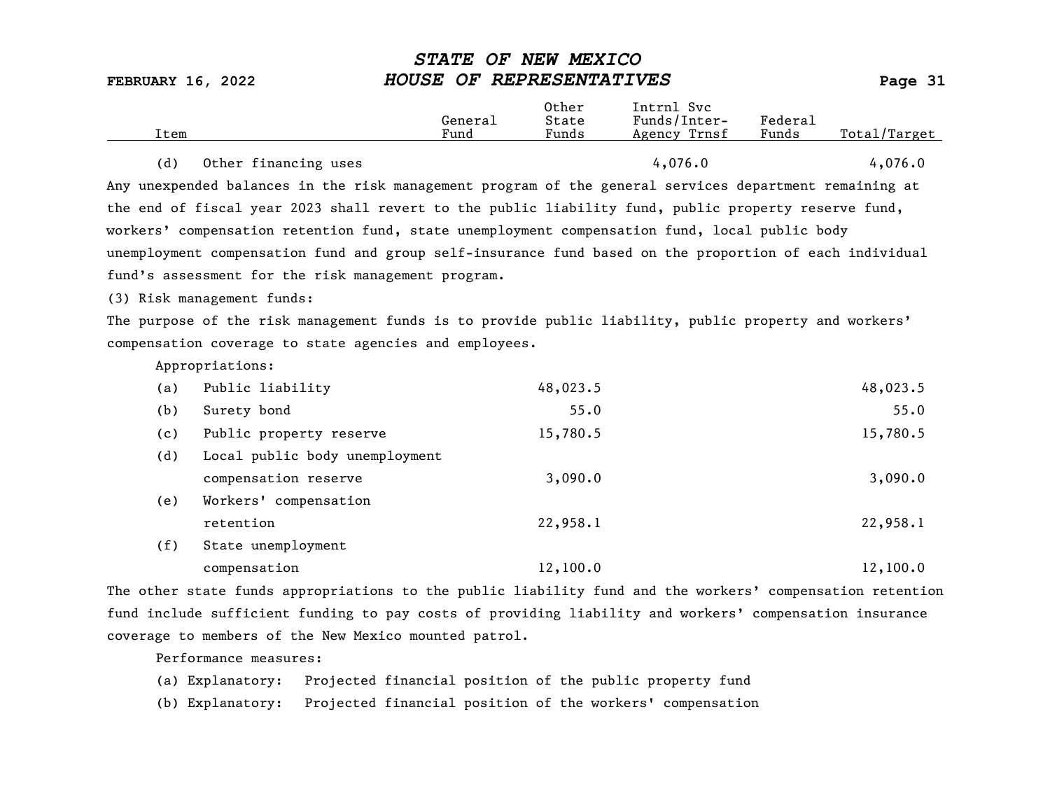| Item | General Fund | Other State Funds | Intrnl Svc Funds/Inter-Agency Trnsf | Federal Funds | Total/Target |
|---|---|---|---|---|---|
| (d) Other financing uses | | | 4,076.0 | | 4,076.0 |

Any unexpended balances in the risk management program of the general services department remaining at the end of fiscal year 2023 shall revert to the public liability fund, public property reserve fund, workers' compensation retention fund, state unemployment compensation fund, local public body unemployment compensation fund and group self-insurance fund based on the proportion of each individual fund's assessment for the risk management program.

(3) Risk management funds:

The purpose of the risk management funds is to provide public liability, public property and workers' compensation coverage to state agencies and employees.

Appropriations:

| Item | General Fund | Other State Funds | Intrnl Svc Funds/Inter-Agency Trnsf | Federal Funds | Total/Target |
|---|---|---|---|---|---|
| (a) Public liability | | 48,023.5 | | | 48,023.5 |
| (b) Surety bond | | 55.0 | | | 55.0 |
| (c) Public property reserve | | 15,780.5 | | | 15,780.5 |
| (d) Local public body unemployment compensation reserve | | 3,090.0 | | | 3,090.0 |
| (e) Workers' compensation retention | | 22,958.1 | | | 22,958.1 |
| (f) State unemployment compensation | | 12,100.0 | | | 12,100.0 |

The other state funds appropriations to the public liability fund and the workers' compensation retention fund include sufficient funding to pay costs of providing liability and workers' compensation insurance coverage to members of the New Mexico mounted patrol.

Performance measures:

(a) Explanatory: Projected financial position of the public property fund

(b) Explanatory: Projected financial position of the workers' compensation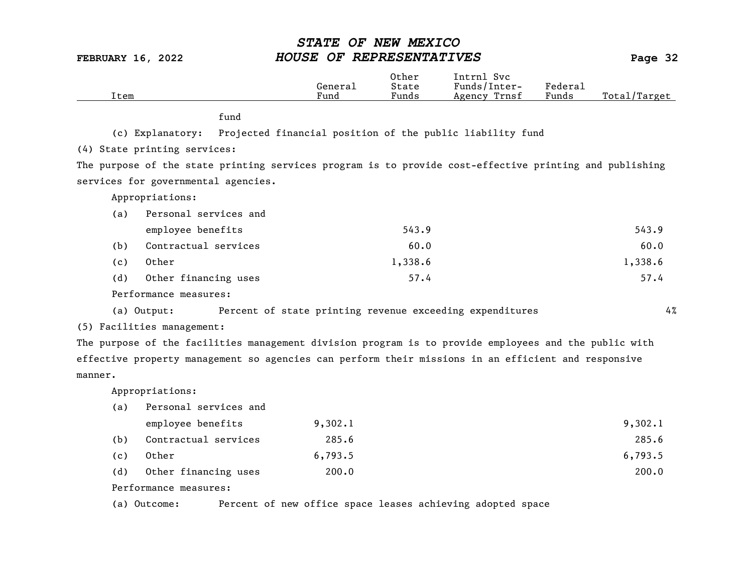| Item | General Fund | Other State Funds | Intrnl Svc Funds/Inter-Agency Trnsf | Federal Funds | Total/Target |
|---|---|---|---|---|---|
| fund | | | | | |
| (c) Explanatory: Projected financial position of the public liability fund | | | | | |
| (4) State printing services: | | | | | |
| The purpose of the state printing services program is to provide cost-effective printing and publishing services for governmental agencies. | | | | | |
| Appropriations: | | | | | |
| (a) Personal services and employee benefits | | 543.9 | | | 543.9 |
| (b) Contractual services | | 60.0 | | | 60.0 |
| (c) Other | | 1,338.6 | | | 1,338.6 |
| (d) Other financing uses | | 57.4 | | | 57.4 |
| Performance measures: | | | | | |
| (a) Output: Percent of state printing revenue exceeding expenditures | | | | | 4% |
| (5) Facilities management: | | | | | |
| The purpose of the facilities management division program is to provide employees and the public with effective property management so agencies can perform their missions in an efficient and responsive manner. | | | | | |
| Appropriations: | | | | | |
| (a) Personal services and employee benefits | 9,302.1 | | | | 9,302.1 |
| (b) Contractual services | 285.6 | | | | 285.6 |
| (c) Other | 6,793.5 | | | | 6,793.5 |
| (d) Other financing uses | 200.0 | | | | 200.0 |
| Performance measures: | | | | | |
| (a) Outcome: Percent of new office space leases achieving adopted space | | | | | |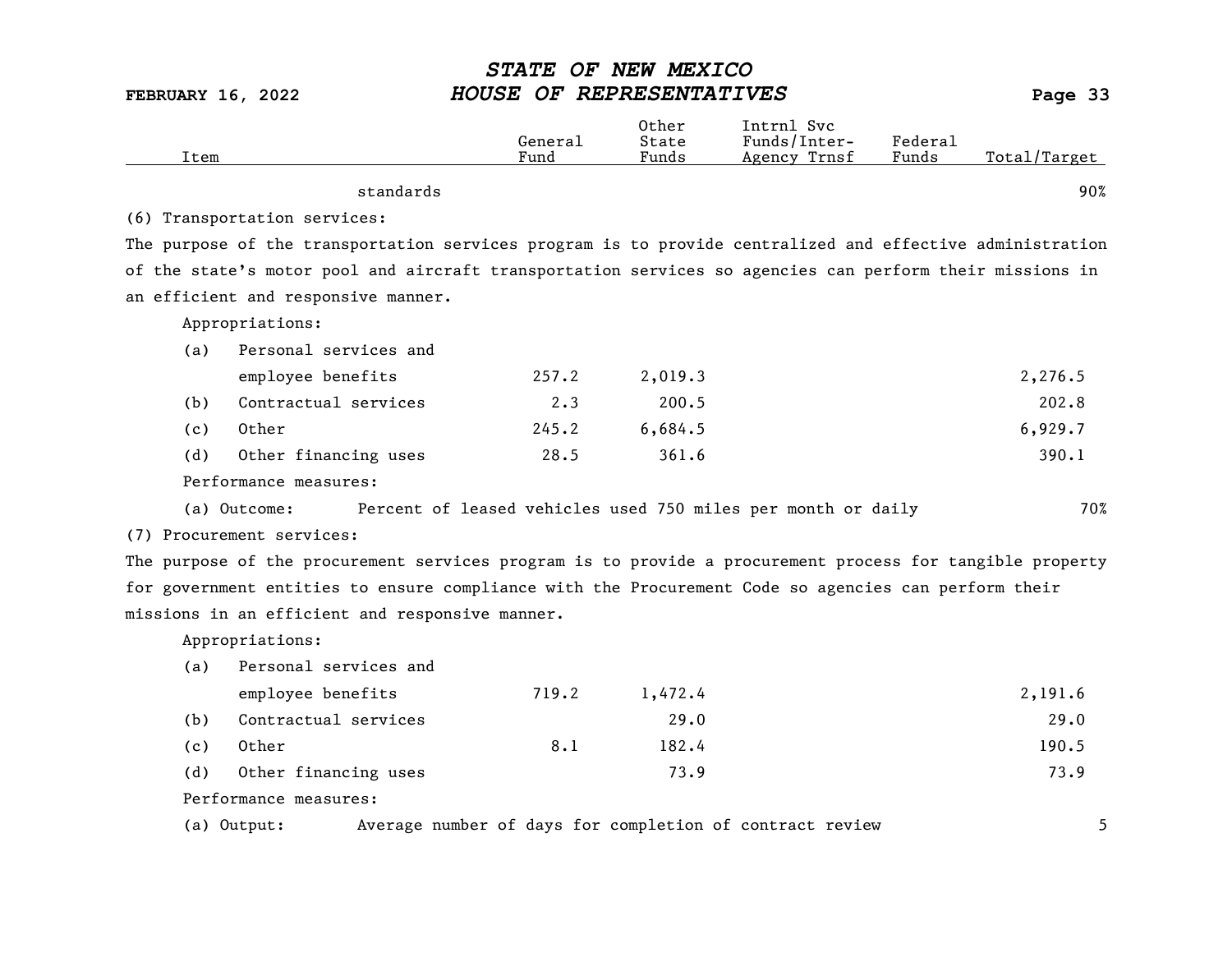| Item | General Fund | Other State Funds | Intrnl Svc Funds/Inter-Agency Trnsf | Federal Funds | Total/Target |
|---|---|---|---|---|---|
| standards | | | | | 90% |

(6) Transportation services:

The purpose of the transportation services program is to provide centralized and effective administration of the state's motor pool and aircraft transportation services so agencies can perform their missions in an efficient and responsive manner.

Appropriations:

| Item | General Fund | Other State Funds | Intrnl Svc Funds/Inter-Agency Trnsf | Federal Funds | Total/Target |
|---|---|---|---|---|---|
| (a) Personal services and employee benefits | 257.2 | 2,019.3 | | | 2,276.5 |
| (b) Contractual services | 2.3 | 200.5 | | | 202.8 |
| (c) Other | 245.2 | 6,684.5 | | | 6,929.7 |
| (d) Other financing uses | 28.5 | 361.6 | | | 390.1 |

Performance measures:

| Measure | Description | Target |
|---|---|---|
| (a) Outcome: | Percent of leased vehicles used 750 miles per month or daily | 70% |

(7) Procurement services:

The purpose of the procurement services program is to provide a procurement process for tangible property for government entities to ensure compliance with the Procurement Code so agencies can perform their missions in an efficient and responsive manner.

Appropriations:

| Item | General Fund | Other State Funds | Intrnl Svc Funds/Inter-Agency Trnsf | Federal Funds | Total/Target |
|---|---|---|---|---|---|
| (a) Personal services and employee benefits | 719.2 | 1,472.4 | | | 2,191.6 |
| (b) Contractual services | | 29.0 | | | 29.0 |
| (c) Other | 8.1 | 182.4 | | | 190.5 |
| (d) Other financing uses | | 73.9 | | | 73.9 |

Performance measures:

| Measure | Description | Target |
|---|---|---|
| (a) Output: | Average number of days for completion of contract review | 5 |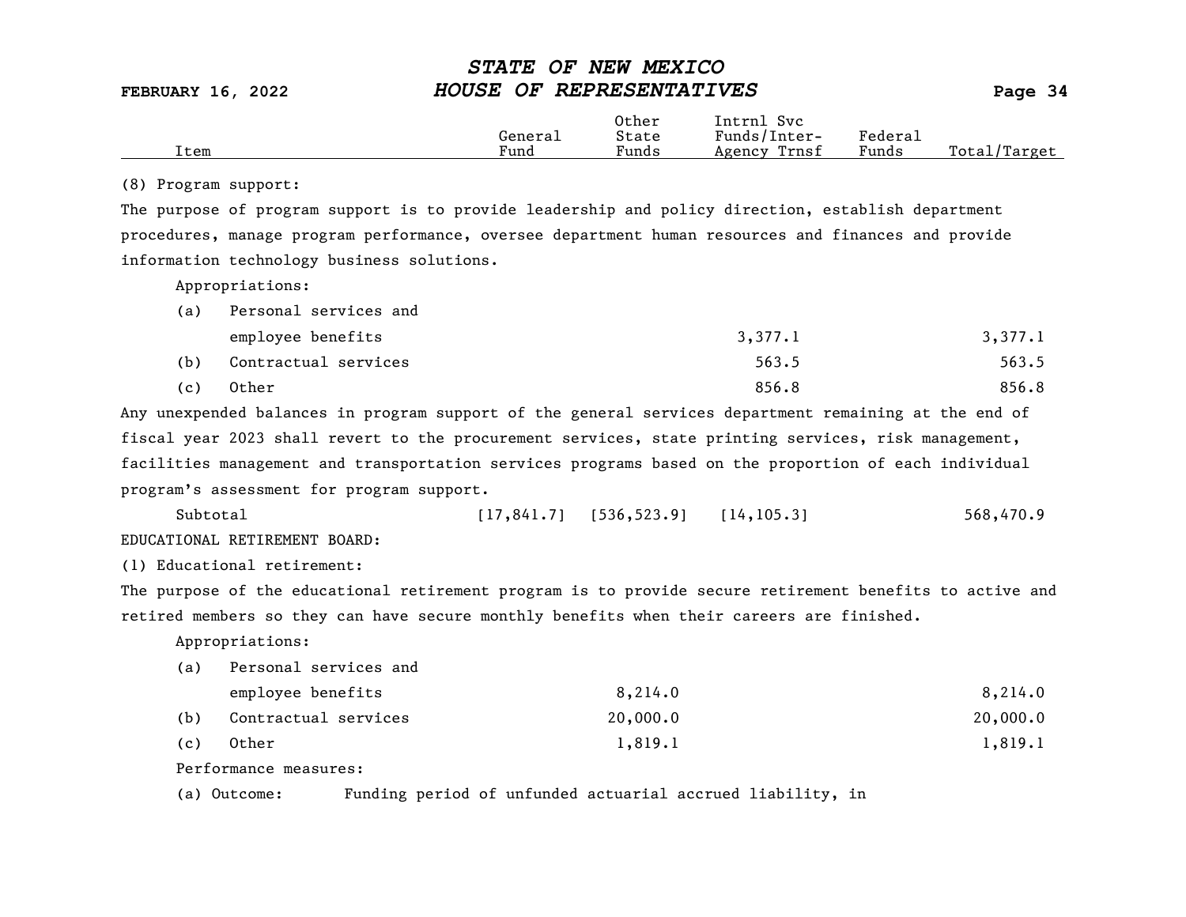| Item | General Fund | Other State Funds | Intrnl Svc Funds/Inter-Agency Trnsf | Federal Funds | Total/Target |
|---|---|---|---|---|---|
| (8) Program support: | | | | | |
| The purpose of program support is to provide leadership and policy direction, establish department procedures, manage program performance, oversee department human resources and finances and provide information technology business solutions. | | | | | |
| Appropriations: | | | | | |
| (a) Personal services and employee benefits | | | 3,377.1 | | 3,377.1 |
| (b) Contractual services | | | 563.5 | | 563.5 |
| (c) Other | | | 856.8 | | 856.8 |
| Any unexpended balances in program support of the general services department remaining at the end of fiscal year 2023 shall revert to the procurement services, state printing services, risk management, facilities management and transportation services programs based on the proportion of each individual program's assessment for program support. | | | | | |
| Subtotal | [17,841.7] | [536,523.9] | [14,105.3] | | 568,470.9 |
| EDUCATIONAL RETIREMENT BOARD: | | | | | |
| (1) Educational retirement: | | | | | |
| The purpose of the educational retirement program is to provide secure retirement benefits to active and retired members so they can have secure monthly benefits when their careers are finished. | | | | | |
| Appropriations: | | | | | |
| (a) Personal services and employee benefits | | 8,214.0 | | | 8,214.0 |
| (b) Contractual services | | 20,000.0 | | | 20,000.0 |
| (c) Other | | 1,819.1 | | | 1,819.1 |
| Performance measures: | | | | | |
| (a) Outcome: Funding period of unfunded actuarial accrued liability, in | | | | | |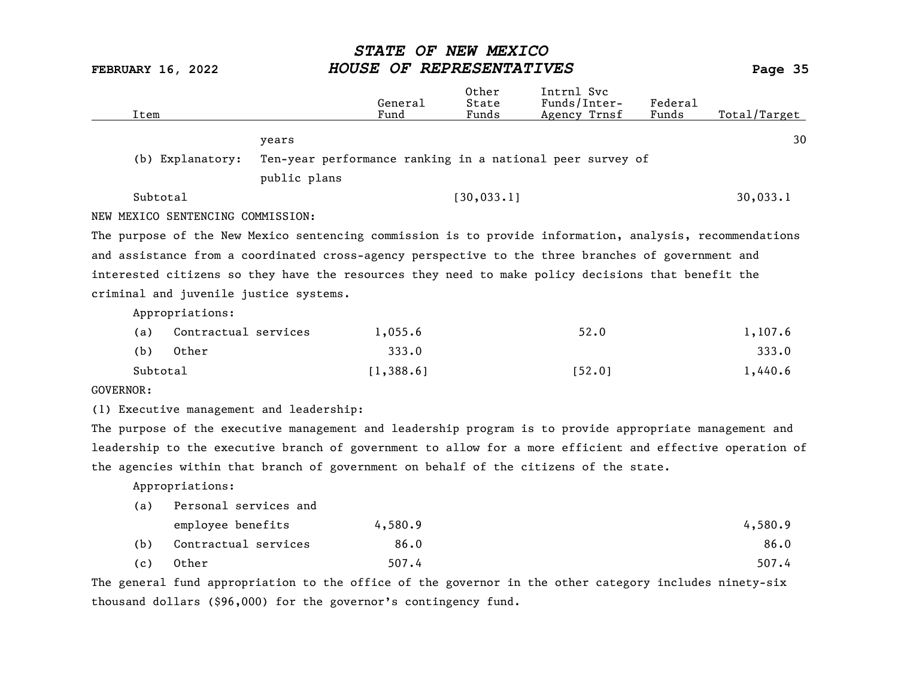| Item | | General Fund | Other State Funds | Intrnl Svc Funds/Inter-Agency Trnsf | Federal Funds | Total/Target |
|---|---|---|---|---|---|---|
| | years | | | | | 30 |
| (b) Explanatory: | Ten-year performance ranking in a national peer survey of public plans | | | | | |
| Subtotal | | | [30,033.1] | | | 30,033.1 |

NEW MEXICO SENTENCING COMMISSION:

The purpose of the New Mexico sentencing commission is to provide information, analysis, recommendations and assistance from a coordinated cross-agency perspective to the three branches of government and interested citizens so they have the resources they need to make policy decisions that benefit the criminal and juvenile justice systems.

| Item | General Fund | Other State Funds | Intrnl Svc Funds/Inter-Agency Trnsf | Federal Funds | Total/Target |
|---|---|---|---|---|---|
| Appropriations: | | | | | |
| (a) Contractual services | 1,055.6 | | 52.0 | | 1,107.6 |
| (b) Other | 333.0 | | | | 333.0 |
| Subtotal | [1,388.6] | | [52.0] | | 1,440.6 |

GOVERNOR:

(1) Executive management and leadership:

The purpose of the executive management and leadership program is to provide appropriate management and leadership to the executive branch of government to allow for a more efficient and effective operation of the agencies within that branch of government on behalf of the citizens of the state.

| Item | General Fund | Other State Funds | Intrnl Svc Funds/Inter-Agency Trnsf | Federal Funds | Total/Target |
|---|---|---|---|---|---|
| Appropriations: | | | | | |
| (a) Personal services and employee benefits | 4,580.9 | | | | 4,580.9 |
| (b) Contractual services | 86.0 | | | | 86.0 |
| (c) Other | 507.4 | | | | 507.4 |

The general fund appropriation to the office of the governor in the other category includes ninety-six thousand dollars ($96,000) for the governor's contingency fund.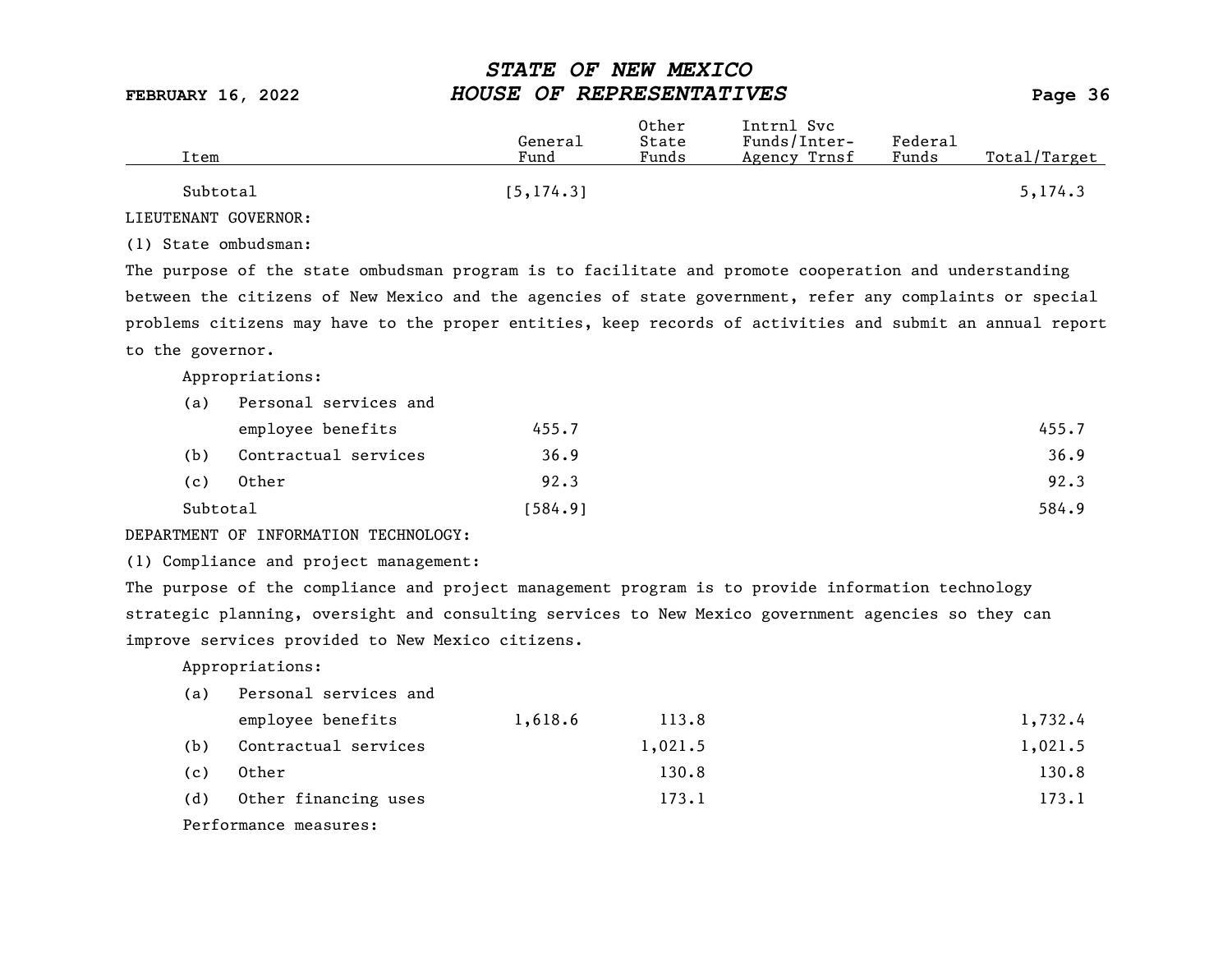| Item | General Fund | Other State Funds | Intrnl Svc Funds/Inter-Agency Trnsf | Federal Funds | Total/Target |
|---|---|---|---|---|---|
| Subtotal | [5,174.3] | | | | 5,174.3 |

LIEUTENANT GOVERNOR:

(1) State ombudsman:

The purpose of the state ombudsman program is to facilitate and promote cooperation and understanding between the citizens of New Mexico and the agencies of state government, refer any complaints or special problems citizens may have to the proper entities, keep records of activities and submit an annual report to the governor.

Appropriations:

| Item | General Fund | Other State Funds | Intrnl Svc Funds/Inter-Agency Trnsf | Federal Funds | Total/Target |
|---|---|---|---|---|---|
| (a) Personal services and employee benefits | 455.7 | | | | 455.7 |
| (b) Contractual services | 36.9 | | | | 36.9 |
| (c) Other | 92.3 | | | | 92.3 |
| Subtotal | [584.9] | | | | 584.9 |

DEPARTMENT OF INFORMATION TECHNOLOGY:

(1) Compliance and project management:

The purpose of the compliance and project management program is to provide information technology strategic planning, oversight and consulting services to New Mexico government agencies so they can improve services provided to New Mexico citizens.

Appropriations:

| Item | General Fund | Other State Funds | Intrnl Svc Funds/Inter-Agency Trnsf | Federal Funds | Total/Target |
|---|---|---|---|---|---|
| (a) Personal services and employee benefits | 1,618.6 | 113.8 | | | 1,732.4 |
| (b) Contractual services | | 1,021.5 | | | 1,021.5 |
| (c) Other | | 130.8 | | | 130.8 |
| (d) Other financing uses | | 173.1 | | | 173.1 |

Performance measures: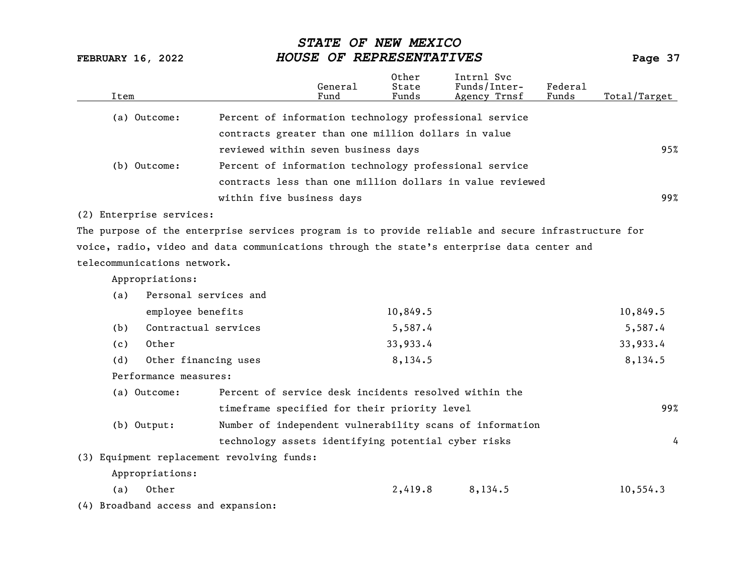| Item | | General Fund | Other State Funds | Intrnl Svc Funds/Inter-Agency Trnsf | Federal Funds | Total/Target |
|---|---|---|---|---|---|---|
| (a) Outcome: | Percent of information technology professional service contracts greater than one million dollars in value reviewed within seven business days | | | | | 95% |
| (b) Outcome: | Percent of information technology professional service contracts less than one million dollars in value reviewed within five business days | | | | | 99% |

(2) Enterprise services:

The purpose of the enterprise services program is to provide reliable and secure infrastructure for voice, radio, video and data communications through the state's enterprise data center and telecommunications network.

Appropriations:

| Item | General Fund | Other State Funds | Intrnl Svc Funds/Inter-Agency Trnsf | Federal Funds | Total/Target |
|---|---|---|---|---|---|
| (a) Personal services and employee benefits | | 10,849.5 | | | 10,849.5 |
| (b) Contractual services | | 5,587.4 | | | 5,587.4 |
| (c) Other | | 33,933.4 | | | 33,933.4 |
| (d) Other financing uses | | 8,134.5 | | | 8,134.5 |

Performance measures:

| Item | | Total/Target |
|---|---|---|
| (a) Outcome: | Percent of service desk incidents resolved within the timeframe specified for their priority level | 99% |
| (b) Output: | Number of independent vulnerability scans of information technology assets identifying potential cyber risks | 4 |

(3) Equipment replacement revolving funds:

Appropriations:

| Item | General Fund | Other State Funds | Intrnl Svc Funds/Inter-Agency Trnsf | Federal Funds | Total/Target |
|---|---|---|---|---|---|
| (a) Other | | 2,419.8 | 8,134.5 | | 10,554.3 |

(4) Broadband access and expansion: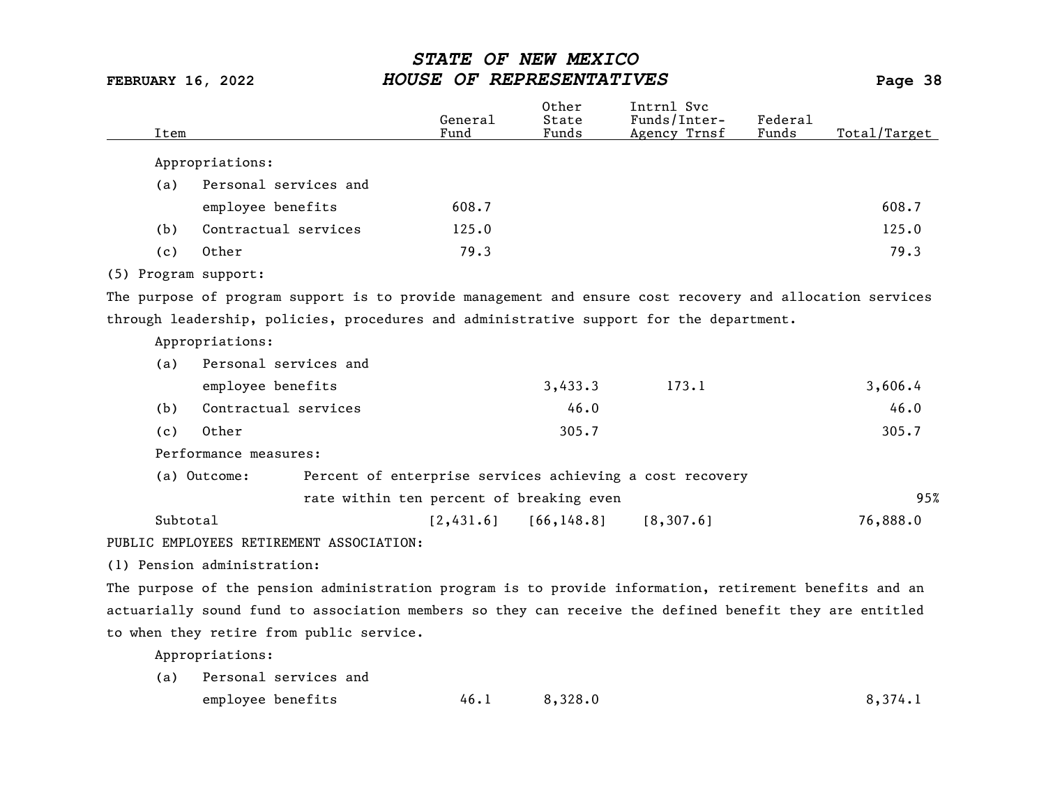| Item | General Fund | Other State Funds | Intrnl Svc Funds/Inter-Agency Trnsf | Federal Funds | Total/Target |
|---|---|---|---|---|---|
| Appropriations: | | | | | |
| (a) Personal services and employee benefits | 608.7 | | | | 608.7 |
| (b) Contractual services | 125.0 | | | | 125.0 |
| (c) Other | 79.3 | | | | 79.3 |

(5) Program support:

The purpose of program support is to provide management and ensure cost recovery and allocation services through leadership, policies, procedures and administrative support for the department.

| Item | General Fund | Other State Funds | Intrnl Svc Funds/Inter-Agency Trnsf | Federal Funds | Total/Target |
|---|---|---|---|---|---|
| Appropriations: | | | | | |
| (a) Personal services and employee benefits | | 3,433.3 | 173.1 | | 3,606.4 |
| (b) Contractual services | | 46.0 | | | 46.0 |
| (c) Other | | 305.7 | | | 305.7 |
| Performance measures: | | | | | |
| (a) Outcome: Percent of enterprise services achieving a cost recovery rate within ten percent of breaking even | | | | | 95% |
| Subtotal | [2,431.6] | [66,148.8] | [8,307.6] | | 76,888.0 |

PUBLIC EMPLOYEES RETIREMENT ASSOCIATION:

(1) Pension administration:

The purpose of the pension administration program is to provide information, retirement benefits and an actuarially sound fund to association members so they can receive the defined benefit they are entitled to when they retire from public service.

| Item | General Fund | Other State Funds | Intrnl Svc Funds/Inter-Agency Trnsf | Federal Funds | Total/Target |
|---|---|---|---|---|---|
| Appropriations: | | | | | |
| (a) Personal services and employee benefits | 46.1 | 8,328.0 | | | 8,374.1 |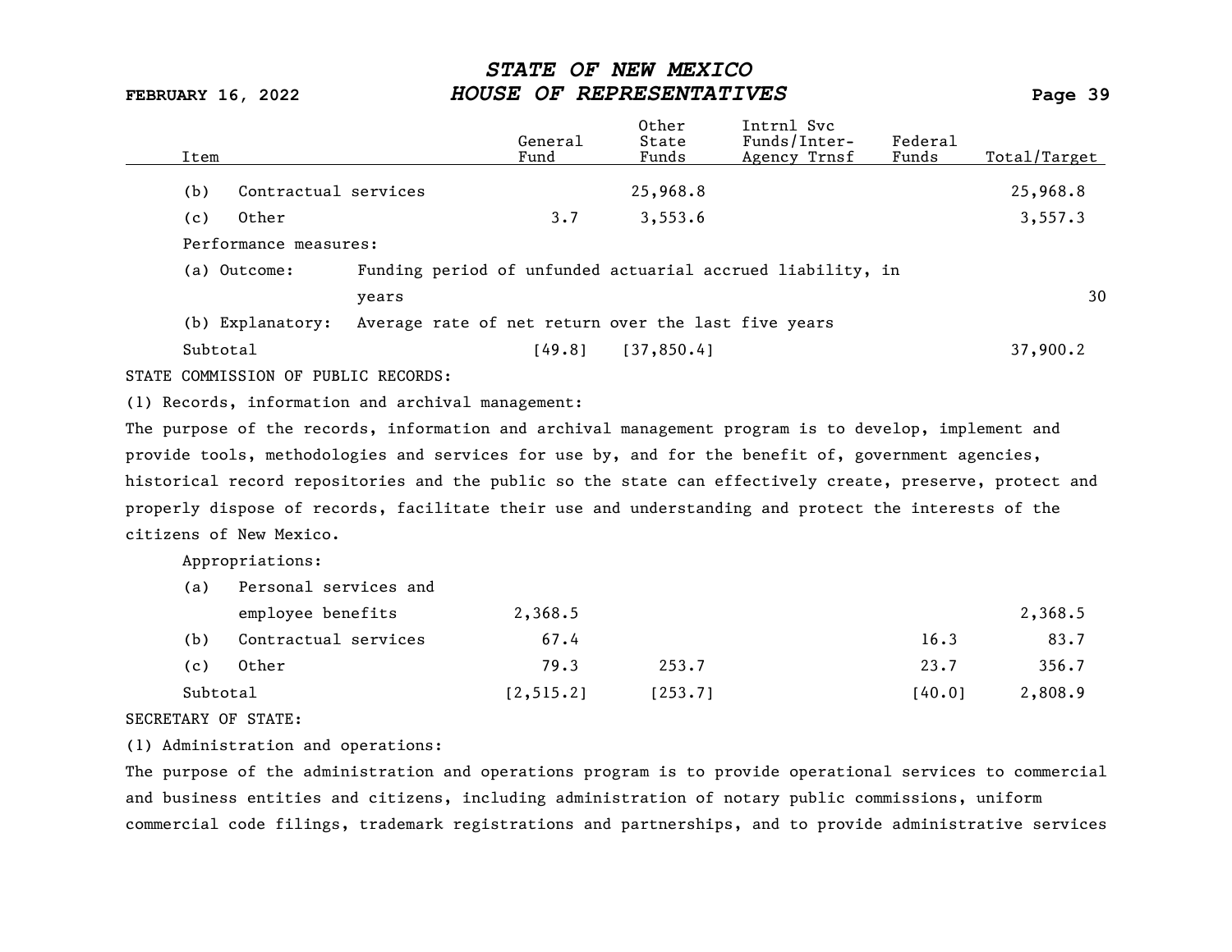| Item | General Fund | Other State Funds | Intrnl Svc Funds/Inter-Agency Trnsf | Federal Funds | Total/Target |
|---|---|---|---|---|---|
| (b) Contractual services | | 25,968.8 | | | 25,968.8 |
| (c) Other | 3.7 | 3,553.6 | | | 3,557.3 |
| Performance measures: | | | | | |
| (a) Outcome: Funding period of unfunded actuarial accrued liability, in years | | | | | 30 |
| (b) Explanatory: Average rate of net return over the last five years | | | | | |
| Subtotal | [49.8] | [37,850.4] | | | 37,900.2 |

STATE COMMISSION OF PUBLIC RECORDS:

(1) Records, information and archival management:

The purpose of the records, information and archival management program is to develop, implement and provide tools, methodologies and services for use by, and for the benefit of, government agencies, historical record repositories and the public so the state can effectively create, preserve, protect and properly dispose of records, facilitate their use and understanding and protect the interests of the citizens of New Mexico.

| Item | General Fund | Other State Funds | Intrnl Svc Funds/Inter-Agency Trnsf | Federal Funds | Total/Target |
|---|---|---|---|---|---|
| Appropriations: | | | | | |
| (a) Personal services and employee benefits | 2,368.5 | | | | 2,368.5 |
| (b) Contractual services | 67.4 | | | 16.3 | 83.7 |
| (c) Other | 79.3 | 253.7 | | 23.7 | 356.7 |
| Subtotal | [2,515.2] | [253.7] | | [40.0] | 2,808.9 |

SECRETARY OF STATE:

(1) Administration and operations:

The purpose of the administration and operations program is to provide operational services to commercial and business entities and citizens, including administration of notary public commissions, uniform commercial code filings, trademark registrations and partnerships, and to provide administrative services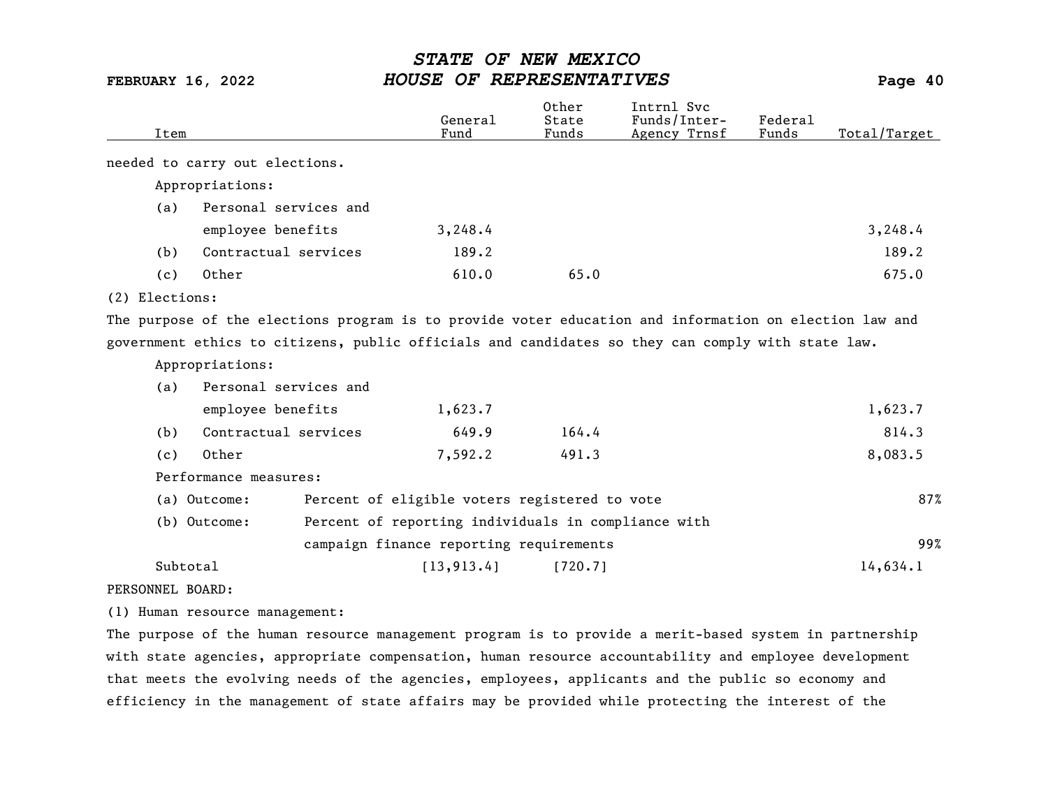| Item | General Fund | Other State Funds | Intrnl Svc Funds/Inter-Agency Trnsf | Federal Funds | Total/Target |
|---|---|---|---|---|---|
| needed to carry out elections. | | | | | |
| Appropriations: | | | | | |
| (a) Personal services and employee benefits | 3,248.4 | | | | 3,248.4 |
| (b) Contractual services | 189.2 | | | | 189.2 |
| (c) Other | 610.0 | 65.0 | | | 675.0 |
| (2) Elections: | | | | | |
| The purpose of the elections program is to provide voter education and information on election law and government ethics to citizens, public officials and candidates so they can comply with state law. | | | | | |
| Appropriations: | | | | | |
| (a) Personal services and employee benefits | 1,623.7 | | | | 1,623.7 |
| (b) Contractual services | 649.9 | 164.4 | | | 814.3 |
| (c) Other | 7,592.2 | 491.3 | | | 8,083.5 |
| Performance measures: | | | | | |
| (a) Outcome: Percent of eligible voters registered to vote | | | | | 87% |
| (b) Outcome: Percent of reporting individuals in compliance with campaign finance reporting requirements | | | | | 99% |
| Subtotal | [13,913.4] | [720.7] | | | 14,634.1 |

PERSONNEL BOARD:

(1) Human resource management:

The purpose of the human resource management program is to provide a merit-based system in partnership with state agencies, appropriate compensation, human resource accountability and employee development that meets the evolving needs of the agencies, employees, applicants and the public so economy and efficiency in the management of state affairs may be provided while protecting the interest of the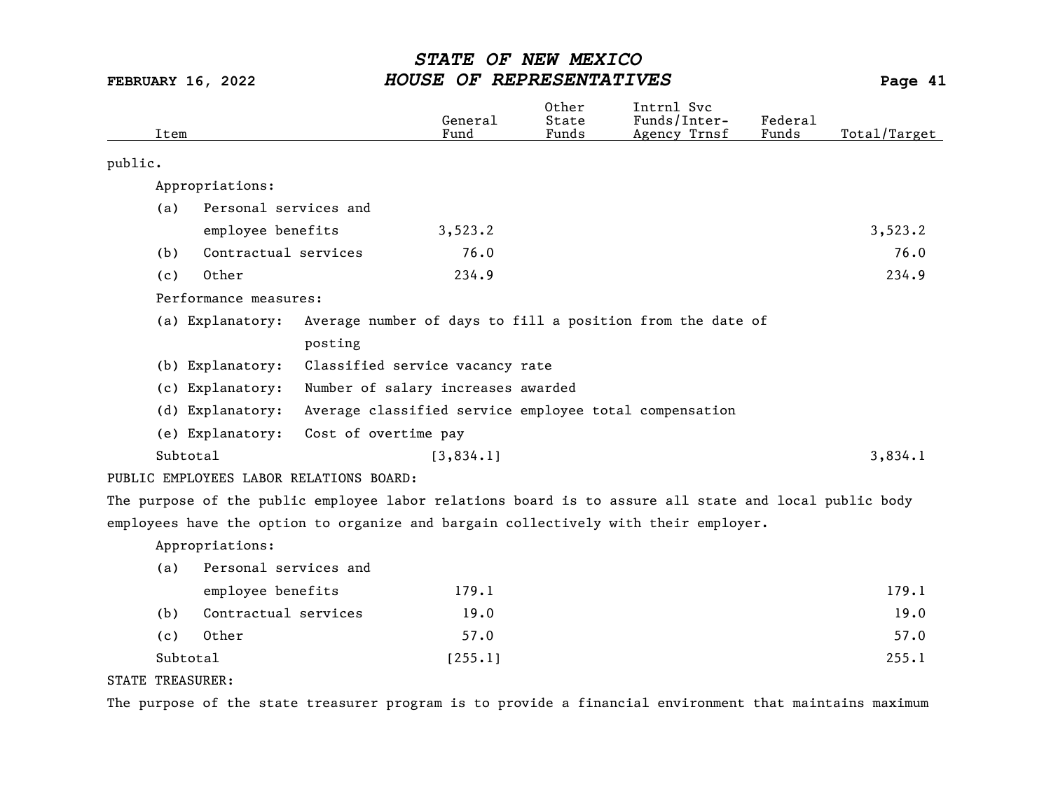| Item | General Fund | Other State Funds | Intrnl Svc Funds/Inter-Agency Trnsf | Federal Funds | Total/Target |
|---|---|---|---|---|---|
| public. | | | | | |
| Appropriations: | | | | | |
| (a) Personal services and employee benefits | 3,523.2 | | | | 3,523.2 |
| (b) Contractual services | 76.0 | | | | 76.0 |
| (c) Other | 234.9 | | | | 234.9 |
| Performance measures: | | | | | |
| (a) Explanatory: Average number of days to fill a position from the date of posting | | | | | |
| (b) Explanatory: Classified service vacancy rate | | | | | |
| (c) Explanatory: Number of salary increases awarded | | | | | |
| (d) Explanatory: Average classified service employee total compensation | | | | | |
| (e) Explanatory: Cost of overtime pay | | | | | |
| Subtotal | [3,834.1] | | | | 3,834.1 |

PUBLIC EMPLOYEES LABOR RELATIONS BOARD:

The purpose of the public employee labor relations board is to assure all state and local public body employees have the option to organize and bargain collectively with their employer.

| Item | General Fund | Other State Funds | Intrnl Svc Funds/Inter-Agency Trnsf | Federal Funds | Total/Target |
|---|---|---|---|---|---|
| Appropriations: | | | | | |
| (a) Personal services and employee benefits | 179.1 | | | | 179.1 |
| (b) Contractual services | 19.0 | | | | 19.0 |
| (c) Other | 57.0 | | | | 57.0 |
| Subtotal | [255.1] | | | | 255.1 |

STATE TREASURER:

The purpose of the state treasurer program is to provide a financial environment that maintains maximum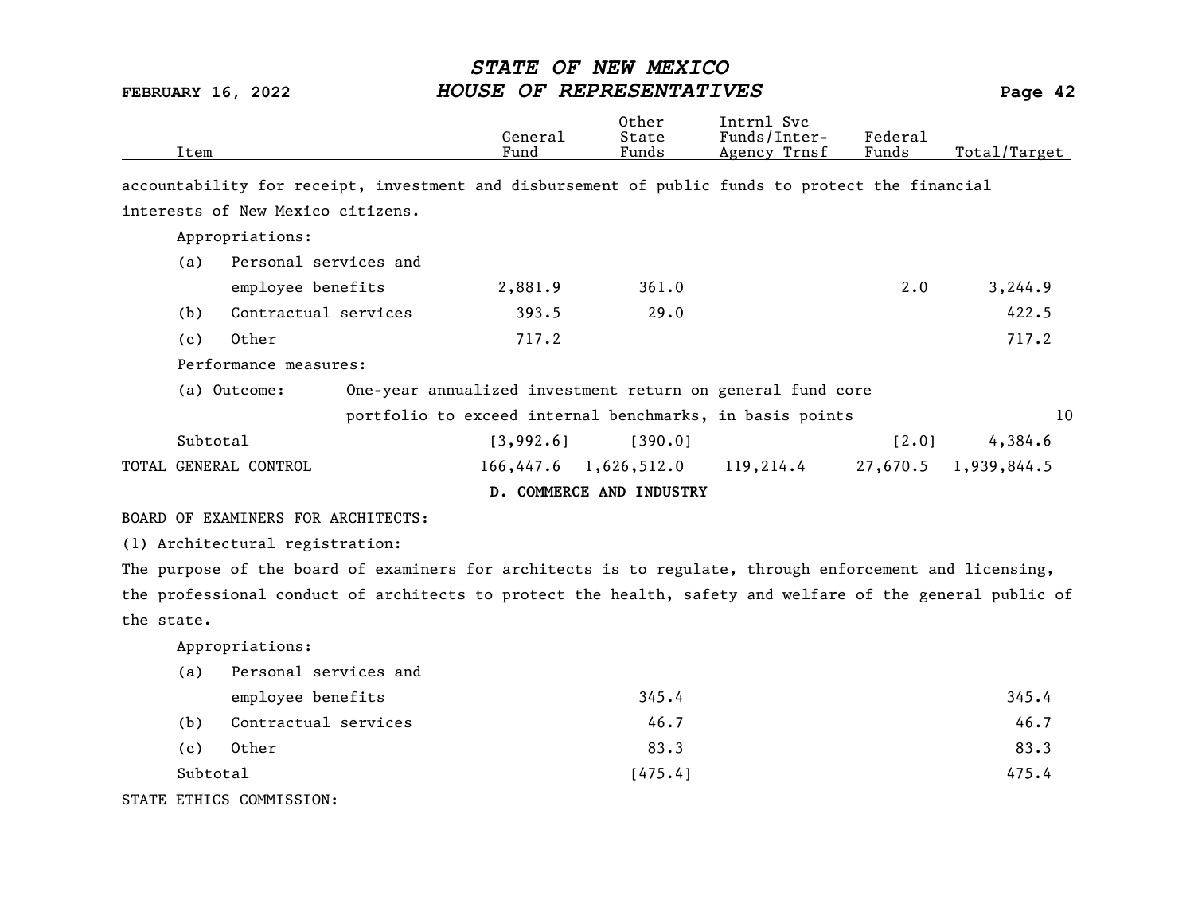| Item | General Fund | Other State Funds | Intrnl Svc Funds/Inter-Agency Trnsf | Federal Funds | Total/Target |
|---|---|---|---|---|---|

accountability for receipt, investment and disbursement of public funds to protect the financial interests of New Mexico citizens.

Appropriations:

| Item | General Fund | Other State Funds | Intrnl Svc Funds/Inter-Agency Trnsf | Federal Funds | Total/Target |
|---|---|---|---|---|---|
| (a) Personal services and employee benefits | 2,881.9 | 361.0 | | 2.0 | 3,244.9 |
| (b) Contractual services | 393.5 | 29.0 | | | 422.5 |
| (c) Other | 717.2 | | | | 717.2 |

Performance measures:

| Measure | Description | Target |
|---|---|---|
| (a) Outcome: | One-year annualized investment return on general fund core portfolio to exceed internal benchmarks, in basis points | 10 |

| Item | General Fund | Other State Funds | Intrnl Svc Funds/Inter-Agency Trnsf | Federal Funds | Total/Target |
|---|---|---|---|---|---|
| Subtotal | [3,992.6] | [390.0] | | [2.0] | 4,384.6 |
| TOTAL GENERAL CONTROL | 166,447.6 | 1,626,512.0 | 119,214.4 | 27,670.5 | 1,939,844.5 |

## D. COMMERCE AND INDUSTRY

BOARD OF EXAMINERS FOR ARCHITECTS:

(1) Architectural registration:

The purpose of the board of examiners for architects is to regulate, through enforcement and licensing, the professional conduct of architects to protect the health, safety and welfare of the general public of the state.

Appropriations:

| Item | General Fund | Other State Funds | Intrnl Svc Funds/Inter-Agency Trnsf | Federal Funds | Total/Target |
|---|---|---|---|---|---|
| (a) Personal services and employee benefits | | 345.4 | | | 345.4 |
| (b) Contractual services | | 46.7 | | | 46.7 |
| (c) Other | | 83.3 | | | 83.3 |
| Subtotal | | [475.4] | | | 475.4 |

STATE ETHICS COMMISSION: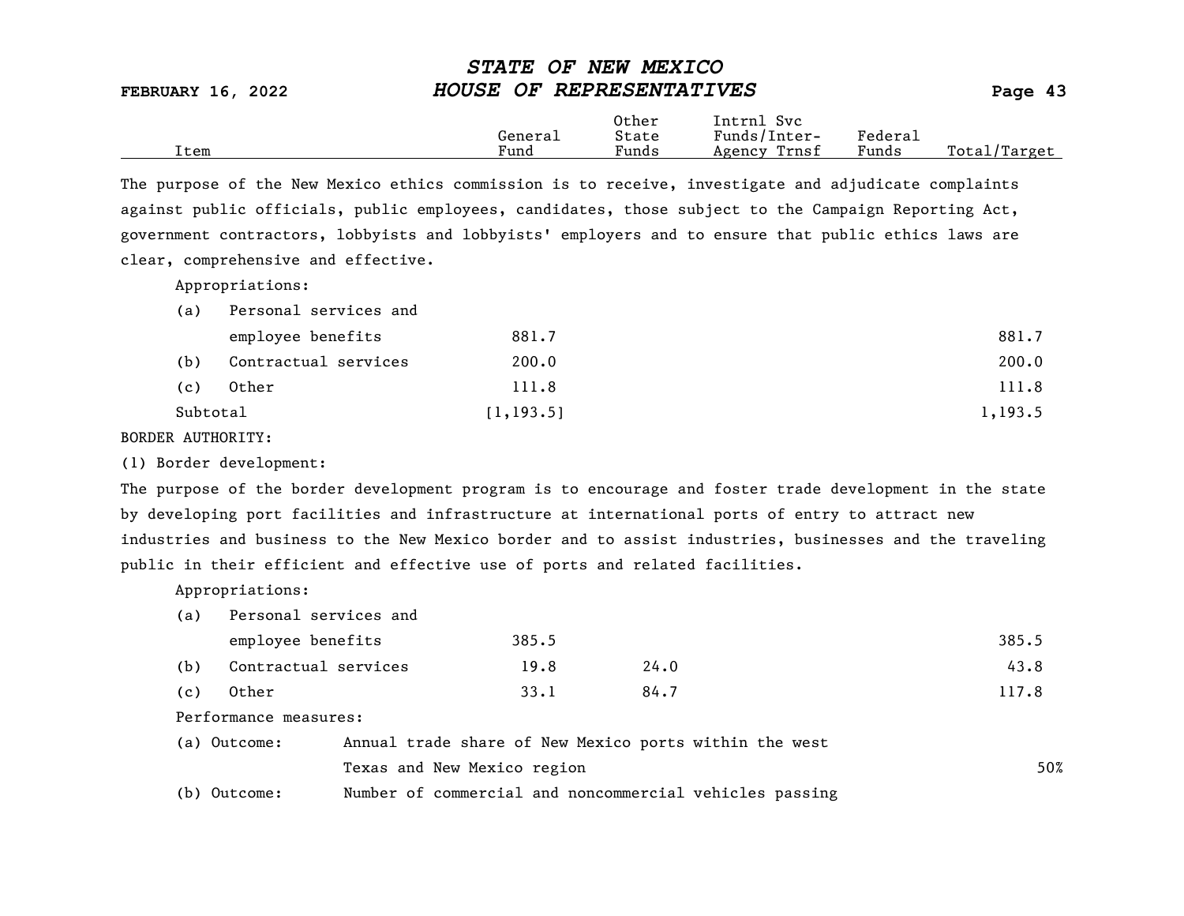| Item | General Fund | Other State Funds | Intrnl Svc Funds/Inter-Agency Trnsf | Federal Funds | Total/Target |
|---|---|---|---|---|---|

The purpose of the New Mexico ethics commission is to receive, investigate and adjudicate complaints against public officials, public employees, candidates, those subject to the Campaign Reporting Act, government contractors, lobbyists and lobbyists' employers and to ensure that public ethics laws are clear, comprehensive and effective.

Appropriations:

| Item | General Fund | Other State Funds | Intrnl Svc Funds/Inter-Agency Trnsf | Federal Funds | Total/Target |
|---|---|---|---|---|---|
| (a) Personal services and employee benefits | 881.7 | | | | 881.7 |
| (b) Contractual services | 200.0 | | | | 200.0 |
| (c) Other | 111.8 | | | | 111.8 |
| Subtotal | [1,193.5] | | | | 1,193.5 |

BORDER AUTHORITY:

(1) Border development:

The purpose of the border development program is to encourage and foster trade development in the state by developing port facilities and infrastructure at international ports of entry to attract new industries and business to the New Mexico border and to assist industries, businesses and the traveling public in their efficient and effective use of ports and related facilities.

Appropriations:

| Item | General Fund | Other State Funds | Intrnl Svc Funds/Inter-Agency Trnsf | Federal Funds | Total/Target |
|---|---|---|---|---|---|
| (a) Personal services and employee benefits | 385.5 | | | | 385.5 |
| (b) Contractual services | 19.8 | 24.0 | | | 43.8 |
| (c) Other | 33.1 | 84.7 | | | 117.8 |

Performance measures:

| Measure | Description | Target |
|---|---|---|
| (a) Outcome: | Annual trade share of New Mexico ports within the west Texas and New Mexico region | 50% |
| (b) Outcome: | Number of commercial and noncommercial vehicles passing | |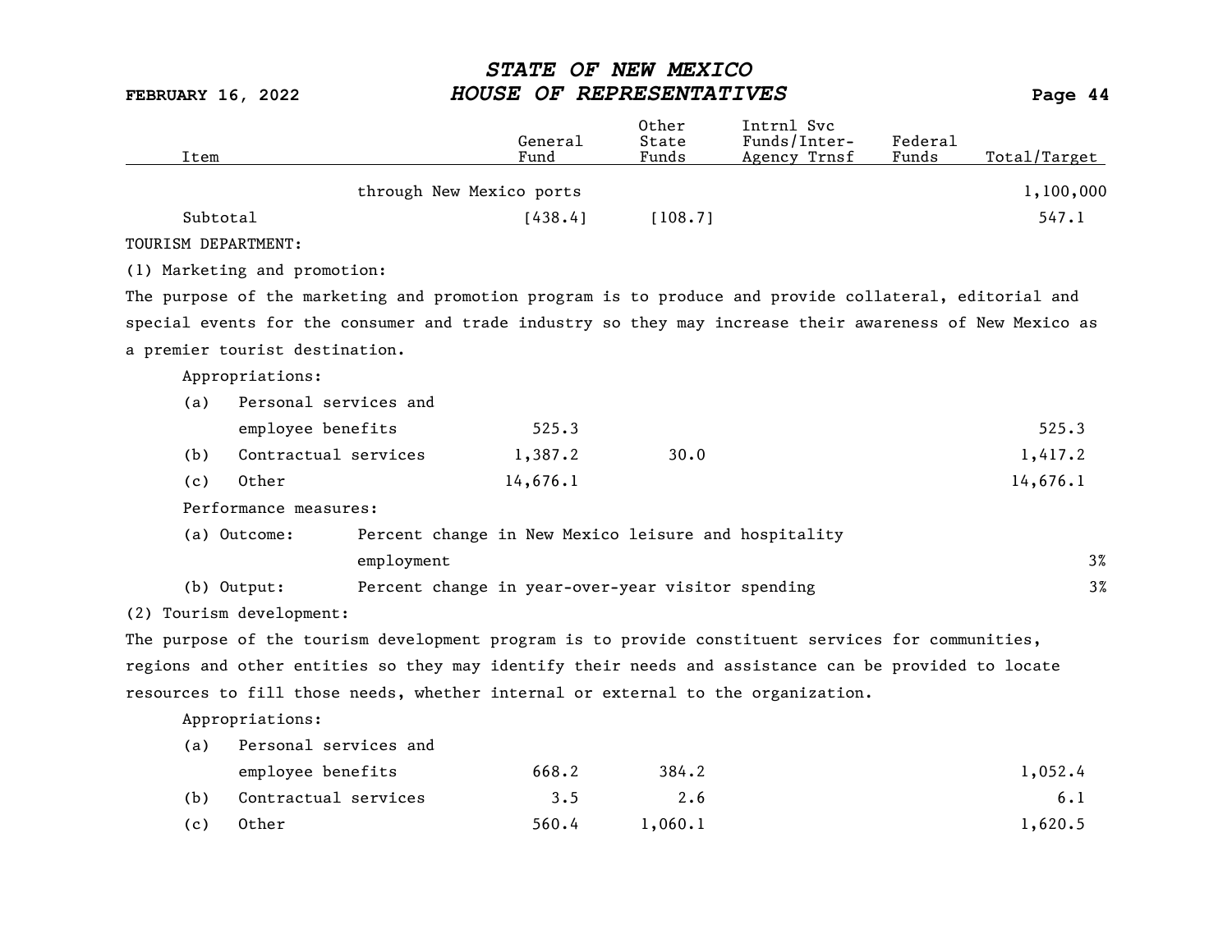| Item | General Fund | Other State Funds | Intrnl Svc Funds/Inter-Agency Trnsf | Federal Funds | Total/Target |
|---|---|---|---|---|---|
| through New Mexico ports | | | | | 1,100,000 |
| Subtotal | [438.4] | [108.7] | | | 547.1 |

TOURISM DEPARTMENT:

(1) Marketing and promotion:

The purpose of the marketing and promotion program is to produce and provide collateral, editorial and special events for the consumer and trade industry so they may increase their awareness of New Mexico as a premier tourist destination.

| Item | General Fund | Other State Funds | Intrnl Svc Funds/Inter-Agency Trnsf | Federal Funds | Total/Target |
|---|---|---|---|---|---|
| Appropriations: | | | | | |
| (a) Personal services and employee benefits | 525.3 | | | | 525.3 |
| (b) Contractual services | 1,387.2 | 30.0 | | | 1,417.2 |
| (c) Other | 14,676.1 | | | | 14,676.1 |
| Performance measures: | | | | | |
| (a) Outcome: Percent change in New Mexico leisure and hospitality employment | | | | | 3% |
| (b) Output: Percent change in year-over-year visitor spending | | | | | 3% |

(2) Tourism development:

The purpose of the tourism development program is to provide constituent services for communities, regions and other entities so they may identify their needs and assistance can be provided to locate resources to fill those needs, whether internal or external to the organization.

| Item | General Fund | Other State Funds | Intrnl Svc Funds/Inter-Agency Trnsf | Federal Funds | Total/Target |
|---|---|---|---|---|---|
| Appropriations: | | | | | |
| (a) Personal services and employee benefits | 668.2 | 384.2 | | | 1,052.4 |
| (b) Contractual services | 3.5 | 2.6 | | | 6.1 |
| (c) Other | 560.4 | 1,060.1 | | | 1,620.5 |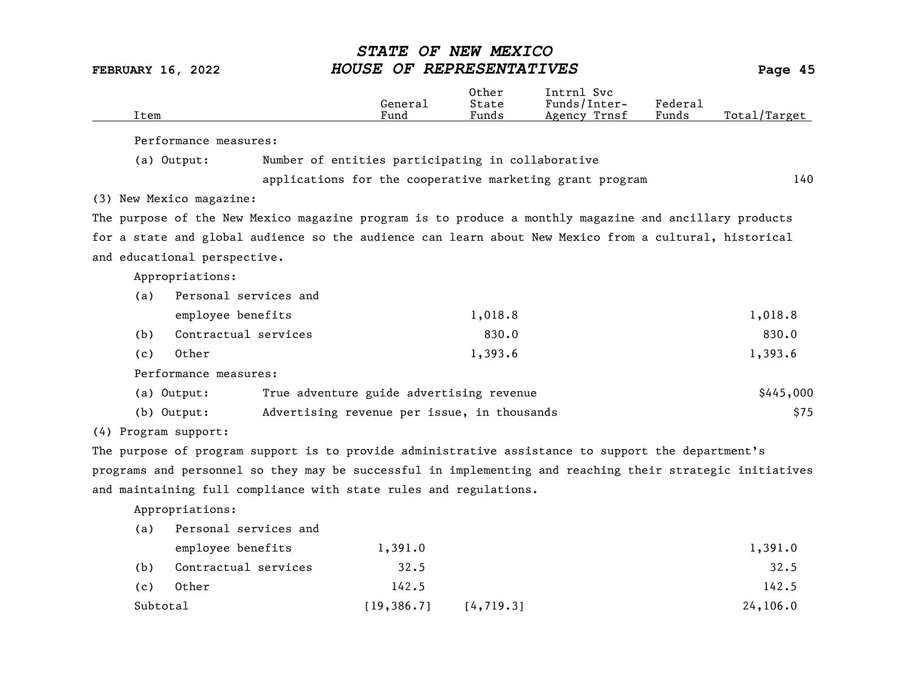| Item | General Fund | Other State Funds | Intrnl Svc Funds/Inter-Agency Trnsf | Federal Funds | Total/Target |
|---|---|---|---|---|---|
| Performance measures: | | | | | |
| (a) Output: Number of entities participating in collaborative applications for the cooperative marketing grant program | | | | | 140 |
| (3) New Mexico magazine: | | | | | |
| The purpose of the New Mexico magazine program is to produce a monthly magazine and ancillary products for a state and global audience so the audience can learn about New Mexico from a cultural, historical and educational perspective. | | | | | |
| Appropriations: | | | | | |
| (a) Personal services and employee benefits | | 1,018.8 | | | 1,018.8 |
| (b) Contractual services | | 830.0 | | | 830.0 |
| (c) Other | | 1,393.6 | | | 1,393.6 |
| Performance measures: | | | | | |
| (a) Output: True adventure guide advertising revenue | | | | | $445,000 |
| (b) Output: Advertising revenue per issue, in thousands | | | | | $75 |
| (4) Program support: | | | | | |
| The purpose of program support is to provide administrative assistance to support the department's programs and personnel so they may be successful in implementing and reaching their strategic initiatives and maintaining full compliance with state rules and regulations. | | | | | |
| Appropriations: | | | | | |
| (a) Personal services and employee benefits | 1,391.0 | | | | 1,391.0 |
| (b) Contractual services | 32.5 | | | | 32.5 |
| (c) Other | 142.5 | | | | 142.5 |
| Subtotal | [19,386.7] | [4,719.3] | | | 24,106.0 |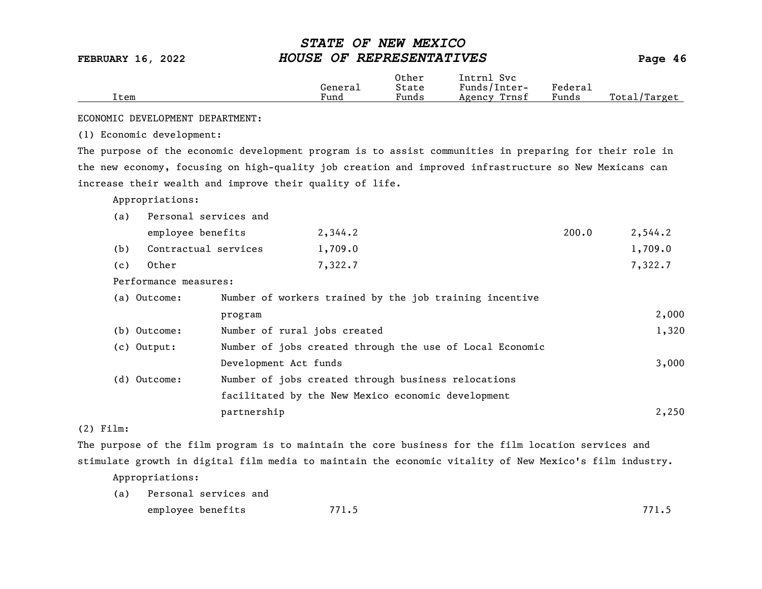| Item | General Fund | Other State Funds | Intrnl Svc Funds/Inter-Agency Trnsf | Federal Funds | Total/Target |
|---|---|---|---|---|---|

ECONOMIC DEVELOPMENT DEPARTMENT:

(1) Economic development:

The purpose of the economic development program is to assist communities in preparing for their role in the new economy, focusing on high-quality job creation and improved infrastructure so New Mexicans can increase their wealth and improve their quality of life.

Appropriations:

| Item | General Fund | Other State Funds | Intrnl Svc Funds/Inter-Agency Trnsf | Federal Funds | Total/Target |
|---|---|---|---|---|---|
| (a) Personal services and employee benefits | 2,344.2 | | | 200.0 | 2,544.2 |
| (b) Contractual services | 1,709.0 | | | | 1,709.0 |
| (c) Other | 7,322.7 | | | | 7,322.7 |

Performance measures:

| Measure | Description | Target |
|---|---|---|
| (a) Outcome: | Number of workers trained by the job training incentive program | 2,000 |
| (b) Outcome: | Number of rural jobs created | 1,320 |
| (c) Output: | Number of jobs created through the use of Local Economic Development Act funds | 3,000 |
| (d) Outcome: | Number of jobs created through business relocations facilitated by the New Mexico economic development partnership | 2,250 |

(2) Film:

The purpose of the film program is to maintain the core business for the film location services and stimulate growth in digital film media to maintain the economic vitality of New Mexico's film industry.

Appropriations:

| Item | General Fund | Other State Funds | Intrnl Svc Funds/Inter-Agency Trnsf | Federal Funds | Total/Target |
|---|---|---|---|---|---|
| (a) Personal services and employee benefits | 771.5 | | | | 771.5 |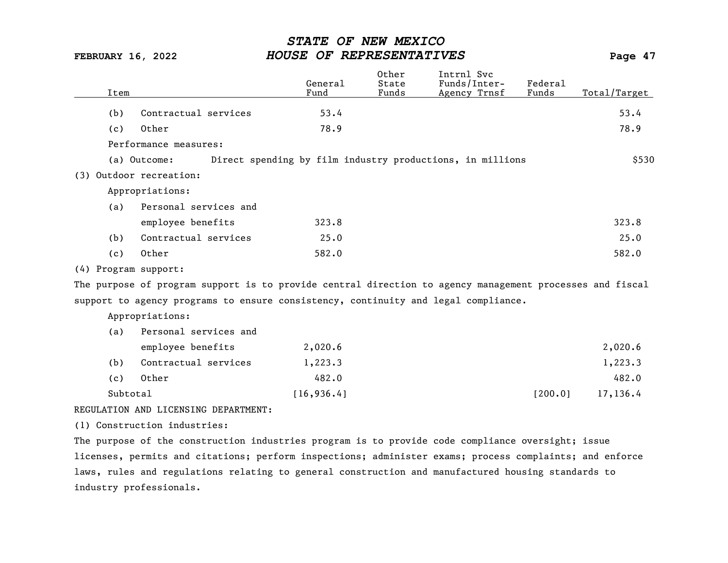| Item | General Fund | Other State Funds | Intrnl Svc Funds/Inter-Agency Trnsf | Federal Funds | Total/Target |
|---|---|---|---|---|---|
| (b) Contractual services | 53.4 | | | | 53.4 |
| (c) Other | 78.9 | | | | 78.9 |
| Performance measures: | | | | | |
| (a) Outcome: Direct spending by film industry productions, in millions | | | | | $530 |
| (3) Outdoor recreation: | | | | | |
| Appropriations: | | | | | |
| (a) Personal services and employee benefits | 323.8 | | | | 323.8 |
| (b) Contractual services | 25.0 | | | | 25.0 |
| (c) Other | 582.0 | | | | 582.0 |

(4) Program support:

The purpose of program support is to provide central direction to agency management processes and fiscal support to agency programs to ensure consistency, continuity and legal compliance.

| Item | General Fund | Other State Funds | Intrnl Svc Funds/Inter-Agency Trnsf | Federal Funds | Total/Target |
|---|---|---|---|---|---|
| Appropriations: | | | | | |
| (a) Personal services and employee benefits | 2,020.6 | | | | 2,020.6 |
| (b) Contractual services | 1,223.3 | | | | 1,223.3 |
| (c) Other | 482.0 | | | | 482.0 |
| Subtotal | [16,936.4] | | | [200.0] | 17,136.4 |

REGULATION AND LICENSING DEPARTMENT:

(1) Construction industries:

The purpose of the construction industries program is to provide code compliance oversight; issue licenses, permits and citations; perform inspections; administer exams; process complaints; and enforce laws, rules and regulations relating to general construction and manufactured housing standards to industry professionals.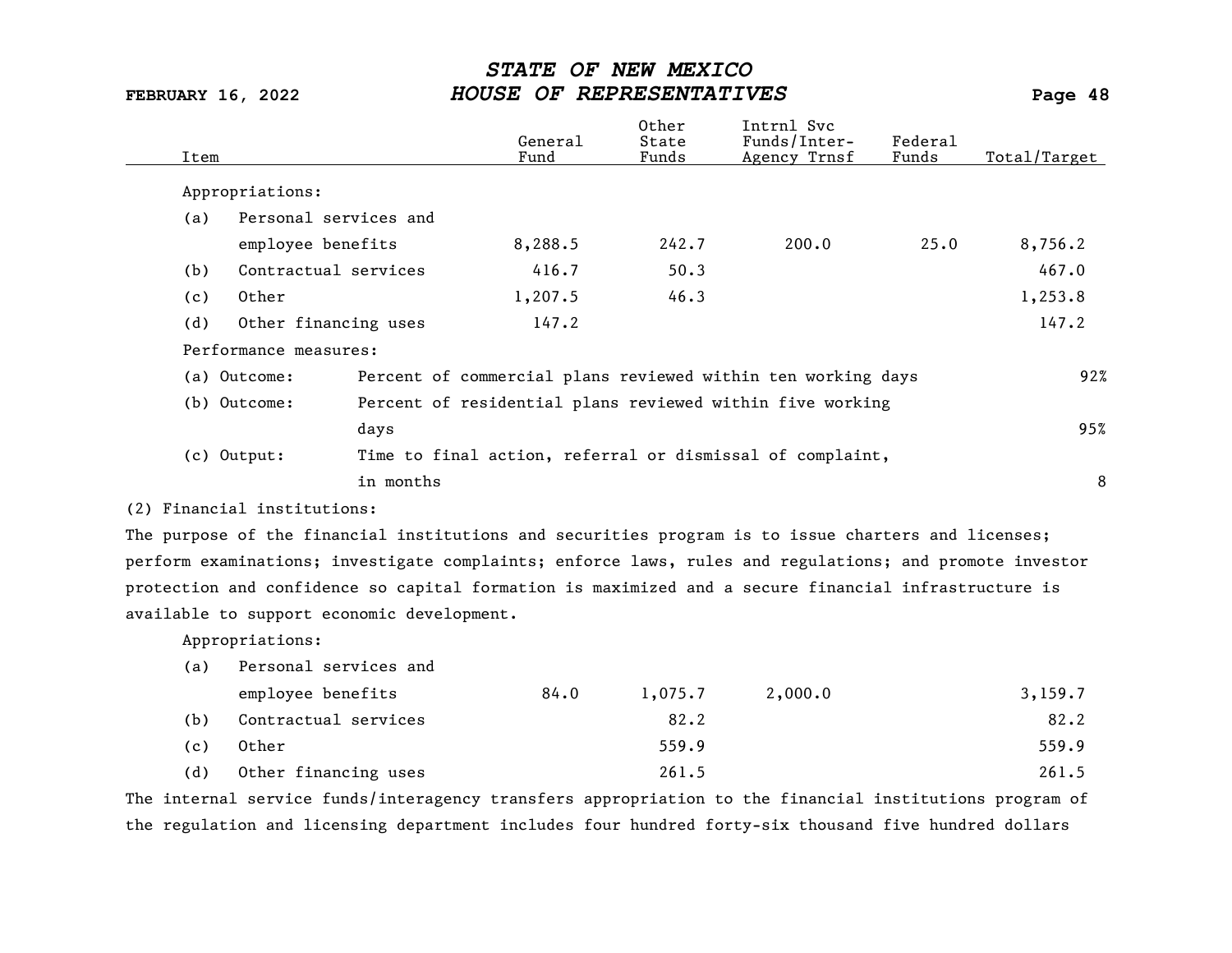| Item | General Fund | Other State Funds | Intrnl Svc Funds/Inter-Agency Trnsf | Federal Funds | Total/Target |
|---|---|---|---|---|---|
| Appropriations: | | | | | |
| (a) Personal services and employee benefits | 8,288.5 | 242.7 | 200.0 | 25.0 | 8,756.2 |
| (b) Contractual services | 416.7 | 50.3 | | | 467.0 |
| (c) Other | 1,207.5 | 46.3 | | | 1,253.8 |
| (d) Other financing uses | 147.2 | | | | 147.2 |

Performance measures:

| | | |
|---|---|---|
| (a) Outcome: | Percent of commercial plans reviewed within ten working days | 92% |
| (b) Outcome: | Percent of residential plans reviewed within five working days | 95% |
| (c) Output: | Time to final action, referral or dismissal of complaint, in months | 8 |

(2) Financial institutions:

The purpose of the financial institutions and securities program is to issue charters and licenses; perform examinations; investigate complaints; enforce laws, rules and regulations; and promote investor protection and confidence so capital formation is maximized and a secure financial infrastructure is available to support economic development.

| Item | General Fund | Other State Funds | Intrnl Svc Funds/Inter-Agency Trnsf | Federal Funds | Total/Target |
|---|---|---|---|---|---|
| Appropriations: | | | | | |
| (a) Personal services and employee benefits | 84.0 | 1,075.7 | 2,000.0 | | 3,159.7 |
| (b) Contractual services | | 82.2 | | | 82.2 |
| (c) Other | | 559.9 | | | 559.9 |
| (d) Other financing uses | | 261.5 | | | 261.5 |

The internal service funds/interagency transfers appropriation to the financial institutions program of the regulation and licensing department includes four hundred forty-six thousand five hundred dollars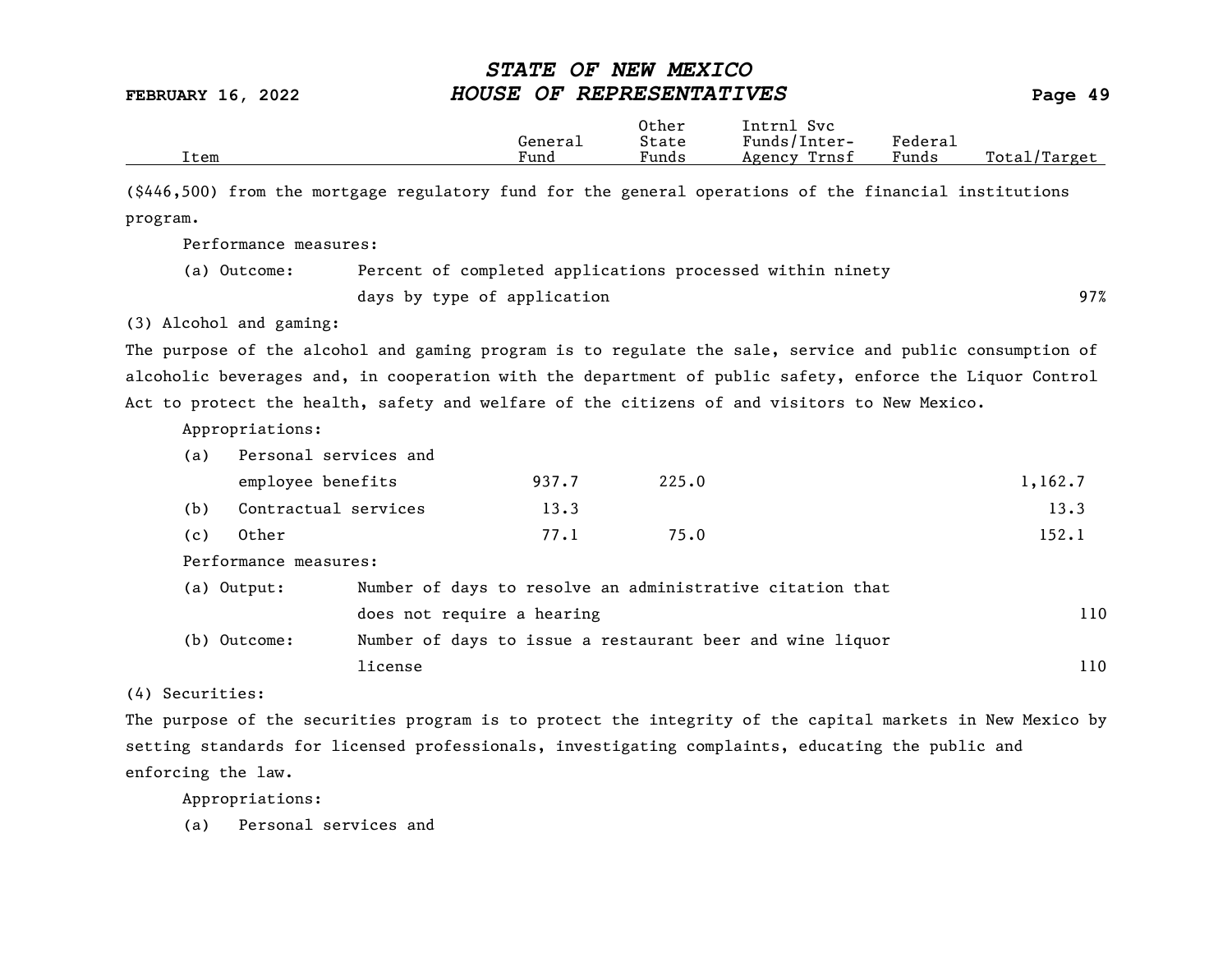| Item | General Fund | Other State Funds | Intrnl Svc Funds/Inter-Agency Trnsf | Federal Funds | Total/Target |
|---|---|---|---|---|---|

($446,500) from the mortgage regulatory fund for the general operations of the financial institutions program.

Performance measures:

| | | Total/Target |
|---|---|---|
| (a) Outcome: | Percent of completed applications processed within ninety days by type of application | 97% |

(3) Alcohol and gaming:

The purpose of the alcohol and gaming program is to regulate the sale, service and public consumption of alcoholic beverages and, in cooperation with the department of public safety, enforce the Liquor Control Act to protect the health, safety and welfare of the citizens of and visitors to New Mexico.

Appropriations:

| Item | General Fund | Other State Funds | Intrnl Svc Funds/Inter-Agency Trnsf | Federal Funds | Total/Target |
|---|---|---|---|---|---|
| (a) Personal services and employee benefits | 937.7 | 225.0 | | | 1,162.7 |
| (b) Contractual services | 13.3 | | | | 13.3 |
| (c) Other | 77.1 | 75.0 | | | 152.1 |

Performance measures:

| | | Total/Target |
|---|---|---|
| (a) Output: | Number of days to resolve an administrative citation that does not require a hearing | 110 |
| (b) Outcome: | Number of days to issue a restaurant beer and wine liquor license | 110 |

(4) Securities:

The purpose of the securities program is to protect the integrity of the capital markets in New Mexico by setting standards for licensed professionals, investigating complaints, educating the public and enforcing the law.

Appropriations:

(a) Personal services and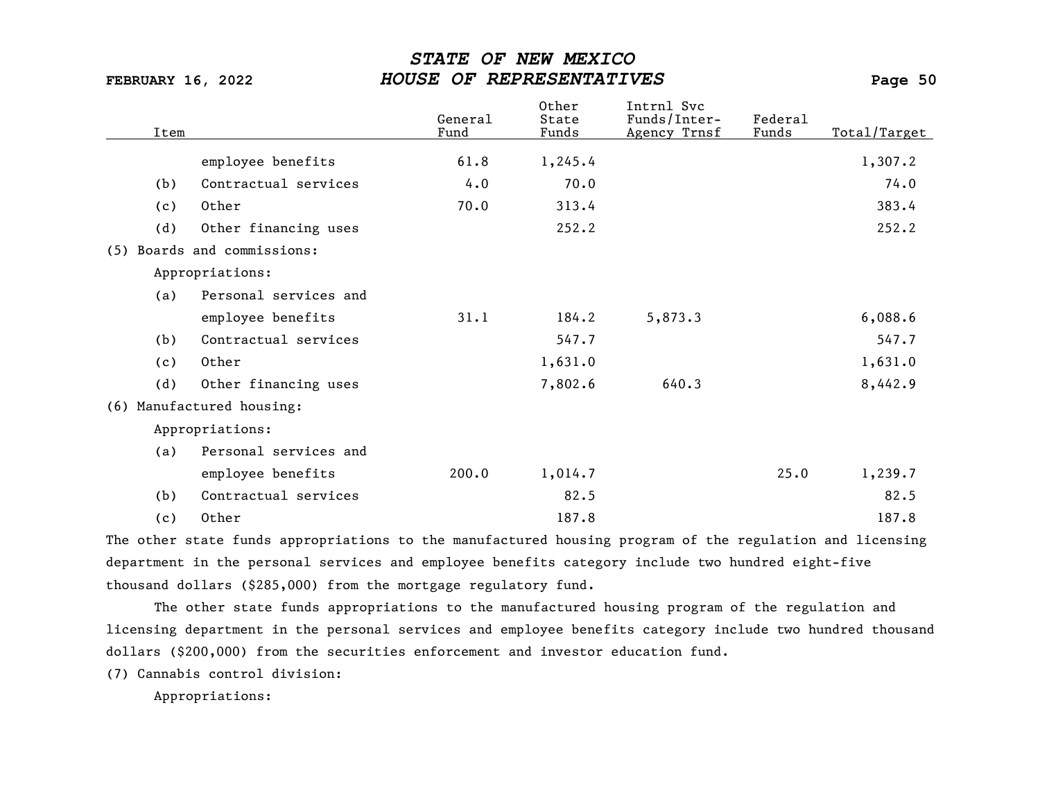| Item | General Fund | Other State Funds | Intrnl Svc Funds/Inter-Agency Trnsf | Federal Funds | Total/Target |
|---|---|---|---|---|---|
| employee benefits | 61.8 | 1,245.4 | | | 1,307.2 |
| (b) Contractual services | 4.0 | 70.0 | | | 74.0 |
| (c) Other | 70.0 | 313.4 | | | 383.4 |
| (d) Other financing uses | | 252.2 | | | 252.2 |
| (5) Boards and commissions: | | | | | |
| Appropriations: | | | | | |
| (a) Personal services and employee benefits | 31.1 | 184.2 | 5,873.3 | | 6,088.6 |
| (b) Contractual services | | 547.7 | | | 547.7 |
| (c) Other | | 1,631.0 | | | 1,631.0 |
| (d) Other financing uses | | 7,802.6 | 640.3 | | 8,442.9 |
| (6) Manufactured housing: | | | | | |
| Appropriations: | | | | | |
| (a) Personal services and employee benefits | 200.0 | 1,014.7 | | 25.0 | 1,239.7 |
| (b) Contractual services | | 82.5 | | | 82.5 |
| (c) Other | | 187.8 | | | 187.8 |

The other state funds appropriations to the manufactured housing program of the regulation and licensing department in the personal services and employee benefits category include two hundred eight-five thousand dollars ($285,000) from the mortgage regulatory fund.

The other state funds appropriations to the manufactured housing program of the regulation and licensing department in the personal services and employee benefits category include two hundred thousand dollars ($200,000) from the securities enforcement and investor education fund.

(7) Cannabis control division:

Appropriations: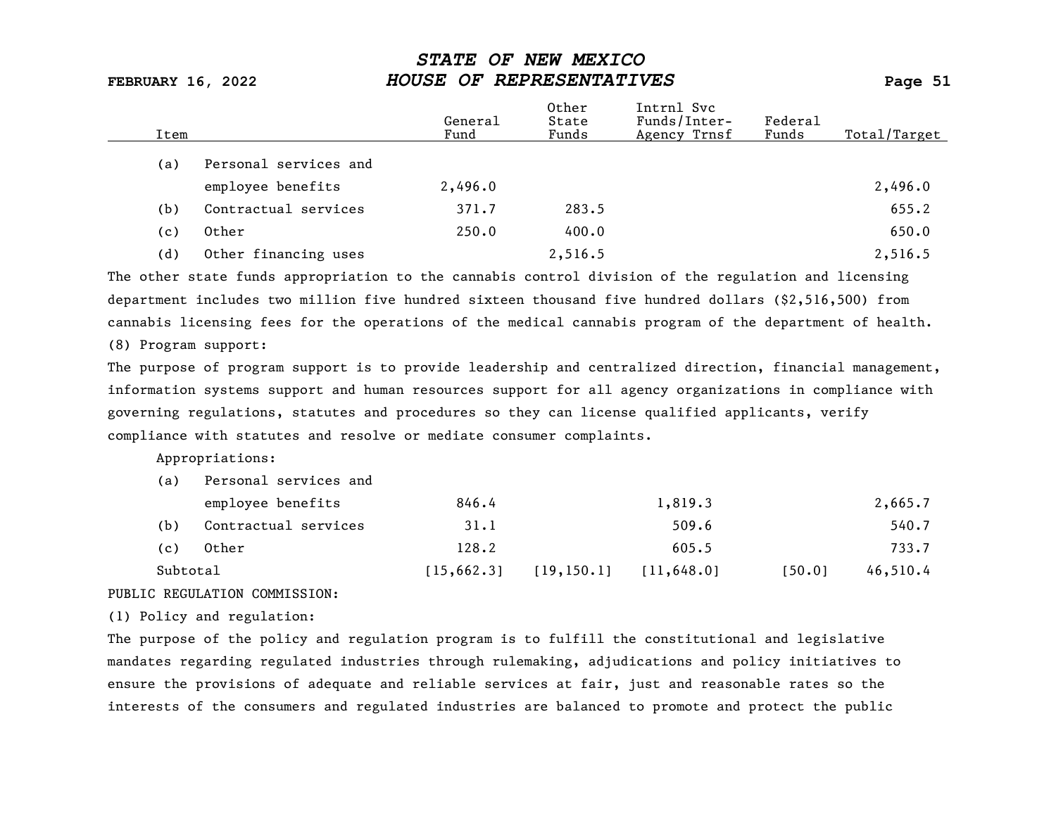| Item | General Fund | Other State Funds | Intrnl Svc Funds/Inter-Agency Trnsf | Federal Funds | Total/Target |
|---|---|---|---|---|---|
| (a) Personal services and employee benefits | 2,496.0 | | | | 2,496.0 |
| (b) Contractual services | 371.7 | 283.5 | | | 655.2 |
| (c) Other | 250.0 | 400.0 | | | 650.0 |
| (d) Other financing uses | | 2,516.5 | | | 2,516.5 |

The other state funds appropriation to the cannabis control division of the regulation and licensing department includes two million five hundred sixteen thousand five hundred dollars ($2,516,500) from cannabis licensing fees for the operations of the medical cannabis program of the department of health.

(8) Program support:

The purpose of program support is to provide leadership and centralized direction, financial management, information systems support and human resources support for all agency organizations in compliance with governing regulations, statutes and procedures so they can license qualified applicants, verify compliance with statutes and resolve or mediate consumer complaints.

Appropriations:

| Item | General Fund | Other State Funds | Intrnl Svc Funds/Inter-Agency Trnsf | Federal Funds | Total/Target |
|---|---|---|---|---|---|
| (a) Personal services and employee benefits | 846.4 | | 1,819.3 | | 2,665.7 |
| (b) Contractual services | 31.1 | | 509.6 | | 540.7 |
| (c) Other | 128.2 | | 605.5 | | 733.7 |
| Subtotal | [15,662.3] | [19,150.1] | [11,648.0] | [50.0] | 46,510.4 |

PUBLIC REGULATION COMMISSION:

(1) Policy and regulation:

The purpose of the policy and regulation program is to fulfill the constitutional and legislative mandates regarding regulated industries through rulemaking, adjudications and policy initiatives to ensure the provisions of adequate and reliable services at fair, just and reasonable rates so the interests of the consumers and regulated industries are balanced to promote and protect the public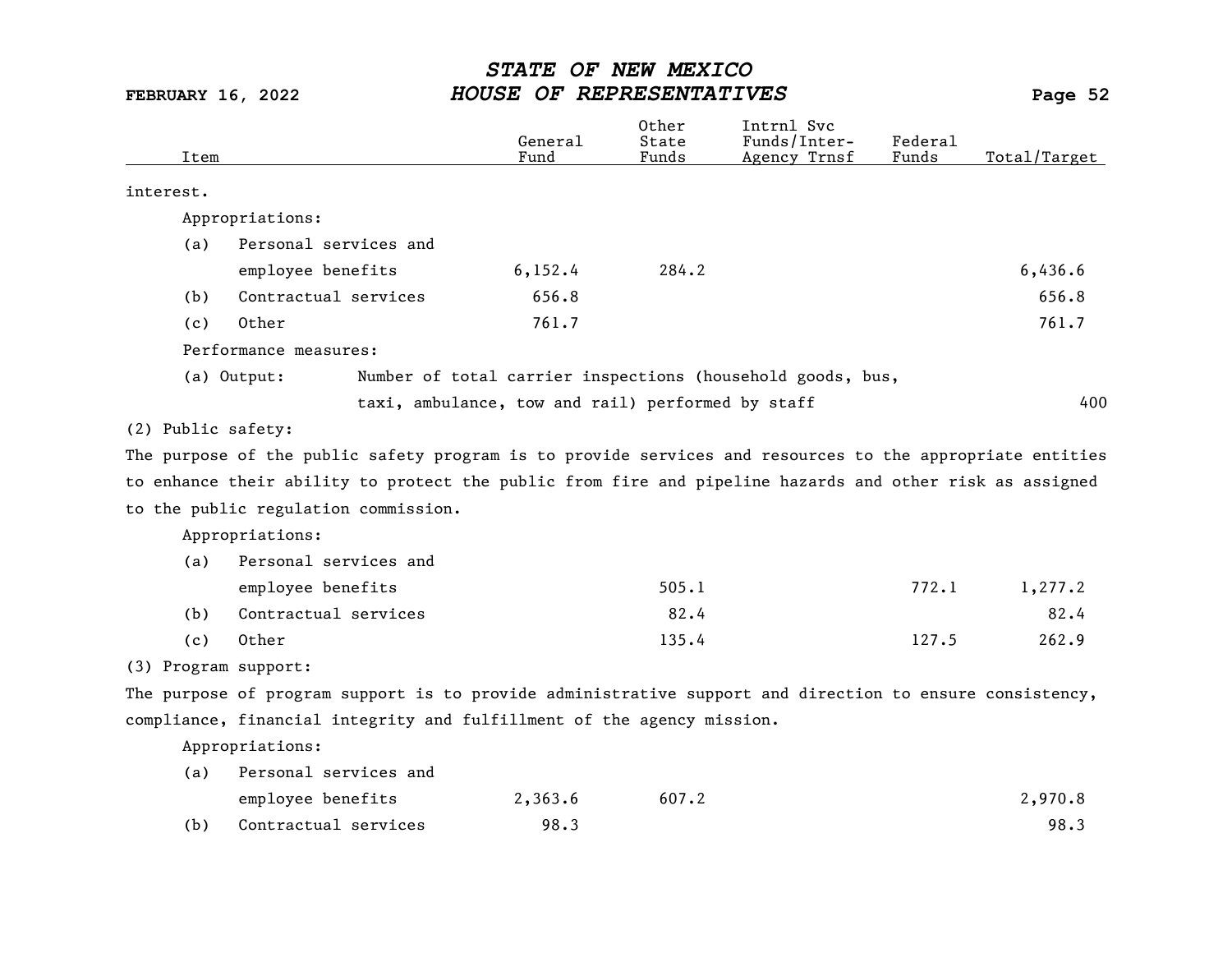| Item | General Fund | Other State Funds | Intrnl Svc Funds/Inter-Agency Trnsf | Federal Funds | Total/Target |
|---|---|---|---|---|---|

interest.

Appropriations:

| Item | General Fund | Other State Funds | Intrnl Svc Funds/Inter-Agency Trnsf | Federal Funds | Total/Target |
|---|---|---|---|---|---|
| (a) Personal services and employee benefits | 6,152.4 | 284.2 | | | 6,436.6 |
| (b) Contractual services | 656.8 | | | | 656.8 |
| (c) Other | 761.7 | | | | 761.7 |

Performance measures:

(a) Output: Number of total carrier inspections (household goods, bus, taxi, ambulance, tow and rail) performed by staff — 400

(2) Public safety:

The purpose of the public safety program is to provide services and resources to the appropriate entities to enhance their ability to protect the public from fire and pipeline hazards and other risk as assigned to the public regulation commission.

Appropriations:

| Item | General Fund | Other State Funds | Intrnl Svc Funds/Inter-Agency Trnsf | Federal Funds | Total/Target |
|---|---|---|---|---|---|
| (a) Personal services and employee benefits | | 505.1 | | 772.1 | 1,277.2 |
| (b) Contractual services | | 82.4 | | | 82.4 |
| (c) Other | | 135.4 | | 127.5 | 262.9 |

(3) Program support:

The purpose of program support is to provide administrative support and direction to ensure consistency, compliance, financial integrity and fulfillment of the agency mission.

Appropriations:

| Item | General Fund | Other State Funds | Intrnl Svc Funds/Inter-Agency Trnsf | Federal Funds | Total/Target |
|---|---|---|---|---|---|
| (a) Personal services and employee benefits | 2,363.6 | 607.2 | | | 2,970.8 |
| (b) Contractual services | 98.3 | | | | 98.3 |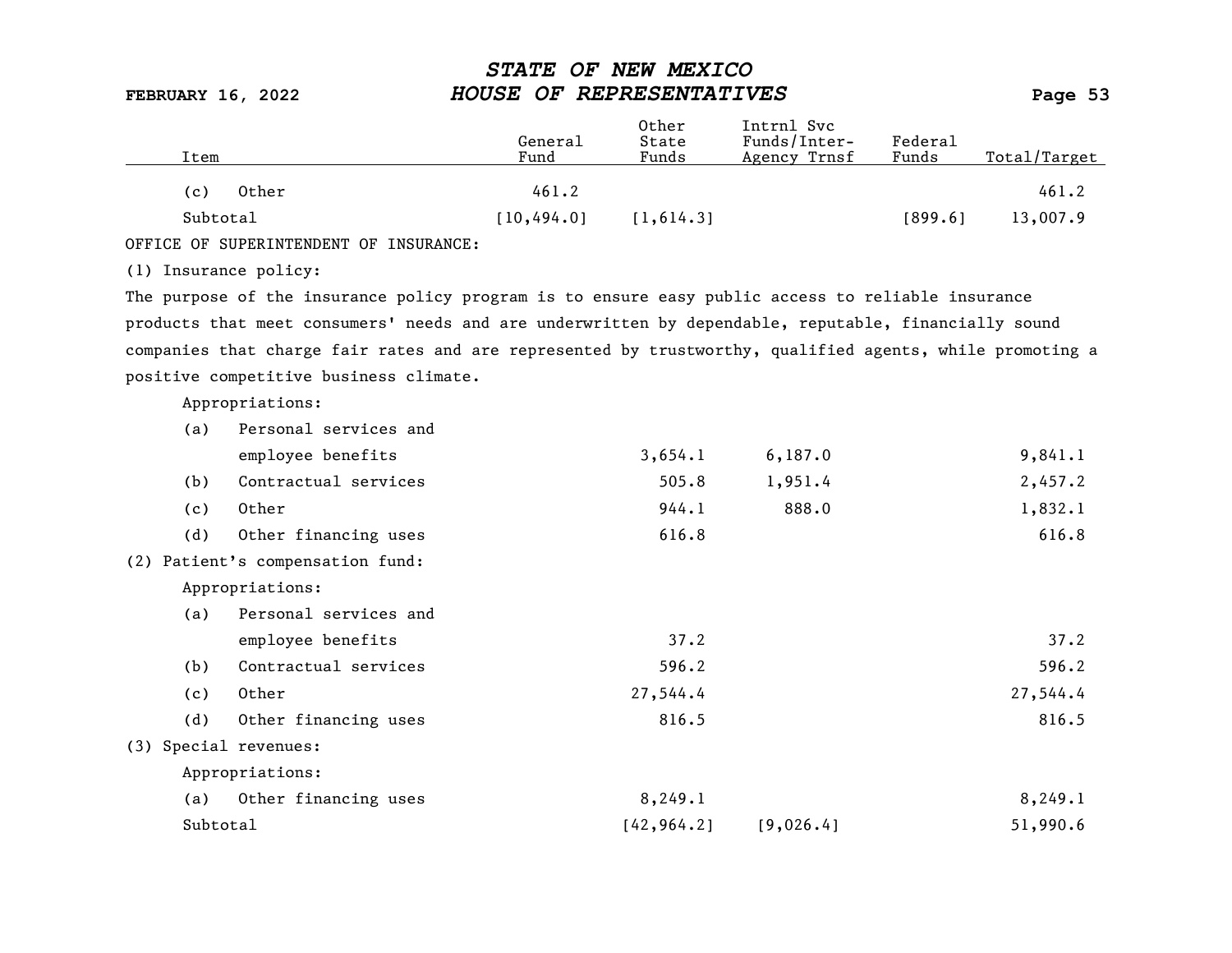| Item | General Fund | Other State Funds | Intrnl Svc Funds/Inter-Agency Trnsf | Federal Funds | Total/Target |
|---|---|---|---|---|---|
| (c) Other | 461.2 | | | | 461.2 |
| Subtotal | [10,494.0] | [1,614.3] | | [899.6] | 13,007.9 |

OFFICE OF SUPERINTENDENT OF INSURANCE:

(1) Insurance policy:

The purpose of the insurance policy program is to ensure easy public access to reliable insurance products that meet consumers' needs and are underwritten by dependable, reputable, financially sound companies that charge fair rates and are represented by trustworthy, qualified agents, while promoting a positive competitive business climate.

| Item | General Fund | Other State Funds | Intrnl Svc Funds/Inter-Agency Trnsf | Federal Funds | Total/Target |
|---|---|---|---|---|---|
| Appropriations: | | | | | |
| (a) Personal services and employee benefits | | 3,654.1 | 6,187.0 | | 9,841.1 |
| (b) Contractual services | | 505.8 | 1,951.4 | | 2,457.2 |
| (c) Other | | 944.1 | 888.0 | | 1,832.1 |
| (d) Other financing uses | | 616.8 | | | 616.8 |
| (2) Patient's compensation fund: | | | | | |
| Appropriations: | | | | | |
| (a) Personal services and employee benefits | | 37.2 | | | 37.2 |
| (b) Contractual services | | 596.2 | | | 596.2 |
| (c) Other | | 27,544.4 | | | 27,544.4 |
| (d) Other financing uses | | 816.5 | | | 816.5 |
| (3) Special revenues: | | | | | |
| Appropriations: | | | | | |
| (a) Other financing uses | | 8,249.1 | | | 8,249.1 |
| Subtotal | | [42,964.2] | [9,026.4] | | 51,990.6 |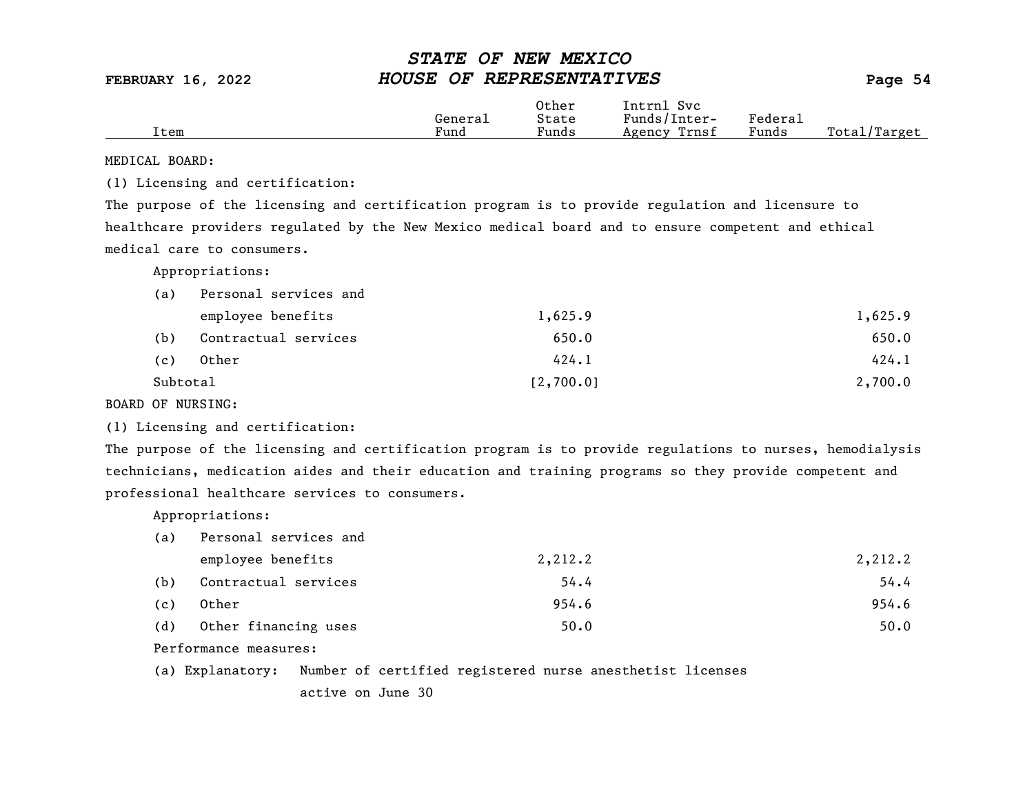| Item | General Fund | Other State Funds | Intrnl Svc Funds/Inter-Agency Trnsf | Federal Funds | Total/Target |
|---|---|---|---|---|---|

MEDICAL BOARD:

(1) Licensing and certification:

The purpose of the licensing and certification program is to provide regulation and licensure to healthcare providers regulated by the New Mexico medical board and to ensure competent and ethical medical care to consumers.

Appropriations:

| Item | General Fund | Other State Funds | Intrnl Svc Funds/Inter-Agency Trnsf | Federal Funds | Total/Target |
|---|---|---|---|---|---|
| (a) Personal services and employee benefits | | 1,625.9 | | | 1,625.9 |
| (b) Contractual services | | 650.0 | | | 650.0 |
| (c) Other | | 424.1 | | | 424.1 |
| Subtotal | | [2,700.0] | | | 2,700.0 |

BOARD OF NURSING:

(1) Licensing and certification:

The purpose of the licensing and certification program is to provide regulations to nurses, hemodialysis technicians, medication aides and their education and training programs so they provide competent and professional healthcare services to consumers.

Appropriations:

| Item | General Fund | Other State Funds | Intrnl Svc Funds/Inter-Agency Trnsf | Federal Funds | Total/Target |
|---|---|---|---|---|---|
| (a) Personal services and employee benefits | | 2,212.2 | | | 2,212.2 |
| (b) Contractual services | | 54.4 | | | 54.4 |
| (c) Other | | 954.6 | | | 954.6 |
| (d) Other financing uses | | 50.0 | | | 50.0 |

Performance measures:

(a) Explanatory: Number of certified registered nurse anesthetist licenses active on June 30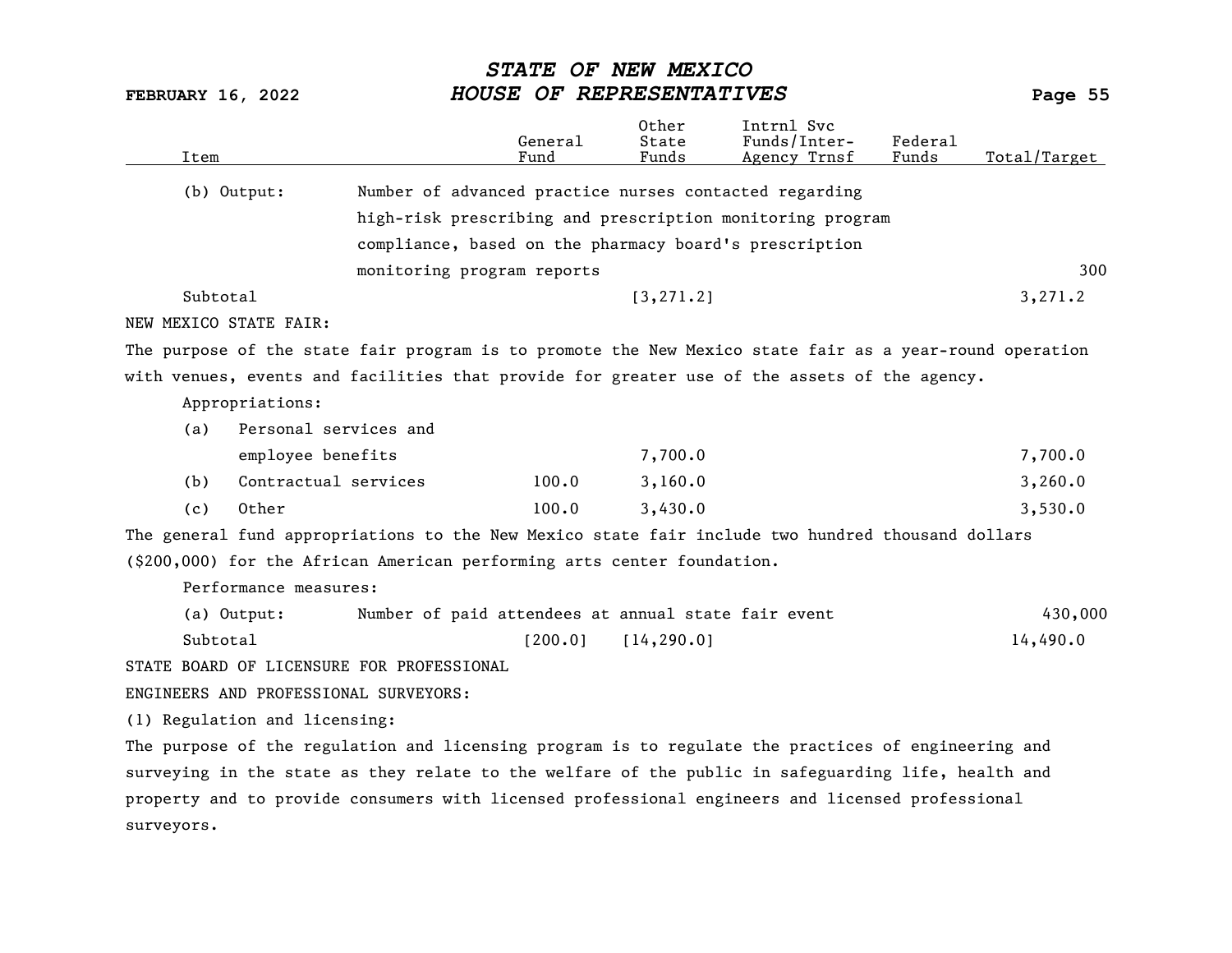| Item | | General Fund | Other State Funds | Intrnl Svc Funds/Inter-Agency Trnsf | Federal Funds | Total/Target |
|---|---|---|---|---|---|---|
| (b) Output: | Number of advanced practice nurses contacted regarding high-risk prescribing and prescription monitoring program compliance, based on the pharmacy board's prescription monitoring program reports | | | | | 300 |
| Subtotal | | | [3,271.2] | | | 3,271.2 |

NEW MEXICO STATE FAIR:

The purpose of the state fair program is to promote the New Mexico state fair as a year-round operation with venues, events and facilities that provide for greater use of the assets of the agency.

Appropriations:

| Item | General Fund | Other State Funds | Intrnl Svc Funds/Inter-Agency Trnsf | Federal Funds | Total/Target |
|---|---|---|---|---|---|
| (a) Personal services and employee benefits | | 7,700.0 | | | 7,700.0 |
| (b) Contractual services | 100.0 | 3,160.0 | | | 3,260.0 |
| (c) Other | 100.0 | 3,430.0 | | | 3,530.0 |

The general fund appropriations to the New Mexico state fair include two hundred thousand dollars ($200,000) for the African American performing arts center foundation.

Performance measures:

| Item | | General Fund | Other State Funds | Intrnl Svc Funds/Inter-Agency Trnsf | Federal Funds | Total/Target |
|---|---|---|---|---|---|---|
| (a) Output: | Number of paid attendees at annual state fair event | | | | | 430,000 |
| Subtotal | | [200.0] | [14,290.0] | | | 14,490.0 |

STATE BOARD OF LICENSURE FOR PROFESSIONAL ENGINEERS AND PROFESSIONAL SURVEYORS:

(1) Regulation and licensing:

The purpose of the regulation and licensing program is to regulate the practices of engineering and surveying in the state as they relate to the welfare of the public in safeguarding life, health and property and to provide consumers with licensed professional engineers and licensed professional surveyors.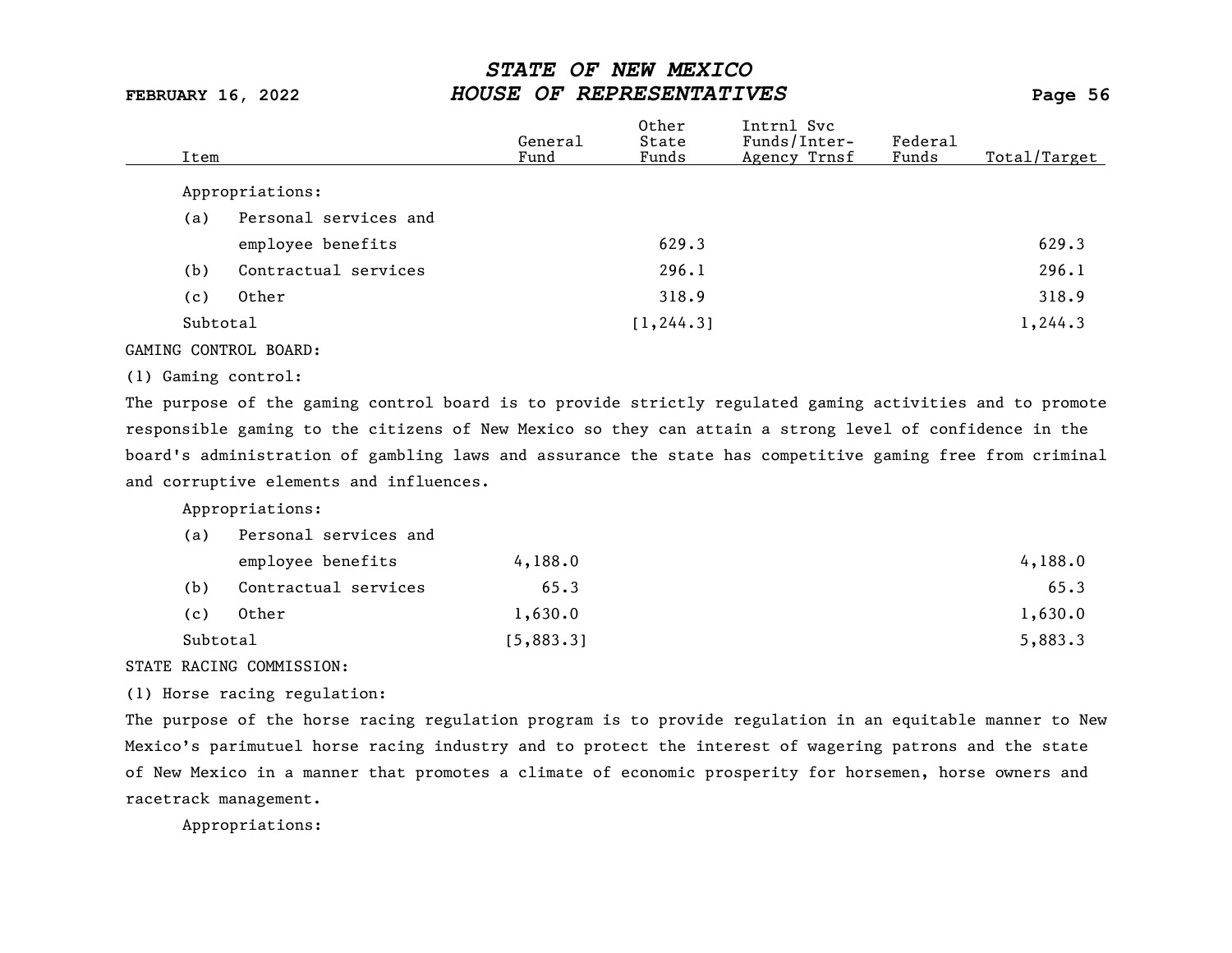| Item | General Fund | Other State Funds | Intrnl Svc Funds/Inter-Agency Trnsf | Federal Funds | Total/Target |
|---|---|---|---|---|---|
| Appropriations: | | | | | |
| (a) Personal services and employee benefits | | 629.3 | | | 629.3 |
| (b) Contractual services | | 296.1 | | | 296.1 |
| (c) Other | | 318.9 | | | 318.9 |
| Subtotal | | [1,244.3] | | | 1,244.3 |

GAMING CONTROL BOARD:

(1) Gaming control:

The purpose of the gaming control board is to provide strictly regulated gaming activities and to promote responsible gaming to the citizens of New Mexico so they can attain a strong level of confidence in the board's administration of gambling laws and assurance the state has competitive gaming free from criminal and corruptive elements and influences.

| Item | General Fund | Other State Funds | Intrnl Svc Funds/Inter-Agency Trnsf | Federal Funds | Total/Target |
|---|---|---|---|---|---|
| Appropriations: | | | | | |
| (a) Personal services and employee benefits | 4,188.0 | | | | 4,188.0 |
| (b) Contractual services | 65.3 | | | | 65.3 |
| (c) Other | 1,630.0 | | | | 1,630.0 |
| Subtotal | [5,883.3] | | | | 5,883.3 |

STATE RACING COMMISSION:

(1) Horse racing regulation:

The purpose of the horse racing regulation program is to provide regulation in an equitable manner to New Mexico's parimutuel horse racing industry and to protect the interest of wagering patrons and the state of New Mexico in a manner that promotes a climate of economic prosperity for horsemen, horse owners and racetrack management.

Appropriations: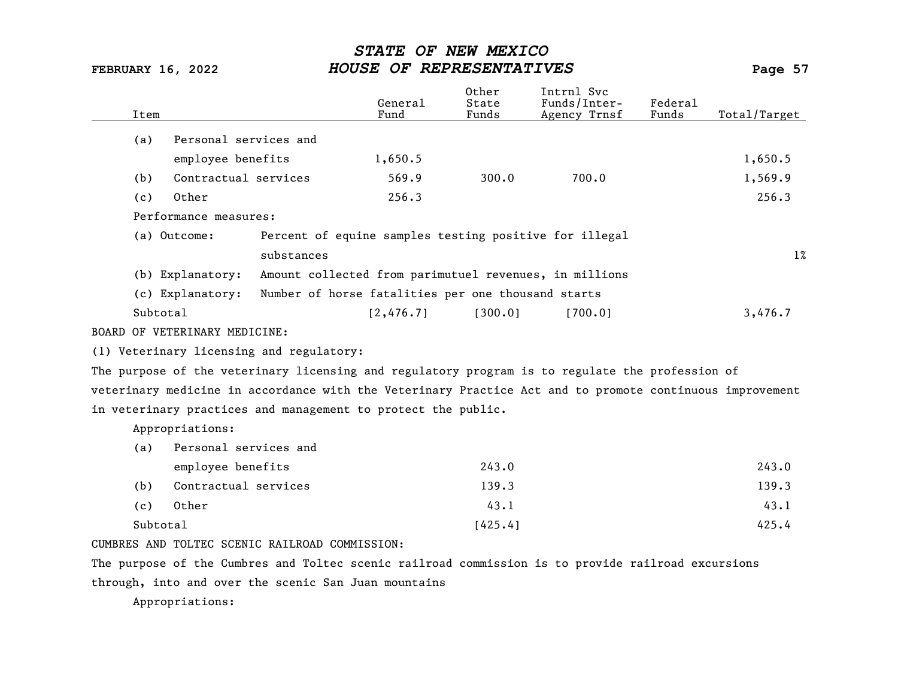| Item | General Fund | Other State Funds | Intrnl Svc Funds/Inter-Agency Trnsf | Federal Funds | Total/Target |
|---|---|---|---|---|---|
| (a) Personal services and employee benefits | 1,650.5 | | | | 1,650.5 |
| (b) Contractual services | 569.9 | 300.0 | 700.0 | | 1,569.9 |
| (c) Other | 256.3 | | | | 256.3 |
| Performance measures: | | | | | |
| (a) Outcome: Percent of equine samples testing positive for illegal substances | | | | | 1% |
| (b) Explanatory: Amount collected from parimutuel revenues, in millions | | | | | |
| (c) Explanatory: Number of horse fatalities per one thousand starts | | | | | |
| Subtotal | [2,476.7] | [300.0] | [700.0] | | 3,476.7 |

BOARD OF VETERINARY MEDICINE:

(1) Veterinary licensing and regulatory:

The purpose of the veterinary licensing and regulatory program is to regulate the profession of veterinary medicine in accordance with the Veterinary Practice Act and to promote continuous improvement in veterinary practices and management to protect the public.

| Item | General Fund | Other State Funds | Intrnl Svc Funds/Inter-Agency Trnsf | Federal Funds | Total/Target |
|---|---|---|---|---|---|
| Appropriations: | | | | | |
| (a) Personal services and employee benefits | | 243.0 | | | 243.0 |
| (b) Contractual services | | 139.3 | | | 139.3 |
| (c) Other | | 43.1 | | | 43.1 |
| Subtotal | | [425.4] | | | 425.4 |

CUMBRES AND TOLTEC SCENIC RAILROAD COMMISSION:

The purpose of the Cumbres and Toltec scenic railroad commission is to provide railroad excursions through, into and over the scenic San Juan mountains

Appropriations: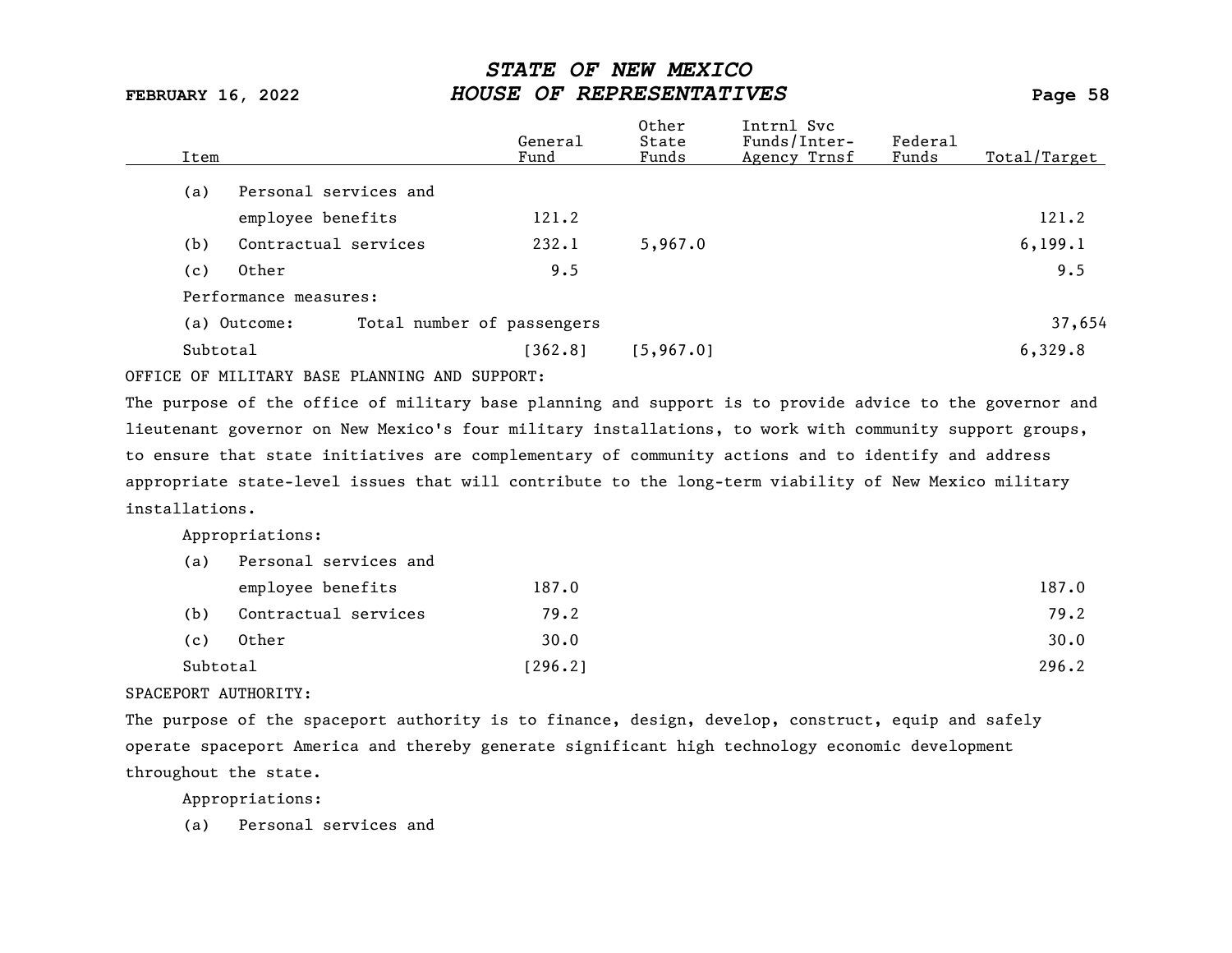| Item | General Fund | Other State Funds | Intrnl Svc Funds/Inter-Agency Trnsf | Federal Funds | Total/Target |
|---|---|---|---|---|---|
| (a) Personal services and employee benefits | 121.2 | | | | 121.2 |
| (b) Contractual services | 232.1 | 5,967.0 | | | 6,199.1 |
| (c) Other | 9.5 | | | | 9.5 |
| Performance measures: | | | | | |
| (a) Outcome: Total number of passengers | | | | | 37,654 |
| Subtotal | [362.8] | [5,967.0] | | | 6,329.8 |

OFFICE OF MILITARY BASE PLANNING AND SUPPORT:

The purpose of the office of military base planning and support is to provide advice to the governor and lieutenant governor on New Mexico's four military installations, to work with community support groups, to ensure that state initiatives are complementary of community actions and to identify and address appropriate state-level issues that will contribute to the long-term viability of New Mexico military installations.

| Item | General Fund | Other State Funds | Intrnl Svc Funds/Inter-Agency Trnsf | Federal Funds | Total/Target |
|---|---|---|---|---|---|
| Appropriations: | | | | | |
| (a) Personal services and employee benefits | 187.0 | | | | 187.0 |
| (b) Contractual services | 79.2 | | | | 79.2 |
| (c) Other | 30.0 | | | | 30.0 |
| Subtotal | [296.2] | | | | 296.2 |

SPACEPORT AUTHORITY:

The purpose of the spaceport authority is to finance, design, develop, construct, equip and safely operate spaceport America and thereby generate significant high technology economic development throughout the state.

Appropriations:

(a) Personal services and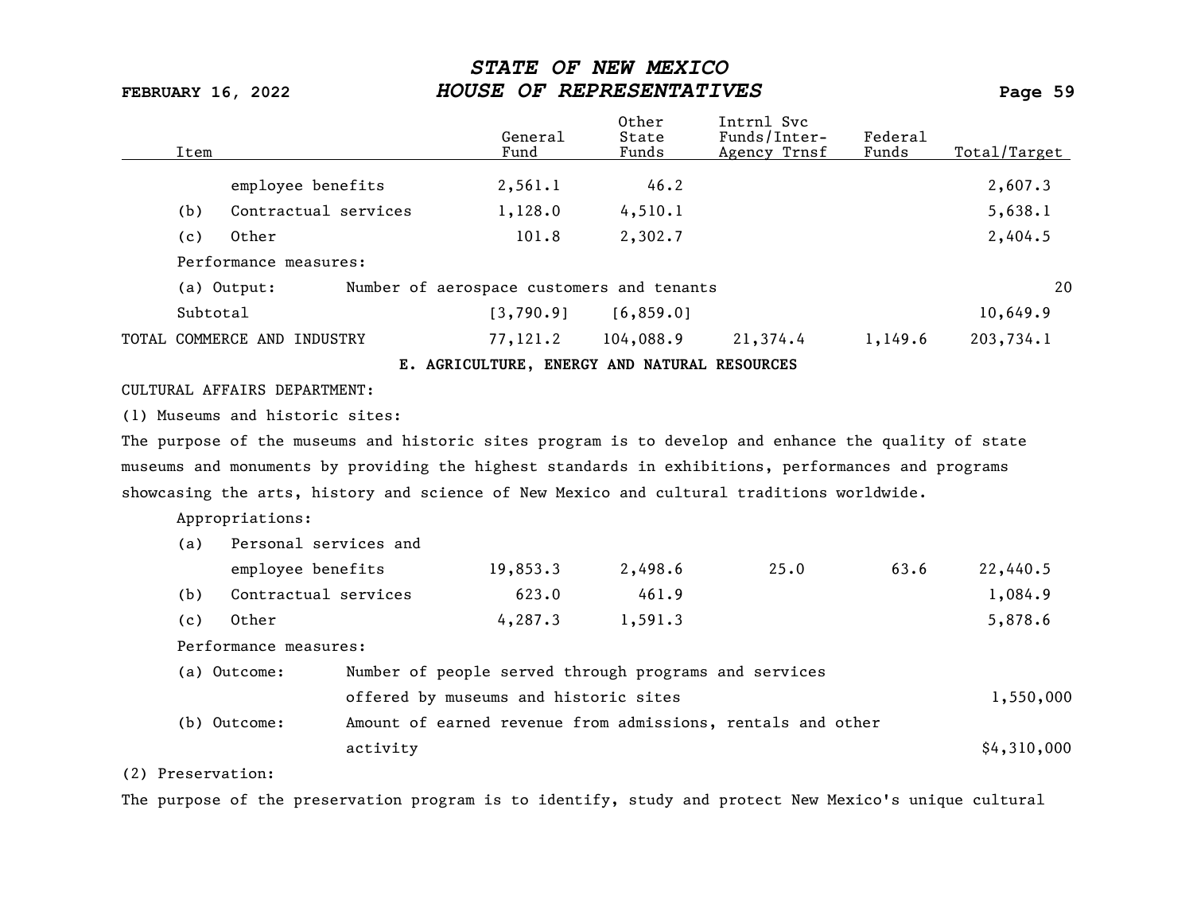| Item | General Fund | Other State Funds | Intrnl Svc Funds/Inter-Agency Trnsf | Federal Funds | Total/Target |
|---|---|---|---|---|---|
| employee benefits | 2,561.1 | 46.2 | | | 2,607.3 |
| (b) Contractual services | 1,128.0 | 4,510.1 | | | 5,638.1 |
| (c) Other | 101.8 | 2,302.7 | | | 2,404.5 |
| Performance measures: | | | | | |
| (a) Output: Number of aerospace customers and tenants | | | | | 20 |
| Subtotal | [3,790.9] | [6,859.0] | | | 10,649.9 |
| TOTAL COMMERCE AND INDUSTRY | 77,121.2 | 104,088.9 | 21,374.4 | 1,149.6 | 203,734.1 |

## E. AGRICULTURE, ENERGY AND NATURAL RESOURCES

CULTURAL AFFAIRS DEPARTMENT:

(1) Museums and historic sites:

The purpose of the museums and historic sites program is to develop and enhance the quality of state museums and monuments by providing the highest standards in exhibitions, performances and programs showcasing the arts, history and science of New Mexico and cultural traditions worldwide.

| Item | General Fund | Other State Funds | Intrnl Svc Funds/Inter-Agency Trnsf | Federal Funds | Total/Target |
|---|---|---|---|---|---|
| Appropriations: | | | | | |
| (a) Personal services and employee benefits | 19,853.3 | 2,498.6 | 25.0 | 63.6 | 22,440.5 |
| (b) Contractual services | 623.0 | 461.9 | | | 1,084.9 |
| (c) Other | 4,287.3 | 1,591.3 | | | 5,878.6 |
| Performance measures: | | | | | |
| (a) Outcome: Number of people served through programs and services offered by museums and historic sites | | | | | 1,550,000 |
| (b) Outcome: Amount of earned revenue from admissions, rentals and other activity | | | | | $4,310,000 |

(2) Preservation:

The purpose of the preservation program is to identify, study and protect New Mexico's unique cultural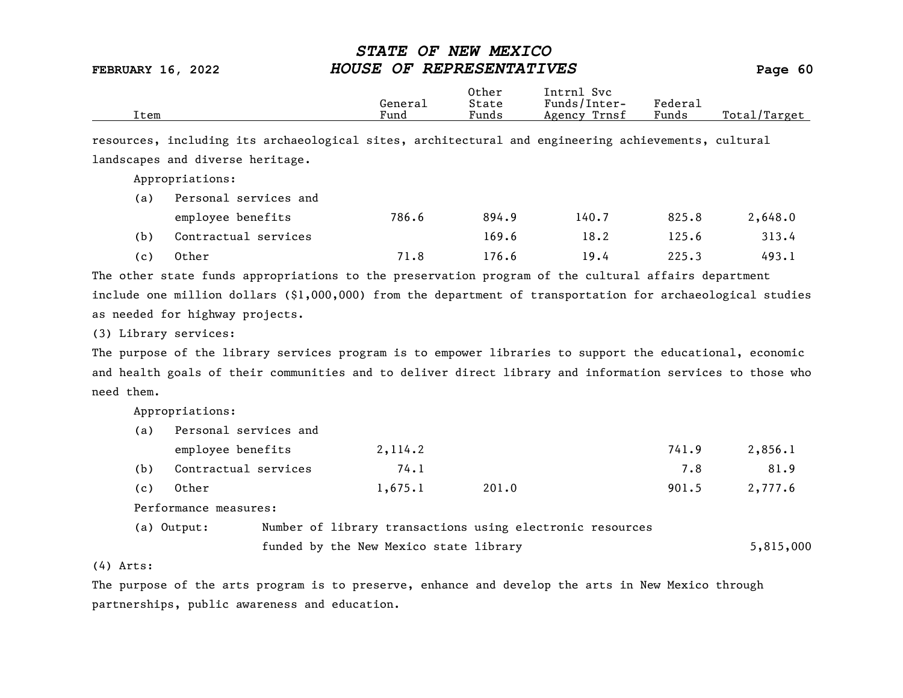resources, including its archaeological sites, architectural and engineering achievements, cultural landscapes and diverse heritage.

Appropriations:

| Item | General Fund | Other State Funds | Intrnl Svc Funds/Inter-Agency Trnsf | Federal Funds | Total/Target |
|---|---|---|---|---|---|
| (a) Personal services and employee benefits | 786.6 | 894.9 | 140.7 | 825.8 | 2,648.0 |
| (b) Contractual services | | 169.6 | 18.2 | 125.6 | 313.4 |
| (c) Other | 71.8 | 176.6 | 19.4 | 225.3 | 493.1 |

The other state funds appropriations to the preservation program of the cultural affairs department include one million dollars ($1,000,000) from the department of transportation for archaeological studies as needed for highway projects.

(3) Library services:

The purpose of the library services program is to empower libraries to support the educational, economic and health goals of their communities and to deliver direct library and information services to those who need them.

Appropriations:

| Item | General Fund | Other State Funds | Intrnl Svc Funds/Inter-Agency Trnsf | Federal Funds | Total/Target |
|---|---|---|---|---|---|
| (a) Personal services and employee benefits | 2,114.2 | | | 741.9 | 2,856.1 |
| (b) Contractual services | 74.1 | | | 7.8 | 81.9 |
| (c) Other | 1,675.1 | 201.0 | | 901.5 | 2,777.6 |

Performance measures:

| Item | Measure | Total/Target |
|---|---|---|
| (a) Output: | Number of library transactions using electronic resources funded by the New Mexico state library | 5,815,000 |

(4) Arts:

The purpose of the arts program is to preserve, enhance and develop the arts in New Mexico through partnerships, public awareness and education.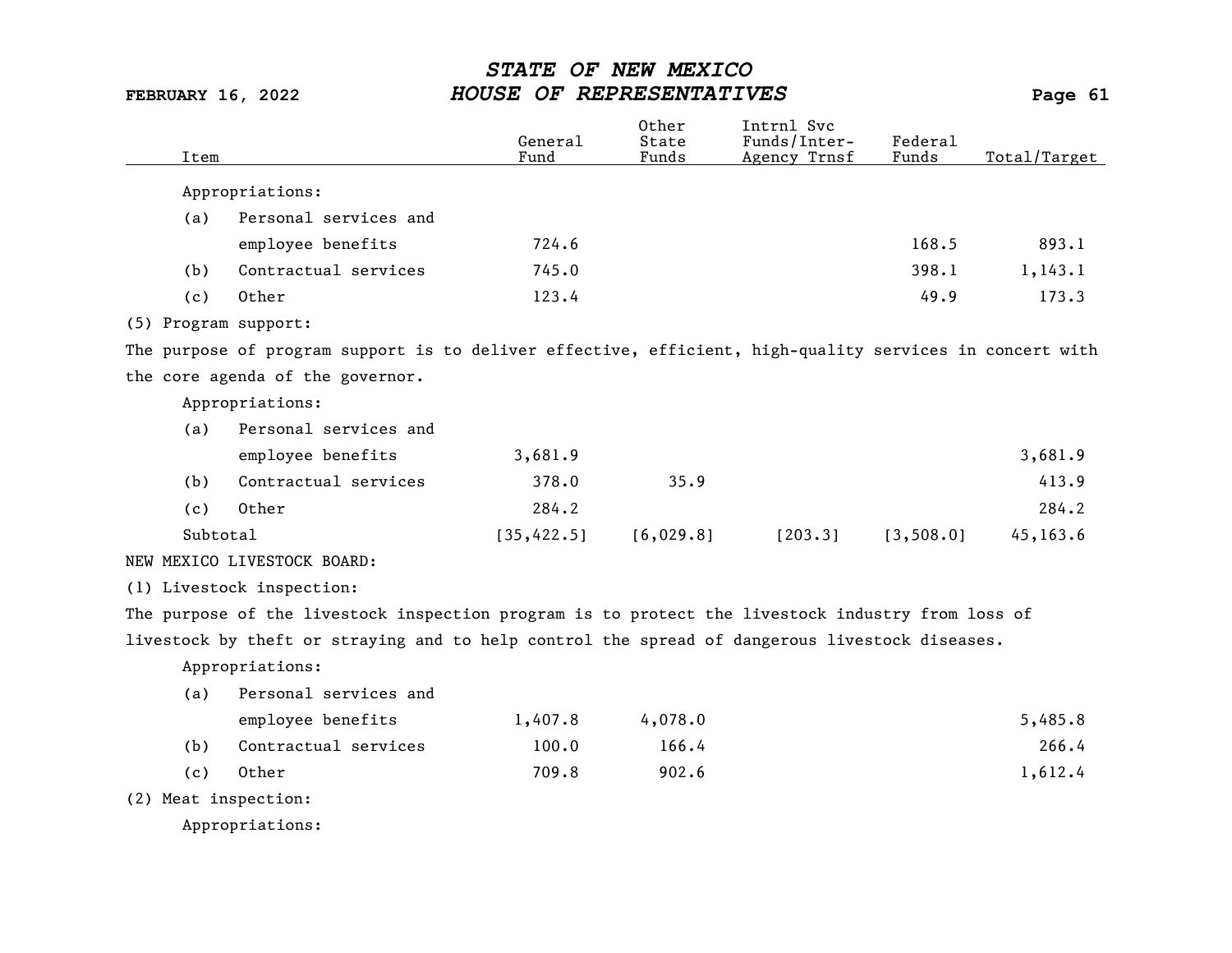| Item | General Fund | Other State Funds | Intrnl Svc Funds/Inter-Agency Trnsf | Federal Funds | Total/Target |
|---|---|---|---|---|---|
| Appropriations: | | | | | |
| (a) Personal services and employee benefits | 724.6 | | | 168.5 | 893.1 |
| (b) Contractual services | 745.0 | | | 398.1 | 1,143.1 |
| (c) Other | 123.4 | | | 49.9 | 173.3 |
| (5) Program support: | | | | | |
| The purpose of program support is to deliver effective, efficient, high-quality services in concert with the core agenda of the governor. | | | | | |
| Appropriations: | | | | | |
| (a) Personal services and employee benefits | 3,681.9 | | | | 3,681.9 |
| (b) Contractual services | 378.0 | 35.9 | | | 413.9 |
| (c) Other | 284.2 | | | | 284.2 |
| Subtotal | [35,422.5] | [6,029.8] | [203.3] | [3,508.0] | 45,163.6 |
| NEW MEXICO LIVESTOCK BOARD: | | | | | |
| (1) Livestock inspection: | | | | | |
| The purpose of the livestock inspection program is to protect the livestock industry from loss of livestock by theft or straying and to help control the spread of dangerous livestock diseases. | | | | | |
| Appropriations: | | | | | |
| (a) Personal services and employee benefits | 1,407.8 | 4,078.0 | | | 5,485.8 |
| (b) Contractual services | 100.0 | 166.4 | | | 266.4 |
| (c) Other | 709.8 | 902.6 | | | 1,612.4 |
| (2) Meat inspection: | | | | | |
| Appropriations: | | | | | |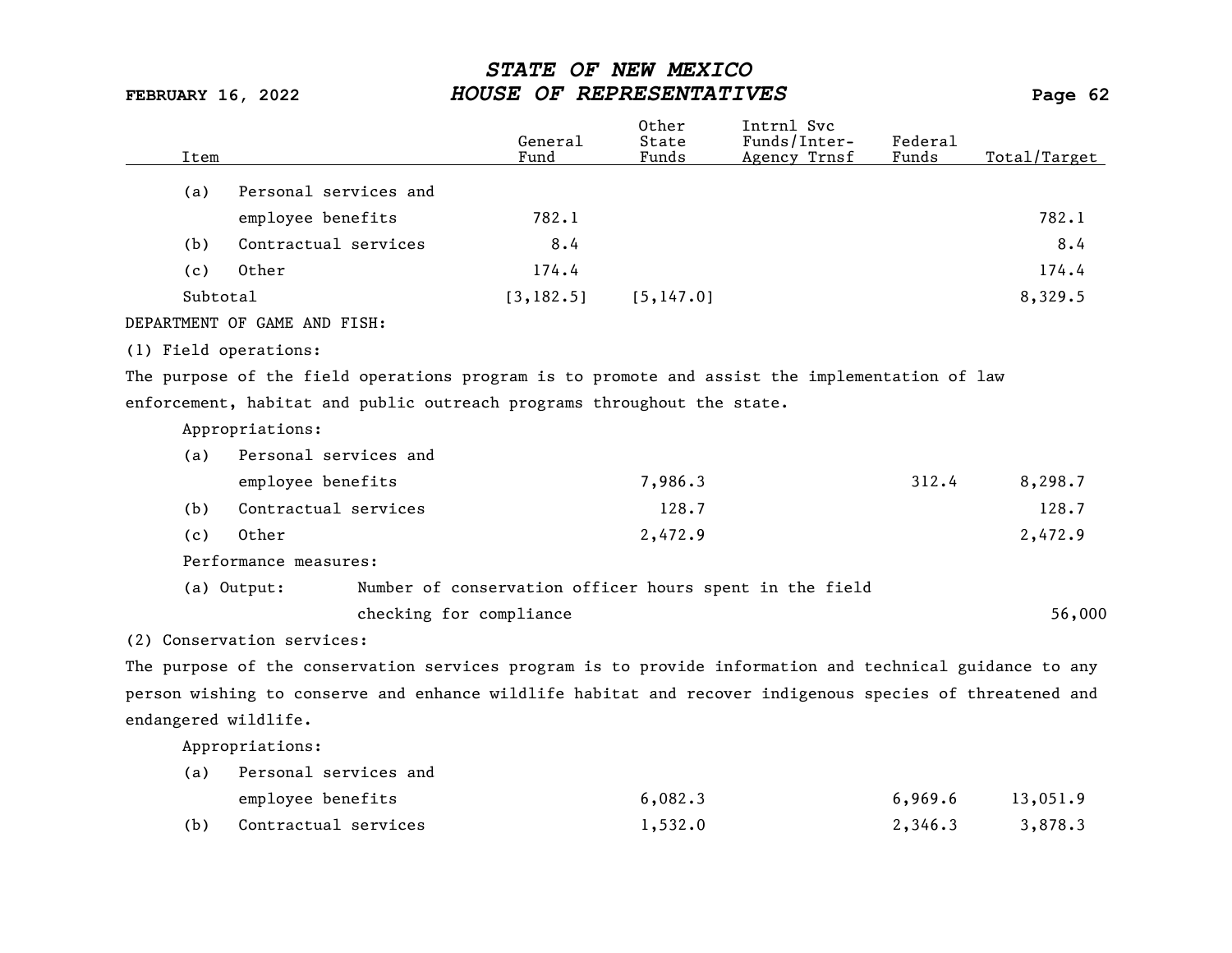| Item | General Fund | Other State Funds | Intrnl Svc Funds/Inter-Agency Trnsf | Federal Funds | Total/Target |
|---|---|---|---|---|---|
| (a) Personal services and employee benefits | 782.1 | | | | 782.1 |
| (b) Contractual services | 8.4 | | | | 8.4 |
| (c) Other | 174.4 | | | | 174.4 |
| Subtotal | [3,182.5] | [5,147.0] | | | 8,329.5 |

DEPARTMENT OF GAME AND FISH:

(1) Field operations:

The purpose of the field operations program is to promote and assist the implementation of law enforcement, habitat and public outreach programs throughout the state.

Appropriations:

| Item | General Fund | Other State Funds | Intrnl Svc Funds/Inter-Agency Trnsf | Federal Funds | Total/Target |
|---|---|---|---|---|---|
| (a) Personal services and employee benefits | | 7,986.3 | | 312.4 | 8,298.7 |
| (b) Contractual services | | 128.7 | | | 128.7 |
| (c) Other | | 2,472.9 | | | 2,472.9 |

Performance measures:

| | | |
|---|---|---|
| (a) Output: | Number of conservation officer hours spent in the field checking for compliance | 56,000 |

(2) Conservation services:

The purpose of the conservation services program is to provide information and technical guidance to any person wishing to conserve and enhance wildlife habitat and recover indigenous species of threatened and endangered wildlife.

Appropriations:

| Item | General Fund | Other State Funds | Intrnl Svc Funds/Inter-Agency Trnsf | Federal Funds | Total/Target |
|---|---|---|---|---|---|
| (a) Personal services and employee benefits | | 6,082.3 | | 6,969.6 | 13,051.9 |
| (b) Contractual services | | 1,532.0 | | 2,346.3 | 3,878.3 |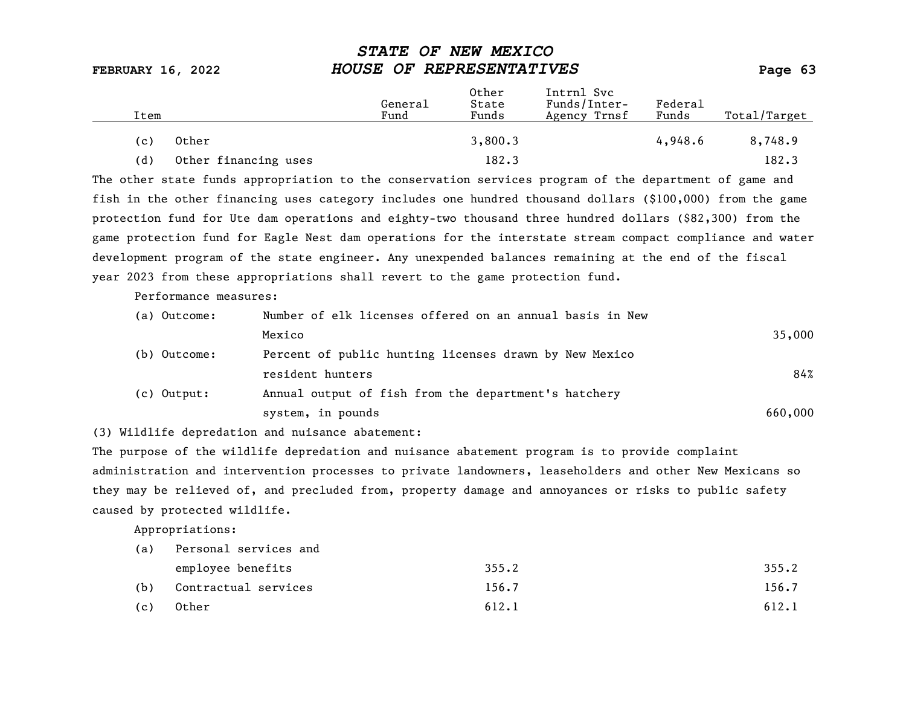| Item | General Fund | Other State Funds | Intrnl Svc Funds/Inter-Agency Trnsf | Federal Funds | Total/Target |
|---|---|---|---|---|---|
| (c) Other | | 3,800.3 | | 4,948.6 | 8,748.9 |
| (d) Other financing uses | | 182.3 | | | 182.3 |

The other state funds appropriation to the conservation services program of the department of game and fish in the other financing uses category includes one hundred thousand dollars ($100,000) from the game protection fund for Ute dam operations and eighty-two thousand three hundred dollars ($82,300) from the game protection fund for Eagle Nest dam operations for the interstate stream compact compliance and water development program of the state engineer. Any unexpended balances remaining at the end of the fiscal year 2023 from these appropriations shall revert to the game protection fund.

Performance measures:

| | | |
|---|---|---|
| (a) Outcome: | Number of elk licenses offered on an annual basis in New Mexico | 35,000 |
| (b) Outcome: | Percent of public hunting licenses drawn by New Mexico resident hunters | 84% |
| (c) Output: | Annual output of fish from the department's hatchery system, in pounds | 660,000 |

(3) Wildlife depredation and nuisance abatement:

The purpose of the wildlife depredation and nuisance abatement program is to provide complaint administration and intervention processes to private landowners, leaseholders and other New Mexicans so they may be relieved of, and precluded from, property damage and annoyances or risks to public safety caused by protected wildlife.

Appropriations:

| Item | General Fund | Other State Funds | Intrnl Svc Funds/Inter-Agency Trnsf | Federal Funds | Total/Target |
|---|---|---|---|---|---|
| (a) Personal services and employee benefits | | 355.2 | | | 355.2 |
| (b) Contractual services | | 156.7 | | | 156.7 |
| (c) Other | | 612.1 | | | 612.1 |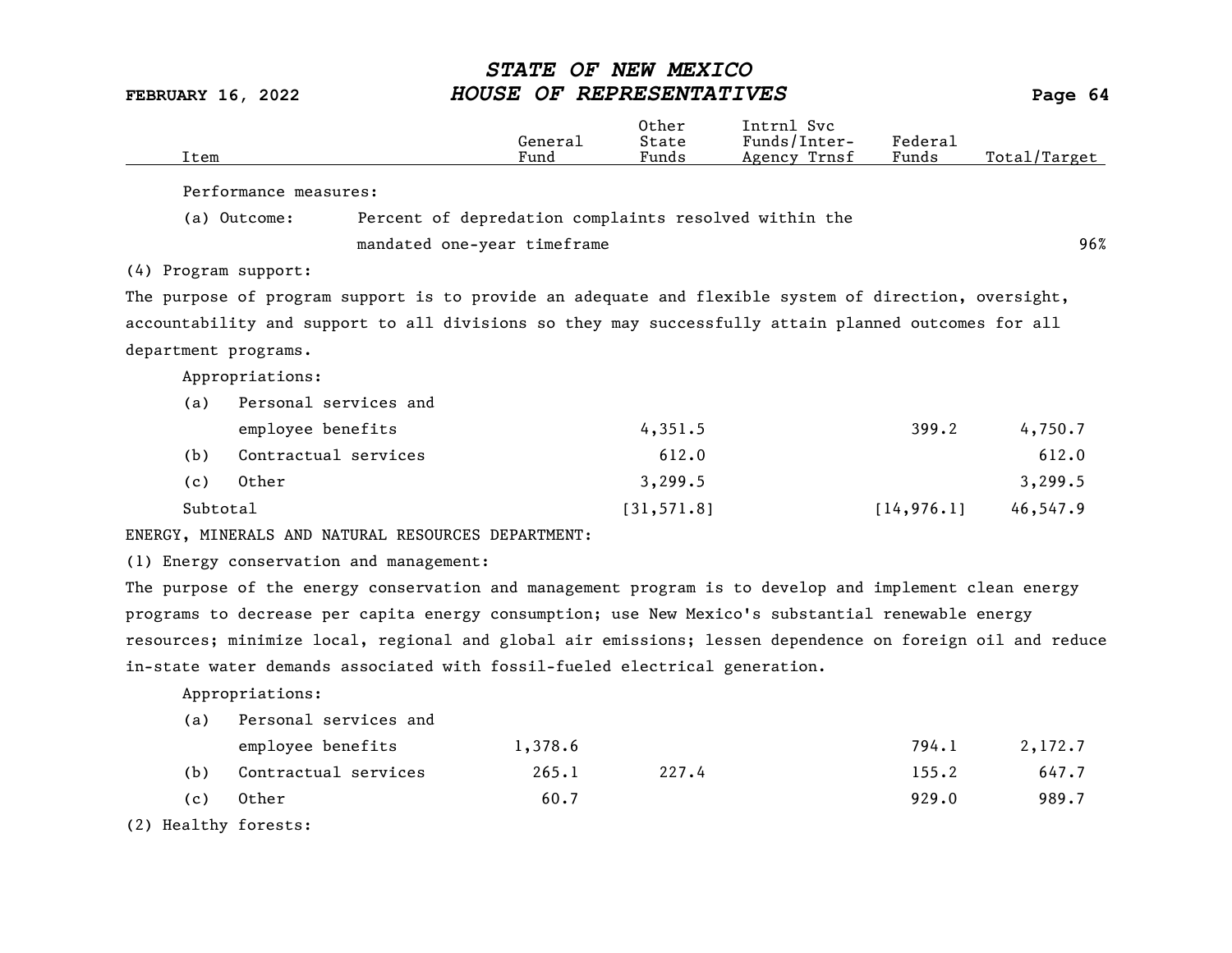| Item | General Fund | Other State Funds | Intrnl Svc Funds/Inter-Agency Trnsf | Federal Funds | Total/Target |
|---|---|---|---|---|---|
| Performance measures: | | | | | |
| (a) Outcome: Percent of depredation complaints resolved within the mandated one-year timeframe | | | | | 96% |
| (4) Program support: | | | | | |
| The purpose of program support is to provide an adequate and flexible system of direction, oversight, accountability and support to all divisions so they may successfully attain planned outcomes for all department programs. | | | | | |
| Appropriations: | | | | | |
| (a) Personal services and employee benefits | | 4,351.5 | | 399.2 | 4,750.7 |
| (b) Contractual services | | 612.0 | | | 612.0 |
| (c) Other | | 3,299.5 | | | 3,299.5 |
| Subtotal | | [31,571.8] | | [14,976.1] | 46,547.9 |
| ENERGY, MINERALS AND NATURAL RESOURCES DEPARTMENT: | | | | | |
| (1) Energy conservation and management: | | | | | |
| The purpose of the energy conservation and management program is to develop and implement clean energy programs to decrease per capita energy consumption; use New Mexico's substantial renewable energy resources; minimize local, regional and global air emissions; lessen dependence on foreign oil and reduce in-state water demands associated with fossil-fueled electrical generation. | | | | | |
| Appropriations: | | | | | |
| (a) Personal services and employee benefits | 1,378.6 | | | 794.1 | 2,172.7 |
| (b) Contractual services | 265.1 | 227.4 | | 155.2 | 647.7 |
| (c) Other | 60.7 | | | 929.0 | 989.7 |
| (2) Healthy forests: | | | | | |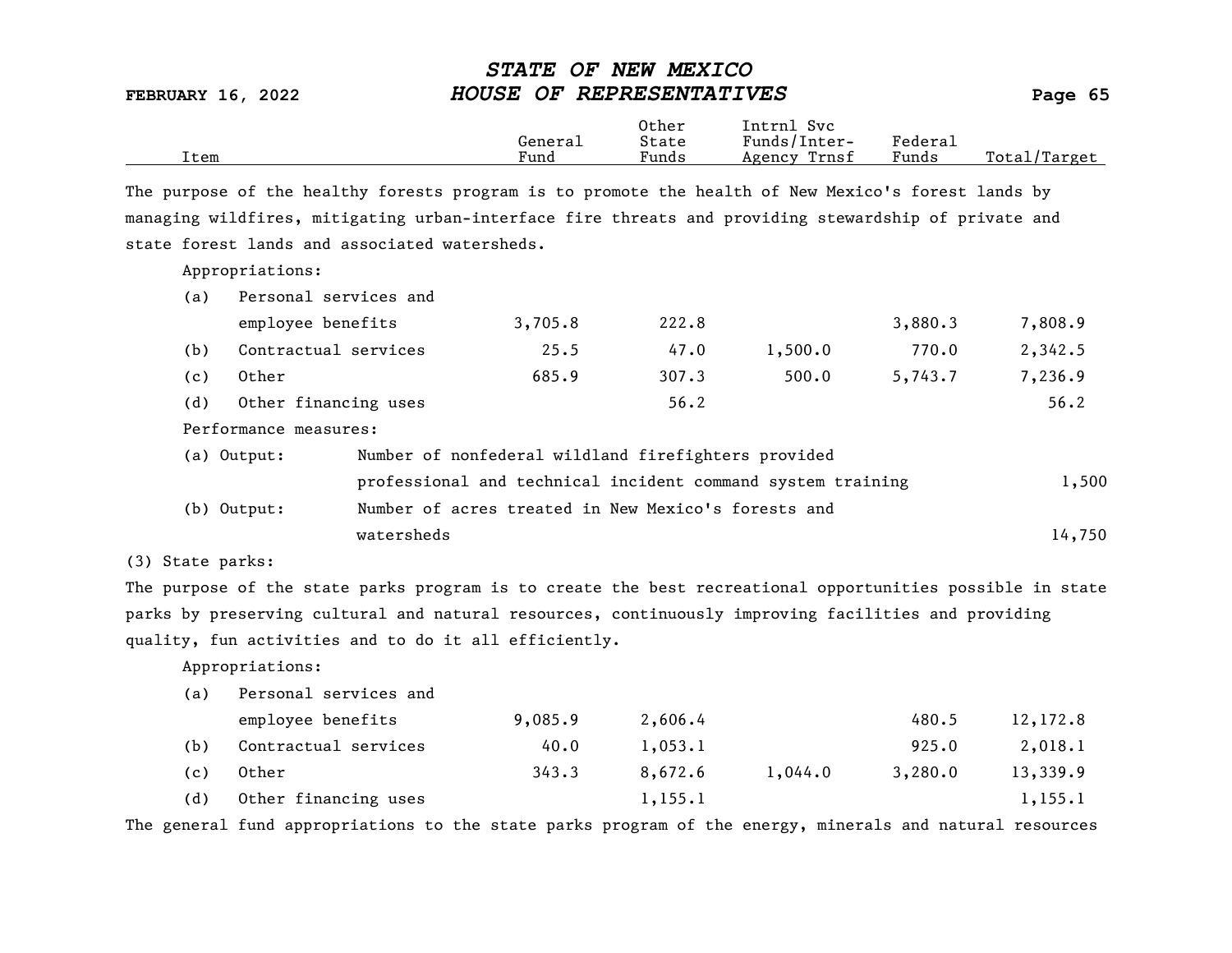| Item | General Fund | Other State Funds | Intrnl Svc Funds/Inter-Agency Trnsf | Federal Funds | Total/Target |
|---|---|---|---|---|---|

The purpose of the healthy forests program is to promote the health of New Mexico's forest lands by managing wildfires, mitigating urban-interface fire threats and providing stewardship of private and state forest lands and associated watersheds.

Appropriations:

| Item | General Fund | Other State Funds | Intrnl Svc Funds/Inter-Agency Trnsf | Federal Funds | Total/Target |
|---|---|---|---|---|---|
| (a) Personal services and employee benefits | 3,705.8 | 222.8 | | 3,880.3 | 7,808.9 |
| (b) Contractual services | 25.5 | 47.0 | 1,500.0 | 770.0 | 2,342.5 |
| (c) Other | 685.9 | 307.3 | 500.0 | 5,743.7 | 7,236.9 |
| (d) Other financing uses | | 56.2 | | | 56.2 |

Performance measures:

| Measure | Description | Target |
|---|---|---|
| (a) Output: | Number of nonfederal wildland firefighters provided professional and technical incident command system training | 1,500 |
| (b) Output: | Number of acres treated in New Mexico's forests and watersheds | 14,750 |

(3) State parks:

The purpose of the state parks program is to create the best recreational opportunities possible in state parks by preserving cultural and natural resources, continuously improving facilities and providing quality, fun activities and to do it all efficiently.

Appropriations:

| Item | General Fund | Other State Funds | Intrnl Svc Funds/Inter-Agency Trnsf | Federal Funds | Total/Target |
|---|---|---|---|---|---|
| (a) Personal services and employee benefits | 9,085.9 | 2,606.4 | | 480.5 | 12,172.8 |
| (b) Contractual services | 40.0 | 1,053.1 | | 925.0 | 2,018.1 |
| (c) Other | 343.3 | 8,672.6 | 1,044.0 | 3,280.0 | 13,339.9 |
| (d) Other financing uses | | 1,155.1 | | | 1,155.1 |

The general fund appropriations to the state parks program of the energy, minerals and natural resources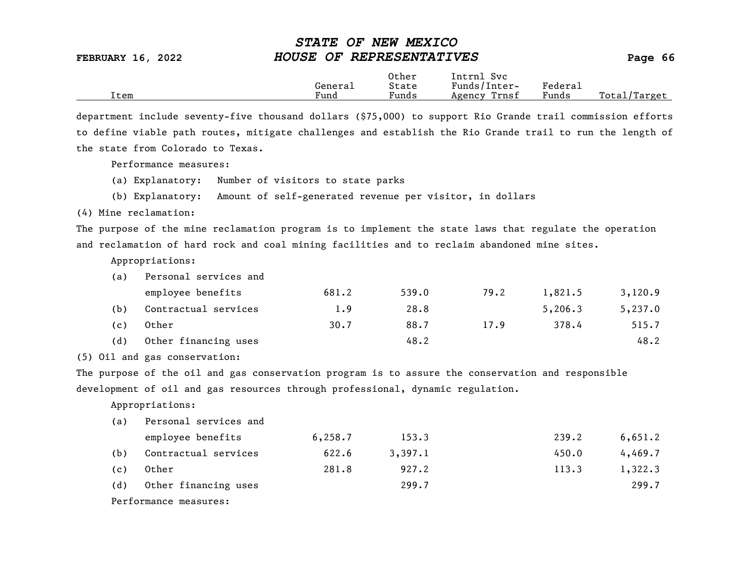department include seventy-five thousand dollars ($75,000) to support Rio Grande trail commission efforts to define viable path routes, mitigate challenges and establish the Rio Grande trail to run the length of the state from Colorado to Texas.

Performance measures:

(a) Explanatory: Number of visitors to state parks

(b) Explanatory: Amount of self-generated revenue per visitor, in dollars

(4) Mine reclamation:

The purpose of the mine reclamation program is to implement the state laws that regulate the operation and reclamation of hard rock and coal mining facilities and to reclaim abandoned mine sites.

Appropriations:

| Item | General Fund | Other State Funds | Intrnl Svc Funds/Inter-Agency Trnsf | Federal Funds | Total/Target |
|---|---|---|---|---|---|
| (a) Personal services and employee benefits | 681.2 | 539.0 | 79.2 | 1,821.5 | 3,120.9 |
| (b) Contractual services | 1.9 | 28.8 | | 5,206.3 | 5,237.0 |
| (c) Other | 30.7 | 88.7 | 17.9 | 378.4 | 515.7 |
| (d) Other financing uses | | 48.2 | | | 48.2 |

(5) Oil and gas conservation:

The purpose of the oil and gas conservation program is to assure the conservation and responsible development of oil and gas resources through professional, dynamic regulation.

Appropriations:

| Item | General Fund | Other State Funds | Intrnl Svc Funds/Inter-Agency Trnsf | Federal Funds | Total/Target |
|---|---|---|---|---|---|
| (a) Personal services and employee benefits | 6,258.7 | 153.3 | | 239.2 | 6,651.2 |
| (b) Contractual services | 622.6 | 3,397.1 | | 450.0 | 4,469.7 |
| (c) Other | 281.8 | 927.2 | | 113.3 | 1,322.3 |
| (d) Other financing uses | | 299.7 | | | 299.7 |

Performance measures: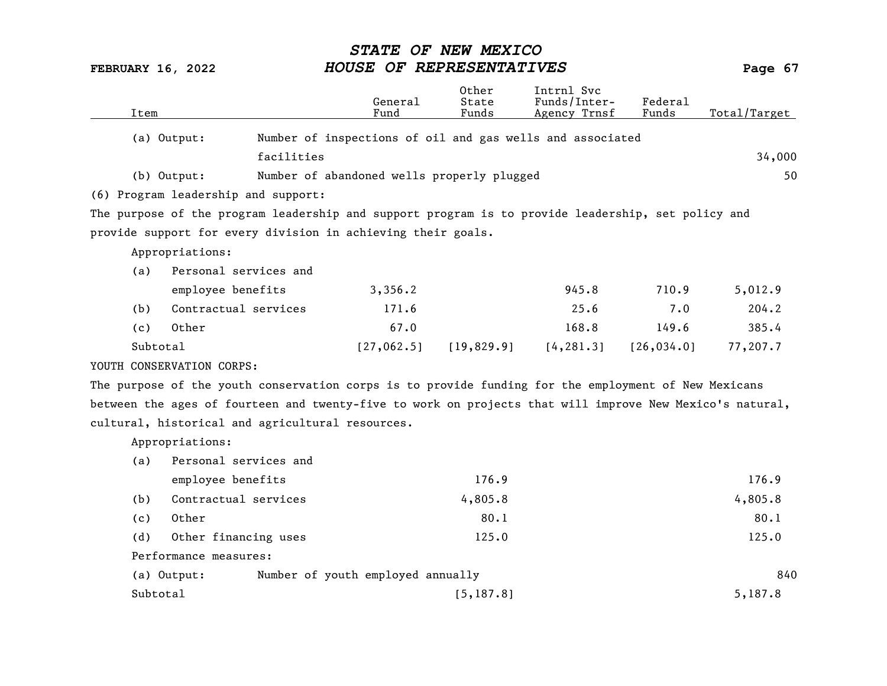| Item | General Fund | Other State Funds | Intrnl Svc Funds/Inter-Agency Trnsf | Federal Funds | Total/Target |
|---|---|---|---|---|---|
| (a) Output: Number of inspections of oil and gas wells and associated facilities | | | | | 34,000 |
| (b) Output: Number of abandoned wells properly plugged | | | | | 50 |

(6) Program leadership and support:

The purpose of the program leadership and support program is to provide leadership, set policy and provide support for every division in achieving their goals.

| Item | General Fund | Other State Funds | Intrnl Svc Funds/Inter-Agency Trnsf | Federal Funds | Total/Target |
|---|---|---|---|---|---|
| Appropriations: | | | | | |
| (a) Personal services and employee benefits | 3,356.2 | | 945.8 | 710.9 | 5,012.9 |
| (b) Contractual services | 171.6 | | 25.6 | 7.0 | 204.2 |
| (c) Other | 67.0 | | 168.8 | 149.6 | 385.4 |
| Subtotal | [27,062.5] | [19,829.9] | [4,281.3] | [26,034.0] | 77,207.7 |

YOUTH CONSERVATION CORPS:

The purpose of the youth conservation corps is to provide funding for the employment of New Mexicans between the ages of fourteen and twenty-five to work on projects that will improve New Mexico's natural, cultural, historical and agricultural resources.

| Item | General Fund | Other State Funds | Intrnl Svc Funds/Inter-Agency Trnsf | Federal Funds | Total/Target |
|---|---|---|---|---|---|
| Appropriations: | | | | | |
| (a) Personal services and employee benefits | | 176.9 | | | 176.9 |
| (b) Contractual services | | 4,805.8 | | | 4,805.8 |
| (c) Other | | 80.1 | | | 80.1 |
| (d) Other financing uses | | 125.0 | | | 125.0 |
| Performance measures: | | | | | |
| (a) Output: Number of youth employed annually | | | | | 840 |
| Subtotal | | [5,187.8] | | | 5,187.8 |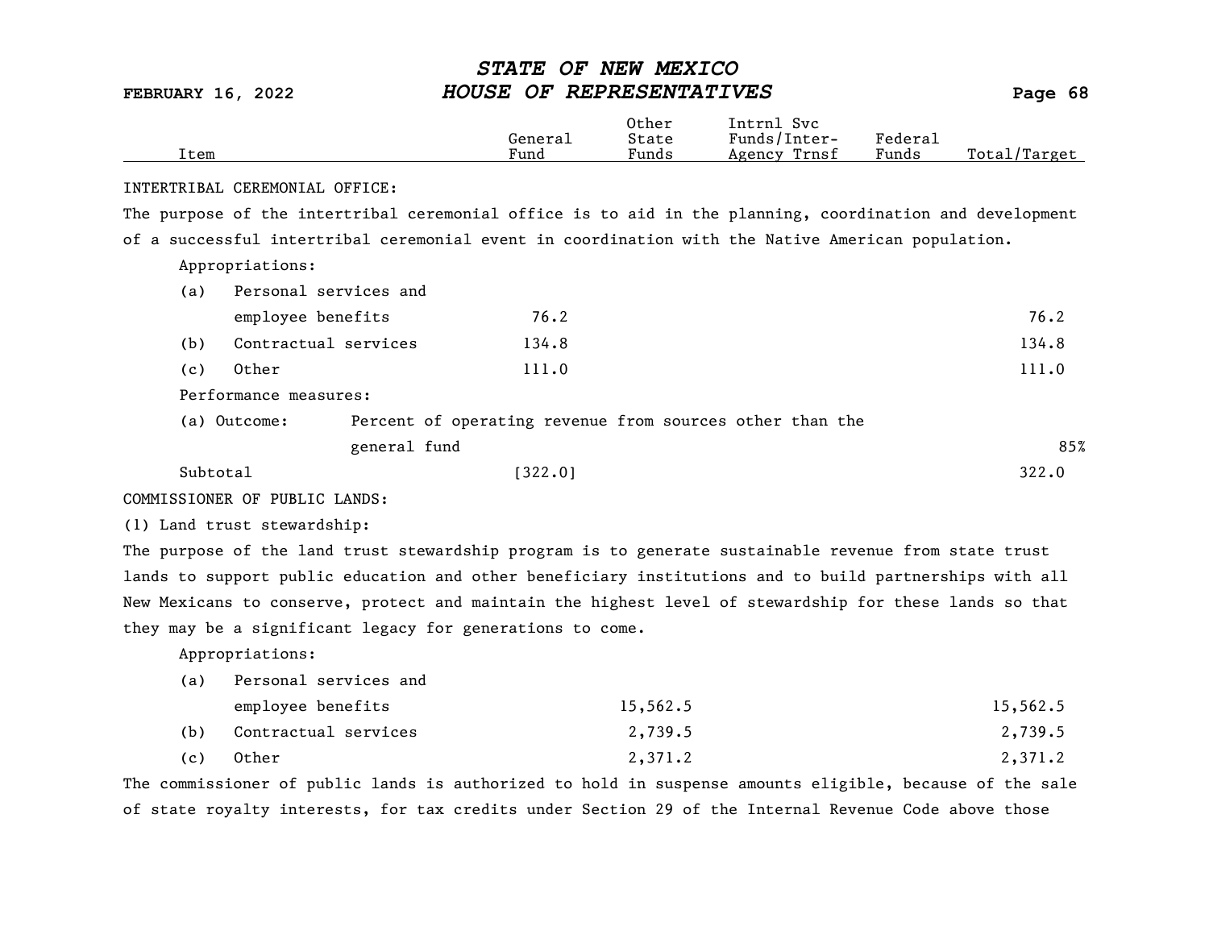| Item | General Fund | Other State Funds | Intrnl Svc Funds/Inter-Agency Trnsf | Federal Funds | Total/Target |
|---|---|---|---|---|---|

INTERTRIBAL CEREMONIAL OFFICE:

The purpose of the intertribal ceremonial office is to aid in the planning, coordination and development of a successful intertribal ceremonial event in coordination with the Native American population.

Appropriations:

| Item | General Fund | Other State Funds | Intrnl Svc Funds/Inter-Agency Trnsf | Federal Funds | Total/Target |
|---|---|---|---|---|---|
| (a) Personal services and employee benefits | 76.2 | | | | 76.2 |
| (b) Contractual services | 134.8 | | | | 134.8 |
| (c) Other | 111.0 | | | | 111.0 |

Performance measures:

| | | |
|---|---|---|
| (a) Outcome: | Percent of operating revenue from sources other than the general fund | 85% |

| Item | General Fund | Other State Funds | Intrnl Svc Funds/Inter-Agency Trnsf | Federal Funds | Total/Target |
|---|---|---|---|---|---|
| Subtotal | [322.0] | | | | 322.0 |

COMMISSIONER OF PUBLIC LANDS:

(1) Land trust stewardship:

The purpose of the land trust stewardship program is to generate sustainable revenue from state trust lands to support public education and other beneficiary institutions and to build partnerships with all New Mexicans to conserve, protect and maintain the highest level of stewardship for these lands so that they may be a significant legacy for generations to come.

Appropriations:

| Item | General Fund | Other State Funds | Intrnl Svc Funds/Inter-Agency Trnsf | Federal Funds | Total/Target |
|---|---|---|---|---|---|
| (a) Personal services and employee benefits | | 15,562.5 | | | 15,562.5 |
| (b) Contractual services | | 2,739.5 | | | 2,739.5 |
| (c) Other | | 2,371.2 | | | 2,371.2 |

The commissioner of public lands is authorized to hold in suspense amounts eligible, because of the sale of state royalty interests, for tax credits under Section 29 of the Internal Revenue Code above those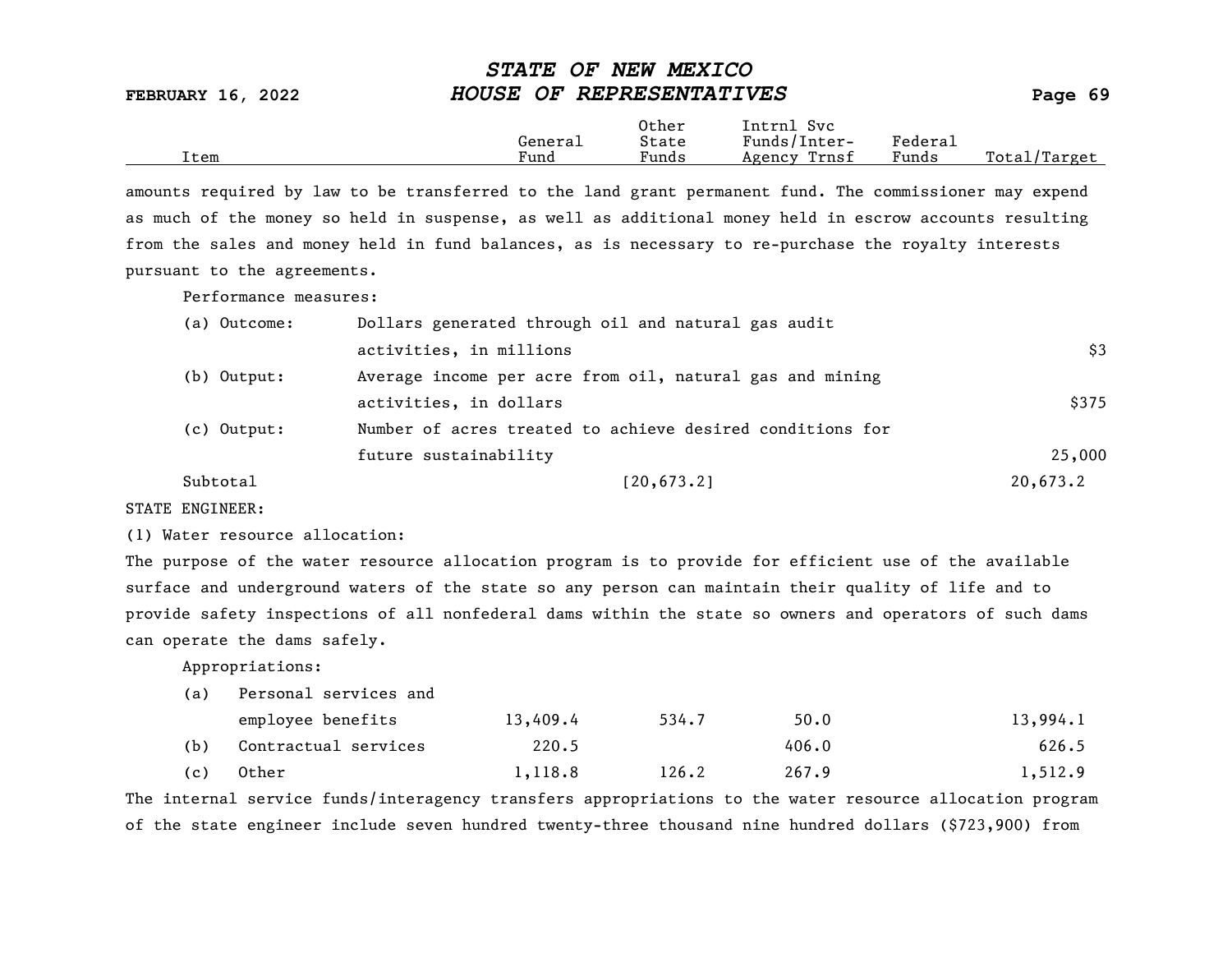| Item | General Fund | Other State Funds | Intrnl Svc Funds/Inter-Agency Trnsf | Federal Funds | Total/Target |
|---|---|---|---|---|---|

amounts required by law to be transferred to the land grant permanent fund. The commissioner may expend as much of the money so held in suspense, as well as additional money held in escrow accounts resulting from the sales and money held in fund balances, as is necessary to re-purchase the royalty interests pursuant to the agreements.

Performance measures:

| | | |
|---|---|---|
| (a) Outcome: | Dollars generated through oil and natural gas audit activities, in millions | $3 |
| (b) Output: | Average income per acre from oil, natural gas and mining activities, in dollars | $375 |
| (c) Output: | Number of acres treated to achieve desired conditions for future sustainability | 25,000 |

| Item | General Fund | Other State Funds | Intrnl Svc Funds/Inter-Agency Trnsf | Federal Funds | Total/Target |
|---|---|---|---|---|---|
| Subtotal | | [20,673.2] | | | 20,673.2 |

STATE ENGINEER:

(1) Water resource allocation:

The purpose of the water resource allocation program is to provide for efficient use of the available surface and underground waters of the state so any person can maintain their quality of life and to provide safety inspections of all nonfederal dams within the state so owners and operators of such dams can operate the dams safely.

Appropriations:

| Item | General Fund | Other State Funds | Intrnl Svc Funds/Inter-Agency Trnsf | Federal Funds | Total/Target |
|---|---|---|---|---|---|
| (a) Personal services and employee benefits | 13,409.4 | 534.7 | 50.0 | | 13,994.1 |
| (b) Contractual services | 220.5 | | 406.0 | | 626.5 |
| (c) Other | 1,118.8 | 126.2 | 267.9 | | 1,512.9 |

The internal service funds/interagency transfers appropriations to the water resource allocation program of the state engineer include seven hundred twenty-three thousand nine hundred dollars ($723,900) from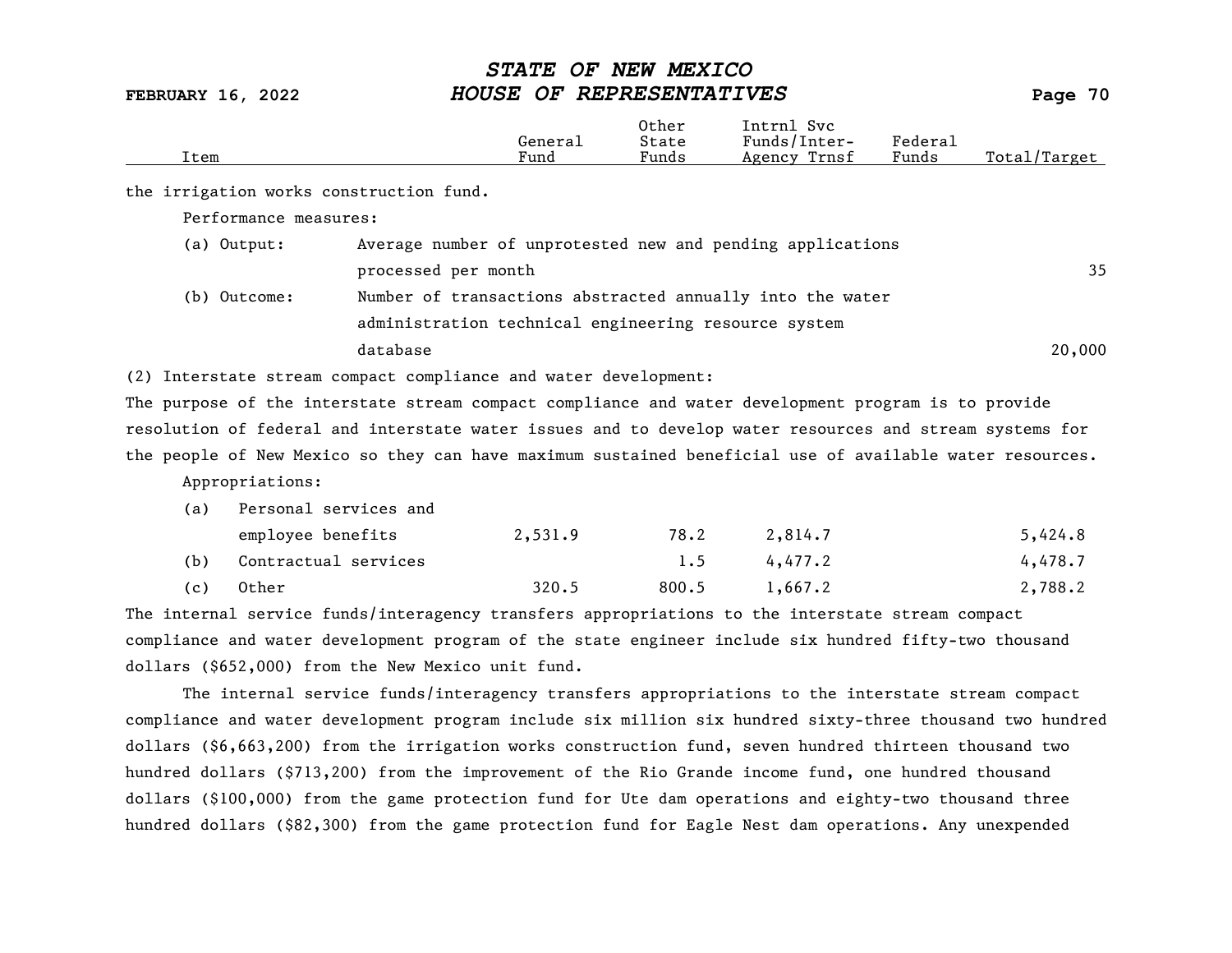| Item | General Fund | Other State Funds | Intrnl Svc Funds/Inter-Agency Trnsf | Federal Funds | Total/Target |
|---|---|---|---|---|---|

the irrigation works construction fund.

Performance measures:

| | | |
|---|---|---|
| (a) Output: | Average number of unprotested new and pending applications processed per month | 35 |
| (b) Outcome: | Number of transactions abstracted annually into the water administration technical engineering resource system database | 20,000 |

(2) Interstate stream compact compliance and water development:

The purpose of the interstate stream compact compliance and water development program is to provide resolution of federal and interstate water issues and to develop water resources and stream systems for the people of New Mexico so they can have maximum sustained beneficial use of available water resources.

Appropriations:

| Item | General Fund | Other State Funds | Intrnl Svc Funds/Inter-Agency Trnsf | Federal Funds | Total/Target |
|---|---|---|---|---|---|
| (a) Personal services and employee benefits | 2,531.9 | 78.2 | 2,814.7 | | 5,424.8 |
| (b) Contractual services | | 1.5 | 4,477.2 | | 4,478.7 |
| (c) Other | 320.5 | 800.5 | 1,667.2 | | 2,788.2 |

The internal service funds/interagency transfers appropriations to the interstate stream compact compliance and water development program of the state engineer include six hundred fifty-two thousand dollars ($652,000) from the New Mexico unit fund.

The internal service funds/interagency transfers appropriations to the interstate stream compact compliance and water development program include six million six hundred sixty-three thousand two hundred dollars ($6,663,200) from the irrigation works construction fund, seven hundred thirteen thousand two hundred dollars ($713,200) from the improvement of the Rio Grande income fund, one hundred thousand dollars ($100,000) from the game protection fund for Ute dam operations and eighty-two thousand three hundred dollars ($82,300) from the game protection fund for Eagle Nest dam operations. Any unexpended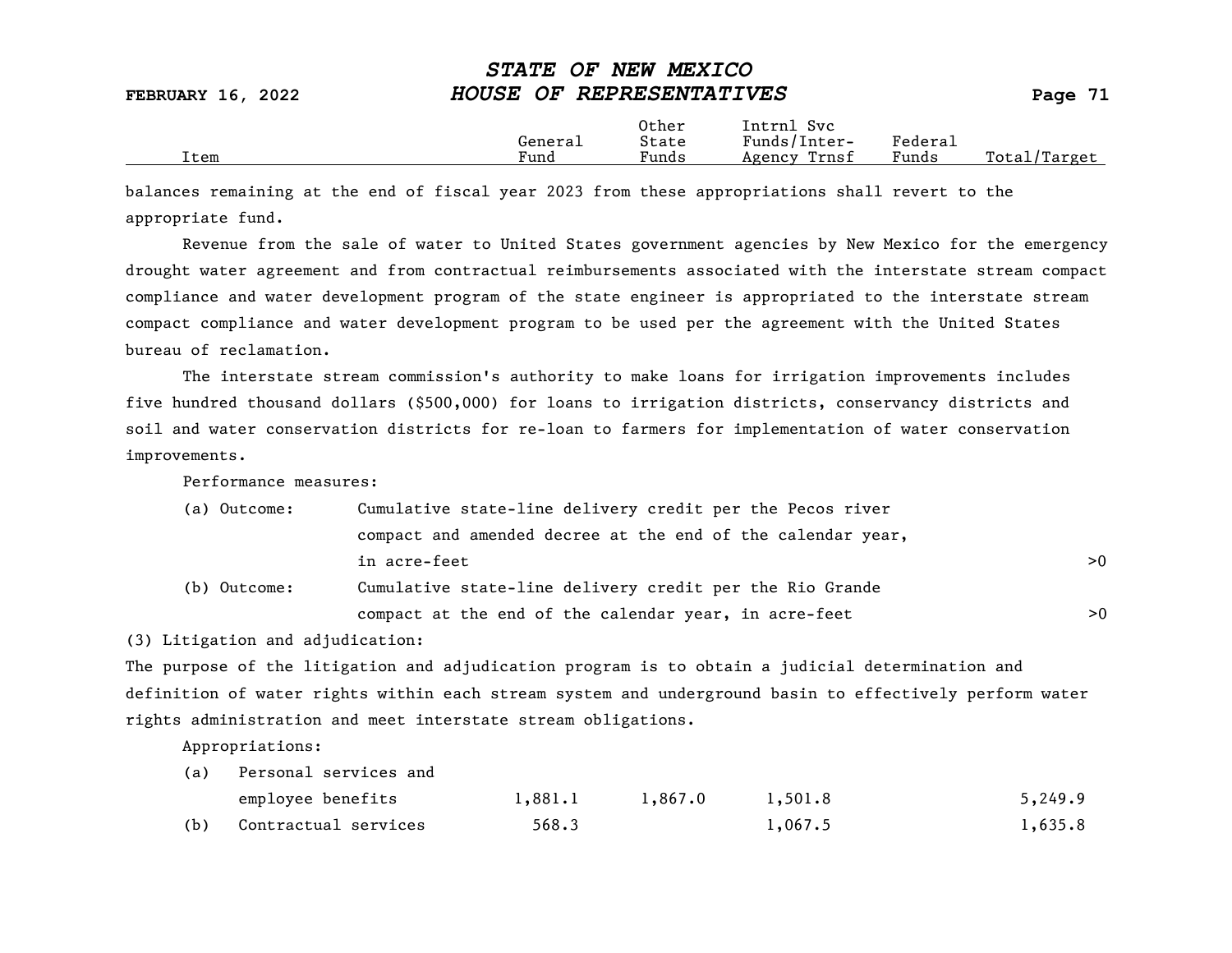| Item | General Fund | Other State Funds | Intrnl Svc Funds/Inter-Agency Trnsf | Federal Funds | Total/Target |
|---|---|---|---|---|---|

balances remaining at the end of fiscal year 2023 from these appropriations shall revert to the appropriate fund.

Revenue from the sale of water to United States government agencies by New Mexico for the emergency drought water agreement and from contractual reimbursements associated with the interstate stream compact compliance and water development program of the state engineer is appropriated to the interstate stream compact compliance and water development program to be used per the agreement with the United States bureau of reclamation.

The interstate stream commission's authority to make loans for irrigation improvements includes five hundred thousand dollars ($500,000) for loans to irrigation districts, conservancy districts and soil and water conservation districts for re-loan to farmers for implementation of water conservation improvements.

Performance measures:

| | | Total/Target |
|---|---|---|
| (a) Outcome: | Cumulative state-line delivery credit per the Pecos river compact and amended decree at the end of the calendar year, in acre-feet | >0 |
| (b) Outcome: | Cumulative state-line delivery credit per the Rio Grande compact at the end of the calendar year, in acre-feet | >0 |

(3) Litigation and adjudication:

The purpose of the litigation and adjudication program is to obtain a judicial determination and definition of water rights within each stream system and underground basin to effectively perform water rights administration and meet interstate stream obligations.

Appropriations:

| Item | General Fund | Other State Funds | Intrnl Svc Funds/Inter-Agency Trnsf | Federal Funds | Total/Target |
|---|---|---|---|---|---|
| (a) Personal services and employee benefits | 1,881.1 | 1,867.0 | 1,501.8 | | 5,249.9 |
| (b) Contractual services | 568.3 | | 1,067.5 | | 1,635.8 |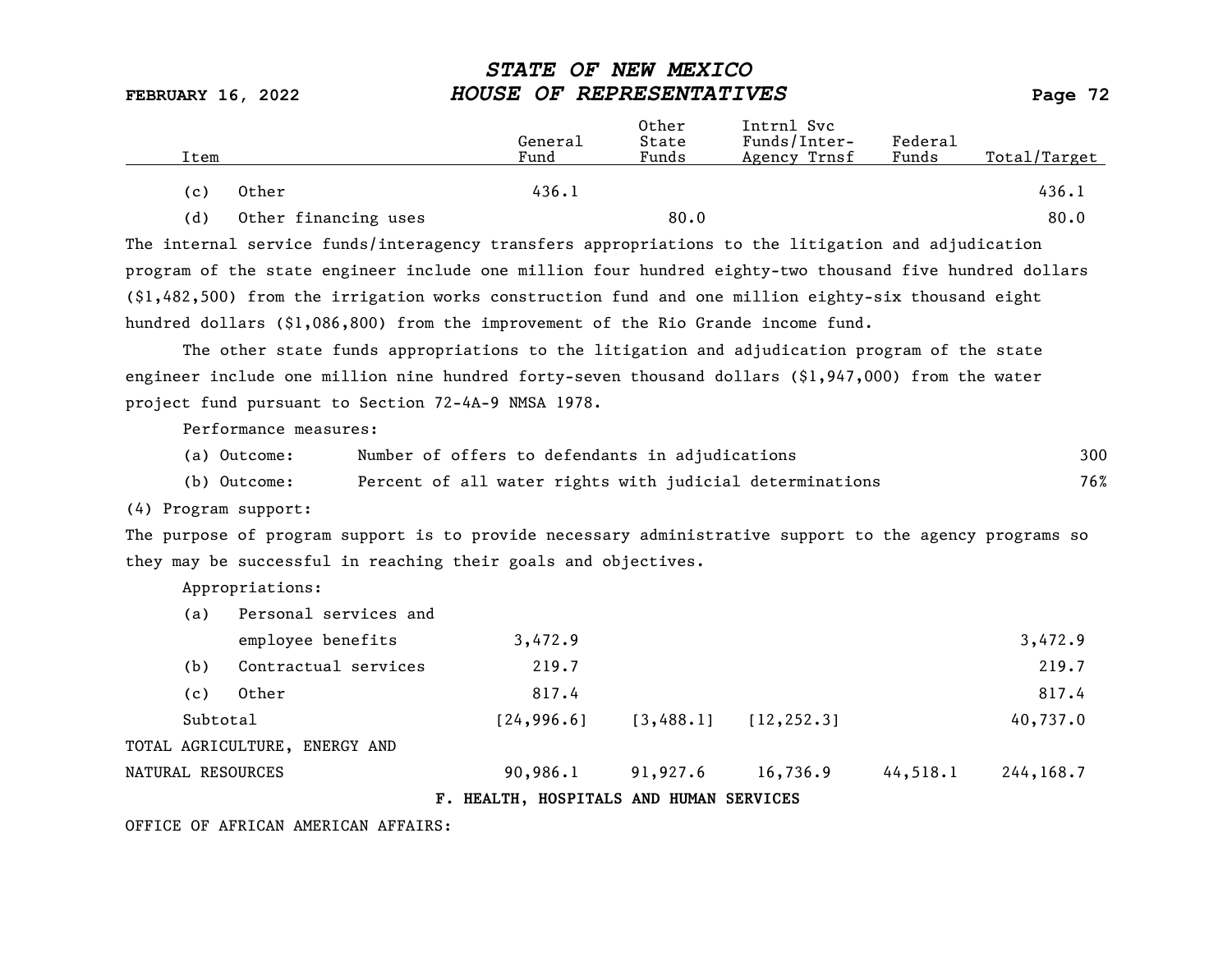| Item | General Fund | Other State Funds | Intrnl Svc Funds/Inter-Agency Trnsf | Federal Funds | Total/Target |
|---|---|---|---|---|---|
| (c) Other | 436.1 | | | | 436.1 |
| (d) Other financing uses | | 80.0 | | | 80.0 |

The internal service funds/interagency transfers appropriations to the litigation and adjudication program of the state engineer include one million four hundred eighty-two thousand five hundred dollars ($1,482,500) from the irrigation works construction fund and one million eighty-six thousand eight hundred dollars ($1,086,800) from the improvement of the Rio Grande income fund.

The other state funds appropriations to the litigation and adjudication program of the state engineer include one million nine hundred forty-seven thousand dollars ($1,947,000) from the water project fund pursuant to Section 72-4A-9 NMSA 1978.

Performance measures:

| | | |
|---|---|---|
| (a) Outcome: | Number of offers to defendants in adjudications | 300 |
| (b) Outcome: | Percent of all water rights with judicial determinations | 76% |

(4) Program support:

The purpose of program support is to provide necessary administrative support to the agency programs so they may be successful in reaching their goals and objectives.

Appropriations:

| Item | General Fund | Other State Funds | Intrnl Svc Funds/Inter-Agency Trnsf | Federal Funds | Total/Target |
|---|---|---|---|---|---|
| (a) Personal services and employee benefits | 3,472.9 | | | | 3,472.9 |
| (b) Contractual services | 219.7 | | | | 219.7 |
| (c) Other | 817.4 | | | | 817.4 |
| Subtotal | [24,996.6] | [3,488.1] | [12,252.3] | | 40,737.0 |
| TOTAL AGRICULTURE, ENERGY AND NATURAL RESOURCES | 90,986.1 | 91,927.6 | 16,736.9 | 44,518.1 | 244,168.7 |

F. HEALTH, HOSPITALS AND HUMAN SERVICES

OFFICE OF AFRICAN AMERICAN AFFAIRS: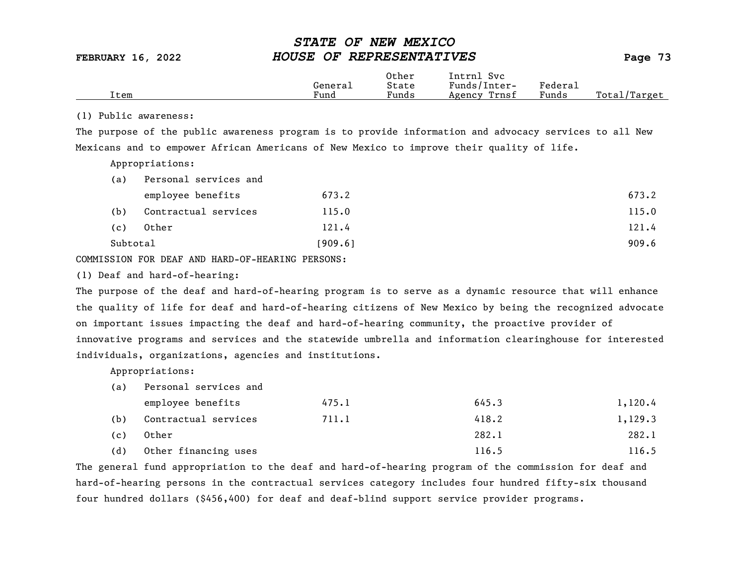| Item | General Fund | Other State Funds | Intrnl Svc Funds/Inter-Agency Trnsf | Federal Funds | Total/Target |
|---|---|---|---|---|---|

(1) Public awareness:

The purpose of the public awareness program is to provide information and advocacy services to all New Mexicans and to empower African Americans of New Mexico to improve their quality of life.

Appropriations:

| Item | General Fund | Other State Funds | Intrnl Svc Funds/Inter-Agency Trnsf | Federal Funds | Total/Target |
|---|---|---|---|---|---|
| (a) Personal services and employee benefits | 673.2 | | | | 673.2 |
| (b) Contractual services | 115.0 | | | | 115.0 |
| (c) Other | 121.4 | | | | 121.4 |
| Subtotal | [909.6] | | | | 909.6 |

COMMISSION FOR DEAF AND HARD-OF-HEARING PERSONS:

(1) Deaf and hard-of-hearing:

The purpose of the deaf and hard-of-hearing program is to serve as a dynamic resource that will enhance the quality of life for deaf and hard-of-hearing citizens of New Mexico by being the recognized advocate on important issues impacting the deaf and hard-of-hearing community, the proactive provider of innovative programs and services and the statewide umbrella and information clearinghouse for interested individuals, organizations, agencies and institutions.

Appropriations:

| Item | General Fund | Other State Funds | Intrnl Svc Funds/Inter-Agency Trnsf | Federal Funds | Total/Target |
|---|---|---|---|---|---|
| (a) Personal services and employee benefits | 475.1 | | 645.3 | | 1,120.4 |
| (b) Contractual services | 711.1 | | 418.2 | | 1,129.3 |
| (c) Other | | | 282.1 | | 282.1 |
| (d) Other financing uses | | | 116.5 | | 116.5 |

The general fund appropriation to the deaf and hard-of-hearing program of the commission for deaf and hard-of-hearing persons in the contractual services category includes four hundred fifty-six thousand four hundred dollars ($456,400) for deaf and deaf-blind support service provider programs.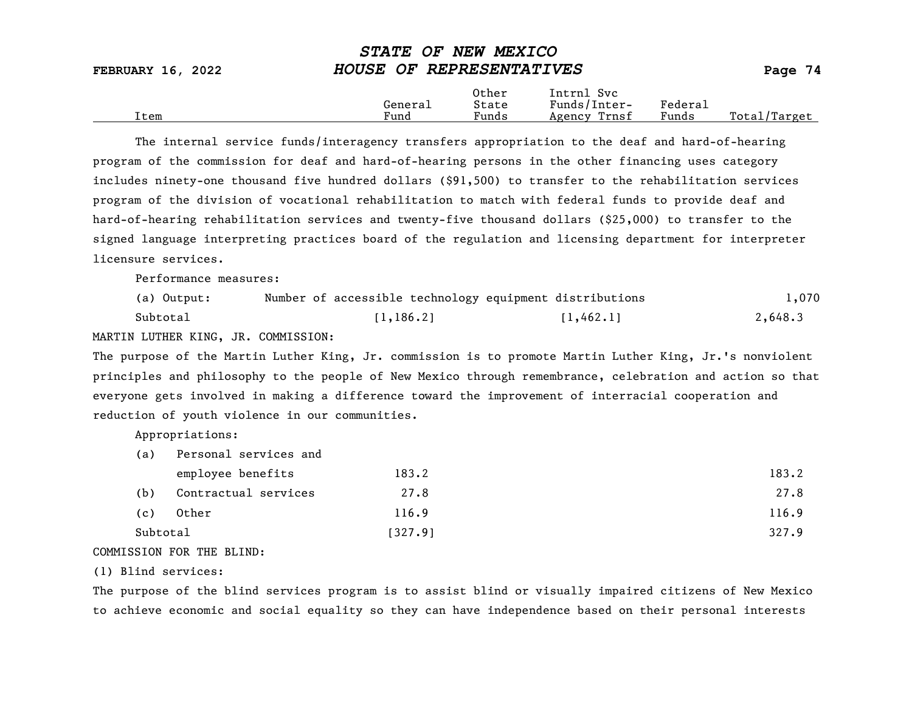| Item | General Fund | Other State Funds | Intrnl Svc Funds/Inter-Agency Trnsf | Federal Funds | Total/Target |
|---|---|---|---|---|---|

The internal service funds/interagency transfers appropriation to the deaf and hard-of-hearing program of the commission for deaf and hard-of-hearing persons in the other financing uses category includes ninety-one thousand five hundred dollars ($91,500) to transfer to the rehabilitation services program of the division of vocational rehabilitation to match with federal funds to provide deaf and hard-of-hearing rehabilitation services and twenty-five thousand dollars ($25,000) to transfer to the signed language interpreting practices board of the regulation and licensing department for interpreter licensure services.

Performance measures:

| Item | General Fund | Other State Funds | Intrnl Svc Funds/Inter-Agency Trnsf | Federal Funds | Total/Target |
|---|---|---|---|---|---|
| (a) Output: Number of accessible technology equipment distributions | | | | | 1,070 |
| Subtotal | [1,186.2] | | [1,462.1] | | 2,648.3 |

MARTIN LUTHER KING, JR. COMMISSION:

The purpose of the Martin Luther King, Jr. commission is to promote Martin Luther King, Jr.'s nonviolent principles and philosophy to the people of New Mexico through remembrance, celebration and action so that everyone gets involved in making a difference toward the improvement of interracial cooperation and reduction of youth violence in our communities.

Appropriations:

| Item | General Fund | Other State Funds | Intrnl Svc Funds/Inter-Agency Trnsf | Federal Funds | Total/Target |
|---|---|---|---|---|---|
| (a) Personal services and employee benefits | 183.2 | | | | 183.2 |
| (b) Contractual services | 27.8 | | | | 27.8 |
| (c) Other | 116.9 | | | | 116.9 |
| Subtotal | [327.9] | | | | 327.9 |

COMMISSION FOR THE BLIND:

(1) Blind services:

The purpose of the blind services program is to assist blind or visually impaired citizens of New Mexico to achieve economic and social equality so they can have independence based on their personal interests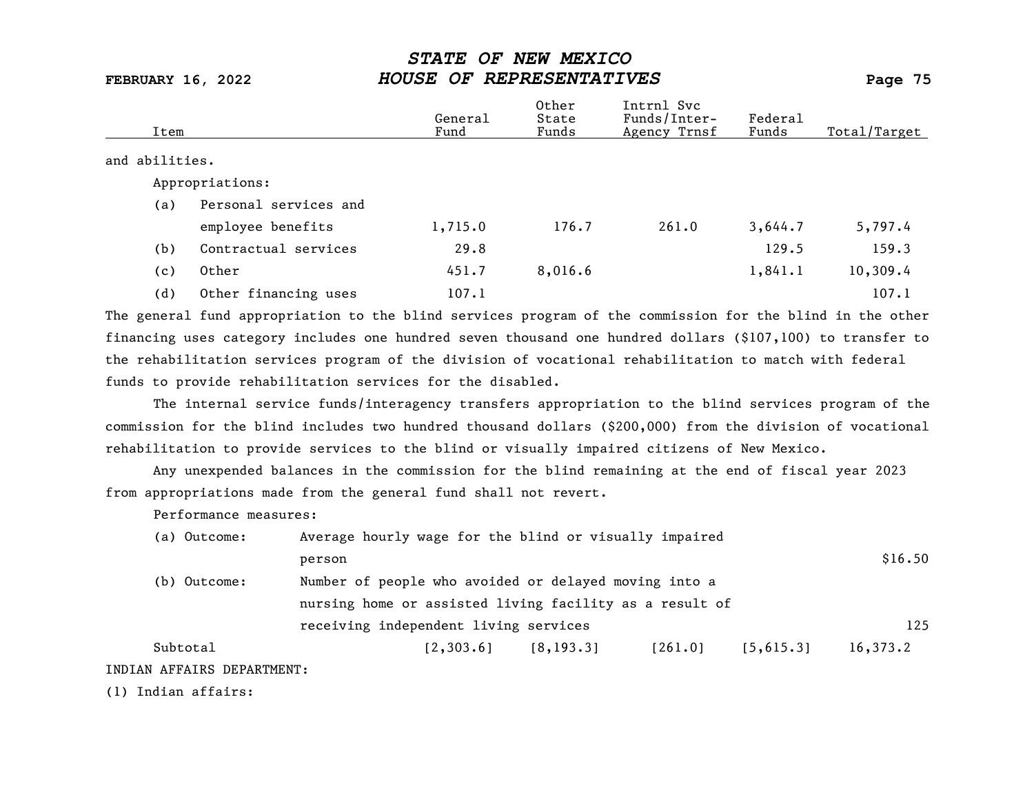and abilities.

Appropriations:

| Item | General Fund | Other State Funds | Intrnl Svc Funds/Inter-Agency Trnsf | Federal Funds | Total/Target |
|---|---|---|---|---|---|
| (a) Personal services and employee benefits | 1,715.0 | 176.7 | 261.0 | 3,644.7 | 5,797.4 |
| (b) Contractual services | 29.8 | | | 129.5 | 159.3 |
| (c) Other | 451.7 | 8,016.6 | | 1,841.1 | 10,309.4 |
| (d) Other financing uses | 107.1 | | | | 107.1 |

The general fund appropriation to the blind services program of the commission for the blind in the other financing uses category includes one hundred seven thousand one hundred dollars ($107,100) to transfer to the rehabilitation services program of the division of vocational rehabilitation to match with federal funds to provide rehabilitation services for the disabled.

The internal service funds/interagency transfers appropriation to the blind services program of the commission for the blind includes two hundred thousand dollars ($200,000) from the division of vocational rehabilitation to provide services to the blind or visually impaired citizens of New Mexico.

Any unexpended balances in the commission for the blind remaining at the end of fiscal year 2023 from appropriations made from the general fund shall not revert.

Performance measures:

| Measure | Description | Total/Target |
|---|---|---|
| (a) Outcome: | Average hourly wage for the blind or visually impaired person | $16.50 |
| (b) Outcome: | Number of people who avoided or delayed moving into a nursing home or assisted living facility as a result of receiving independent living services | 125 |

| | General Fund | Other State Funds | Intrnl Svc Funds/Inter-Agency Trnsf | Federal Funds | Total/Target |
|---|---|---|---|---|---|
| Subtotal | [2,303.6] | [8,193.3] | [261.0] | [5,615.3] | 16,373.2 |

INDIAN AFFAIRS DEPARTMENT:

(1) Indian affairs: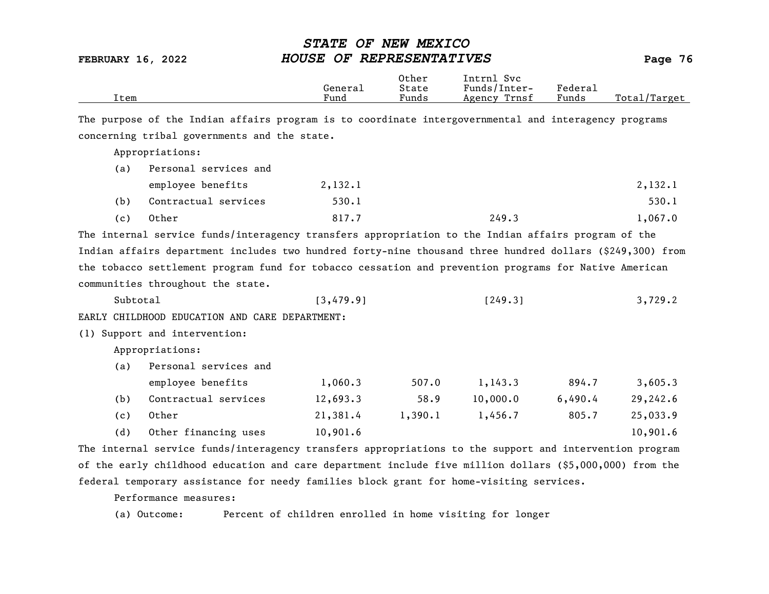| Item | General Fund | Other State Funds | Intrnl Svc Funds/Inter-Agency Trnsf | Federal Funds | Total/Target |
|---|---|---|---|---|---|

The purpose of the Indian affairs program is to coordinate intergovernmental and interagency programs concerning tribal governments and the state.

Appropriations:

| Item | General Fund | Other State Funds | Intrnl Svc Funds/Inter-Agency Trnsf | Federal Funds | Total/Target |
|---|---|---|---|---|---|
| (a) Personal services and employee benefits | 2,132.1 | | | | 2,132.1 |
| (b) Contractual services | 530.1 | | | | 530.1 |
| (c) Other | 817.7 | | 249.3 | | 1,067.0 |

The internal service funds/interagency transfers appropriation to the Indian affairs program of the Indian affairs department includes two hundred forty-nine thousand three hundred dollars ($249,300) from the tobacco settlement program fund for tobacco cessation and prevention programs for Native American communities throughout the state.

| Item | General Fund | Other State Funds | Intrnl Svc Funds/Inter-Agency Trnsf | Federal Funds | Total/Target |
|---|---|---|---|---|---|
| Subtotal | [3,479.9] | | [249.3] | | 3,729.2 |

EARLY CHILDHOOD EDUCATION AND CARE DEPARTMENT:

(1) Support and intervention:

Appropriations:

| Item | General Fund | Other State Funds | Intrnl Svc Funds/Inter-Agency Trnsf | Federal Funds | Total/Target |
|---|---|---|---|---|---|
| (a) Personal services and employee benefits | 1,060.3 | 507.0 | 1,143.3 | 894.7 | 3,605.3 |
| (b) Contractual services | 12,693.3 | 58.9 | 10,000.0 | 6,490.4 | 29,242.6 |
| (c) Other | 21,381.4 | 1,390.1 | 1,456.7 | 805.7 | 25,033.9 |
| (d) Other financing uses | 10,901.6 | | | | 10,901.6 |

The internal service funds/interagency transfers appropriations to the support and intervention program of the early childhood education and care department include five million dollars ($5,000,000) from the federal temporary assistance for needy families block grant for home-visiting services.

Performance measures:

(a) Outcome: Percent of children enrolled in home visiting for longer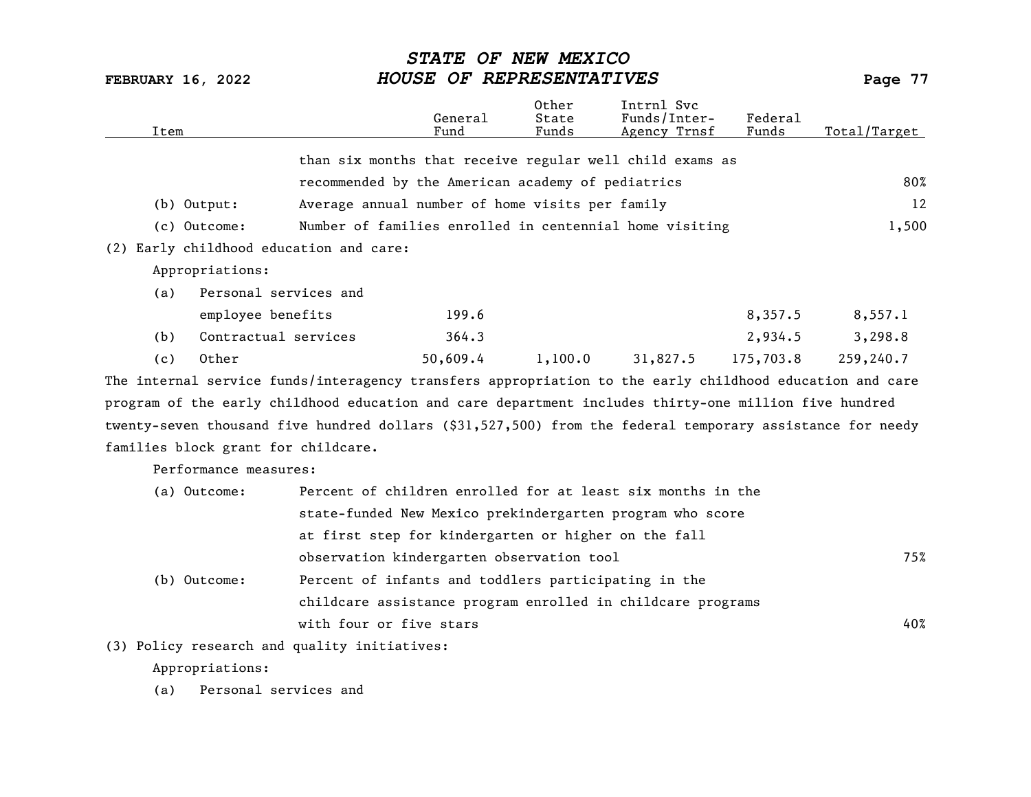| Item | | General Fund | Other State Funds | Intrnl Svc Funds/Inter-Agency Trnsf | Federal Funds | Total/Target |
|---|---|---|---|---|---|---|
| | than six months that receive regular well child exams as recommended by the American academy of pediatrics | | | | | 80% |
| (b) Output: | Average annual number of home visits per family | | | | | 12 |
| (c) Outcome: | Number of families enrolled in centennial home visiting | | | | | 1,500 |

(2) Early childhood education and care:

Appropriations:

| Item | General Fund | Other State Funds | Intrnl Svc Funds/Inter-Agency Trnsf | Federal Funds | Total/Target |
|---|---|---|---|---|---|
| (a) Personal services and employee benefits | 199.6 | | | 8,357.5 | 8,557.1 |
| (b) Contractual services | 364.3 | | | 2,934.5 | 3,298.8 |
| (c) Other | 50,609.4 | 1,100.0 | 31,827.5 | 175,703.8 | 259,240.7 |

The internal service funds/interagency transfers appropriation to the early childhood education and care program of the early childhood education and care department includes thirty-one million five hundred twenty-seven thousand five hundred dollars ($31,527,500) from the federal temporary assistance for needy families block grant for childcare.

Performance measures:

| Measure | Description | Target |
|---|---|---|
| (a) Outcome: | Percent of children enrolled for at least six months in the state-funded New Mexico prekindergarten program who score at first step for kindergarten or higher on the fall observation kindergarten observation tool | 75% |
| (b) Outcome: | Percent of infants and toddlers participating in the childcare assistance program enrolled in childcare programs with four or five stars | 40% |

(3) Policy research and quality initiatives:

Appropriations:

(a) Personal services and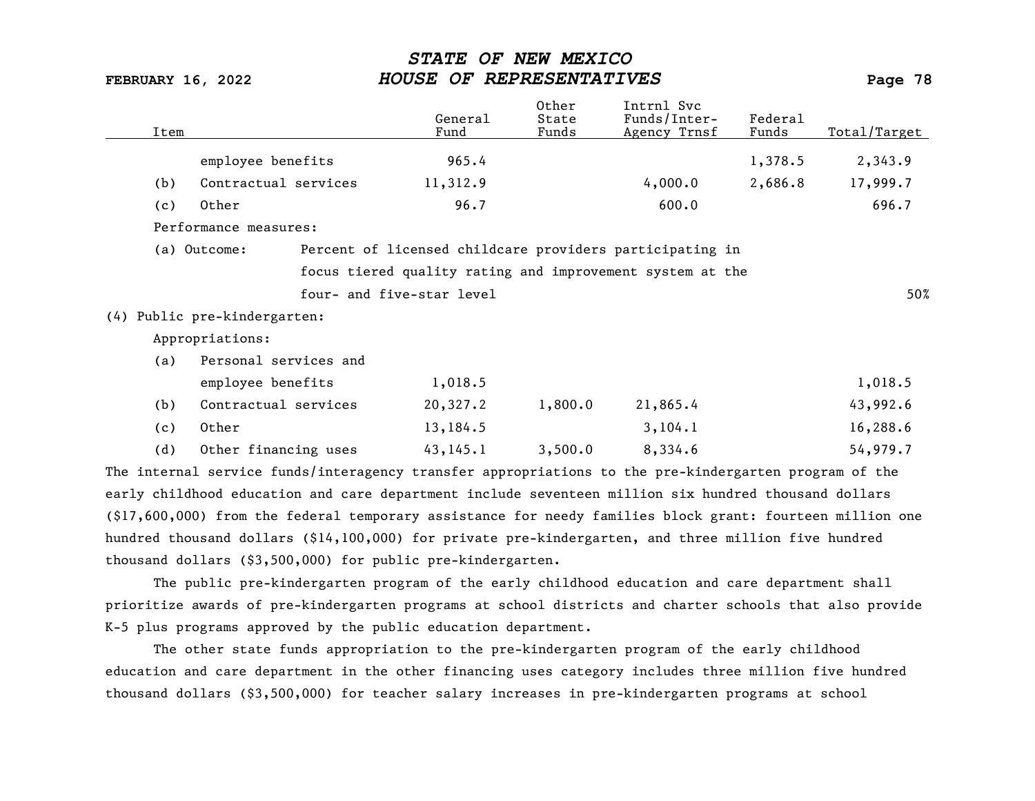| Item | General Fund | Other State Funds | Intrnl Svc Funds/Inter-Agency Trnsf | Federal Funds | Total/Target |
|---|---|---|---|---|---|
| employee benefits | 965.4 | | | 1,378.5 | 2,343.9 |
| (b) Contractual services | 11,312.9 | | 4,000.0 | 2,686.8 | 17,999.7 |
| (c) Other | 96.7 | | 600.0 | | 696.7 |
| Performance measures: | | | | | |
| (a) Outcome: Percent of licensed childcare providers participating in focus tiered quality rating and improvement system at the four- and five-star level | | | | | 50% |
| (4) Public pre-kindergarten: | | | | | |
| Appropriations: | | | | | |
| (a) Personal services and employee benefits | 1,018.5 | | | | 1,018.5 |
| (b) Contractual services | 20,327.2 | 1,800.0 | 21,865.4 | | 43,992.6 |
| (c) Other | 13,184.5 | | 3,104.1 | | 16,288.6 |
| (d) Other financing uses | 43,145.1 | 3,500.0 | 8,334.6 | | 54,979.7 |

The internal service funds/interagency transfer appropriations to the pre-kindergarten program of the early childhood education and care department include seventeen million six hundred thousand dollars ($17,600,000) from the federal temporary assistance for needy families block grant: fourteen million one hundred thousand dollars ($14,100,000) for private pre-kindergarten, and three million five hundred thousand dollars ($3,500,000) for public pre-kindergarten.

The public pre-kindergarten program of the early childhood education and care department shall prioritize awards of pre-kindergarten programs at school districts and charter schools that also provide K-5 plus programs approved by the public education department.

The other state funds appropriation to the pre-kindergarten program of the early childhood education and care department in the other financing uses category includes three million five hundred thousand dollars ($3,500,000) for teacher salary increases in pre-kindergarten programs at school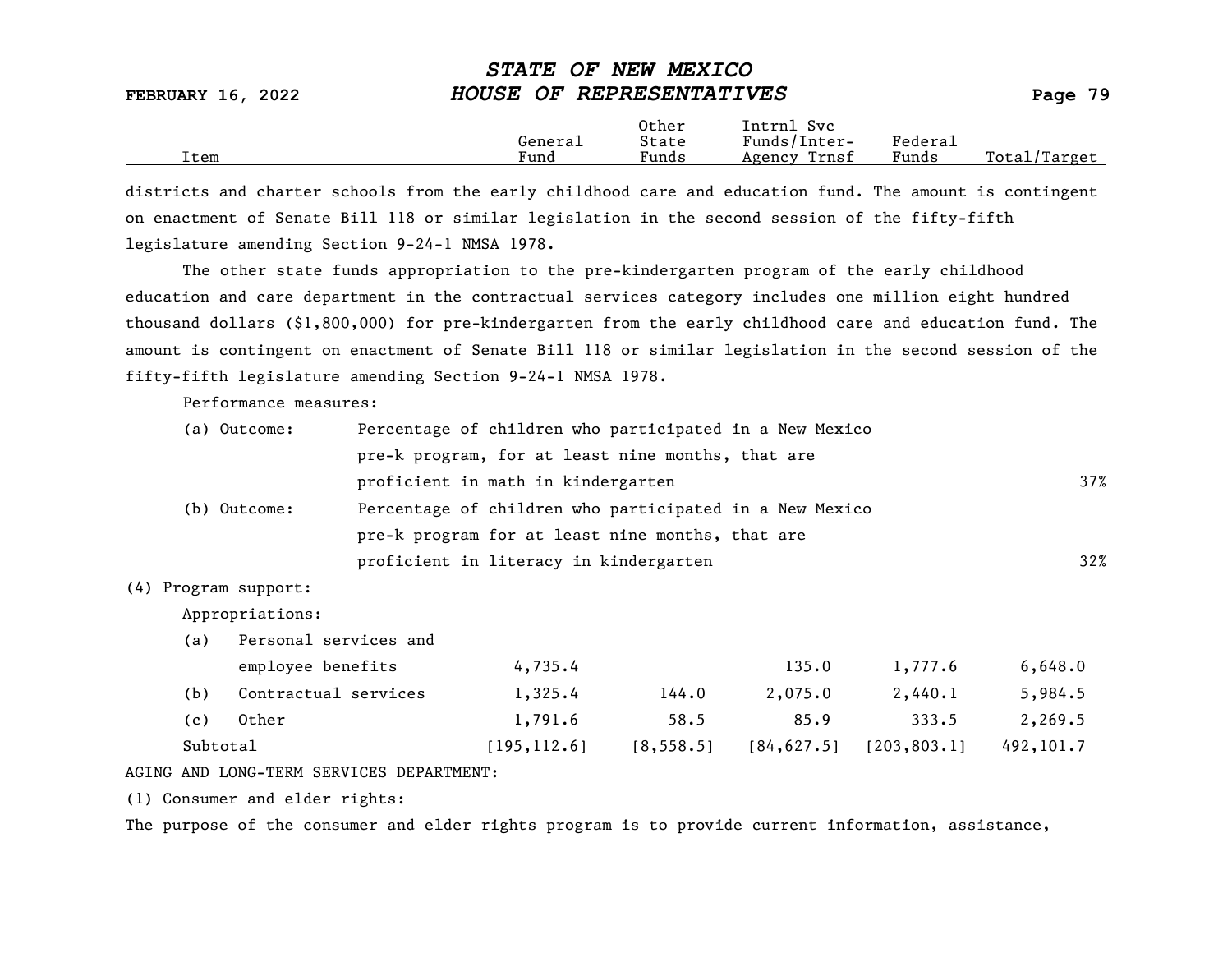districts and charter schools from the early childhood care and education fund. The amount is contingent on enactment of Senate Bill 118 or similar legislation in the second session of the fifty-fifth legislature amending Section 9-24-1 NMSA 1978.

The other state funds appropriation to the pre-kindergarten program of the early childhood education and care department in the contractual services category includes one million eight hundred thousand dollars ($1,800,000) for pre-kindergarten from the early childhood care and education fund. The amount is contingent on enactment of Senate Bill 118 or similar legislation in the second session of the fifty-fifth legislature amending Section 9-24-1 NMSA 1978.

Performance measures:

| Item | | General Fund | Other State Funds | Intrnl Svc Funds/Inter-Agency Trnsf | Federal Funds | Total/Target |
|---|---|---|---|---|---|---|
| (a) Outcome: | Percentage of children who participated in a New Mexico pre-k program, for at least nine months, that are proficient in math in kindergarten | | | | | 37% |
| (b) Outcome: | Percentage of children who participated in a New Mexico pre-k program for at least nine months, that are proficient in literacy in kindergarten | | | | | 32% |
| (4) Program support: | | | | | | |
| Appropriations: | | | | | | |
| (a) | Personal services and employee benefits | 4,735.4 | | 135.0 | 1,777.6 | 6,648.0 |
| (b) | Contractual services | 1,325.4 | 144.0 | 2,075.0 | 2,440.1 | 5,984.5 |
| (c) | Other | 1,791.6 | 58.5 | 85.9 | 333.5 | 2,269.5 |
| Subtotal | | [195,112.6] | [8,558.5] | [84,627.5] | [203,803.1] | 492,101.7 |

AGING AND LONG-TERM SERVICES DEPARTMENT:

(1) Consumer and elder rights:

The purpose of the consumer and elder rights program is to provide current information, assistance,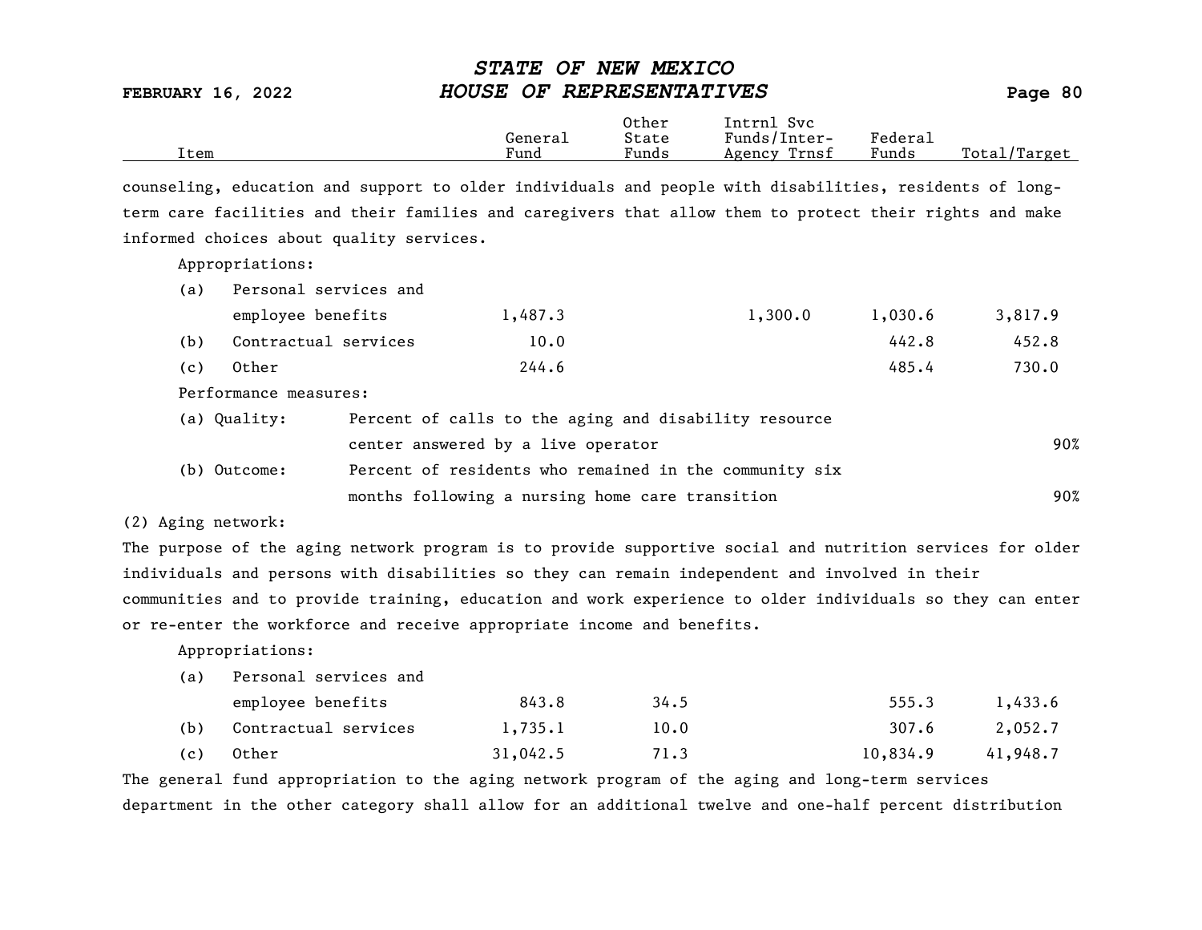| Item | General Fund | Other State Funds | Intrnl Svc Funds/Inter-Agency Trnsf | Federal Funds | Total/Target |
|---|---|---|---|---|---|

counseling, education and support to older individuals and people with disabilities, residents of long-term care facilities and their families and caregivers that allow them to protect their rights and make informed choices about quality services.

Appropriations:

| Item | General Fund | Other State Funds | Intrnl Svc Funds/Inter-Agency Trnsf | Federal Funds | Total/Target |
|---|---|---|---|---|---|
| (a) Personal services and employee benefits | 1,487.3 | | 1,300.0 | 1,030.6 | 3,817.9 |
| (b) Contractual services | 10.0 | | | 442.8 | 452.8 |
| (c) Other | 244.6 | | | 485.4 | 730.0 |

Performance measures:

| | | |
|---|---|---|
| (a) Quality: | Percent of calls to the aging and disability resource center answered by a live operator | 90% |
| (b) Outcome: | Percent of residents who remained in the community six months following a nursing home care transition | 90% |

(2) Aging network:

The purpose of the aging network program is to provide supportive social and nutrition services for older individuals and persons with disabilities so they can remain independent and involved in their communities and to provide training, education and work experience to older individuals so they can enter or re-enter the workforce and receive appropriate income and benefits.

Appropriations:

| Item | General Fund | Other State Funds | Intrnl Svc Funds/Inter-Agency Trnsf | Federal Funds | Total/Target |
|---|---|---|---|---|---|
| (a) Personal services and employee benefits | 843.8 | 34.5 | | 555.3 | 1,433.6 |
| (b) Contractual services | 1,735.1 | 10.0 | | 307.6 | 2,052.7 |
| (c) Other | 31,042.5 | 71.3 | | 10,834.9 | 41,948.7 |

The general fund appropriation to the aging network program of the aging and long-term services department in the other category shall allow for an additional twelve and one-half percent distribution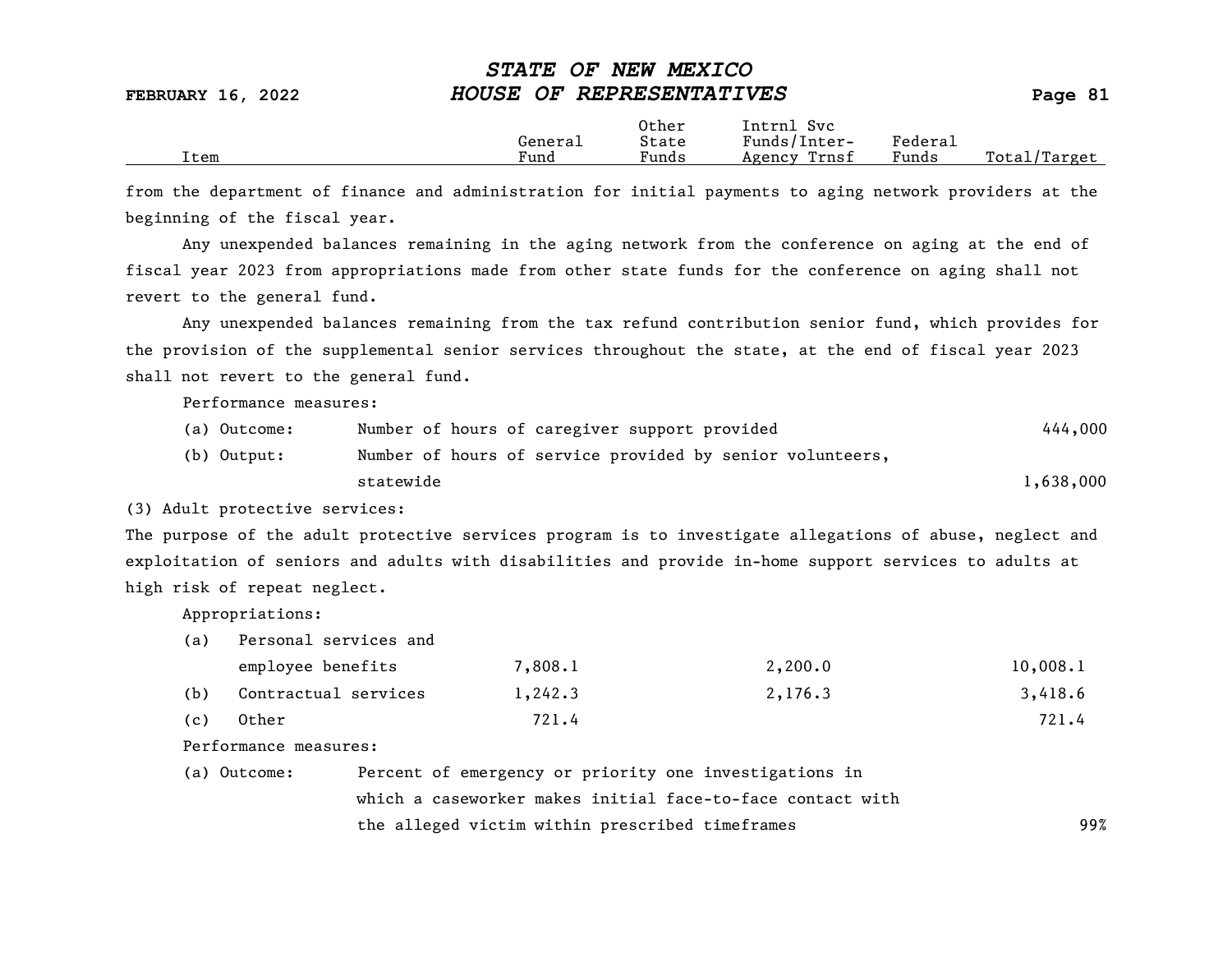| Item | General Fund | Other State Funds | Intrnl Svc Funds/Inter-Agency Trnsf | Federal Funds | Total/Target |
|---|---|---|---|---|---|

from the department of finance and administration for initial payments to aging network providers at the beginning of the fiscal year.

Any unexpended balances remaining in the aging network from the conference on aging at the end of fiscal year 2023 from appropriations made from other state funds for the conference on aging shall not revert to the general fund.

Any unexpended balances remaining from the tax refund contribution senior fund, which provides for the provision of the supplemental senior services throughout the state, at the end of fiscal year 2023 shall not revert to the general fund.

Performance measures:

| | | |
|---|---|---|
| (a) Outcome: | Number of hours of caregiver support provided | 444,000 |
| (b) Output: | Number of hours of service provided by senior volunteers, statewide | 1,638,000 |

(3) Adult protective services:

The purpose of the adult protective services program is to investigate allegations of abuse, neglect and exploitation of seniors and adults with disabilities and provide in-home support services to adults at high risk of repeat neglect.

Appropriations:

| Item | General Fund | Other State Funds | Intrnl Svc Funds/Inter-Agency Trnsf | Federal Funds | Total/Target |
|---|---|---|---|---|---|
| (a) Personal services and employee benefits | 7,808.1 | | 2,200.0 | | 10,008.1 |
| (b) Contractual services | 1,242.3 | | 2,176.3 | | 3,418.6 |
| (c) Other | 721.4 | | | | 721.4 |

Performance measures:

| | | |
|---|---|---|
| (a) Outcome: | Percent of emergency or priority one investigations in which a caseworker makes initial face-to-face contact with the alleged victim within prescribed timeframes | 99% |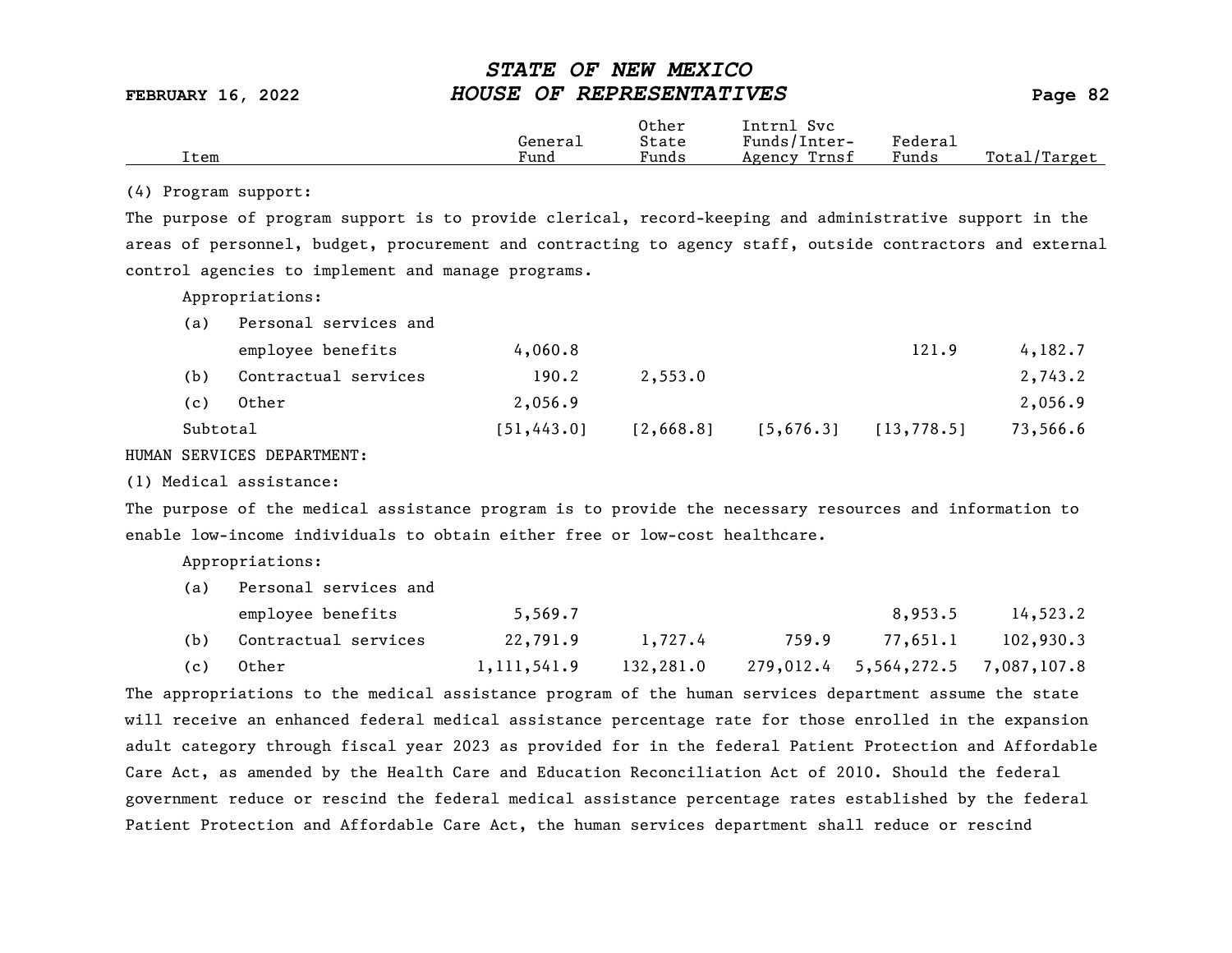| Item | General Fund | Other State Funds | Intrnl Svc Funds/Inter-Agency Trnsf | Federal Funds | Total/Target |
|---|---|---|---|---|---|

(4) Program support:

The purpose of program support is to provide clerical, record-keeping and administrative support in the areas of personnel, budget, procurement and contracting to agency staff, outside contractors and external control agencies to implement and manage programs.

Appropriations:

| Item | General Fund | Other State Funds | Intrnl Svc Funds/Inter-Agency Trnsf | Federal Funds | Total/Target |
|---|---|---|---|---|---|
| (a) Personal services and employee benefits | 4,060.8 | | | 121.9 | 4,182.7 |
| (b) Contractual services | 190.2 | 2,553.0 | | | 2,743.2 |
| (c) Other | 2,056.9 | | | | 2,056.9 |
| Subtotal | [51,443.0] | [2,668.8] | [5,676.3] | [13,778.5] | 73,566.6 |

HUMAN SERVICES DEPARTMENT:

(1) Medical assistance:

The purpose of the medical assistance program is to provide the necessary resources and information to enable low-income individuals to obtain either free or low-cost healthcare.

Appropriations:

| Item | General Fund | Other State Funds | Intrnl Svc Funds/Inter-Agency Trnsf | Federal Funds | Total/Target |
|---|---|---|---|---|---|
| (a) Personal services and employee benefits | 5,569.7 | | | 8,953.5 | 14,523.2 |
| (b) Contractual services | 22,791.9 | 1,727.4 | 759.9 | 77,651.1 | 102,930.3 |
| (c) Other | 1,111,541.9 | 132,281.0 | 279,012.4 | 5,564,272.5 | 7,087,107.8 |

The appropriations to the medical assistance program of the human services department assume the state will receive an enhanced federal medical assistance percentage rate for those enrolled in the expansion adult category through fiscal year 2023 as provided for in the federal Patient Protection and Affordable Care Act, as amended by the Health Care and Education Reconciliation Act of 2010. Should the federal government reduce or rescind the federal medical assistance percentage rates established by the federal Patient Protection and Affordable Care Act, the human services department shall reduce or rescind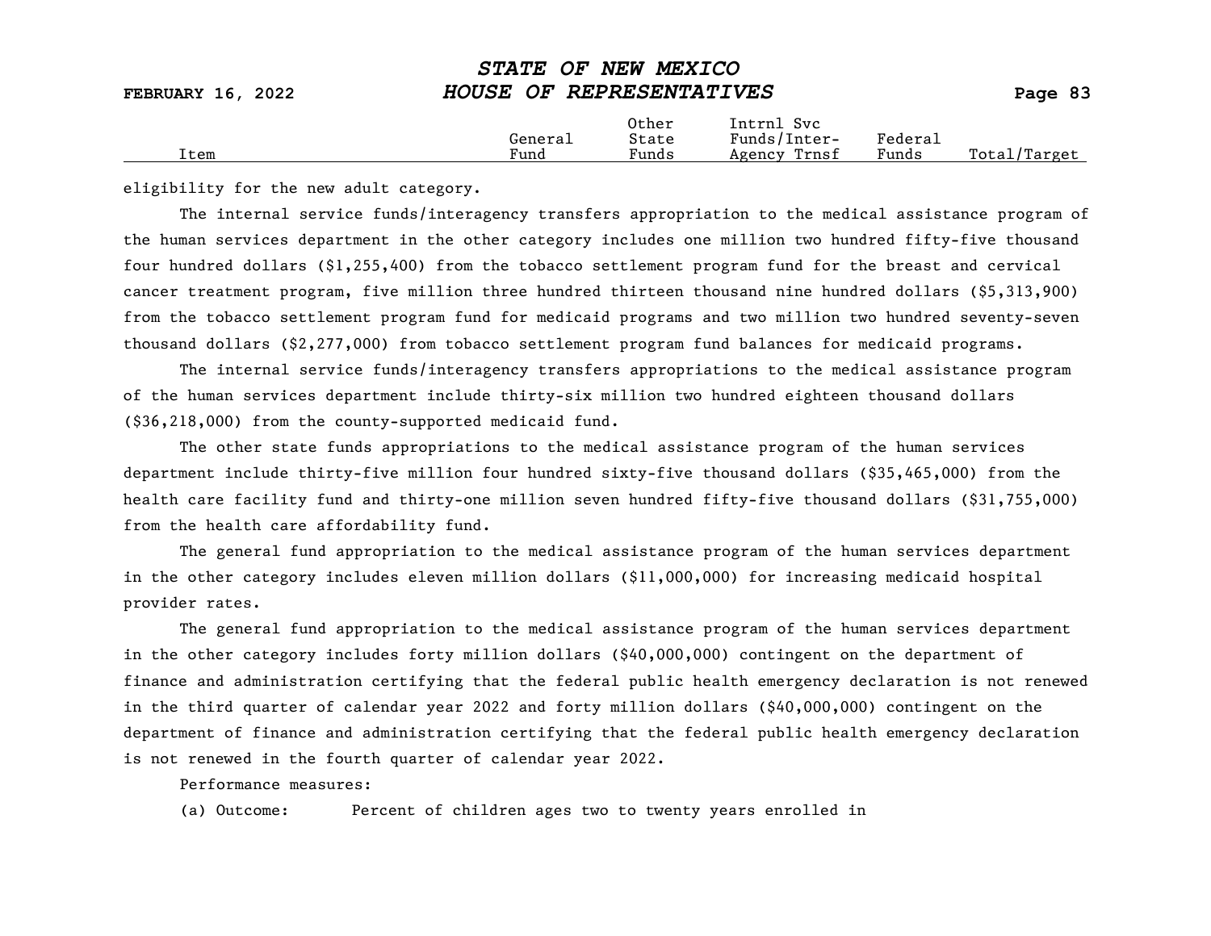eligibility for the new adult category.

The internal service funds/interagency transfers appropriation to the medical assistance program of the human services department in the other category includes one million two hundred fifty-five thousand four hundred dollars ($1,255,400) from the tobacco settlement program fund for the breast and cervical cancer treatment program, five million three hundred thirteen thousand nine hundred dollars ($5,313,900) from the tobacco settlement program fund for medicaid programs and two million two hundred seventy-seven thousand dollars ($2,277,000) from tobacco settlement program fund balances for medicaid programs.

The internal service funds/interagency transfers appropriations to the medical assistance program of the human services department include thirty-six million two hundred eighteen thousand dollars ($36,218,000) from the county-supported medicaid fund.

The other state funds appropriations to the medical assistance program of the human services department include thirty-five million four hundred sixty-five thousand dollars ($35,465,000) from the health care facility fund and thirty-one million seven hundred fifty-five thousand dollars ($31,755,000) from the health care affordability fund.

The general fund appropriation to the medical assistance program of the human services department in the other category includes eleven million dollars ($11,000,000) for increasing medicaid hospital provider rates.

The general fund appropriation to the medical assistance program of the human services department in the other category includes forty million dollars ($40,000,000) contingent on the department of finance and administration certifying that the federal public health emergency declaration is not renewed in the third quarter of calendar year 2022 and forty million dollars ($40,000,000) contingent on the department of finance and administration certifying that the federal public health emergency declaration is not renewed in the fourth quarter of calendar year 2022.

Performance measures:

(a) Outcome: Percent of children ages two to twenty years enrolled in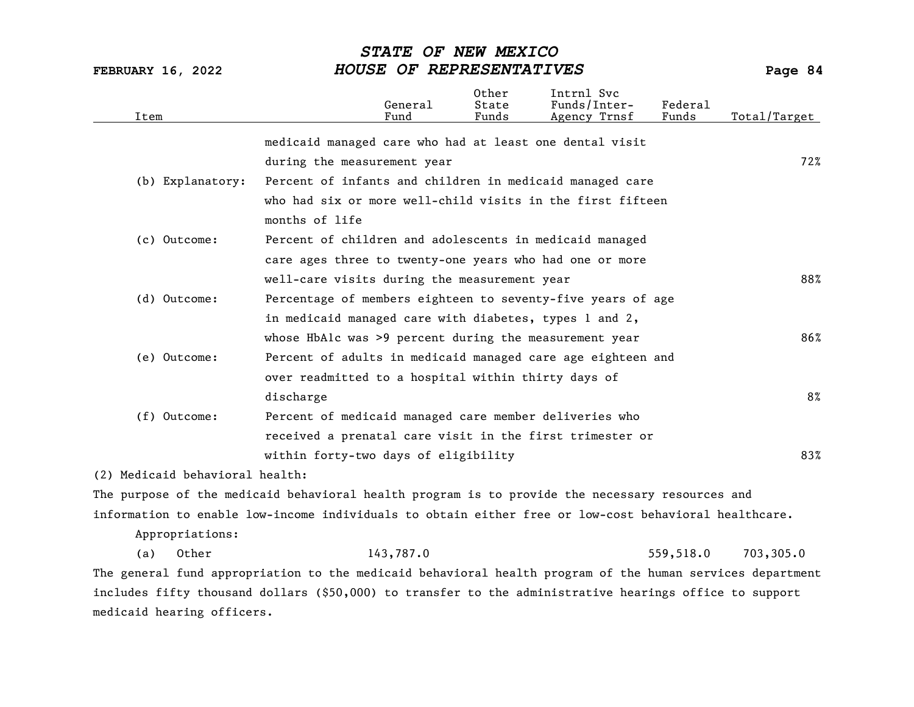| Item | | General Fund | Other State Funds | Intrnl Svc Funds/Inter-Agency Trnsf | Federal Funds | Total/Target |
|---|---|---|---|---|---|---|
| | medicaid managed care who had at least one dental visit during the measurement year | | | | | 72% |
| (b) Explanatory: | Percent of infants and children in medicaid managed care who had six or more well-child visits in the first fifteen months of life | | | | | |
| (c) Outcome: | Percent of children and adolescents in medicaid managed care ages three to twenty-one years who had one or more well-care visits during the measurement year | | | | | 88% |
| (d) Outcome: | Percentage of members eighteen to seventy-five years of age in medicaid managed care with diabetes, types 1 and 2, whose HbA1c was >9 percent during the measurement year | | | | | 86% |
| (e) Outcome: | Percent of adults in medicaid managed care age eighteen and over readmitted to a hospital within thirty days of discharge | | | | | 8% |
| (f) Outcome: | Percent of medicaid managed care member deliveries who received a prenatal care visit in the first trimester or within forty-two days of eligibility | | | | | 83% |

(2) Medicaid behavioral health:

The purpose of the medicaid behavioral health program is to provide the necessary resources and information to enable low-income individuals to obtain either free or low-cost behavioral healthcare.

Appropriations:

| Item | General Fund | Other State Funds | Intrnl Svc Funds/Inter-Agency Trnsf | Federal Funds | Total/Target |
|---|---|---|---|---|---|
| (a) Other | 143,787.0 | | | 559,518.0 | 703,305.0 |

The general fund appropriation to the medicaid behavioral health program of the human services department includes fifty thousand dollars ($50,000) to transfer to the administrative hearings office to support medicaid hearing officers.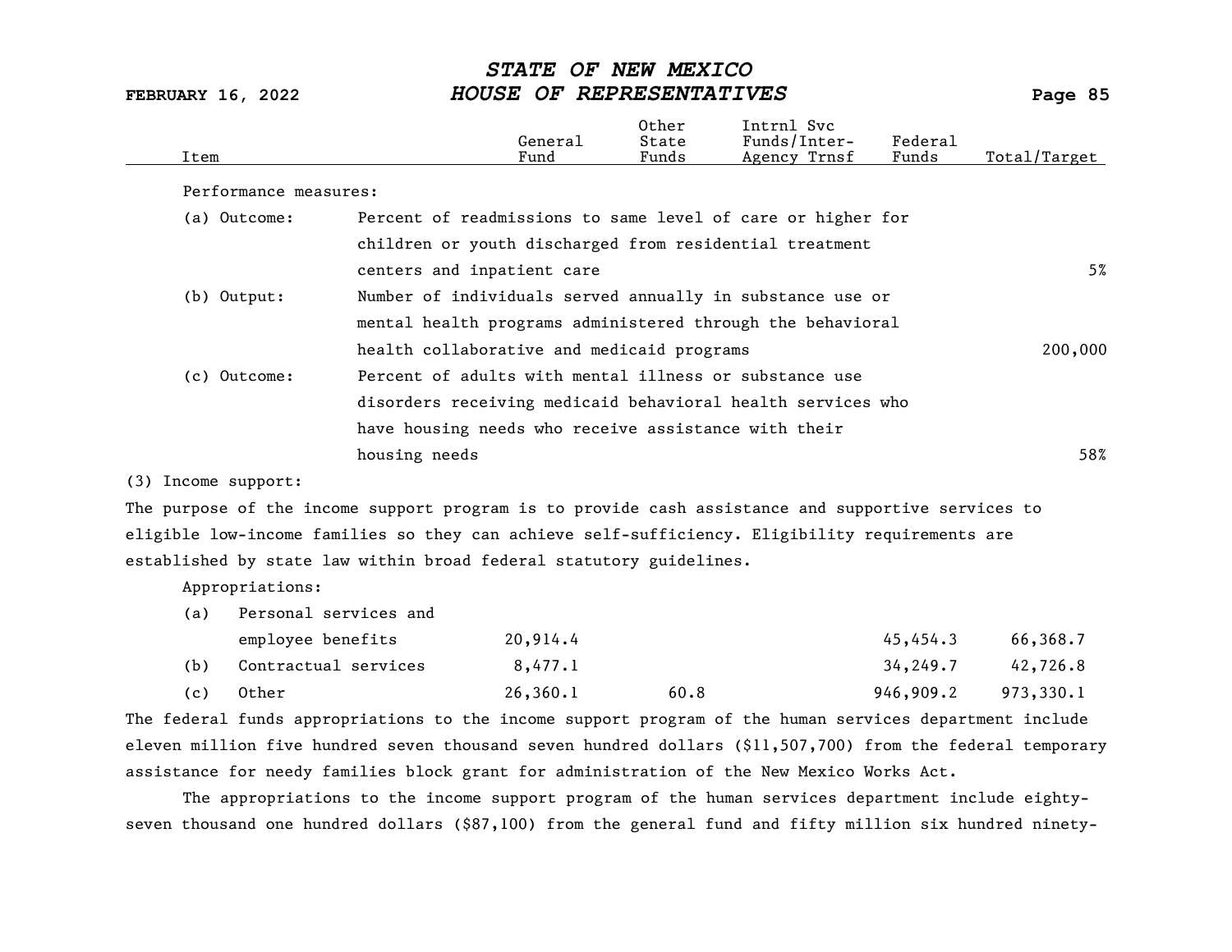| Item | General Fund | Other State Funds | Intrnl Svc Funds/Inter-Agency Trnsf | Federal Funds | Total/Target |
|---|---|---|---|---|---|

Performance measures:

| | | |
|---|---|---|
| (a) Outcome: | Percent of readmissions to same level of care or higher for children or youth discharged from residential treatment centers and inpatient care | 5% |
| (b) Output: | Number of individuals served annually in substance use or mental health programs administered through the behavioral health collaborative and medicaid programs | 200,000 |
| (c) Outcome: | Percent of adults with mental illness or substance use disorders receiving medicaid behavioral health services who have housing needs who receive assistance with their housing needs | 58% |

(3) Income support:

The purpose of the income support program is to provide cash assistance and supportive services to eligible low-income families so they can achieve self-sufficiency. Eligibility requirements are established by state law within broad federal statutory guidelines.

Appropriations:

| Item | General Fund | Other State Funds | Intrnl Svc Funds/Inter-Agency Trnsf | Federal Funds | Total/Target |
|---|---|---|---|---|---|
| (a) Personal services and employee benefits | 20,914.4 | | | 45,454.3 | 66,368.7 |
| (b) Contractual services | 8,477.1 | | | 34,249.7 | 42,726.8 |
| (c) Other | 26,360.1 | 60.8 | | 946,909.2 | 973,330.1 |

The federal funds appropriations to the income support program of the human services department include eleven million five hundred seven thousand seven hundred dollars ($11,507,700) from the federal temporary assistance for needy families block grant for administration of the New Mexico Works Act.

The appropriations to the income support program of the human services department include eighty-seven thousand one hundred dollars ($87,100) from the general fund and fifty million six hundred ninety-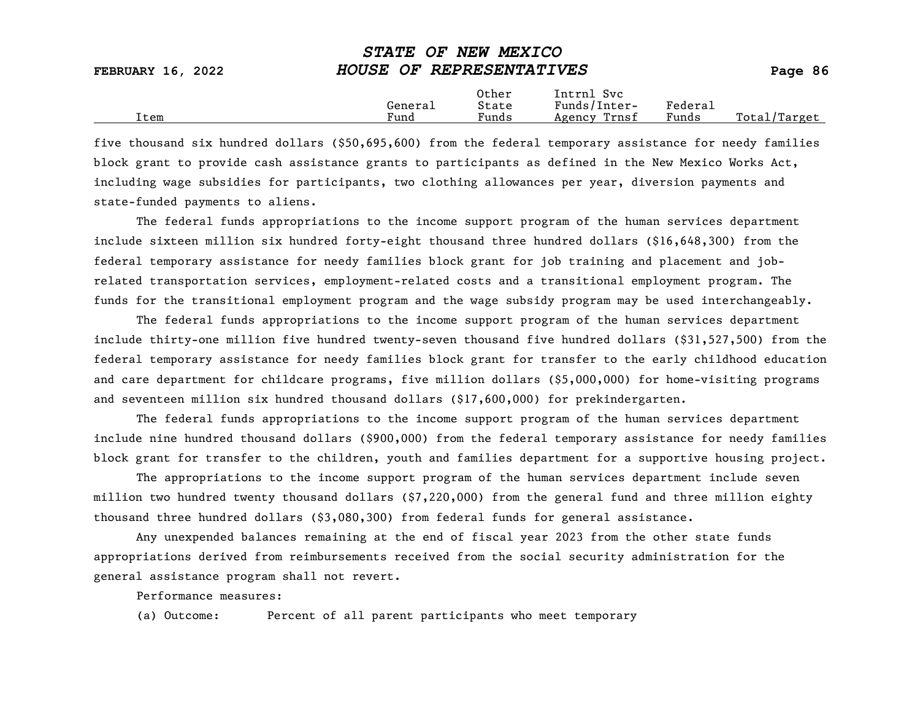| Item | General Fund | Other State Funds | Intrnl Svc Funds/Inter-Agency Trnsf | Federal Funds | Total/Target |
|---|---|---|---|---|---|

five thousand six hundred dollars ($50,695,600) from the federal temporary assistance for needy families block grant to provide cash assistance grants to participants as defined in the New Mexico Works Act, including wage subsidies for participants, two clothing allowances per year, diversion payments and state-funded payments to aliens.

The federal funds appropriations to the income support program of the human services department include sixteen million six hundred forty-eight thousand three hundred dollars ($16,648,300) from the federal temporary assistance for needy families block grant for job training and placement and job-related transportation services, employment-related costs and a transitional employment program. The funds for the transitional employment program and the wage subsidy program may be used interchangeably.

The federal funds appropriations to the income support program of the human services department include thirty-one million five hundred twenty-seven thousand five hundred dollars ($31,527,500) from the federal temporary assistance for needy families block grant for transfer to the early childhood education and care department for childcare programs, five million dollars ($5,000,000) for home-visiting programs and seventeen million six hundred thousand dollars ($17,600,000) for prekindergarten.

The federal funds appropriations to the income support program of the human services department include nine hundred thousand dollars ($900,000) from the federal temporary assistance for needy families block grant for transfer to the children, youth and families department for a supportive housing project.

The appropriations to the income support program of the human services department include seven million two hundred twenty thousand dollars ($7,220,000) from the general fund and three million eighty thousand three hundred dollars ($3,080,300) from federal funds for general assistance.

Any unexpended balances remaining at the end of fiscal year 2023 from the other state funds appropriations derived from reimbursements received from the social security administration for the general assistance program shall not revert.

Performance measures:

(a) Outcome: Percent of all parent participants who meet temporary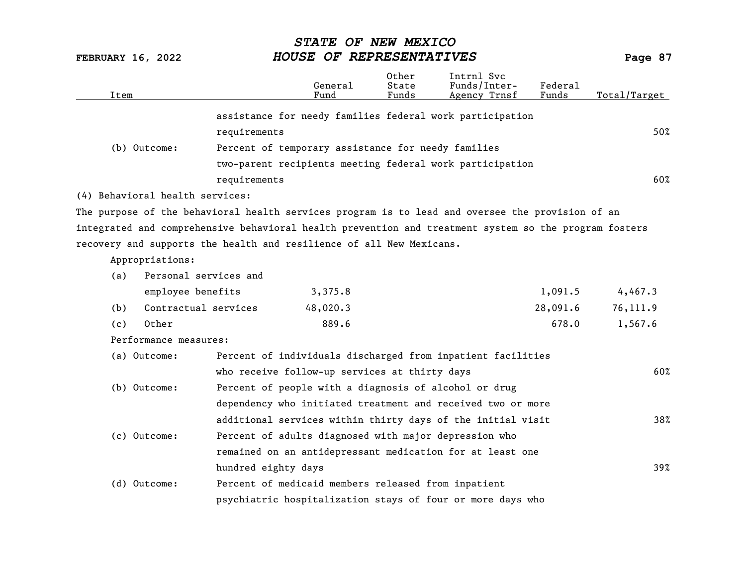| Item | | General Fund | Other State Funds | Intrnl Svc Funds/Inter-Agency Trnsf | Federal Funds | Total/Target |
|---|---|---|---|---|---|---|
| | assistance for needy families federal work participation requirements | | | | | 50% |
| (b) Outcome: | Percent of temporary assistance for needy families two-parent recipients meeting federal work participation requirements | | | | | 60% |

(4) Behavioral health services:

The purpose of the behavioral health services program is to lead and oversee the provision of an integrated and comprehensive behavioral health prevention and treatment system so the program fosters recovery and supports the health and resilience of all New Mexicans.

Appropriations:

| Item | General Fund | Other State Funds | Intrnl Svc Funds/Inter-Agency Trnsf | Federal Funds | Total/Target |
|---|---|---|---|---|---|
| (a) Personal services and employee benefits | 3,375.8 | | | 1,091.5 | 4,467.3 |
| (b) Contractual services | 48,020.3 | | | 28,091.6 | 76,111.9 |
| (c) Other | 889.6 | | | 678.0 | 1,567.6 |

Performance measures:

| Item | | Total/Target |
|---|---|---|
| (a) Outcome: | Percent of individuals discharged from inpatient facilities who receive follow-up services at thirty days | 60% |
| (b) Outcome: | Percent of people with a diagnosis of alcohol or drug dependency who initiated treatment and received two or more additional services within thirty days of the initial visit | 38% |
| (c) Outcome: | Percent of adults diagnosed with major depression who remained on an antidepressant medication for at least one hundred eighty days | 39% |
| (d) Outcome: | Percent of medicaid members released from inpatient psychiatric hospitalization stays of four or more days who | |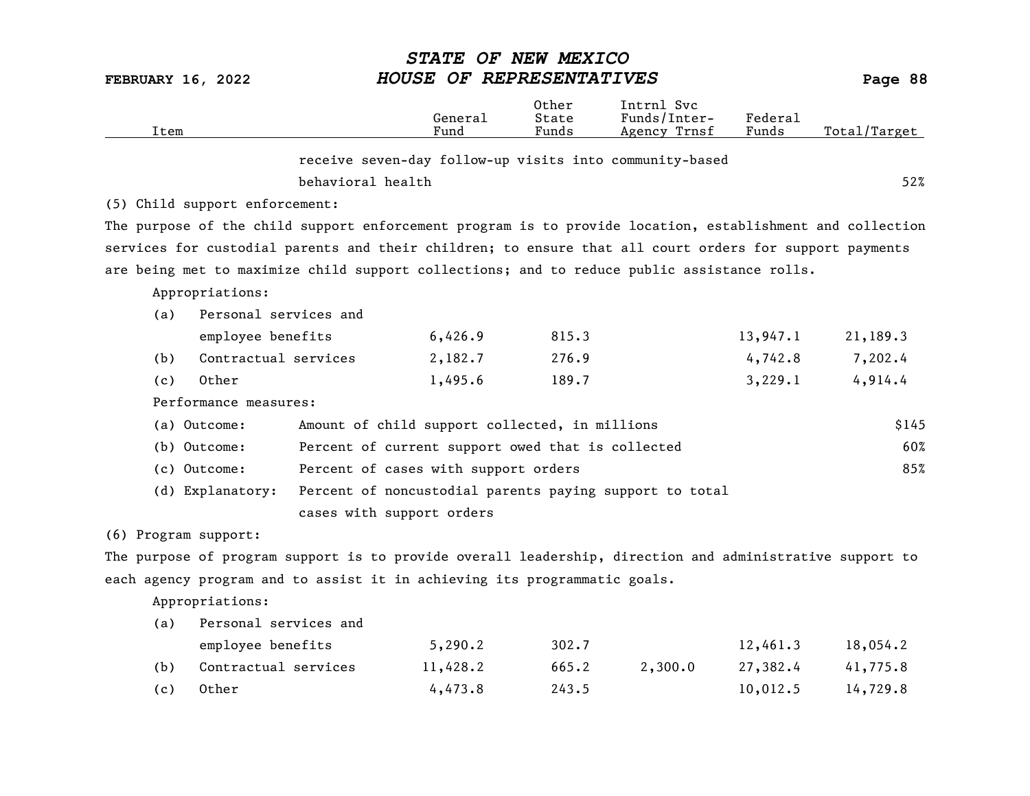| Item | General Fund | Other State Funds | Intrnl Svc Funds/Inter-Agency Trnsf | Federal Funds | Total/Target |
|---|---|---|---|---|---|
| receive seven-day follow-up visits into community-based behavioral health | | | | | 52% |

(5) Child support enforcement:

The purpose of the child support enforcement program is to provide location, establishment and collection services for custodial parents and their children; to ensure that all court orders for support payments are being met to maximize child support collections; and to reduce public assistance rolls.

Appropriations:

| Item | General Fund | Other State Funds | Intrnl Svc Funds/Inter-Agency Trnsf | Federal Funds | Total/Target |
|---|---|---|---|---|---|
| (a) Personal services and employee benefits | 6,426.9 | 815.3 | | 13,947.1 | 21,189.3 |
| (b) Contractual services | 2,182.7 | 276.9 | | 4,742.8 | 7,202.4 |
| (c) Other | 1,495.6 | 189.7 | | 3,229.1 | 4,914.4 |

Performance measures:

| Measure | Description | Total/Target |
|---|---|---|
| (a) Outcome: | Amount of child support collected, in millions | $145 |
| (b) Outcome: | Percent of current support owed that is collected | 60% |
| (c) Outcome: | Percent of cases with support orders | 85% |
| (d) Explanatory: | Percent of noncustodial parents paying support to total cases with support orders | |

(6) Program support:

The purpose of program support is to provide overall leadership, direction and administrative support to each agency program and to assist it in achieving its programmatic goals.

Appropriations:

| Item | General Fund | Other State Funds | Intrnl Svc Funds/Inter-Agency Trnsf | Federal Funds | Total/Target |
|---|---|---|---|---|---|
| (a) Personal services and employee benefits | 5,290.2 | 302.7 | | 12,461.3 | 18,054.2 |
| (b) Contractual services | 11,428.2 | 665.2 | 2,300.0 | 27,382.4 | 41,775.8 |
| (c) Other | 4,473.8 | 243.5 | | 10,012.5 | 14,729.8 |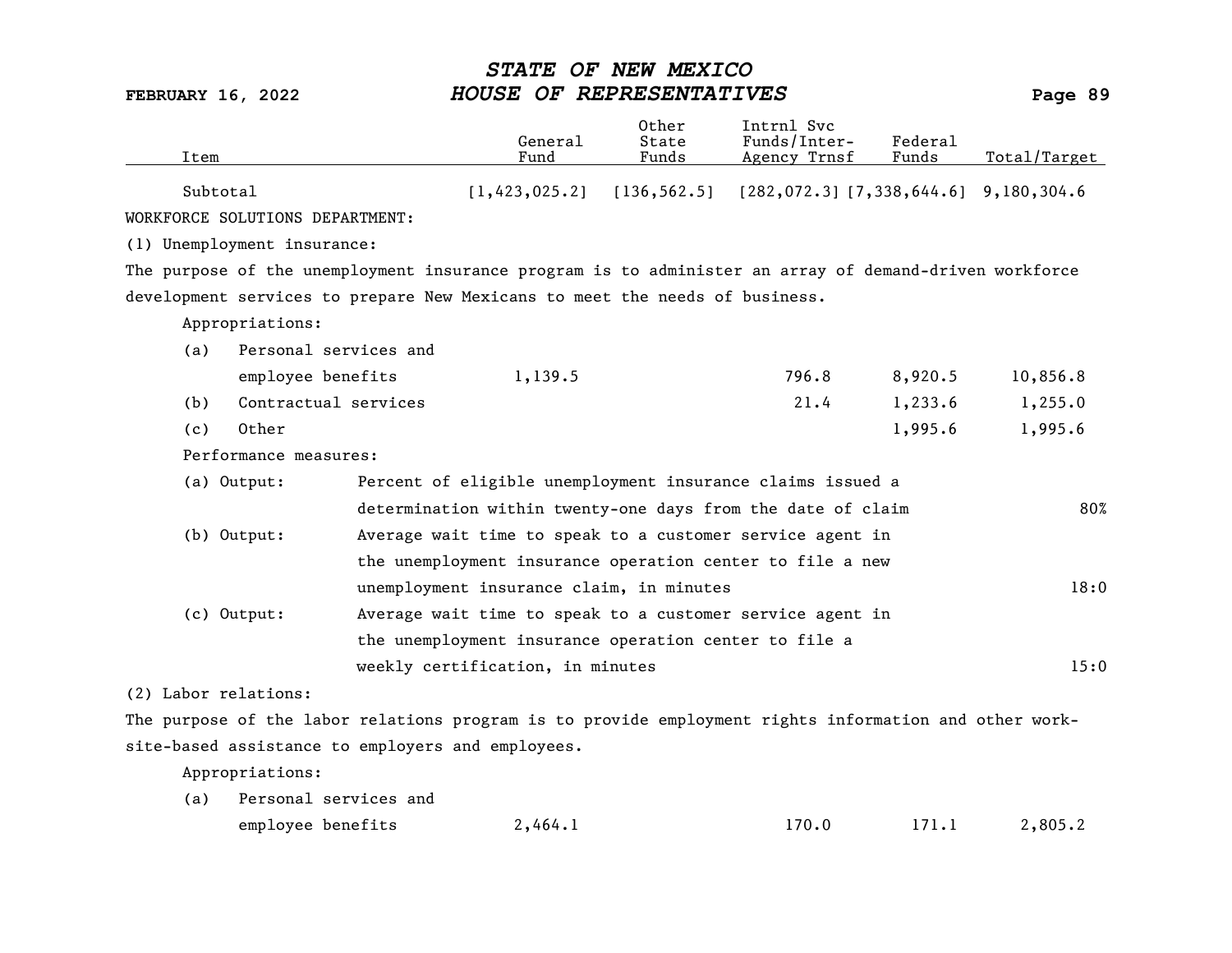| Item | General Fund | Other State Funds | Intrnl Svc Funds/Inter-Agency Trnsf | Federal Funds | Total/Target |
|---|---|---|---|---|---|
| Subtotal | [1,423,025.2] | [136,562.5] | [282,072.3] | [7,338,644.6] | 9,180,304.6 |

WORKFORCE SOLUTIONS DEPARTMENT:

(1) Unemployment insurance:

The purpose of the unemployment insurance program is to administer an array of demand-driven workforce development services to prepare New Mexicans to meet the needs of business.

Appropriations:

| Item | General Fund | Other State Funds | Intrnl Svc Funds/Inter-Agency Trnsf | Federal Funds | Total/Target |
|---|---|---|---|---|---|
| (a) Personal services and employee benefits | 1,139.5 | | 796.8 | 8,920.5 | 10,856.8 |
| (b) Contractual services | | | 21.4 | 1,233.6 | 1,255.0 |
| (c) Other | | | | 1,995.6 | 1,995.6 |

Performance measures:

| Measure | Description | Target |
|---|---|---|
| (a) Output: | Percent of eligible unemployment insurance claims issued a determination within twenty-one days from the date of claim | 80% |
| (b) Output: | Average wait time to speak to a customer service agent in the unemployment insurance operation center to file a new unemployment insurance claim, in minutes | 18:0 |
| (c) Output: | Average wait time to speak to a customer service agent in the unemployment insurance operation center to file a weekly certification, in minutes | 15:0 |

(2) Labor relations:

The purpose of the labor relations program is to provide employment rights information and other work-site-based assistance to employers and employees.

Appropriations:

| Item | General Fund | Other State Funds | Intrnl Svc Funds/Inter-Agency Trnsf | Federal Funds | Total/Target |
|---|---|---|---|---|---|
| (a) Personal services and employee benefits | 2,464.1 | | 170.0 | 171.1 | 2,805.2 |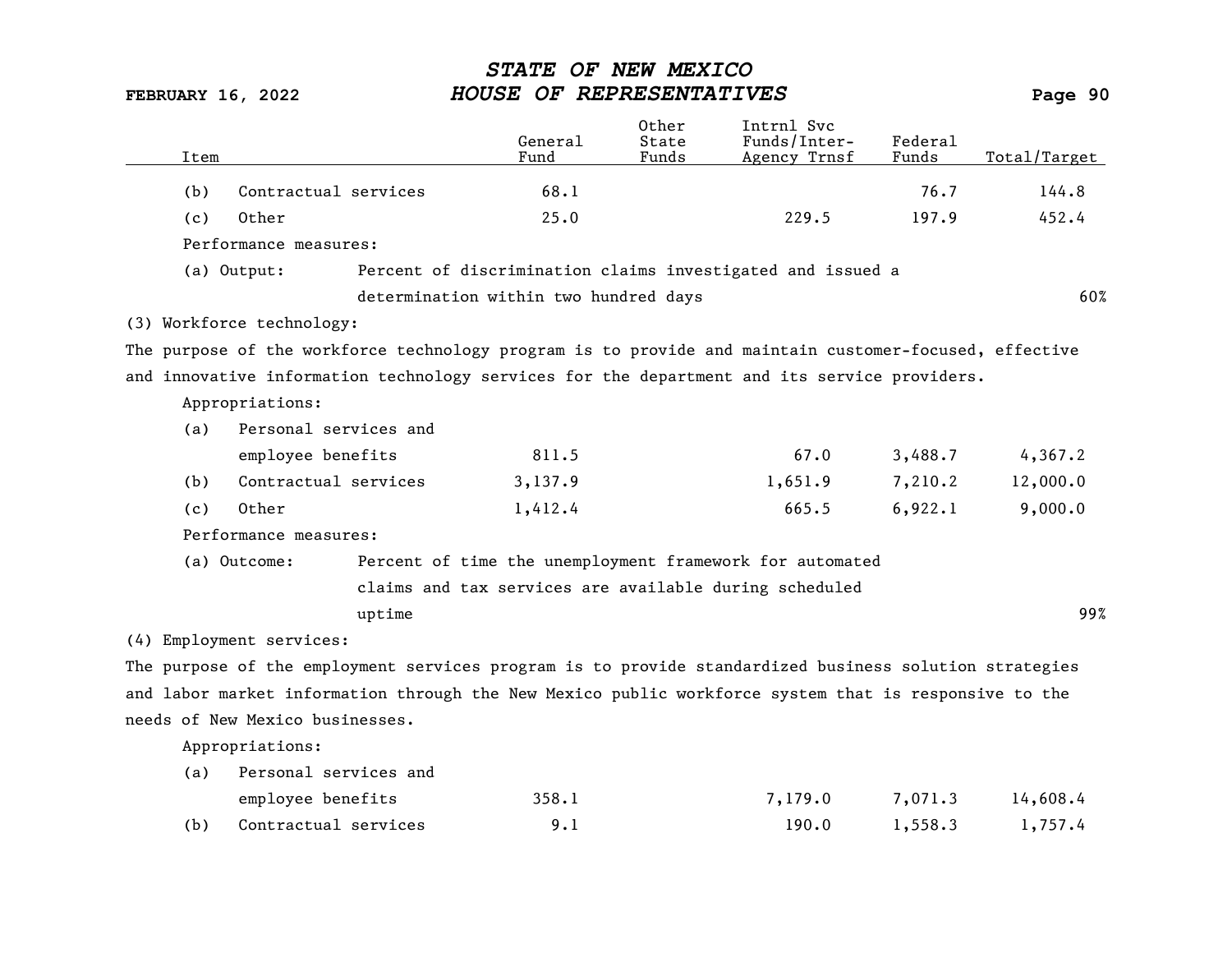| Item | General Fund | Other State Funds | Intrnl Svc Funds/Inter-Agency Trnsf | Federal Funds | Total/Target |
|---|---|---|---|---|---|
| (b) Contractual services | 68.1 | | | 76.7 | 144.8 |
| (c) Other | 25.0 | | 229.5 | 197.9 | 452.4 |

Performance measures:

| | | |
|---|---|---|
| (a) Output: | Percent of discrimination claims investigated and issued a determination within two hundred days | 60% |

(3) Workforce technology:

The purpose of the workforce technology program is to provide and maintain customer-focused, effective and innovative information technology services for the department and its service providers.

Appropriations:

| Item | General Fund | Other State Funds | Intrnl Svc Funds/Inter-Agency Trnsf | Federal Funds | Total/Target |
|---|---|---|---|---|---|
| (a) Personal services and employee benefits | 811.5 | | 67.0 | 3,488.7 | 4,367.2 |
| (b) Contractual services | 3,137.9 | | 1,651.9 | 7,210.2 | 12,000.0 |
| (c) Other | 1,412.4 | | 665.5 | 6,922.1 | 9,000.0 |

Performance measures:

| | | |
|---|---|---|
| (a) Outcome: | Percent of time the unemployment framework for automated claims and tax services are available during scheduled uptime | 99% |

(4) Employment services:

The purpose of the employment services program is to provide standardized business solution strategies and labor market information through the New Mexico public workforce system that is responsive to the needs of New Mexico businesses.

Appropriations:

| Item | General Fund | Other State Funds | Intrnl Svc Funds/Inter-Agency Trnsf | Federal Funds | Total/Target |
|---|---|---|---|---|---|
| (a) Personal services and employee benefits | 358.1 | | 7,179.0 | 7,071.3 | 14,608.4 |
| (b) Contractual services | 9.1 | | 190.0 | 1,558.3 | 1,757.4 |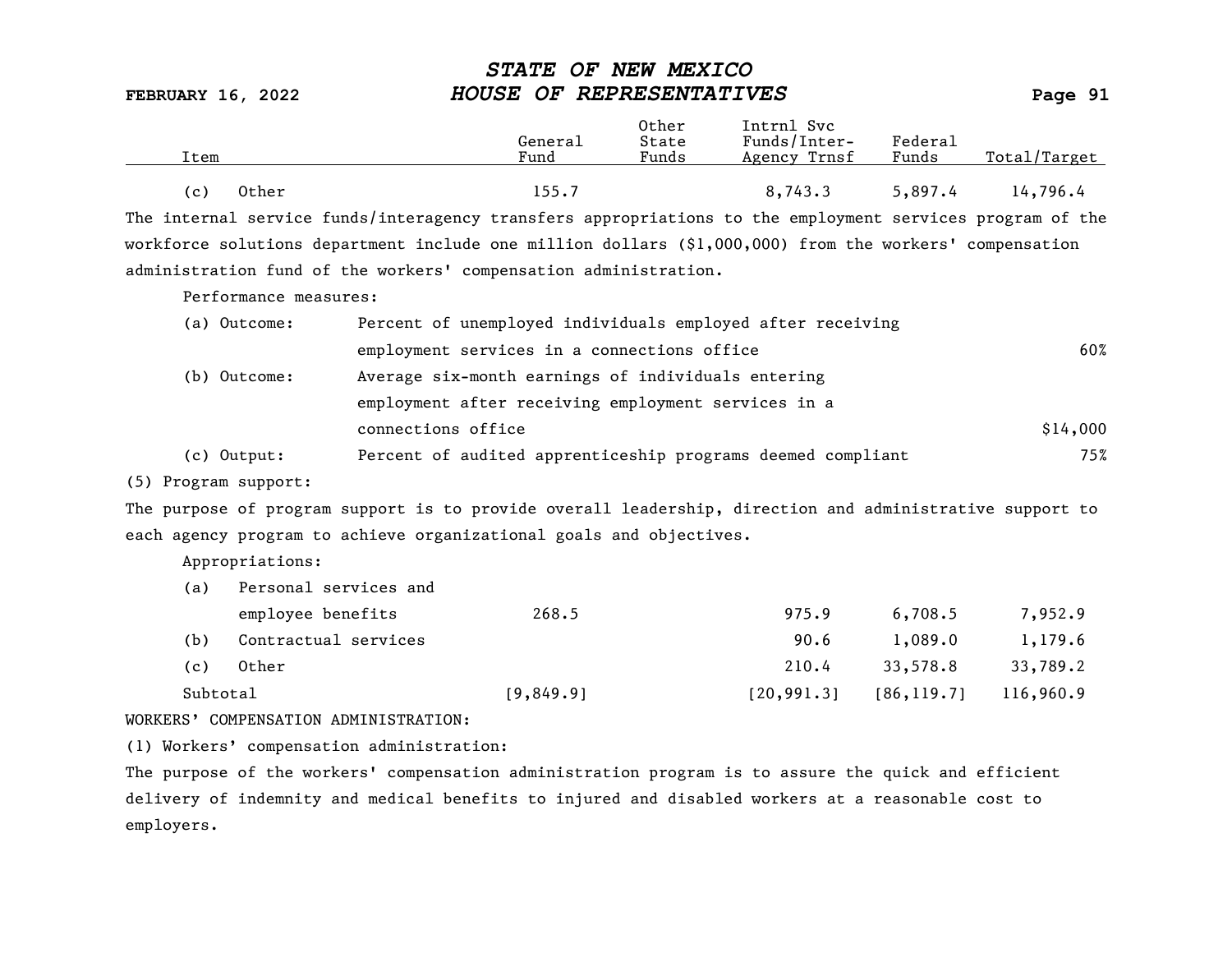| Item | General Fund | Other State Funds | Intrnl Svc Funds/Inter-Agency Trnsf | Federal Funds | Total/Target |
|---|---|---|---|---|---|
| (c) Other | 155.7 | | 8,743.3 | 5,897.4 | 14,796.4 |

The internal service funds/interagency transfers appropriations to the employment services program of the workforce solutions department include one million dollars ($1,000,000) from the workers' compensation administration fund of the workers' compensation administration.

Performance measures:

| | | |
|---|---|---|
| (a) Outcome: | Percent of unemployed individuals employed after receiving employment services in a connections office | 60% |
| (b) Outcome: | Average six-month earnings of individuals entering employment after receiving employment services in a connections office | $14,000 |
| (c) Output: | Percent of audited apprenticeship programs deemed compliant | 75% |

(5) Program support:

The purpose of program support is to provide overall leadership, direction and administrative support to each agency program to achieve organizational goals and objectives.

Appropriations:

| Item | General Fund | Other State Funds | Intrnl Svc Funds/Inter-Agency Trnsf | Federal Funds | Total/Target |
|---|---|---|---|---|---|
| (a) Personal services and employee benefits | 268.5 | | 975.9 | 6,708.5 | 7,952.9 |
| (b) Contractual services | | | 90.6 | 1,089.0 | 1,179.6 |
| (c) Other | | | 210.4 | 33,578.8 | 33,789.2 |
| Subtotal | [9,849.9] | | [20,991.3] | [86,119.7] | 116,960.9 |

WORKERS' COMPENSATION ADMINISTRATION:

(1) Workers' compensation administration:

The purpose of the workers' compensation administration program is to assure the quick and efficient delivery of indemnity and medical benefits to injured and disabled workers at a reasonable cost to employers.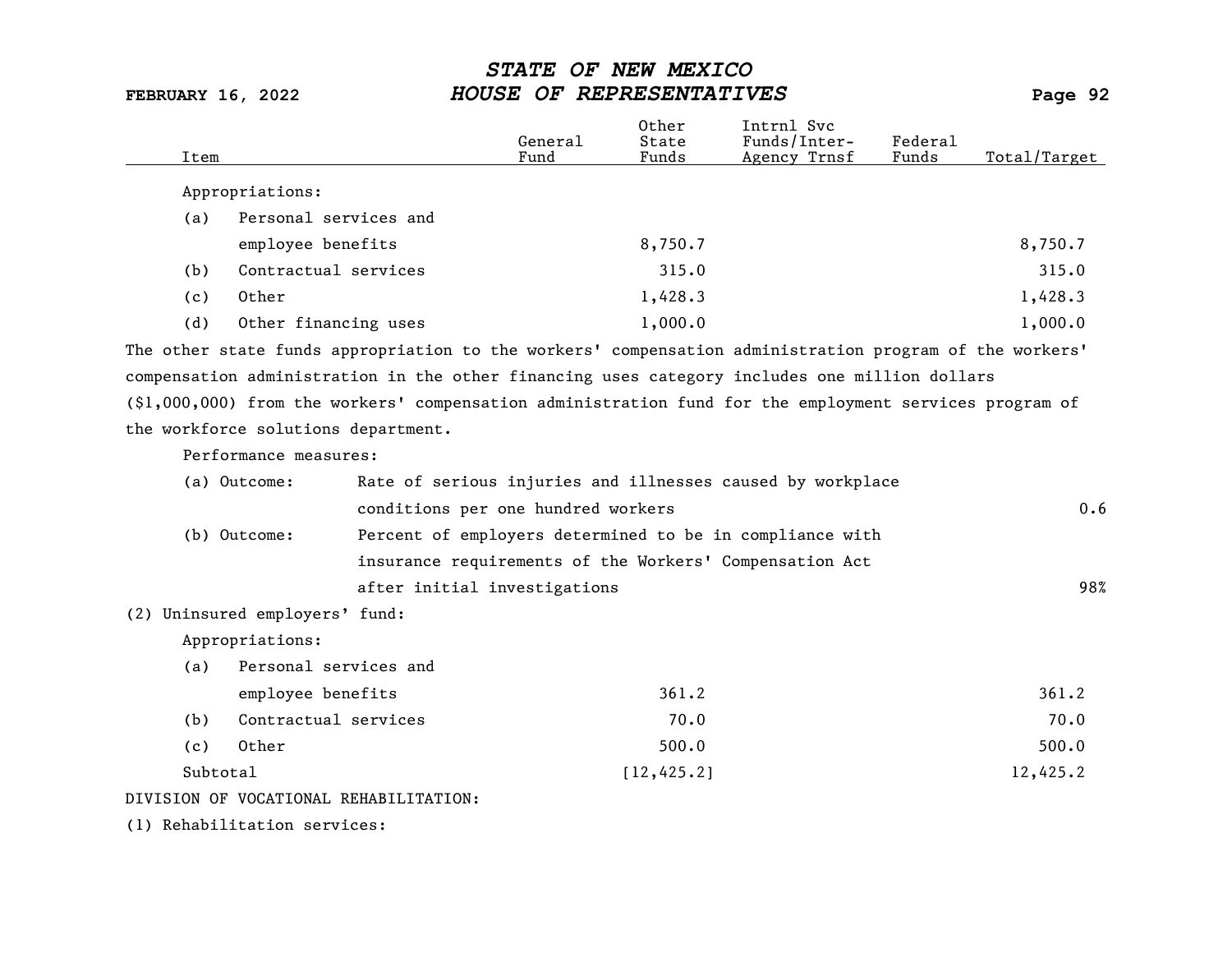| Item | General Fund | Other State Funds | Intrnl Svc Funds/Inter-Agency Trnsf | Federal Funds | Total/Target |
|---|---|---|---|---|---|
| Appropriations: | | | | | |
| (a) Personal services and employee benefits | | 8,750.7 | | | 8,750.7 |
| (b) Contractual services | | 315.0 | | | 315.0 |
| (c) Other | | 1,428.3 | | | 1,428.3 |
| (d) Other financing uses | | 1,000.0 | | | 1,000.0 |

The other state funds appropriation to the workers' compensation administration program of the workers' compensation administration in the other financing uses category includes one million dollars ($1,000,000) from the workers' compensation administration fund for the employment services program of the workforce solutions department.

Performance measures:

| Measure | Description | Target |
|---|---|---|
| (a) Outcome: | Rate of serious injuries and illnesses caused by workplace conditions per one hundred workers | 0.6 |
| (b) Outcome: | Percent of employers determined to be in compliance with insurance requirements of the Workers' Compensation Act after initial investigations | 98% |

(2) Uninsured employers' fund:

| Item | General Fund | Other State Funds | Intrnl Svc Funds/Inter-Agency Trnsf | Federal Funds | Total/Target |
|---|---|---|---|---|---|
| Appropriations: | | | | | |
| (a) Personal services and employee benefits | | 361.2 | | | 361.2 |
| (b) Contractual services | | 70.0 | | | 70.0 |
| (c) Other | | 500.0 | | | 500.0 |
| Subtotal | | [12,425.2] | | | 12,425.2 |

DIVISION OF VOCATIONAL REHABILITATION:

(1) Rehabilitation services: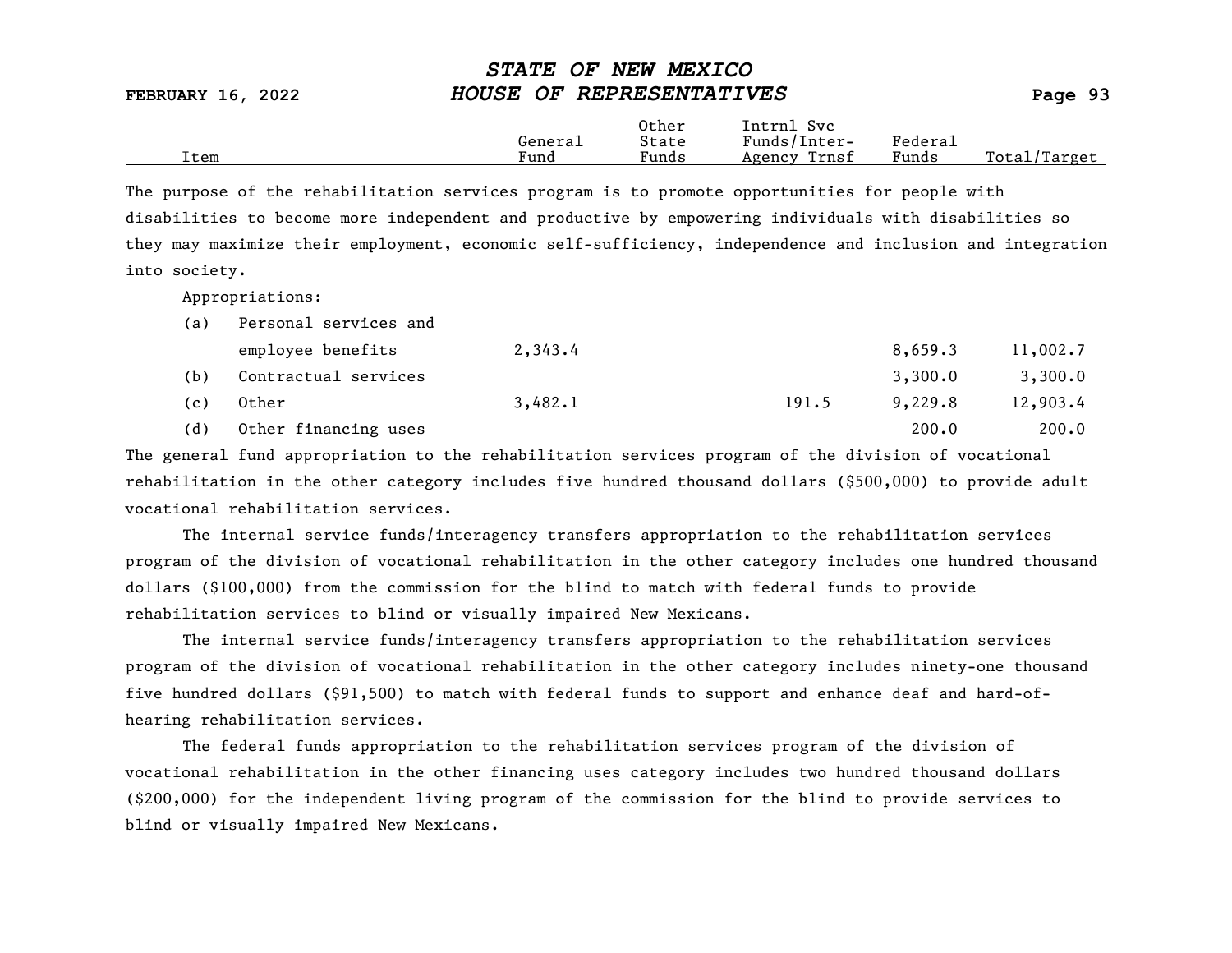The purpose of the rehabilitation services program is to promote opportunities for people with disabilities to become more independent and productive by empowering individuals with disabilities so they may maximize their employment, economic self-sufficiency, independence and inclusion and integration into society.

Appropriations:

| Item | General Fund | Other State Funds | Intrnl Svc Funds/Inter-Agency Trnsf | Federal Funds | Total/Target |
|---|---|---|---|---|---|
| (a) Personal services and employee benefits | 2,343.4 | | | 8,659.3 | 11,002.7 |
| (b) Contractual services | | | | 3,300.0 | 3,300.0 |
| (c) Other | 3,482.1 | | 191.5 | 9,229.8 | 12,903.4 |
| (d) Other financing uses | | | | 200.0 | 200.0 |

The general fund appropriation to the rehabilitation services program of the division of vocational rehabilitation in the other category includes five hundred thousand dollars ($500,000) to provide adult vocational rehabilitation services.

The internal service funds/interagency transfers appropriation to the rehabilitation services program of the division of vocational rehabilitation in the other category includes one hundred thousand dollars ($100,000) from the commission for the blind to match with federal funds to provide rehabilitation services to blind or visually impaired New Mexicans.

The internal service funds/interagency transfers appropriation to the rehabilitation services program of the division of vocational rehabilitation in the other category includes ninety-one thousand five hundred dollars ($91,500) to match with federal funds to support and enhance deaf and hard-of-hearing rehabilitation services.

The federal funds appropriation to the rehabilitation services program of the division of vocational rehabilitation in the other financing uses category includes two hundred thousand dollars ($200,000) for the independent living program of the commission for the blind to provide services to blind or visually impaired New Mexicans.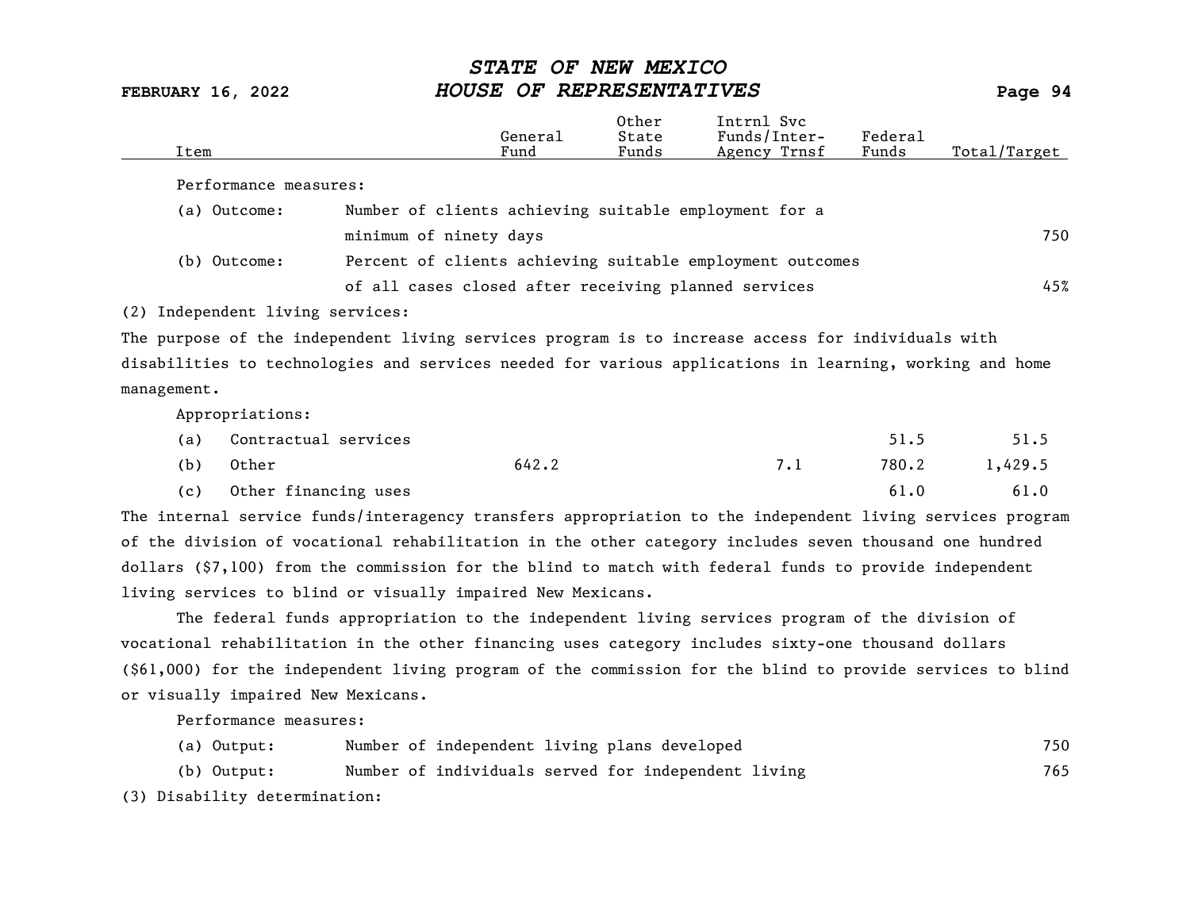| Item | General Fund | Other State Funds | Intrnl Svc Funds/Inter-Agency Trnsf | Federal Funds | Total/Target |
|---|---|---|---|---|---|

Performance measures:

| | | |
|---|---|---|
| (a) Outcome: | Number of clients achieving suitable employment for a minimum of ninety days | 750 |
| (b) Outcome: | Percent of clients achieving suitable employment outcomes of all cases closed after receiving planned services | 45% |

(2) Independent living services:

The purpose of the independent living services program is to increase access for individuals with disabilities to technologies and services needed for various applications in learning, working and home management.

Appropriations:

| Item | General Fund | Other State Funds | Intrnl Svc Funds/Inter-Agency Trnsf | Federal Funds | Total/Target |
|---|---|---|---|---|---|
| (a) Contractual services | | | | 51.5 | 51.5 |
| (b) Other | 642.2 | | 7.1 | 780.2 | 1,429.5 |
| (c) Other financing uses | | | | 61.0 | 61.0 |

The internal service funds/interagency transfers appropriation to the independent living services program of the division of vocational rehabilitation in the other category includes seven thousand one hundred dollars ($7,100) from the commission for the blind to match with federal funds to provide independent living services to blind or visually impaired New Mexicans.

The federal funds appropriation to the independent living services program of the division of vocational rehabilitation in the other financing uses category includes sixty-one thousand dollars ($61,000) for the independent living program of the commission for the blind to provide services to blind or visually impaired New Mexicans.

Performance measures:

| | | |
|---|---|---|
| (a) Output: | Number of independent living plans developed | 750 |
| (b) Output: | Number of individuals served for independent living | 765 |

(3) Disability determination: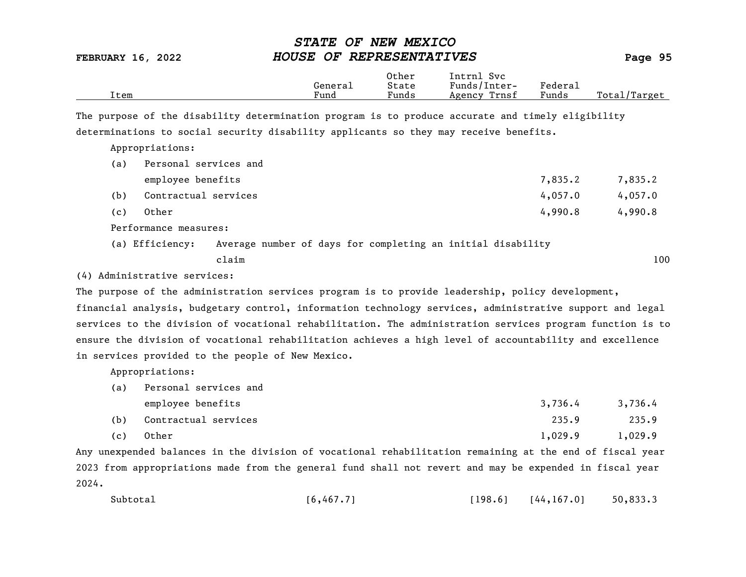| Item | General Fund | Other State Funds | Intrnl Svc Funds/Inter-Agency Trnsf | Federal Funds | Total/Target |
|---|---|---|---|---|---|

The purpose of the disability determination program is to produce accurate and timely eligibility determinations to social security disability applicants so they may receive benefits.

Appropriations:

| Item | General Fund | Other State Funds | Intrnl Svc Funds/Inter-Agency Trnsf | Federal Funds | Total/Target |
|---|---|---|---|---|---|
| (a) Personal services and employee benefits | | | | 7,835.2 | 7,835.2 |
| (b) Contractual services | | | | 4,057.0 | 4,057.0 |
| (c) Other | | | | 4,990.8 | 4,990.8 |

Performance measures:

| Item | Total/Target |
|---|---|
| (a) Efficiency: Average number of days for completing an initial disability claim | 100 |

(4) Administrative services:

The purpose of the administration services program is to provide leadership, policy development, financial analysis, budgetary control, information technology services, administrative support and legal services to the division of vocational rehabilitation. The administration services program function is to ensure the division of vocational rehabilitation achieves a high level of accountability and excellence in services provided to the people of New Mexico.

Appropriations:

| Item | General Fund | Other State Funds | Intrnl Svc Funds/Inter-Agency Trnsf | Federal Funds | Total/Target |
|---|---|---|---|---|---|
| (a) Personal services and employee benefits | | | | 3,736.4 | 3,736.4 |
| (b) Contractual services | | | | 235.9 | 235.9 |
| (c) Other | | | | 1,029.9 | 1,029.9 |

Any unexpended balances in the division of vocational rehabilitation remaining at the end of fiscal year 2023 from appropriations made from the general fund shall not revert and may be expended in fiscal year 2024.

| Item | General Fund | Other State Funds | Intrnl Svc Funds/Inter-Agency Trnsf | Federal Funds | Total/Target |
|---|---|---|---|---|---|
| Subtotal | [6,467.7] | | [198.6] | [44,167.0] | 50,833.3 |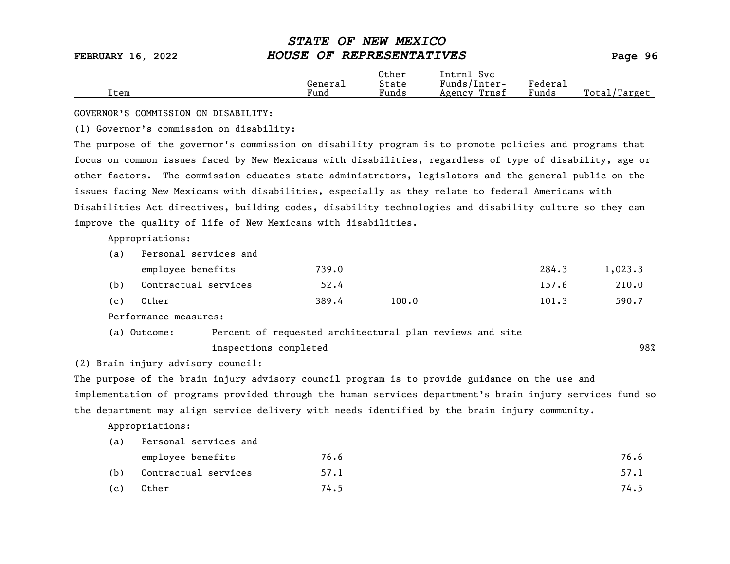GOVERNOR'S COMMISSION ON DISABILITY:

(1) Governor's commission on disability:

The purpose of the governor's commission on disability program is to promote policies and programs that focus on common issues faced by New Mexicans with disabilities, regardless of type of disability, age or other factors. The commission educates state administrators, legislators and the general public on the issues facing New Mexicans with disabilities, especially as they relate to federal Americans with Disabilities Act directives, building codes, disability technologies and disability culture so they can improve the quality of life of New Mexicans with disabilities.

| Item | General Fund | Other State Funds | Intrnl Svc Funds/Inter-Agency Trnsf | Federal Funds | Total/Target |
|---|---|---|---|---|---|
| Appropriations: | | | | | |
| (a) Personal services and employee benefits | 739.0 | | | 284.3 | 1,023.3 |
| (b) Contractual services | 52.4 | | | 157.6 | 210.0 |
| (c) Other | 389.4 | 100.0 | | 101.3 | 590.7 |
| Performance measures: | | | | | |
| (a) Outcome: Percent of requested architectural plan reviews and site inspections completed | | | | | 98% |

(2) Brain injury advisory council:

The purpose of the brain injury advisory council program is to provide guidance on the use and implementation of programs provided through the human services department's brain injury services fund so the department may align service delivery with needs identified by the brain injury community.

| Item | General Fund | Other State Funds | Intrnl Svc Funds/Inter-Agency Trnsf | Federal Funds | Total/Target |
|---|---|---|---|---|---|
| Appropriations: | | | | | |
| (a) Personal services and employee benefits | 76.6 | | | | 76.6 |
| (b) Contractual services | 57.1 | | | | 57.1 |
| (c) Other | 74.5 | | | | 74.5 |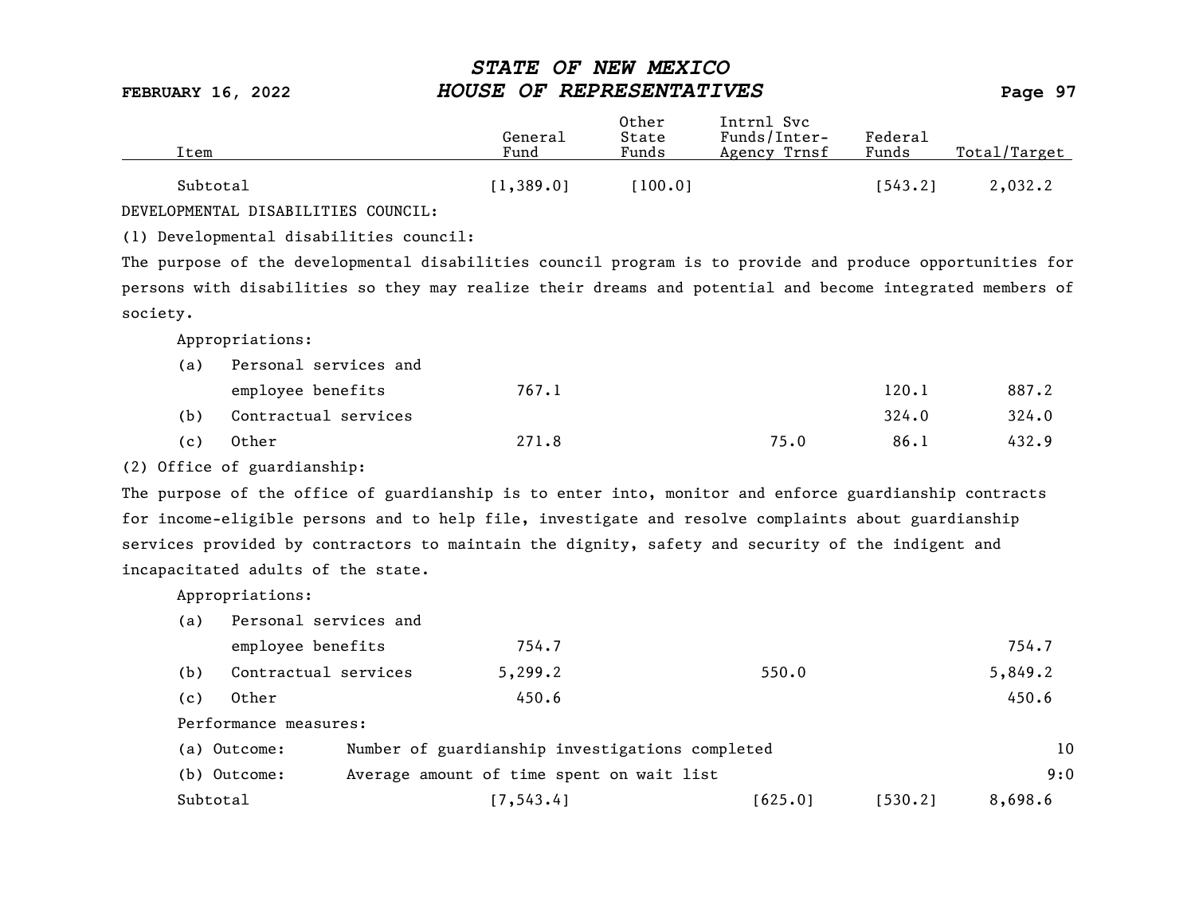| Item | General Fund | Other State Funds | Intrnl Svc Funds/Inter-Agency Trnsf | Federal Funds | Total/Target |
|---|---|---|---|---|---|
| Subtotal | [1,389.0] | [100.0] | | [543.2] | 2,032.2 |

DEVELOPMENTAL DISABILITIES COUNCIL:

(1) Developmental disabilities council:

The purpose of the developmental disabilities council program is to provide and produce opportunities for persons with disabilities so they may realize their dreams and potential and become integrated members of society.

Appropriations:

| Item | General Fund | Other State Funds | Intrnl Svc Funds/Inter-Agency Trnsf | Federal Funds | Total/Target |
|---|---|---|---|---|---|
| (a) Personal services and employee benefits | 767.1 | | | 120.1 | 887.2 |
| (b) Contractual services | | | | 324.0 | 324.0 |
| (c) Other | 271.8 | | 75.0 | 86.1 | 432.9 |

(2) Office of guardianship:

The purpose of the office of guardianship is to enter into, monitor and enforce guardianship contracts for income-eligible persons and to help file, investigate and resolve complaints about guardianship services provided by contractors to maintain the dignity, safety and security of the indigent and incapacitated adults of the state.

Appropriations:

| Item | General Fund | Other State Funds | Intrnl Svc Funds/Inter-Agency Trnsf | Federal Funds | Total/Target |
|---|---|---|---|---|---|
| (a) Personal services and employee benefits | 754.7 | | | | 754.7 |
| (b) Contractual services | 5,299.2 | | 550.0 | | 5,849.2 |
| (c) Other | 450.6 | | | | 450.6 |

Performance measures:

| Measure | Description | Target |
|---|---|---|
| (a) Outcome: | Number of guardianship investigations completed | 10 |
| (b) Outcome: | Average amount of time spent on wait list | 9:0 |

| Item | General Fund | Other State Funds | Intrnl Svc Funds/Inter-Agency Trnsf | Federal Funds | Total/Target |
|---|---|---|---|---|---|
| Subtotal | [7,543.4] | | [625.0] | [530.2] | 8,698.6 |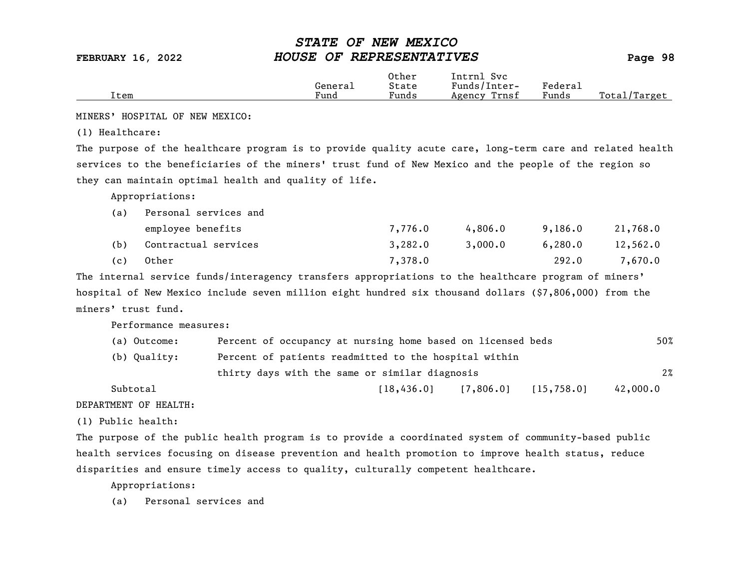| Item | General Fund | Other State Funds | Intrnl Svc Funds/Inter-Agency Trnsf | Federal Funds | Total/Target |
|---|---|---|---|---|---|

MINERS' HOSPITAL OF NEW MEXICO:

(1) Healthcare:

The purpose of the healthcare program is to provide quality acute care, long-term care and related health services to the beneficiaries of the miners' trust fund of New Mexico and the people of the region so they can maintain optimal health and quality of life.

Appropriations:

| Item | General Fund | Other State Funds | Intrnl Svc Funds/Inter-Agency Trnsf | Federal Funds | Total/Target |
|---|---|---|---|---|---|
| (a) Personal services and employee benefits | | 7,776.0 | 4,806.0 | 9,186.0 | 21,768.0 |
| (b) Contractual services | | 3,282.0 | 3,000.0 | 6,280.0 | 12,562.0 |
| (c) Other | | 7,378.0 | | 292.0 | 7,670.0 |

The internal service funds/interagency transfers appropriations to the healthcare program of miners' hospital of New Mexico include seven million eight hundred six thousand dollars ($7,806,000) from the miners' trust fund.

Performance measures:

| Measure | Description | Target |
|---|---|---|
| (a) Outcome: | Percent of occupancy at nursing home based on licensed beds | 50% |
| (b) Quality: | Percent of patients readmitted to the hospital within thirty days with the same or similar diagnosis | 2% |

| Item | General Fund | Other State Funds | Intrnl Svc Funds/Inter-Agency Trnsf | Federal Funds | Total/Target |
|---|---|---|---|---|---|
| Subtotal | | [18,436.0] | [7,806.0] | [15,758.0] | 42,000.0 |

DEPARTMENT OF HEALTH:

(1) Public health:

The purpose of the public health program is to provide a coordinated system of community-based public health services focusing on disease prevention and health promotion to improve health status, reduce disparities and ensure timely access to quality, culturally competent healthcare.

Appropriations:

(a) Personal services and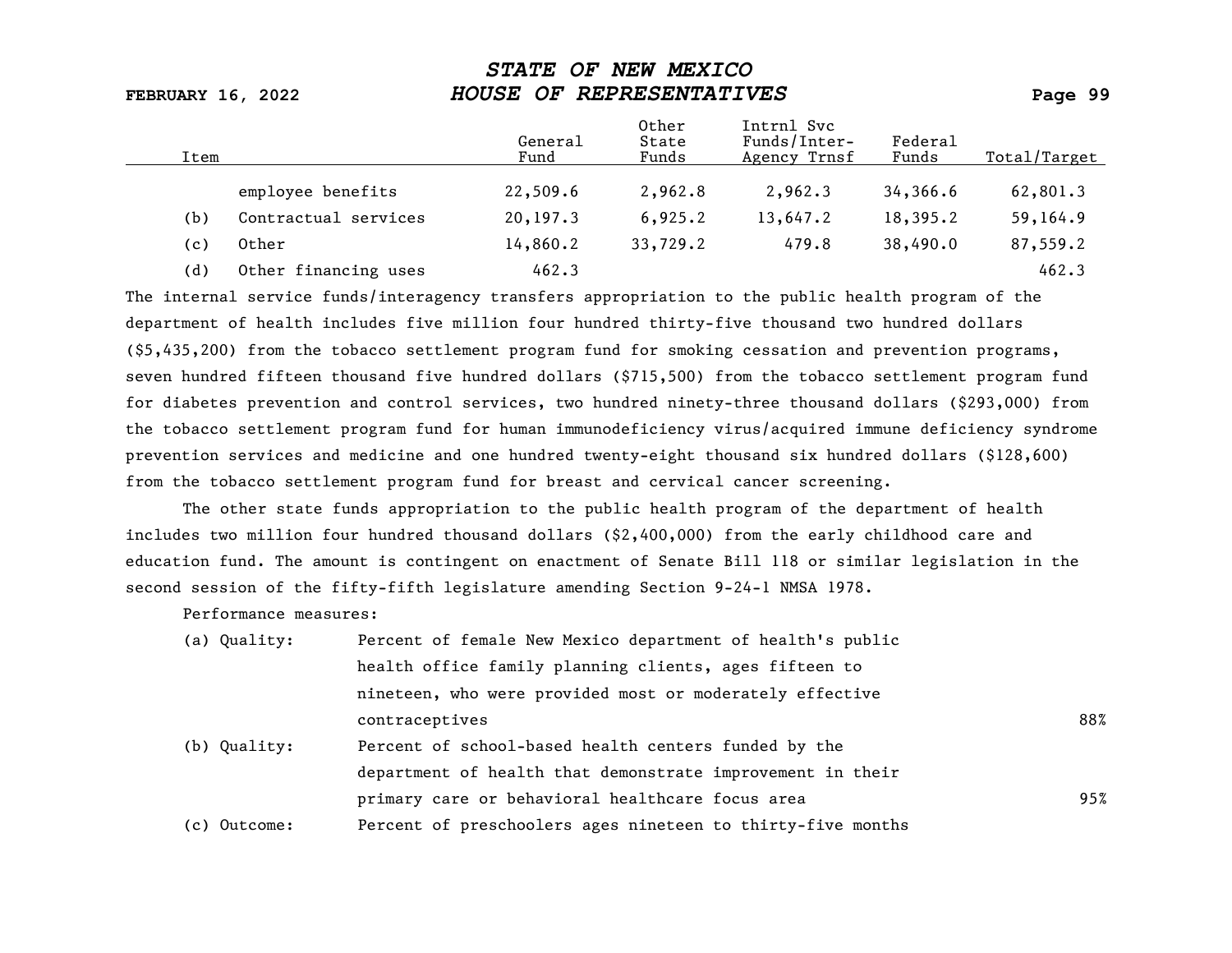| Item | | General Fund | Other State Funds | Intrnl Svc Funds/Inter-Agency Trnsf | Federal Funds | Total/Target |
|---|---|---|---|---|---|---|
| | employee benefits | 22,509.6 | 2,962.8 | 2,962.3 | 34,366.6 | 62,801.3 |
| (b) | Contractual services | 20,197.3 | 6,925.2 | 13,647.2 | 18,395.2 | 59,164.9 |
| (c) | Other | 14,860.2 | 33,729.2 | 479.8 | 38,490.0 | 87,559.2 |
| (d) | Other financing uses | 462.3 | | | | 462.3 |

The internal service funds/interagency transfers appropriation to the public health program of the department of health includes five million four hundred thirty-five thousand two hundred dollars ($5,435,200) from the tobacco settlement program fund for smoking cessation and prevention programs, seven hundred fifteen thousand five hundred dollars ($715,500) from the tobacco settlement program fund for diabetes prevention and control services, two hundred ninety-three thousand dollars ($293,000) from the tobacco settlement program fund for human immunodeficiency virus/acquired immune deficiency syndrome prevention services and medicine and one hundred twenty-eight thousand six hundred dollars ($128,600) from the tobacco settlement program fund for breast and cervical cancer screening.

The other state funds appropriation to the public health program of the department of health includes two million four hundred thousand dollars ($2,400,000) from the early childhood care and education fund. The amount is contingent on enactment of Senate Bill 118 or similar legislation in the second session of the fifty-fifth legislature amending Section 9-24-1 NMSA 1978.

Performance measures:

| | | |
|---|---|---|
| (a) Quality: | Percent of female New Mexico department of health's public health office family planning clients, ages fifteen to nineteen, who were provided most or moderately effective contraceptives | 88% |
| (b) Quality: | Percent of school-based health centers funded by the department of health that demonstrate improvement in their primary care or behavioral healthcare focus area | 95% |
| (c) Outcome: | Percent of preschoolers ages nineteen to thirty-five months | |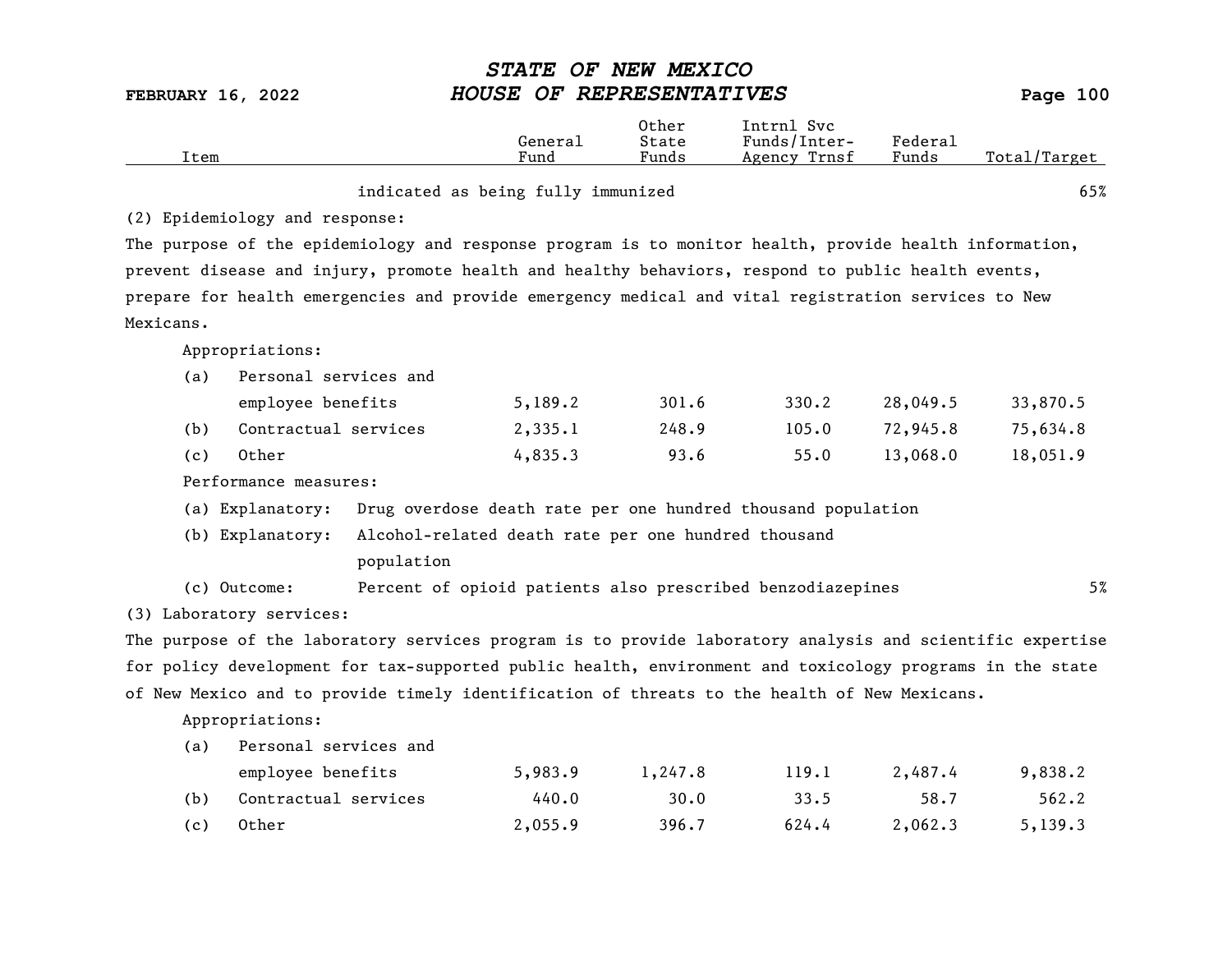| Item | General Fund | Other State Funds | Intrnl Svc Funds/Inter-Agency Trnsf | Federal Funds | Total/Target |
|---|---|---|---|---|---|
| indicated as being fully immunized | | | | | 65% |

(2) Epidemiology and response:

The purpose of the epidemiology and response program is to monitor health, provide health information, prevent disease and injury, promote health and healthy behaviors, respond to public health events, prepare for health emergencies and provide emergency medical and vital registration services to New Mexicans.

Appropriations:

| Item | General Fund | Other State Funds | Intrnl Svc Funds/Inter-Agency Trnsf | Federal Funds | Total/Target |
|---|---|---|---|---|---|
| (a) Personal services and employee benefits | 5,189.2 | 301.6 | 330.2 | 28,049.5 | 33,870.5 |
| (b) Contractual services | 2,335.1 | 248.9 | 105.0 | 72,945.8 | 75,634.8 |
| (c) Other | 4,835.3 | 93.6 | 55.0 | 13,068.0 | 18,051.9 |

Performance measures:

| Measure | Total/Target |
|---|---|
| (a) Explanatory: Drug overdose death rate per one hundred thousand population | |
| (b) Explanatory: Alcohol-related death rate per one hundred thousand population | |
| (c) Outcome: Percent of opioid patients also prescribed benzodiazepines | 5% |

(3) Laboratory services:

The purpose of the laboratory services program is to provide laboratory analysis and scientific expertise for policy development for tax-supported public health, environment and toxicology programs in the state of New Mexico and to provide timely identification of threats to the health of New Mexicans.

Appropriations:

| Item | General Fund | Other State Funds | Intrnl Svc Funds/Inter-Agency Trnsf | Federal Funds | Total/Target |
|---|---|---|---|---|---|
| (a) Personal services and employee benefits | 5,983.9 | 1,247.8 | 119.1 | 2,487.4 | 9,838.2 |
| (b) Contractual services | 440.0 | 30.0 | 33.5 | 58.7 | 562.2 |
| (c) Other | 2,055.9 | 396.7 | 624.4 | 2,062.3 | 5,139.3 |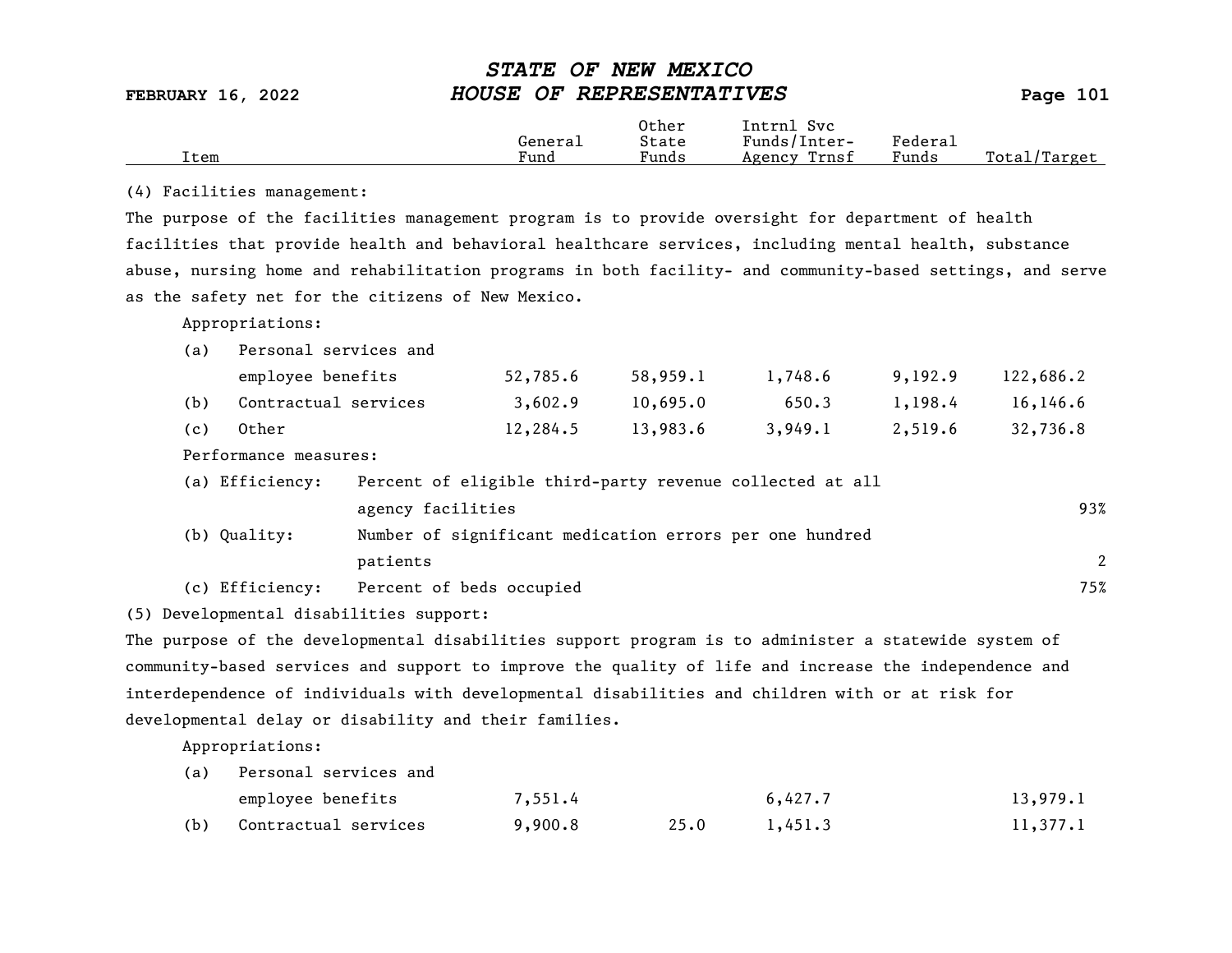| Item | General Fund | Other State Funds | Intrnl Svc Funds/Inter-Agency Trnsf | Federal Funds | Total/Target |
|---|---|---|---|---|---|

(4) Facilities management:

The purpose of the facilities management program is to provide oversight for department of health facilities that provide health and behavioral healthcare services, including mental health, substance abuse, nursing home and rehabilitation programs in both facility- and community-based settings, and serve as the safety net for the citizens of New Mexico.

Appropriations:

| Item | General Fund | Other State Funds | Intrnl Svc Funds/Inter-Agency Trnsf | Federal Funds | Total/Target |
|---|---|---|---|---|---|
| (a) Personal services and employee benefits | 52,785.6 | 58,959.1 | 1,748.6 | 9,192.9 | 122,686.2 |
| (b) Contractual services | 3,602.9 | 10,695.0 | 650.3 | 1,198.4 | 16,146.6 |
| (c) Other | 12,284.5 | 13,983.6 | 3,949.1 | 2,519.6 | 32,736.8 |

Performance measures:

| Measure | Description | Target |
|---|---|---|
| (a) Efficiency: | Percent of eligible third-party revenue collected at all agency facilities | 93% |
| (b) Quality: | Number of significant medication errors per one hundred patients | 2 |
| (c) Efficiency: | Percent of beds occupied | 75% |

(5) Developmental disabilities support:

The purpose of the developmental disabilities support program is to administer a statewide system of community-based services and support to improve the quality of life and increase the independence and interdependence of individuals with developmental disabilities and children with or at risk for developmental delay or disability and their families.

Appropriations:

| Item | General Fund | Other State Funds | Intrnl Svc Funds/Inter-Agency Trnsf | Federal Funds | Total/Target |
|---|---|---|---|---|---|
| (a) Personal services and employee benefits | 7,551.4 | | 6,427.7 | | 13,979.1 |
| (b) Contractual services | 9,900.8 | 25.0 | 1,451.3 | | 11,377.1 |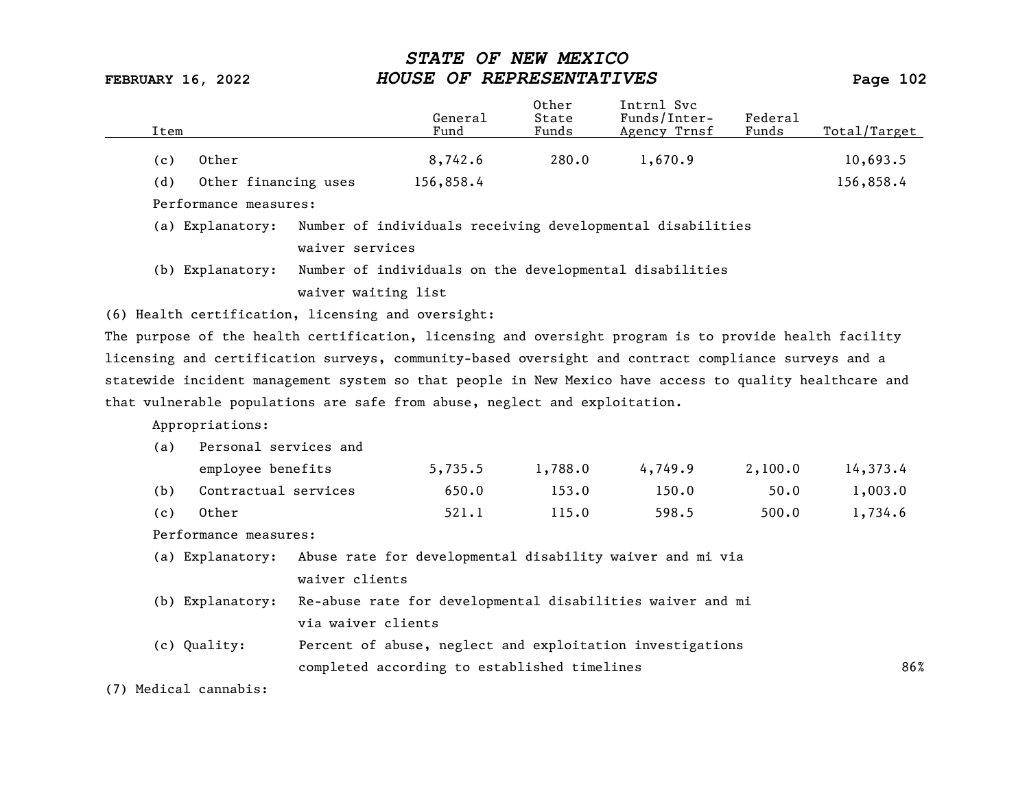| Item | General Fund | Other State Funds | Intrnl Svc Funds/Inter-Agency Trnsf | Federal Funds | Total/Target |
|---|---|---|---|---|---|
| (c) Other | 8,742.6 | 280.0 | 1,670.9 | | 10,693.5 |
| (d) Other financing uses | 156,858.4 | | | | 156,858.4 |

Performance measures:

(a) Explanatory: Number of individuals receiving developmental disabilities waiver services

(b) Explanatory: Number of individuals on the developmental disabilities waiver waiting list

(6) Health certification, licensing and oversight:

The purpose of the health certification, licensing and oversight program is to provide health facility licensing and certification surveys, community-based oversight and contract compliance surveys and a statewide incident management system so that people in New Mexico have access to quality healthcare and that vulnerable populations are safe from abuse, neglect and exploitation.

Appropriations:

| Item | General Fund | Other State Funds | Intrnl Svc Funds/Inter-Agency Trnsf | Federal Funds | Total/Target |
|---|---|---|---|---|---|
| (a) Personal services and employee benefits | 5,735.5 | 1,788.0 | 4,749.9 | 2,100.0 | 14,373.4 |
| (b) Contractual services | 650.0 | 153.0 | 150.0 | 50.0 | 1,003.0 |
| (c) Other | 521.1 | 115.0 | 598.5 | 500.0 | 1,734.6 |

Performance measures:

(a) Explanatory: Abuse rate for developmental disability waiver and mi via waiver clients

(b) Explanatory: Re-abuse rate for developmental disabilities waiver and mi via waiver clients

(c) Quality: Percent of abuse, neglect and exploitation investigations completed according to established timelines 86%

(7) Medical cannabis: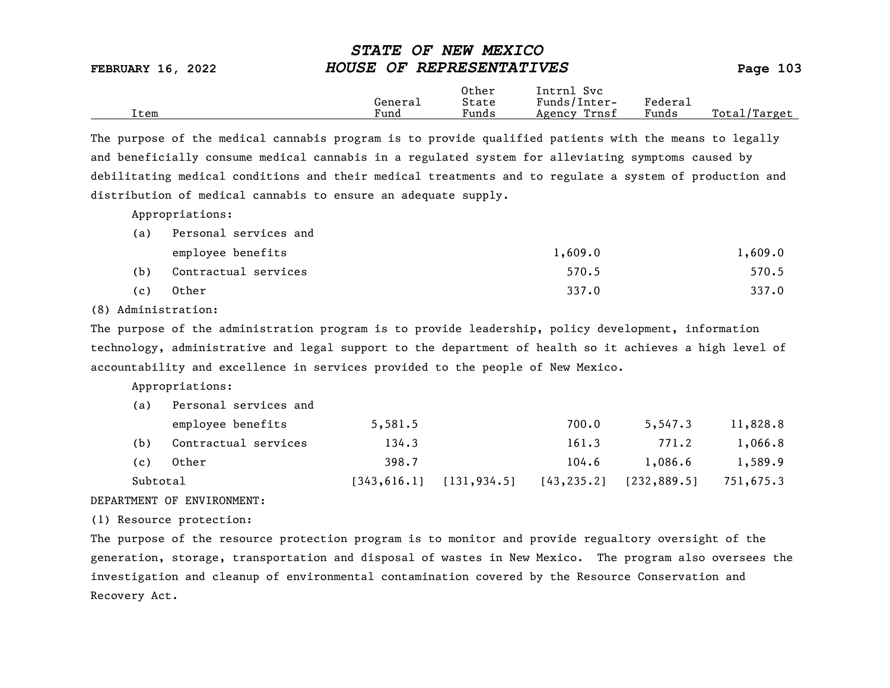| Item | General Fund | Other State Funds | Intrnl Svc Funds/Inter-Agency Trnsf | Federal Funds | Total/Target |
|---|---|---|---|---|---|

The purpose of the medical cannabis program is to provide qualified patients with the means to legally and beneficially consume medical cannabis in a regulated system for alleviating symptoms caused by debilitating medical conditions and their medical treatments and to regulate a system of production and distribution of medical cannabis to ensure an adequate supply.

Appropriations:

| Item | General Fund | Other State Funds | Intrnl Svc Funds/Inter-Agency Trnsf | Federal Funds | Total/Target |
|---|---|---|---|---|---|
| (a) Personal services and employee benefits | | | 1,609.0 | | 1,609.0 |
| (b) Contractual services | | | 570.5 | | 570.5 |
| (c) Other | | | 337.0 | | 337.0 |

(8) Administration:

The purpose of the administration program is to provide leadership, policy development, information technology, administrative and legal support to the department of health so it achieves a high level of accountability and excellence in services provided to the people of New Mexico.

Appropriations:

| Item | General Fund | Other State Funds | Intrnl Svc Funds/Inter-Agency Trnsf | Federal Funds | Total/Target |
|---|---|---|---|---|---|
| (a) Personal services and employee benefits | 5,581.5 | | 700.0 | 5,547.3 | 11,828.8 |
| (b) Contractual services | 134.3 | | 161.3 | 771.2 | 1,066.8 |
| (c) Other | 398.7 | | 104.6 | 1,086.6 | 1,589.9 |
| Subtotal | [343,616.1] | [131,934.5] | [43,235.2] | [232,889.5] | 751,675.3 |

DEPARTMENT OF ENVIRONMENT:

(1) Resource protection:

The purpose of the resource protection program is to monitor and provide regualtory oversight of the generation, storage, transportation and disposal of wastes in New Mexico. The program also oversees the investigation and cleanup of environmental contamination covered by the Resource Conservation and Recovery Act.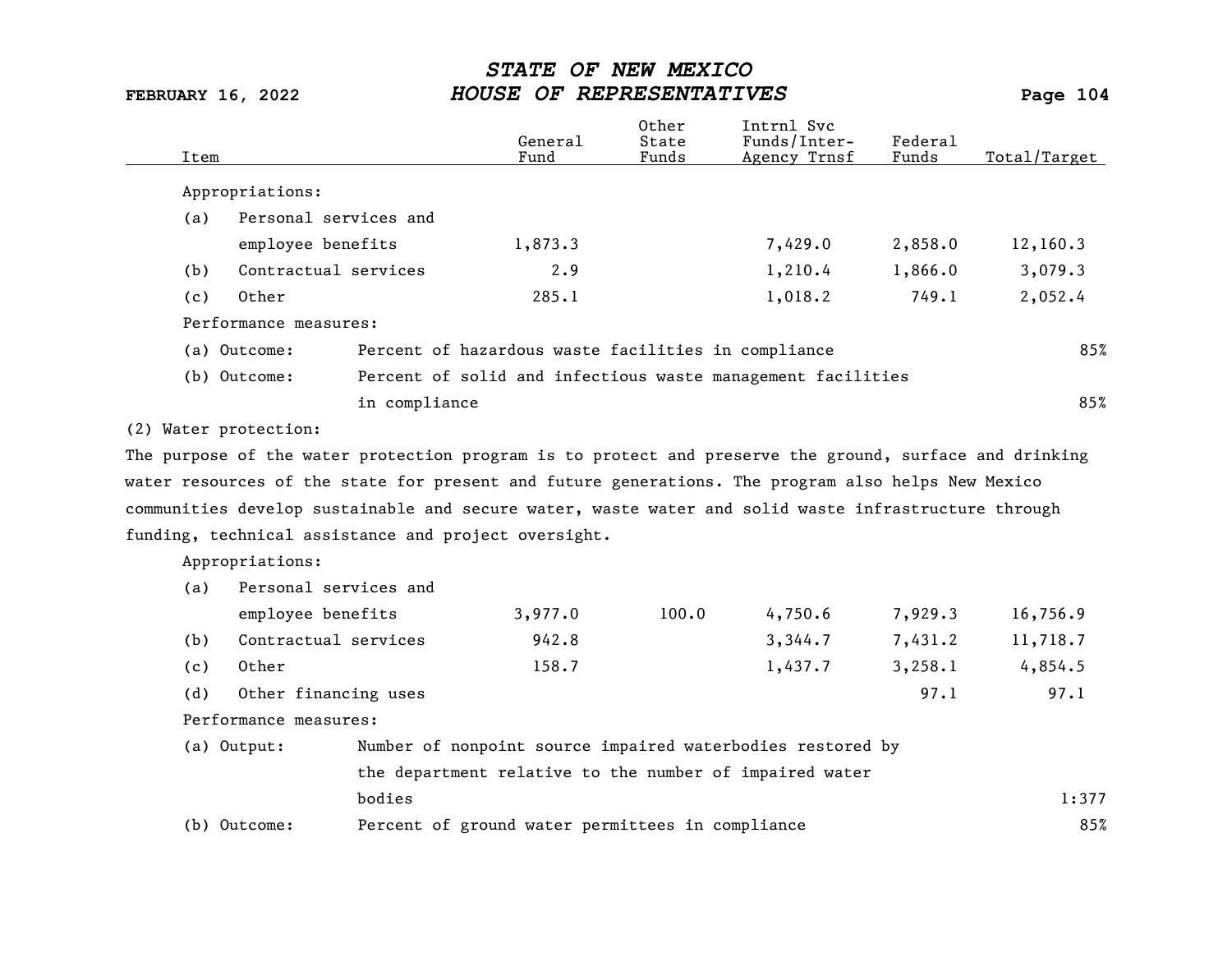| Item | General Fund | Other State Funds | Intrnl Svc Funds/Inter-Agency Trnsf | Federal Funds | Total/Target |
|---|---|---|---|---|---|
| Appropriations: | | | | | |
| (a) Personal services and employee benefits | 1,873.3 | | 7,429.0 | 2,858.0 | 12,160.3 |
| (b) Contractual services | 2.9 | | 1,210.4 | 1,866.0 | 3,079.3 |
| (c) Other | 285.1 | | 1,018.2 | 749.1 | 2,052.4 |

Performance measures:

| | | |
|---|---|---|
| (a) Outcome: | Percent of hazardous waste facilities in compliance | 85% |
| (b) Outcome: | Percent of solid and infectious waste management facilities in compliance | 85% |

(2) Water protection:

The purpose of the water protection program is to protect and preserve the ground, surface and drinking water resources of the state for present and future generations. The program also helps New Mexico communities develop sustainable and secure water, waste water and solid waste infrastructure through funding, technical assistance and project oversight.

| Item | General Fund | Other State Funds | Intrnl Svc Funds/Inter-Agency Trnsf | Federal Funds | Total/Target |
|---|---|---|---|---|---|
| Appropriations: | | | | | |
| (a) Personal services and employee benefits | 3,977.0 | 100.0 | 4,750.6 | 7,929.3 | 16,756.9 |
| (b) Contractual services | 942.8 | | 3,344.7 | 7,431.2 | 11,718.7 |
| (c) Other | 158.7 | | 1,437.7 | 3,258.1 | 4,854.5 |
| (d) Other financing uses | | | | 97.1 | 97.1 |

Performance measures:

| | | |
|---|---|---|
| (a) Output: | Number of nonpoint source impaired waterbodies restored by the department relative to the number of impaired water bodies | 1:377 |
| (b) Outcome: | Percent of ground water permittees in compliance | 85% |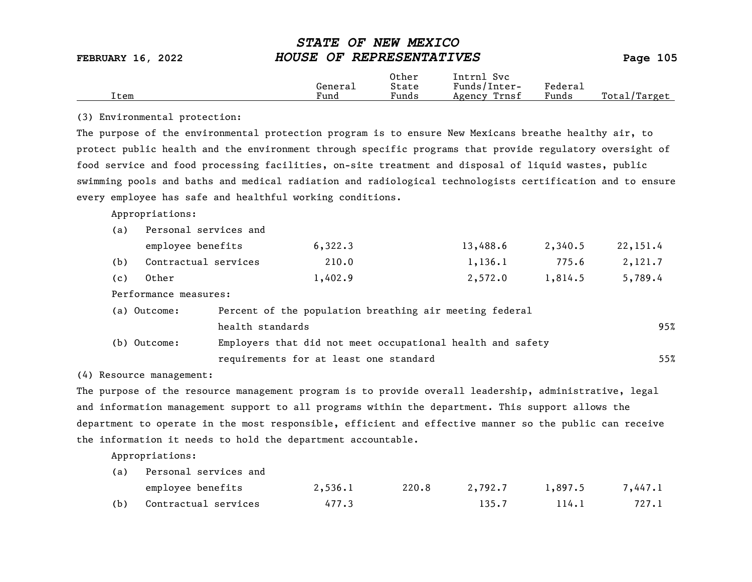| Item | General Fund | Other State Funds | Intrnl Svc Funds/Inter-Agency Trnsf | Federal Funds | Total/Target |
|---|---|---|---|---|---|

(3) Environmental protection:

The purpose of the environmental protection program is to ensure New Mexicans breathe healthy air, to protect public health and the environment through specific programs that provide regulatory oversight of food service and food processing facilities, on-site treatment and disposal of liquid wastes, public swimming pools and baths and medical radiation and radiological technologists certification and to ensure every employee has safe and healthful working conditions.

Appropriations:

| Item | General Fund | Other State Funds | Intrnl Svc Funds/Inter-Agency Trnsf | Federal Funds | Total/Target |
|---|---|---|---|---|---|
| (a) Personal services and employee benefits | 6,322.3 | | 13,488.6 | 2,340.5 | 22,151.4 |
| (b) Contractual services | 210.0 | | 1,136.1 | 775.6 | 2,121.7 |
| (c) Other | 1,402.9 | | 2,572.0 | 1,814.5 | 5,789.4 |

Performance measures:

| Measure | Description | Target |
|---|---|---|
| (a) Outcome: | Percent of the population breathing air meeting federal health standards | 95% |
| (b) Outcome: | Employers that did not meet occupational health and safety requirements for at least one standard | 55% |

(4) Resource management:

The purpose of the resource management program is to provide overall leadership, administrative, legal and information management support to all programs within the department. This support allows the department to operate in the most responsible, efficient and effective manner so the public can receive the information it needs to hold the department accountable.

Appropriations:

| Item | General Fund | Other State Funds | Intrnl Svc Funds/Inter-Agency Trnsf | Federal Funds | Total/Target |
|---|---|---|---|---|---|
| (a) Personal services and employee benefits | 2,536.1 | 220.8 | 2,792.7 | 1,897.5 | 7,447.1 |
| (b) Contractual services | 477.3 | | 135.7 | 114.1 | 727.1 |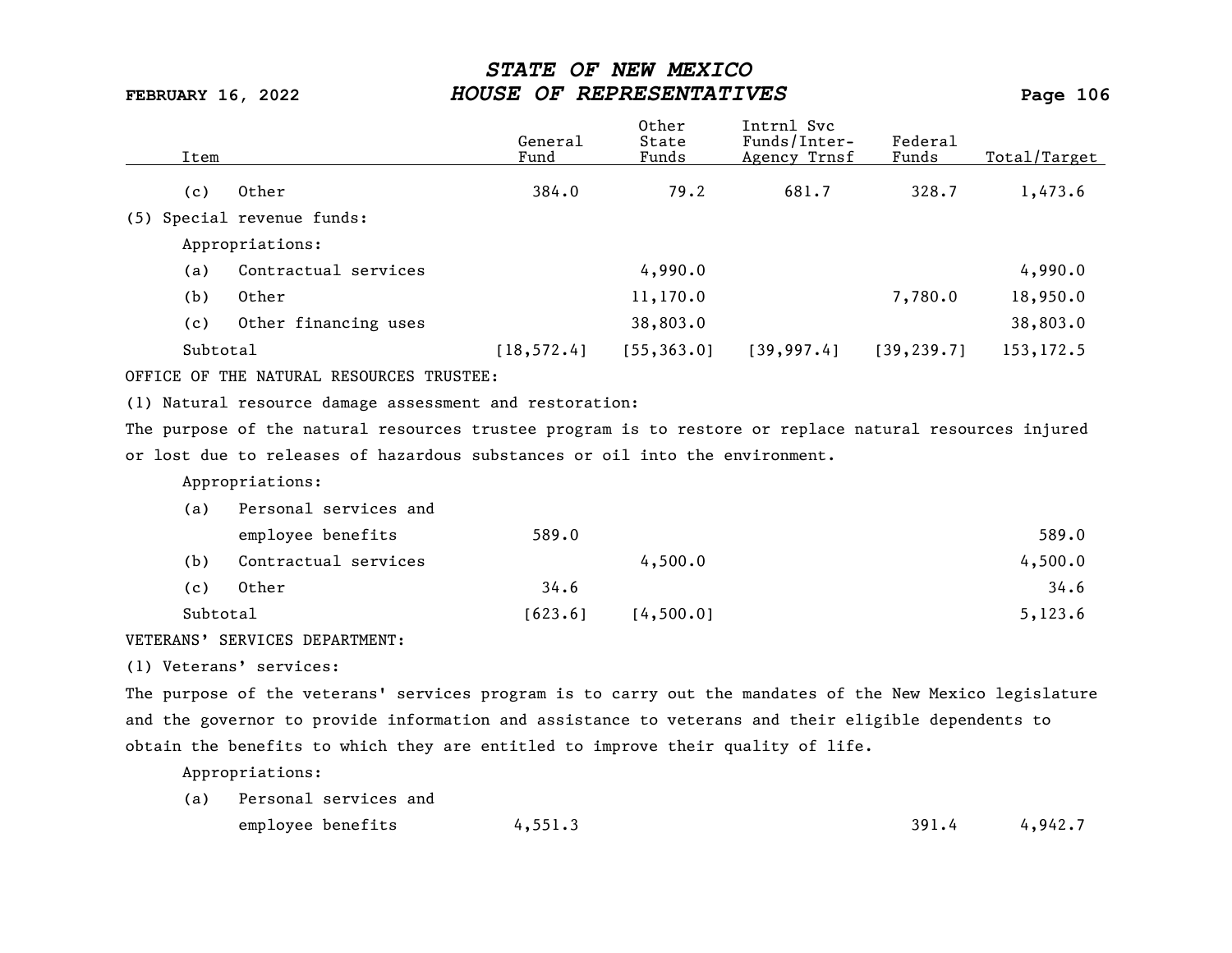| Item | General Fund | Other State Funds | Intrnl Svc Funds/Inter-Agency Trnsf | Federal Funds | Total/Target |
|---|---|---|---|---|---|
| (c) Other | 384.0 | 79.2 | 681.7 | 328.7 | 1,473.6 |
| (5) Special revenue funds: | | | | | |
| Appropriations: | | | | | |
| (a) Contractual services | | 4,990.0 | | | 4,990.0 |
| (b) Other | | 11,170.0 | | 7,780.0 | 18,950.0 |
| (c) Other financing uses | | 38,803.0 | | | 38,803.0 |
| Subtotal | [18,572.4] | [55,363.0] | [39,997.4] | [39,239.7] | 153,172.5 |

OFFICE OF THE NATURAL RESOURCES TRUSTEE:

(1) Natural resource damage assessment and restoration:

The purpose of the natural resources trustee program is to restore or replace natural resources injured or lost due to releases of hazardous substances or oil into the environment.

| Item | General Fund | Other State Funds | Intrnl Svc Funds/Inter-Agency Trnsf | Federal Funds | Total/Target |
|---|---|---|---|---|---|
| Appropriations: | | | | | |
| (a) Personal services and employee benefits | 589.0 | | | | 589.0 |
| (b) Contractual services | | 4,500.0 | | | 4,500.0 |
| (c) Other | 34.6 | | | | 34.6 |
| Subtotal | [623.6] | [4,500.0] | | | 5,123.6 |

VETERANS' SERVICES DEPARTMENT:

(1) Veterans' services:

The purpose of the veterans' services program is to carry out the mandates of the New Mexico legislature and the governor to provide information and assistance to veterans and their eligible dependents to obtain the benefits to which they are entitled to improve their quality of life.

| Item | General Fund | Other State Funds | Intrnl Svc Funds/Inter-Agency Trnsf | Federal Funds | Total/Target |
|---|---|---|---|---|---|
| Appropriations: | | | | | |
| (a) Personal services and employee benefits | 4,551.3 | | | 391.4 | 4,942.7 |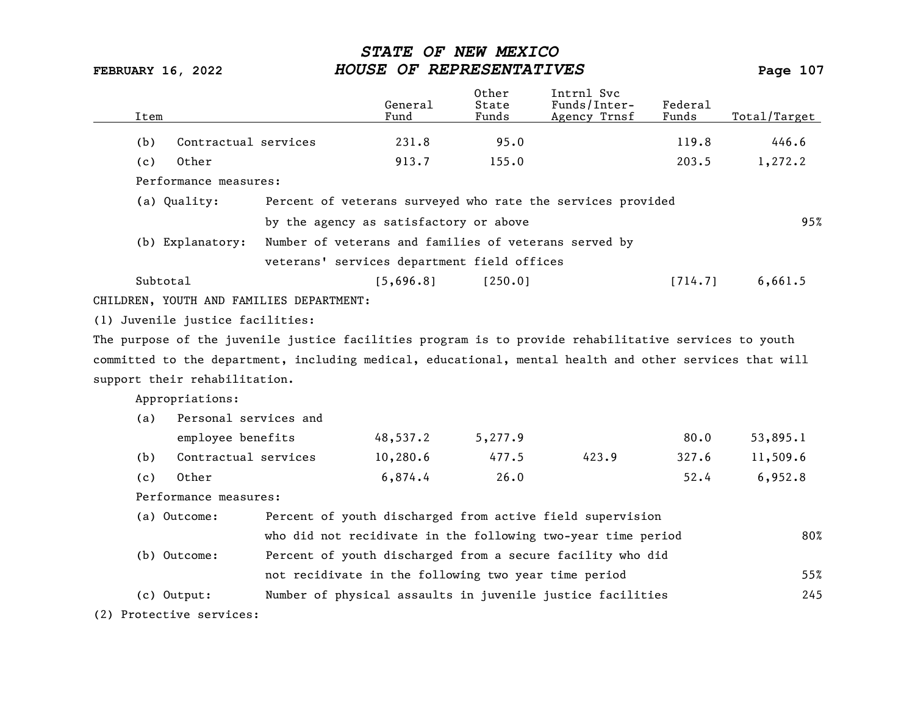| Item | General Fund | Other State Funds | Intrnl Svc Funds/Inter-Agency Trnsf | Federal Funds | Total/Target |
|---|---|---|---|---|---|
| (b) Contractual services | 231.8 | 95.0 | | 119.8 | 446.6 |
| (c) Other | 913.7 | 155.0 | | 203.5 | 1,272.2 |

Performance measures:

| | | |
|---|---|---|
| (a) Quality: | Percent of veterans surveyed who rate the services provided by the agency as satisfactory or above | 95% |
| (b) Explanatory: | Number of veterans and families of veterans served by veterans' services department field offices | |

| Item | General Fund | Other State Funds | Intrnl Svc Funds/Inter-Agency Trnsf | Federal Funds | Total/Target |
|---|---|---|---|---|---|
| Subtotal | [5,696.8] | [250.0] | | [714.7] | 6,661.5 |

CHILDREN, YOUTH AND FAMILIES DEPARTMENT:

(1) Juvenile justice facilities:

The purpose of the juvenile justice facilities program is to provide rehabilitative services to youth committed to the department, including medical, educational, mental health and other services that will support their rehabilitation.

Appropriations:

| Item | General Fund | Other State Funds | Intrnl Svc Funds/Inter-Agency Trnsf | Federal Funds | Total/Target |
|---|---|---|---|---|---|
| (a) Personal services and employee benefits | 48,537.2 | 5,277.9 | | 80.0 | 53,895.1 |
| (b) Contractual services | 10,280.6 | 477.5 | 423.9 | 327.6 | 11,509.6 |
| (c) Other | 6,874.4 | 26.0 | | 52.4 | 6,952.8 |

Performance measures:

| | | |
|---|---|---|
| (a) Outcome: | Percent of youth discharged from active field supervision who did not recidivate in the following two-year time period | 80% |
| (b) Outcome: | Percent of youth discharged from a secure facility who did not recidivate in the following two year time period | 55% |
| (c) Output: | Number of physical assaults in juvenile justice facilities | 245 |

(2) Protective services: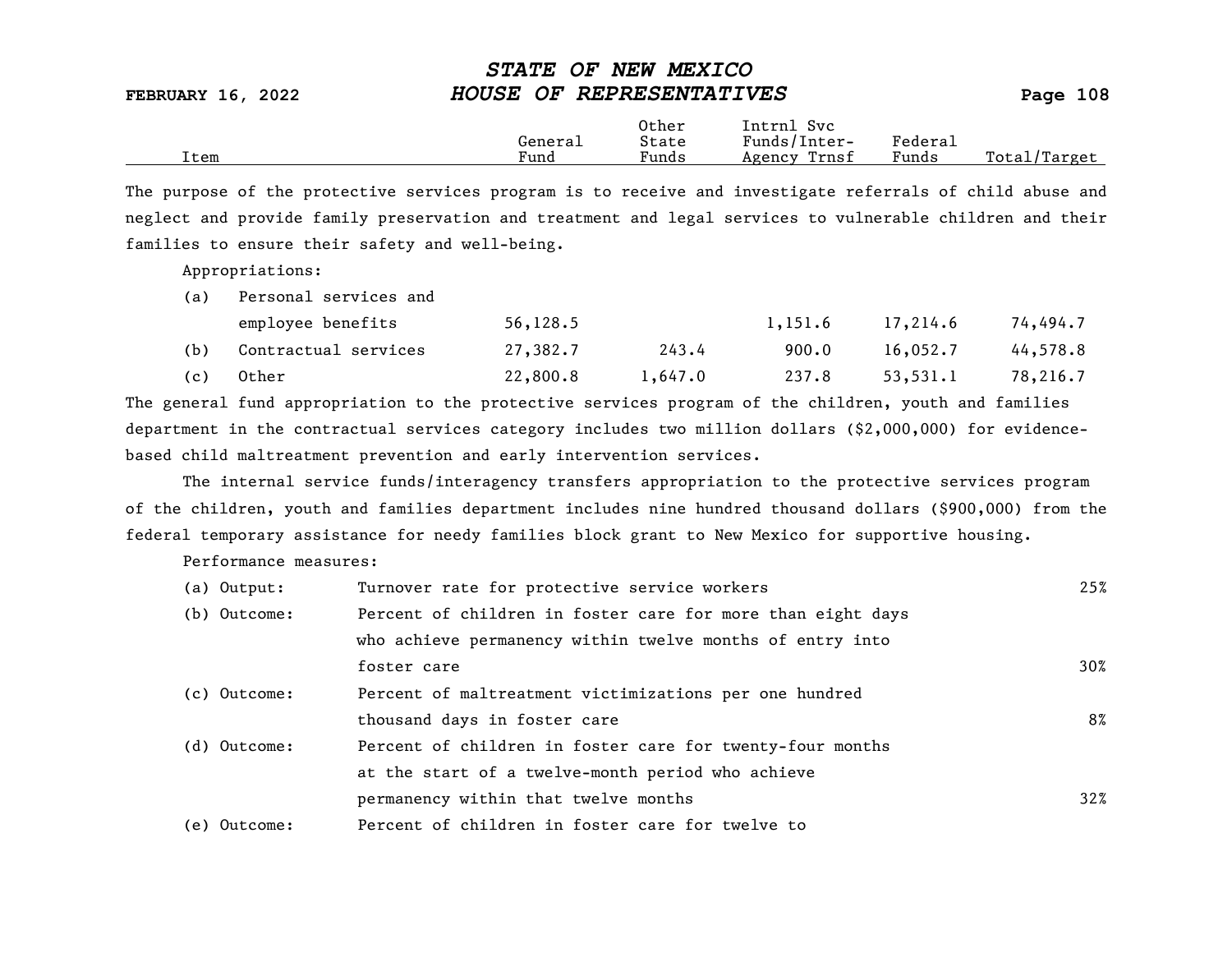| Item | General Fund | Other State Funds | Intrnl Svc Funds/Inter-Agency Trnsf | Federal Funds | Total/Target |
|---|---|---|---|---|---|

The purpose of the protective services program is to receive and investigate referrals of child abuse and neglect and provide family preservation and treatment and legal services to vulnerable children and their families to ensure their safety and well-being.

Appropriations:

| Item | General Fund | Other State Funds | Intrnl Svc Funds/Inter-Agency Trnsf | Federal Funds | Total/Target |
|---|---|---|---|---|---|
| (a) Personal services and employee benefits | 56,128.5 | | 1,151.6 | 17,214.6 | 74,494.7 |
| (b) Contractual services | 27,382.7 | 243.4 | 900.0 | 16,052.7 | 44,578.8 |
| (c) Other | 22,800.8 | 1,647.0 | 237.8 | 53,531.1 | 78,216.7 |

The general fund appropriation to the protective services program of the children, youth and families department in the contractual services category includes two million dollars ($2,000,000) for evidence-based child maltreatment prevention and early intervention services.

The internal service funds/interagency transfers appropriation to the protective services program of the children, youth and families department includes nine hundred thousand dollars ($900,000) from the federal temporary assistance for needy families block grant to New Mexico for supportive housing.

Performance measures:

| Measure | Description | Target |
|---|---|---|
| (a) Output: | Turnover rate for protective service workers | 25% |
| (b) Outcome: | Percent of children in foster care for more than eight days who achieve permanency within twelve months of entry into foster care | 30% |
| (c) Outcome: | Percent of maltreatment victimizations per one hundred thousand days in foster care | 8% |
| (d) Outcome: | Percent of children in foster care for twenty-four months at the start of a twelve-month period who achieve permanency within that twelve months | 32% |
| (e) Outcome: | Percent of children in foster care for twelve to | |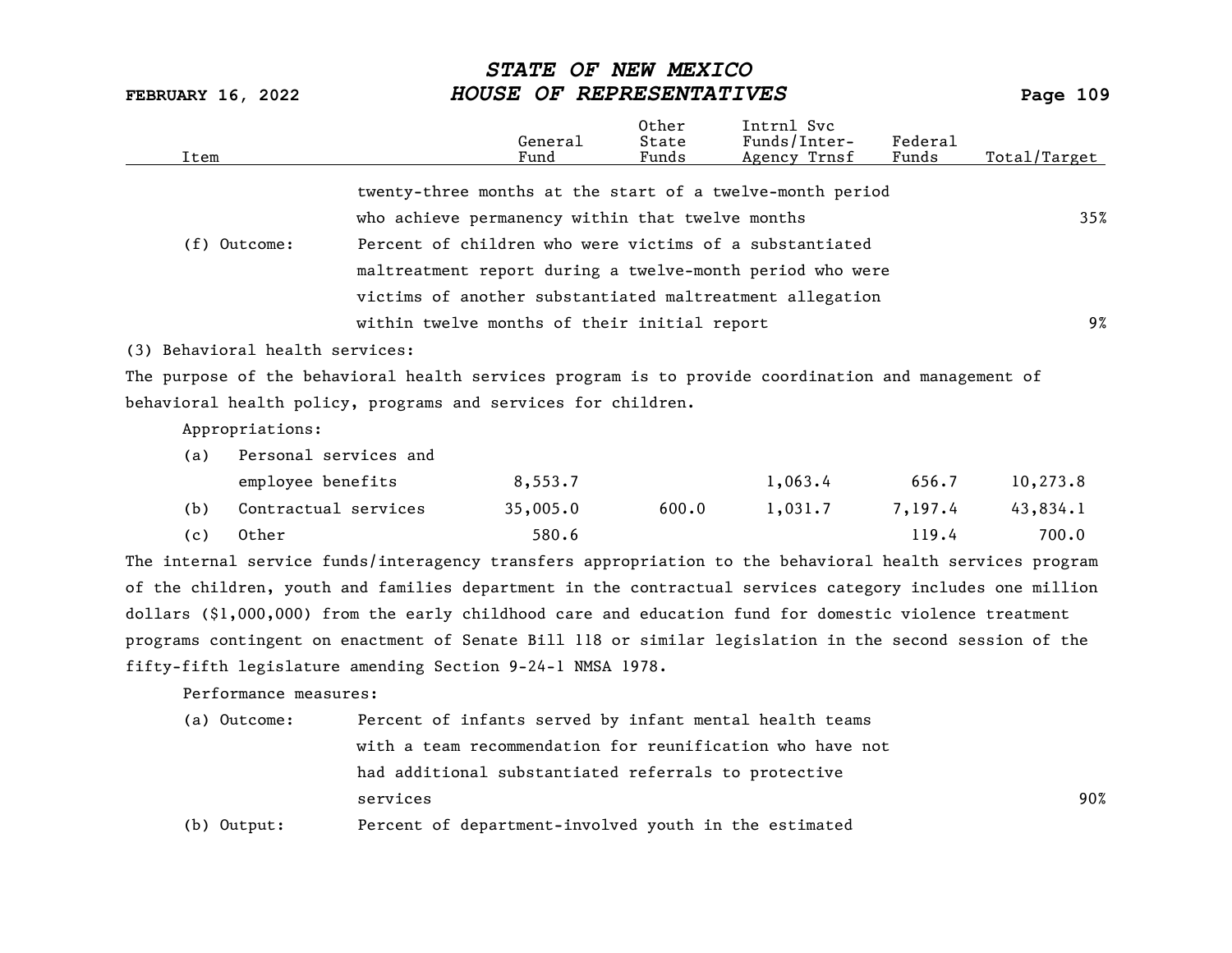| Item | | General Fund | Other State Funds | Intrnl Svc Funds/Inter-Agency Trnsf | Federal Funds | Total/Target |
|---|---|---|---|---|---|---|
| | twenty-three months at the start of a twelve-month period who achieve permanency within that twelve months | | | | | 35% |
| (f) Outcome: | Percent of children who were victims of a substantiated maltreatment report during a twelve-month period who were victims of another substantiated maltreatment allegation within twelve months of their initial report | | | | | 9% |

(3) Behavioral health services:

The purpose of the behavioral health services program is to provide coordination and management of behavioral health policy, programs and services for children.

Appropriations:

| Item | General Fund | Other State Funds | Intrnl Svc Funds/Inter-Agency Trnsf | Federal Funds | Total/Target |
|---|---|---|---|---|---|
| (a) Personal services and employee benefits | 8,553.7 | | 1,063.4 | 656.7 | 10,273.8 |
| (b) Contractual services | 35,005.0 | 600.0 | 1,031.7 | 7,197.4 | 43,834.1 |
| (c) Other | 580.6 | | | 119.4 | 700.0 |

The internal service funds/interagency transfers appropriation to the behavioral health services program of the children, youth and families department in the contractual services category includes one million dollars ($1,000,000) from the early childhood care and education fund for domestic violence treatment programs contingent on enactment of Senate Bill 118 or similar legislation in the second session of the fifty-fifth legislature amending Section 9-24-1 NMSA 1978.

Performance measures:

| Measure | Description | Total/Target |
|---|---|---|
| (a) Outcome: | Percent of infants served by infant mental health teams with a team recommendation for reunification who have not had additional substantiated referrals to protective services | 90% |
| (b) Output: | Percent of department-involved youth in the estimated | |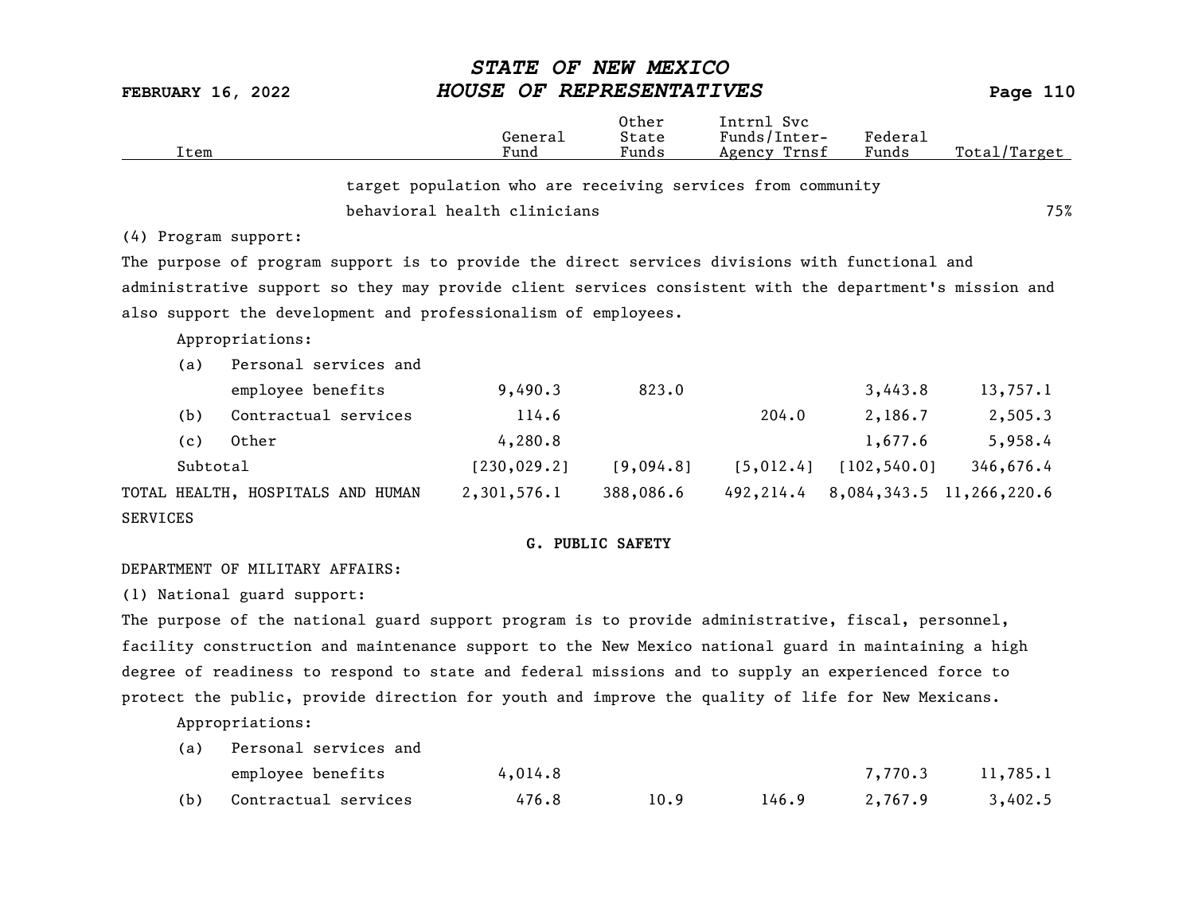| Item | General Fund | Other State Funds | Intrnl Svc Funds/Inter-Agency Trnsf | Federal Funds | Total/Target |
|---|---|---|---|---|---|
| target population who are receiving services from community behavioral health clinicians | | | | | 75% |

(4) Program support:

The purpose of program support is to provide the direct services divisions with functional and administrative support so they may provide client services consistent with the department's mission and also support the development and professionalism of employees.

Appropriations:

| Item | General Fund | Other State Funds | Intrnl Svc Funds/Inter-Agency Trnsf | Federal Funds | Total/Target |
|---|---|---|---|---|---|
| (a) Personal services and employee benefits | 9,490.3 | 823.0 | | 3,443.8 | 13,757.1 |
| (b) Contractual services | 114.6 | | 204.0 | 2,186.7 | 2,505.3 |
| (c) Other | 4,280.8 | | | 1,677.6 | 5,958.4 |
| Subtotal | [230,029.2] | [9,094.8] | [5,012.4] | [102,540.0] | 346,676.4 |
| TOTAL HEALTH, HOSPITALS AND HUMAN SERVICES | 2,301,576.1 | 388,086.6 | 492,214.4 | 8,084,343.5 | 11,266,220.6 |

## G. PUBLIC SAFETY

DEPARTMENT OF MILITARY AFFAIRS:

(1) National guard support:

The purpose of the national guard support program is to provide administrative, fiscal, personnel, facility construction and maintenance support to the New Mexico national guard in maintaining a high degree of readiness to respond to state and federal missions and to supply an experienced force to protect the public, provide direction for youth and improve the quality of life for New Mexicans.

Appropriations:

| Item | General Fund | Other State Funds | Intrnl Svc Funds/Inter-Agency Trnsf | Federal Funds | Total/Target |
|---|---|---|---|---|---|
| (a) Personal services and employee benefits | 4,014.8 | | | 7,770.3 | 11,785.1 |
| (b) Contractual services | 476.8 | 10.9 | 146.9 | 2,767.9 | 3,402.5 |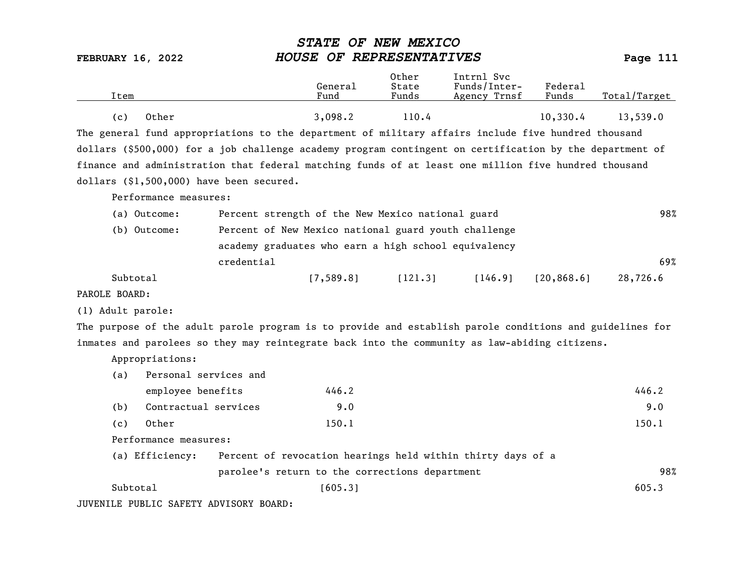| Item | General Fund | Other State Funds | Intrnl Svc Funds/Inter-Agency Trnsf | Federal Funds | Total/Target |
|---|---|---|---|---|---|
| (c) Other | 3,098.2 | 110.4 | | 10,330.4 | 13,539.0 |

The general fund appropriations to the department of military affairs include five hundred thousand dollars ($500,000) for a job challenge academy program contingent on certification by the department of finance and administration that federal matching funds of at least one million five hundred thousand dollars ($1,500,000) have been secured.

Performance measures:

| | | |
|---|---|---|
| (a) Outcome: | Percent strength of the New Mexico national guard | 98% |
| (b) Outcome: | Percent of New Mexico national guard youth challenge academy graduates who earn a high school equivalency credential | 69% |

| Item | General Fund | Other State Funds | Intrnl Svc Funds/Inter-Agency Trnsf | Federal Funds | Total/Target |
|---|---|---|---|---|---|
| Subtotal | [7,589.8] | [121.3] | [146.9] | [20,868.6] | 28,726.6 |

PAROLE BOARD:

(1) Adult parole:

The purpose of the adult parole program is to provide and establish parole conditions and guidelines for inmates and parolees so they may reintegrate back into the community as law-abiding citizens.

Appropriations:

| Item | General Fund | Other State Funds | Intrnl Svc Funds/Inter-Agency Trnsf | Federal Funds | Total/Target |
|---|---|---|---|---|---|
| (a) Personal services and employee benefits | 446.2 | | | | 446.2 |
| (b) Contractual services | 9.0 | | | | 9.0 |
| (c) Other | 150.1 | | | | 150.1 |

Performance measures:

| | | |
|---|---|---|
| (a) Efficiency: | Percent of revocation hearings held within thirty days of a parolee's return to the corrections department | 98% |

| Item | General Fund | Other State Funds | Intrnl Svc Funds/Inter-Agency Trnsf | Federal Funds | Total/Target |
|---|---|---|---|---|---|
| Subtotal | [605.3] | | | | 605.3 |

JUVENILE PUBLIC SAFETY ADVISORY BOARD: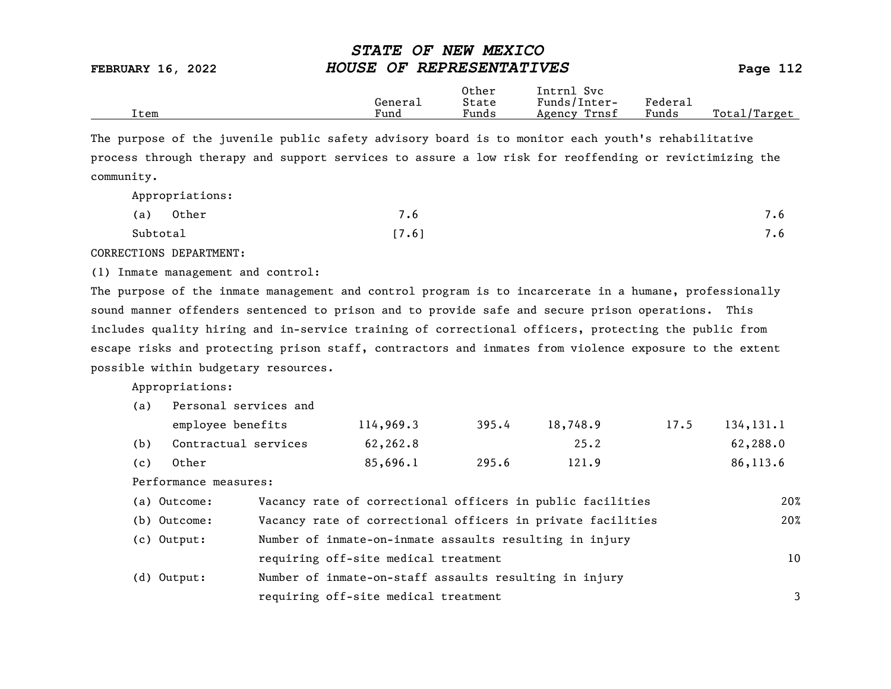| Item | General Fund | Other State Funds | Intrnl Svc Funds/Inter-Agency Trnsf | Federal Funds | Total/Target |
|---|---|---|---|---|---|

The purpose of the juvenile public safety advisory board is to monitor each youth's rehabilitative process through therapy and support services to assure a low risk for reoffending or revictimizing the community.

Appropriations:

| Item | General Fund | Other State Funds | Intrnl Svc Funds/Inter-Agency Trnsf | Federal Funds | Total/Target |
|---|---|---|---|---|---|
| (a) Other | 7.6 | | | | 7.6 |
| Subtotal | [7.6] | | | | 7.6 |

CORRECTIONS DEPARTMENT:

(1) Inmate management and control:

The purpose of the inmate management and control program is to incarcerate in a humane, professionally sound manner offenders sentenced to prison and to provide safe and secure prison operations. This includes quality hiring and in-service training of correctional officers, protecting the public from escape risks and protecting prison staff, contractors and inmates from violence exposure to the extent possible within budgetary resources.

Appropriations:

| Item | General Fund | Other State Funds | Intrnl Svc Funds/Inter-Agency Trnsf | Federal Funds | Total/Target |
|---|---|---|---|---|---|
| (a) Personal services and employee benefits | 114,969.3 | 395.4 | 18,748.9 | 17.5 | 134,131.1 |
| (b) Contractual services | 62,262.8 | | 25.2 | | 62,288.0 |
| (c) Other | 85,696.1 | 295.6 | 121.9 | | 86,113.6 |

Performance measures:

| Measure | Description | Target |
|---|---|---|
| (a) Outcome: | Vacancy rate of correctional officers in public facilities | 20% |
| (b) Outcome: | Vacancy rate of correctional officers in private facilities | 20% |
| (c) Output: | Number of inmate-on-inmate assaults resulting in injury requiring off-site medical treatment | 10 |
| (d) Output: | Number of inmate-on-staff assaults resulting in injury requiring off-site medical treatment | 3 |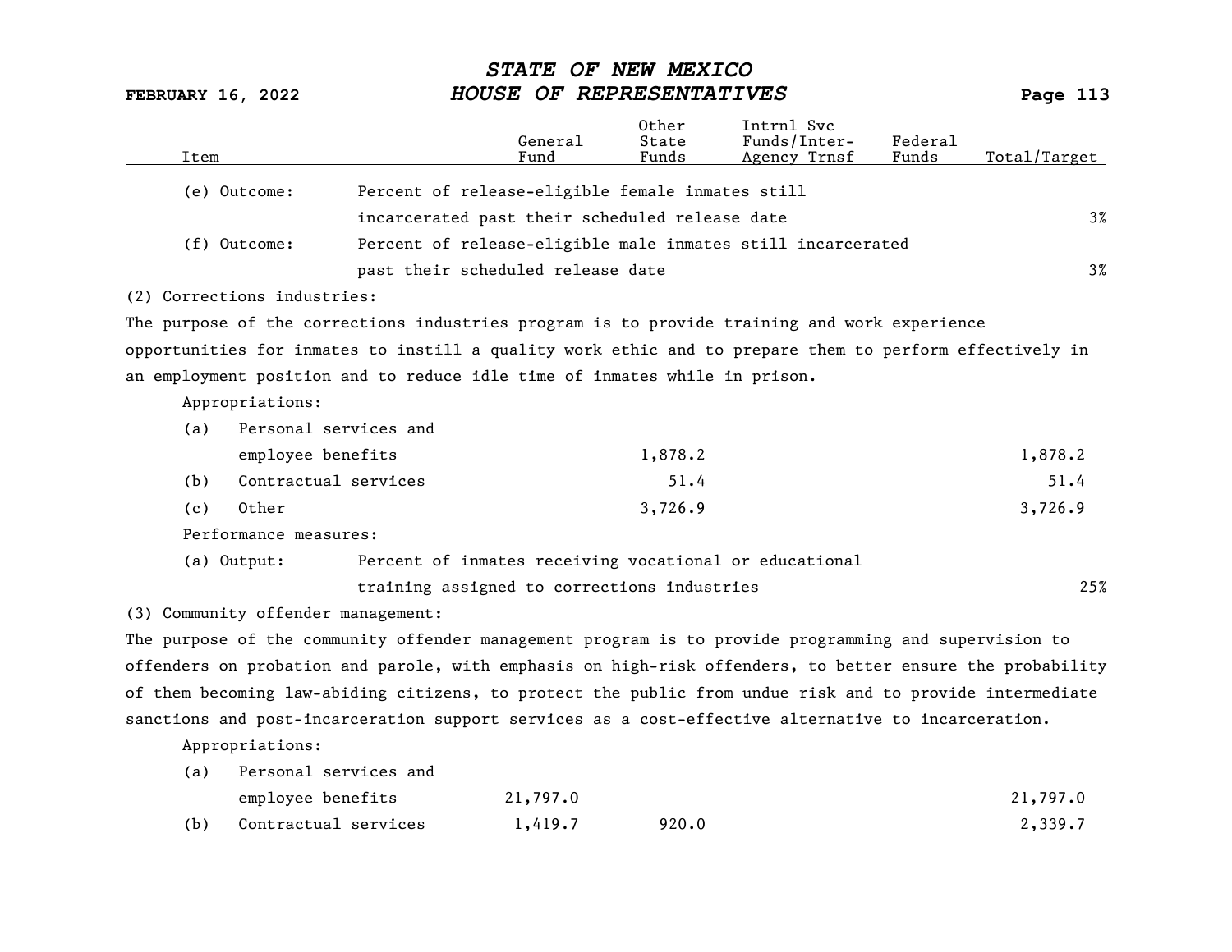| Item | | General Fund | Other State Funds | Intrnl Svc Funds/Inter-Agency Trnsf | Federal Funds | Total/Target |
|---|---|---|---|---|---|---|
| (e) Outcome: | Percent of release-eligible female inmates still incarcerated past their scheduled release date | | | | | 3% |
| (f) Outcome: | Percent of release-eligible male inmates still incarcerated past their scheduled release date | | | | | 3% |

(2) Corrections industries:

The purpose of the corrections industries program is to provide training and work experience opportunities for inmates to instill a quality work ethic and to prepare them to perform effectively in an employment position and to reduce idle time of inmates while in prison.

| Item | | General Fund | Other State Funds | Intrnl Svc Funds/Inter-Agency Trnsf | Federal Funds | Total/Target |
|---|---|---|---|---|---|---|
| Appropriations: | | | | | | |
| (a) | Personal services and employee benefits | | 1,878.2 | | | 1,878.2 |
| (b) | Contractual services | | 51.4 | | | 51.4 |
| (c) | Other | | 3,726.9 | | | 3,726.9 |
| Performance measures: | | | | | | |
| (a) Output: | Percent of inmates receiving vocational or educational training assigned to corrections industries | | | | | 25% |

(3) Community offender management:

The purpose of the community offender management program is to provide programming and supervision to offenders on probation and parole, with emphasis on high-risk offenders, to better ensure the probability of them becoming law-abiding citizens, to protect the public from undue risk and to provide intermediate sanctions and post-incarceration support services as a cost-effective alternative to incarceration.

| Item | | General Fund | Other State Funds | Intrnl Svc Funds/Inter-Agency Trnsf | Federal Funds | Total/Target |
|---|---|---|---|---|---|---|
| Appropriations: | | | | | | |
| (a) | Personal services and employee benefits | 21,797.0 | | | | 21,797.0 |
| (b) | Contractual services | 1,419.7 | 920.0 | | | 2,339.7 |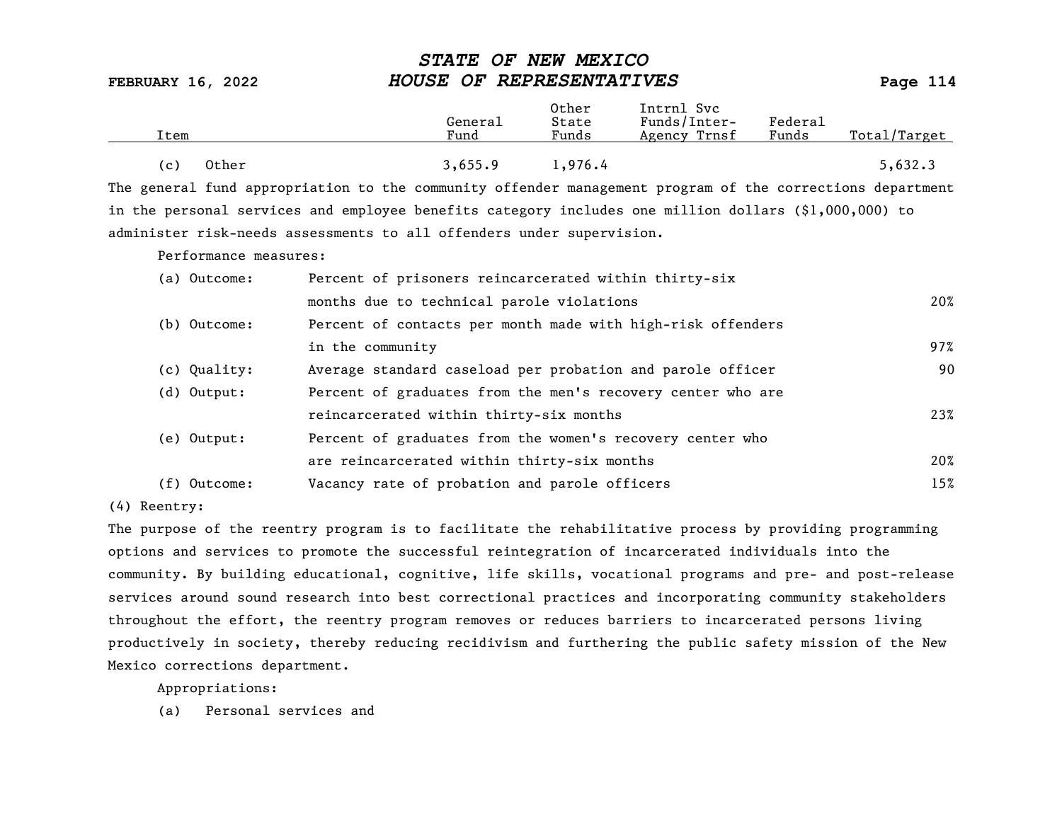| Item | General Fund | Other State Funds | Intrnl Svc Funds/Inter-Agency Trnsf | Federal Funds | Total/Target |
|---|---|---|---|---|---|
| (c) Other | 3,655.9 | 1,976.4 | | | 5,632.3 |

The general fund appropriation to the community offender management program of the corrections department in the personal services and employee benefits category includes one million dollars ($1,000,000) to administer risk-needs assessments to all offenders under supervision.

Performance measures:

| | | |
|---|---|---|
| (a) Outcome: | Percent of prisoners reincarcerated within thirty-six months due to technical parole violations | 20% |
| (b) Outcome: | Percent of contacts per month made with high-risk offenders in the community | 97% |
| (c) Quality: | Average standard caseload per probation and parole officer | 90 |
| (d) Output: | Percent of graduates from the men's recovery center who are reincarcerated within thirty-six months | 23% |
| (e) Output: | Percent of graduates from the women's recovery center who are reincarcerated within thirty-six months | 20% |
| (f) Outcome: | Vacancy rate of probation and parole officers | 15% |

(4) Reentry:

The purpose of the reentry program is to facilitate the rehabilitative process by providing programming options and services to promote the successful reintegration of incarcerated individuals into the community. By building educational, cognitive, life skills, vocational programs and pre- and post-release services around sound research into best correctional practices and incorporating community stakeholders throughout the effort, the reentry program removes or reduces barriers to incarcerated persons living productively in society, thereby reducing recidivism and furthering the public safety mission of the New Mexico corrections department.

Appropriations:

(a) Personal services and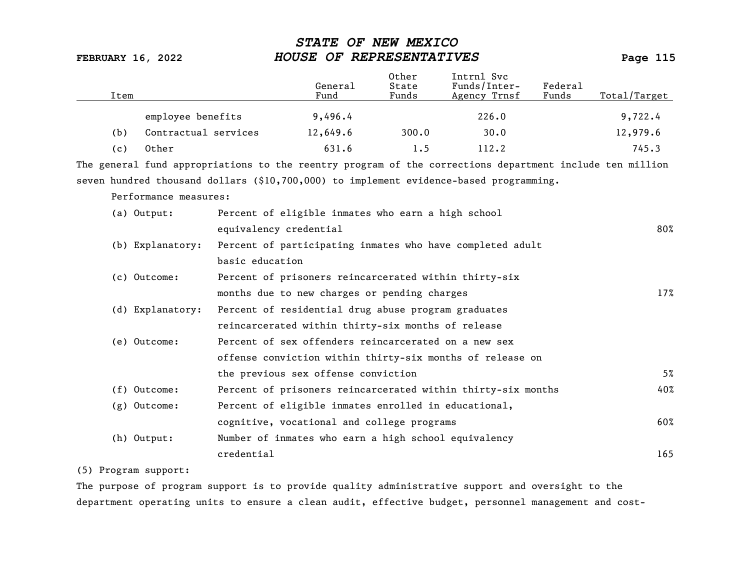| Item | General Fund | Other State Funds | Intrnl Svc Funds/Inter-Agency Trnsf | Federal Funds | Total/Target |
|---|---|---|---|---|---|
| employee benefits | 9,496.4 | | 226.0 | | 9,722.4 |
| (b) Contractual services | 12,649.6 | 300.0 | 30.0 | | 12,979.6 |
| (c) Other | 631.6 | 1.5 | 112.2 | | 745.3 |

The general fund appropriations to the reentry program of the corrections department include ten million seven hundred thousand dollars ($10,700,000) to implement evidence-based programming.

Performance measures:

| Measure | Description | Target |
|---|---|---|
| (a) Output: | Percent of eligible inmates who earn a high school equivalency credential | 80% |
| (b) Explanatory: | Percent of participating inmates who have completed adult basic education | |
| (c) Outcome: | Percent of prisoners reincarcerated within thirty-six months due to new charges or pending charges | 17% |
| (d) Explanatory: | Percent of residential drug abuse program graduates reincarcerated within thirty-six months of release | |
| (e) Outcome: | Percent of sex offenders reincarcerated on a new sex offense conviction within thirty-six months of release on the previous sex offense conviction | 5% |
| (f) Outcome: | Percent of prisoners reincarcerated within thirty-six months | 40% |
| (g) Outcome: | Percent of eligible inmates enrolled in educational, cognitive, vocational and college programs | 60% |
| (h) Output: | Number of inmates who earn a high school equivalency credential | 165 |

(5) Program support:

The purpose of program support is to provide quality administrative support and oversight to the department operating units to ensure a clean audit, effective budget, personnel management and cost-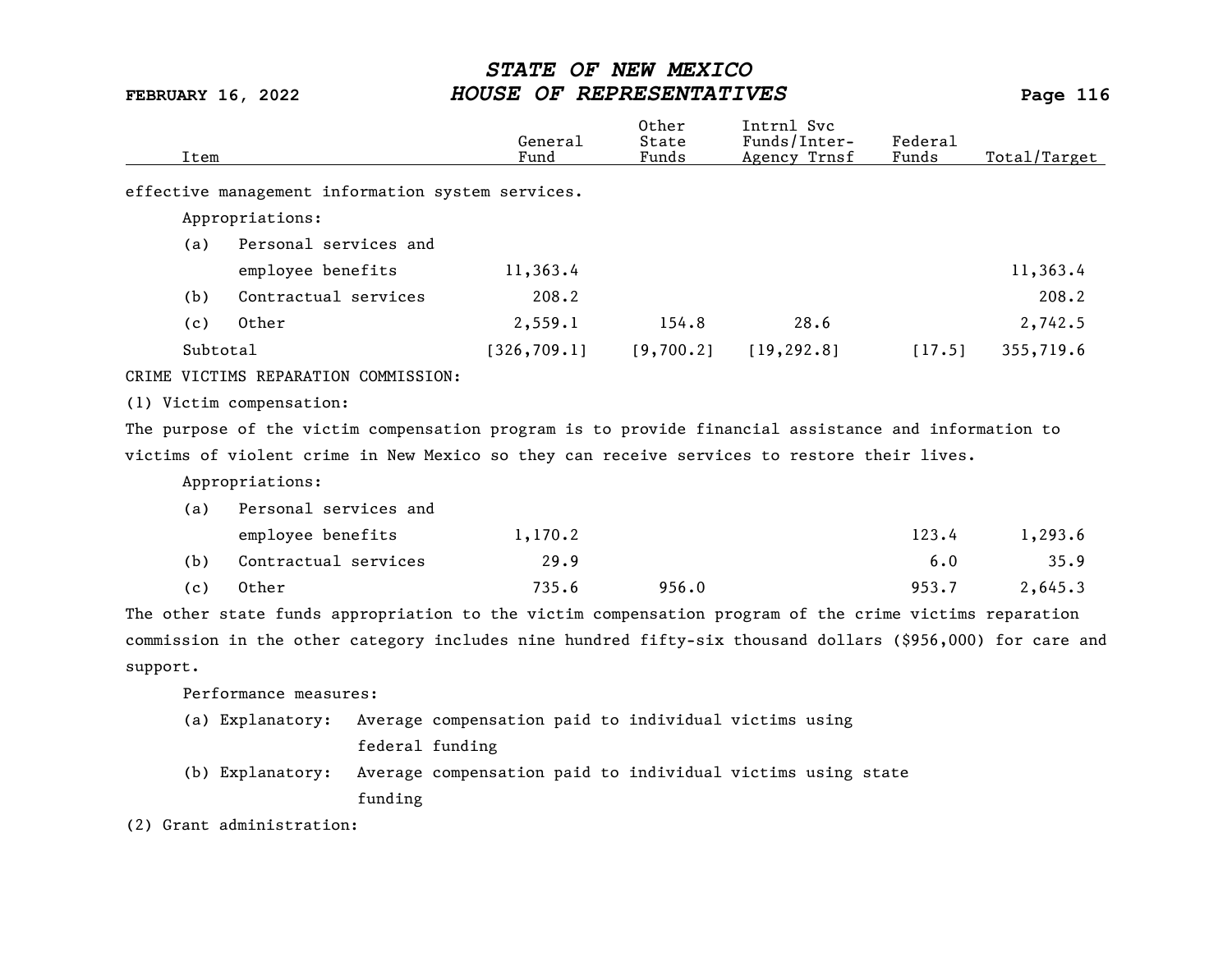| Item | General Fund | Other State Funds | Intrnl Svc Funds/Inter-Agency Trnsf | Federal Funds | Total/Target |
|---|---|---|---|---|---|

effective management information system services.

Appropriations:

| Item | General Fund | Other State Funds | Intrnl Svc Funds/Inter-Agency Trnsf | Federal Funds | Total/Target |
|---|---|---|---|---|---|
| (a) Personal services and employee benefits | 11,363.4 | | | | 11,363.4 |
| (b) Contractual services | 208.2 | | | | 208.2 |
| (c) Other | 2,559.1 | 154.8 | 28.6 | | 2,742.5 |
| Subtotal | [326,709.1] | [9,700.2] | [19,292.8] | [17.5] | 355,719.6 |

CRIME VICTIMS REPARATION COMMISSION:

(1) Victim compensation:

The purpose of the victim compensation program is to provide financial assistance and information to victims of violent crime in New Mexico so they can receive services to restore their lives.

Appropriations:

| Item | General Fund | Other State Funds | Intrnl Svc Funds/Inter-Agency Trnsf | Federal Funds | Total/Target |
|---|---|---|---|---|---|
| (a) Personal services and employee benefits | 1,170.2 | | | 123.4 | 1,293.6 |
| (b) Contractual services | 29.9 | | | 6.0 | 35.9 |
| (c) Other | 735.6 | 956.0 | | 953.7 | 2,645.3 |

The other state funds appropriation to the victim compensation program of the crime victims reparation commission in the other category includes nine hundred fifty-six thousand dollars ($956,000) for care and support.

Performance measures:

(a) Explanatory: Average compensation paid to individual victims using federal funding

(b) Explanatory: Average compensation paid to individual victims using state funding

(2) Grant administration: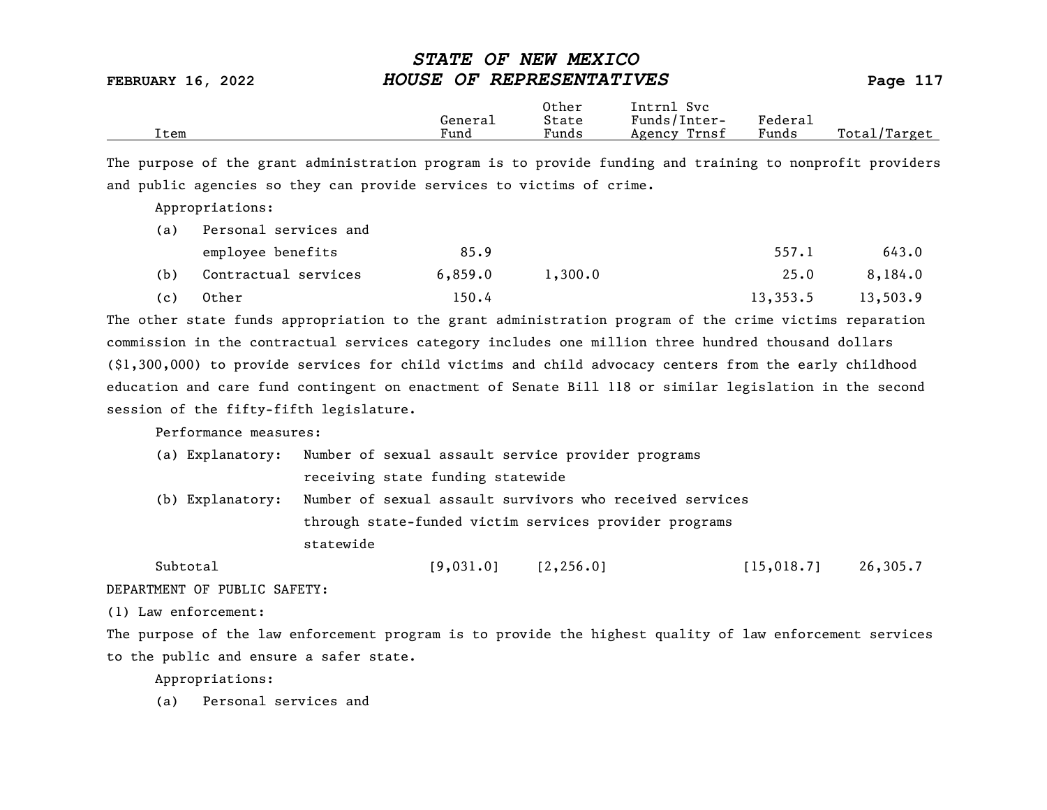| Item | General Fund | Other State Funds | Intrnl Svc Funds/Inter-Agency Trnsf | Federal Funds | Total/Target |
|---|---|---|---|---|---|

The purpose of the grant administration program is to provide funding and training to nonprofit providers and public agencies so they can provide services to victims of crime.

Appropriations:

| Item | General Fund | Other State Funds | Intrnl Svc Funds/Inter-Agency Trnsf | Federal Funds | Total/Target |
|---|---|---|---|---|---|
| (a) Personal services and employee benefits | 85.9 | | | 557.1 | 643.0 |
| (b) Contractual services | 6,859.0 | 1,300.0 | | 25.0 | 8,184.0 |
| (c) Other | 150.4 | | | 13,353.5 | 13,503.9 |

The other state funds appropriation to the grant administration program of the crime victims reparation commission in the contractual services category includes one million three hundred thousand dollars ($1,300,000) to provide services for child victims and child advocacy centers from the early childhood education and care fund contingent on enactment of Senate Bill 118 or similar legislation in the second session of the fifty-fifth legislature.

Performance measures:

(a) Explanatory: Number of sexual assault service provider programs receiving state funding statewide

(b) Explanatory: Number of sexual assault survivors who received services through state-funded victim services provider programs statewide

| Item | General Fund | Other State Funds | Intrnl Svc Funds/Inter-Agency Trnsf | Federal Funds | Total/Target |
|---|---|---|---|---|---|
| Subtotal | [9,031.0] | [2,256.0] | | [15,018.7] | 26,305.7 |

DEPARTMENT OF PUBLIC SAFETY:

(1) Law enforcement:

The purpose of the law enforcement program is to provide the highest quality of law enforcement services to the public and ensure a safer state.

Appropriations:

(a) Personal services and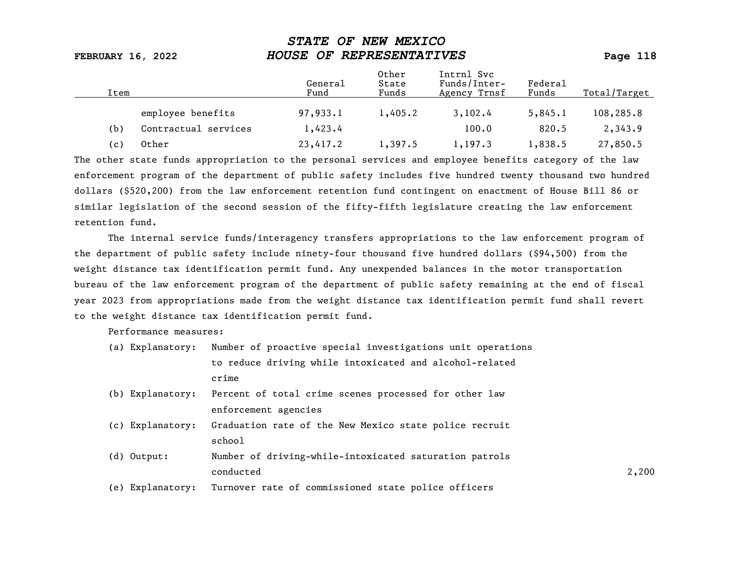| Item | | General Fund | Other State Funds | Intrnl Svc Funds/Inter-Agency Trnsf | Federal Funds | Total/Target |
|---|---|---|---|---|---|---|
| | employee benefits | 97,933.1 | 1,405.2 | 3,102.4 | 5,845.1 | 108,285.8 |
| (b) | Contractual services | 1,423.4 | | 100.0 | 820.5 | 2,343.9 |
| (c) | Other | 23,417.2 | 1,397.5 | 1,197.3 | 1,838.5 | 27,850.5 |

The other state funds appropriation to the personal services and employee benefits category of the law enforcement program of the department of public safety includes five hundred twenty thousand two hundred dollars ($520,200) from the law enforcement retention fund contingent on enactment of House Bill 86 or similar legislation of the second session of the fifty-fifth legislature creating the law enforcement retention fund.

The internal service funds/interagency transfers appropriations to the law enforcement program of the department of public safety include ninety-four thousand five hundred dollars ($94,500) from the weight distance tax identification permit fund. Any unexpended balances in the motor transportation bureau of the law enforcement program of the department of public safety remaining at the end of fiscal year 2023 from appropriations made from the weight distance tax identification permit fund shall revert to the weight distance tax identification permit fund.

Performance measures:

| | | |
|---|---|---|
| (a) Explanatory: | Number of proactive special investigations unit operations to reduce driving while intoxicated and alcohol-related crime | |
| (b) Explanatory: | Percent of total crime scenes processed for other law enforcement agencies | |
| (c) Explanatory: | Graduation rate of the New Mexico state police recruit school | |
| (d) Output: | Number of driving-while-intoxicated saturation patrols conducted | 2,200 |
| (e) Explanatory: | Turnover rate of commissioned state police officers | |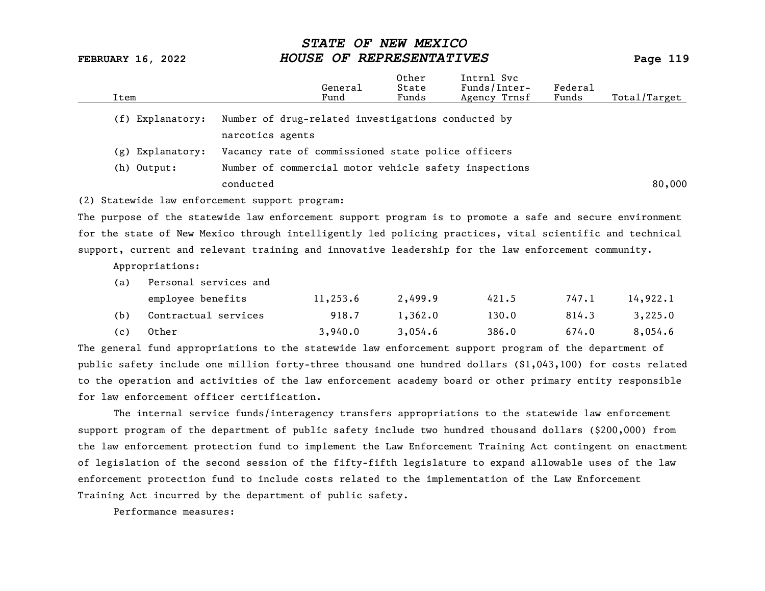| Item | General Fund | Other State Funds | Intrnl Svc Funds/Inter-Agency Trnsf | Federal Funds | Total/Target |
|---|---|---|---|---|---|
| (f) Explanatory: Number of drug-related investigations conducted by narcotics agents | | | | | |
| (g) Explanatory: Vacancy rate of commissioned state police officers | | | | | |
| (h) Output: Number of commercial motor vehicle safety inspections conducted | | | | | 80,000 |

(2) Statewide law enforcement support program:

The purpose of the statewide law enforcement support program is to promote a safe and secure environment for the state of New Mexico through intelligently led policing practices, vital scientific and technical support, current and relevant training and innovative leadership for the law enforcement community.

Appropriations:

| Item | General Fund | Other State Funds | Intrnl Svc Funds/Inter-Agency Trnsf | Federal Funds | Total/Target |
|---|---|---|---|---|---|
| (a) Personal services and employee benefits | 11,253.6 | 2,499.9 | 421.5 | 747.1 | 14,922.1 |
| (b) Contractual services | 918.7 | 1,362.0 | 130.0 | 814.3 | 3,225.0 |
| (c) Other | 3,940.0 | 3,054.6 | 386.0 | 674.0 | 8,054.6 |

The general fund appropriations to the statewide law enforcement support program of the department of public safety include one million forty-three thousand one hundred dollars ($1,043,100) for costs related to the operation and activities of the law enforcement academy board or other primary entity responsible for law enforcement officer certification.

The internal service funds/interagency transfers appropriations to the statewide law enforcement support program of the department of public safety include two hundred thousand dollars ($200,000) from the law enforcement protection fund to implement the Law Enforcement Training Act contingent on enactment of legislation of the second session of the fifty-fifth legislature to expand allowable uses of the law enforcement protection fund to include costs related to the implementation of the Law Enforcement Training Act incurred by the department of public safety.

Performance measures: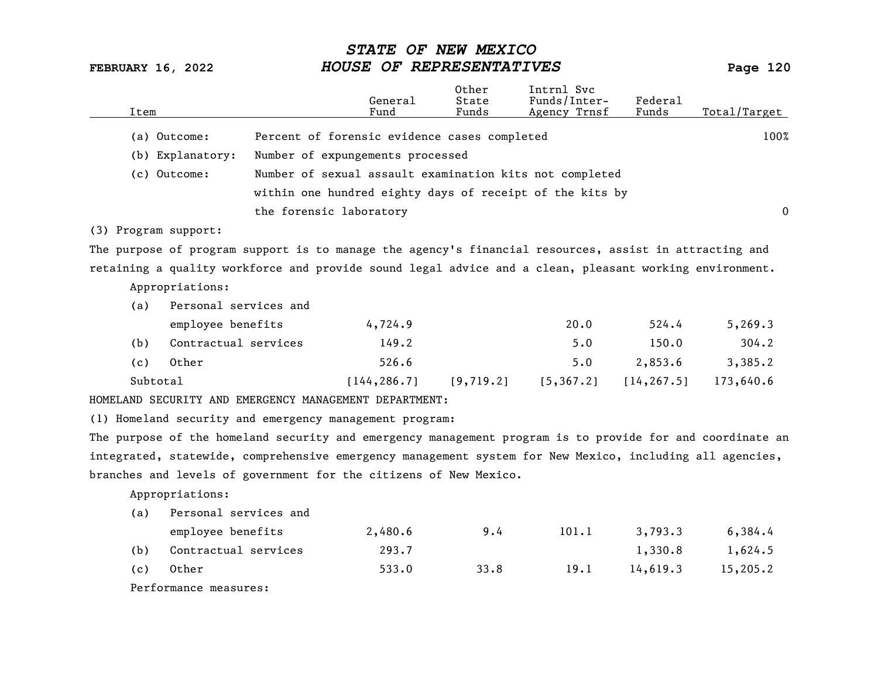| Item | | General Fund | Other State Funds | Intrnl Svc Funds/Inter-Agency Trnsf | Federal Funds | Total/Target |
|---|---|---|---|---|---|---|
| (a) Outcome: | Percent of forensic evidence cases completed | | | | | 100% |
| (b) Explanatory: | Number of expungements processed | | | | | |
| (c) Outcome: | Number of sexual assault examination kits not completed within one hundred eighty days of receipt of the kits by the forensic laboratory | | | | | 0 |

(3) Program support:

The purpose of program support is to manage the agency's financial resources, assist in attracting and retaining a quality workforce and provide sound legal advice and a clean, pleasant working environment.

Appropriations:

| Item | General Fund | Other State Funds | Intrnl Svc Funds/Inter-Agency Trnsf | Federal Funds | Total/Target |
|---|---|---|---|---|---|
| (a) Personal services and employee benefits | 4,724.9 | | 20.0 | 524.4 | 5,269.3 |
| (b) Contractual services | 149.2 | | 5.0 | 150.0 | 304.2 |
| (c) Other | 526.6 | | 5.0 | 2,853.6 | 3,385.2 |
| Subtotal | [144,286.7] | [9,719.2] | [5,367.2] | [14,267.5] | 173,640.6 |

HOMELAND SECURITY AND EMERGENCY MANAGEMENT DEPARTMENT:

(1) Homeland security and emergency management program:

The purpose of the homeland security and emergency management program is to provide for and coordinate an integrated, statewide, comprehensive emergency management system for New Mexico, including all agencies, branches and levels of government for the citizens of New Mexico.

Appropriations:

| Item | General Fund | Other State Funds | Intrnl Svc Funds/Inter-Agency Trnsf | Federal Funds | Total/Target |
|---|---|---|---|---|---|
| (a) Personal services and employee benefits | 2,480.6 | 9.4 | 101.1 | 3,793.3 | 6,384.4 |
| (b) Contractual services | 293.7 | | | 1,330.8 | 1,624.5 |
| (c) Other | 533.0 | 33.8 | 19.1 | 14,619.3 | 15,205.2 |

Performance measures: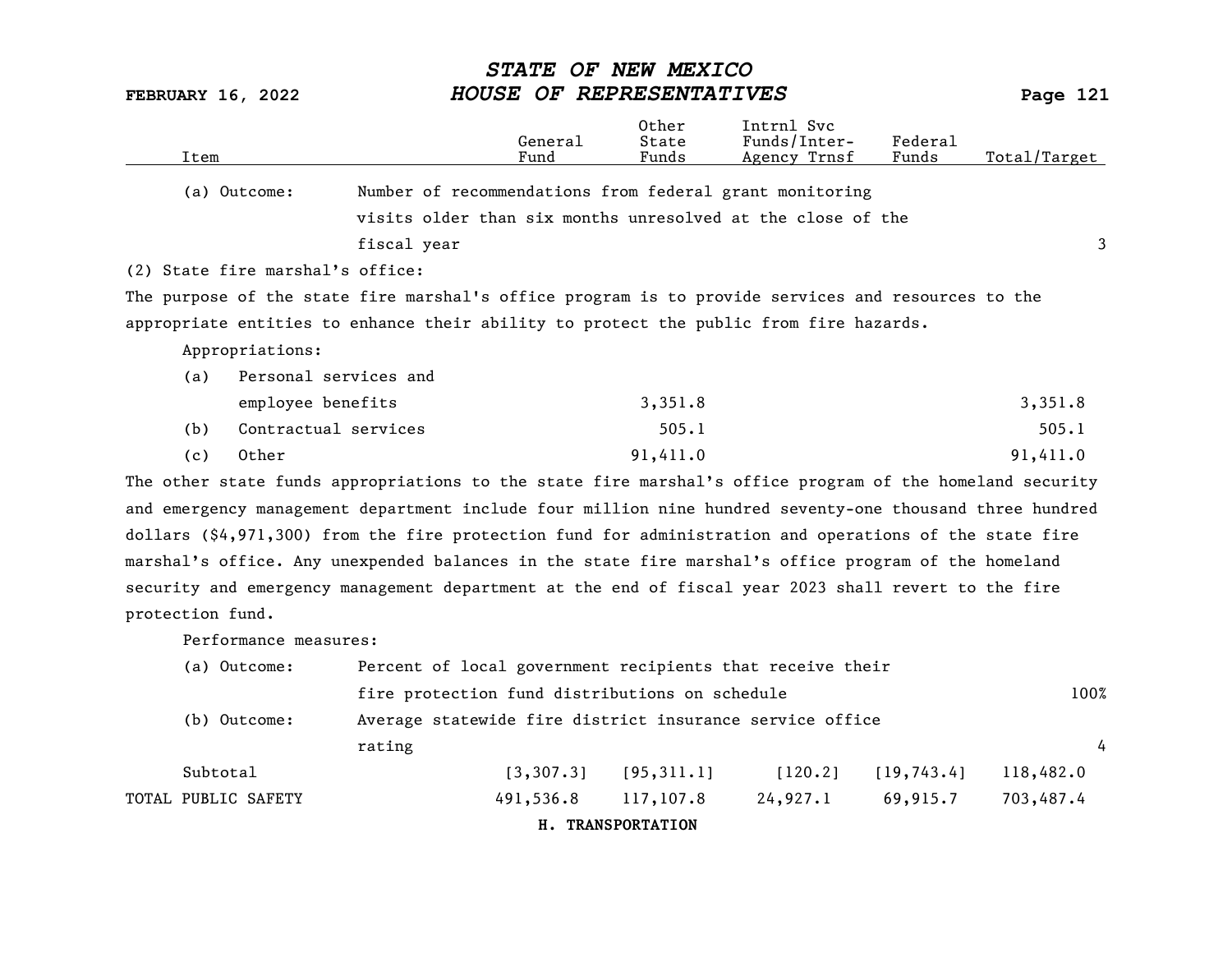| Item | | General Fund | Other State Funds | Intrnl Svc Funds/Inter-Agency Trnsf | Federal Funds | Total/Target |
|---|---|---|---|---|---|---|
| (a) Outcome: | Number of recommendations from federal grant monitoring visits older than six months unresolved at the close of the fiscal year | | | | | 3 |

(2) State fire marshal's office:

The purpose of the state fire marshal's office program is to provide services and resources to the appropriate entities to enhance their ability to protect the public from fire hazards.

Appropriations:

| Item | General Fund | Other State Funds | Intrnl Svc Funds/Inter-Agency Trnsf | Federal Funds | Total/Target |
|---|---|---|---|---|---|
| (a) Personal services and employee benefits | | 3,351.8 | | | 3,351.8 |
| (b) Contractual services | | 505.1 | | | 505.1 |
| (c) Other | | 91,411.0 | | | 91,411.0 |

The other state funds appropriations to the state fire marshal's office program of the homeland security and emergency management department include four million nine hundred seventy-one thousand three hundred dollars ($4,971,300) from the fire protection fund for administration and operations of the state fire marshal's office. Any unexpended balances in the state fire marshal's office program of the homeland security and emergency management department at the end of fiscal year 2023 shall revert to the fire protection fund.

Performance measures:

| Item | | General Fund | Other State Funds | Intrnl Svc Funds/Inter-Agency Trnsf | Federal Funds | Total/Target |
|---|---|---|---|---|---|---|
| (a) Outcome: | Percent of local government recipients that receive their fire protection fund distributions on schedule | | | | | 100% |
| (b) Outcome: | Average statewide fire district insurance service office rating | | | | | 4 |
| Subtotal | | [3,307.3] | [95,311.1] | [120.2] | [19,743.4] | 118,482.0 |
| TOTAL PUBLIC SAFETY | | 491,536.8 | 117,107.8 | 24,927.1 | 69,915.7 | 703,487.4 |

**H. TRANSPORTATION**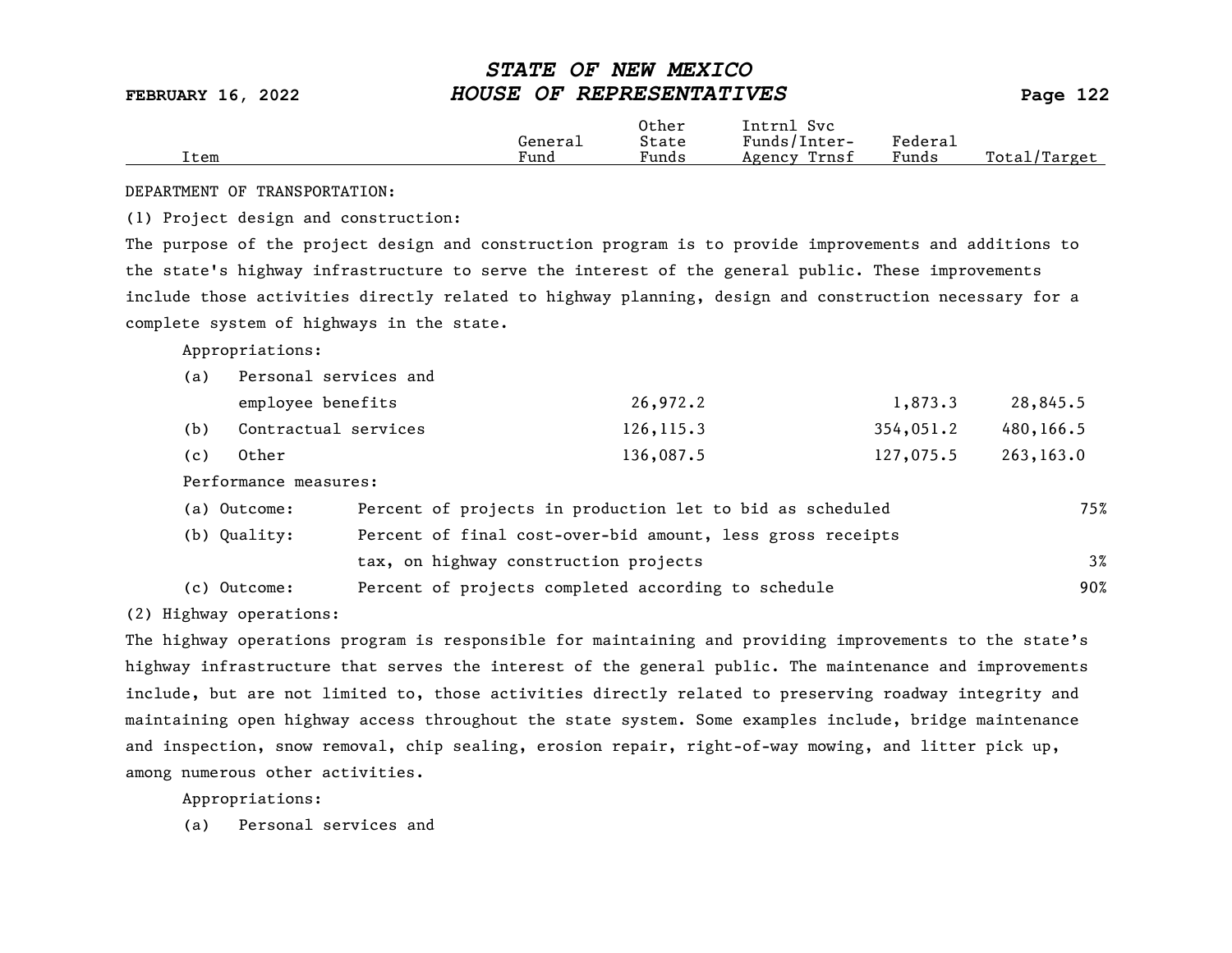| Item | General Fund | Other State Funds | Intrnl Svc Funds/Inter-Agency Trnsf | Federal Funds | Total/Target |
|---|---|---|---|---|---|

DEPARTMENT OF TRANSPORTATION:

(1) Project design and construction:

The purpose of the project design and construction program is to provide improvements and additions to the state's highway infrastructure to serve the interest of the general public. These improvements include those activities directly related to highway planning, design and construction necessary for a complete system of highways in the state.

Appropriations:

| Item | General Fund | Other State Funds | Intrnl Svc Funds/Inter-Agency Trnsf | Federal Funds | Total/Target |
|---|---|---|---|---|---|
| (a) Personal services and employee benefits | | 26,972.2 | | 1,873.3 | 28,845.5 |
| (b) Contractual services | | 126,115.3 | | 354,051.2 | 480,166.5 |
| (c) Other | | 136,087.5 | | 127,075.5 | 263,163.0 |

Performance measures:

| Measure | Description | Target |
|---|---|---|
| (a) Outcome: | Percent of projects in production let to bid as scheduled | 75% |
| (b) Quality: | Percent of final cost-over-bid amount, less gross receipts tax, on highway construction projects | 3% |
| (c) Outcome: | Percent of projects completed according to schedule | 90% |

(2) Highway operations:

The highway operations program is responsible for maintaining and providing improvements to the state's highway infrastructure that serves the interest of the general public. The maintenance and improvements include, but are not limited to, those activities directly related to preserving roadway integrity and maintaining open highway access throughout the state system. Some examples include, bridge maintenance and inspection, snow removal, chip sealing, erosion repair, right-of-way mowing, and litter pick up, among numerous other activities.

Appropriations:

(a) Personal services and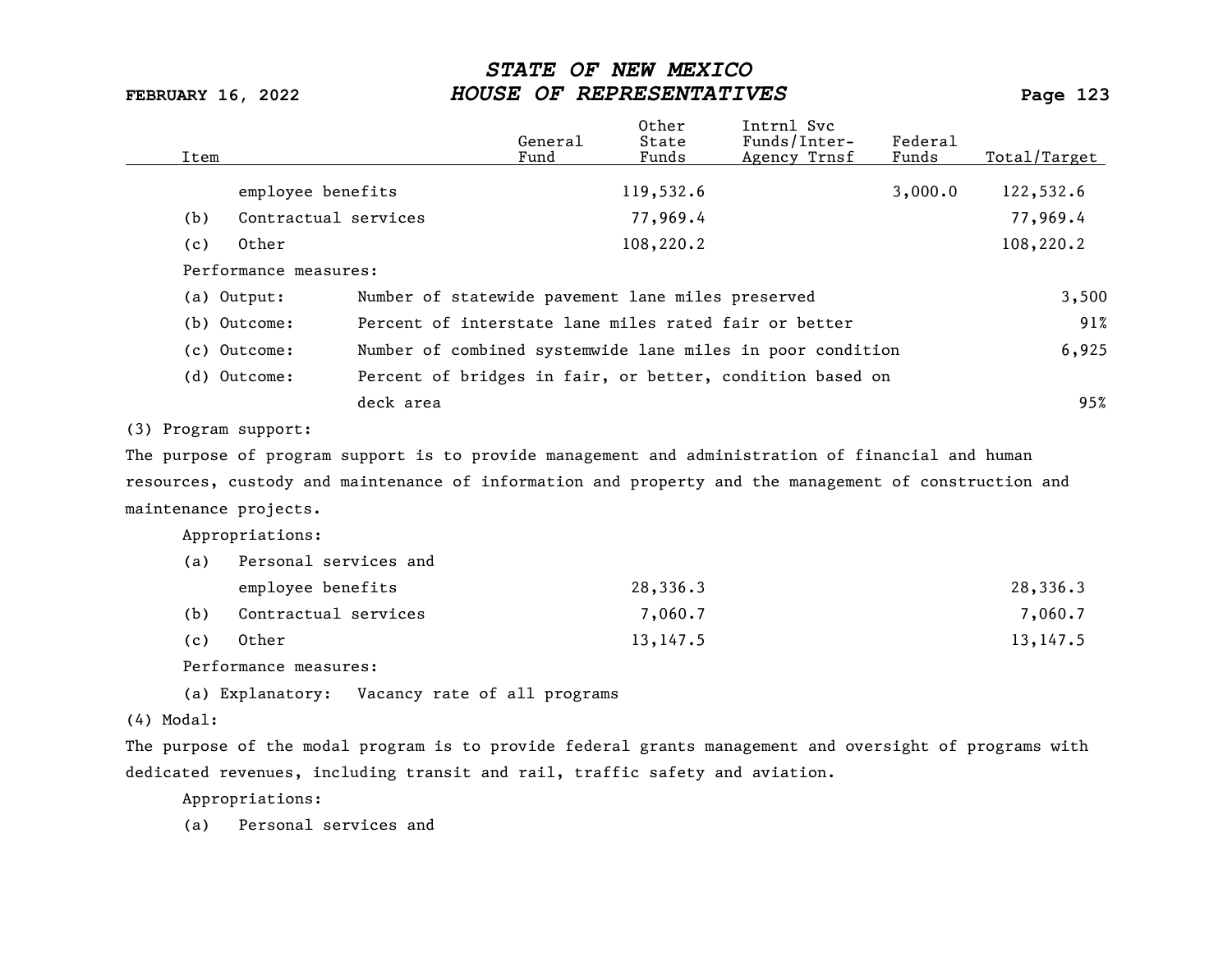| Item | General Fund | Other State Funds | Intrnl Svc Funds/Inter-Agency Trnsf | Federal Funds | Total/Target |
|---|---|---|---|---|---|
| employee benefits | | 119,532.6 | | 3,000.0 | 122,532.6 |
| (b) Contractual services | | 77,969.4 | | | 77,969.4 |
| (c) Other | | 108,220.2 | | | 108,220.2 |

Performance measures:

| | | |
|---|---|---|
| (a) Output: | Number of statewide pavement lane miles preserved | 3,500 |
| (b) Outcome: | Percent of interstate lane miles rated fair or better | 91% |
| (c) Outcome: | Number of combined systemwide lane miles in poor condition | 6,925 |
| (d) Outcome: | Percent of bridges in fair, or better, condition based on deck area | 95% |

(3) Program support:

The purpose of program support is to provide management and administration of financial and human resources, custody and maintenance of information and property and the management of construction and maintenance projects.

Appropriations:

| Item | General Fund | Other State Funds | Intrnl Svc Funds/Inter-Agency Trnsf | Federal Funds | Total/Target |
|---|---|---|---|---|---|
| (a) Personal services and employee benefits | | 28,336.3 | | | 28,336.3 |
| (b) Contractual services | | 7,060.7 | | | 7,060.7 |
| (c) Other | | 13,147.5 | | | 13,147.5 |

Performance measures:

(a) Explanatory: Vacancy rate of all programs

(4) Modal:

The purpose of the modal program is to provide federal grants management and oversight of programs with dedicated revenues, including transit and rail, traffic safety and aviation.

Appropriations:

(a) Personal services and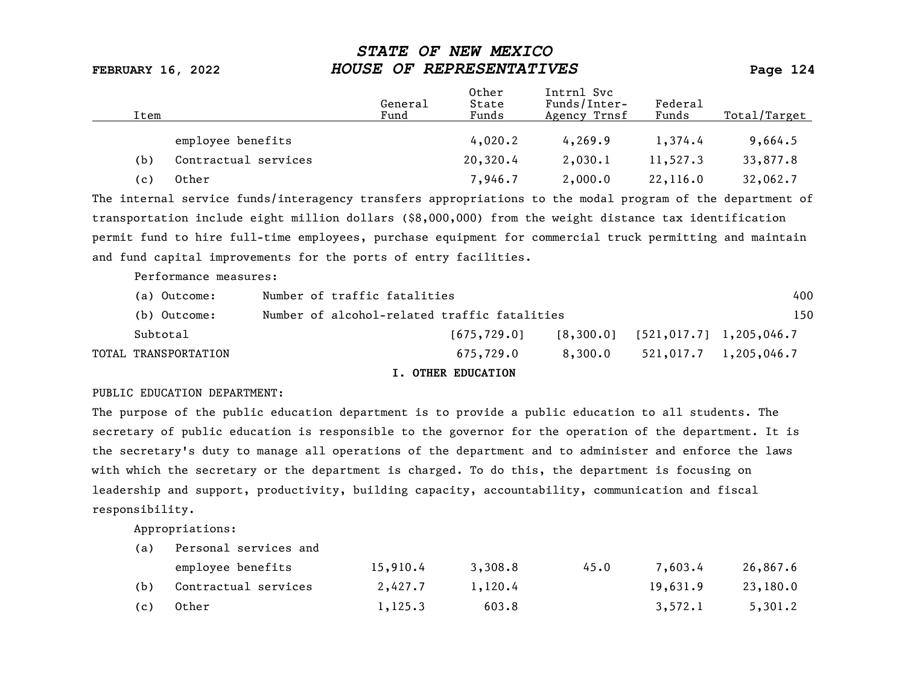| Item | | General Fund | Other State Funds | Intrnl Svc Funds/Inter-Agency Trnsf | Federal Funds | Total/Target |
|---|---|---|---|---|---|---|
| | employee benefits | | 4,020.2 | 4,269.9 | 1,374.4 | 9,664.5 |
| (b) | Contractual services | | 20,320.4 | 2,030.1 | 11,527.3 | 33,877.8 |
| (c) | Other | | 7,946.7 | 2,000.0 | 22,116.0 | 32,062.7 |

The internal service funds/interagency transfers appropriations to the modal program of the department of transportation include eight million dollars ($8,000,000) from the weight distance tax identification permit fund to hire full-time employees, purchase equipment for commercial truck permitting and maintain and fund capital improvements for the ports of entry facilities.

Performance measures:

| | | |
|---|---|---|
| (a) Outcome: | Number of traffic fatalities | 400 |
| (b) Outcome: | Number of alcohol-related traffic fatalities | 150 |

| | General Fund | Other State Funds | Intrnl Svc Funds/Inter-Agency Trnsf | Federal Funds | Total/Target |
|---|---|---|---|---|---|
| Subtotal | | [675,729.0] | [8,300.0] | [521,017.7] | 1,205,046.7 |
| TOTAL TRANSPORTATION | | 675,729.0 | 8,300.0 | 521,017.7 | 1,205,046.7 |

**I. OTHER EDUCATION**

PUBLIC EDUCATION DEPARTMENT:

The purpose of the public education department is to provide a public education to all students. The secretary of public education is responsible to the governor for the operation of the department. It is the secretary's duty to manage all operations of the department and to administer and enforce the laws with which the secretary or the department is charged. To do this, the department is focusing on leadership and support, productivity, building capacity, accountability, communication and fiscal responsibility.

Appropriations:

| Item | | General Fund | Other State Funds | Intrnl Svc Funds/Inter-Agency Trnsf | Federal Funds | Total/Target |
|---|---|---|---|---|---|---|
| (a) | Personal services and employee benefits | 15,910.4 | 3,308.8 | 45.0 | 7,603.4 | 26,867.6 |
| (b) | Contractual services | 2,427.7 | 1,120.4 | | 19,631.9 | 23,180.0 |
| (c) | Other | 1,125.3 | 603.8 | | 3,572.1 | 5,301.2 |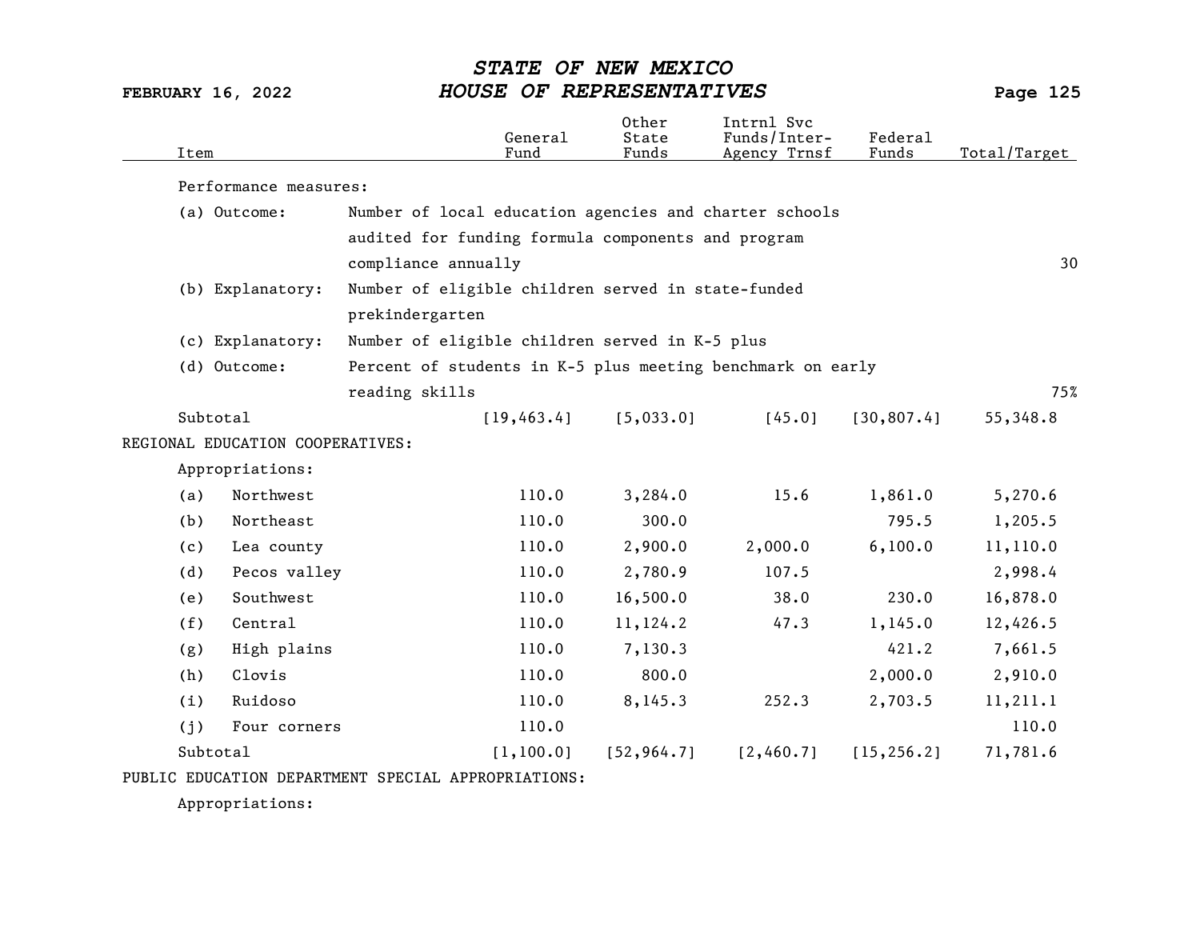| Item | General Fund | Other State Funds | Intrnl Svc Funds/Inter-Agency Trnsf | Federal Funds | Total/Target |
|---|---|---|---|---|---|
| Performance measures: | | | | | |
| (a) Outcome: Number of local education agencies and charter schools audited for funding formula components and program compliance annually | | | | | 30 |
| (b) Explanatory: Number of eligible children served in state-funded prekindergarten | | | | | |
| (c) Explanatory: Number of eligible children served in K-5 plus | | | | | |
| (d) Outcome: Percent of students in K-5 plus meeting benchmark on early reading skills | | | | | 75% |
| Subtotal | [19,463.4] | [5,033.0] | [45.0] | [30,807.4] | 55,348.8 |
| REGIONAL EDUCATION COOPERATIVES: | | | | | |
| Appropriations: | | | | | |
| (a) Northwest | 110.0 | 3,284.0 | 15.6 | 1,861.0 | 5,270.6 |
| (b) Northeast | 110.0 | 300.0 | | 795.5 | 1,205.5 |
| (c) Lea county | 110.0 | 2,900.0 | 2,000.0 | 6,100.0 | 11,110.0 |
| (d) Pecos valley | 110.0 | 2,780.9 | 107.5 | | 2,998.4 |
| (e) Southwest | 110.0 | 16,500.0 | 38.0 | 230.0 | 16,878.0 |
| (f) Central | 110.0 | 11,124.2 | 47.3 | 1,145.0 | 12,426.5 |
| (g) High plains | 110.0 | 7,130.3 | | 421.2 | 7,661.5 |
| (h) Clovis | 110.0 | 800.0 | | 2,000.0 | 2,910.0 |
| (i) Ruidoso | 110.0 | 8,145.3 | 252.3 | 2,703.5 | 11,211.1 |
| (j) Four corners | 110.0 | | | | 110.0 |
| Subtotal | [1,100.0] | [52,964.7] | [2,460.7] | [15,256.2] | 71,781.6 |
| PUBLIC EDUCATION DEPARTMENT SPECIAL APPROPRIATIONS: | | | | | |
| Appropriations: | | | | | |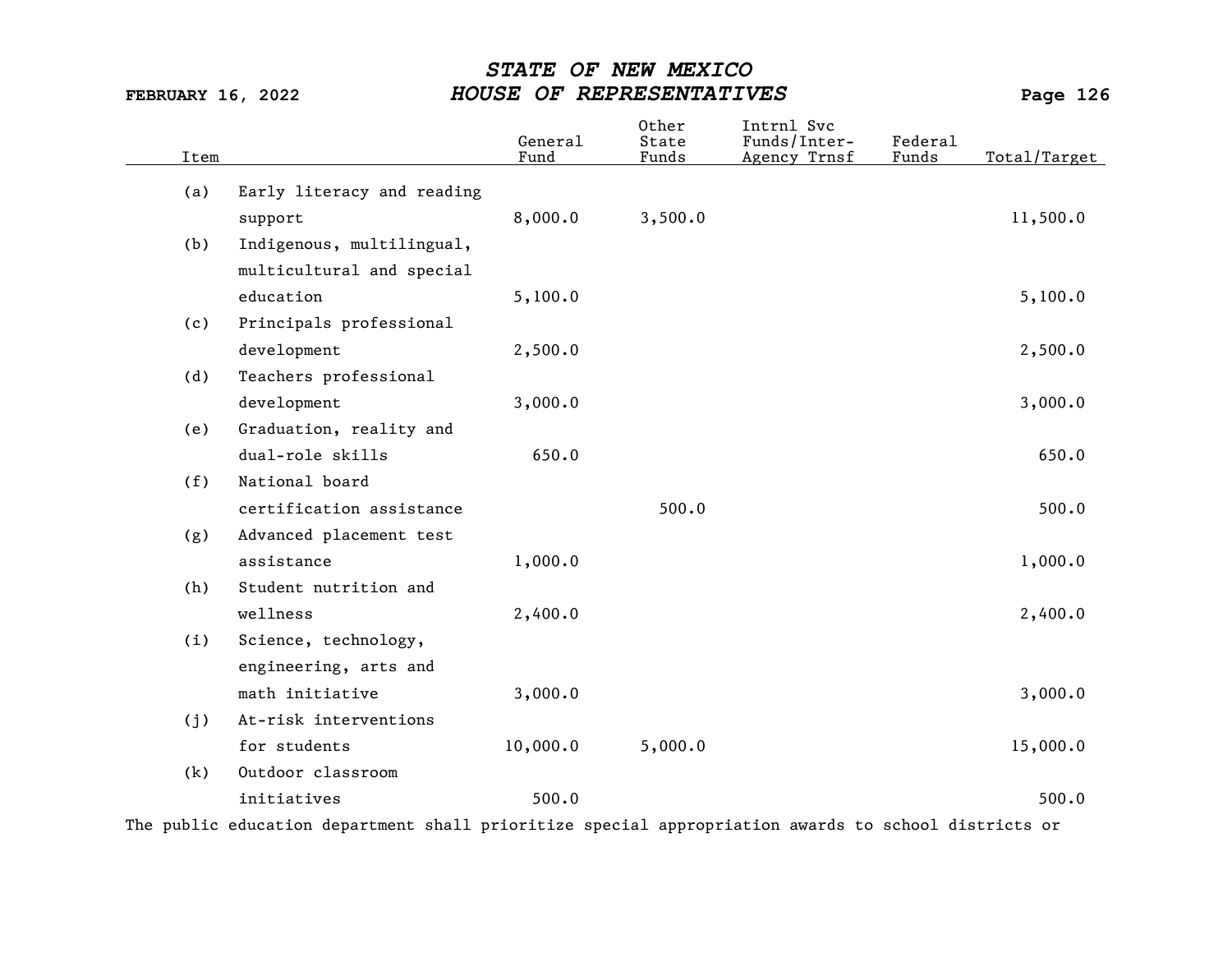| Item | | General Fund | Other State Funds | Intrnl Svc Funds/Inter-Agency Trnsf | Federal Funds | Total/Target |
|---|---|---|---|---|---|---|
| (a) | Early literacy and reading support | 8,000.0 | 3,500.0 | | | 11,500.0 |
| (b) | Indigenous, multilingual, multicultural and special education | 5,100.0 | | | | 5,100.0 |
| (c) | Principals professional development | 2,500.0 | | | | 2,500.0 |
| (d) | Teachers professional development | 3,000.0 | | | | 3,000.0 |
| (e) | Graduation, reality and dual-role skills | 650.0 | | | | 650.0 |
| (f) | National board certification assistance | | 500.0 | | | 500.0 |
| (g) | Advanced placement test assistance | 1,000.0 | | | | 1,000.0 |
| (h) | Student nutrition and wellness | 2,400.0 | | | | 2,400.0 |
| (i) | Science, technology, engineering, arts and math initiative | 3,000.0 | | | | 3,000.0 |
| (j) | At-risk interventions for students | 10,000.0 | 5,000.0 | | | 15,000.0 |
| (k) | Outdoor classroom initiatives | 500.0 | | | | 500.0 |

The public education department shall prioritize special appropriation awards to school districts or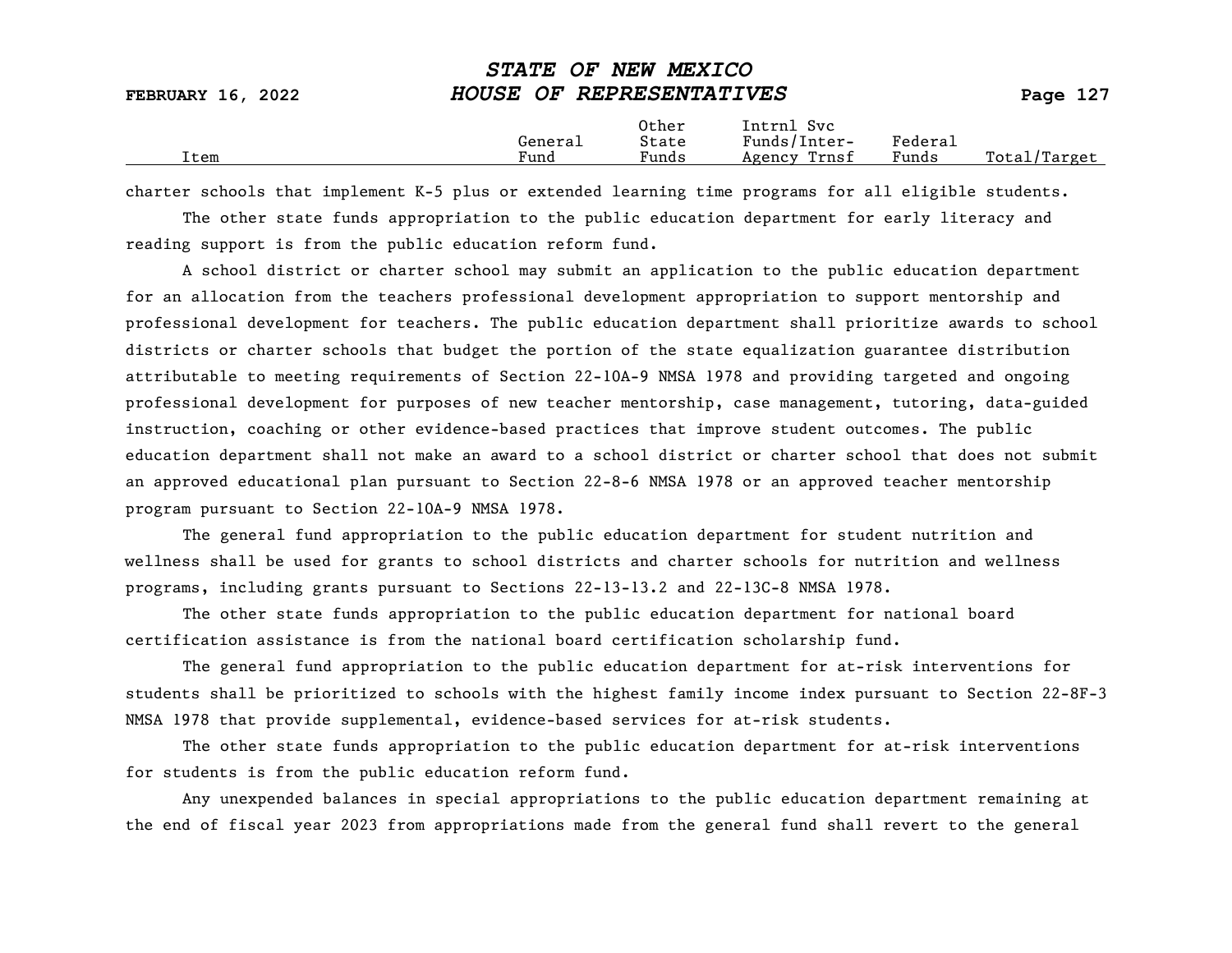| Item | General Fund | Other State Funds | Intrnl Svc Funds/Inter-Agency Trnsf | Federal Funds | Total/Target |
|---|---|---|---|---|---|

charter schools that implement K-5 plus or extended learning time programs for all eligible students.

The other state funds appropriation to the public education department for early literacy and reading support is from the public education reform fund.

A school district or charter school may submit an application to the public education department for an allocation from the teachers professional development appropriation to support mentorship and professional development for teachers. The public education department shall prioritize awards to school districts or charter schools that budget the portion of the state equalization guarantee distribution attributable to meeting requirements of Section 22-10A-9 NMSA 1978 and providing targeted and ongoing professional development for purposes of new teacher mentorship, case management, tutoring, data-guided instruction, coaching or other evidence-based practices that improve student outcomes. The public education department shall not make an award to a school district or charter school that does not submit an approved educational plan pursuant to Section 22-8-6 NMSA 1978 or an approved teacher mentorship program pursuant to Section 22-10A-9 NMSA 1978.

The general fund appropriation to the public education department for student nutrition and wellness shall be used for grants to school districts and charter schools for nutrition and wellness programs, including grants pursuant to Sections 22-13-13.2 and 22-13C-8 NMSA 1978.

The other state funds appropriation to the public education department for national board certification assistance is from the national board certification scholarship fund.

The general fund appropriation to the public education department for at-risk interventions for students shall be prioritized to schools with the highest family income index pursuant to Section 22-8F-3 NMSA 1978 that provide supplemental, evidence-based services for at-risk students.

The other state funds appropriation to the public education department for at-risk interventions for students is from the public education reform fund.

Any unexpended balances in special appropriations to the public education department remaining at the end of fiscal year 2023 from appropriations made from the general fund shall revert to the general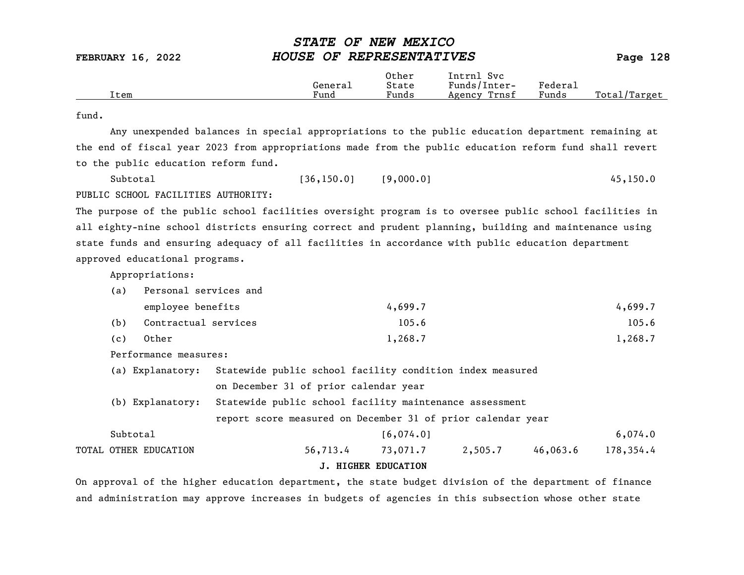| Item | General Fund | Other State Funds | Intrnl Svc Funds/Inter-Agency Trnsf | Federal Funds | Total/Target |
|---|---|---|---|---|---|

fund.

Any unexpended balances in special appropriations to the public education department remaining at the end of fiscal year 2023 from appropriations made from the public education reform fund shall revert to the public education reform fund.

| Item | General Fund | Other State Funds | Intrnl Svc Funds/Inter-Agency Trnsf | Federal Funds | Total/Target |
|---|---|---|---|---|---|
| Subtotal | [36,150.0] | [9,000.0] | | | 45,150.0 |

PUBLIC SCHOOL FACILITIES AUTHORITY:

The purpose of the public school facilities oversight program is to oversee public school facilities in all eighty-nine school districts ensuring correct and prudent planning, building and maintenance using state funds and ensuring adequacy of all facilities in accordance with public education department approved educational programs.

Appropriations:

| Item | General Fund | Other State Funds | Intrnl Svc Funds/Inter-Agency Trnsf | Federal Funds | Total/Target |
|---|---|---|---|---|---|
| (a) Personal services and employee benefits | | 4,699.7 | | | 4,699.7 |
| (b) Contractual services | | 105.6 | | | 105.6 |
| (c) Other | | 1,268.7 | | | 1,268.7 |

Performance measures:

(a) Explanatory: Statewide public school facility condition index measured on December 31 of prior calendar year

(b) Explanatory: Statewide public school facility maintenance assessment report score measured on December 31 of prior calendar year

| Item | General Fund | Other State Funds | Intrnl Svc Funds/Inter-Agency Trnsf | Federal Funds | Total/Target |
|---|---|---|---|---|---|
| Subtotal | | [6,074.0] | | | 6,074.0 |
| TOTAL OTHER EDUCATION | 56,713.4 | 73,071.7 | 2,505.7 | 46,063.6 | 178,354.4 |

## J. HIGHER EDUCATION

On approval of the higher education department, the state budget division of the department of finance and administration may approve increases in budgets of agencies in this subsection whose other state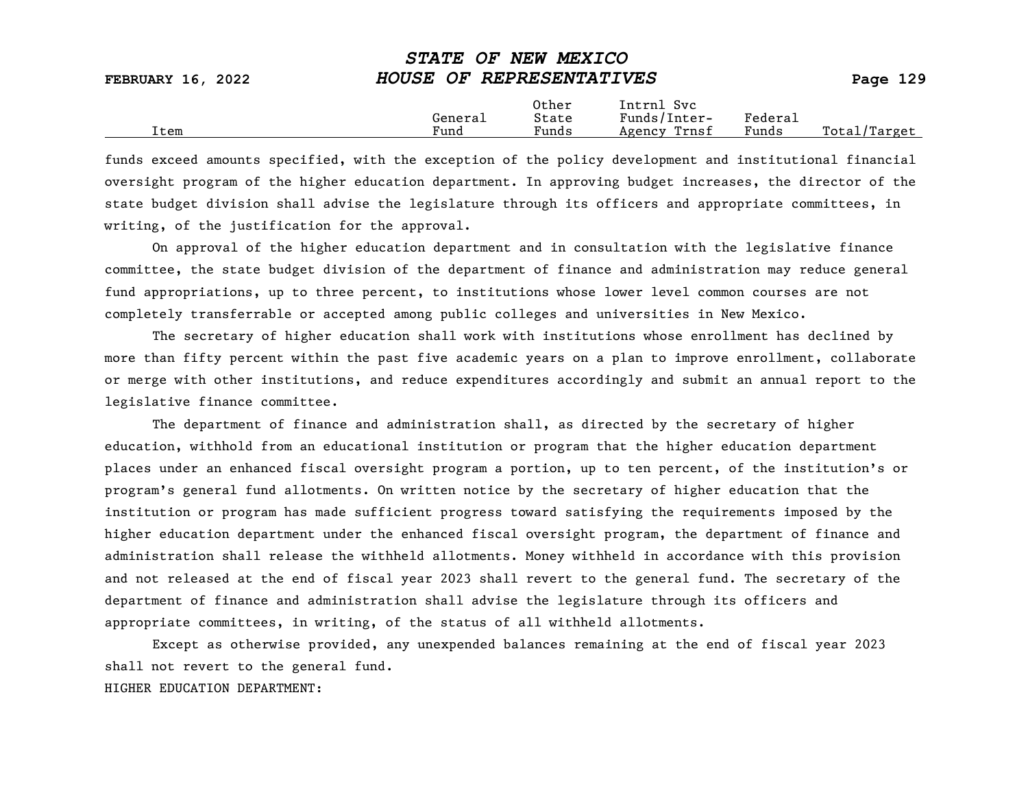| Item | General Fund | Other State Funds | Intrnl Svc Funds/Inter-Agency Trnsf | Federal Funds | Total/Target |
|---|---|---|---|---|---|

funds exceed amounts specified, with the exception of the policy development and institutional financial oversight program of the higher education department. In approving budget increases, the director of the state budget division shall advise the legislature through its officers and appropriate committees, in writing, of the justification for the approval.

On approval of the higher education department and in consultation with the legislative finance committee, the state budget division of the department of finance and administration may reduce general fund appropriations, up to three percent, to institutions whose lower level common courses are not completely transferrable or accepted among public colleges and universities in New Mexico.

The secretary of higher education shall work with institutions whose enrollment has declined by more than fifty percent within the past five academic years on a plan to improve enrollment, collaborate or merge with other institutions, and reduce expenditures accordingly and submit an annual report to the legislative finance committee.

The department of finance and administration shall, as directed by the secretary of higher education, withhold from an educational institution or program that the higher education department places under an enhanced fiscal oversight program a portion, up to ten percent, of the institution's or program's general fund allotments. On written notice by the secretary of higher education that the institution or program has made sufficient progress toward satisfying the requirements imposed by the higher education department under the enhanced fiscal oversight program, the department of finance and administration shall release the withheld allotments. Money withheld in accordance with this provision and not released at the end of fiscal year 2023 shall revert to the general fund. The secretary of the department of finance and administration shall advise the legislature through its officers and appropriate committees, in writing, of the status of all withheld allotments.

Except as otherwise provided, any unexpended balances remaining at the end of fiscal year 2023 shall not revert to the general fund.

HIGHER EDUCATION DEPARTMENT: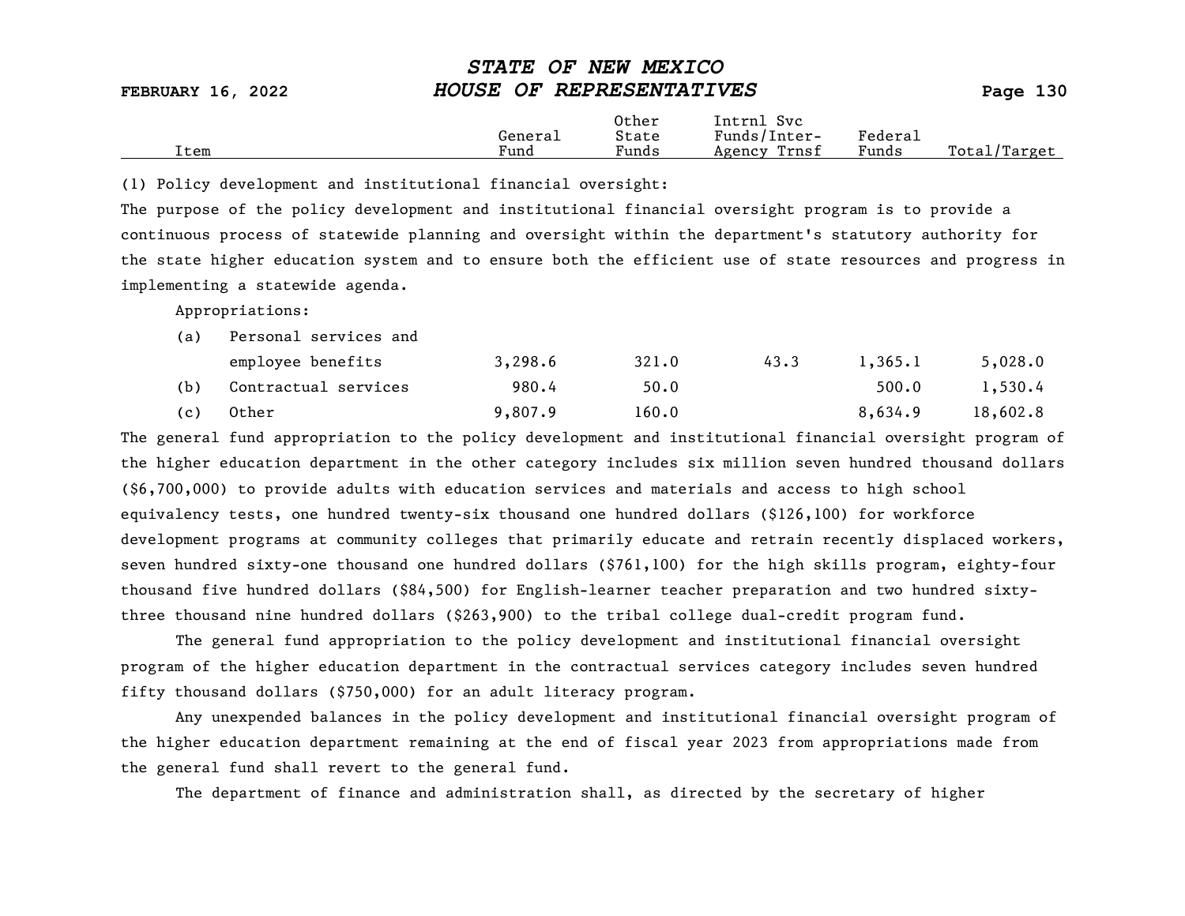| Item | General Fund | Other State Funds | Intrnl Svc Funds/Inter-Agency Trnsf | Federal Funds | Total/Target |
|---|---|---|---|---|---|

(1) Policy development and institutional financial oversight:

The purpose of the policy development and institutional financial oversight program is to provide a continuous process of statewide planning and oversight within the department's statutory authority for the state higher education system and to ensure both the efficient use of state resources and progress in implementing a statewide agenda.

Appropriations:

| Item | General Fund | Other State Funds | Intrnl Svc Funds/Inter-Agency Trnsf | Federal Funds | Total/Target |
|---|---|---|---|---|---|
| (a) Personal services and employee benefits | 3,298.6 | 321.0 | 43.3 | 1,365.1 | 5,028.0 |
| (b) Contractual services | 980.4 | 50.0 | | 500.0 | 1,530.4 |
| (c) Other | 9,807.9 | 160.0 | | 8,634.9 | 18,602.8 |

The general fund appropriation to the policy development and institutional financial oversight program of the higher education department in the other category includes six million seven hundred thousand dollars ($6,700,000) to provide adults with education services and materials and access to high school equivalency tests, one hundred twenty-six thousand one hundred dollars ($126,100) for workforce development programs at community colleges that primarily educate and retrain recently displaced workers, seven hundred sixty-one thousand one hundred dollars ($761,100) for the high skills program, eighty-four thousand five hundred dollars ($84,500) for English-learner teacher preparation and two hundred sixty-three thousand nine hundred dollars ($263,900) to the tribal college dual-credit program fund.

The general fund appropriation to the policy development and institutional financial oversight program of the higher education department in the contractual services category includes seven hundred fifty thousand dollars ($750,000) for an adult literacy program.

Any unexpended balances in the policy development and institutional financial oversight program of the higher education department remaining at the end of fiscal year 2023 from appropriations made from the general fund shall revert to the general fund.

The department of finance and administration shall, as directed by the secretary of higher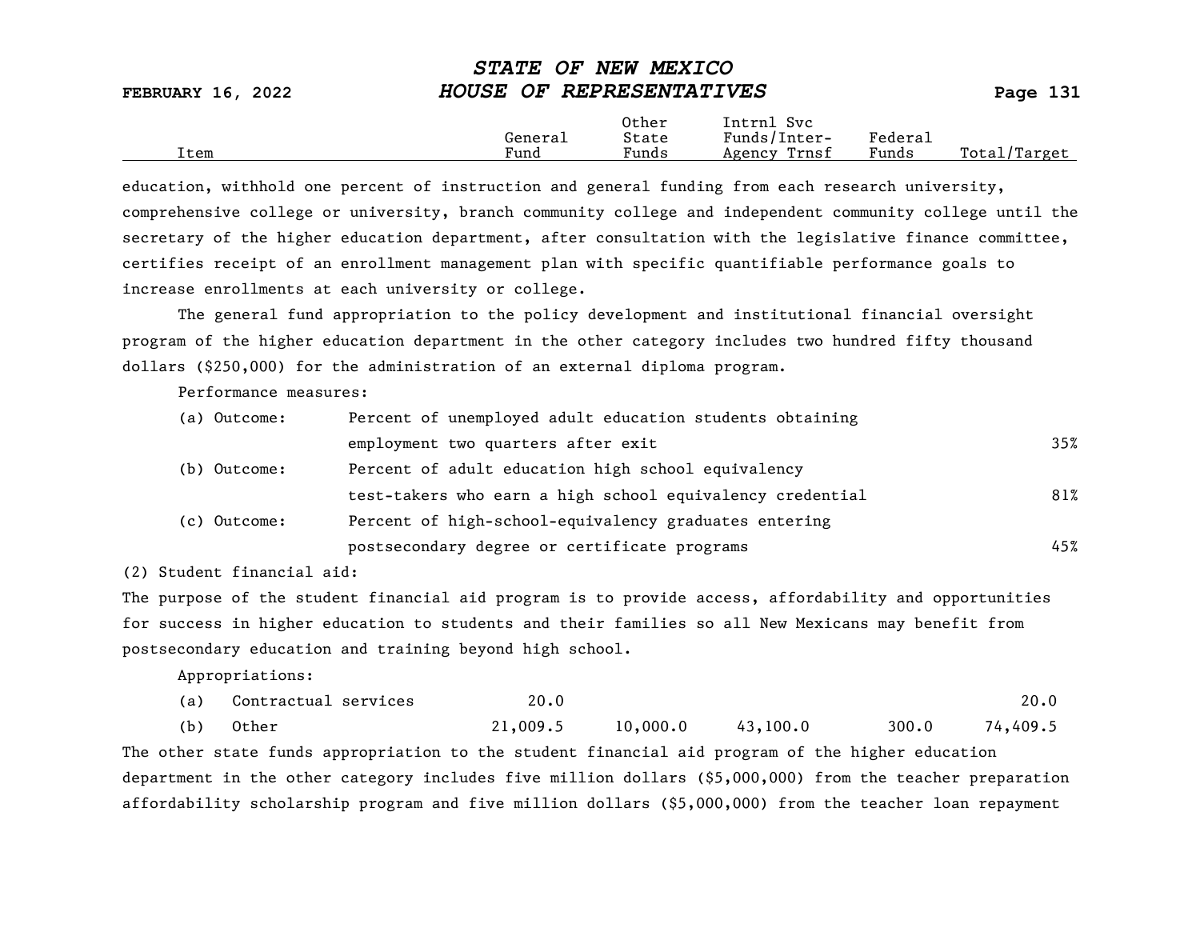| Item | General Fund | Other State Funds | Intrnl Svc Funds/Inter-Agency Trnsf | Federal Funds | Total/Target |
|---|---|---|---|---|---|

education, withhold one percent of instruction and general funding from each research university, comprehensive college or university, branch community college and independent community college until the secretary of the higher education department, after consultation with the legislative finance committee, certifies receipt of an enrollment management plan with specific quantifiable performance goals to increase enrollments at each university or college.

The general fund appropriation to the policy development and institutional financial oversight program of the higher education department in the other category includes two hundred fifty thousand dollars ($250,000) for the administration of an external diploma program.

Performance measures:

| | | |
|---|---|---|
| (a) Outcome: | Percent of unemployed adult education students obtaining employment two quarters after exit | 35% |
| (b) Outcome: | Percent of adult education high school equivalency test-takers who earn a high school equivalency credential | 81% |
| (c) Outcome: | Percent of high-school-equivalency graduates entering postsecondary degree or certificate programs | 45% |

(2) Student financial aid:

The purpose of the student financial aid program is to provide access, affordability and opportunities for success in higher education to students and their families so all New Mexicans may benefit from postsecondary education and training beyond high school.

Appropriations:

| Item | General Fund | Other State Funds | Intrnl Svc Funds/Inter-Agency Trnsf | Federal Funds | Total/Target |
|---|---|---|---|---|---|
| (a) Contractual services | 20.0 | | | | 20.0 |
| (b) Other | 21,009.5 | 10,000.0 | 43,100.0 | 300.0 | 74,409.5 |

The other state funds appropriation to the student financial aid program of the higher education department in the other category includes five million dollars ($5,000,000) from the teacher preparation affordability scholarship program and five million dollars ($5,000,000) from the teacher loan repayment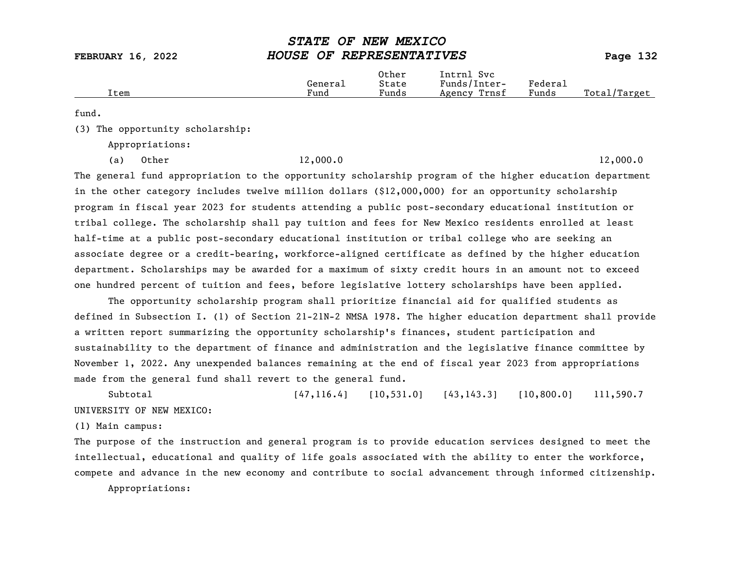| Item | General Fund | Other State Funds | Intrnl Svc Funds/Inter-Agency Trnsf | Federal Funds | Total/Target |
|---|---|---|---|---|---|

fund.

(3) The opportunity scholarship:

Appropriations:

| Item | General Fund | Other State Funds | Intrnl Svc Funds/Inter-Agency Trnsf | Federal Funds | Total/Target |
|---|---|---|---|---|---|
| (a) Other | 12,000.0 | | | | 12,000.0 |

The general fund appropriation to the opportunity scholarship program of the higher education department in the other category includes twelve million dollars ($12,000,000) for an opportunity scholarship program in fiscal year 2023 for students attending a public post-secondary educational institution or tribal college. The scholarship shall pay tuition and fees for New Mexico residents enrolled at least half-time at a public post-secondary educational institution or tribal college who are seeking an associate degree or a credit-bearing, workforce-aligned certificate as defined by the higher education department. Scholarships may be awarded for a maximum of sixty credit hours in an amount not to exceed one hundred percent of tuition and fees, before legislative lottery scholarships have been applied.

The opportunity scholarship program shall prioritize financial aid for qualified students as defined in Subsection I. (1) of Section 21-21N-2 NMSA 1978. The higher education department shall provide a written report summarizing the opportunity scholarship's finances, student participation and sustainability to the department of finance and administration and the legislative finance committee by November 1, 2022. Any unexpended balances remaining at the end of fiscal year 2023 from appropriations made from the general fund shall revert to the general fund.

| Item | General Fund | Other State Funds | Intrnl Svc Funds/Inter-Agency Trnsf | Federal Funds | Total/Target |
|---|---|---|---|---|---|
| Subtotal | [47,116.4] | [10,531.0] | [43,143.3] | [10,800.0] | 111,590.7 |

UNIVERSITY OF NEW MEXICO:

(1) Main campus:

The purpose of the instruction and general program is to provide education services designed to meet the intellectual, educational and quality of life goals associated with the ability to enter the workforce, compete and advance in the new economy and contribute to social advancement through informed citizenship.

Appropriations: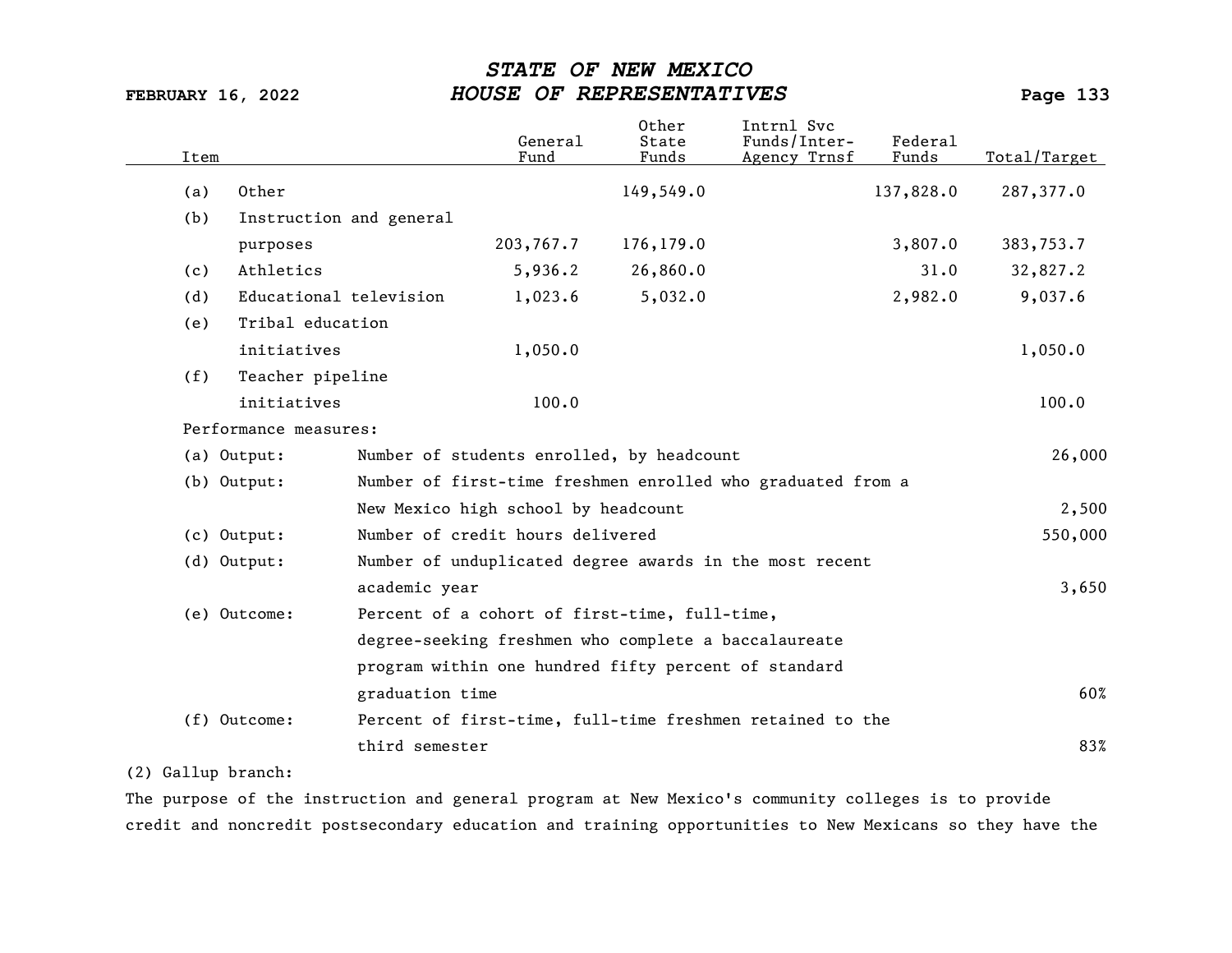| Item | General Fund | Other State Funds | Intrnl Svc Funds/Inter-Agency Trnsf | Federal Funds | Total/Target |
|---|---|---|---|---|---|
| (a) Other | | 149,549.0 | | 137,828.0 | 287,377.0 |
| (b) Instruction and general purposes | 203,767.7 | 176,179.0 | | 3,807.0 | 383,753.7 |
| (c) Athletics | 5,936.2 | 26,860.0 | | 31.0 | 32,827.2 |
| (d) Educational television | 1,023.6 | 5,032.0 | | 2,982.0 | 9,037.6 |
| (e) Tribal education initiatives | 1,050.0 | | | | 1,050.0 |
| (f) Teacher pipeline initiatives | 100.0 | | | | 100.0 |

Performance measures:

| Measure | Description | Target |
|---|---|---|
| (a) Output: | Number of students enrolled, by headcount | 26,000 |
| (b) Output: | Number of first-time freshmen enrolled who graduated from a New Mexico high school by headcount | 2,500 |
| (c) Output: | Number of credit hours delivered | 550,000 |
| (d) Output: | Number of unduplicated degree awards in the most recent academic year | 3,650 |
| (e) Outcome: | Percent of a cohort of first-time, full-time, degree-seeking freshmen who complete a baccalaureate program within one hundred fifty percent of standard graduation time | 60% |
| (f) Outcome: | Percent of first-time, full-time freshmen retained to the third semester | 83% |

(2) Gallup branch:

The purpose of the instruction and general program at New Mexico's community colleges is to provide credit and noncredit postsecondary education and training opportunities to New Mexicans so they have the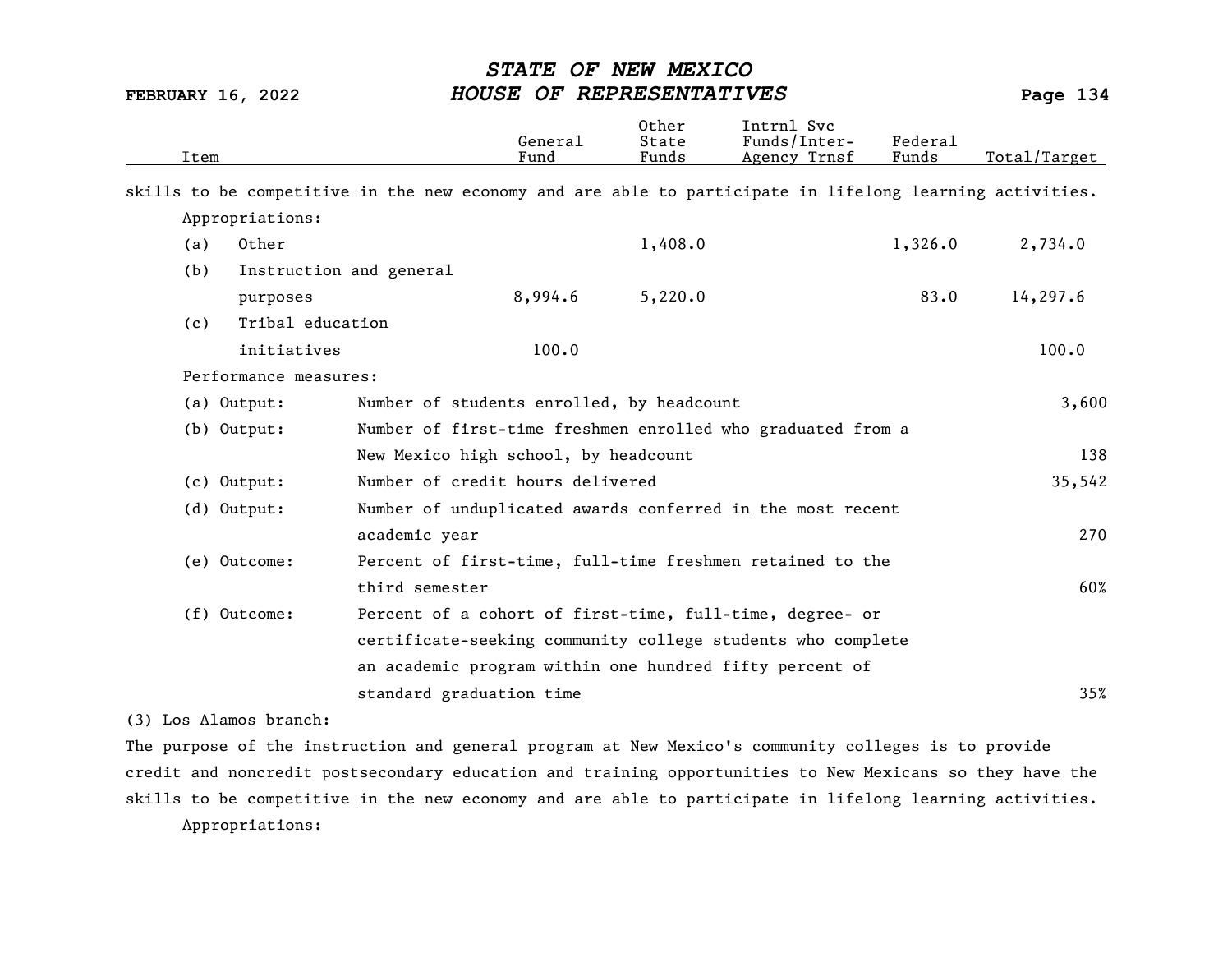| Item | General Fund | Other State Funds | Intrnl Svc Funds/Inter-Agency Trnsf | Federal Funds | Total/Target |
|---|---|---|---|---|---|

skills to be competitive in the new economy and are able to participate in lifelong learning activities.

Appropriations:

| Item | General Fund | Other State Funds | Intrnl Svc Funds/Inter-Agency Trnsf | Federal Funds | Total/Target |
|---|---|---|---|---|---|
| (a) Other | | 1,408.0 | | 1,326.0 | 2,734.0 |
| (b) Instruction and general purposes | 8,994.6 | 5,220.0 | | 83.0 | 14,297.6 |
| (c) Tribal education initiatives | 100.0 | | | | 100.0 |

Performance measures:

| Measure | Description | Target |
|---|---|---|
| (a) Output: | Number of students enrolled, by headcount | 3,600 |
| (b) Output: | Number of first-time freshmen enrolled who graduated from a New Mexico high school, by headcount | 138 |
| (c) Output: | Number of credit hours delivered | 35,542 |
| (d) Output: | Number of unduplicated awards conferred in the most recent academic year | 270 |
| (e) Outcome: | Percent of first-time, full-time freshmen retained to the third semester | 60% |
| (f) Outcome: | Percent of a cohort of first-time, full-time, degree- or certificate-seeking community college students who complete an academic program within one hundred fifty percent of standard graduation time | 35% |

(3) Los Alamos branch:

The purpose of the instruction and general program at New Mexico's community colleges is to provide credit and noncredit postsecondary education and training opportunities to New Mexicans so they have the skills to be competitive in the new economy and are able to participate in lifelong learning activities.

Appropriations: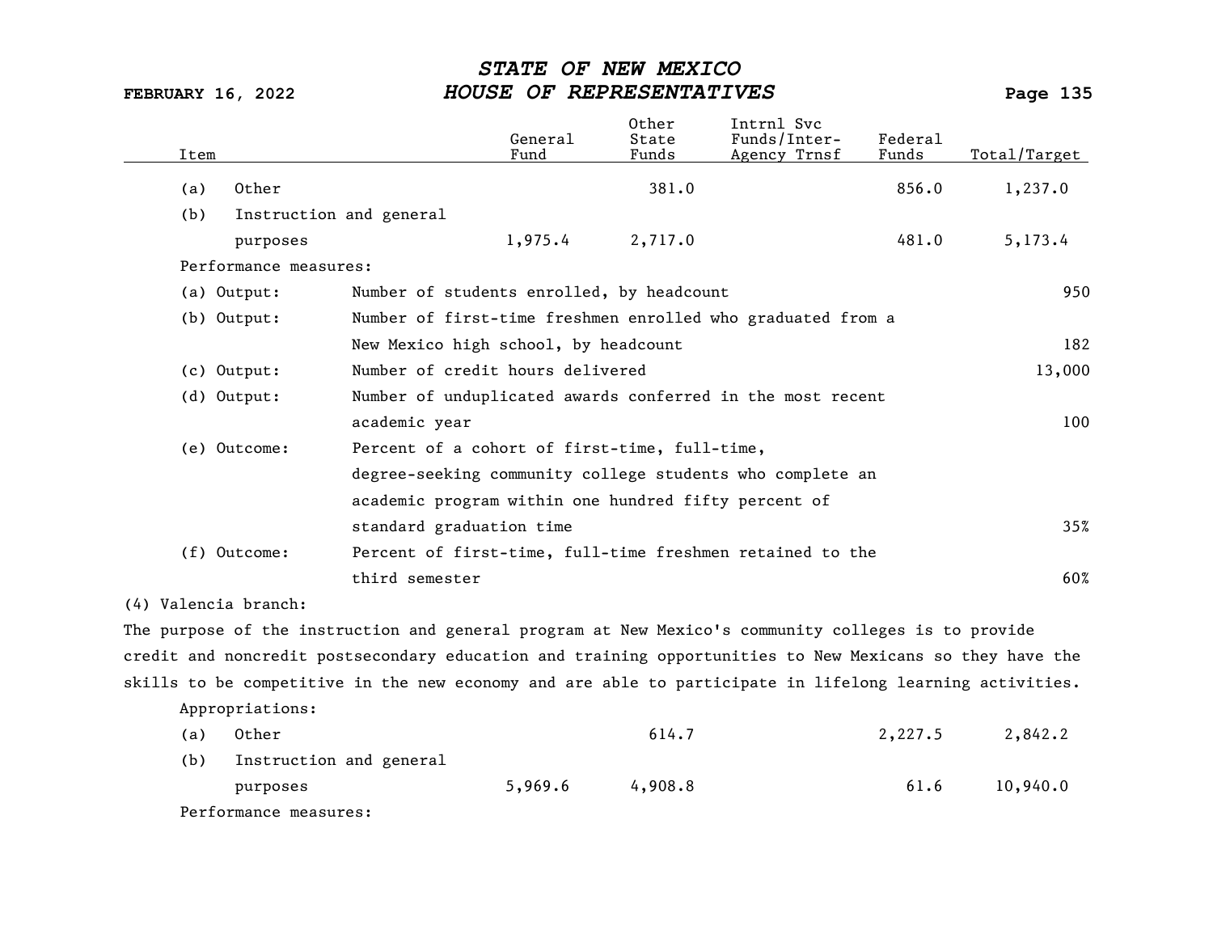| Item | General Fund | Other State Funds | Intrnl Svc Funds/Inter-Agency Trnsf | Federal Funds | Total/Target |
|---|---|---|---|---|---|
| (a) Other | | 381.0 | | 856.0 | 1,237.0 |
| (b) Instruction and general purposes | 1,975.4 | 2,717.0 | | 481.0 | 5,173.4 |

Performance measures:

| Measure | Description | Target |
|---|---|---|
| (a) Output: | Number of students enrolled, by headcount | 950 |
| (b) Output: | Number of first-time freshmen enrolled who graduated from a New Mexico high school, by headcount | 182 |
| (c) Output: | Number of credit hours delivered | 13,000 |
| (d) Output: | Number of unduplicated awards conferred in the most recent academic year | 100 |
| (e) Outcome: | Percent of a cohort of first-time, full-time, degree-seeking community college students who complete an academic program within one hundred fifty percent of standard graduation time | 35% |
| (f) Outcome: | Percent of first-time, full-time freshmen retained to the third semester | 60% |

(4) Valencia branch:

The purpose of the instruction and general program at New Mexico's community colleges is to provide credit and noncredit postsecondary education and training opportunities to New Mexicans so they have the skills to be competitive in the new economy and are able to participate in lifelong learning activities.

Appropriations:

| Item | General Fund | Other State Funds | Intrnl Svc Funds/Inter-Agency Trnsf | Federal Funds | Total/Target |
|---|---|---|---|---|---|
| (a) Other | | 614.7 | | 2,227.5 | 2,842.2 |
| (b) Instruction and general purposes | 5,969.6 | 4,908.8 | | 61.6 | 10,940.0 |

Performance measures: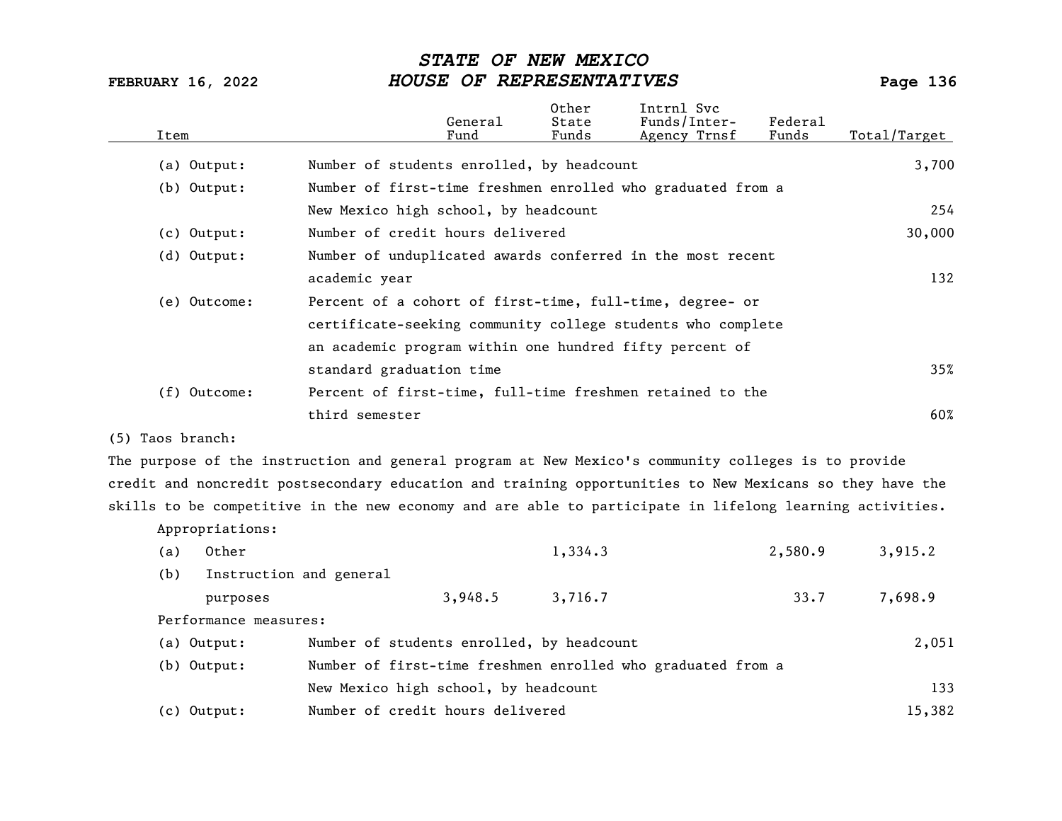| Item | | General Fund | Other State Funds | Intrnl Svc Funds/Inter-Agency Trnsf | Federal Funds | Total/Target |
|---|---|---|---|---|---|---|
| (a) Output: | Number of students enrolled, by headcount | | | | | 3,700 |
| (b) Output: | Number of first-time freshmen enrolled who graduated from a New Mexico high school, by headcount | | | | | 254 |
| (c) Output: | Number of credit hours delivered | | | | | 30,000 |
| (d) Output: | Number of unduplicated awards conferred in the most recent academic year | | | | | 132 |
| (e) Outcome: | Percent of a cohort of first-time, full-time, degree- or certificate-seeking community college students who complete an academic program within one hundred fifty percent of standard graduation time | | | | | 35% |
| (f) Outcome: | Percent of first-time, full-time freshmen retained to the third semester | | | | | 60% |

(5) Taos branch:

The purpose of the instruction and general program at New Mexico's community colleges is to provide credit and noncredit postsecondary education and training opportunities to New Mexicans so they have the skills to be competitive in the new economy and are able to participate in lifelong learning activities.

Appropriations:

| Item | General Fund | Other State Funds | Intrnl Svc Funds/Inter-Agency Trnsf | Federal Funds | Total/Target |
|---|---|---|---|---|---|
| (a) Other | | 1,334.3 | | 2,580.9 | 3,915.2 |
| (b) Instruction and general purposes | 3,948.5 | 3,716.7 | | 33.7 | 7,698.9 |

Performance measures:

| Item | | Total/Target |
|---|---|---|
| (a) Output: | Number of students enrolled, by headcount | 2,051 |
| (b) Output: | Number of first-time freshmen enrolled who graduated from a New Mexico high school, by headcount | 133 |
| (c) Output: | Number of credit hours delivered | 15,382 |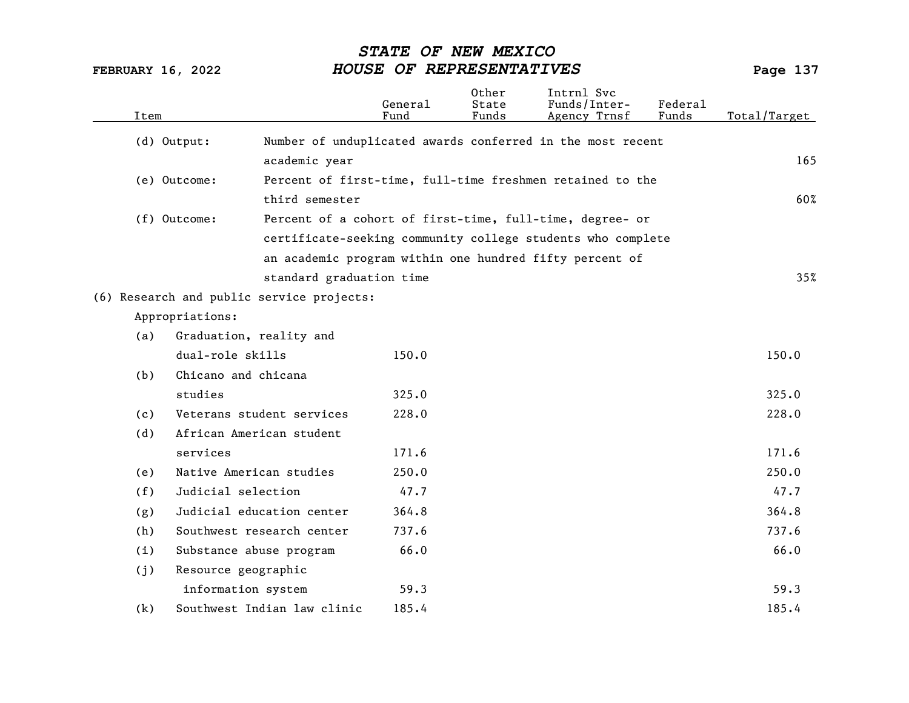| Item | | General Fund | Other State Funds | Intrnl Svc Funds/Inter-Agency Trnsf | Federal Funds | Total/Target |
|---|---|---|---|---|---|---|
| (d) Output: | Number of unduplicated awards conferred in the most recent academic year | | | | | 165 |
| (e) Outcome: | Percent of first-time, full-time freshmen retained to the third semester | | | | | 60% |
| (f) Outcome: | Percent of a cohort of first-time, full-time, degree- or certificate-seeking community college students who complete an academic program within one hundred fifty percent of standard graduation time | | | | | 35% |
| (6) Research and public service projects: | | | | | | |
| Appropriations: | | | | | | |
| (a) | Graduation, reality and dual-role skills | 150.0 | | | | 150.0 |
| (b) | Chicano and chicana studies | 325.0 | | | | 325.0 |
| (c) | Veterans student services | 228.0 | | | | 228.0 |
| (d) | African American student services | 171.6 | | | | 171.6 |
| (e) | Native American studies | 250.0 | | | | 250.0 |
| (f) | Judicial selection | 47.7 | | | | 47.7 |
| (g) | Judicial education center | 364.8 | | | | 364.8 |
| (h) | Southwest research center | 737.6 | | | | 737.6 |
| (i) | Substance abuse program | 66.0 | | | | 66.0 |
| (j) | Resource geographic information system | 59.3 | | | | 59.3 |
| (k) | Southwest Indian law clinic | 185.4 | | | | 185.4 |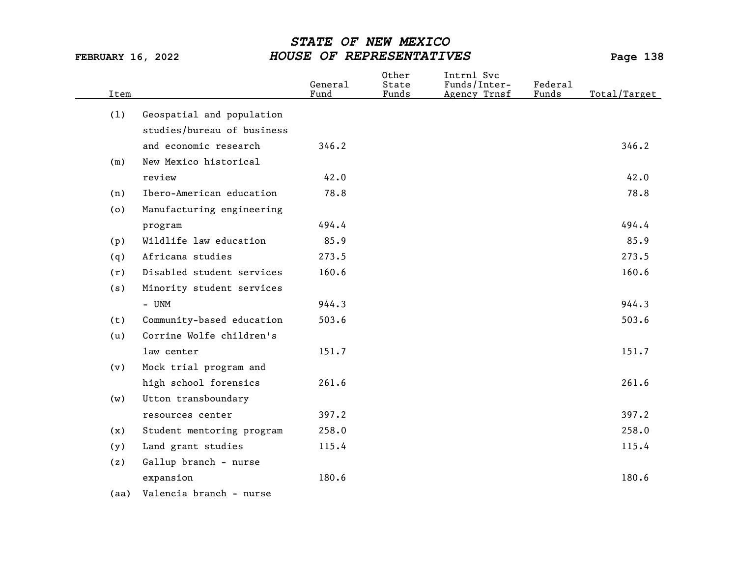| Item | | General Fund | Other State Funds | Intrnl Svc Funds/Inter-Agency Trnsf | Federal Funds | Total/Target |
|---|---|---|---|---|---|---|
| (l) | Geospatial and population studies/bureau of business and economic research | 346.2 | | | | 346.2 |
| (m) | New Mexico historical review | 42.0 | | | | 42.0 |
| (n) | Ibero-American education | 78.8 | | | | 78.8 |
| (o) | Manufacturing engineering program | 494.4 | | | | 494.4 |
| (p) | Wildlife law education | 85.9 | | | | 85.9 |
| (q) | Africana studies | 273.5 | | | | 273.5 |
| (r) | Disabled student services | 160.6 | | | | 160.6 |
| (s) | Minority student services - UNM | 944.3 | | | | 944.3 |
| (t) | Community-based education | 503.6 | | | | 503.6 |
| (u) | Corrine Wolfe children's law center | 151.7 | | | | 151.7 |
| (v) | Mock trial program and high school forensics | 261.6 | | | | 261.6 |
| (w) | Utton transboundary resources center | 397.2 | | | | 397.2 |
| (x) | Student mentoring program | 258.0 | | | | 258.0 |
| (y) | Land grant studies | 115.4 | | | | 115.4 |
| (z) | Gallup branch - nurse expansion | 180.6 | | | | 180.6 |
| (aa) | Valencia branch - nurse | | | | | |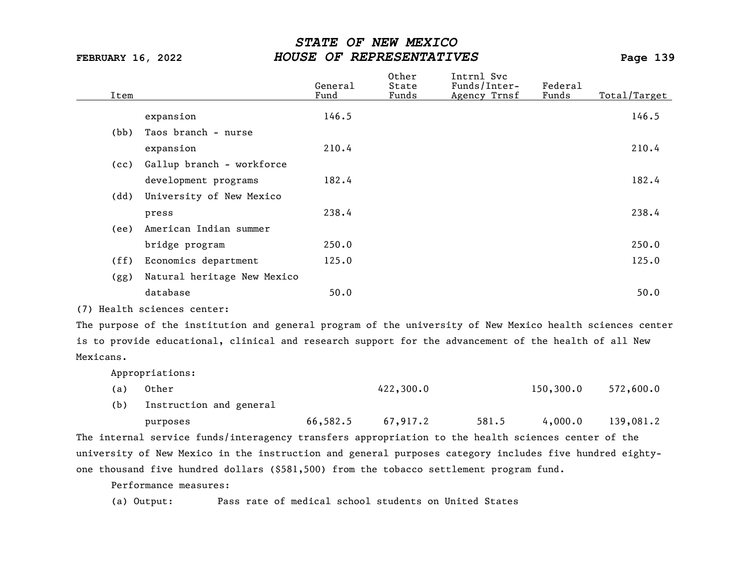| Item | | General Fund | Other State Funds | Intrnl Svc Funds/Inter-Agency Trnsf | Federal Funds | Total/Target |
|---|---|---|---|---|---|---|
| | expansion | 146.5 | | | | 146.5 |
| (bb) | Taos branch - nurse expansion | 210.4 | | | | 210.4 |
| (cc) | Gallup branch - workforce development programs | 182.4 | | | | 182.4 |
| (dd) | University of New Mexico press | 238.4 | | | | 238.4 |
| (ee) | American Indian summer bridge program | 250.0 | | | | 250.0 |
| (ff) | Economics department | 125.0 | | | | 125.0 |
| (gg) | Natural heritage New Mexico database | 50.0 | | | | 50.0 |

(7) Health sciences center:

The purpose of the institution and general program of the university of New Mexico health sciences center is to provide educational, clinical and research support for the advancement of the health of all New Mexicans.

Appropriations:

| Item | | General Fund | Other State Funds | Intrnl Svc Funds/Inter-Agency Trnsf | Federal Funds | Total/Target |
|---|---|---|---|---|---|---|
| (a) | Other | | 422,300.0 | | 150,300.0 | 572,600.0 |
| (b) | Instruction and general purposes | 66,582.5 | 67,917.2 | 581.5 | 4,000.0 | 139,081.2 |

The internal service funds/interagency transfers appropriation to the health sciences center of the university of New Mexico in the instruction and general purposes category includes five hundred eighty-one thousand five hundred dollars ($581,500) from the tobacco settlement program fund.

Performance measures:

(a) Output: Pass rate of medical school students on United States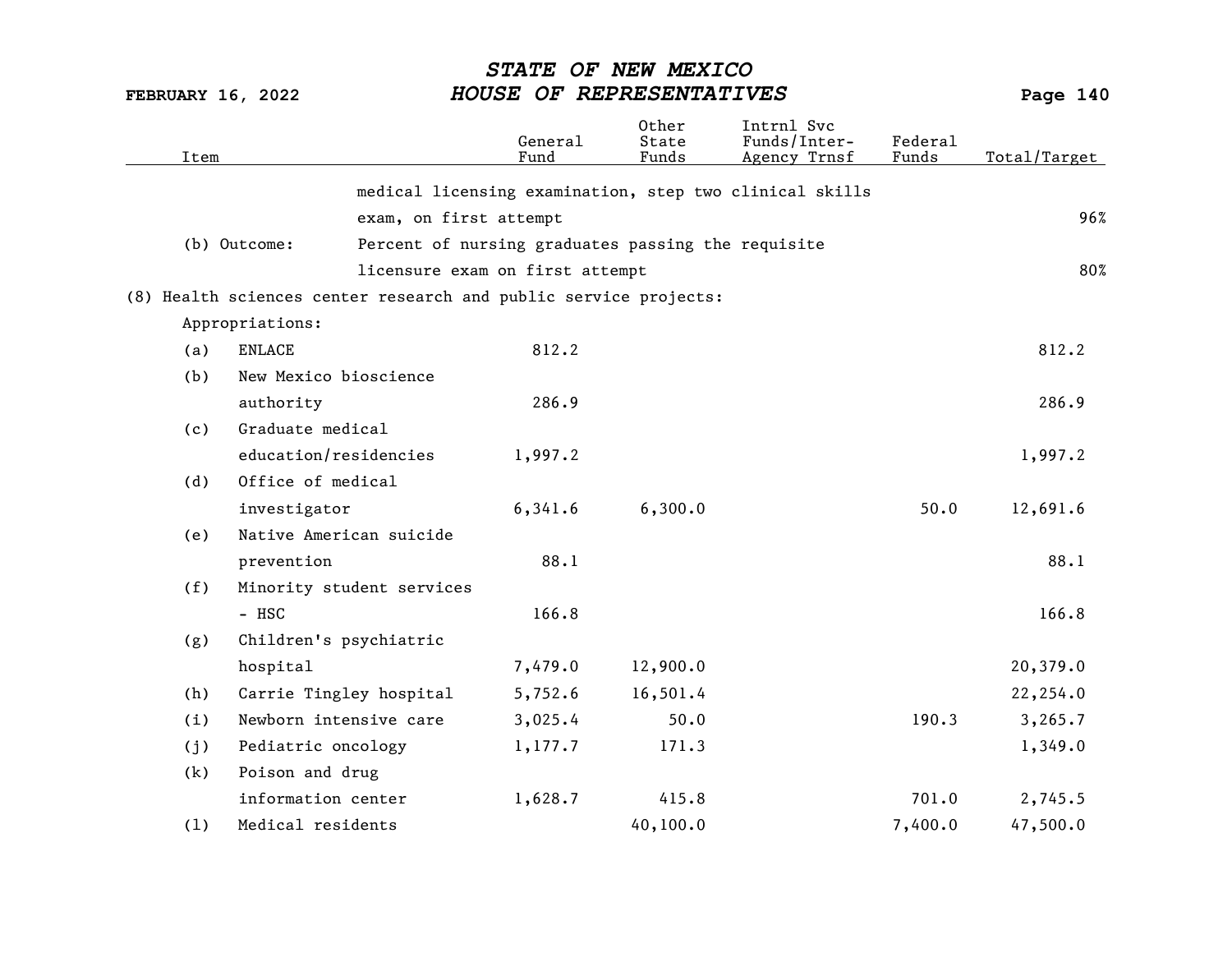| Item | | General Fund | Other State Funds | Intrnl Svc Funds/Inter-Agency Trnsf | Federal Funds | Total/Target |
|---|---|---|---|---|---|---|
| | medical licensing examination, step two clinical skills exam, on first attempt | | | | | 96% |
| (b) Outcome: | Percent of nursing graduates passing the requisite licensure exam on first attempt | | | | | 80% |
| (8) Health sciences center research and public service projects: | | | | | | |
| Appropriations: | | | | | | |
| (a) | ENLACE | 812.2 | | | | 812.2 |
| (b) | New Mexico bioscience authority | 286.9 | | | | 286.9 |
| (c) | Graduate medical education/residencies | 1,997.2 | | | | 1,997.2 |
| (d) | Office of medical investigator | 6,341.6 | 6,300.0 | | 50.0 | 12,691.6 |
| (e) | Native American suicide prevention | 88.1 | | | | 88.1 |
| (f) | Minority student services - HSC | 166.8 | | | | 166.8 |
| (g) | Children's psychiatric hospital | 7,479.0 | 12,900.0 | | | 20,379.0 |
| (h) | Carrie Tingley hospital | 5,752.6 | 16,501.4 | | | 22,254.0 |
| (i) | Newborn intensive care | 3,025.4 | 50.0 | | 190.3 | 3,265.7 |
| (j) | Pediatric oncology | 1,177.7 | 171.3 | | | 1,349.0 |
| (k) | Poison and drug information center | 1,628.7 | 415.8 | | 701.0 | 2,745.5 |
| (l) | Medical residents | | 40,100.0 | | 7,400.0 | 47,500.0 |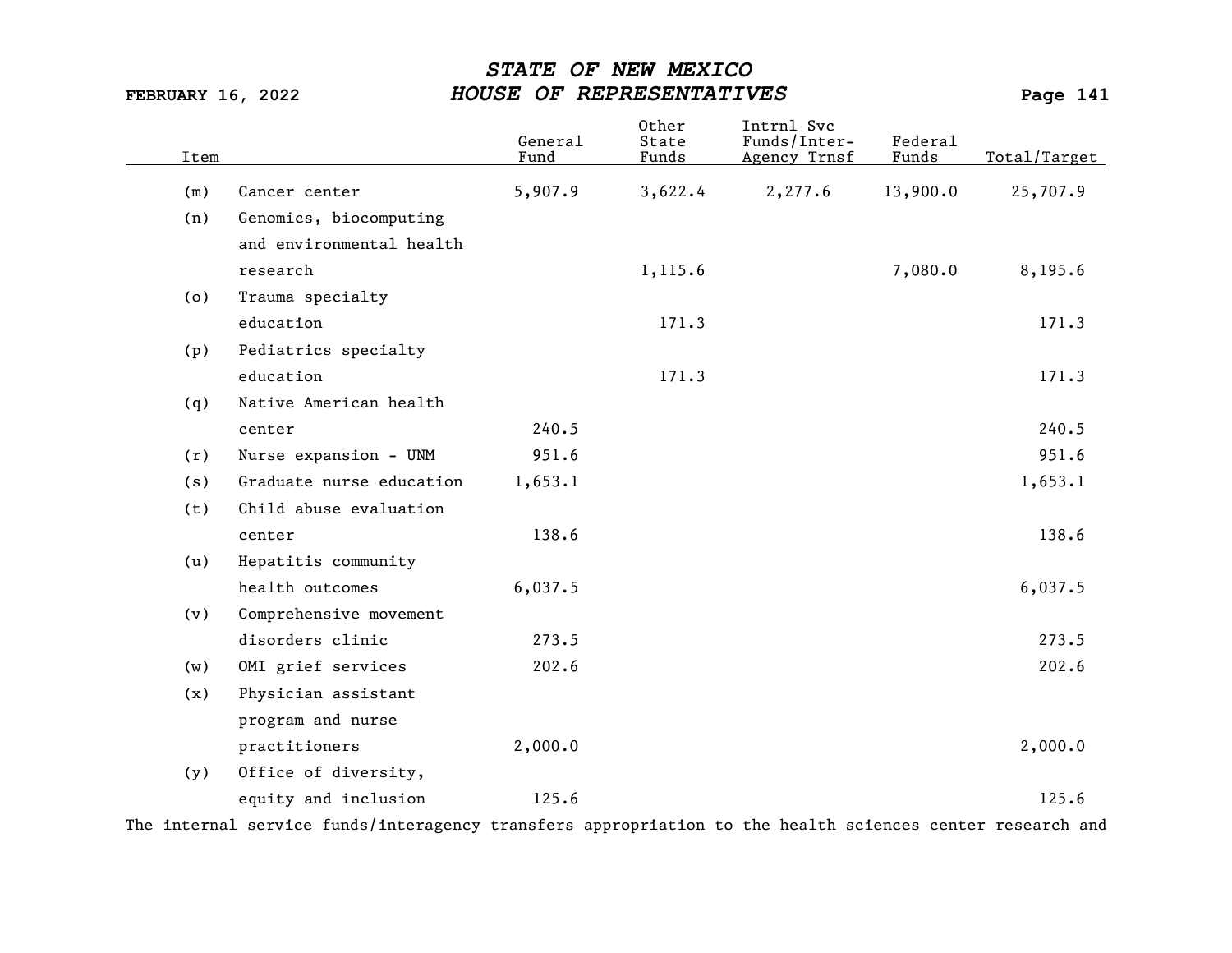| Item | | General Fund | Other State Funds | Intrnl Svc Funds/Inter-Agency Trnsf | Federal Funds | Total/Target |
|---|---|---|---|---|---|---|
| (m) | Cancer center | 5,907.9 | 3,622.4 | 2,277.6 | 13,900.0 | 25,707.9 |
| (n) | Genomics, biocomputing and environmental health research | | 1,115.6 | | 7,080.0 | 8,195.6 |
| (o) | Trauma specialty education | | 171.3 | | | 171.3 |
| (p) | Pediatrics specialty education | | 171.3 | | | 171.3 |
| (q) | Native American health center | 240.5 | | | | 240.5 |
| (r) | Nurse expansion - UNM | 951.6 | | | | 951.6 |
| (s) | Graduate nurse education | 1,653.1 | | | | 1,653.1 |
| (t) | Child abuse evaluation center | 138.6 | | | | 138.6 |
| (u) | Hepatitis community health outcomes | 6,037.5 | | | | 6,037.5 |
| (v) | Comprehensive movement disorders clinic | 273.5 | | | | 273.5 |
| (w) | OMI grief services | 202.6 | | | | 202.6 |
| (x) | Physician assistant program and nurse practitioners | 2,000.0 | | | | 2,000.0 |
| (y) | Office of diversity, equity and inclusion | 125.6 | | | | 125.6 |

The internal service funds/interagency transfers appropriation to the health sciences center research and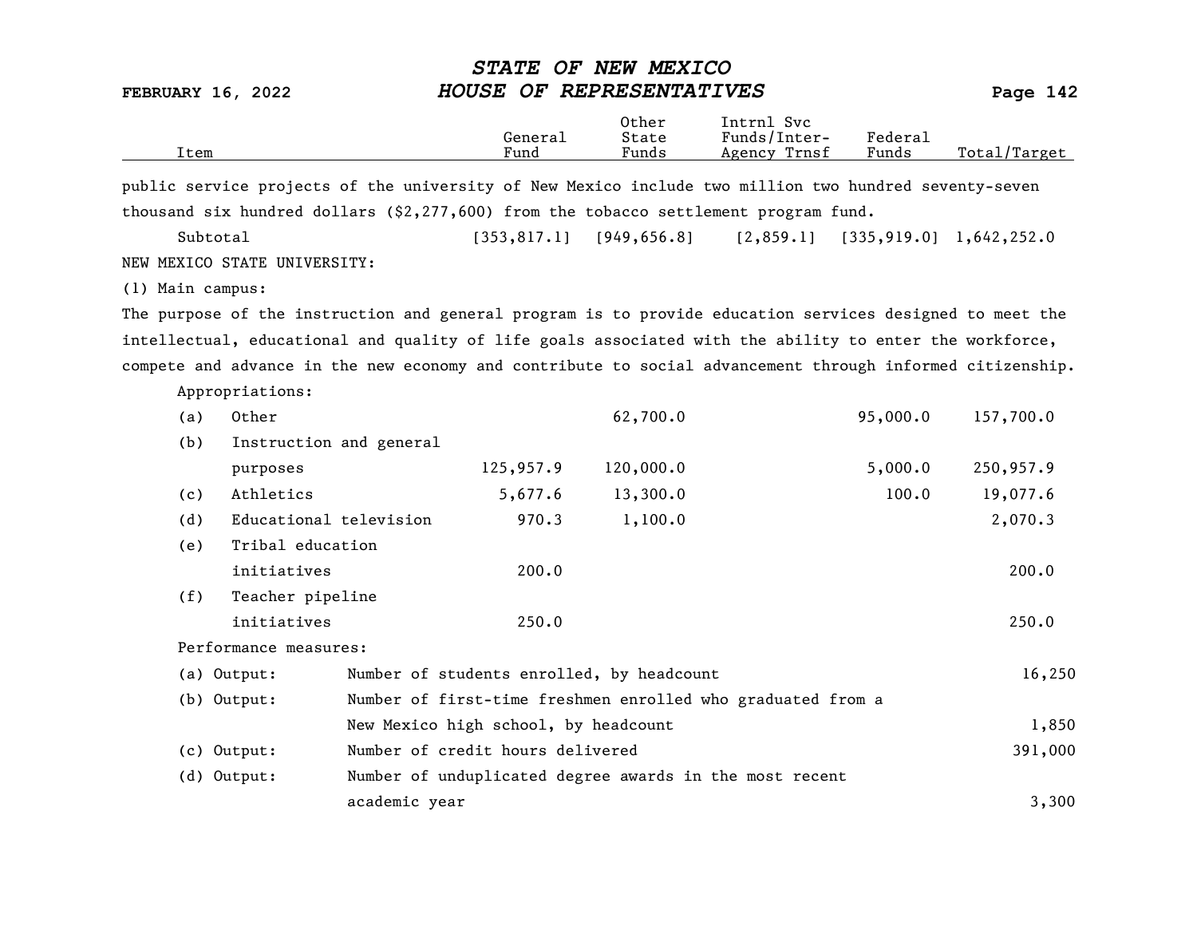| Item | General Fund | Other State Funds | Intrnl Svc Funds/Inter-Agency Trnsf | Federal Funds | Total/Target |
|---|---|---|---|---|---|

public service projects of the university of New Mexico include two million two hundred seventy-seven thousand six hundred dollars ($2,277,600) from the tobacco settlement program fund.

| Item | General Fund | Other State Funds | Intrnl Svc Funds/Inter-Agency Trnsf | Federal Funds | Total/Target |
|---|---|---|---|---|---|
| Subtotal | [353,817.1] | [949,656.8] | [2,859.1] | [335,919.0] | 1,642,252.0 |

NEW MEXICO STATE UNIVERSITY:

(1) Main campus:

The purpose of the instruction and general program is to provide education services designed to meet the intellectual, educational and quality of life goals associated with the ability to enter the workforce, compete and advance in the new economy and contribute to social advancement through informed citizenship.

Appropriations:

| Item | General Fund | Other State Funds | Intrnl Svc Funds/Inter-Agency Trnsf | Federal Funds | Total/Target |
|---|---|---|---|---|---|
| (a) Other | | 62,700.0 | | 95,000.0 | 157,700.0 |
| (b) Instruction and general purposes | 125,957.9 | 120,000.0 | | 5,000.0 | 250,957.9 |
| (c) Athletics | 5,677.6 | 13,300.0 | | 100.0 | 19,077.6 |
| (d) Educational television | 970.3 | 1,100.0 | | | 2,070.3 |
| (e) Tribal education initiatives | 200.0 | | | | 200.0 |
| (f) Teacher pipeline initiatives | 250.0 | | | | 250.0 |

Performance measures:

| Measure | Description | Target |
|---|---|---|
| (a) Output: | Number of students enrolled, by headcount | 16,250 |
| (b) Output: | Number of first-time freshmen enrolled who graduated from a New Mexico high school, by headcount | 1,850 |
| (c) Output: | Number of credit hours delivered | 391,000 |
| (d) Output: | Number of unduplicated degree awards in the most recent academic year | 3,300 |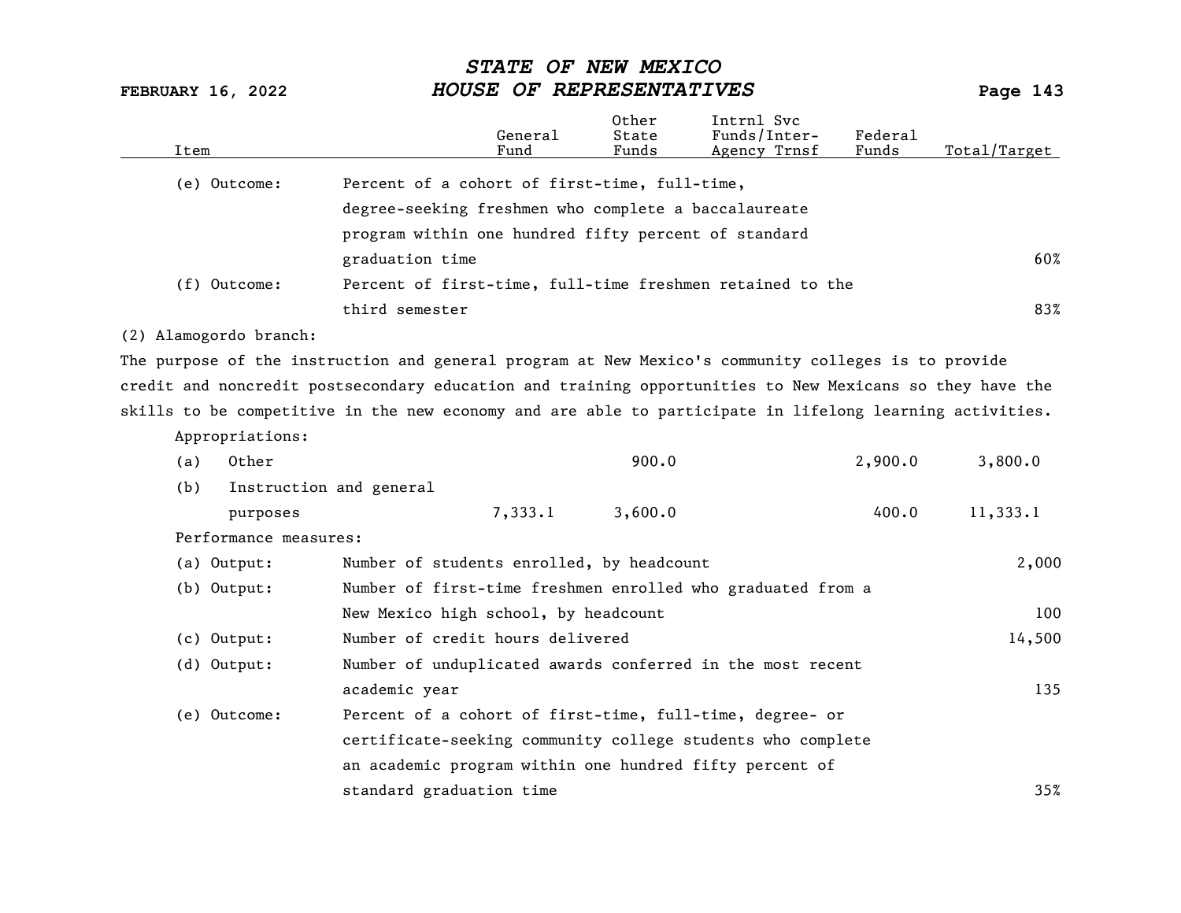| Item | | General Fund | Other State Funds | Intrnl Svc Funds/Inter-Agency Trnsf | Federal Funds | Total/Target |
|---|---|---|---|---|---|---|
| (e) Outcome: | Percent of a cohort of first-time, full-time, degree-seeking freshmen who complete a baccalaureate program within one hundred fifty percent of standard graduation time | | | | | 60% |
| (f) Outcome: | Percent of first-time, full-time freshmen retained to the third semester | | | | | 83% |

(2) Alamogordo branch:

The purpose of the instruction and general program at New Mexico's community colleges is to provide credit and noncredit postsecondary education and training opportunities to New Mexicans so they have the skills to be competitive in the new economy and are able to participate in lifelong learning activities.

| Item | | General Fund | Other State Funds | Intrnl Svc Funds/Inter-Agency Trnsf | Federal Funds | Total/Target |
|---|---|---|---|---|---|---|
| Appropriations: | | | | | | |
| (a) Other | | | 900.0 | | 2,900.0 | 3,800.0 |
| (b) Instruction and general purposes | | 7,333.1 | 3,600.0 | | 400.0 | 11,333.1 |
| Performance measures: | | | | | | |
| (a) Output: | Number of students enrolled, by headcount | | | | | 2,000 |
| (b) Output: | Number of first-time freshmen enrolled who graduated from a New Mexico high school, by headcount | | | | | 100 |
| (c) Output: | Number of credit hours delivered | | | | | 14,500 |
| (d) Output: | Number of unduplicated awards conferred in the most recent academic year | | | | | 135 |
| (e) Outcome: | Percent of a cohort of first-time, full-time, degree- or certificate-seeking community college students who complete an academic program within one hundred fifty percent of standard graduation time | | | | | 35% |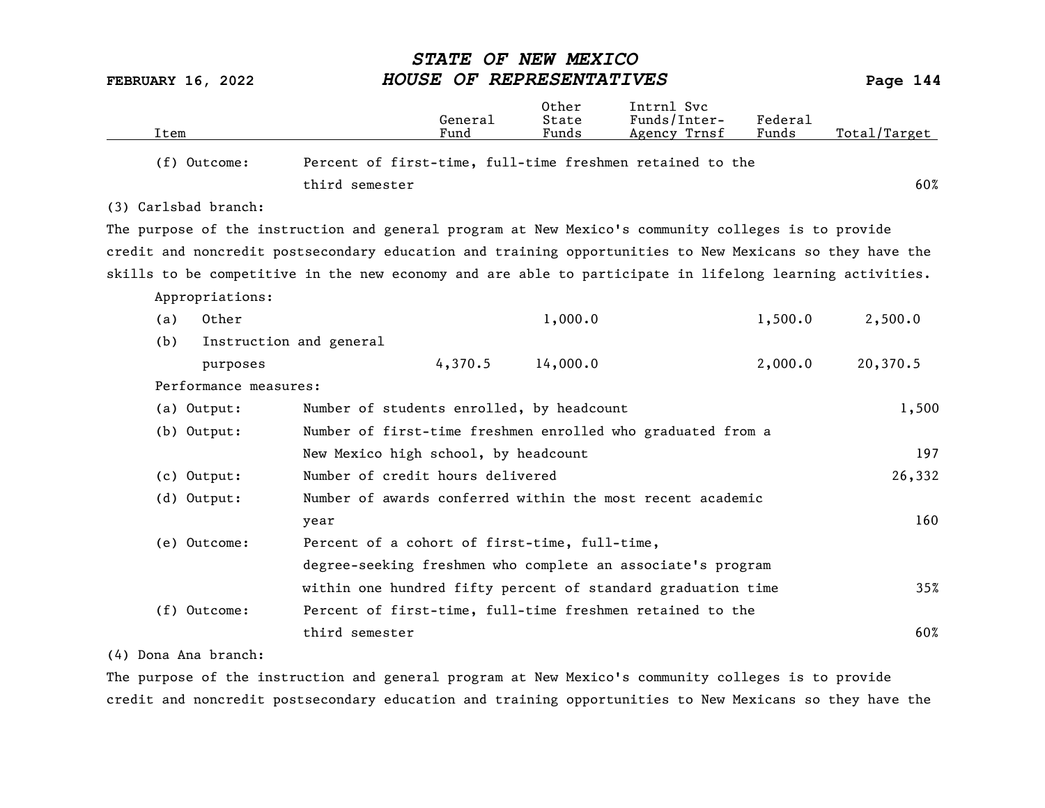| Item | | General Fund | Other State Funds | Intrnl Svc Funds/Inter-Agency Trnsf | Federal Funds | Total/Target |
|---|---|---|---|---|---|---|
| (f) Outcome: | Percent of first-time, full-time freshmen retained to the third semester | | | | | 60% |

(3) Carlsbad branch:

The purpose of the instruction and general program at New Mexico's community colleges is to provide credit and noncredit postsecondary education and training opportunities to New Mexicans so they have the skills to be competitive in the new economy and are able to participate in lifelong learning activities.

Appropriations:

| Item | | General Fund | Other State Funds | Intrnl Svc Funds/Inter-Agency Trnsf | Federal Funds | Total/Target |
|---|---|---|---|---|---|---|
| (a) Other | | | 1,000.0 | | 1,500.0 | 2,500.0 |
| (b) Instruction and general purposes | | 4,370.5 | 14,000.0 | | 2,000.0 | 20,370.5 |

Performance measures:

| Item | | General Fund | Other State Funds | Intrnl Svc Funds/Inter-Agency Trnsf | Federal Funds | Total/Target |
|---|---|---|---|---|---|---|
| (a) Output: | Number of students enrolled, by headcount | | | | | 1,500 |
| (b) Output: | Number of first-time freshmen enrolled who graduated from a New Mexico high school, by headcount | | | | | 197 |
| (c) Output: | Number of credit hours delivered | | | | | 26,332 |
| (d) Output: | Number of awards conferred within the most recent academic year | | | | | 160 |
| (e) Outcome: | Percent of a cohort of first-time, full-time, degree-seeking freshmen who complete an associate's program within one hundred fifty percent of standard graduation time | | | | | 35% |
| (f) Outcome: | Percent of first-time, full-time freshmen retained to the third semester | | | | | 60% |

(4) Dona Ana branch:

The purpose of the instruction and general program at New Mexico's community colleges is to provide credit and noncredit postsecondary education and training opportunities to New Mexicans so they have the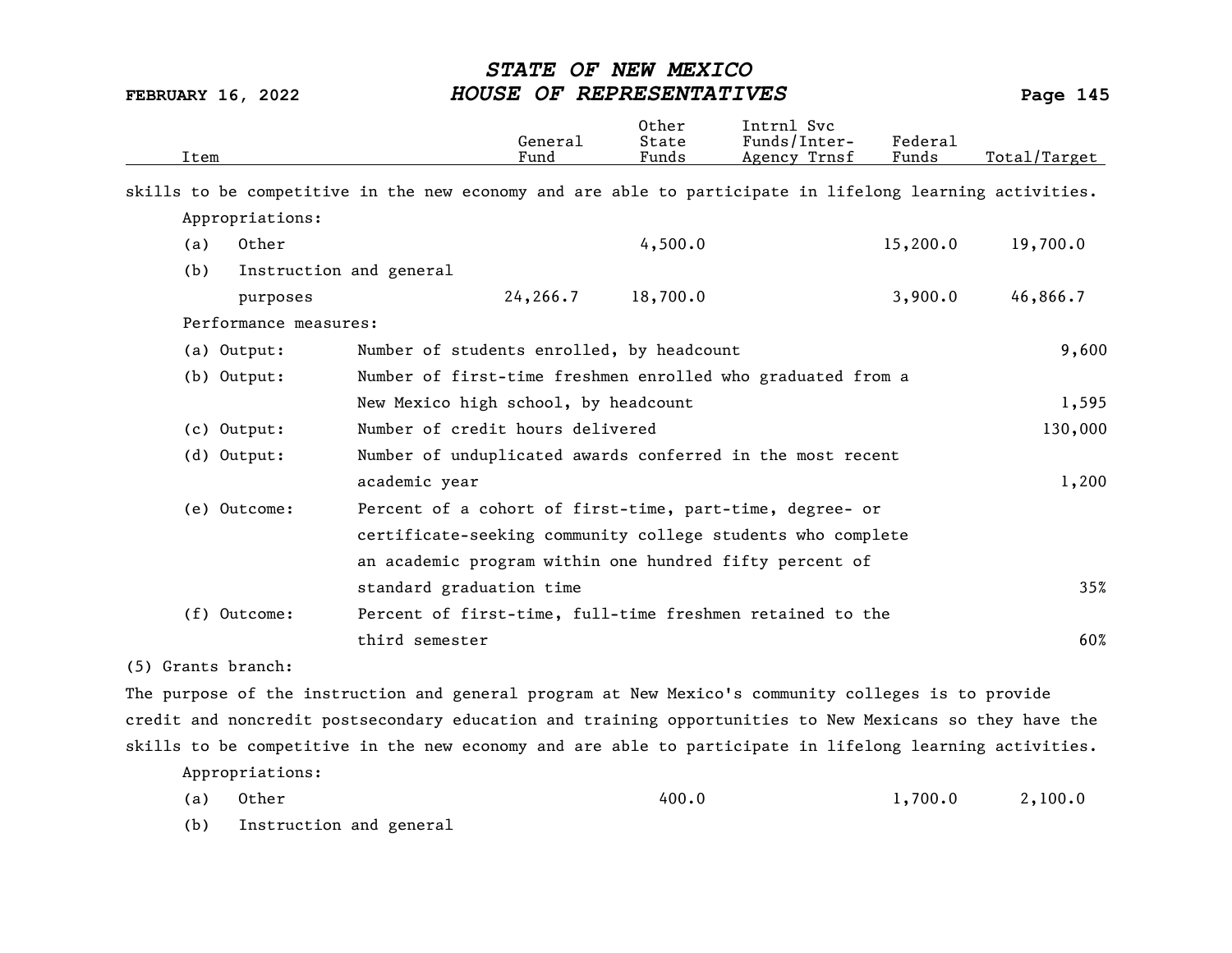| Item | General Fund | Other State Funds | Intrnl Svc Funds/Inter-Agency Trnsf | Federal Funds | Total/Target |
|---|---|---|---|---|---|

skills to be competitive in the new economy and are able to participate in lifelong learning activities.

Appropriations:

| Item | General Fund | Other State Funds | Intrnl Svc Funds/Inter-Agency Trnsf | Federal Funds | Total/Target |
|---|---|---|---|---|---|
| (a) Other | | 4,500.0 | | 15,200.0 | 19,700.0 |
| (b) Instruction and general purposes | 24,266.7 | 18,700.0 | | 3,900.0 | 46,866.7 |

Performance measures:

| Measure | Description | Target |
|---|---|---|
| (a) Output: | Number of students enrolled, by headcount | 9,600 |
| (b) Output: | Number of first-time freshmen enrolled who graduated from a New Mexico high school, by headcount | 1,595 |
| (c) Output: | Number of credit hours delivered | 130,000 |
| (d) Output: | Number of unduplicated awards conferred in the most recent academic year | 1,200 |
| (e) Outcome: | Percent of a cohort of first-time, part-time, degree- or certificate-seeking community college students who complete an academic program within one hundred fifty percent of standard graduation time | 35% |
| (f) Outcome: | Percent of first-time, full-time freshmen retained to the third semester | 60% |

(5) Grants branch:

The purpose of the instruction and general program at New Mexico's community colleges is to provide credit and noncredit postsecondary education and training opportunities to New Mexicans so they have the skills to be competitive in the new economy and are able to participate in lifelong learning activities.

Appropriations:

| Item | General Fund | Other State Funds | Intrnl Svc Funds/Inter-Agency Trnsf | Federal Funds | Total/Target |
|---|---|---|---|---|---|
| (a) Other | | 400.0 | | 1,700.0 | 2,100.0 |
| (b) Instruction and general | | | | | |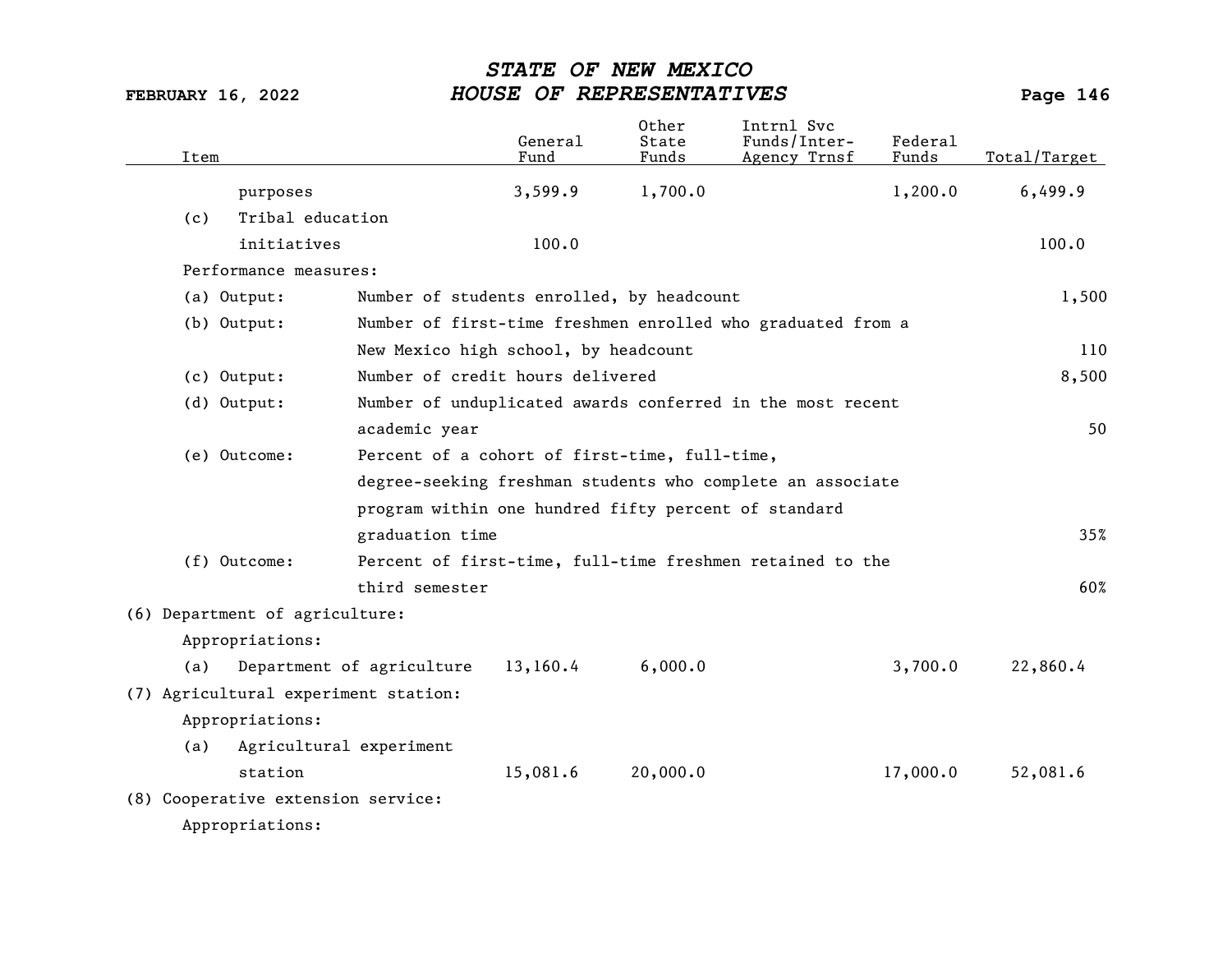| Item | General Fund | Other State Funds | Intrnl Svc Funds/Inter-Agency Trnsf | Federal Funds | Total/Target |
|---|---|---|---|---|---|
| purposes | 3,599.9 | 1,700.0 | | 1,200.0 | 6,499.9 |
| (c) Tribal education initiatives | 100.0 | | | | 100.0 |
| Performance measures: | | | | | |
| (a) Output: Number of students enrolled, by headcount | | | | | 1,500 |
| (b) Output: Number of first-time freshmen enrolled who graduated from a New Mexico high school, by headcount | | | | | 110 |
| (c) Output: Number of credit hours delivered | | | | | 8,500 |
| (d) Output: Number of unduplicated awards conferred in the most recent academic year | | | | | 50 |
| (e) Outcome: Percent of a cohort of first-time, full-time, degree-seeking freshman students who complete an associate program within one hundred fifty percent of standard graduation time | | | | | 35% |
| (f) Outcome: Percent of first-time, full-time freshmen retained to the third semester | | | | | 60% |
| (6) Department of agriculture: | | | | | |
| Appropriations: | | | | | |
| (a) Department of agriculture | 13,160.4 | 6,000.0 | | 3,700.0 | 22,860.4 |
| (7) Agricultural experiment station: | | | | | |
| Appropriations: | | | | | |
| (a) Agricultural experiment station | 15,081.6 | 20,000.0 | | 17,000.0 | 52,081.6 |
| (8) Cooperative extension service: | | | | | |
| Appropriations: | | | | | |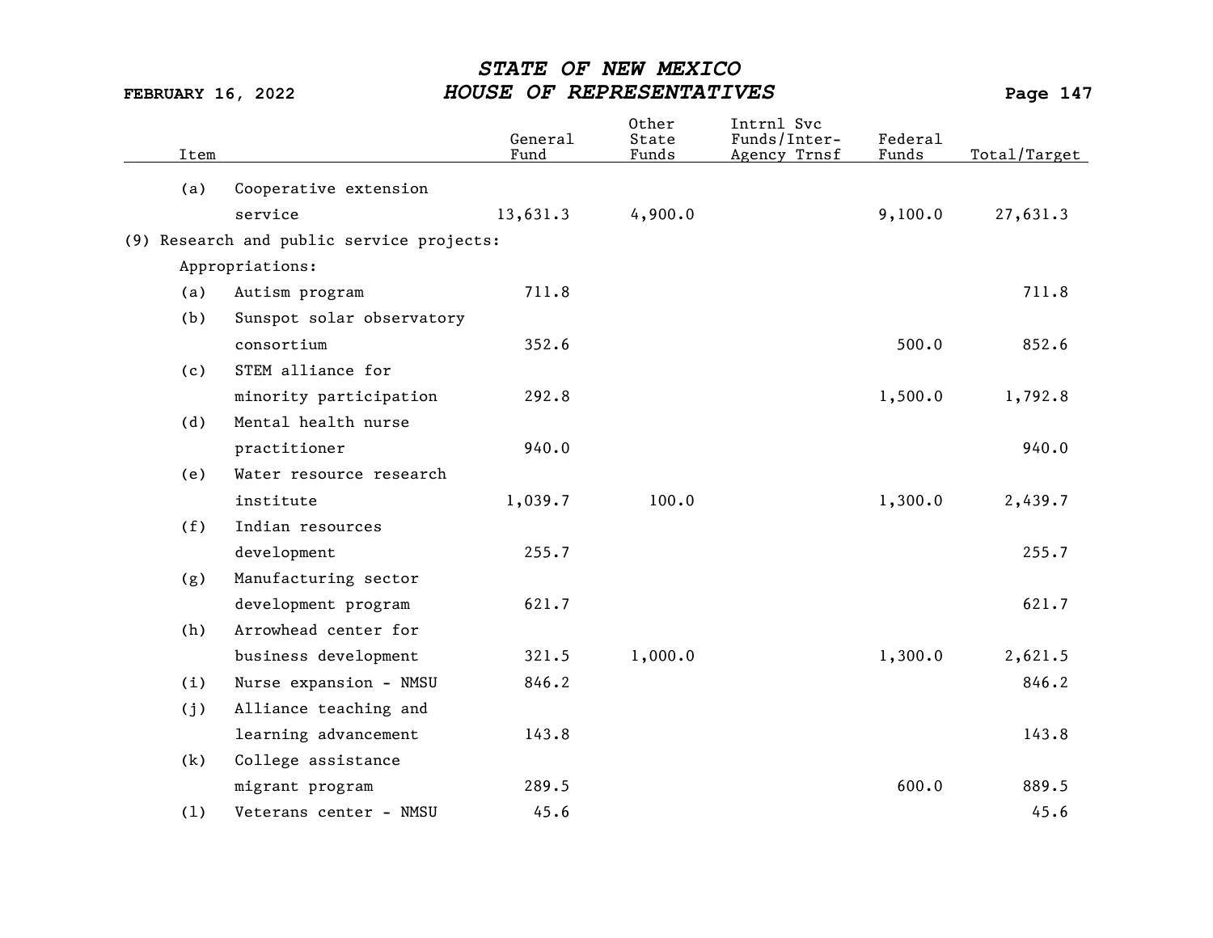| Item | General Fund | Other State Funds | Intrnl Svc Funds/Inter-Agency Trnsf | Federal Funds | Total/Target |
|---|---|---|---|---|---|
| (a) Cooperative extension service | 13,631.3 | 4,900.0 | | 9,100.0 | 27,631.3 |
| (9) Research and public service projects: | | | | | |
| Appropriations: | | | | | |
| (a) Autism program | 711.8 | | | | 711.8 |
| (b) Sunspot solar observatory consortium | 352.6 | | | 500.0 | 852.6 |
| (c) STEM alliance for minority participation | 292.8 | | | 1,500.0 | 1,792.8 |
| (d) Mental health nurse practitioner | 940.0 | | | | 940.0 |
| (e) Water resource research institute | 1,039.7 | 100.0 | | 1,300.0 | 2,439.7 |
| (f) Indian resources development | 255.7 | | | | 255.7 |
| (g) Manufacturing sector development program | 621.7 | | | | 621.7 |
| (h) Arrowhead center for business development | 321.5 | 1,000.0 | | 1,300.0 | 2,621.5 |
| (i) Nurse expansion - NMSU | 846.2 | | | | 846.2 |
| (j) Alliance teaching and learning advancement | 143.8 | | | | 143.8 |
| (k) College assistance migrant program | 289.5 | | | 600.0 | 889.5 |
| (l) Veterans center - NMSU | 45.6 | | | | 45.6 |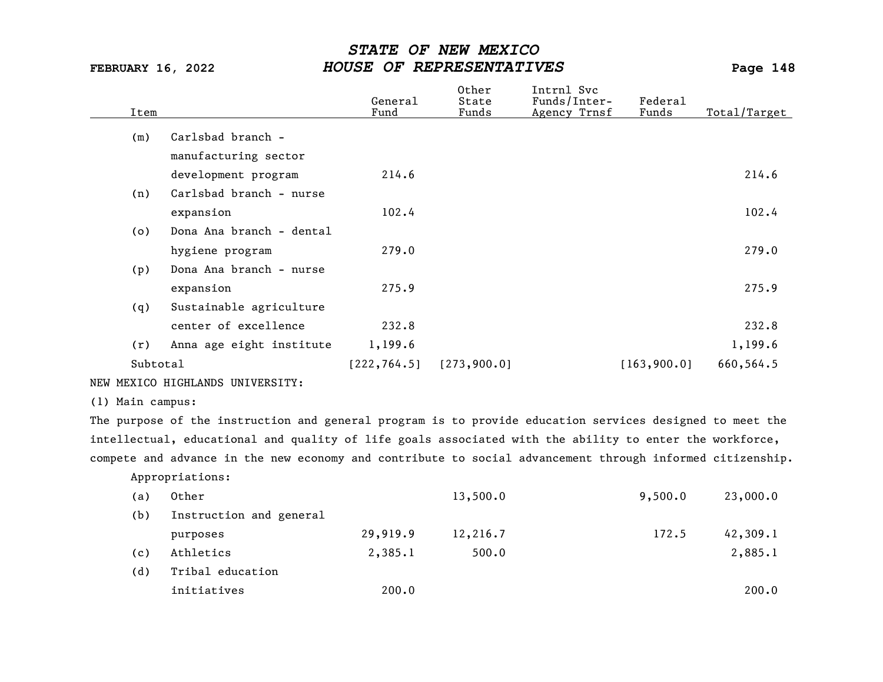| Item | | General Fund | Other State Funds | Intrnl Svc Funds/Inter-Agency Trnsf | Federal Funds | Total/Target |
|---|---|---|---|---|---|---|
| (m) | Carlsbad branch - manufacturing sector development program | 214.6 | | | | 214.6 |
| (n) | Carlsbad branch - nurse expansion | 102.4 | | | | 102.4 |
| (o) | Dona Ana branch - dental hygiene program | 279.0 | | | | 279.0 |
| (p) | Dona Ana branch - nurse expansion | 275.9 | | | | 275.9 |
| (q) | Sustainable agriculture center of excellence | 232.8 | | | | 232.8 |
| (r) | Anna age eight institute | 1,199.6 | | | | 1,199.6 |
| Subtotal | | [222,764.5] | [273,900.0] | | [163,900.0] | 660,564.5 |

NEW MEXICO HIGHLANDS UNIVERSITY:

(1) Main campus:

The purpose of the instruction and general program is to provide education services designed to meet the intellectual, educational and quality of life goals associated with the ability to enter the workforce, compete and advance in the new economy and contribute to social advancement through informed citizenship.

Appropriations:

| Item | | General Fund | Other State Funds | Intrnl Svc Funds/Inter-Agency Trnsf | Federal Funds | Total/Target |
|---|---|---|---|---|---|---|
| (a) | Other | | 13,500.0 | | 9,500.0 | 23,000.0 |
| (b) | Instruction and general purposes | 29,919.9 | 12,216.7 | | 172.5 | 42,309.1 |
| (c) | Athletics | 2,385.1 | 500.0 | | | 2,885.1 |
| (d) | Tribal education initiatives | 200.0 | | | | 200.0 |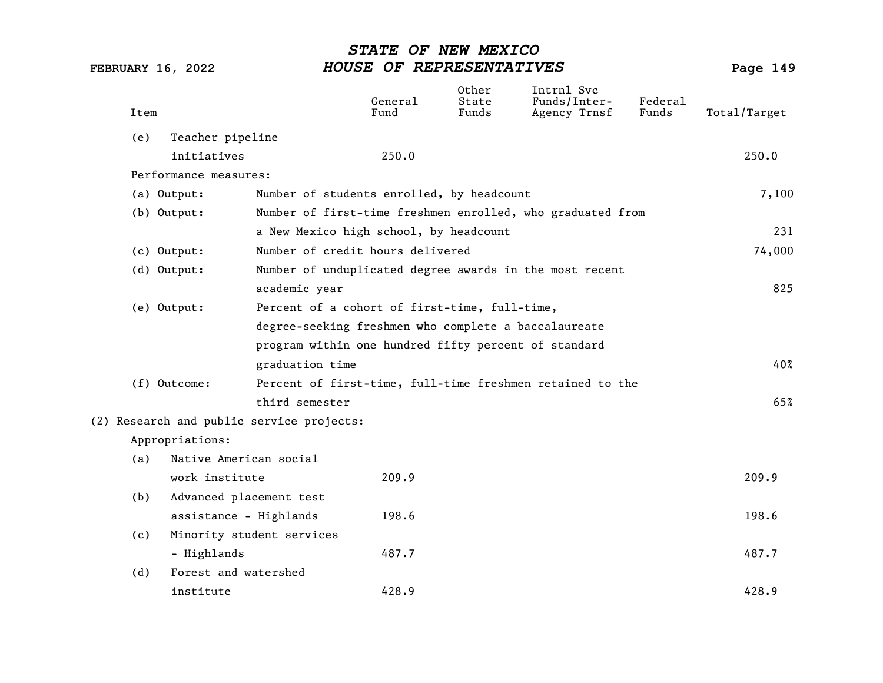| Item | General Fund | Other State Funds | Intrnl Svc Funds/Inter-Agency Trnsf | Federal Funds | Total/Target |
|---|---|---|---|---|---|
| (e) Teacher pipeline initiatives | 250.0 | | | | 250.0 |

Performance measures:

| Measure | Description | Total/Target |
|---|---|---|
| (a) Output: | Number of students enrolled, by headcount | 7,100 |
| (b) Output: | Number of first-time freshmen enrolled, who graduated from a New Mexico high school, by headcount | 231 |
| (c) Output: | Number of credit hours delivered | 74,000 |
| (d) Output: | Number of unduplicated degree awards in the most recent academic year | 825 |
| (e) Output: | Percent of a cohort of first-time, full-time, degree-seeking freshmen who complete a baccalaureate program within one hundred fifty percent of standard graduation time | 40% |
| (f) Outcome: | Percent of first-time, full-time freshmen retained to the third semester | 65% |

(2) Research and public service projects:

Appropriations:

| Item | General Fund | Other State Funds | Intrnl Svc Funds/Inter-Agency Trnsf | Federal Funds | Total/Target |
|---|---|---|---|---|---|
| (a) Native American social work institute | 209.9 | | | | 209.9 |
| (b) Advanced placement test assistance - Highlands | 198.6 | | | | 198.6 |
| (c) Minority student services - Highlands | 487.7 | | | | 487.7 |
| (d) Forest and watershed institute | 428.9 | | | | 428.9 |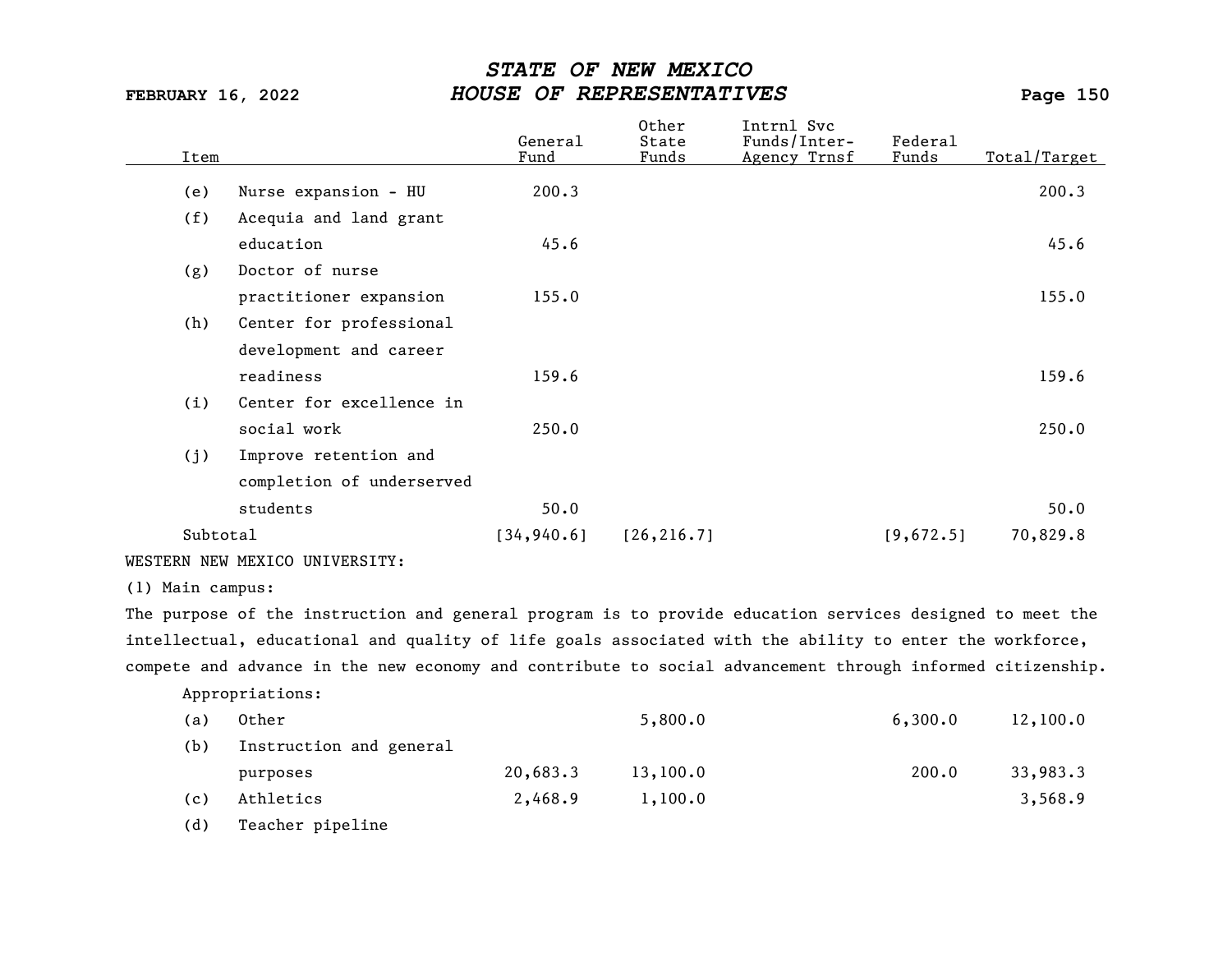| Item | | General Fund | Other State Funds | Intrnl Svc Funds/Inter-Agency Trnsf | Federal Funds | Total/Target |
|---|---|---|---|---|---|---|
| (e) | Nurse expansion - HU | 200.3 | | | | 200.3 |
| (f) | Acequia and land grant education | 45.6 | | | | 45.6 |
| (g) | Doctor of nurse practitioner expansion | 155.0 | | | | 155.0 |
| (h) | Center for professional development and career readiness | 159.6 | | | | 159.6 |
| (i) | Center for excellence in social work | 250.0 | | | | 250.0 |
| (j) | Improve retention and completion of underserved students | 50.0 | | | | 50.0 |
| Subtotal | | [34,940.6] | [26,216.7] | | [9,672.5] | 70,829.8 |

WESTERN NEW MEXICO UNIVERSITY:

(1) Main campus:

The purpose of the instruction and general program is to provide education services designed to meet the intellectual, educational and quality of life goals associated with the ability to enter the workforce, compete and advance in the new economy and contribute to social advancement through informed citizenship.

Appropriations:

| Item | | General Fund | Other State Funds | Intrnl Svc Funds/Inter-Agency Trnsf | Federal Funds | Total/Target |
|---|---|---|---|---|---|---|
| (a) | Other | | 5,800.0 | | 6,300.0 | 12,100.0 |
| (b) | Instruction and general purposes | 20,683.3 | 13,100.0 | | 200.0 | 33,983.3 |
| (c) | Athletics | 2,468.9 | 1,100.0 | | | 3,568.9 |
| (d) | Teacher pipeline | | | | | |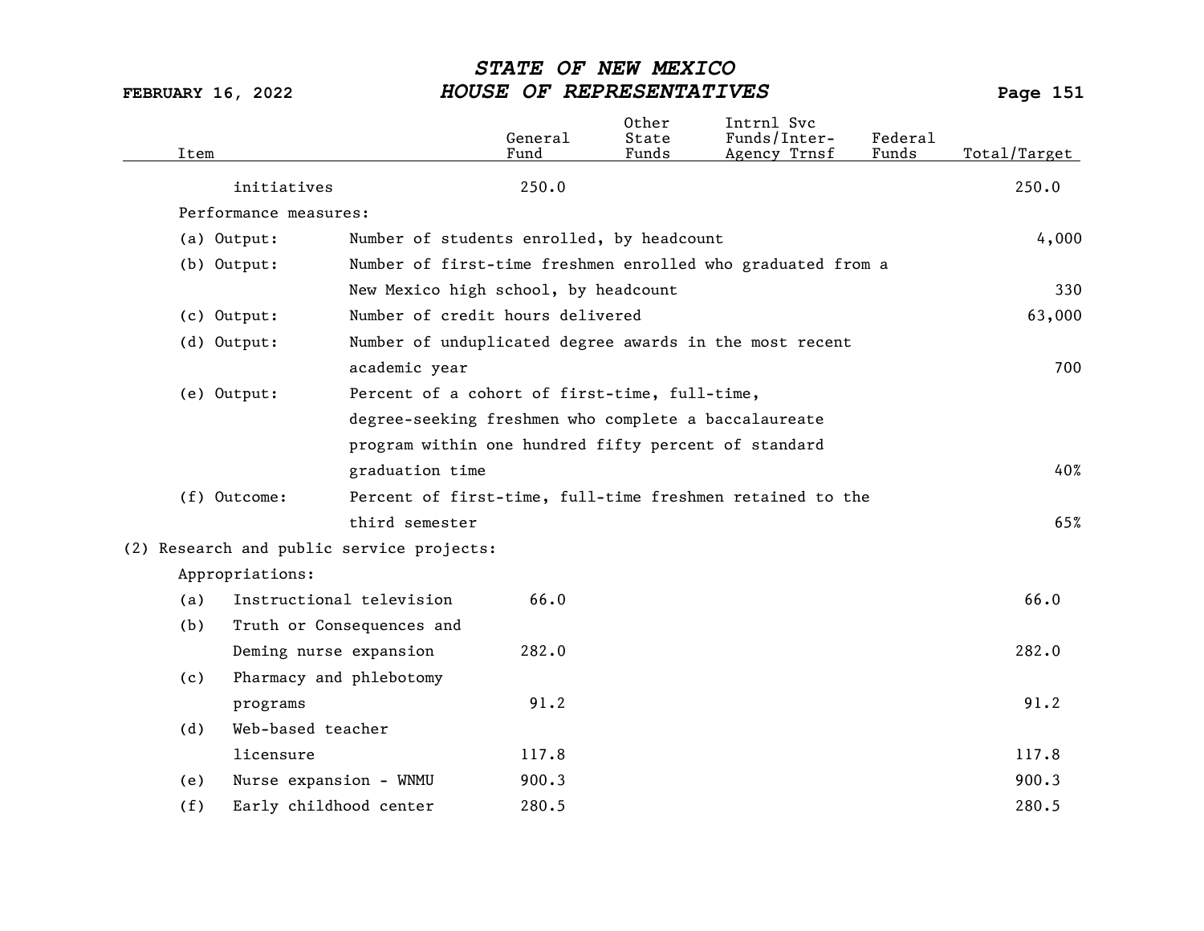| Item | General Fund | Other State Funds | Intrnl Svc Funds/Inter-Agency Trnsf | Federal Funds | Total/Target |
|---|---|---|---|---|---|
| initiatives | 250.0 | | | | 250.0 |
| Performance measures: | | | | | |
| (a) Output: Number of students enrolled, by headcount | | | | | 4,000 |
| (b) Output: Number of first-time freshmen enrolled who graduated from a New Mexico high school, by headcount | | | | | 330 |
| (c) Output: Number of credit hours delivered | | | | | 63,000 |
| (d) Output: Number of unduplicated degree awards in the most recent academic year | | | | | 700 |
| (e) Output: Percent of a cohort of first-time, full-time, degree-seeking freshmen who complete a baccalaureate program within one hundred fifty percent of standard graduation time | | | | | 40% |
| (f) Outcome: Percent of first-time, full-time freshmen retained to the third semester | | | | | 65% |
| (2) Research and public service projects: | | | | | |
| Appropriations: | | | | | |
| (a) Instructional television | 66.0 | | | | 66.0 |
| (b) Truth or Consequences and Deming nurse expansion | 282.0 | | | | 282.0 |
| (c) Pharmacy and phlebotomy programs | 91.2 | | | | 91.2 |
| (d) Web-based teacher licensure | 117.8 | | | | 117.8 |
| (e) Nurse expansion - WNMU | 900.3 | | | | 900.3 |
| (f) Early childhood center | 280.5 | | | | 280.5 |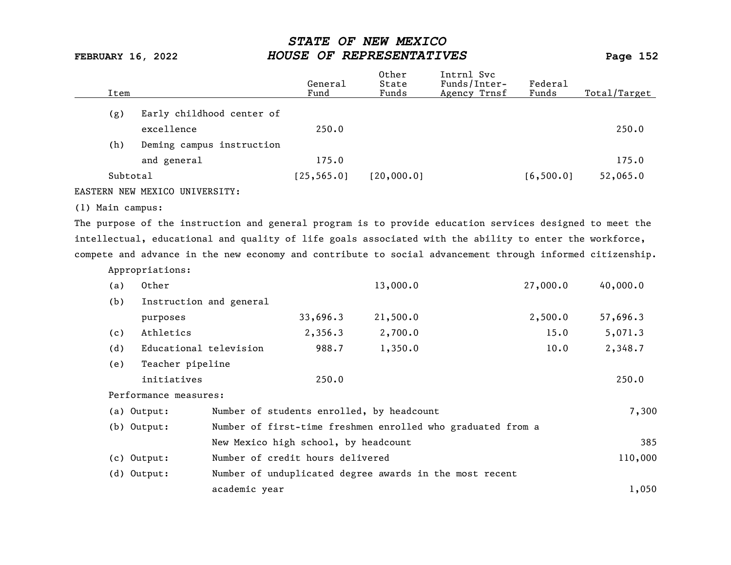| Item | General Fund | Other State Funds | Intrnl Svc Funds/Inter-Agency Trnsf | Federal Funds | Total/Target |
|---|---|---|---|---|---|
| (g) Early childhood center of excellence | 250.0 | | | | 250.0 |
| (h) Deming campus instruction and general | 175.0 | | | | 175.0 |
| Subtotal | [25,565.0] | [20,000.0] | | [6,500.0] | 52,065.0 |

EASTERN NEW MEXICO UNIVERSITY:

(1) Main campus:

The purpose of the instruction and general program is to provide education services designed to meet the intellectual, educational and quality of life goals associated with the ability to enter the workforce, compete and advance in the new economy and contribute to social advancement through informed citizenship.

Appropriations:

| Item | General Fund | Other State Funds | Intrnl Svc Funds/Inter-Agency Trnsf | Federal Funds | Total/Target |
|---|---|---|---|---|---|
| (a) Other | | 13,000.0 | | 27,000.0 | 40,000.0 |
| (b) Instruction and general purposes | 33,696.3 | 21,500.0 | | 2,500.0 | 57,696.3 |
| (c) Athletics | 2,356.3 | 2,700.0 | | 15.0 | 5,071.3 |
| (d) Educational television | 988.7 | 1,350.0 | | 10.0 | 2,348.7 |
| (e) Teacher pipeline initiatives | 250.0 | | | | 250.0 |

Performance measures:

| Measure | Description | Target |
|---|---|---|
| (a) Output: | Number of students enrolled, by headcount | 7,300 |
| (b) Output: | Number of first-time freshmen enrolled who graduated from a New Mexico high school, by headcount | 385 |
| (c) Output: | Number of credit hours delivered | 110,000 |
| (d) Output: | Number of unduplicated degree awards in the most recent academic year | 1,050 |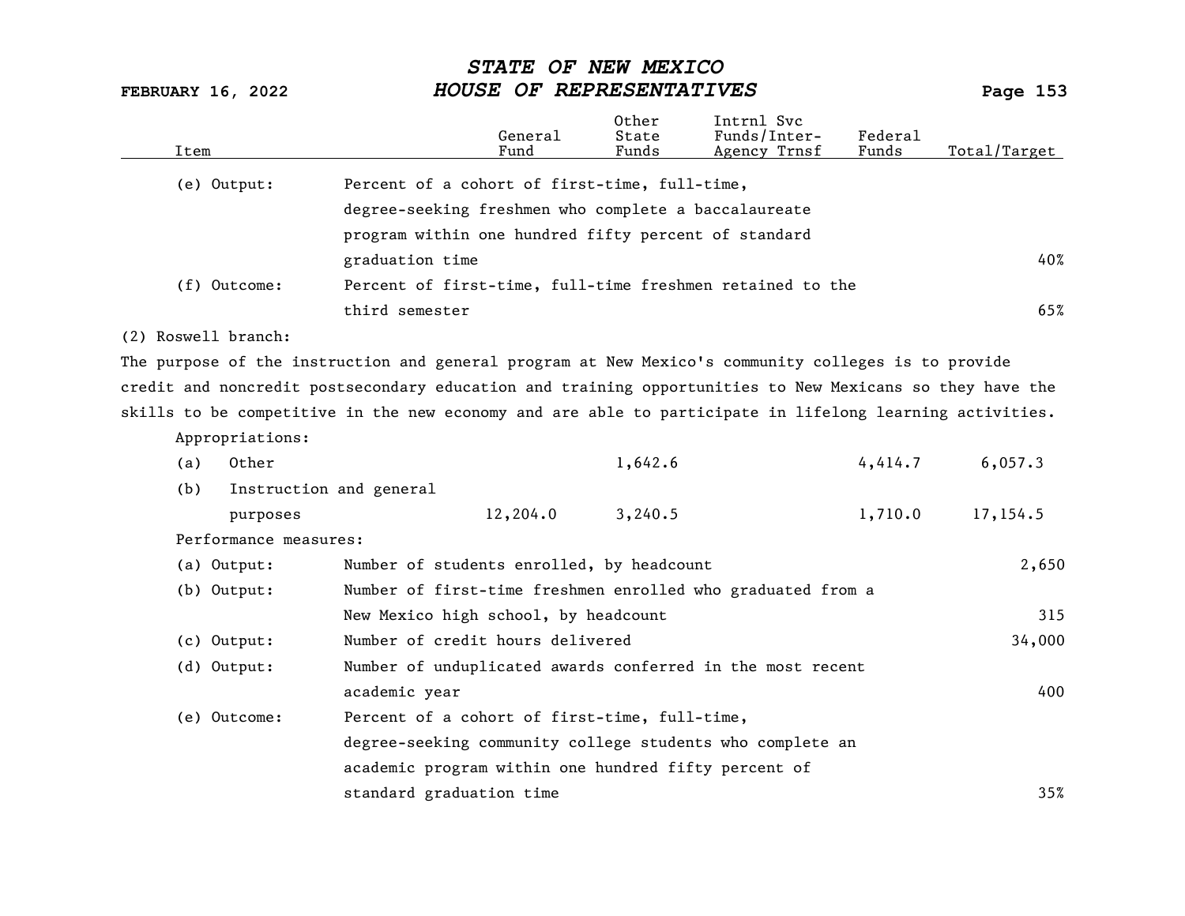| Item | | General Fund | Other State Funds | Intrnl Svc Funds/Inter-Agency Trnsf | Federal Funds | Total/Target |
|---|---|---|---|---|---|---|
| (e) Output: | Percent of a cohort of first-time, full-time, degree-seeking freshmen who complete a baccalaureate program within one hundred fifty percent of standard graduation time | | | | | 40% |
| (f) Outcome: | Percent of first-time, full-time freshmen retained to the third semester | | | | | 65% |

(2) Roswell branch:

The purpose of the instruction and general program at New Mexico's community colleges is to provide credit and noncredit postsecondary education and training opportunities to New Mexicans so they have the skills to be competitive in the new economy and are able to participate in lifelong learning activities.

Appropriations:

| Item | | General Fund | Other State Funds | Intrnl Svc Funds/Inter-Agency Trnsf | Federal Funds | Total/Target |
|---|---|---|---|---|---|---|
| (a) | Other | | 1,642.6 | | 4,414.7 | 6,057.3 |
| (b) | Instruction and general purposes | 12,204.0 | 3,240.5 | | 1,710.0 | 17,154.5 |

Performance measures:

| Item | | General Fund | Other State Funds | Intrnl Svc Funds/Inter-Agency Trnsf | Federal Funds | Total/Target |
|---|---|---|---|---|---|---|
| (a) Output: | Number of students enrolled, by headcount | | | | | 2,650 |
| (b) Output: | Number of first-time freshmen enrolled who graduated from a New Mexico high school, by headcount | | | | | 315 |
| (c) Output: | Number of credit hours delivered | | | | | 34,000 |
| (d) Output: | Number of unduplicated awards conferred in the most recent academic year | | | | | 400 |
| (e) Outcome: | Percent of a cohort of first-time, full-time, degree-seeking community college students who complete an academic program within one hundred fifty percent of standard graduation time | | | | | 35% |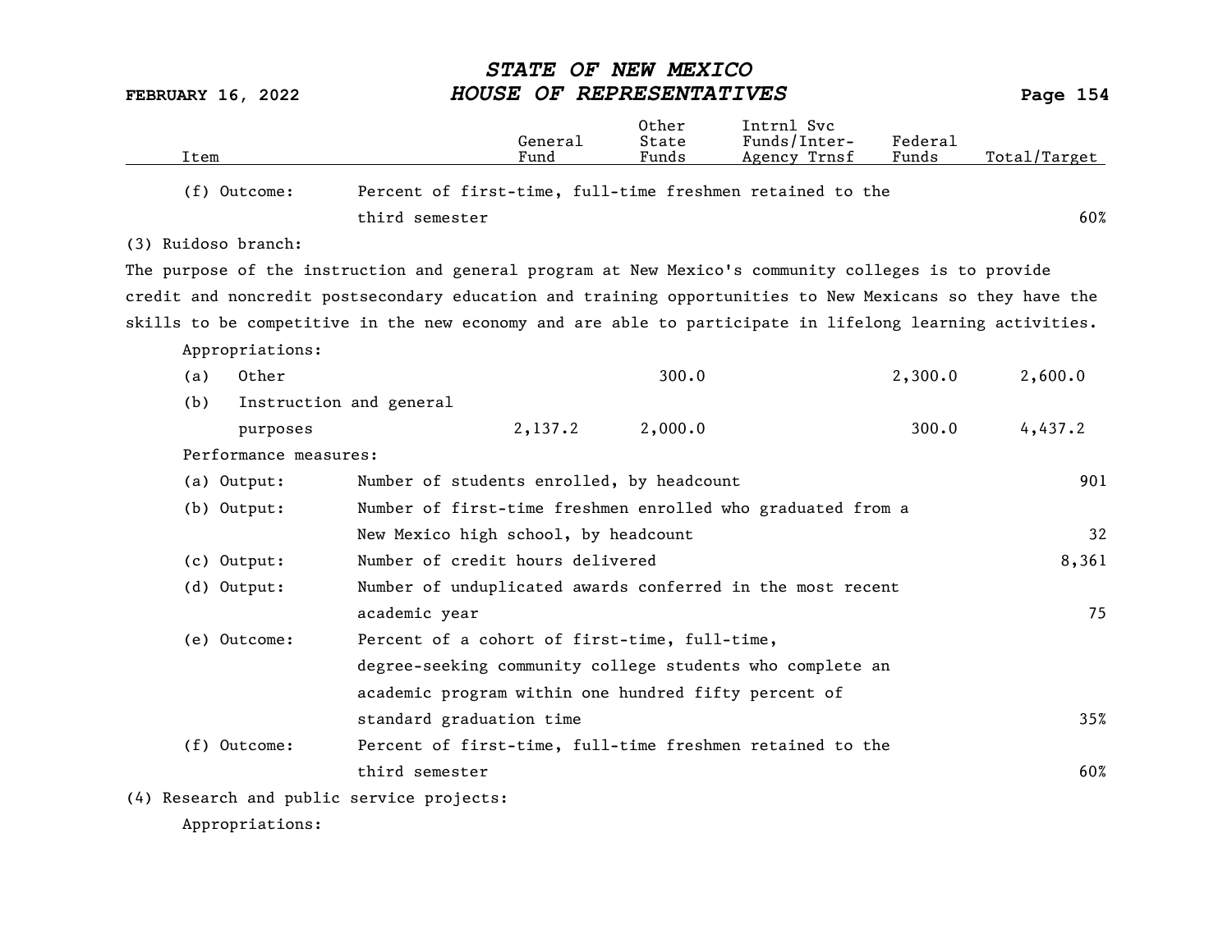| Item | | General Fund | Other State Funds | Intrnl Svc Funds/Inter-Agency Trnsf | Federal Funds | Total/Target |
|---|---|---|---|---|---|---|
| (f) Outcome: | Percent of first-time, full-time freshmen retained to the third semester | | | | | 60% |

(3) Ruidoso branch:

The purpose of the instruction and general program at New Mexico's community colleges is to provide credit and noncredit postsecondary education and training opportunities to New Mexicans so they have the skills to be competitive in the new economy and are able to participate in lifelong learning activities.

Appropriations:

| Item | | General Fund | Other State Funds | Intrnl Svc Funds/Inter-Agency Trnsf | Federal Funds | Total/Target |
|---|---|---|---|---|---|---|
| (a) | Other | | 300.0 | | 2,300.0 | 2,600.0 |
| (b) | Instruction and general purposes | 2,137.2 | 2,000.0 | | 300.0 | 4,437.2 |

Performance measures:

| Item | | Total/Target |
|---|---|---|
| (a) Output: | Number of students enrolled, by headcount | 901 |
| (b) Output: | Number of first-time freshmen enrolled who graduated from a New Mexico high school, by headcount | 32 |
| (c) Output: | Number of credit hours delivered | 8,361 |
| (d) Output: | Number of unduplicated awards conferred in the most recent academic year | 75 |
| (e) Outcome: | Percent of a cohort of first-time, full-time, degree-seeking community college students who complete an academic program within one hundred fifty percent of standard graduation time | 35% |
| (f) Outcome: | Percent of first-time, full-time freshmen retained to the third semester | 60% |

(4) Research and public service projects:

Appropriations: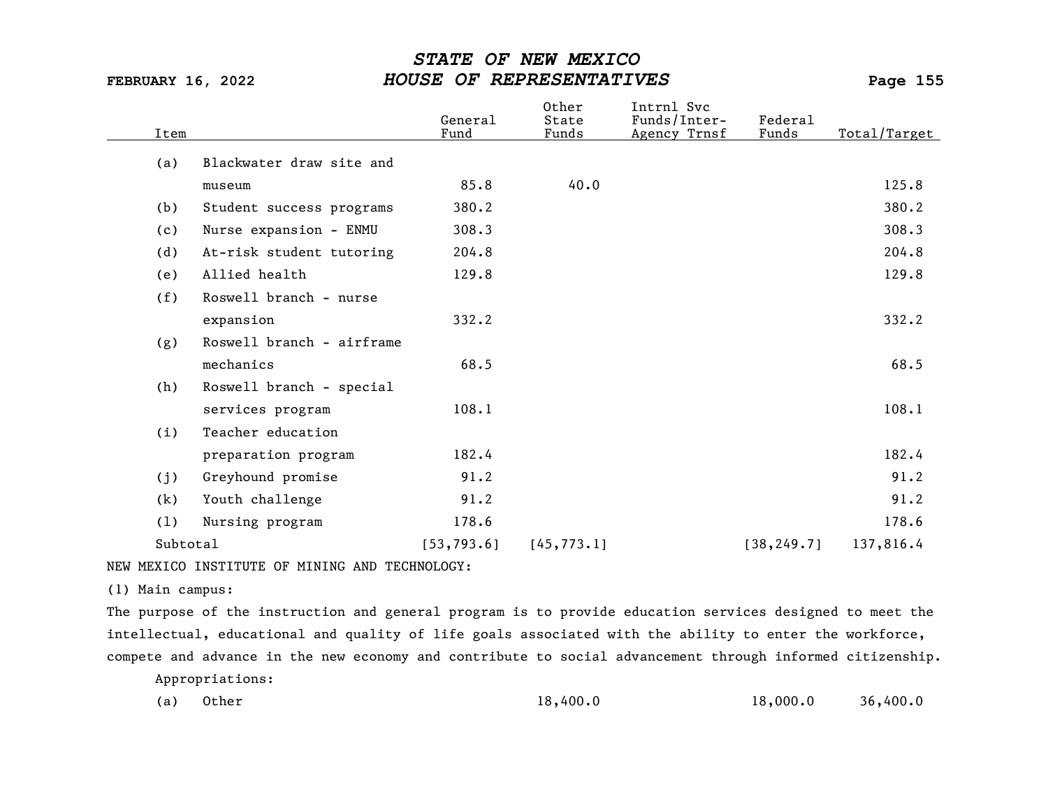| Item | | General Fund | Other State Funds | Intrnl Svc Funds/Inter-Agency Trnsf | Federal Funds | Total/Target |
|---|---|---|---|---|---|---|
| (a) | Blackwater draw site and museum | 85.8 | 40.0 | | | 125.8 |
| (b) | Student success programs | 380.2 | | | | 380.2 |
| (c) | Nurse expansion - ENMU | 308.3 | | | | 308.3 |
| (d) | At-risk student tutoring | 204.8 | | | | 204.8 |
| (e) | Allied health | 129.8 | | | | 129.8 |
| (f) | Roswell branch - nurse expansion | 332.2 | | | | 332.2 |
| (g) | Roswell branch - airframe mechanics | 68.5 | | | | 68.5 |
| (h) | Roswell branch - special services program | 108.1 | | | | 108.1 |
| (i) | Teacher education preparation program | 182.4 | | | | 182.4 |
| (j) | Greyhound promise | 91.2 | | | | 91.2 |
| (k) | Youth challenge | 91.2 | | | | 91.2 |
| (l) | Nursing program | 178.6 | | | | 178.6 |
| Subtotal | | [53,793.6] | [45,773.1] | | [38,249.7] | 137,816.4 |

NEW MEXICO INSTITUTE OF MINING AND TECHNOLOGY:

(1) Main campus:

The purpose of the instruction and general program is to provide education services designed to meet the intellectual, educational and quality of life goals associated with the ability to enter the workforce, compete and advance in the new economy and contribute to social advancement through informed citizenship.

Appropriations:

| Item | | General Fund | Other State Funds | Intrnl Svc Funds/Inter-Agency Trnsf | Federal Funds | Total/Target |
|---|---|---|---|---|---|---|
| (a) | Other | | 18,400.0 | | 18,000.0 | 36,400.0 |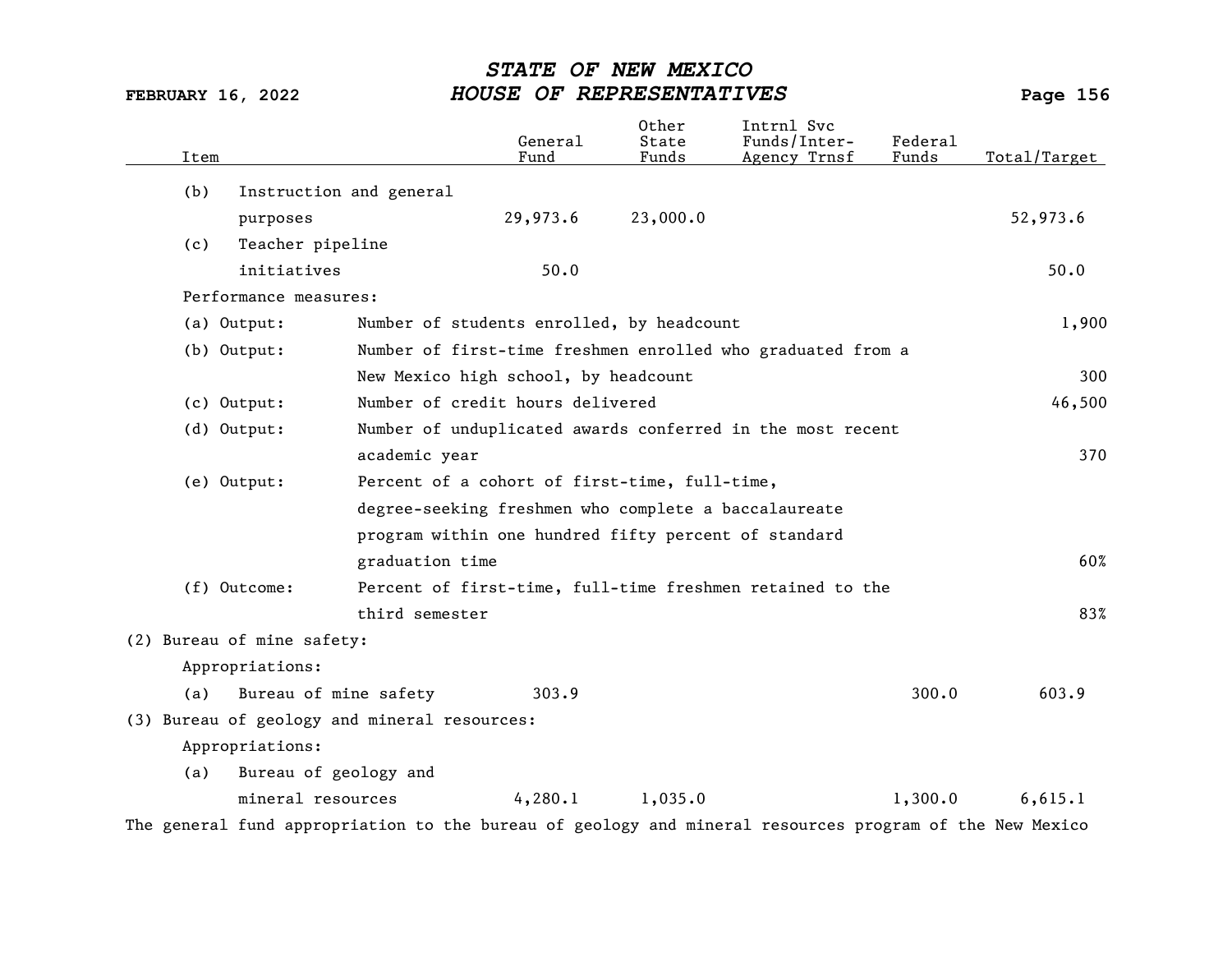| Item | General Fund | Other State Funds | Intrnl Svc Funds/Inter-Agency Trnsf | Federal Funds | Total/Target |
|---|---|---|---|---|---|
| (b) Instruction and general purposes | 29,973.6 | 23,000.0 | | | 52,973.6 |
| (c) Teacher pipeline initiatives | 50.0 | | | | 50.0 |

Performance measures:

| Measure | Description | Target |
|---|---|---|
| (a) Output: | Number of students enrolled, by headcount | 1,900 |
| (b) Output: | Number of first-time freshmen enrolled who graduated from a New Mexico high school, by headcount | 300 |
| (c) Output: | Number of credit hours delivered | 46,500 |
| (d) Output: | Number of unduplicated awards conferred in the most recent academic year | 370 |
| (e) Output: | Percent of a cohort of first-time, full-time, degree-seeking freshmen who complete a baccalaureate program within one hundred fifty percent of standard graduation time | 60% |
| (f) Outcome: | Percent of first-time, full-time freshmen retained to the third semester | 83% |

(2) Bureau of mine safety:

Appropriations:

| Item | General Fund | Other State Funds | Intrnl Svc Funds/Inter-Agency Trnsf | Federal Funds | Total/Target |
|---|---|---|---|---|---|
| (a) Bureau of mine safety | 303.9 | | | 300.0 | 603.9 |

(3) Bureau of geology and mineral resources:

Appropriations:

| Item | General Fund | Other State Funds | Intrnl Svc Funds/Inter-Agency Trnsf | Federal Funds | Total/Target |
|---|---|---|---|---|---|
| (a) Bureau of geology and mineral resources | 4,280.1 | 1,035.0 | | 1,300.0 | 6,615.1 |

The general fund appropriation to the bureau of geology and mineral resources program of the New Mexico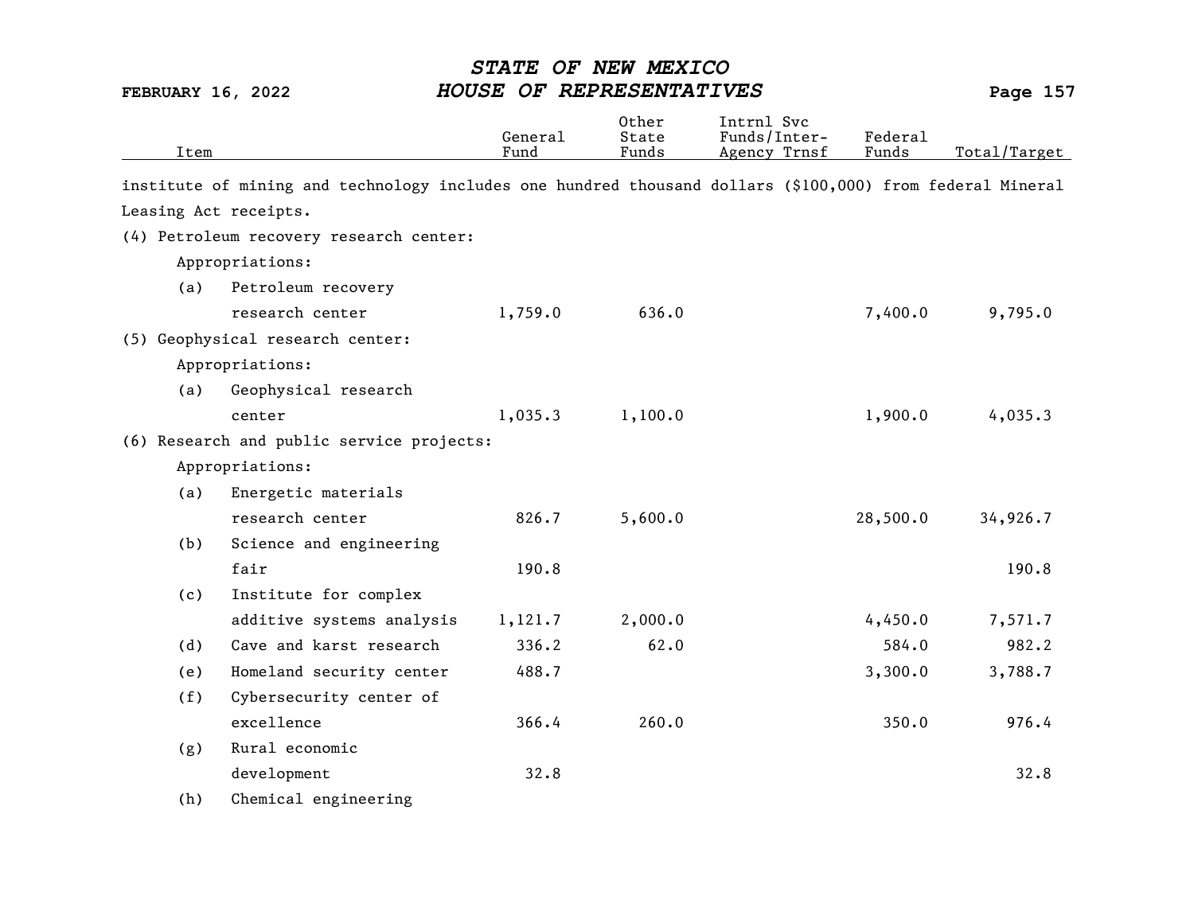| Item | General Fund | Other State Funds | Intrnl Svc Funds/Inter-Agency Trnsf | Federal Funds | Total/Target |
|---|---|---|---|---|---|

institute of mining and technology includes one hundred thousand dollars ($100,000) from federal Mineral Leasing Act receipts.

| Item | General Fund | Other State Funds | Intrnl Svc Funds/Inter-Agency Trnsf | Federal Funds | Total/Target |
|---|---|---|---|---|---|
| (4) Petroleum recovery research center: | | | | | |
| Appropriations: | | | | | |
| (a) Petroleum recovery research center | 1,759.0 | 636.0 | | 7,400.0 | 9,795.0 |
| (5) Geophysical research center: | | | | | |
| Appropriations: | | | | | |
| (a) Geophysical research center | 1,035.3 | 1,100.0 | | 1,900.0 | 4,035.3 |
| (6) Research and public service projects: | | | | | |
| Appropriations: | | | | | |
| (a) Energetic materials research center | 826.7 | 5,600.0 | | 28,500.0 | 34,926.7 |
| (b) Science and engineering fair | 190.8 | | | | 190.8 |
| (c) Institute for complex additive systems analysis | 1,121.7 | 2,000.0 | | 4,450.0 | 7,571.7 |
| (d) Cave and karst research | 336.2 | 62.0 | | 584.0 | 982.2 |
| (e) Homeland security center | 488.7 | | | 3,300.0 | 3,788.7 |
| (f) Cybersecurity center of excellence | 366.4 | 260.0 | | 350.0 | 976.4 |
| (g) Rural economic development | 32.8 | | | | 32.8 |
| (h) Chemical engineering | | | | | |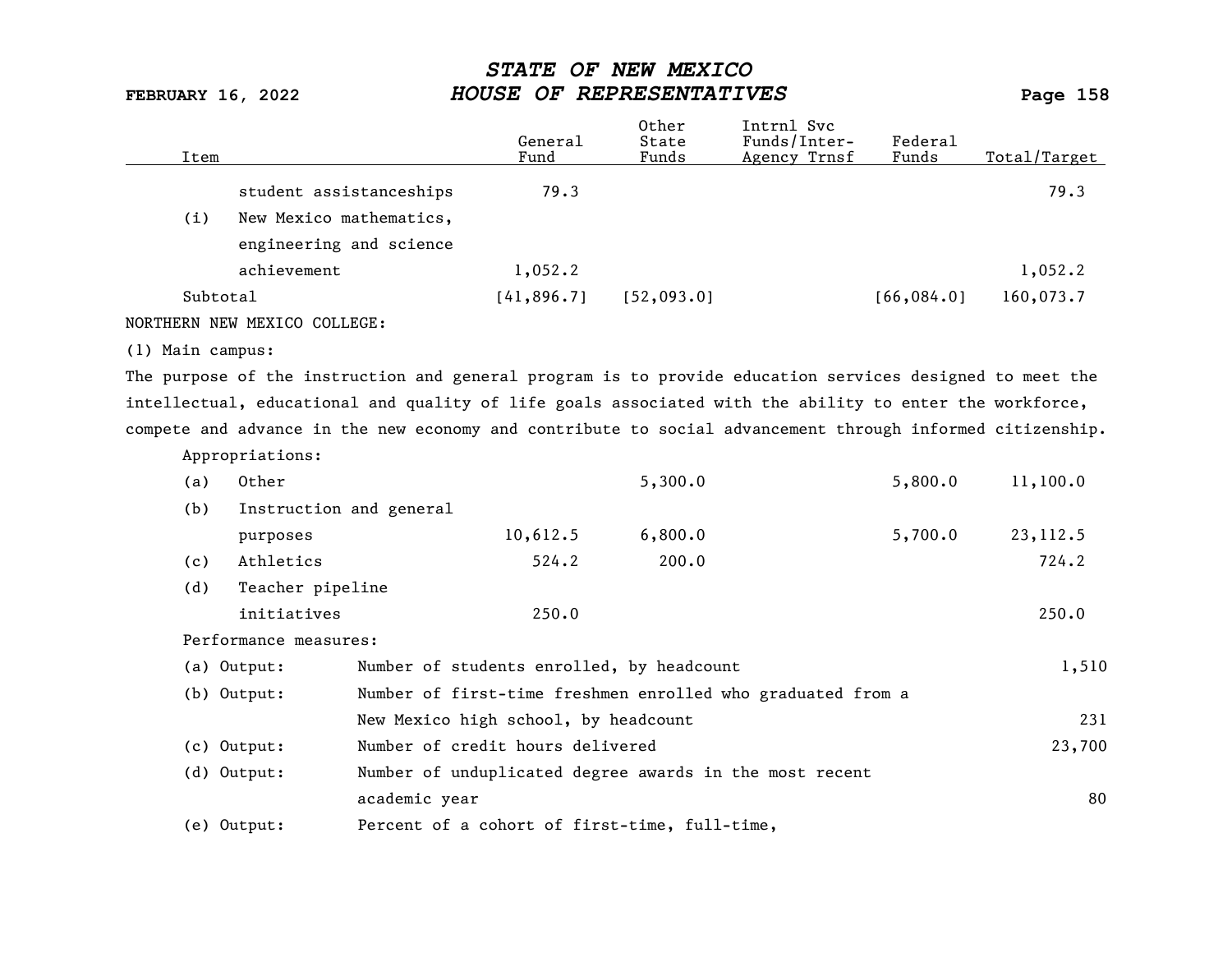| Item | General Fund | Other State Funds | Intrnl Svc Funds/Inter-Agency Trnsf | Federal Funds | Total/Target |
|---|---|---|---|---|---|
| student assistanceships | 79.3 | | | | 79.3 |
| (i) New Mexico mathematics, engineering and science achievement | 1,052.2 | | | | 1,052.2 |
| Subtotal | [41,896.7] | [52,093.0] | | [66,084.0] | 160,073.7 |

NORTHERN NEW MEXICO COLLEGE:

(1) Main campus:

The purpose of the instruction and general program is to provide education services designed to meet the intellectual, educational and quality of life goals associated with the ability to enter the workforce, compete and advance in the new economy and contribute to social advancement through informed citizenship.

Appropriations:

| Item | General Fund | Other State Funds | Intrnl Svc Funds/Inter-Agency Trnsf | Federal Funds | Total/Target |
|---|---|---|---|---|---|
| (a) Other | | 5,300.0 | | 5,800.0 | 11,100.0 |
| (b) Instruction and general purposes | 10,612.5 | 6,800.0 | | 5,700.0 | 23,112.5 |
| (c) Athletics | 524.2 | 200.0 | | | 724.2 |
| (d) Teacher pipeline initiatives | 250.0 | | | | 250.0 |

Performance measures:

| Measure | Description | Target |
|---|---|---|
| (a) Output: | Number of students enrolled, by headcount | 1,510 |
| (b) Output: | Number of first-time freshmen enrolled who graduated from a New Mexico high school, by headcount | 231 |
| (c) Output: | Number of credit hours delivered | 23,700 |
| (d) Output: | Number of unduplicated degree awards in the most recent academic year | 80 |
| (e) Output: | Percent of a cohort of first-time, full-time, | |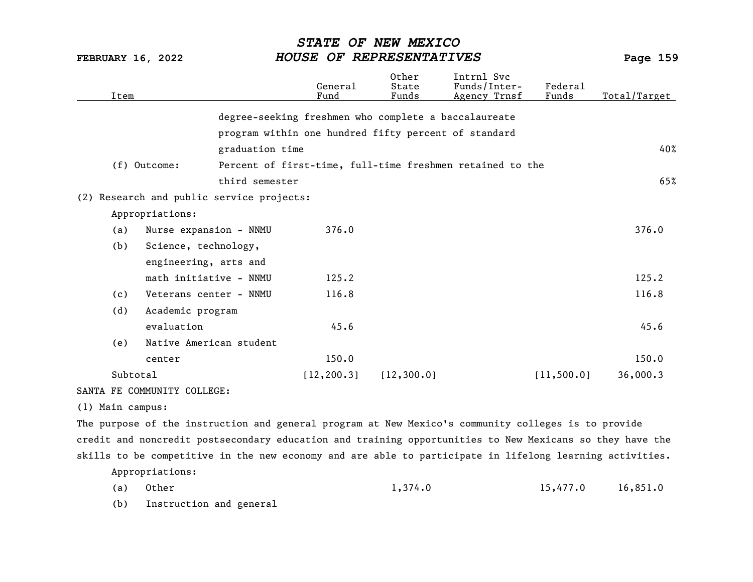| Item | | General Fund | Other State Funds | Intrnl Svc Funds/Inter-Agency Trnsf | Federal Funds | Total/Target |
|---|---|---|---|---|---|---|
| | degree-seeking freshmen who complete a baccalaureate program within one hundred fifty percent of standard graduation time | | | | | 40% |
| (f) Outcome: | Percent of first-time, full-time freshmen retained to the third semester | | | | | 65% |
| (2) Research and public service projects: | | | | | | |
| Appropriations: | | | | | | |
| (a) Nurse expansion - NNMU | | 376.0 | | | | 376.0 |
| (b) Science, technology, engineering, arts and math initiative - NNMU | | 125.2 | | | | 125.2 |
| (c) Veterans center - NNMU | | 116.8 | | | | 116.8 |
| (d) Academic program evaluation | | 45.6 | | | | 45.6 |
| (e) Native American student center | | 150.0 | | | | 150.0 |
| Subtotal | | [12,200.3] | [12,300.0] | | [11,500.0] | 36,000.3 |

SANTA FE COMMUNITY COLLEGE:

(1) Main campus:

The purpose of the instruction and general program at New Mexico's community colleges is to provide credit and noncredit postsecondary education and training opportunities to New Mexicans so they have the skills to be competitive in the new economy and are able to participate in lifelong learning activities.

| Item | General Fund | Other State Funds | Intrnl Svc Funds/Inter-Agency Trnsf | Federal Funds | Total/Target |
|---|---|---|---|---|---|
| Appropriations: | | | | | |
| (a) Other | | 1,374.0 | | 15,477.0 | 16,851.0 |
| (b) Instruction and general | | | | | |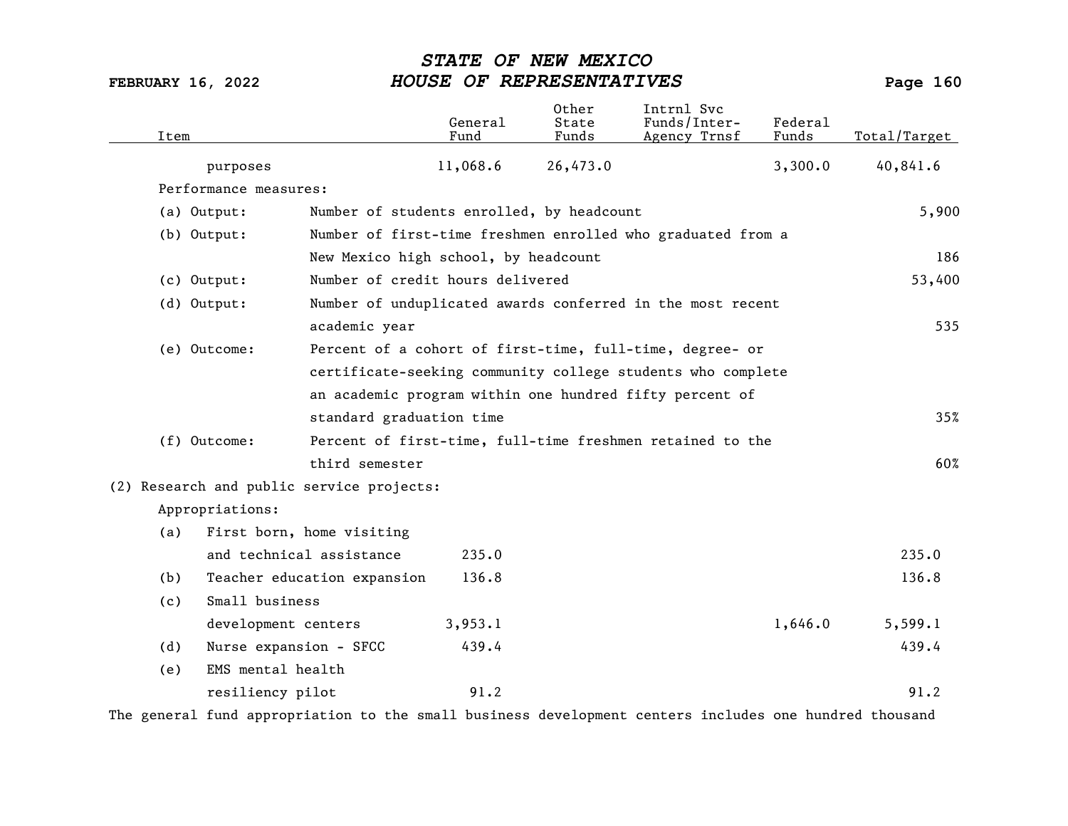| Item | General Fund | Other State Funds | Intrnl Svc Funds/Inter-Agency Trnsf | Federal Funds | Total/Target |
|---|---|---|---|---|---|
| purposes | 11,068.6 | 26,473.0 | | 3,300.0 | 40,841.6 |

Performance measures:

| | | |
|---|---|---|
| (a) Output: | Number of students enrolled, by headcount | 5,900 |
| (b) Output: | Number of first-time freshmen enrolled who graduated from a New Mexico high school, by headcount | 186 |
| (c) Output: | Number of credit hours delivered | 53,400 |
| (d) Output: | Number of unduplicated awards conferred in the most recent academic year | 535 |
| (e) Outcome: | Percent of a cohort of first-time, full-time, degree- or certificate-seeking community college students who complete an academic program within one hundred fifty percent of standard graduation time | 35% |
| (f) Outcome: | Percent of first-time, full-time freshmen retained to the third semester | 60% |

(2) Research and public service projects:

Appropriations:

| Item | General Fund | Other State Funds | Intrnl Svc Funds/Inter-Agency Trnsf | Federal Funds | Total/Target |
|---|---|---|---|---|---|
| (a) First born, home visiting and technical assistance | 235.0 | | | | 235.0 |
| (b) Teacher education expansion | 136.8 | | | | 136.8 |
| (c) Small business development centers | 3,953.1 | | | 1,646.0 | 5,599.1 |
| (d) Nurse expansion - SFCC | 439.4 | | | | 439.4 |
| (e) EMS mental health resiliency pilot | 91.2 | | | | 91.2 |

The general fund appropriation to the small business development centers includes one hundred thousand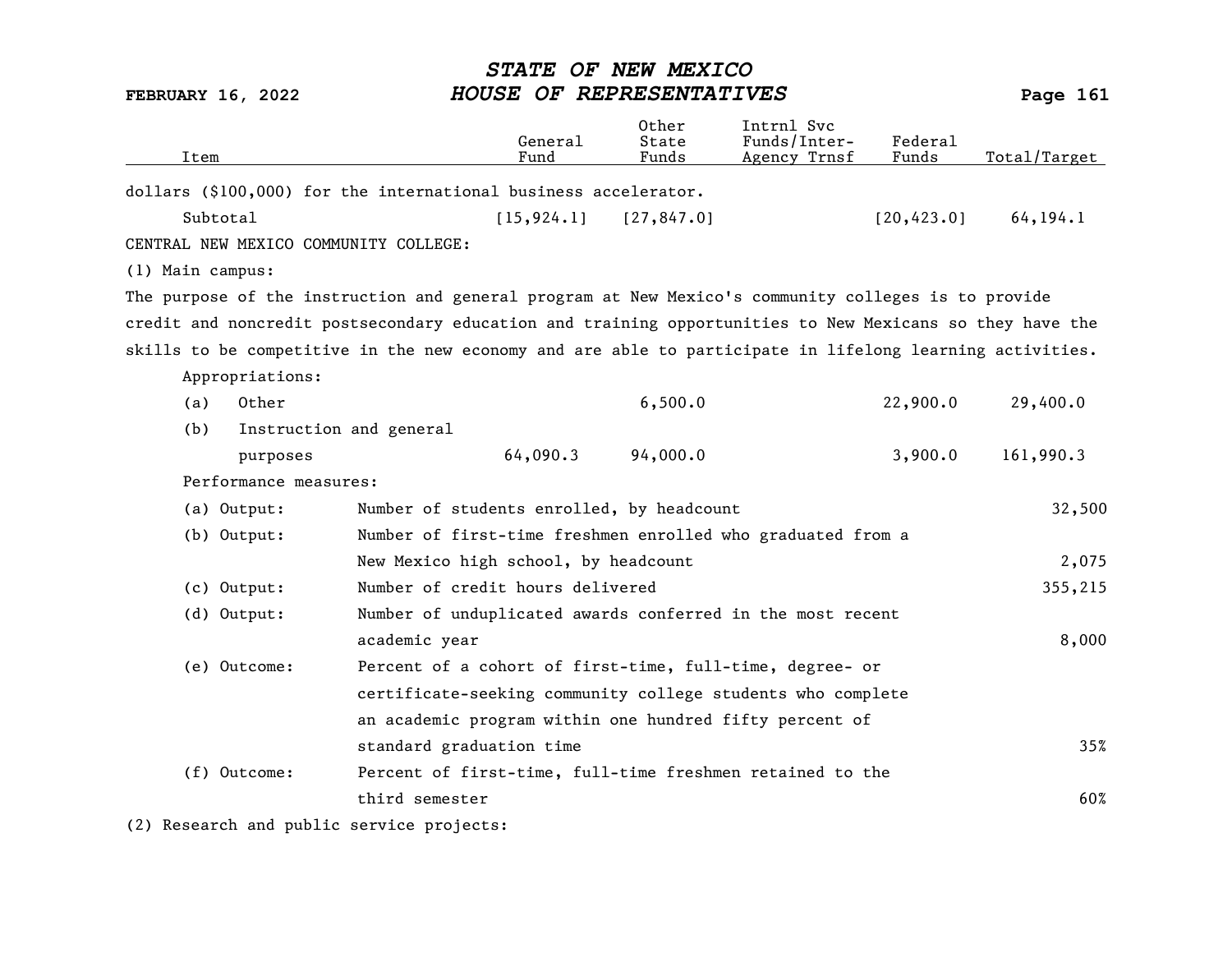| Item | General Fund | Other State Funds | Intrnl Svc Funds/Inter-Agency Trnsf | Federal Funds | Total/Target |
|---|---|---|---|---|---|
| dollars ($100,000) for the international business accelerator. | | | | | |
| Subtotal | [15,924.1] | [27,847.0] | | [20,423.0] | 64,194.1 |

CENTRAL NEW MEXICO COMMUNITY COLLEGE:

(1) Main campus:

The purpose of the instruction and general program at New Mexico's community colleges is to provide credit and noncredit postsecondary education and training opportunities to New Mexicans so they have the skills to be competitive in the new economy and are able to participate in lifelong learning activities.

| Item | General Fund | Other State Funds | Intrnl Svc Funds/Inter-Agency Trnsf | Federal Funds | Total/Target |
|---|---|---|---|---|---|
| Appropriations: | | | | | |
| (a) Other | | 6,500.0 | | 22,900.0 | 29,400.0 |
| (b) Instruction and general purposes | 64,090.3 | 94,000.0 | | 3,900.0 | 161,990.3 |

Performance measures:

| Measure | Description | Target |
|---|---|---|
| (a) Output: | Number of students enrolled, by headcount | 32,500 |
| (b) Output: | Number of first-time freshmen enrolled who graduated from a New Mexico high school, by headcount | 2,075 |
| (c) Output: | Number of credit hours delivered | 355,215 |
| (d) Output: | Number of unduplicated awards conferred in the most recent academic year | 8,000 |
| (e) Outcome: | Percent of a cohort of first-time, full-time, degree- or certificate-seeking community college students who complete an academic program within one hundred fifty percent of standard graduation time | 35% |
| (f) Outcome: | Percent of first-time, full-time freshmen retained to the third semester | 60% |

(2) Research and public service projects: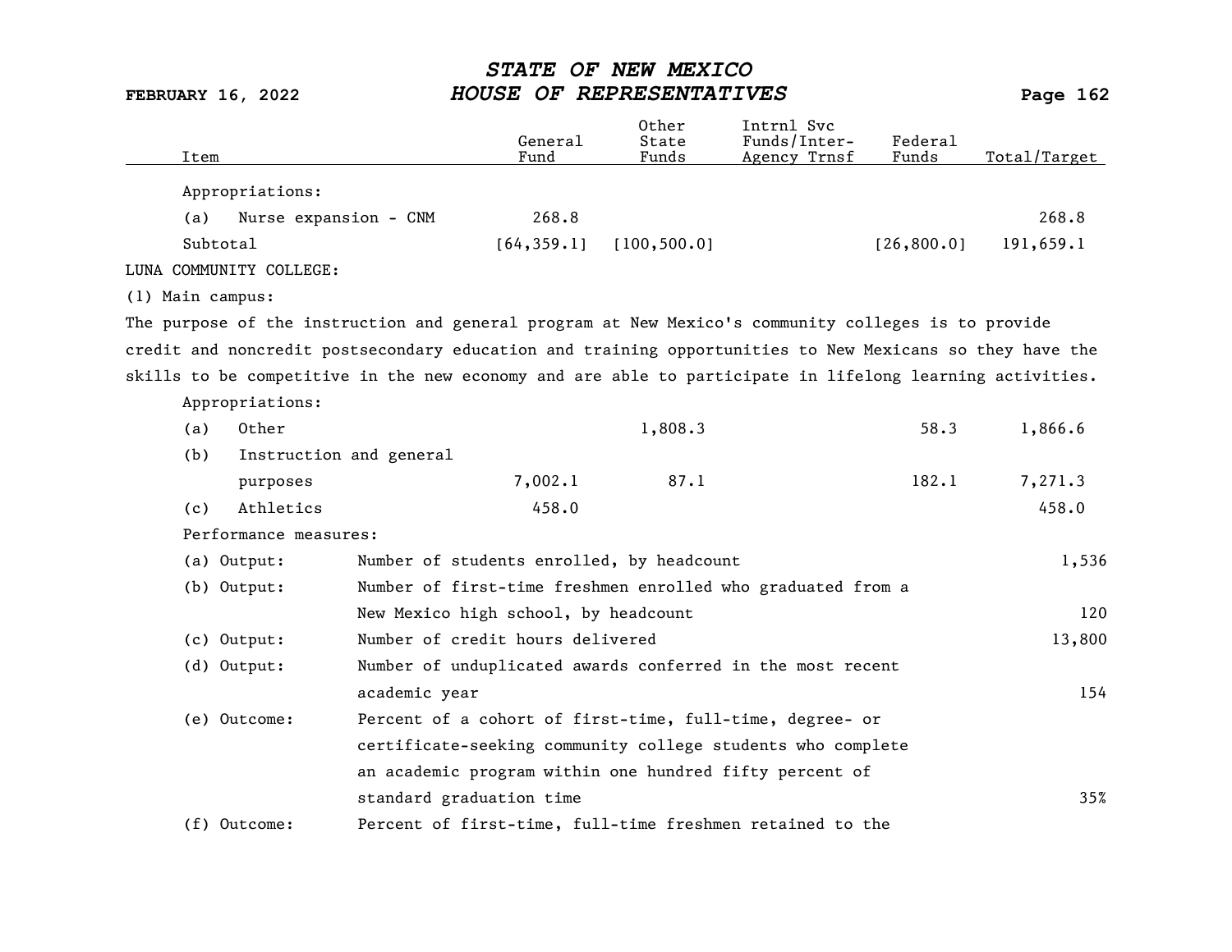| Item | General Fund | Other State Funds | Intrnl Svc Funds/Inter-Agency Trnsf | Federal Funds | Total/Target |
|---|---|---|---|---|---|
| Appropriations: | | | | | |
| (a) Nurse expansion - CNM | 268.8 | | | | 268.8 |
| Subtotal | [64,359.1] | [100,500.0] | | [26,800.0] | 191,659.1 |

LUNA COMMUNITY COLLEGE:

(1) Main campus:

The purpose of the instruction and general program at New Mexico's community colleges is to provide credit and noncredit postsecondary education and training opportunities to New Mexicans so they have the skills to be competitive in the new economy and are able to participate in lifelong learning activities.

| Item | General Fund | Other State Funds | Intrnl Svc Funds/Inter-Agency Trnsf | Federal Funds | Total/Target |
|---|---|---|---|---|---|
| Appropriations: | | | | | |
| (a) Other | | 1,808.3 | | 58.3 | 1,866.6 |
| (b) Instruction and general purposes | 7,002.1 | 87.1 | | 182.1 | 7,271.3 |
| (c) Athletics | 458.0 | | | | 458.0 |

Performance measures:

| Measure | Description | Target |
|---|---|---|
| (a) Output: | Number of students enrolled, by headcount | 1,536 |
| (b) Output: | Number of first-time freshmen enrolled who graduated from a New Mexico high school, by headcount | 120 |
| (c) Output: | Number of credit hours delivered | 13,800 |
| (d) Output: | Number of unduplicated awards conferred in the most recent academic year | 154 |
| (e) Outcome: | Percent of a cohort of first-time, full-time, degree- or certificate-seeking community college students who complete an academic program within one hundred fifty percent of standard graduation time | 35% |
| (f) Outcome: | Percent of first-time, full-time freshmen retained to the | |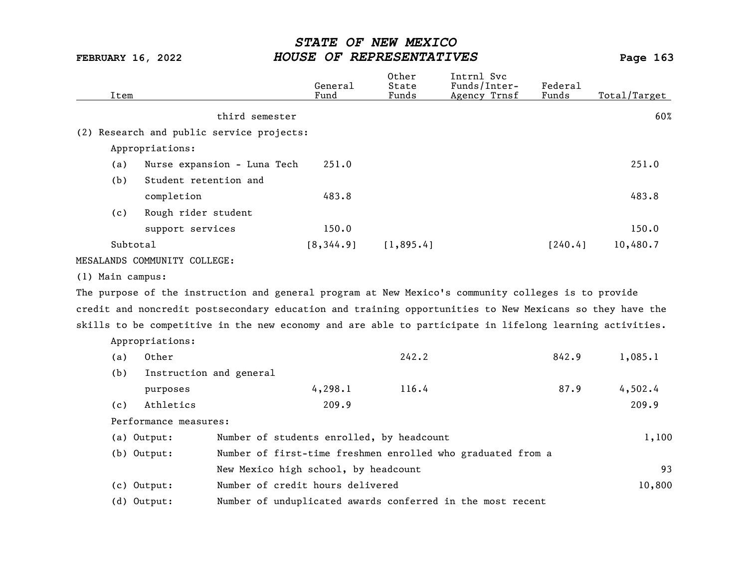| Item | General Fund | Other State Funds | Intrnl Svc Funds/Inter-Agency Trnsf | Federal Funds | Total/Target |
|---|---|---|---|---|---|
| third semester | | | | | 60% |
| (2) Research and public service projects: | | | | | |
| Appropriations: | | | | | |
| (a) Nurse expansion - Luna Tech | 251.0 | | | | 251.0 |
| (b) Student retention and completion | 483.8 | | | | 483.8 |
| (c) Rough rider student support services | 150.0 | | | | 150.0 |
| Subtotal | [8,344.9] | [1,895.4] | | [240.4] | 10,480.7 |
| MESALANDS COMMUNITY COLLEGE: | | | | | |
| (1) Main campus: | | | | | |

The purpose of the instruction and general program at New Mexico's community colleges is to provide credit and noncredit postsecondary education and training opportunities to New Mexicans so they have the skills to be competitive in the new economy and are able to participate in lifelong learning activities.

| Item | General Fund | Other State Funds | Intrnl Svc Funds/Inter-Agency Trnsf | Federal Funds | Total/Target |
|---|---|---|---|---|---|
| Appropriations: | | | | | |
| (a) Other | | 242.2 | | 842.9 | 1,085.1 |
| (b) Instruction and general purposes | 4,298.1 | 116.4 | | 87.9 | 4,502.4 |
| (c) Athletics | 209.9 | | | | 209.9 |

Performance measures:

| Measure | Description | Target |
|---|---|---|
| (a) Output: | Number of students enrolled, by headcount | 1,100 |
| (b) Output: | Number of first-time freshmen enrolled who graduated from a New Mexico high school, by headcount | 93 |
| (c) Output: | Number of credit hours delivered | 10,800 |
| (d) Output: | Number of unduplicated awards conferred in the most recent | |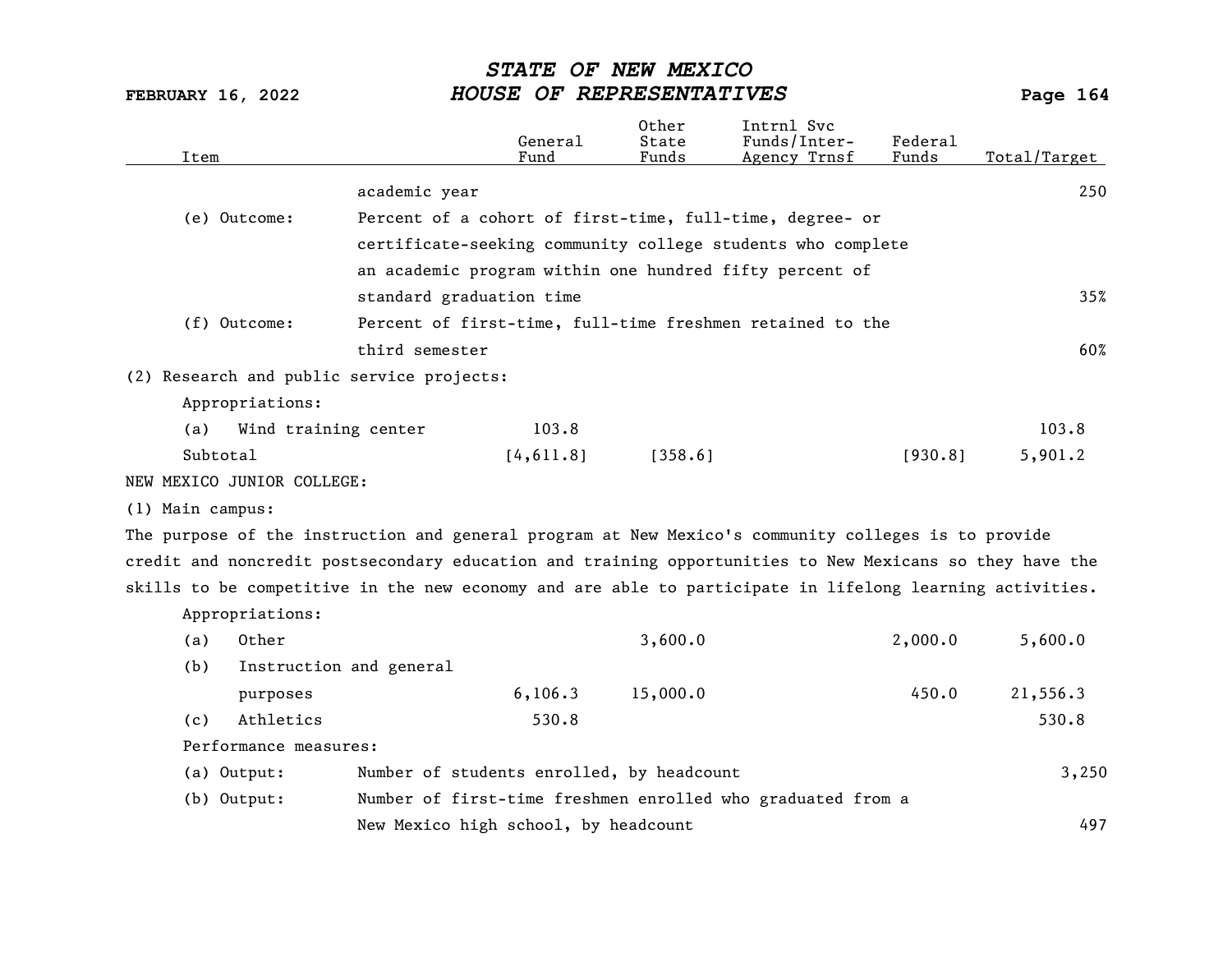| Item | | General Fund | Other State Funds | Intrnl Svc Funds/Inter-Agency Trnsf | Federal Funds | Total/Target |
|---|---|---|---|---|---|---|
| | academic year | | | | | 250 |
| (e) Outcome: | Percent of a cohort of first-time, full-time, degree- or certificate-seeking community college students who complete an academic program within one hundred fifty percent of standard graduation time | | | | | 35% |
| (f) Outcome: | Percent of first-time, full-time freshmen retained to the third semester | | | | | 60% |
| (2) Research and public service projects: | | | | | | |
| Appropriations: | | | | | | |
| (a) Wind training center | | 103.8 | | | | 103.8 |
| Subtotal | | [4,611.8] | [358.6] | | [930.8] | 5,901.2 |

NEW MEXICO JUNIOR COLLEGE:

(1) Main campus:

The purpose of the instruction and general program at New Mexico's community colleges is to provide credit and noncredit postsecondary education and training opportunities to New Mexicans so they have the skills to be competitive in the new economy and are able to participate in lifelong learning activities.

| Item | | General Fund | Other State Funds | Intrnl Svc Funds/Inter-Agency Trnsf | Federal Funds | Total/Target |
|---|---|---|---|---|---|---|
| Appropriations: | | | | | | |
| (a) Other | | | 3,600.0 | | 2,000.0 | 5,600.0 |
| (b) Instruction and general purposes | | 6,106.3 | 15,000.0 | | 450.0 | 21,556.3 |
| (c) Athletics | | 530.8 | | | | 530.8 |
| Performance measures: | | | | | | |
| (a) Output: | Number of students enrolled, by headcount | | | | | 3,250 |
| (b) Output: | Number of first-time freshmen enrolled who graduated from a New Mexico high school, by headcount | | | | | 497 |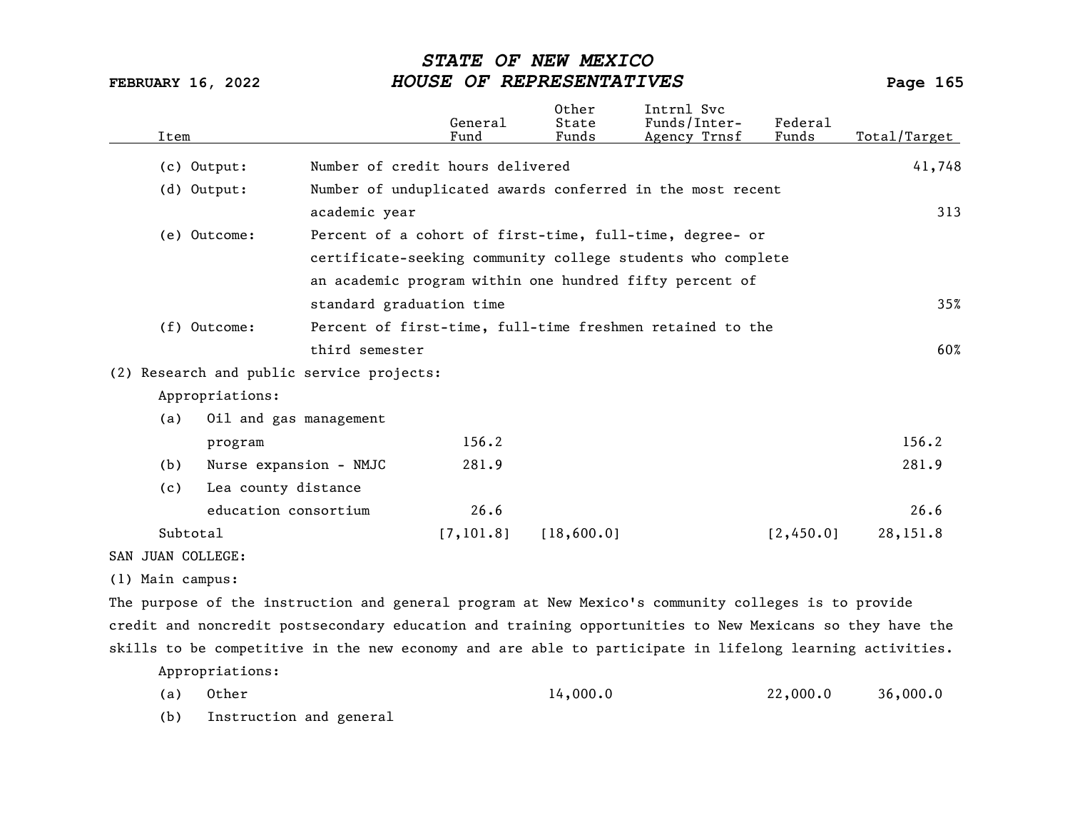| Item | | General Fund | Other State Funds | Intrnl Svc Funds/Inter-Agency Trnsf | Federal Funds | Total/Target |
|---|---|---|---|---|---|---|
| (c) Output: | Number of credit hours delivered | | | | | 41,748 |
| (d) Output: | Number of unduplicated awards conferred in the most recent academic year | | | | | 313 |
| (e) Outcome: | Percent of a cohort of first-time, full-time, degree- or certificate-seeking community college students who complete an academic program within one hundred fifty percent of standard graduation time | | | | | 35% |
| (f) Outcome: | Percent of first-time, full-time freshmen retained to the third semester | | | | | 60% |
| (2) Research and public service projects: | | | | | | |
| Appropriations: | | | | | | |
| (a) | Oil and gas management program | 156.2 | | | | 156.2 |
| (b) | Nurse expansion - NMJC | 281.9 | | | | 281.9 |
| (c) | Lea county distance education consortium | 26.6 | | | | 26.6 |
| Subtotal | | [7,101.8] | [18,600.0] | | [2,450.0] | 28,151.8 |

SAN JUAN COLLEGE:

(1) Main campus:

The purpose of the instruction and general program at New Mexico's community colleges is to provide credit and noncredit postsecondary education and training opportunities to New Mexicans so they have the skills to be competitive in the new economy and are able to participate in lifelong learning activities.

| Item | | General Fund | Other State Funds | Intrnl Svc Funds/Inter-Agency Trnsf | Federal Funds | Total/Target |
|---|---|---|---|---|---|---|
| Appropriations: | | | | | | |
| (a) | Other | | 14,000.0 | | 22,000.0 | 36,000.0 |
| (b) | Instruction and general | | | | | |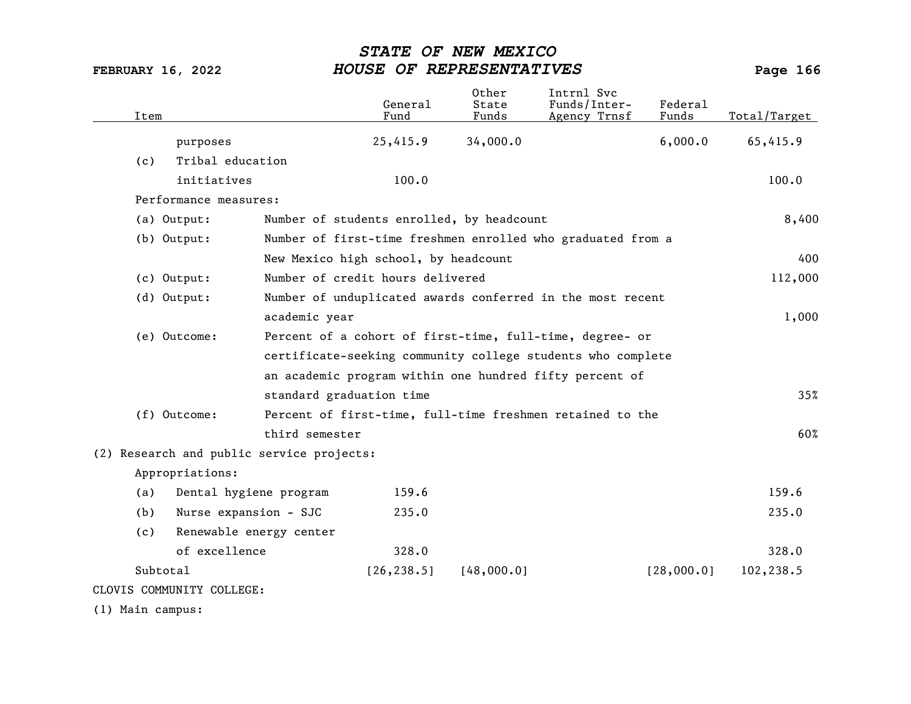| Item | General Fund | Other State Funds | Intrnl Svc Funds/Inter-Agency Trnsf | Federal Funds | Total/Target |
|---|---|---|---|---|---|
| purposes | 25,415.9 | 34,000.0 | | 6,000.0 | 65,415.9 |
| (c) Tribal education initiatives | 100.0 | | | | 100.0 |
| Performance measures: | | | | | |
| (a) Output: Number of students enrolled, by headcount | | | | | 8,400 |
| (b) Output: Number of first-time freshmen enrolled who graduated from a New Mexico high school, by headcount | | | | | 400 |
| (c) Output: Number of credit hours delivered | | | | | 112,000 |
| (d) Output: Number of unduplicated awards conferred in the most recent academic year | | | | | 1,000 |
| (e) Outcome: Percent of a cohort of first-time, full-time, degree- or certificate-seeking community college students who complete an academic program within one hundred fifty percent of standard graduation time | | | | | 35% |
| (f) Outcome: Percent of first-time, full-time freshmen retained to the third semester | | | | | 60% |
| (2) Research and public service projects: | | | | | |
| Appropriations: | | | | | |
| (a) Dental hygiene program | 159.6 | | | | 159.6 |
| (b) Nurse expansion - SJC | 235.0 | | | | 235.0 |
| (c) Renewable energy center of excellence | 328.0 | | | | 328.0 |
| Subtotal | [26,238.5] | [48,000.0] | | [28,000.0] | 102,238.5 |

CLOVIS COMMUNITY COLLEGE:

(1) Main campus: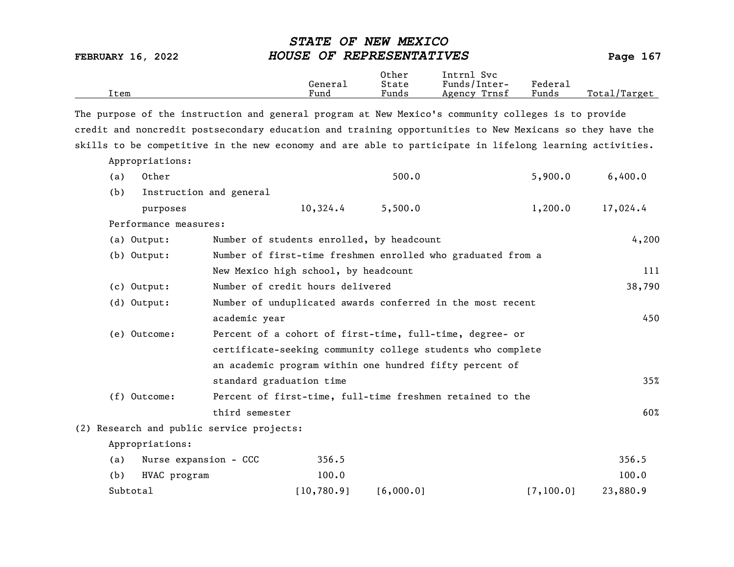| Item | General Fund | Other State Funds | Intrnl Svc Funds/Inter-Agency Trnsf | Federal Funds | Total/Target |
|---|---|---|---|---|---|

The purpose of the instruction and general program at New Mexico's community colleges is to provide credit and noncredit postsecondary education and training opportunities to New Mexicans so they have the skills to be competitive in the new economy and are able to participate in lifelong learning activities.

Appropriations:

| Item | General Fund | Other State Funds | Intrnl Svc Funds/Inter-Agency Trnsf | Federal Funds | Total/Target |
|---|---|---|---|---|---|
| (a) Other | | 500.0 | | 5,900.0 | 6,400.0 |
| (b) Instruction and general purposes | 10,324.4 | 5,500.0 | | 1,200.0 | 17,024.4 |

Performance measures:

| Measure | Description | Target |
|---|---|---|
| (a) Output: | Number of students enrolled, by headcount | 4,200 |
| (b) Output: | Number of first-time freshmen enrolled who graduated from a New Mexico high school, by headcount | 111 |
| (c) Output: | Number of credit hours delivered | 38,790 |
| (d) Output: | Number of unduplicated awards conferred in the most recent academic year | 450 |
| (e) Outcome: | Percent of a cohort of first-time, full-time, degree- or certificate-seeking community college students who complete an academic program within one hundred fifty percent of standard graduation time | 35% |
| (f) Outcome: | Percent of first-time, full-time freshmen retained to the third semester | 60% |

(2) Research and public service projects:

Appropriations:

| Item | General Fund | Other State Funds | Intrnl Svc Funds/Inter-Agency Trnsf | Federal Funds | Total/Target |
|---|---|---|---|---|---|
| (a) Nurse expansion - CCC | 356.5 | | | | 356.5 |
| (b) HVAC program | 100.0 | | | | 100.0 |
| Subtotal | [10,780.9] | [6,000.0] | | [7,100.0] | 23,880.9 |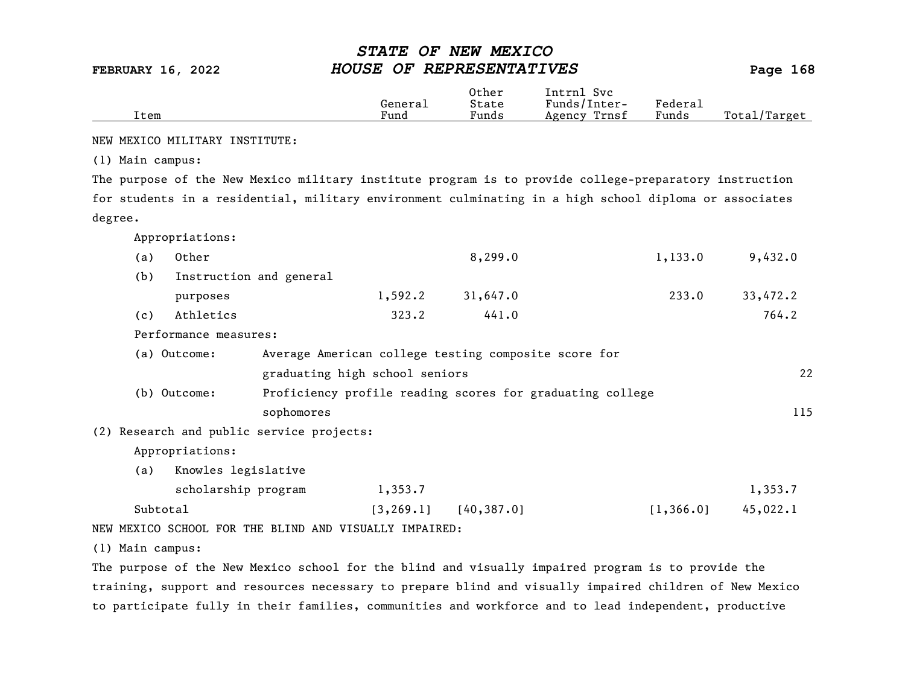| Item | General Fund | Other State Funds | Intrnl Svc Funds/Inter-Agency Trnsf | Federal Funds | Total/Target |
|---|---|---|---|---|---|

NEW MEXICO MILITARY INSTITUTE:

(1) Main campus:

The purpose of the New Mexico military institute program is to provide college-preparatory instruction for students in a residential, military environment culminating in a high school diploma or associates degree.

Appropriations:

| Item | General Fund | Other State Funds | Intrnl Svc Funds/Inter-Agency Trnsf | Federal Funds | Total/Target |
|---|---|---|---|---|---|
| (a) Other | | 8,299.0 | | 1,133.0 | 9,432.0 |
| (b) Instruction and general purposes | 1,592.2 | 31,647.0 | | 233.0 | 33,472.2 |
| (c) Athletics | 323.2 | 441.0 | | | 764.2 |

Performance measures:

| Measure | Description | Target |
|---|---|---|
| (a) Outcome: | Average American college testing composite score for graduating high school seniors | 22 |
| (b) Outcome: | Proficiency profile reading scores for graduating college sophomores | 115 |

(2) Research and public service projects:

Appropriations:

| Item | General Fund | Other State Funds | Intrnl Svc Funds/Inter-Agency Trnsf | Federal Funds | Total/Target |
|---|---|---|---|---|---|
| (a) Knowles legislative scholarship program | 1,353.7 | | | | 1,353.7 |
| Subtotal | [3,269.1] | [40,387.0] | | [1,366.0] | 45,022.1 |

NEW MEXICO SCHOOL FOR THE BLIND AND VISUALLY IMPAIRED:

(1) Main campus:

The purpose of the New Mexico school for the blind and visually impaired program is to provide the training, support and resources necessary to prepare blind and visually impaired children of New Mexico to participate fully in their families, communities and workforce and to lead independent, productive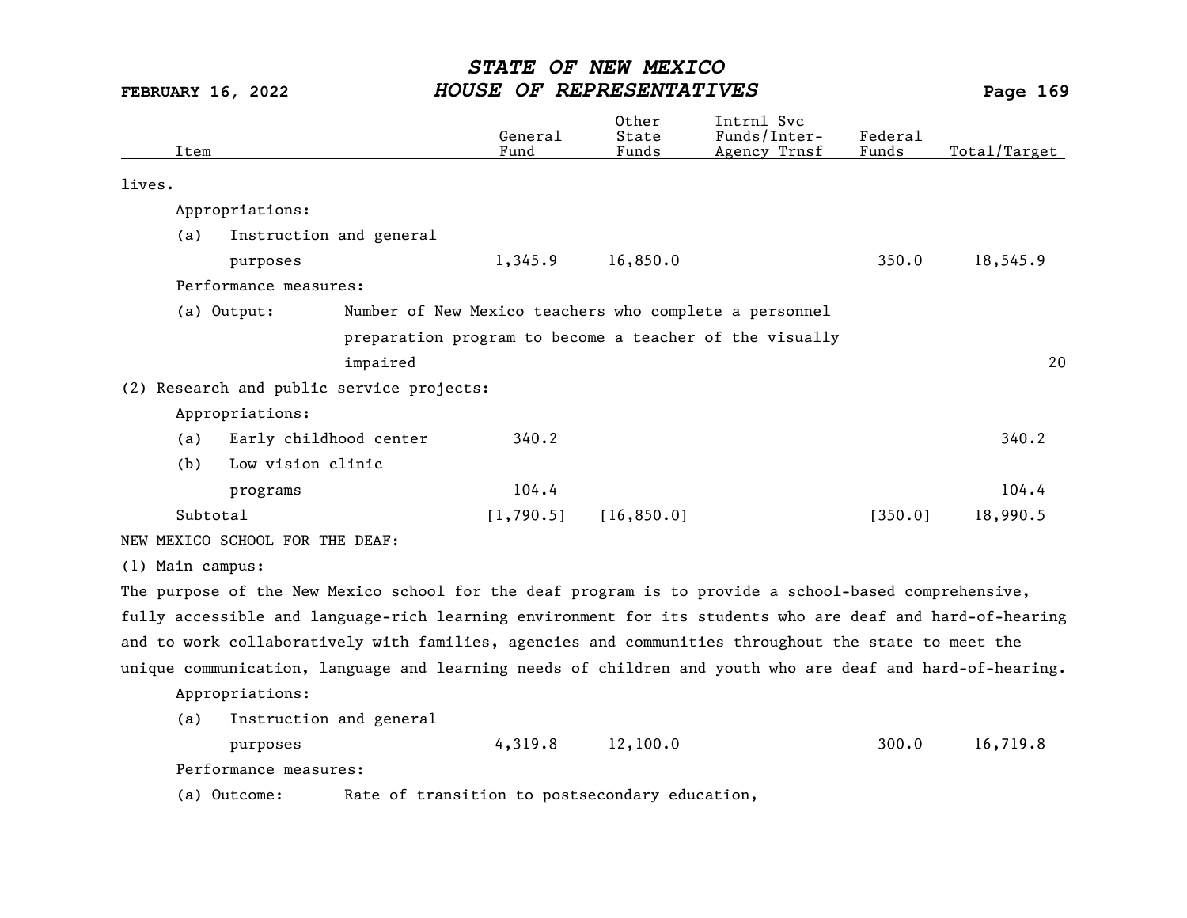| Item | General Fund | Other State Funds | Intrnl Svc Funds/Inter-Agency Trnsf | Federal Funds | Total/Target |
|---|---|---|---|---|---|
| lives. | | | | | |
| Appropriations: | | | | | |
| (a) Instruction and general purposes | 1,345.9 | 16,850.0 | | 350.0 | 18,545.9 |
| Performance measures: | | | | | |
| (a) Output: Number of New Mexico teachers who complete a personnel preparation program to become a teacher of the visually impaired | | | | | 20 |
| (2) Research and public service projects: | | | | | |
| Appropriations: | | | | | |
| (a) Early childhood center | 340.2 | | | | 340.2 |
| (b) Low vision clinic programs | 104.4 | | | | 104.4 |
| Subtotal | [1,790.5] | [16,850.0] | | [350.0] | 18,990.5 |

NEW MEXICO SCHOOL FOR THE DEAF:

(1) Main campus:

The purpose of the New Mexico school for the deaf program is to provide a school-based comprehensive, fully accessible and language-rich learning environment for its students who are deaf and hard-of-hearing and to work collaboratively with families, agencies and communities throughout the state to meet the unique communication, language and learning needs of children and youth who are deaf and hard-of-hearing.

| Item | General Fund | Other State Funds | Intrnl Svc Funds/Inter-Agency Trnsf | Federal Funds | Total/Target |
|---|---|---|---|---|---|
| Appropriations: | | | | | |
| (a) Instruction and general purposes | 4,319.8 | 12,100.0 | | 300.0 | 16,719.8 |
| Performance measures: | | | | | |
| (a) Outcome: Rate of transition to postsecondary education, | | | | | |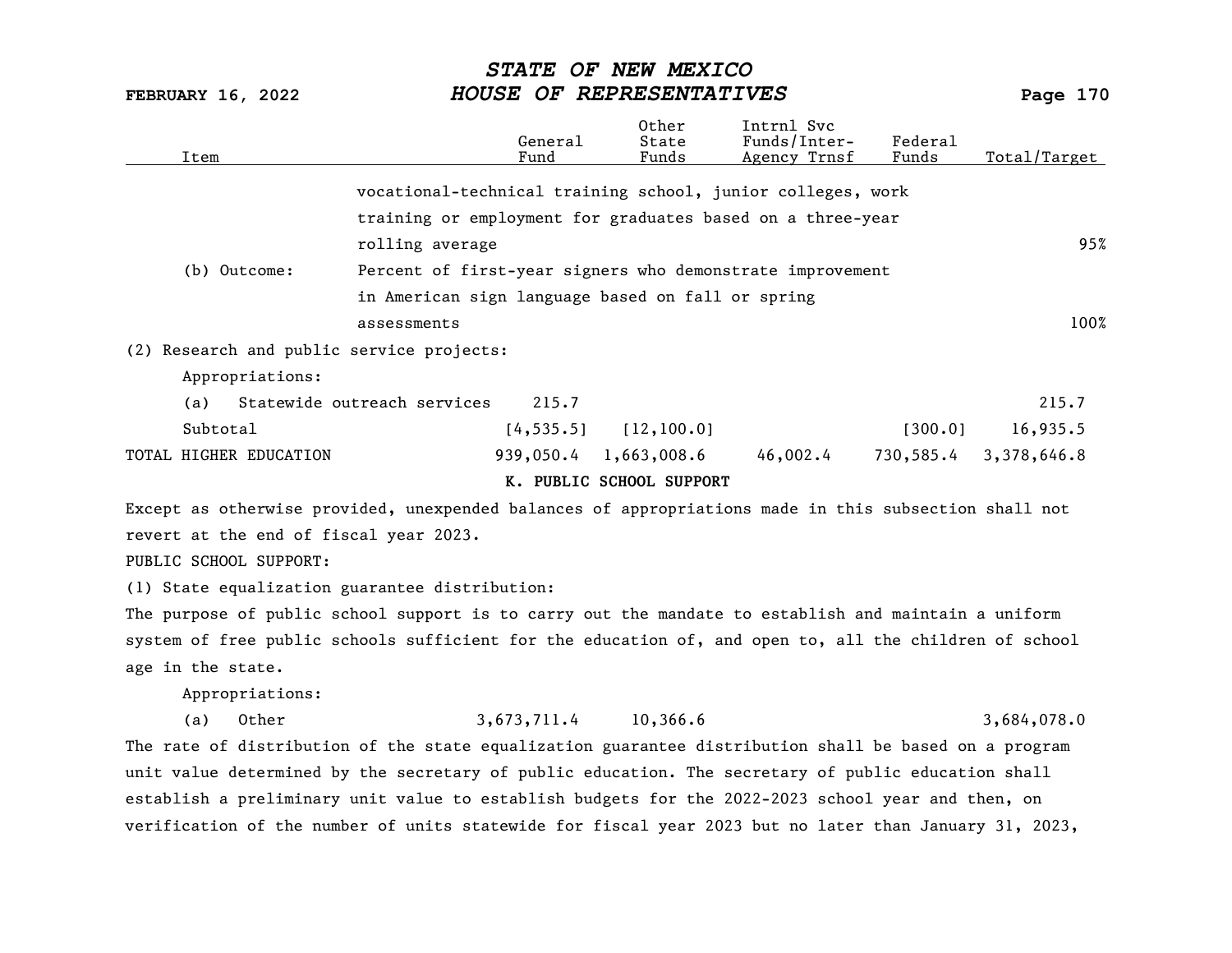| Item | | General Fund | Other State Funds | Intrnl Svc Funds/Inter-Agency Trnsf | Federal Funds | Total/Target |
|---|---|---|---|---|---|---|
| | vocational-technical training school, junior colleges, work training or employment for graduates based on a three-year rolling average | | | | | 95% |
| (b) Outcome: | Percent of first-year signers who demonstrate improvement in American sign language based on fall or spring assessments | | | | | 100% |
| (2) Research and public service projects: | | | | | | |
| Appropriations: | | | | | | |
| (a) Statewide outreach services | | 215.7 | | | | 215.7 |
| Subtotal | | [4,535.5] | [12,100.0] | | [300.0] | 16,935.5 |
| TOTAL HIGHER EDUCATION | | 939,050.4 | 1,663,008.6 | 46,002.4 | 730,585.4 | 3,378,646.8 |

**K. PUBLIC SCHOOL SUPPORT**

Except as otherwise provided, unexpended balances of appropriations made in this subsection shall not revert at the end of fiscal year 2023.

PUBLIC SCHOOL SUPPORT:

(1) State equalization guarantee distribution:

The purpose of public school support is to carry out the mandate to establish and maintain a uniform system of free public schools sufficient for the education of, and open to, all the children of school age in the state.

| Item | General Fund | Other State Funds | Intrnl Svc Funds/Inter-Agency Trnsf | Federal Funds | Total/Target |
|---|---|---|---|---|---|
| Appropriations: | | | | | |
| (a) Other | 3,673,711.4 | 10,366.6 | | | 3,684,078.0 |

The rate of distribution of the state equalization guarantee distribution shall be based on a program unit value determined by the secretary of public education. The secretary of public education shall establish a preliminary unit value to establish budgets for the 2022-2023 school year and then, on verification of the number of units statewide for fiscal year 2023 but no later than January 31, 2023,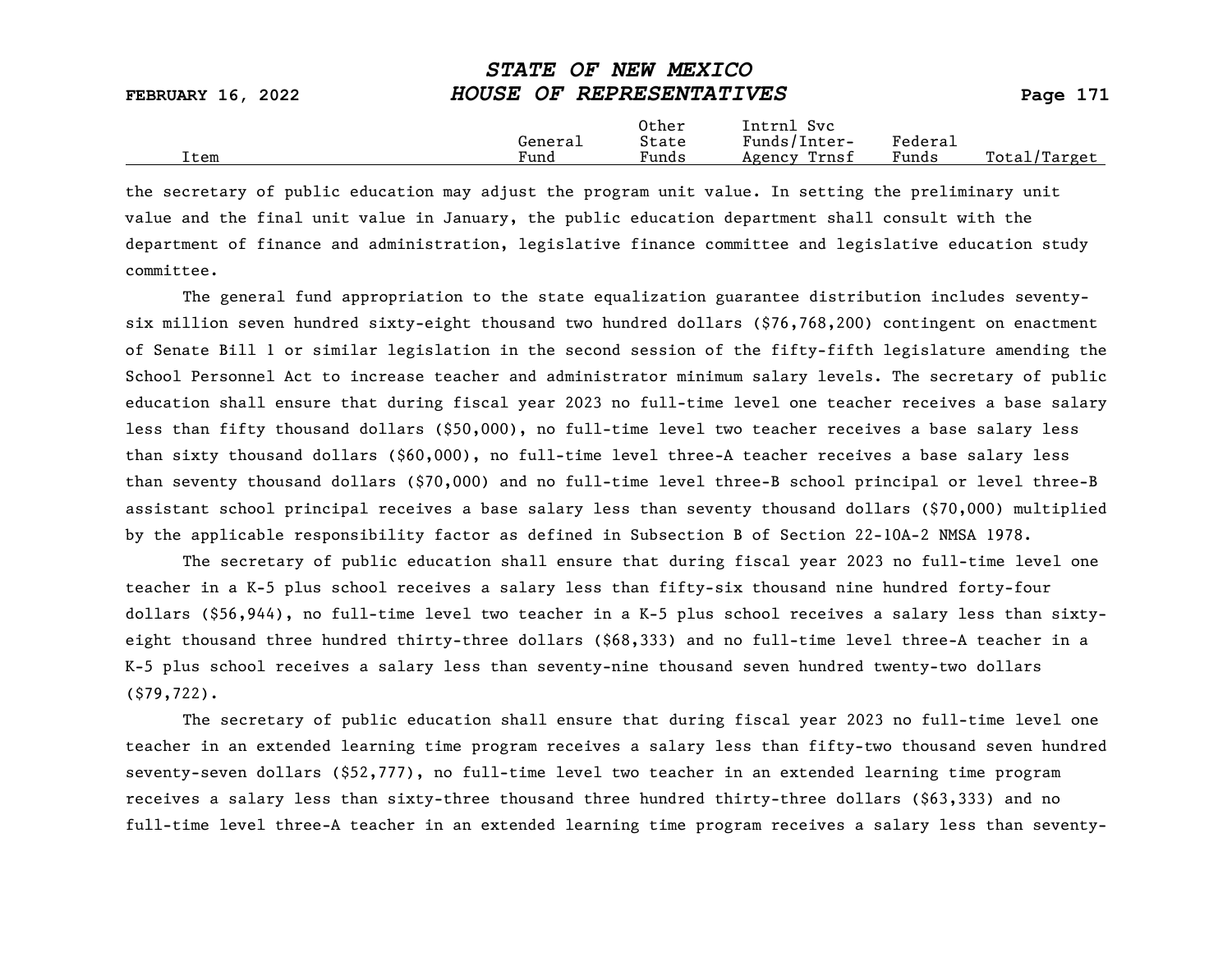the secretary of public education may adjust the program unit value. In setting the preliminary unit value and the final unit value in January, the public education department shall consult with the department of finance and administration, legislative finance committee and legislative education study committee.

The general fund appropriation to the state equalization guarantee distribution includes seventy-six million seven hundred sixty-eight thousand two hundred dollars ($76,768,200) contingent on enactment of Senate Bill 1 or similar legislation in the second session of the fifty-fifth legislature amending the School Personnel Act to increase teacher and administrator minimum salary levels. The secretary of public education shall ensure that during fiscal year 2023 no full-time level one teacher receives a base salary less than fifty thousand dollars ($50,000), no full-time level two teacher receives a base salary less than sixty thousand dollars ($60,000), no full-time level three-A teacher receives a base salary less than seventy thousand dollars ($70,000) and no full-time level three-B school principal or level three-B assistant school principal receives a base salary less than seventy thousand dollars ($70,000) multiplied by the applicable responsibility factor as defined in Subsection B of Section 22-10A-2 NMSA 1978.

The secretary of public education shall ensure that during fiscal year 2023 no full-time level one teacher in a K-5 plus school receives a salary less than fifty-six thousand nine hundred forty-four dollars ($56,944), no full-time level two teacher in a K-5 plus school receives a salary less than sixty-eight thousand three hundred thirty-three dollars ($68,333) and no full-time level three-A teacher in a K-5 plus school receives a salary less than seventy-nine thousand seven hundred twenty-two dollars ($79,722).

The secretary of public education shall ensure that during fiscal year 2023 no full-time level one teacher in an extended learning time program receives a salary less than fifty-two thousand seven hundred seventy-seven dollars ($52,777), no full-time level two teacher in an extended learning time program receives a salary less than sixty-three thousand three hundred thirty-three dollars ($63,333) and no full-time level three-A teacher in an extended learning time program receives a salary less than seventy-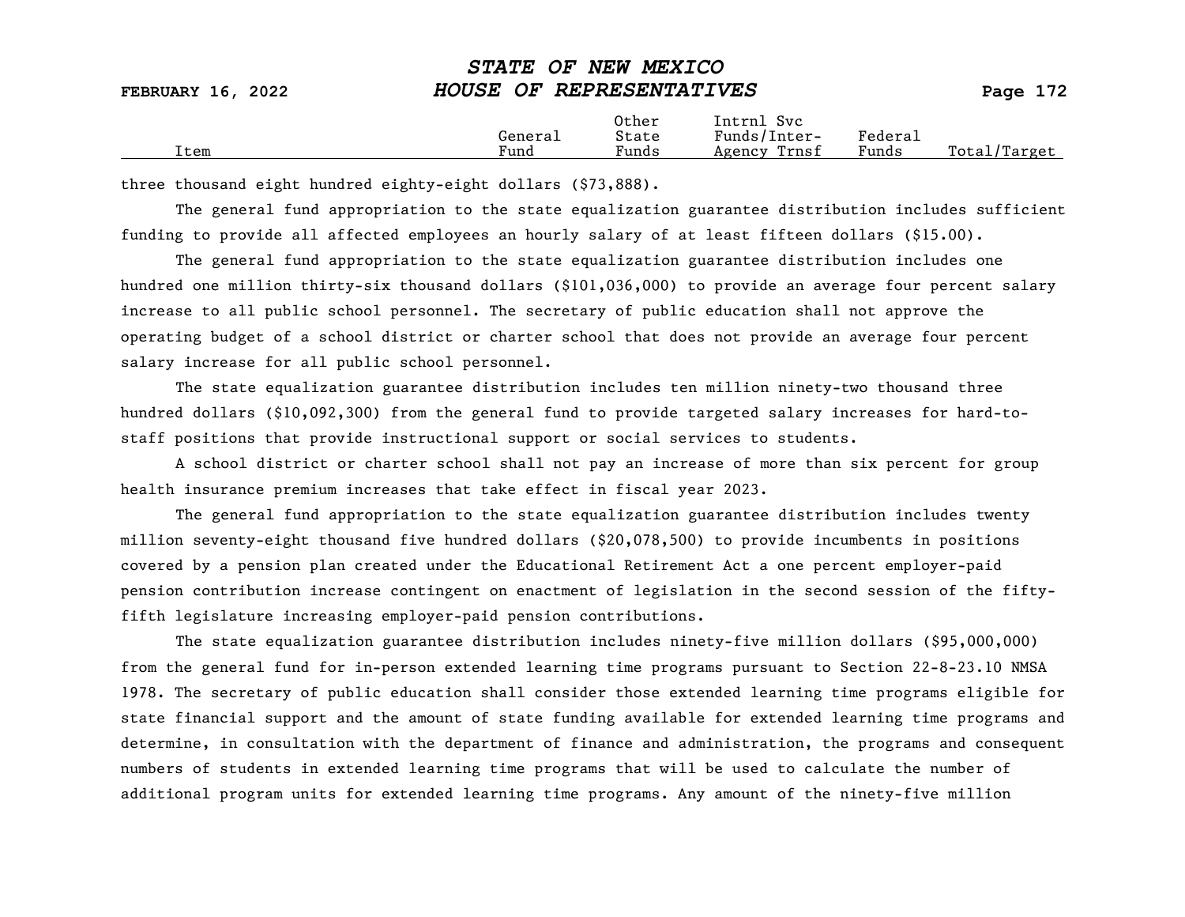| Item | General Fund | Other State Funds | Intrnl Svc Funds/Inter-Agency Trnsf | Federal Funds | Total/Target |
|---|---|---|---|---|---|

three thousand eight hundred eighty-eight dollars ($73,888).

The general fund appropriation to the state equalization guarantee distribution includes sufficient funding to provide all affected employees an hourly salary of at least fifteen dollars ($15.00).

The general fund appropriation to the state equalization guarantee distribution includes one hundred one million thirty-six thousand dollars ($101,036,000) to provide an average four percent salary increase to all public school personnel. The secretary of public education shall not approve the operating budget of a school district or charter school that does not provide an average four percent salary increase for all public school personnel.

The state equalization guarantee distribution includes ten million ninety-two thousand three hundred dollars ($10,092,300) from the general fund to provide targeted salary increases for hard-to-staff positions that provide instructional support or social services to students.

A school district or charter school shall not pay an increase of more than six percent for group health insurance premium increases that take effect in fiscal year 2023.

The general fund appropriation to the state equalization guarantee distribution includes twenty million seventy-eight thousand five hundred dollars ($20,078,500) to provide incumbents in positions covered by a pension plan created under the Educational Retirement Act a one percent employer-paid pension contribution increase contingent on enactment of legislation in the second session of the fifty-fifth legislature increasing employer-paid pension contributions.

The state equalization guarantee distribution includes ninety-five million dollars ($95,000,000) from the general fund for in-person extended learning time programs pursuant to Section 22-8-23.10 NMSA 1978. The secretary of public education shall consider those extended learning time programs eligible for state financial support and the amount of state funding available for extended learning time programs and determine, in consultation with the department of finance and administration, the programs and consequent numbers of students in extended learning time programs that will be used to calculate the number of additional program units for extended learning time programs. Any amount of the ninety-five million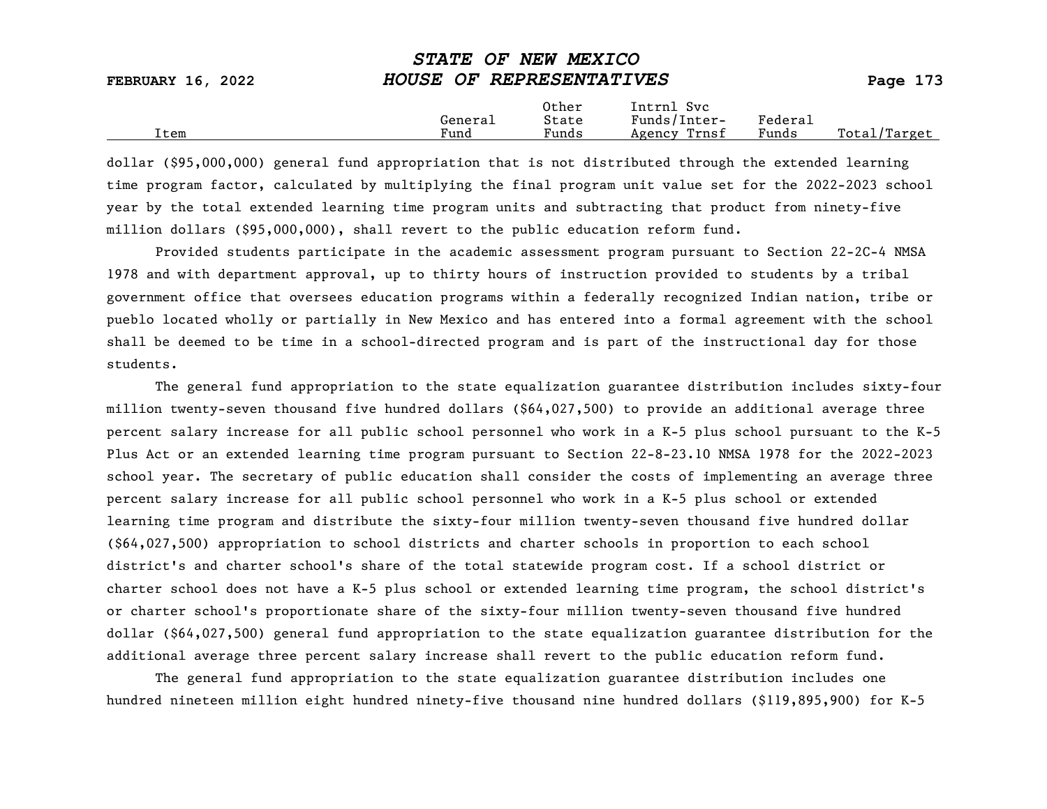dollar ($95,000,000) general fund appropriation that is not distributed through the extended learning time program factor, calculated by multiplying the final program unit value set for the 2022-2023 school year by the total extended learning time program units and subtracting that product from ninety-five million dollars ($95,000,000), shall revert to the public education reform fund.

Provided students participate in the academic assessment program pursuant to Section 22-2C-4 NMSA 1978 and with department approval, up to thirty hours of instruction provided to students by a tribal government office that oversees education programs within a federally recognized Indian nation, tribe or pueblo located wholly or partially in New Mexico and has entered into a formal agreement with the school shall be deemed to be time in a school-directed program and is part of the instructional day for those students.

The general fund appropriation to the state equalization guarantee distribution includes sixty-four million twenty-seven thousand five hundred dollars ($64,027,500) to provide an additional average three percent salary increase for all public school personnel who work in a K-5 plus school pursuant to the K-5 Plus Act or an extended learning time program pursuant to Section 22-8-23.10 NMSA 1978 for the 2022-2023 school year. The secretary of public education shall consider the costs of implementing an average three percent salary increase for all public school personnel who work in a K-5 plus school or extended learning time program and distribute the sixty-four million twenty-seven thousand five hundred dollar ($64,027,500) appropriation to school districts and charter schools in proportion to each school district's and charter school's share of the total statewide program cost. If a school district or charter school does not have a K-5 plus school or extended learning time program, the school district's or charter school's proportionate share of the sixty-four million twenty-seven thousand five hundred dollar ($64,027,500) general fund appropriation to the state equalization guarantee distribution for the additional average three percent salary increase shall revert to the public education reform fund.

The general fund appropriation to the state equalization guarantee distribution includes one hundred nineteen million eight hundred ninety-five thousand nine hundred dollars ($119,895,900) for K-5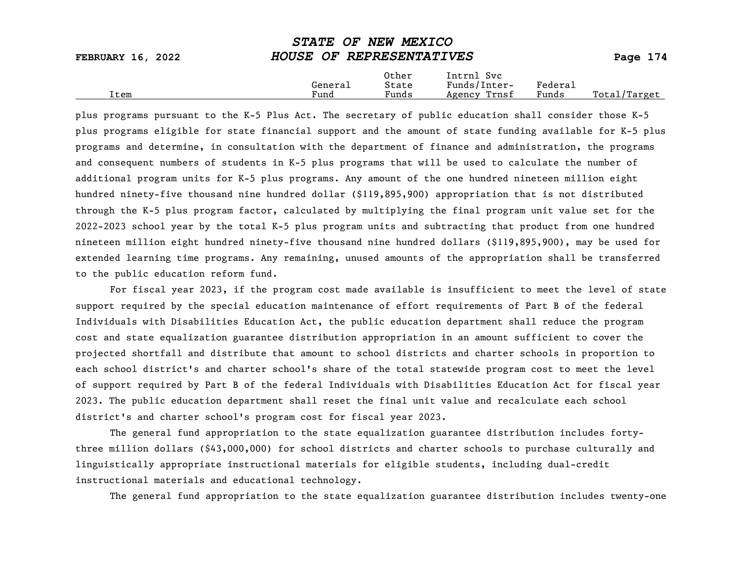| Item | General Fund | Other State Funds | Intrnl Svc Funds/Inter-Agency Trnsf | Federal Funds | Total/Target |
|---|---|---|---|---|---|

plus programs pursuant to the K-5 Plus Act. The secretary of public education shall consider those K-5 plus programs eligible for state financial support and the amount of state funding available for K-5 plus programs and determine, in consultation with the department of finance and administration, the programs and consequent numbers of students in K-5 plus programs that will be used to calculate the number of additional program units for K-5 plus programs. Any amount of the one hundred nineteen million eight hundred ninety-five thousand nine hundred dollar ($119,895,900) appropriation that is not distributed through the K-5 plus program factor, calculated by multiplying the final program unit value set for the 2022-2023 school year by the total K-5 plus program units and subtracting that product from one hundred nineteen million eight hundred ninety-five thousand nine hundred dollars ($119,895,900), may be used for extended learning time programs. Any remaining, unused amounts of the appropriation shall be transferred to the public education reform fund.

For fiscal year 2023, if the program cost made available is insufficient to meet the level of state support required by the special education maintenance of effort requirements of Part B of the federal Individuals with Disabilities Education Act, the public education department shall reduce the program cost and state equalization guarantee distribution appropriation in an amount sufficient to cover the projected shortfall and distribute that amount to school districts and charter schools in proportion to each school district's and charter school's share of the total statewide program cost to meet the level of support required by Part B of the federal Individuals with Disabilities Education Act for fiscal year 2023. The public education department shall reset the final unit value and recalculate each school district's and charter school's program cost for fiscal year 2023.

The general fund appropriation to the state equalization guarantee distribution includes forty-three million dollars ($43,000,000) for school districts and charter schools to purchase culturally and linguistically appropriate instructional materials for eligible students, including dual-credit instructional materials and educational technology.

The general fund appropriation to the state equalization guarantee distribution includes twenty-one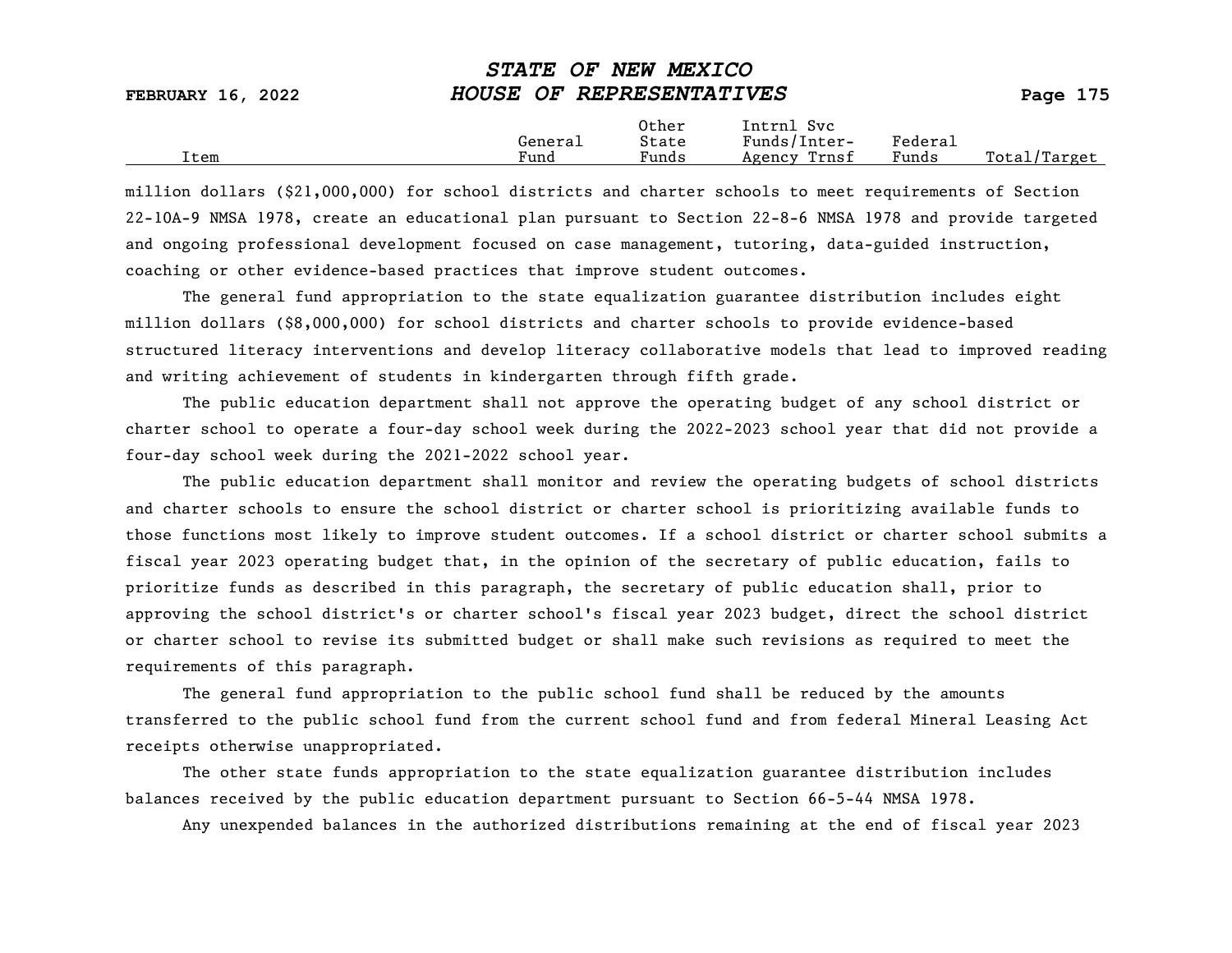| Item | General Fund | Other State Funds | Intrnl Svc Funds/Inter-Agency Trnsf | Federal Funds | Total/Target |
|---|---|---|---|---|---|

million dollars ($21,000,000) for school districts and charter schools to meet requirements of Section 22-10A-9 NMSA 1978, create an educational plan pursuant to Section 22-8-6 NMSA 1978 and provide targeted and ongoing professional development focused on case management, tutoring, data-guided instruction, coaching or other evidence-based practices that improve student outcomes.

The general fund appropriation to the state equalization guarantee distribution includes eight million dollars ($8,000,000) for school districts and charter schools to provide evidence-based structured literacy interventions and develop literacy collaborative models that lead to improved reading and writing achievement of students in kindergarten through fifth grade.

The public education department shall not approve the operating budget of any school district or charter school to operate a four-day school week during the 2022-2023 school year that did not provide a four-day school week during the 2021-2022 school year.

The public education department shall monitor and review the operating budgets of school districts and charter schools to ensure the school district or charter school is prioritizing available funds to those functions most likely to improve student outcomes. If a school district or charter school submits a fiscal year 2023 operating budget that, in the opinion of the secretary of public education, fails to prioritize funds as described in this paragraph, the secretary of public education shall, prior to approving the school district's or charter school's fiscal year 2023 budget, direct the school district or charter school to revise its submitted budget or shall make such revisions as required to meet the requirements of this paragraph.

The general fund appropriation to the public school fund shall be reduced by the amounts transferred to the public school fund from the current school fund and from federal Mineral Leasing Act receipts otherwise unappropriated.

The other state funds appropriation to the state equalization guarantee distribution includes balances received by the public education department pursuant to Section 66-5-44 NMSA 1978.

Any unexpended balances in the authorized distributions remaining at the end of fiscal year 2023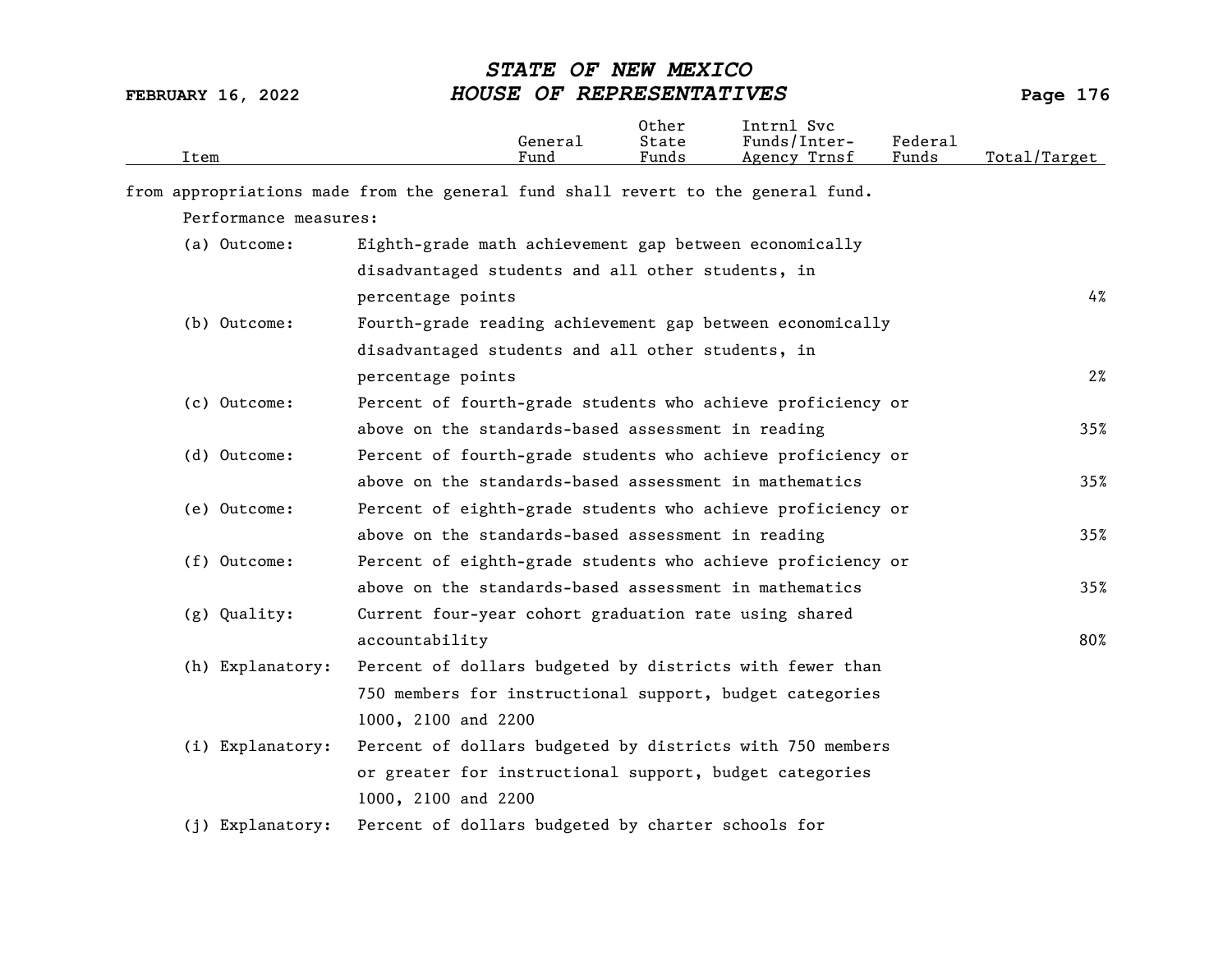| Item | General Fund | Other State Funds | Intrnl Svc Funds/Inter-Agency Trnsf | Federal Funds | Total/Target |
|---|---|---|---|---|---|

from appropriations made from the general fund shall revert to the general fund.

Performance measures:

| Item | | Total/Target |
|---|---|---|
| (a) Outcome: | Eighth-grade math achievement gap between economically disadvantaged students and all other students, in percentage points | 4% |
| (b) Outcome: | Fourth-grade reading achievement gap between economically disadvantaged students and all other students, in percentage points | 2% |
| (c) Outcome: | Percent of fourth-grade students who achieve proficiency or above on the standards-based assessment in reading | 35% |
| (d) Outcome: | Percent of fourth-grade students who achieve proficiency or above on the standards-based assessment in mathematics | 35% |
| (e) Outcome: | Percent of eighth-grade students who achieve proficiency or above on the standards-based assessment in reading | 35% |
| (f) Outcome: | Percent of eighth-grade students who achieve proficiency or above on the standards-based assessment in mathematics | 35% |
| (g) Quality: | Current four-year cohort graduation rate using shared accountability | 80% |
| (h) Explanatory: | Percent of dollars budgeted by districts with fewer than 750 members for instructional support, budget categories 1000, 2100 and 2200 | |
| (i) Explanatory: | Percent of dollars budgeted by districts with 750 members or greater for instructional support, budget categories 1000, 2100 and 2200 | |
| (j) Explanatory: | Percent of dollars budgeted by charter schools for | |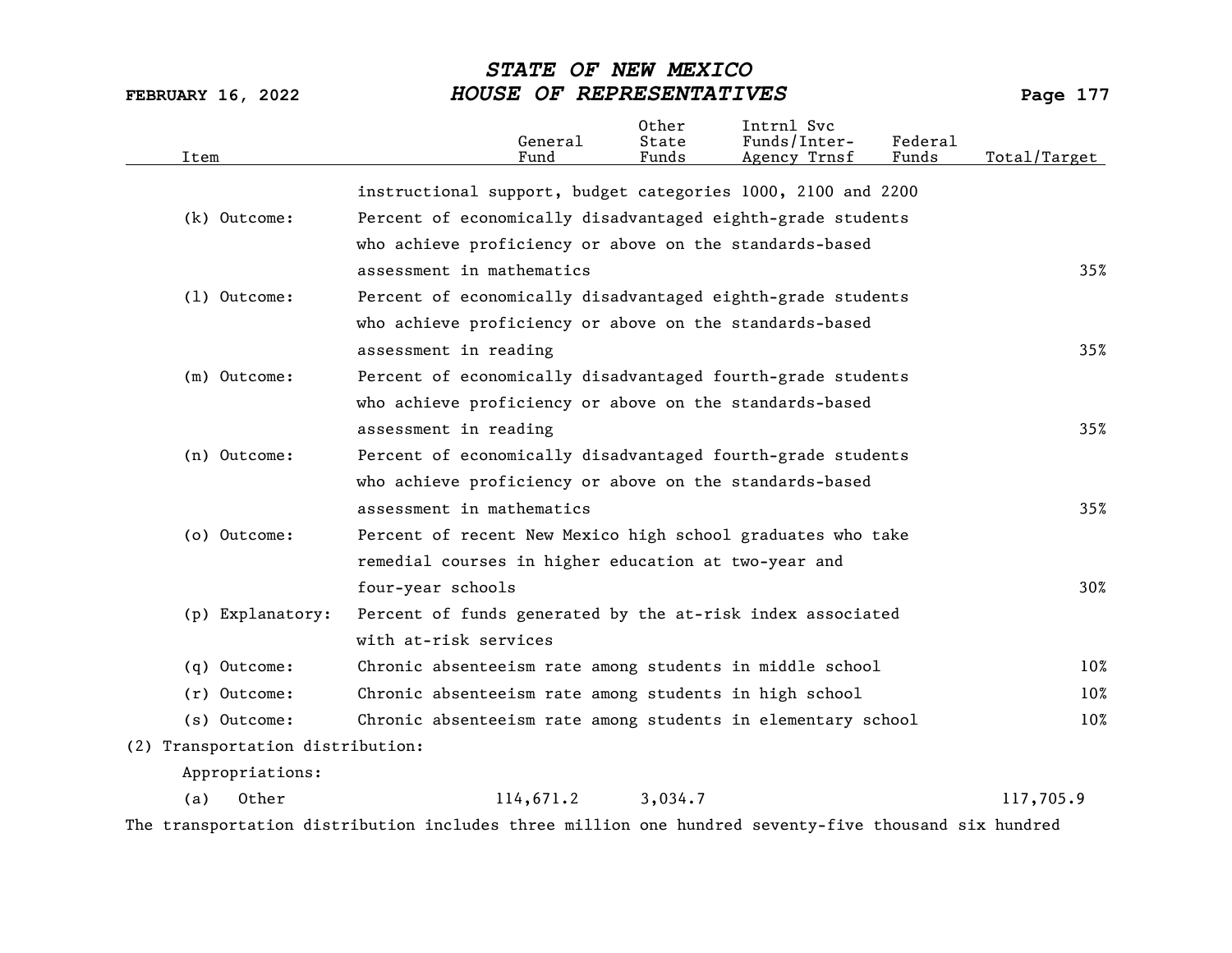| Item | | General Fund | Other State Funds | Intrnl Svc Funds/Inter-Agency Trnsf | Federal Funds | Total/Target |
|---|---|---|---|---|---|---|
| | instructional support, budget categories 1000, 2100 and 2200 | | | | | |
| (k) Outcome: | Percent of economically disadvantaged eighth-grade students who achieve proficiency or above on the standards-based assessment in mathematics | | | | | 35% |
| (l) Outcome: | Percent of economically disadvantaged eighth-grade students who achieve proficiency or above on the standards-based assessment in reading | | | | | 35% |
| (m) Outcome: | Percent of economically disadvantaged fourth-grade students who achieve proficiency or above on the standards-based assessment in reading | | | | | 35% |
| (n) Outcome: | Percent of economically disadvantaged fourth-grade students who achieve proficiency or above on the standards-based assessment in mathematics | | | | | 35% |
| (o) Outcome: | Percent of recent New Mexico high school graduates who take remedial courses in higher education at two-year and four-year schools | | | | | 30% |
| (p) Explanatory: | Percent of funds generated by the at-risk index associated with at-risk services | | | | | |
| (q) Outcome: | Chronic absenteeism rate among students in middle school | | | | | 10% |
| (r) Outcome: | Chronic absenteeism rate among students in high school | | | | | 10% |
| (s) Outcome: | Chronic absenteeism rate among students in elementary school | | | | | 10% |
| (2) Transportation distribution: | | | | | | |
| Appropriations: | | | | | | |
| (a) Other | | 114,671.2 | 3,034.7 | | | 117,705.9 |

The transportation distribution includes three million one hundred seventy-five thousand six hundred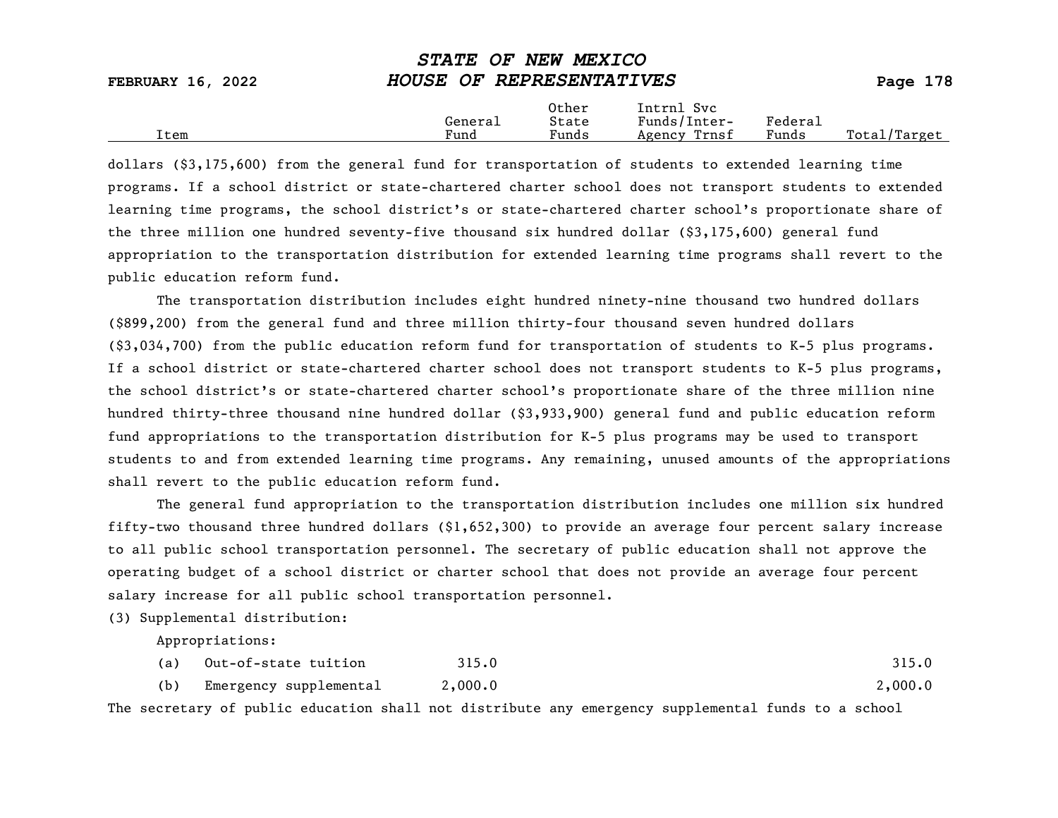| Item | General Fund | Other State Funds | Intrnl Svc Funds/Inter-Agency Trnsf | Federal Funds | Total/Target |
|---|---|---|---|---|---|

dollars ($3,175,600) from the general fund for transportation of students to extended learning time programs. If a school district or state-chartered charter school does not transport students to extended learning time programs, the school district's or state-chartered charter school's proportionate share of the three million one hundred seventy-five thousand six hundred dollar ($3,175,600) general fund appropriation to the transportation distribution for extended learning time programs shall revert to the public education reform fund.

The transportation distribution includes eight hundred ninety-nine thousand two hundred dollars ($899,200) from the general fund and three million thirty-four thousand seven hundred dollars ($3,034,700) from the public education reform fund for transportation of students to K-5 plus programs. If a school district or state-chartered charter school does not transport students to K-5 plus programs, the school district's or state-chartered charter school's proportionate share of the three million nine hundred thirty-three thousand nine hundred dollar ($3,933,900) general fund and public education reform fund appropriations to the transportation distribution for K-5 plus programs may be used to transport students to and from extended learning time programs. Any remaining, unused amounts of the appropriations shall revert to the public education reform fund.

The general fund appropriation to the transportation distribution includes one million six hundred fifty-two thousand three hundred dollars ($1,652,300) to provide an average four percent salary increase to all public school transportation personnel. The secretary of public education shall not approve the operating budget of a school district or charter school that does not provide an average four percent salary increase for all public school transportation personnel.

(3) Supplemental distribution:

Appropriations:

| Item | General Fund | Other State Funds | Intrnl Svc Funds/Inter-Agency Trnsf | Federal Funds | Total/Target |
|---|---|---|---|---|---|
| (a) Out-of-state tuition | 315.0 | | | | 315.0 |
| (b) Emergency supplemental | 2,000.0 | | | | 2,000.0 |

The secretary of public education shall not distribute any emergency supplemental funds to a school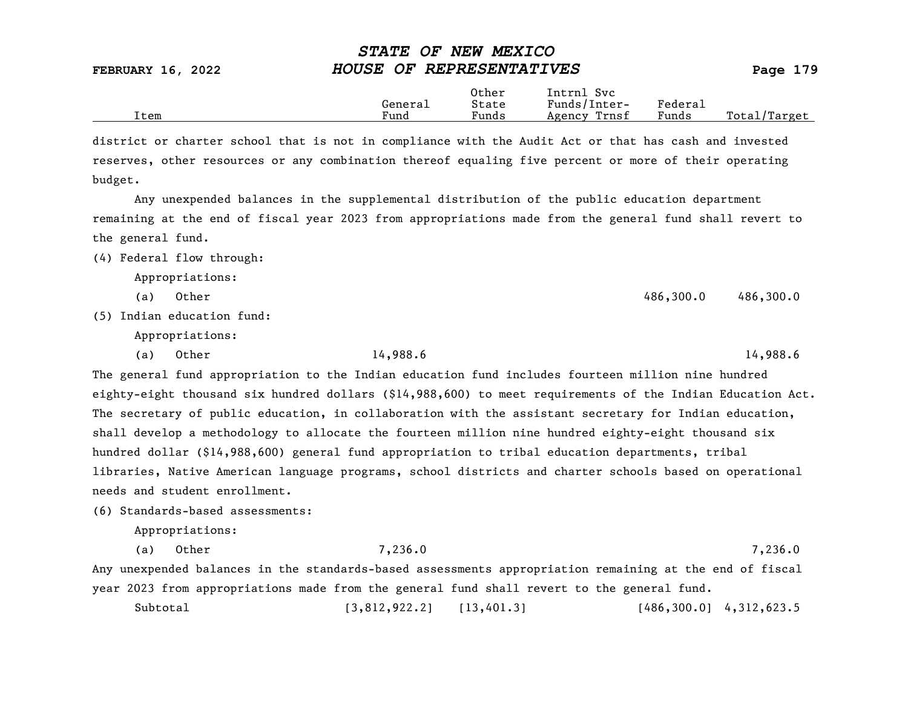| Item | General Fund | Other State Funds | Intrnl Svc Funds/Inter-Agency Trnsf | Federal Funds | Total/Target |
|---|---|---|---|---|---|

district or charter school that is not in compliance with the Audit Act or that has cash and invested reserves, other resources or any combination thereof equaling five percent or more of their operating budget.

Any unexpended balances in the supplemental distribution of the public education department remaining at the end of fiscal year 2023 from appropriations made from the general fund shall revert to the general fund.

(4) Federal flow through:

| Item | General Fund | Other State Funds | Intrnl Svc Funds/Inter-Agency Trnsf | Federal Funds | Total/Target |
|---|---|---|---|---|---|
| Appropriations: | | | | | |
| (a) Other | | | | 486,300.0 | 486,300.0 |

(5) Indian education fund:

| Item | General Fund | Other State Funds | Intrnl Svc Funds/Inter-Agency Trnsf | Federal Funds | Total/Target |
|---|---|---|---|---|---|
| Appropriations: | | | | | |
| (a) Other | 14,988.6 | | | | 14,988.6 |

The general fund appropriation to the Indian education fund includes fourteen million nine hundred eighty-eight thousand six hundred dollars ($14,988,600) to meet requirements of the Indian Education Act. The secretary of public education, in collaboration with the assistant secretary for Indian education, shall develop a methodology to allocate the fourteen million nine hundred eighty-eight thousand six hundred dollar ($14,988,600) general fund appropriation to tribal education departments, tribal libraries, Native American language programs, school districts and charter schools based on operational needs and student enrollment.

(6) Standards-based assessments:

| Item | General Fund | Other State Funds | Intrnl Svc Funds/Inter-Agency Trnsf | Federal Funds | Total/Target |
|---|---|---|---|---|---|
| Appropriations: | | | | | |
| (a) Other | 7,236.0 | | | | 7,236.0 |

Any unexpended balances in the standards-based assessments appropriation remaining at the end of fiscal year 2023 from appropriations made from the general fund shall revert to the general fund.

| Item | General Fund | Other State Funds | Intrnl Svc Funds/Inter-Agency Trnsf | Federal Funds | Total/Target |
|---|---|---|---|---|---|
| Subtotal | [3,812,922.2] | [13,401.3] | | [486,300.0] | 4,312,623.5 |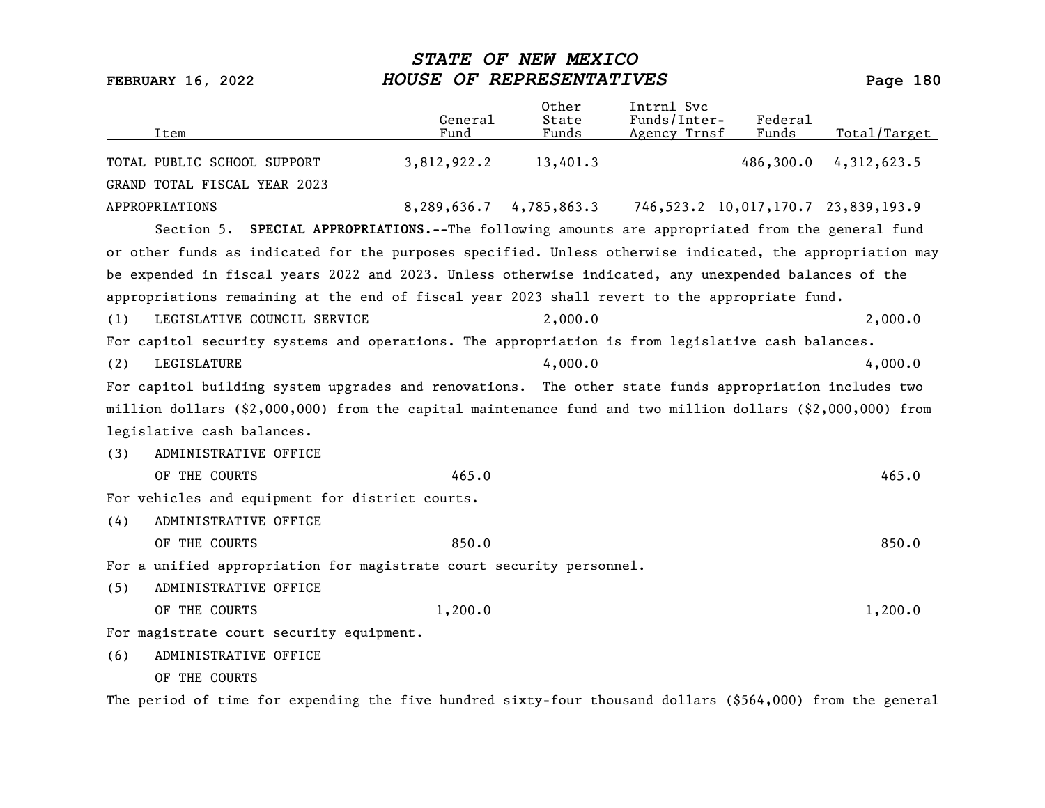| Item | General Fund | Other State Funds | Intrnl Svc Funds/Inter-Agency Trnsf | Federal Funds | Total/Target |
|---|---|---|---|---|---|
| TOTAL PUBLIC SCHOOL SUPPORT | 3,812,922.2 | 13,401.3 | | 486,300.0 | 4,312,623.5 |
| GRAND TOTAL FISCAL YEAR 2023 APPROPRIATIONS | 8,289,636.7 | 4,785,863.3 | 746,523.2 | 10,017,170.7 | 23,839,193.9 |

Section 5. **SPECIAL APPROPRIATIONS.--**The following amounts are appropriated from the general fund or other funds as indicated for the purposes specified. Unless otherwise indicated, the appropriation may be expended in fiscal years 2022 and 2023. Unless otherwise indicated, any unexpended balances of the appropriations remaining at the end of fiscal year 2023 shall revert to the appropriate fund.

| Item | General Fund | Other State Funds | Intrnl Svc Funds/Inter-Agency Trnsf | Federal Funds | Total/Target |
|---|---|---|---|---|---|
| (1) LEGISLATIVE COUNCIL SERVICE | | 2,000.0 | | | 2,000.0 |

For capitol security systems and operations. The appropriation is from legislative cash balances.

| Item | General Fund | Other State Funds | Intrnl Svc Funds/Inter-Agency Trnsf | Federal Funds | Total/Target |
|---|---|---|---|---|---|
| (2) LEGISLATURE | | 4,000.0 | | | 4,000.0 |

For capitol building system upgrades and renovations. The other state funds appropriation includes two million dollars ($2,000,000) from the capital maintenance fund and two million dollars ($2,000,000) from legislative cash balances.

| Item | General Fund | Other State Funds | Intrnl Svc Funds/Inter-Agency Trnsf | Federal Funds | Total/Target |
|---|---|---|---|---|---|
| (3) ADMINISTRATIVE OFFICE OF THE COURTS | 465.0 | | | | 465.0 |

For vehicles and equipment for district courts.

| Item | General Fund | Other State Funds | Intrnl Svc Funds/Inter-Agency Trnsf | Federal Funds | Total/Target |
|---|---|---|---|---|---|
| (4) ADMINISTRATIVE OFFICE OF THE COURTS | 850.0 | | | | 850.0 |

For a unified appropriation for magistrate court security personnel.

| Item | General Fund | Other State Funds | Intrnl Svc Funds/Inter-Agency Trnsf | Federal Funds | Total/Target |
|---|---|---|---|---|---|
| (5) ADMINISTRATIVE OFFICE OF THE COURTS | 1,200.0 | | | | 1,200.0 |

For magistrate court security equipment.

(6) ADMINISTRATIVE OFFICE OF THE COURTS

The period of time for expending the five hundred sixty-four thousand dollars ($564,000) from the general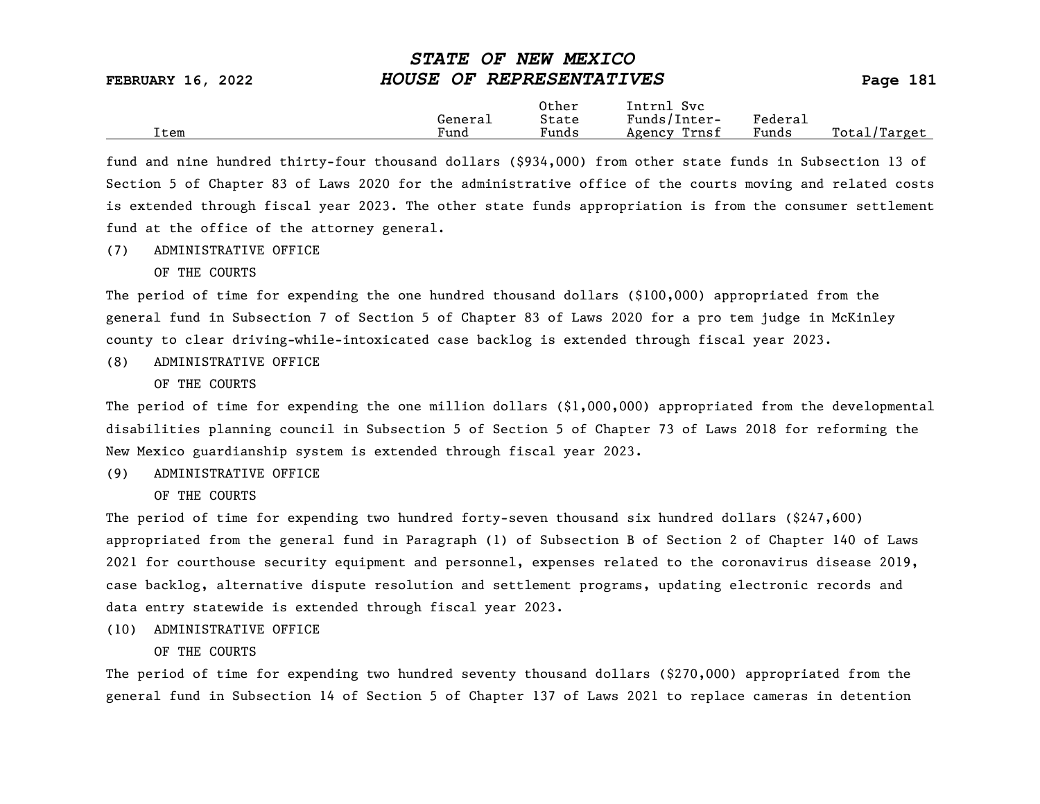| Item | General Fund | Other State Funds | Intrnl Svc Funds/Inter-Agency Trnsf | Federal Funds | Total/Target |
|---|---|---|---|---|---|

fund and nine hundred thirty-four thousand dollars ($934,000) from other state funds in Subsection 13 of Section 5 of Chapter 83 of Laws 2020 for the administrative office of the courts moving and related costs is extended through fiscal year 2023. The other state funds appropriation is from the consumer settlement fund at the office of the attorney general.

(7) ADMINISTRATIVE OFFICE
OF THE COURTS

The period of time for expending the one hundred thousand dollars ($100,000) appropriated from the general fund in Subsection 7 of Section 5 of Chapter 83 of Laws 2020 for a pro tem judge in McKinley county to clear driving-while-intoxicated case backlog is extended through fiscal year 2023.

(8) ADMINISTRATIVE OFFICE
OF THE COURTS

The period of time for expending the one million dollars ($1,000,000) appropriated from the developmental disabilities planning council in Subsection 5 of Section 5 of Chapter 73 of Laws 2018 for reforming the New Mexico guardianship system is extended through fiscal year 2023.

(9) ADMINISTRATIVE OFFICE
OF THE COURTS

The period of time for expending two hundred forty-seven thousand six hundred dollars ($247,600) appropriated from the general fund in Paragraph (1) of Subsection B of Section 2 of Chapter 140 of Laws 2021 for courthouse security equipment and personnel, expenses related to the coronavirus disease 2019, case backlog, alternative dispute resolution and settlement programs, updating electronic records and data entry statewide is extended through fiscal year 2023.

(10) ADMINISTRATIVE OFFICE
OF THE COURTS

The period of time for expending two hundred seventy thousand dollars ($270,000) appropriated from the general fund in Subsection 14 of Section 5 of Chapter 137 of Laws 2021 to replace cameras in detention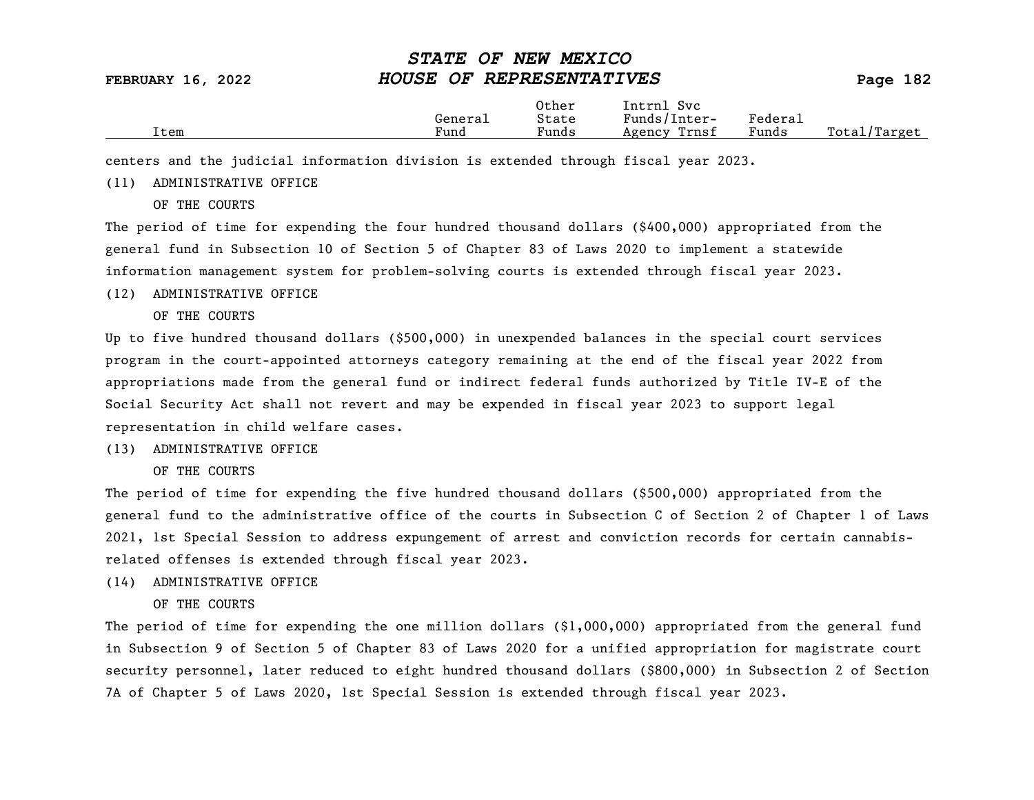| Item | General Fund | Other State Funds | Intrnl Svc Funds/Inter-Agency Trnsf | Federal Funds | Total/Target |
|---|---|---|---|---|---|

centers and the judicial information division is extended through fiscal year 2023.

(11) ADMINISTRATIVE OFFICE
OF THE COURTS

The period of time for expending the four hundred thousand dollars ($400,000) appropriated from the general fund in Subsection 10 of Section 5 of Chapter 83 of Laws 2020 to implement a statewide information management system for problem-solving courts is extended through fiscal year 2023.

(12) ADMINISTRATIVE OFFICE
OF THE COURTS

Up to five hundred thousand dollars ($500,000) in unexpended balances in the special court services program in the court-appointed attorneys category remaining at the end of the fiscal year 2022 from appropriations made from the general fund or indirect federal funds authorized by Title IV-E of the Social Security Act shall not revert and may be expended in fiscal year 2023 to support legal representation in child welfare cases.

(13) ADMINISTRATIVE OFFICE
OF THE COURTS

The period of time for expending the five hundred thousand dollars ($500,000) appropriated from the general fund to the administrative office of the courts in Subsection C of Section 2 of Chapter 1 of Laws 2021, 1st Special Session to address expungement of arrest and conviction records for certain cannabis-related offenses is extended through fiscal year 2023.

(14) ADMINISTRATIVE OFFICE
OF THE COURTS

The period of time for expending the one million dollars ($1,000,000) appropriated from the general fund in Subsection 9 of Section 5 of Chapter 83 of Laws 2020 for a unified appropriation for magistrate court security personnel, later reduced to eight hundred thousand dollars ($800,000) in Subsection 2 of Section 7A of Chapter 5 of Laws 2020, 1st Special Session is extended through fiscal year 2023.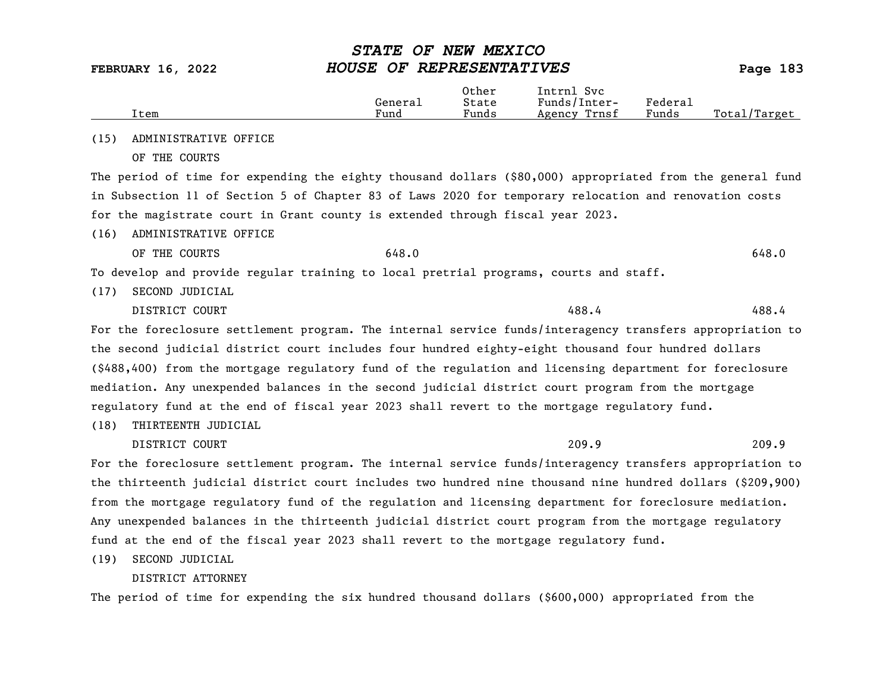| Item | General Fund | Other State Funds | Intrnl Svc Funds/Inter-Agency Trnsf | Federal Funds | Total/Target |
|---|---|---|---|---|---|
| (15) ADMINISTRATIVE OFFICE OF THE COURTS | | | | | |

The period of time for expending the eighty thousand dollars ($80,000) appropriated from the general fund in Subsection 11 of Section 5 of Chapter 83 of Laws 2020 for temporary relocation and renovation costs for the magistrate court in Grant county is extended through fiscal year 2023.

| Item | General Fund | Other State Funds | Intrnl Svc Funds/Inter-Agency Trnsf | Federal Funds | Total/Target |
|---|---|---|---|---|---|
| (16) ADMINISTRATIVE OFFICE OF THE COURTS | 648.0 | | | | 648.0 |

To develop and provide regular training to local pretrial programs, courts and staff.

| Item | General Fund | Other State Funds | Intrnl Svc Funds/Inter-Agency Trnsf | Federal Funds | Total/Target |
|---|---|---|---|---|---|
| (17) SECOND JUDICIAL DISTRICT COURT | | | 488.4 | | 488.4 |

For the foreclosure settlement program. The internal service funds/interagency transfers appropriation to the second judicial district court includes four hundred eighty-eight thousand four hundred dollars ($488,400) from the mortgage regulatory fund of the regulation and licensing department for foreclosure mediation. Any unexpended balances in the second judicial district court program from the mortgage regulatory fund at the end of fiscal year 2023 shall revert to the mortgage regulatory fund.

| Item | General Fund | Other State Funds | Intrnl Svc Funds/Inter-Agency Trnsf | Federal Funds | Total/Target |
|---|---|---|---|---|---|
| (18) THIRTEENTH JUDICIAL DISTRICT COURT | | | 209.9 | | 209.9 |

For the foreclosure settlement program. The internal service funds/interagency transfers appropriation to the thirteenth judicial district court includes two hundred nine thousand nine hundred dollars ($209,900) from the mortgage regulatory fund of the regulation and licensing department for foreclosure mediation. Any unexpended balances in the thirteenth judicial district court program from the mortgage regulatory fund at the end of the fiscal year 2023 shall revert to the mortgage regulatory fund.

(19) SECOND JUDICIAL DISTRICT ATTORNEY

The period of time for expending the six hundred thousand dollars ($600,000) appropriated from the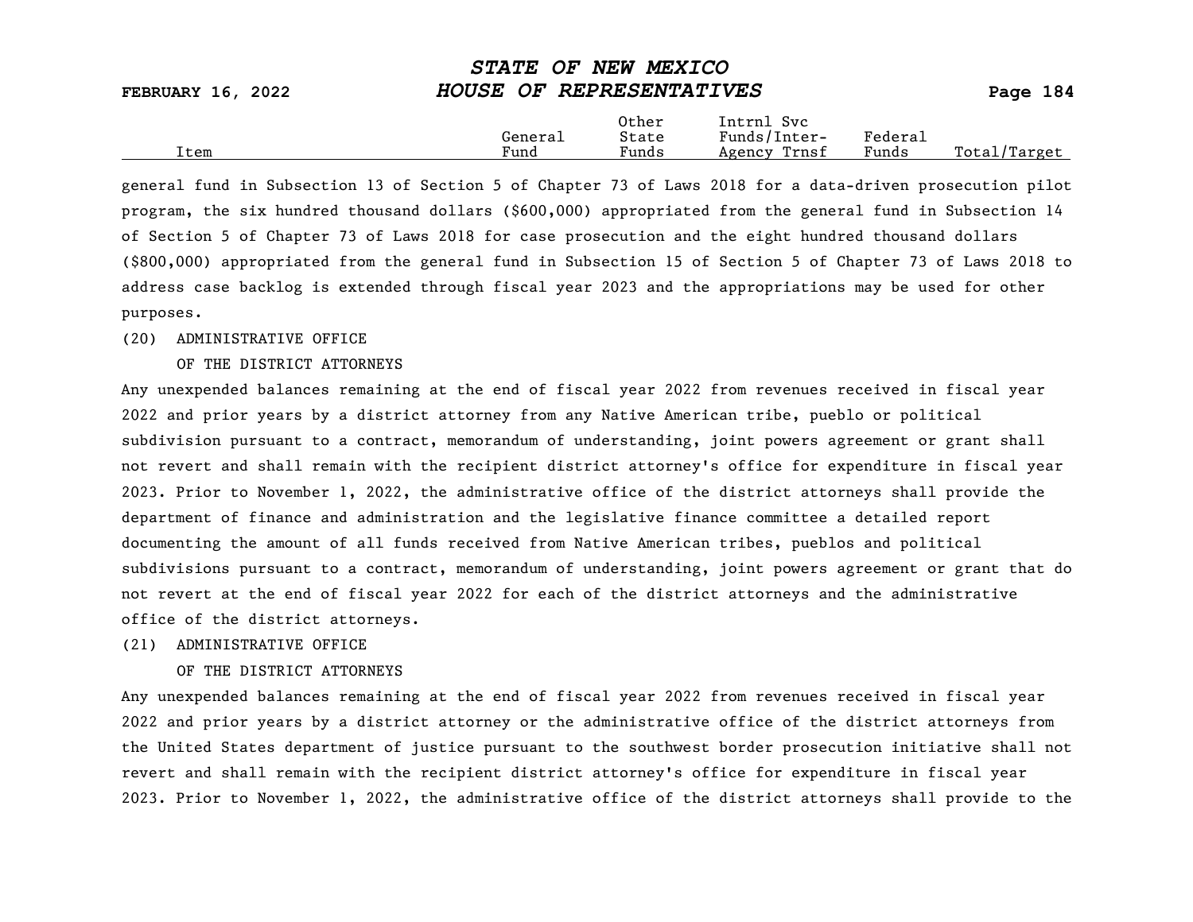| Item | General Fund | Other State Funds | Intrnl Svc Funds/Inter-Agency Trnsf | Federal Funds | Total/Target |
|---|---|---|---|---|---|

general fund in Subsection 13 of Section 5 of Chapter 73 of Laws 2018 for a data-driven prosecution pilot program, the six hundred thousand dollars ($600,000) appropriated from the general fund in Subsection 14 of Section 5 of Chapter 73 of Laws 2018 for case prosecution and the eight hundred thousand dollars ($800,000) appropriated from the general fund in Subsection 15 of Section 5 of Chapter 73 of Laws 2018 to address case backlog is extended through fiscal year 2023 and the appropriations may be used for other purposes.

(20) ADMINISTRATIVE OFFICE
OF THE DISTRICT ATTORNEYS

Any unexpended balances remaining at the end of fiscal year 2022 from revenues received in fiscal year 2022 and prior years by a district attorney from any Native American tribe, pueblo or political subdivision pursuant to a contract, memorandum of understanding, joint powers agreement or grant shall not revert and shall remain with the recipient district attorney's office for expenditure in fiscal year 2023. Prior to November 1, 2022, the administrative office of the district attorneys shall provide the department of finance and administration and the legislative finance committee a detailed report documenting the amount of all funds received from Native American tribes, pueblos and political subdivisions pursuant to a contract, memorandum of understanding, joint powers agreement or grant that do not revert at the end of fiscal year 2022 for each of the district attorneys and the administrative office of the district attorneys.

(21) ADMINISTRATIVE OFFICE
OF THE DISTRICT ATTORNEYS

Any unexpended balances remaining at the end of fiscal year 2022 from revenues received in fiscal year 2022 and prior years by a district attorney or the administrative office of the district attorneys from the United States department of justice pursuant to the southwest border prosecution initiative shall not revert and shall remain with the recipient district attorney's office for expenditure in fiscal year 2023. Prior to November 1, 2022, the administrative office of the district attorneys shall provide to the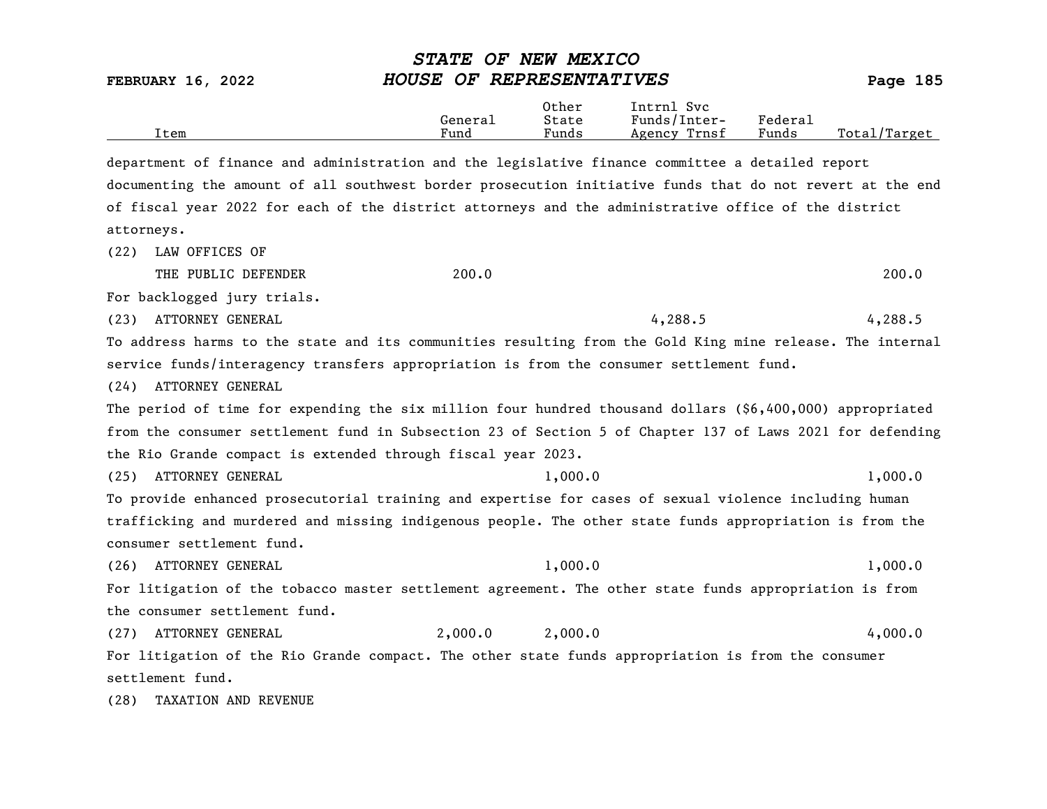| Item | General Fund | Other State Funds | Intrnl Svc Funds/Inter-Agency Trnsf | Federal Funds | Total/Target |
|---|---|---|---|---|---|

department of finance and administration and the legislative finance committee a detailed report documenting the amount of all southwest border prosecution initiative funds that do not revert at the end of fiscal year 2022 for each of the district attorneys and the administrative office of the district attorneys.

| Item | General Fund | Other State Funds | Intrnl Svc Funds/Inter-Agency Trnsf | Federal Funds | Total/Target |
|---|---|---|---|---|---|
| (22) LAW OFFICES OF THE PUBLIC DEFENDER | 200.0 | | | | 200.0 |

For backlogged jury trials.

| Item | General Fund | Other State Funds | Intrnl Svc Funds/Inter-Agency Trnsf | Federal Funds | Total/Target |
|---|---|---|---|---|---|
| (23) ATTORNEY GENERAL | | | 4,288.5 | | 4,288.5 |

To address harms to the state and its communities resulting from the Gold King mine release. The internal service funds/interagency transfers appropriation is from the consumer settlement fund.

(24) ATTORNEY GENERAL

The period of time for expending the six million four hundred thousand dollars ($6,400,000) appropriated from the consumer settlement fund in Subsection 23 of Section 5 of Chapter 137 of Laws 2021 for defending the Rio Grande compact is extended through fiscal year 2023.

| Item | General Fund | Other State Funds | Intrnl Svc Funds/Inter-Agency Trnsf | Federal Funds | Total/Target |
|---|---|---|---|---|---|
| (25) ATTORNEY GENERAL | | 1,000.0 | | | 1,000.0 |

To provide enhanced prosecutorial training and expertise for cases of sexual violence including human trafficking and murdered and missing indigenous people. The other state funds appropriation is from the consumer settlement fund.

| Item | General Fund | Other State Funds | Intrnl Svc Funds/Inter-Agency Trnsf | Federal Funds | Total/Target |
|---|---|---|---|---|---|
| (26) ATTORNEY GENERAL | | 1,000.0 | | | 1,000.0 |

For litigation of the tobacco master settlement agreement. The other state funds appropriation is from the consumer settlement fund.

| Item | General Fund | Other State Funds | Intrnl Svc Funds/Inter-Agency Trnsf | Federal Funds | Total/Target |
|---|---|---|---|---|---|
| (27) ATTORNEY GENERAL | 2,000.0 | 2,000.0 | | | 4,000.0 |

For litigation of the Rio Grande compact. The other state funds appropriation is from the consumer settlement fund.

(28) TAXATION AND REVENUE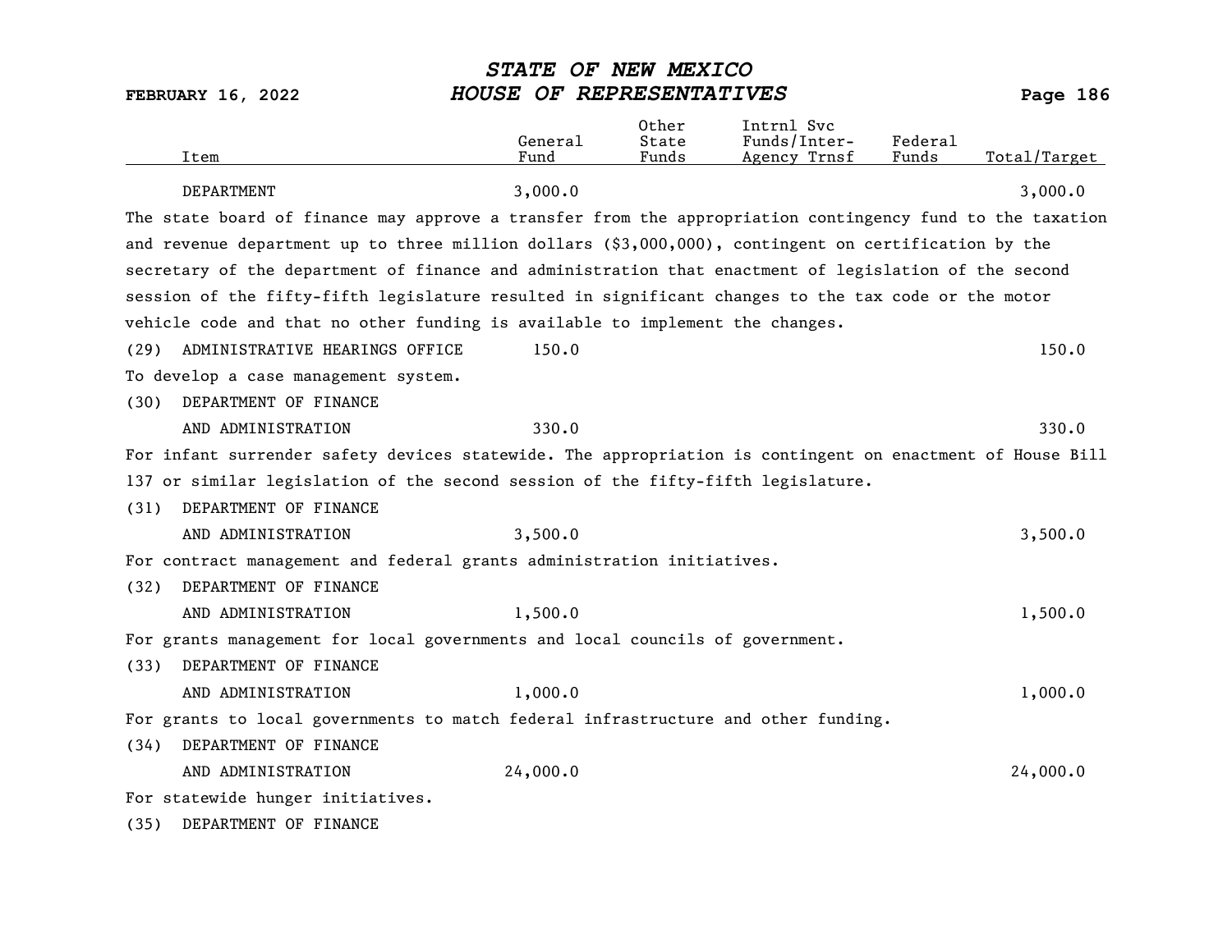| Item | General Fund | Other State Funds | Intrnl Svc Funds/Inter-Agency Trnsf | Federal Funds | Total/Target |
|---|---|---|---|---|---|
| DEPARTMENT | 3,000.0 | | | | 3,000.0 |

The state board of finance may approve a transfer from the appropriation contingency fund to the taxation and revenue department up to three million dollars ($3,000,000), contingent on certification by the secretary of the department of finance and administration that enactment of legislation of the second session of the fifty-fifth legislature resulted in significant changes to the tax code or the motor vehicle code and that no other funding is available to implement the changes.

| Item | General Fund | Other State Funds | Intrnl Svc Funds/Inter-Agency Trnsf | Federal Funds | Total/Target |
|---|---|---|---|---|---|
| (29) ADMINISTRATIVE HEARINGS OFFICE | 150.0 | | | | 150.0 |

To develop a case management system.

| Item | General Fund | Other State Funds | Intrnl Svc Funds/Inter-Agency Trnsf | Federal Funds | Total/Target |
|---|---|---|---|---|---|
| (30) DEPARTMENT OF FINANCE AND ADMINISTRATION | 330.0 | | | | 330.0 |

For infant surrender safety devices statewide. The appropriation is contingent on enactment of House Bill 137 or similar legislation of the second session of the fifty-fifth legislature.

| Item | General Fund | Other State Funds | Intrnl Svc Funds/Inter-Agency Trnsf | Federal Funds | Total/Target |
|---|---|---|---|---|---|
| (31) DEPARTMENT OF FINANCE AND ADMINISTRATION | 3,500.0 | | | | 3,500.0 |

For contract management and federal grants administration initiatives.

| Item | General Fund | Other State Funds | Intrnl Svc Funds/Inter-Agency Trnsf | Federal Funds | Total/Target |
|---|---|---|---|---|---|
| (32) DEPARTMENT OF FINANCE AND ADMINISTRATION | 1,500.0 | | | | 1,500.0 |

For grants management for local governments and local councils of government.

| Item | General Fund | Other State Funds | Intrnl Svc Funds/Inter-Agency Trnsf | Federal Funds | Total/Target |
|---|---|---|---|---|---|
| (33) DEPARTMENT OF FINANCE AND ADMINISTRATION | 1,000.0 | | | | 1,000.0 |

For grants to local governments to match federal infrastructure and other funding.

| Item | General Fund | Other State Funds | Intrnl Svc Funds/Inter-Agency Trnsf | Federal Funds | Total/Target |
|---|---|---|---|---|---|
| (34) DEPARTMENT OF FINANCE AND ADMINISTRATION | 24,000.0 | | | | 24,000.0 |

For statewide hunger initiatives.

(35) DEPARTMENT OF FINANCE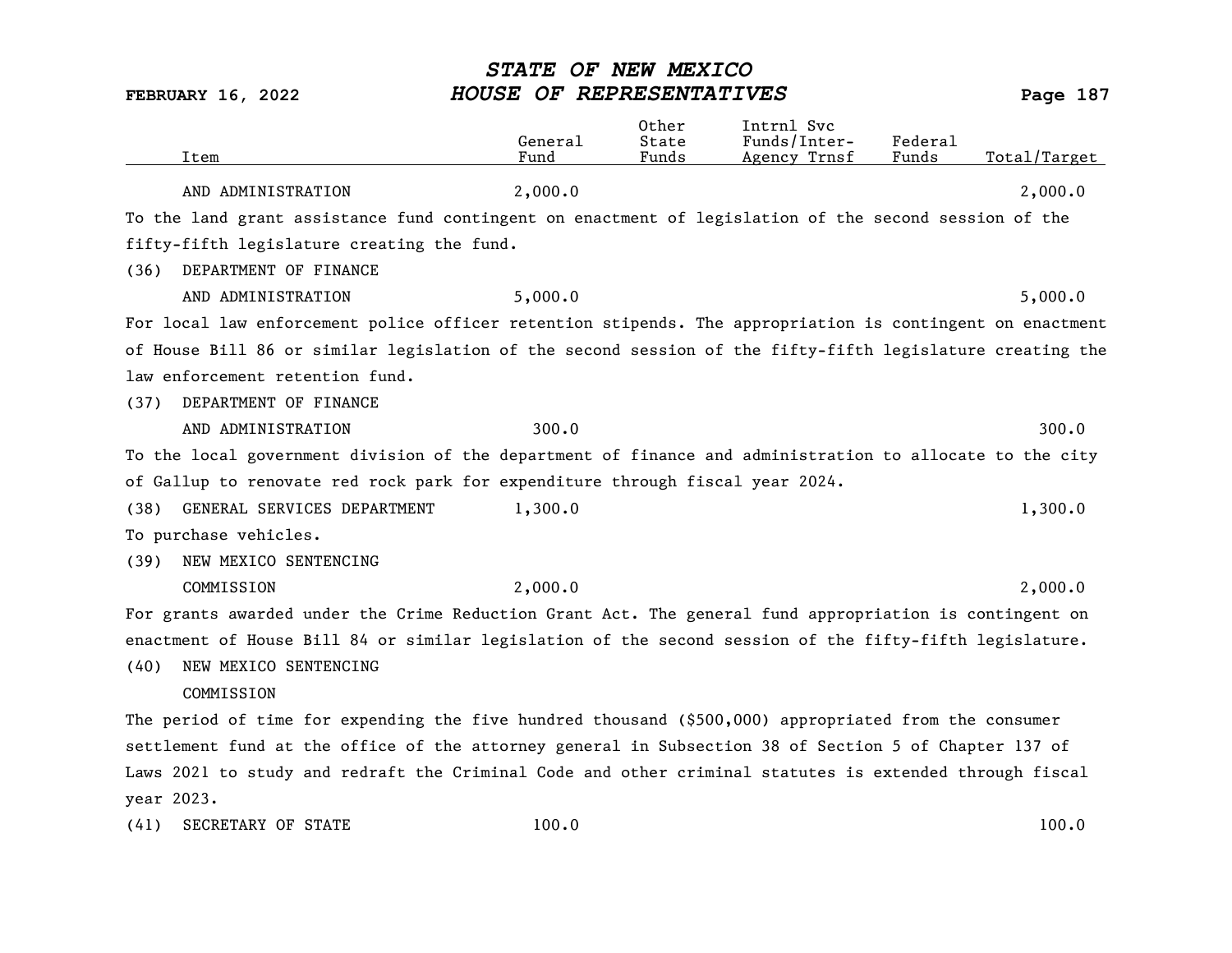| Item | General Fund | Other State Funds | Intrnl Svc Funds/Inter-Agency Trnsf | Federal Funds | Total/Target |
|---|---|---|---|---|---|
| AND ADMINISTRATION | 2,000.0 | | | | 2,000.0 |

To the land grant assistance fund contingent on enactment of legislation of the second session of the fifty-fifth legislature creating the fund.

| Item | General Fund | Other State Funds | Intrnl Svc Funds/Inter-Agency Trnsf | Federal Funds | Total/Target |
|---|---|---|---|---|---|
| (36) DEPARTMENT OF FINANCE AND ADMINISTRATION | 5,000.0 | | | | 5,000.0 |

For local law enforcement police officer retention stipends. The appropriation is contingent on enactment of House Bill 86 or similar legislation of the second session of the fifty-fifth legislature creating the law enforcement retention fund.

| Item | General Fund | Other State Funds | Intrnl Svc Funds/Inter-Agency Trnsf | Federal Funds | Total/Target |
|---|---|---|---|---|---|
| (37) DEPARTMENT OF FINANCE AND ADMINISTRATION | 300.0 | | | | 300.0 |

To the local government division of the department of finance and administration to allocate to the city of Gallup to renovate red rock park for expenditure through fiscal year 2024.

| Item | General Fund | Other State Funds | Intrnl Svc Funds/Inter-Agency Trnsf | Federal Funds | Total/Target |
|---|---|---|---|---|---|
| (38) GENERAL SERVICES DEPARTMENT | 1,300.0 | | | | 1,300.0 |

To purchase vehicles.

| Item | General Fund | Other State Funds | Intrnl Svc Funds/Inter-Agency Trnsf | Federal Funds | Total/Target |
|---|---|---|---|---|---|
| (39) NEW MEXICO SENTENCING COMMISSION | 2,000.0 | | | | 2,000.0 |

For grants awarded under the Crime Reduction Grant Act. The general fund appropriation is contingent on enactment of House Bill 84 or similar legislation of the second session of the fifty-fifth legislature.

(40) NEW MEXICO SENTENCING COMMISSION

The period of time for expending the five hundred thousand ($500,000) appropriated from the consumer settlement fund at the office of the attorney general in Subsection 38 of Section 5 of Chapter 137 of Laws 2021 to study and redraft the Criminal Code and other criminal statutes is extended through fiscal year 2023.

| Item | General Fund | Other State Funds | Intrnl Svc Funds/Inter-Agency Trnsf | Federal Funds | Total/Target |
|---|---|---|---|---|---|
| (41) SECRETARY OF STATE | 100.0 | | | | 100.0 |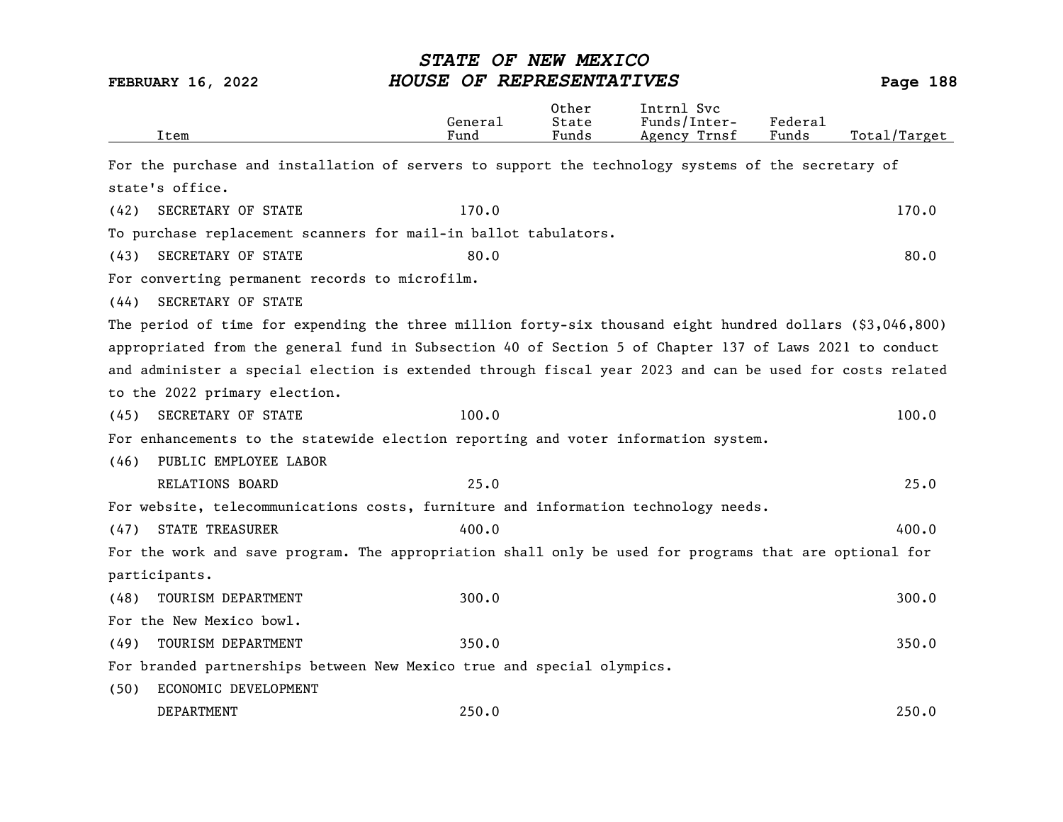| Item | General Fund | Other State Funds | Intrnl Svc Funds/Inter-Agency Trnsf | Federal Funds | Total/Target |
|---|---|---|---|---|---|

For the purchase and installation of servers to support the technology systems of the secretary of state's office.

| Item | General Fund | Other State Funds | Intrnl Svc Funds/Inter-Agency Trnsf | Federal Funds | Total/Target |
|---|---|---|---|---|---|
| (42) SECRETARY OF STATE | 170.0 | | | | 170.0 |

To purchase replacement scanners for mail-in ballot tabulators.

| Item | General Fund | Other State Funds | Intrnl Svc Funds/Inter-Agency Trnsf | Federal Funds | Total/Target |
|---|---|---|---|---|---|
| (43) SECRETARY OF STATE | 80.0 | | | | 80.0 |

For converting permanent records to microfilm.

(44) SECRETARY OF STATE

The period of time for expending the three million forty-six thousand eight hundred dollars ($3,046,800) appropriated from the general fund in Subsection 40 of Section 5 of Chapter 137 of Laws 2021 to conduct and administer a special election is extended through fiscal year 2023 and can be used for costs related to the 2022 primary election.

| Item | General Fund | Other State Funds | Intrnl Svc Funds/Inter-Agency Trnsf | Federal Funds | Total/Target |
|---|---|---|---|---|---|
| (45) SECRETARY OF STATE | 100.0 | | | | 100.0 |

For enhancements to the statewide election reporting and voter information system.

| Item | General Fund | Other State Funds | Intrnl Svc Funds/Inter-Agency Trnsf | Federal Funds | Total/Target |
|---|---|---|---|---|---|
| (46) PUBLIC EMPLOYEE LABOR RELATIONS BOARD | 25.0 | | | | 25.0 |

For website, telecommunications costs, furniture and information technology needs.

| Item | General Fund | Other State Funds | Intrnl Svc Funds/Inter-Agency Trnsf | Federal Funds | Total/Target |
|---|---|---|---|---|---|
| (47) STATE TREASURER | 400.0 | | | | 400.0 |

For the work and save program. The appropriation shall only be used for programs that are optional for participants.

| Item | General Fund | Other State Funds | Intrnl Svc Funds/Inter-Agency Trnsf | Federal Funds | Total/Target |
|---|---|---|---|---|---|
| (48) TOURISM DEPARTMENT | 300.0 | | | | 300.0 |

For the New Mexico bowl.

| Item | General Fund | Other State Funds | Intrnl Svc Funds/Inter-Agency Trnsf | Federal Funds | Total/Target |
|---|---|---|---|---|---|
| (49) TOURISM DEPARTMENT | 350.0 | | | | 350.0 |

For branded partnerships between New Mexico true and special olympics.

| Item | General Fund | Other State Funds | Intrnl Svc Funds/Inter-Agency Trnsf | Federal Funds | Total/Target |
|---|---|---|---|---|---|
| (50) ECONOMIC DEVELOPMENT DEPARTMENT | 250.0 | | | | 250.0 |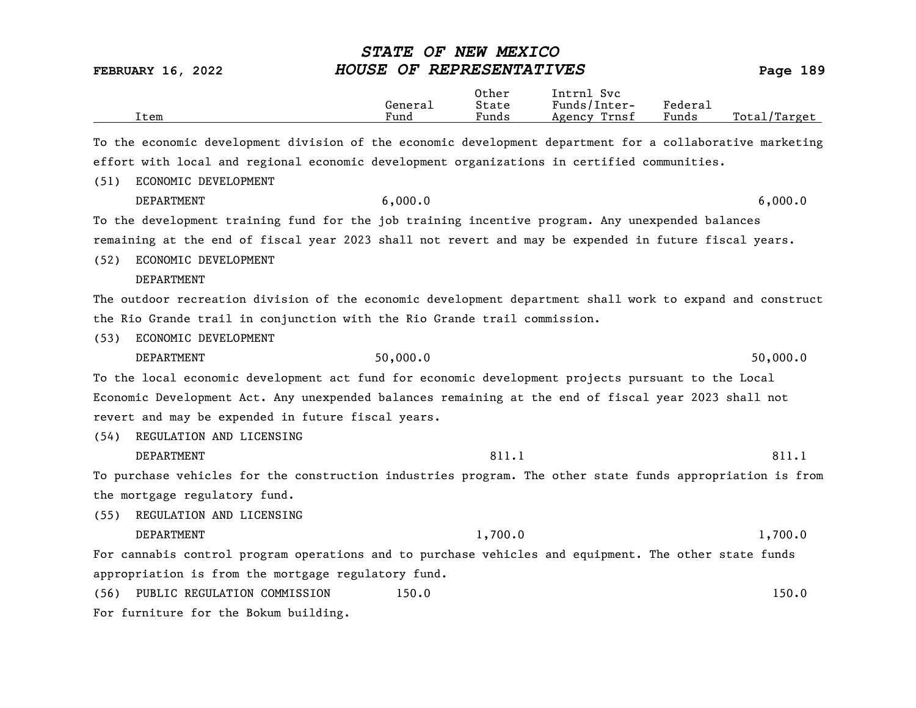| Item | General Fund | Other State Funds | Intrnl Svc Funds/Inter-Agency Trnsf | Federal Funds | Total/Target |
|---|---|---|---|---|---|

To the economic development division of the economic development department for a collaborative marketing effort with local and regional economic development organizations in certified communities.

| Item | General Fund | Other State Funds | Intrnl Svc Funds/Inter-Agency Trnsf | Federal Funds | Total/Target |
|---|---|---|---|---|---|
| (51) ECONOMIC DEVELOPMENT DEPARTMENT | 6,000.0 | | | | 6,000.0 |

To the development training fund for the job training incentive program. Any unexpended balances remaining at the end of fiscal year 2023 shall not revert and may be expended in future fiscal years.

(52) ECONOMIC DEVELOPMENT DEPARTMENT

The outdoor recreation division of the economic development department shall work to expand and construct the Rio Grande trail in conjunction with the Rio Grande trail commission.

| Item | General Fund | Other State Funds | Intrnl Svc Funds/Inter-Agency Trnsf | Federal Funds | Total/Target |
|---|---|---|---|---|---|
| (53) ECONOMIC DEVELOPMENT DEPARTMENT | 50,000.0 | | | | 50,000.0 |

To the local economic development act fund for economic development projects pursuant to the Local Economic Development Act. Any unexpended balances remaining at the end of fiscal year 2023 shall not revert and may be expended in future fiscal years.

| Item | General Fund | Other State Funds | Intrnl Svc Funds/Inter-Agency Trnsf | Federal Funds | Total/Target |
|---|---|---|---|---|---|
| (54) REGULATION AND LICENSING DEPARTMENT | | 811.1 | | | 811.1 |

To purchase vehicles for the construction industries program. The other state funds appropriation is from the mortgage regulatory fund.

| Item | General Fund | Other State Funds | Intrnl Svc Funds/Inter-Agency Trnsf | Federal Funds | Total/Target |
|---|---|---|---|---|---|
| (55) REGULATION AND LICENSING DEPARTMENT | | 1,700.0 | | | 1,700.0 |

For cannabis control program operations and to purchase vehicles and equipment. The other state funds appropriation is from the mortgage regulatory fund.

| Item | General Fund | Other State Funds | Intrnl Svc Funds/Inter-Agency Trnsf | Federal Funds | Total/Target |
|---|---|---|---|---|---|
| (56) PUBLIC REGULATION COMMISSION | 150.0 | | | | 150.0 |

For furniture for the Bokum building.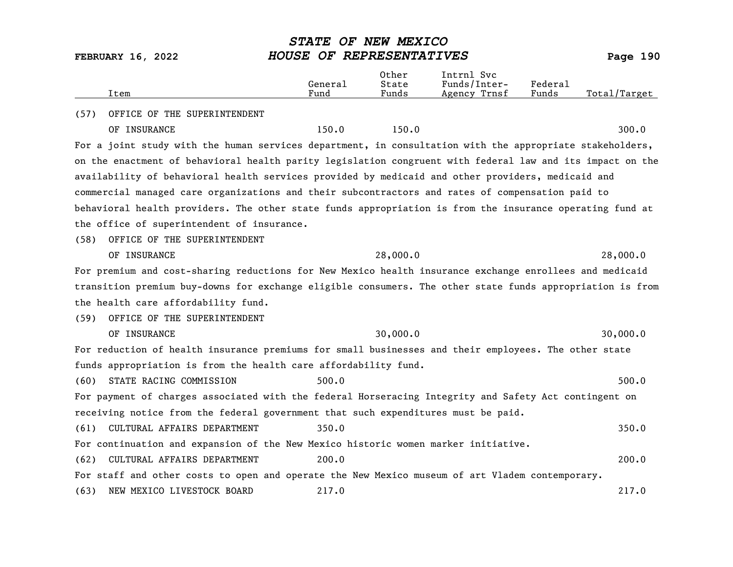| Item | General Fund | Other State Funds | Intrnl Svc Funds/Inter-Agency Trnsf | Federal Funds | Total/Target |
|---|---|---|---|---|---|
| (57) OFFICE OF THE SUPERINTENDENT OF INSURANCE | 150.0 | 150.0 | | | 300.0 |

For a joint study with the human services department, in consultation with the appropriate stakeholders, on the enactment of behavioral health parity legislation congruent with federal law and its impact on the availability of behavioral health services provided by medicaid and other providers, medicaid and commercial managed care organizations and their subcontractors and rates of compensation paid to behavioral health providers. The other state funds appropriation is from the insurance operating fund at the office of superintendent of insurance.

| Item | General Fund | Other State Funds | Intrnl Svc Funds/Inter-Agency Trnsf | Federal Funds | Total/Target |
|---|---|---|---|---|---|
| (58) OFFICE OF THE SUPERINTENDENT OF INSURANCE | | 28,000.0 | | | 28,000.0 |

For premium and cost-sharing reductions for New Mexico health insurance exchange enrollees and medicaid transition premium buy-downs for exchange eligible consumers. The other state funds appropriation is from the health care affordability fund.

| Item | General Fund | Other State Funds | Intrnl Svc Funds/Inter-Agency Trnsf | Federal Funds | Total/Target |
|---|---|---|---|---|---|
| (59) OFFICE OF THE SUPERINTENDENT OF INSURANCE | | 30,000.0 | | | 30,000.0 |

For reduction of health insurance premiums for small businesses and their employees. The other state funds appropriation is from the health care affordability fund.

| Item | General Fund | Other State Funds | Intrnl Svc Funds/Inter-Agency Trnsf | Federal Funds | Total/Target |
|---|---|---|---|---|---|
| (60) STATE RACING COMMISSION | 500.0 | | | | 500.0 |

For payment of charges associated with the federal Horseracing Integrity and Safety Act contingent on receiving notice from the federal government that such expenditures must be paid.

| Item | General Fund | Other State Funds | Intrnl Svc Funds/Inter-Agency Trnsf | Federal Funds | Total/Target |
|---|---|---|---|---|---|
| (61) CULTURAL AFFAIRS DEPARTMENT | 350.0 | | | | 350.0 |

For continuation and expansion of the New Mexico historic women marker initiative.

| Item | General Fund | Other State Funds | Intrnl Svc Funds/Inter-Agency Trnsf | Federal Funds | Total/Target |
|---|---|---|---|---|---|
| (62) CULTURAL AFFAIRS DEPARTMENT | 200.0 | | | | 200.0 |

For staff and other costs to open and operate the New Mexico museum of art Vladem contemporary.

| Item | General Fund | Other State Funds | Intrnl Svc Funds/Inter-Agency Trnsf | Federal Funds | Total/Target |
|---|---|---|---|---|---|
| (63) NEW MEXICO LIVESTOCK BOARD | 217.0 | | | | 217.0 |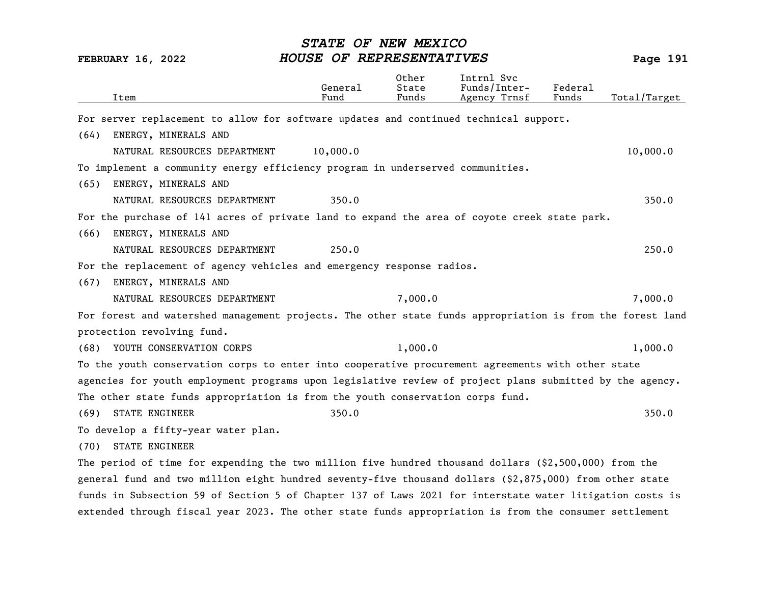| Item | General Fund | Other State Funds | Intrnl Svc Funds/Inter-Agency Trnsf | Federal Funds | Total/Target |
|---|---|---|---|---|---|

For server replacement to allow for software updates and continued technical support.

| Item | General Fund | Other State Funds | Intrnl Svc Funds/Inter-Agency Trnsf | Federal Funds | Total/Target |
|---|---|---|---|---|---|
| (64) ENERGY, MINERALS AND NATURAL RESOURCES DEPARTMENT | 10,000.0 | | | | 10,000.0 |

To implement a community energy efficiency program in underserved communities.

| Item | General Fund | Other State Funds | Intrnl Svc Funds/Inter-Agency Trnsf | Federal Funds | Total/Target |
|---|---|---|---|---|---|
| (65) ENERGY, MINERALS AND NATURAL RESOURCES DEPARTMENT | 350.0 | | | | 350.0 |

For the purchase of 141 acres of private land to expand the area of coyote creek state park.

| Item | General Fund | Other State Funds | Intrnl Svc Funds/Inter-Agency Trnsf | Federal Funds | Total/Target |
|---|---|---|---|---|---|
| (66) ENERGY, MINERALS AND NATURAL RESOURCES DEPARTMENT | 250.0 | | | | 250.0 |

For the replacement of agency vehicles and emergency response radios.

| Item | General Fund | Other State Funds | Intrnl Svc Funds/Inter-Agency Trnsf | Federal Funds | Total/Target |
|---|---|---|---|---|---|
| (67) ENERGY, MINERALS AND NATURAL RESOURCES DEPARTMENT | | 7,000.0 | | | 7,000.0 |

For forest and watershed management projects. The other state funds appropriation is from the forest land protection revolving fund.

| Item | General Fund | Other State Funds | Intrnl Svc Funds/Inter-Agency Trnsf | Federal Funds | Total/Target |
|---|---|---|---|---|---|
| (68) YOUTH CONSERVATION CORPS | | 1,000.0 | | | 1,000.0 |

To the youth conservation corps to enter into cooperative procurement agreements with other state agencies for youth employment programs upon legislative review of project plans submitted by the agency. The other state funds appropriation is from the youth conservation corps fund.

| Item | General Fund | Other State Funds | Intrnl Svc Funds/Inter-Agency Trnsf | Federal Funds | Total/Target |
|---|---|---|---|---|---|
| (69) STATE ENGINEER | 350.0 | | | | 350.0 |

To develop a fifty-year water plan.

(70) STATE ENGINEER

The period of time for expending the two million five hundred thousand dollars ($2,500,000) from the general fund and two million eight hundred seventy-five thousand dollars ($2,875,000) from other state funds in Subsection 59 of Section 5 of Chapter 137 of Laws 2021 for interstate water litigation costs is extended through fiscal year 2023. The other state funds appropriation is from the consumer settlement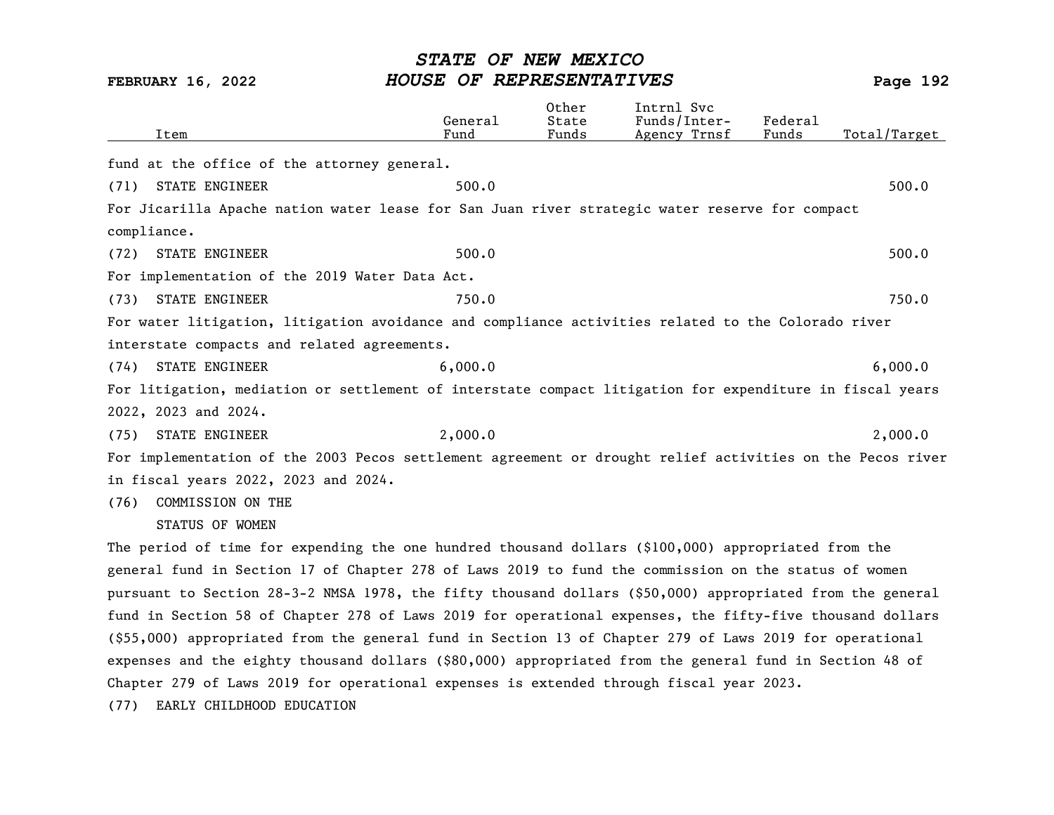| Item | General Fund | Other State Funds | Intrnl Svc Funds/Inter-Agency Trnsf | Federal Funds | Total/Target |
|---|---|---|---|---|---|
| fund at the office of the attorney general. | | | | | |
| (71) STATE ENGINEER | 500.0 | | | | 500.0 |
| For Jicarilla Apache nation water lease for San Juan river strategic water reserve for compact compliance. | | | | | |
| (72) STATE ENGINEER | 500.0 | | | | 500.0 |
| For implementation of the 2019 Water Data Act. | | | | | |
| (73) STATE ENGINEER | 750.0 | | | | 750.0 |
| For water litigation, litigation avoidance and compliance activities related to the Colorado river interstate compacts and related agreements. | | | | | |
| (74) STATE ENGINEER | 6,000.0 | | | | 6,000.0 |
| For litigation, mediation or settlement of interstate compact litigation for expenditure in fiscal years 2022, 2023 and 2024. | | | | | |
| (75) STATE ENGINEER | 2,000.0 | | | | 2,000.0 |
| For implementation of the 2003 Pecos settlement agreement or drought relief activities on the Pecos river in fiscal years 2022, 2023 and 2024. | | | | | |
| (76) COMMISSION ON THE STATUS OF WOMEN | | | | | |

The period of time for expending the one hundred thousand dollars ($100,000) appropriated from the general fund in Section 17 of Chapter 278 of Laws 2019 to fund the commission on the status of women pursuant to Section 28-3-2 NMSA 1978, the fifty thousand dollars ($50,000) appropriated from the general fund in Section 58 of Chapter 278 of Laws 2019 for operational expenses, the fifty-five thousand dollars ($55,000) appropriated from the general fund in Section 13 of Chapter 279 of Laws 2019 for operational expenses and the eighty thousand dollars ($80,000) appropriated from the general fund in Section 48 of Chapter 279 of Laws 2019 for operational expenses is extended through fiscal year 2023.

(77) EARLY CHILDHOOD EDUCATION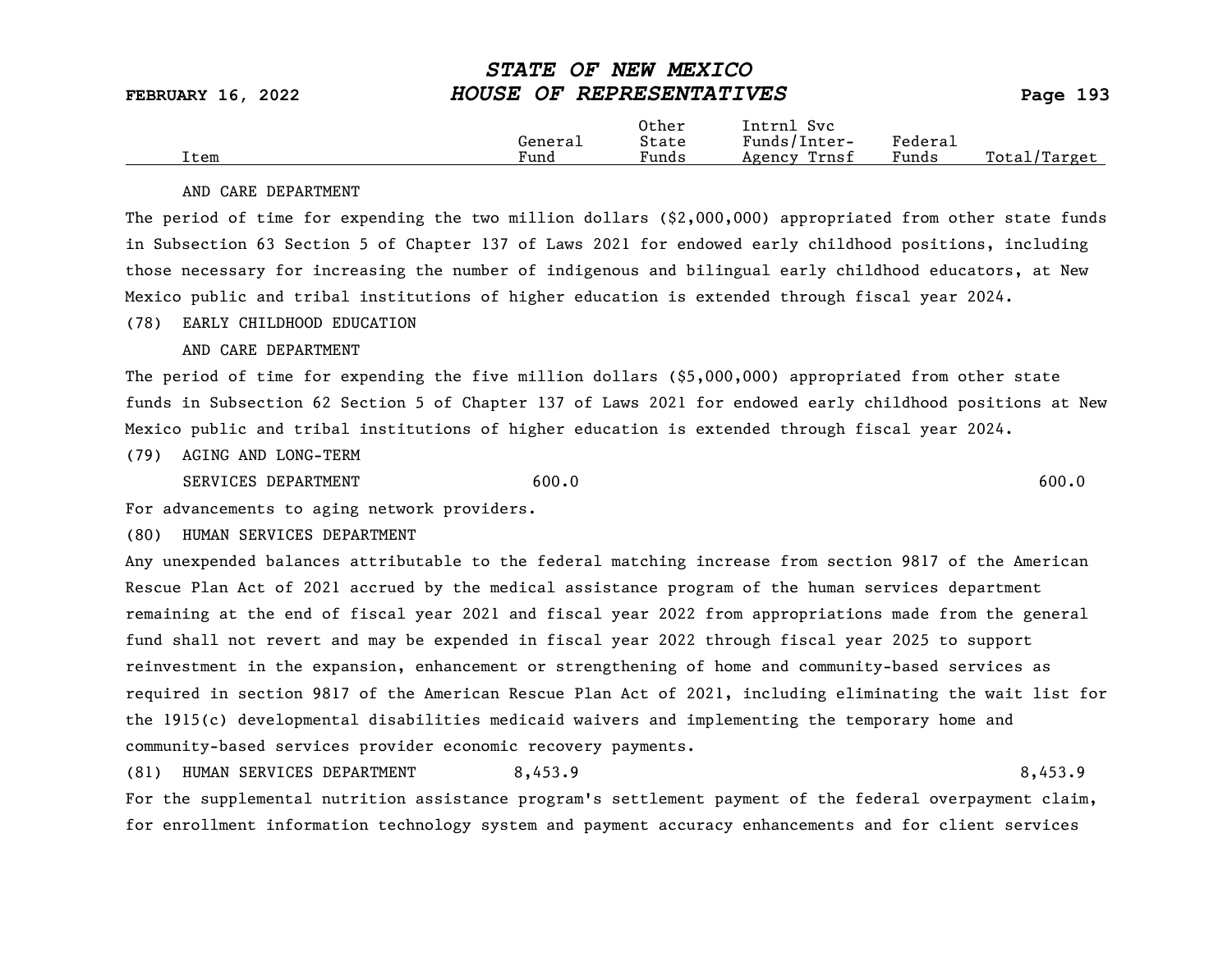| Item | General Fund | Other State Funds | Intrnl Svc Funds/Inter-Agency Trnsf | Federal Funds | Total/Target |
|---|---|---|---|---|---|

AND CARE DEPARTMENT

The period of time for expending the two million dollars ($2,000,000) appropriated from other state funds in Subsection 63 Section 5 of Chapter 137 of Laws 2021 for endowed early childhood positions, including those necessary for increasing the number of indigenous and bilingual early childhood educators, at New Mexico public and tribal institutions of higher education is extended through fiscal year 2024.

(78) EARLY CHILDHOOD EDUCATION AND CARE DEPARTMENT

The period of time for expending the five million dollars ($5,000,000) appropriated from other state funds in Subsection 62 Section 5 of Chapter 137 of Laws 2021 for endowed early childhood positions at New Mexico public and tribal institutions of higher education is extended through fiscal year 2024.

| Item | General Fund | Other State Funds | Intrnl Svc Funds/Inter-Agency Trnsf | Federal Funds | Total/Target |
|---|---|---|---|---|---|
| (79) AGING AND LONG-TERM SERVICES DEPARTMENT | 600.0 | | | | 600.0 |

For advancements to aging network providers.

(80) HUMAN SERVICES DEPARTMENT

Any unexpended balances attributable to the federal matching increase from section 9817 of the American Rescue Plan Act of 2021 accrued by the medical assistance program of the human services department remaining at the end of fiscal year 2021 and fiscal year 2022 from appropriations made from the general fund shall not revert and may be expended in fiscal year 2022 through fiscal year 2025 to support reinvestment in the expansion, enhancement or strengthening of home and community-based services as required in section 9817 of the American Rescue Plan Act of 2021, including eliminating the wait list for the 1915(c) developmental disabilities medicaid waivers and implementing the temporary home and community-based services provider economic recovery payments.

| Item | General Fund | Other State Funds | Intrnl Svc Funds/Inter-Agency Trnsf | Federal Funds | Total/Target |
|---|---|---|---|---|---|
| (81) HUMAN SERVICES DEPARTMENT | 8,453.9 | | | | 8,453.9 |

For the supplemental nutrition assistance program's settlement payment of the federal overpayment claim, for enrollment information technology system and payment accuracy enhancements and for client services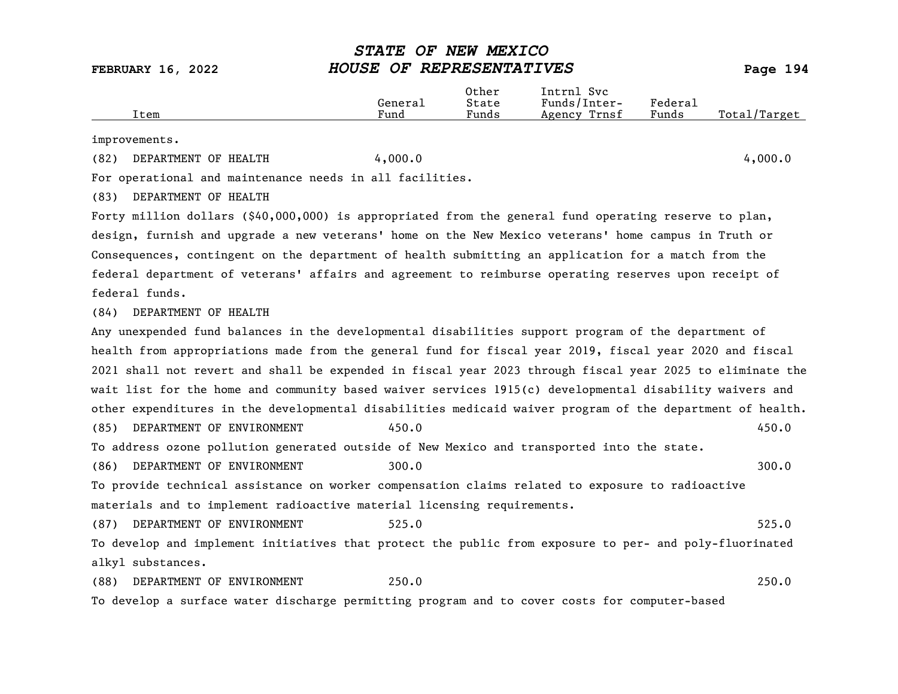| Item | General Fund | Other State Funds | Intrnl Svc Funds/Inter-Agency Trnsf | Federal Funds | Total/Target |
|---|---|---|---|---|---|

improvements.

| Item | General Fund | Other State Funds | Intrnl Svc Funds/Inter-Agency Trnsf | Federal Funds | Total/Target |
|---|---|---|---|---|---|
| (82) DEPARTMENT OF HEALTH | 4,000.0 | | | | 4,000.0 |

For operational and maintenance needs in all facilities.

(83) DEPARTMENT OF HEALTH

Forty million dollars ($40,000,000) is appropriated from the general fund operating reserve to plan, design, furnish and upgrade a new veterans' home on the New Mexico veterans' home campus in Truth or Consequences, contingent on the department of health submitting an application for a match from the federal department of veterans' affairs and agreement to reimburse operating reserves upon receipt of federal funds.

(84) DEPARTMENT OF HEALTH

Any unexpended fund balances in the developmental disabilities support program of the department of health from appropriations made from the general fund for fiscal year 2019, fiscal year 2020 and fiscal 2021 shall not revert and shall be expended in fiscal year 2023 through fiscal year 2025 to eliminate the wait list for the home and community based waiver services 1915(c) developmental disability waivers and other expenditures in the developmental disabilities medicaid waiver program of the department of health.

| Item | General Fund | Other State Funds | Intrnl Svc Funds/Inter-Agency Trnsf | Federal Funds | Total/Target |
|---|---|---|---|---|---|
| (85) DEPARTMENT OF ENVIRONMENT | 450.0 | | | | 450.0 |

To address ozone pollution generated outside of New Mexico and transported into the state.

| Item | General Fund | Other State Funds | Intrnl Svc Funds/Inter-Agency Trnsf | Federal Funds | Total/Target |
|---|---|---|---|---|---|
| (86) DEPARTMENT OF ENVIRONMENT | 300.0 | | | | 300.0 |

To provide technical assistance on worker compensation claims related to exposure to radioactive materials and to implement radioactive material licensing requirements.

| Item | General Fund | Other State Funds | Intrnl Svc Funds/Inter-Agency Trnsf | Federal Funds | Total/Target |
|---|---|---|---|---|---|
| (87) DEPARTMENT OF ENVIRONMENT | 525.0 | | | | 525.0 |

To develop and implement initiatives that protect the public from exposure to per- and poly-fluorinated alkyl substances.

| Item | General Fund | Other State Funds | Intrnl Svc Funds/Inter-Agency Trnsf | Federal Funds | Total/Target |
|---|---|---|---|---|---|
| (88) DEPARTMENT OF ENVIRONMENT | 250.0 | | | | 250.0 |

To develop a surface water discharge permitting program and to cover costs for computer-based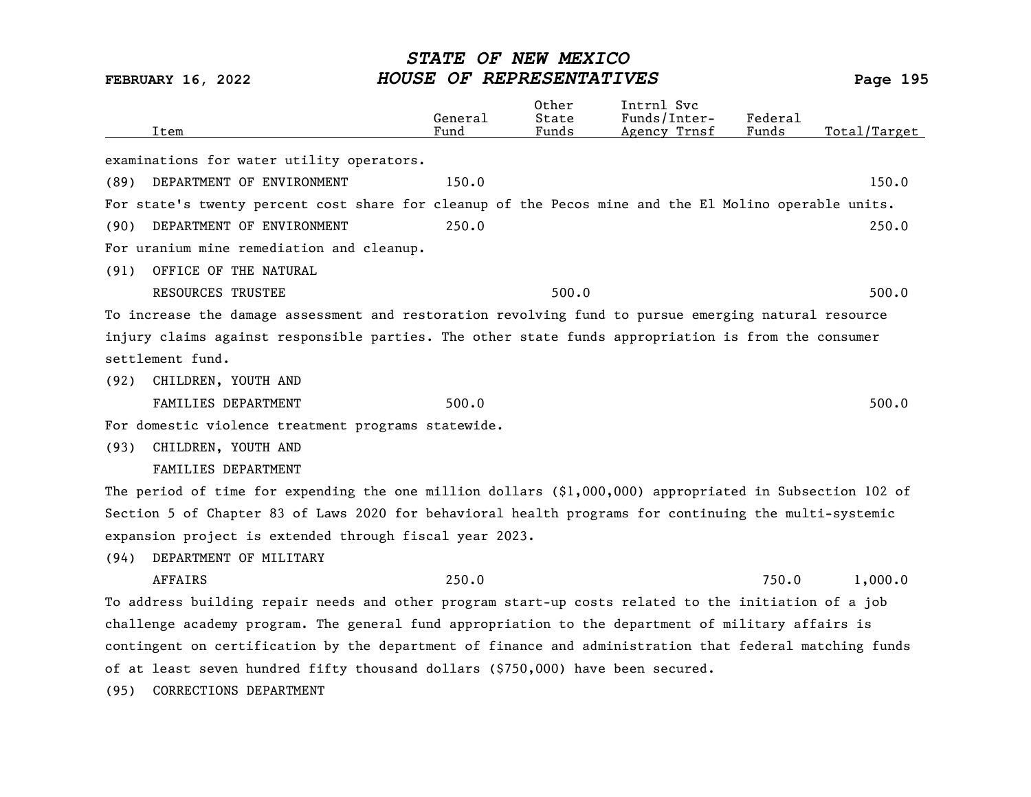| Item | General Fund | Other State Funds | Intrnl Svc Funds/Inter-Agency Trnsf | Federal Funds | Total/Target |
|---|---|---|---|---|---|
| examinations for water utility operators. | | | | | |
| (89) DEPARTMENT OF ENVIRONMENT | 150.0 | | | | 150.0 |
| For state's twenty percent cost share for cleanup of the Pecos mine and the El Molino operable units. | | | | | |
| (90) DEPARTMENT OF ENVIRONMENT | 250.0 | | | | 250.0 |
| For uranium mine remediation and cleanup. | | | | | |
| (91) OFFICE OF THE NATURAL RESOURCES TRUSTEE | | 500.0 | | | 500.0 |
| To increase the damage assessment and restoration revolving fund to pursue emerging natural resource injury claims against responsible parties. The other state funds appropriation is from the consumer settlement fund. | | | | | |
| (92) CHILDREN, YOUTH AND FAMILIES DEPARTMENT | 500.0 | | | | 500.0 |
| For domestic violence treatment programs statewide. | | | | | |
| (93) CHILDREN, YOUTH AND FAMILIES DEPARTMENT | | | | | |
| The period of time for expending the one million dollars ($1,000,000) appropriated in Subsection 102 of Section 5 of Chapter 83 of Laws 2020 for behavioral health programs for continuing the multi-systemic expansion project is extended through fiscal year 2023. | | | | | |
| (94) DEPARTMENT OF MILITARY AFFAIRS | 250.0 | | | 750.0 | 1,000.0 |
| To address building repair needs and other program start-up costs related to the initiation of a job challenge academy program. The general fund appropriation to the department of military affairs is contingent on certification by the department of finance and administration that federal matching funds of at least seven hundred fifty thousand dollars ($750,000) have been secured. | | | | | |
| (95) CORRECTIONS DEPARTMENT | | | | | |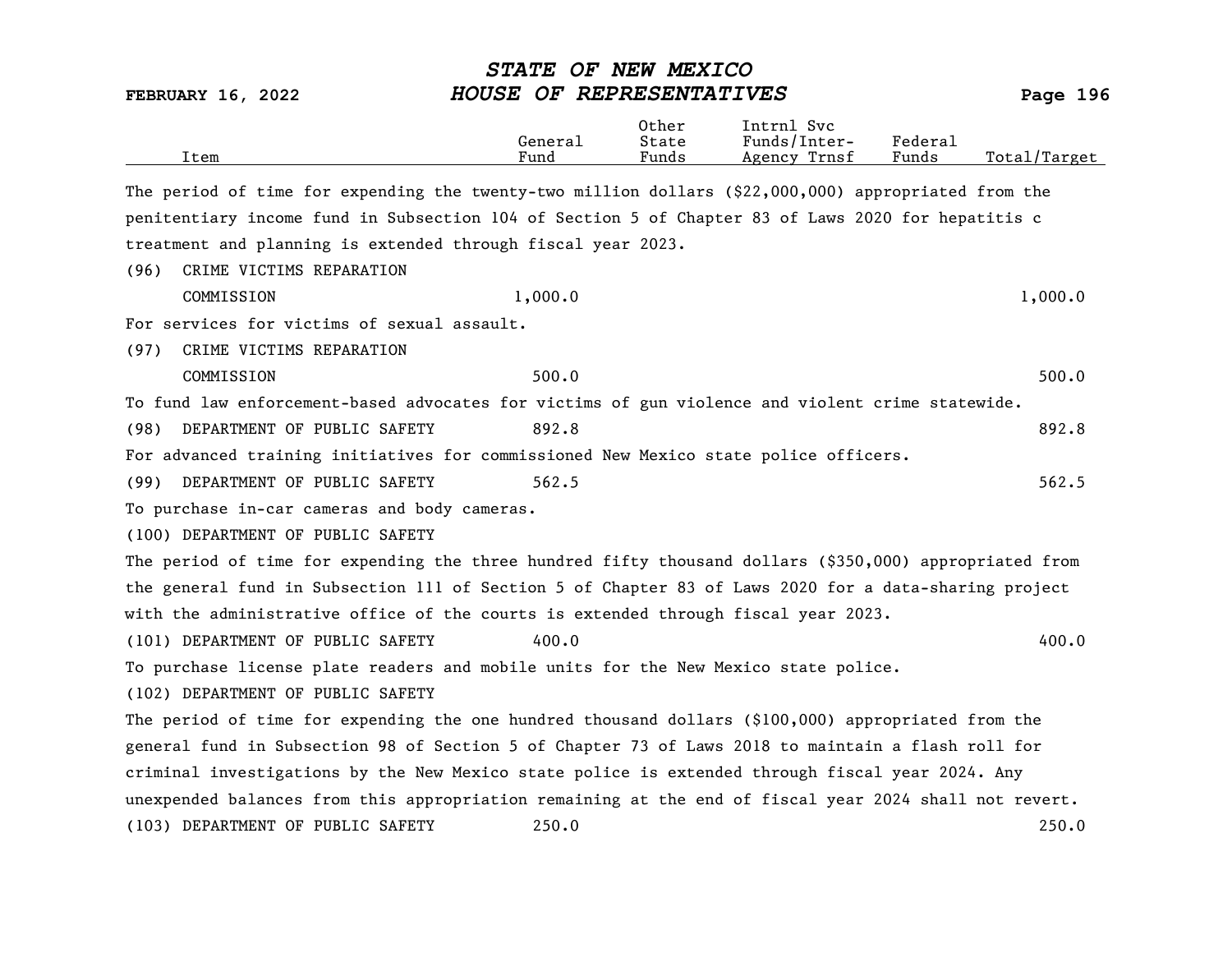| Item | General Fund | Other State Funds | Intrnl Svc Funds/Inter-Agency Trnsf | Federal Funds | Total/Target |
|---|---|---|---|---|---|

The period of time for expending the twenty-two million dollars ($22,000,000) appropriated from the penitentiary income fund in Subsection 104 of Section 5 of Chapter 83 of Laws 2020 for hepatitis c treatment and planning is extended through fiscal year 2023.

| Item | General Fund | Other State Funds | Intrnl Svc Funds/Inter-Agency Trnsf | Federal Funds | Total/Target |
|---|---|---|---|---|---|
| (96) CRIME VICTIMS REPARATION COMMISSION | 1,000.0 | | | | 1,000.0 |

For services for victims of sexual assault.

| Item | General Fund | Other State Funds | Intrnl Svc Funds/Inter-Agency Trnsf | Federal Funds | Total/Target |
|---|---|---|---|---|---|
| (97) CRIME VICTIMS REPARATION COMMISSION | 500.0 | | | | 500.0 |

To fund law enforcement-based advocates for victims of gun violence and violent crime statewide.

| Item | General Fund | Other State Funds | Intrnl Svc Funds/Inter-Agency Trnsf | Federal Funds | Total/Target |
|---|---|---|---|---|---|
| (98) DEPARTMENT OF PUBLIC SAFETY | 892.8 | | | | 892.8 |

For advanced training initiatives for commissioned New Mexico state police officers.

| Item | General Fund | Other State Funds | Intrnl Svc Funds/Inter-Agency Trnsf | Federal Funds | Total/Target |
|---|---|---|---|---|---|
| (99) DEPARTMENT OF PUBLIC SAFETY | 562.5 | | | | 562.5 |

To purchase in-car cameras and body cameras.

(100) DEPARTMENT OF PUBLIC SAFETY

The period of time for expending the three hundred fifty thousand dollars ($350,000) appropriated from the general fund in Subsection 111 of Section 5 of Chapter 83 of Laws 2020 for a data-sharing project with the administrative office of the courts is extended through fiscal year 2023.

| Item | General Fund | Other State Funds | Intrnl Svc Funds/Inter-Agency Trnsf | Federal Funds | Total/Target |
|---|---|---|---|---|---|
| (101) DEPARTMENT OF PUBLIC SAFETY | 400.0 | | | | 400.0 |

To purchase license plate readers and mobile units for the New Mexico state police.

(102) DEPARTMENT OF PUBLIC SAFETY

The period of time for expending the one hundred thousand dollars ($100,000) appropriated from the general fund in Subsection 98 of Section 5 of Chapter 73 of Laws 2018 to maintain a flash roll for criminal investigations by the New Mexico state police is extended through fiscal year 2024. Any unexpended balances from this appropriation remaining at the end of fiscal year 2024 shall not revert.

| Item | General Fund | Other State Funds | Intrnl Svc Funds/Inter-Agency Trnsf | Federal Funds | Total/Target |
|---|---|---|---|---|---|
| (103) DEPARTMENT OF PUBLIC SAFETY | 250.0 | | | | 250.0 |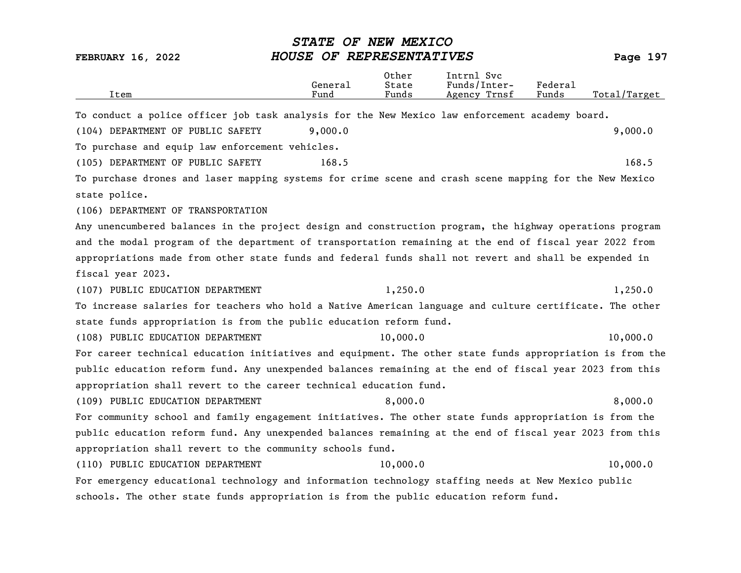| Item | General Fund | Other State Funds | Intrnl Svc Funds/Inter-Agency Trnsf | Federal Funds | Total/Target |
|---|---|---|---|---|---|
| To conduct a police officer job task analysis for the New Mexico law enforcement academy board. | | | | | |
| (104) DEPARTMENT OF PUBLIC SAFETY | 9,000.0 | | | | 9,000.0 |
| To purchase and equip law enforcement vehicles. | | | | | |
| (105) DEPARTMENT OF PUBLIC SAFETY | 168.5 | | | | 168.5 |
| To purchase drones and laser mapping systems for crime scene and crash scene mapping for the New Mexico state police. | | | | | |
| (106) DEPARTMENT OF TRANSPORTATION | | | | | |
| Any unencumbered balances in the project design and construction program, the highway operations program and the modal program of the department of transportation remaining at the end of fiscal year 2022 from appropriations made from other state funds and federal funds shall not revert and shall be expended in fiscal year 2023. | | | | | |
| (107) PUBLIC EDUCATION DEPARTMENT | | 1,250.0 | | | 1,250.0 |
| To increase salaries for teachers who hold a Native American language and culture certificate. The other state funds appropriation is from the public education reform fund. | | | | | |
| (108) PUBLIC EDUCATION DEPARTMENT | | 10,000.0 | | | 10,000.0 |
| For career technical education initiatives and equipment. The other state funds appropriation is from the public education reform fund. Any unexpended balances remaining at the end of fiscal year 2023 from this appropriation shall revert to the career technical education fund. | | | | | |
| (109) PUBLIC EDUCATION DEPARTMENT | | 8,000.0 | | | 8,000.0 |
| For community school and family engagement initiatives. The other state funds appropriation is from the public education reform fund. Any unexpended balances remaining at the end of fiscal year 2023 from this appropriation shall revert to the community schools fund. | | | | | |
| (110) PUBLIC EDUCATION DEPARTMENT | | 10,000.0 | | | 10,000.0 |
| For emergency educational technology and information technology staffing needs at New Mexico public schools. The other state funds appropriation is from the public education reform fund. | | | | | |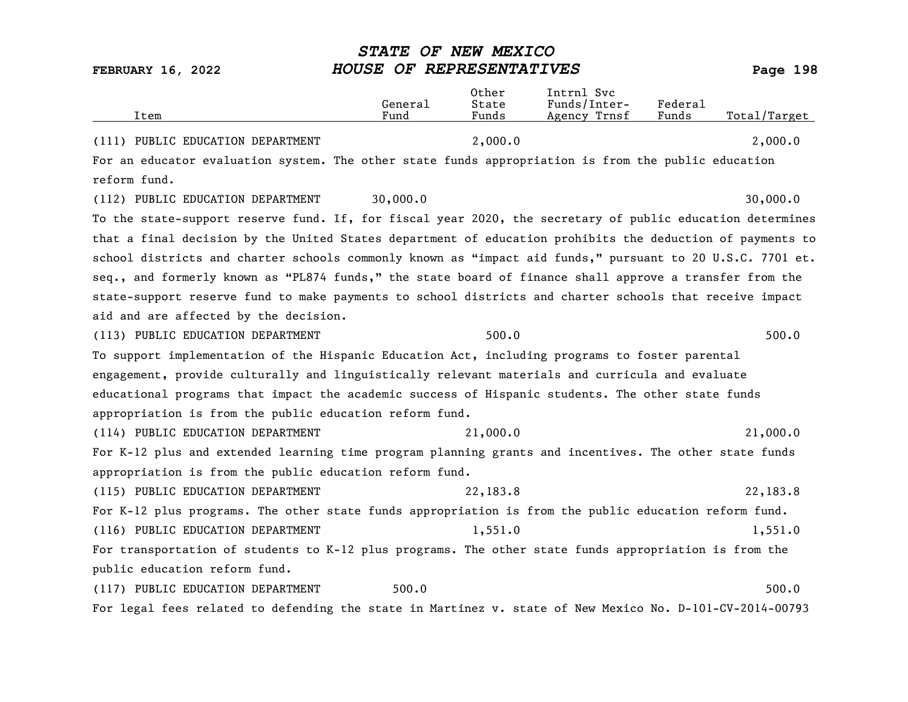| Item | General Fund | Other State Funds | Intrnl Svc Funds/Inter-Agency Trnsf | Federal Funds | Total/Target |
|---|---|---|---|---|---|
| (111) PUBLIC EDUCATION DEPARTMENT | | 2,000.0 | | | 2,000.0 |

For an educator evaluation system. The other state funds appropriation is from the public education reform fund.

| Item | General Fund | Other State Funds | Intrnl Svc Funds/Inter-Agency Trnsf | Federal Funds | Total/Target |
|---|---|---|---|---|---|
| (112) PUBLIC EDUCATION DEPARTMENT | 30,000.0 | | | | 30,000.0 |

To the state-support reserve fund. If, for fiscal year 2020, the secretary of public education determines that a final decision by the United States department of education prohibits the deduction of payments to school districts and charter schools commonly known as "impact aid funds," pursuant to 20 U.S.C. 7701 et. seq., and formerly known as "PL874 funds," the state board of finance shall approve a transfer from the state-support reserve fund to make payments to school districts and charter schools that receive impact aid and are affected by the decision.

| Item | General Fund | Other State Funds | Intrnl Svc Funds/Inter-Agency Trnsf | Federal Funds | Total/Target |
|---|---|---|---|---|---|
| (113) PUBLIC EDUCATION DEPARTMENT | | 500.0 | | | 500.0 |

To support implementation of the Hispanic Education Act, including programs to foster parental engagement, provide culturally and linguistically relevant materials and curricula and evaluate educational programs that impact the academic success of Hispanic students. The other state funds appropriation is from the public education reform fund.

| Item | General Fund | Other State Funds | Intrnl Svc Funds/Inter-Agency Trnsf | Federal Funds | Total/Target |
|---|---|---|---|---|---|
| (114) PUBLIC EDUCATION DEPARTMENT | | 21,000.0 | | | 21,000.0 |

For K-12 plus and extended learning time program planning grants and incentives. The other state funds appropriation is from the public education reform fund.

| Item | General Fund | Other State Funds | Intrnl Svc Funds/Inter-Agency Trnsf | Federal Funds | Total/Target |
|---|---|---|---|---|---|
| (115) PUBLIC EDUCATION DEPARTMENT | | 22,183.8 | | | 22,183.8 |

For K-12 plus programs. The other state funds appropriation is from the public education reform fund.

| Item | General Fund | Other State Funds | Intrnl Svc Funds/Inter-Agency Trnsf | Federal Funds | Total/Target |
|---|---|---|---|---|---|
| (116) PUBLIC EDUCATION DEPARTMENT | | 1,551.0 | | | 1,551.0 |

For transportation of students to K-12 plus programs. The other state funds appropriation is from the public education reform fund.

| Item | General Fund | Other State Funds | Intrnl Svc Funds/Inter-Agency Trnsf | Federal Funds | Total/Target |
|---|---|---|---|---|---|
| (117) PUBLIC EDUCATION DEPARTMENT | 500.0 | | | | 500.0 |

For legal fees related to defending the state in Martinez v. state of New Mexico No. D-101-CV-2014-00793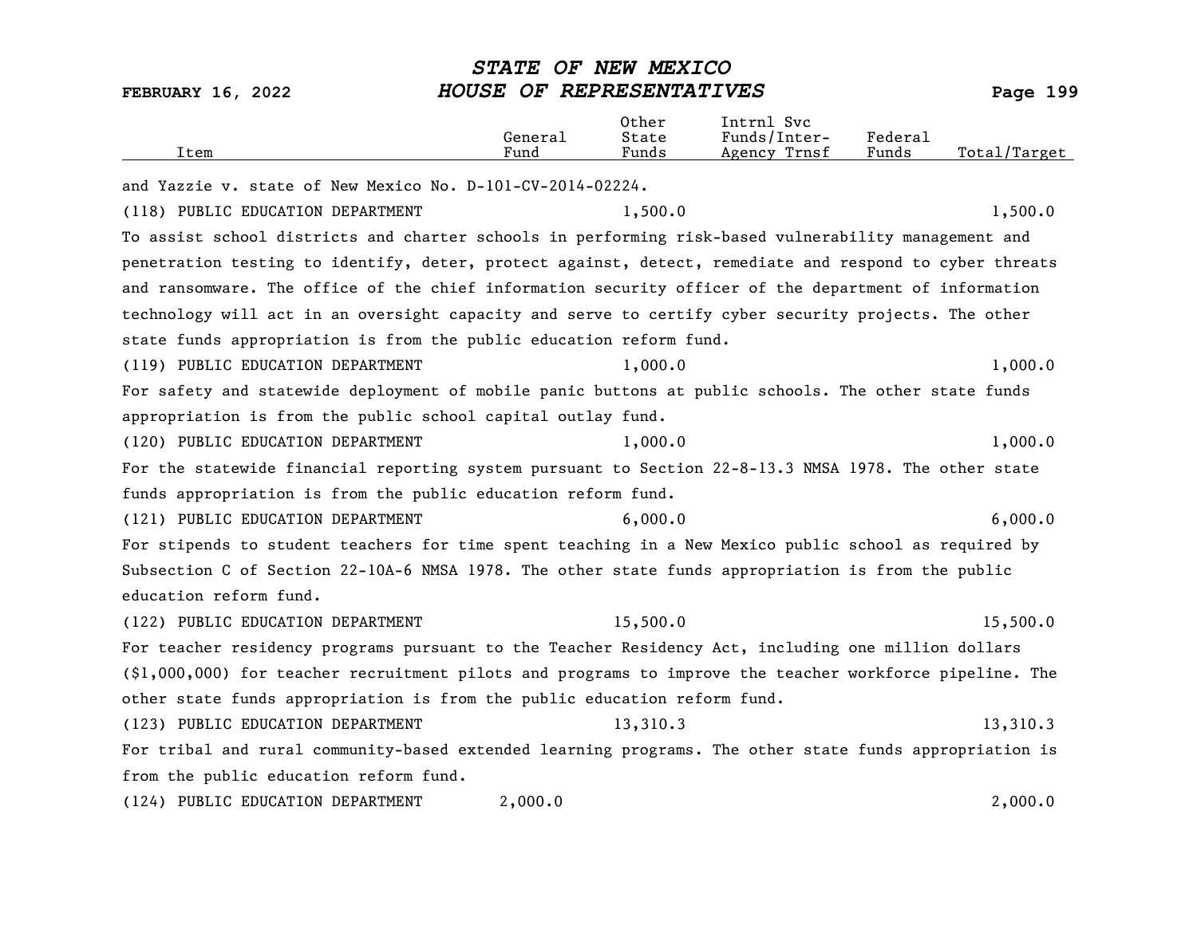| Item | General Fund | Other State Funds | Intrnl Svc Funds/Inter-Agency Trnsf | Federal Funds | Total/Target |
|---|---|---|---|---|---|

and Yazzie v. state of New Mexico No. D-101-CV-2014-02224.

| Item | General Fund | Other State Funds | Intrnl Svc Funds/Inter-Agency Trnsf | Federal Funds | Total/Target |
|---|---|---|---|---|---|
| (118) PUBLIC EDUCATION DEPARTMENT | | 1,500.0 | | | 1,500.0 |

To assist school districts and charter schools in performing risk-based vulnerability management and penetration testing to identify, deter, protect against, detect, remediate and respond to cyber threats and ransomware. The office of the chief information security officer of the department of information technology will act in an oversight capacity and serve to certify cyber security projects. The other state funds appropriation is from the public education reform fund.

| Item | General Fund | Other State Funds | Intrnl Svc Funds/Inter-Agency Trnsf | Federal Funds | Total/Target |
|---|---|---|---|---|---|
| (119) PUBLIC EDUCATION DEPARTMENT | | 1,000.0 | | | 1,000.0 |

For safety and statewide deployment of mobile panic buttons at public schools. The other state funds appropriation is from the public school capital outlay fund.

| Item | General Fund | Other State Funds | Intrnl Svc Funds/Inter-Agency Trnsf | Federal Funds | Total/Target |
|---|---|---|---|---|---|
| (120) PUBLIC EDUCATION DEPARTMENT | | 1,000.0 | | | 1,000.0 |

For the statewide financial reporting system pursuant to Section 22-8-13.3 NMSA 1978. The other state funds appropriation is from the public education reform fund.

| Item | General Fund | Other State Funds | Intrnl Svc Funds/Inter-Agency Trnsf | Federal Funds | Total/Target |
|---|---|---|---|---|---|
| (121) PUBLIC EDUCATION DEPARTMENT | | 6,000.0 | | | 6,000.0 |

For stipends to student teachers for time spent teaching in a New Mexico public school as required by Subsection C of Section 22-10A-6 NMSA 1978. The other state funds appropriation is from the public education reform fund.

| Item | General Fund | Other State Funds | Intrnl Svc Funds/Inter-Agency Trnsf | Federal Funds | Total/Target |
|---|---|---|---|---|---|
| (122) PUBLIC EDUCATION DEPARTMENT | | 15,500.0 | | | 15,500.0 |

For teacher residency programs pursuant to the Teacher Residency Act, including one million dollars ($1,000,000) for teacher recruitment pilots and programs to improve the teacher workforce pipeline. The other state funds appropriation is from the public education reform fund.

| Item | General Fund | Other State Funds | Intrnl Svc Funds/Inter-Agency Trnsf | Federal Funds | Total/Target |
|---|---|---|---|---|---|
| (123) PUBLIC EDUCATION DEPARTMENT | | 13,310.3 | | | 13,310.3 |

For tribal and rural community-based extended learning programs. The other state funds appropriation is from the public education reform fund.

| Item | General Fund | Other State Funds | Intrnl Svc Funds/Inter-Agency Trnsf | Federal Funds | Total/Target |
|---|---|---|---|---|---|
| (124) PUBLIC EDUCATION DEPARTMENT | 2,000.0 | | | | 2,000.0 |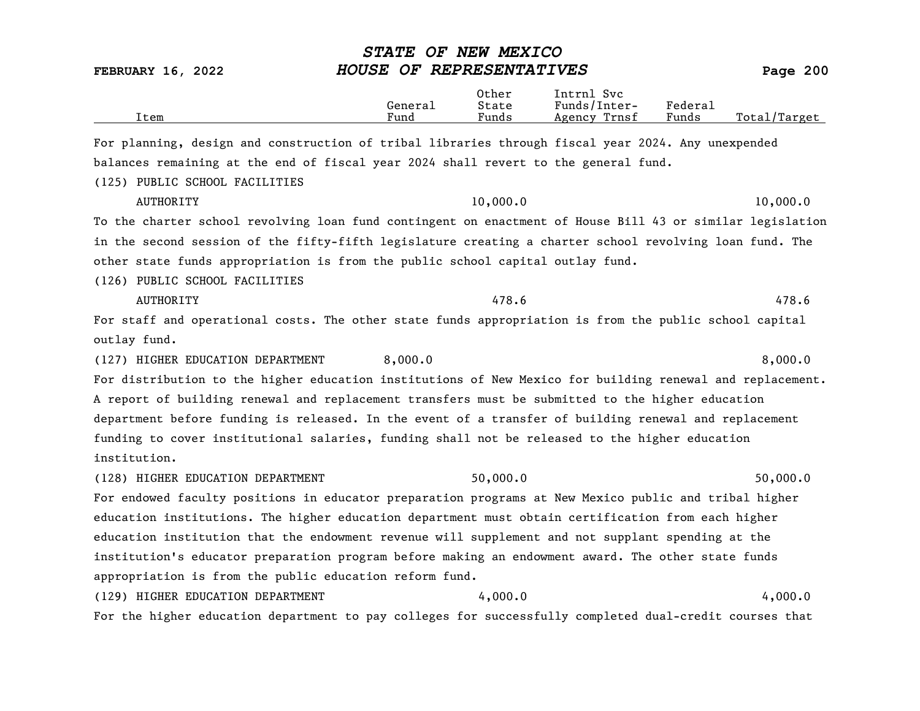| Item | General Fund | Other State Funds | Intrnl Svc Funds/Inter-Agency Trnsf | Federal Funds | Total/Target |
|---|---|---|---|---|---|

For planning, design and construction of tribal libraries through fiscal year 2024. Any unexpended balances remaining at the end of fiscal year 2024 shall revert to the general fund.

| Item | General Fund | Other State Funds | Intrnl Svc Funds/Inter-Agency Trnsf | Federal Funds | Total/Target |
|---|---|---|---|---|---|
| (125) PUBLIC SCHOOL FACILITIES AUTHORITY | | 10,000.0 | | | 10,000.0 |

To the charter school revolving loan fund contingent on enactment of House Bill 43 or similar legislation in the second session of the fifty-fifth legislature creating a charter school revolving loan fund. The other state funds appropriation is from the public school capital outlay fund.

| Item | General Fund | Other State Funds | Intrnl Svc Funds/Inter-Agency Trnsf | Federal Funds | Total/Target |
|---|---|---|---|---|---|
| (126) PUBLIC SCHOOL FACILITIES AUTHORITY | | 478.6 | | | 478.6 |

For staff and operational costs. The other state funds appropriation is from the public school capital outlay fund.

| Item | General Fund | Other State Funds | Intrnl Svc Funds/Inter-Agency Trnsf | Federal Funds | Total/Target |
|---|---|---|---|---|---|
| (127) HIGHER EDUCATION DEPARTMENT | 8,000.0 | | | | 8,000.0 |

For distribution to the higher education institutions of New Mexico for building renewal and replacement. A report of building renewal and replacement transfers must be submitted to the higher education department before funding is released. In the event of a transfer of building renewal and replacement funding to cover institutional salaries, funding shall not be released to the higher education institution.

| Item | General Fund | Other State Funds | Intrnl Svc Funds/Inter-Agency Trnsf | Federal Funds | Total/Target |
|---|---|---|---|---|---|
| (128) HIGHER EDUCATION DEPARTMENT | | 50,000.0 | | | 50,000.0 |

For endowed faculty positions in educator preparation programs at New Mexico public and tribal higher education institutions. The higher education department must obtain certification from each higher education institution that the endowment revenue will supplement and not supplant spending at the institution's educator preparation program before making an endowment award. The other state funds appropriation is from the public education reform fund.

| Item | General Fund | Other State Funds | Intrnl Svc Funds/Inter-Agency Trnsf | Federal Funds | Total/Target |
|---|---|---|---|---|---|
| (129) HIGHER EDUCATION DEPARTMENT | | 4,000.0 | | | 4,000.0 |

For the higher education department to pay colleges for successfully completed dual-credit courses that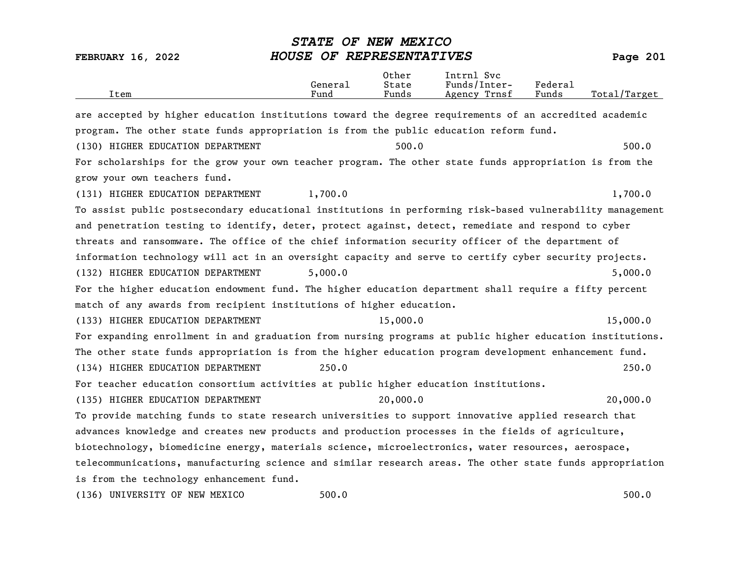| Item | General Fund | Other State Funds | Intrnl Svc Funds/Inter-Agency Trnsf | Federal Funds | Total/Target |
|---|---|---|---|---|---|

are accepted by higher education institutions toward the degree requirements of an accredited academic program. The other state funds appropriation is from the public education reform fund.

| Item | General Fund | Other State Funds | Intrnl Svc Funds/Inter-Agency Trnsf | Federal Funds | Total/Target |
|---|---|---|---|---|---|
| (130) HIGHER EDUCATION DEPARTMENT | | 500.0 | | | 500.0 |

For scholarships for the grow your own teacher program. The other state funds appropriation is from the grow your own teachers fund.

| Item | General Fund | Other State Funds | Intrnl Svc Funds/Inter-Agency Trnsf | Federal Funds | Total/Target |
|---|---|---|---|---|---|
| (131) HIGHER EDUCATION DEPARTMENT | 1,700.0 | | | | 1,700.0 |

To assist public postsecondary educational institutions in performing risk-based vulnerability management and penetration testing to identify, deter, protect against, detect, remediate and respond to cyber threats and ransomware. The office of the chief information security officer of the department of information technology will act in an oversight capacity and serve to certify cyber security projects.

| Item | General Fund | Other State Funds | Intrnl Svc Funds/Inter-Agency Trnsf | Federal Funds | Total/Target |
|---|---|---|---|---|---|
| (132) HIGHER EDUCATION DEPARTMENT | 5,000.0 | | | | 5,000.0 |

For the higher education endowment fund. The higher education department shall require a fifty percent match of any awards from recipient institutions of higher education.

| Item | General Fund | Other State Funds | Intrnl Svc Funds/Inter-Agency Trnsf | Federal Funds | Total/Target |
|---|---|---|---|---|---|
| (133) HIGHER EDUCATION DEPARTMENT | | 15,000.0 | | | 15,000.0 |

For expanding enrollment in and graduation from nursing programs at public higher education institutions. The other state funds appropriation is from the higher education program development enhancement fund.

| Item | General Fund | Other State Funds | Intrnl Svc Funds/Inter-Agency Trnsf | Federal Funds | Total/Target |
|---|---|---|---|---|---|
| (134) HIGHER EDUCATION DEPARTMENT | 250.0 | | | | 250.0 |

For teacher education consortium activities at public higher education institutions.

| Item | General Fund | Other State Funds | Intrnl Svc Funds/Inter-Agency Trnsf | Federal Funds | Total/Target |
|---|---|---|---|---|---|
| (135) HIGHER EDUCATION DEPARTMENT | | 20,000.0 | | | 20,000.0 |

To provide matching funds to state research universities to support innovative applied research that advances knowledge and creates new products and production processes in the fields of agriculture, biotechnology, biomedicine energy, materials science, microelectronics, water resources, aerospace, telecommunications, manufacturing science and similar research areas. The other state funds appropriation is from the technology enhancement fund.

| Item | General Fund | Other State Funds | Intrnl Svc Funds/Inter-Agency Trnsf | Federal Funds | Total/Target |
|---|---|---|---|---|---|
| (136) UNIVERSITY OF NEW MEXICO | 500.0 | | | | 500.0 |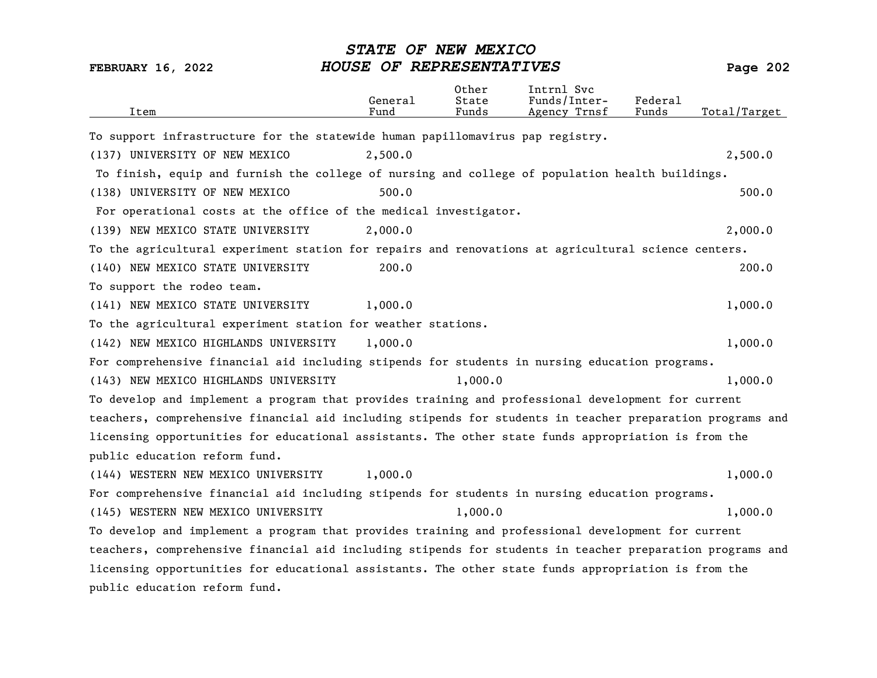| Item | General Fund | Other State Funds | Intrnl Svc Funds/Inter-Agency Trnsf | Federal Funds | Total/Target |
|---|---|---|---|---|---|
| To support infrastructure for the statewide human papillomavirus pap registry. | | | | | |
| (137) UNIVERSITY OF NEW MEXICO | 2,500.0 | | | | 2,500.0 |
| To finish, equip and furnish the college of nursing and college of population health buildings. | | | | | |
| (138) UNIVERSITY OF NEW MEXICO | 500.0 | | | | 500.0 |
| For operational costs at the office of the medical investigator. | | | | | |
| (139) NEW MEXICO STATE UNIVERSITY | 2,000.0 | | | | 2,000.0 |
| To the agricultural experiment station for repairs and renovations at agricultural science centers. | | | | | |
| (140) NEW MEXICO STATE UNIVERSITY | 200.0 | | | | 200.0 |
| To support the rodeo team. | | | | | |
| (141) NEW MEXICO STATE UNIVERSITY | 1,000.0 | | | | 1,000.0 |
| To the agricultural experiment station for weather stations. | | | | | |
| (142) NEW MEXICO HIGHLANDS UNIVERSITY | 1,000.0 | | | | 1,000.0 |
| For comprehensive financial aid including stipends for students in nursing education programs. | | | | | |
| (143) NEW MEXICO HIGHLANDS UNIVERSITY | | 1,000.0 | | | 1,000.0 |
| To develop and implement a program that provides training and professional development for current teachers, comprehensive financial aid including stipends for students in teacher preparation programs and licensing opportunities for educational assistants. The other state funds appropriation is from the public education reform fund. | | | | | |
| (144) WESTERN NEW MEXICO UNIVERSITY | 1,000.0 | | | | 1,000.0 |
| For comprehensive financial aid including stipends for students in nursing education programs. | | | | | |
| (145) WESTERN NEW MEXICO UNIVERSITY | | 1,000.0 | | | 1,000.0 |
| To develop and implement a program that provides training and professional development for current teachers, comprehensive financial aid including stipends for students in teacher preparation programs and licensing opportunities for educational assistants. The other state funds appropriation is from the public education reform fund. | | | | | |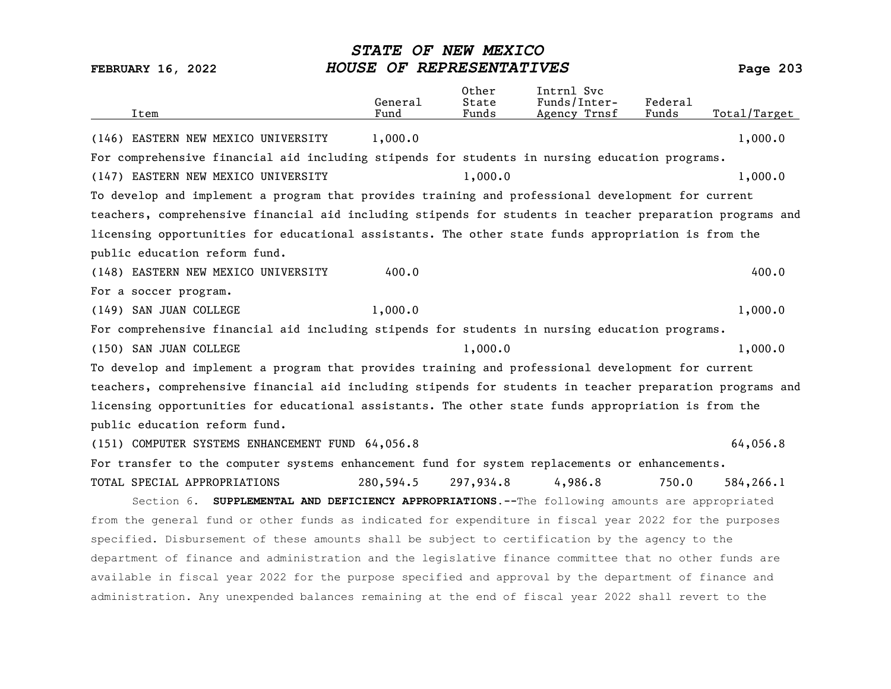| Item | General Fund | Other State Funds | Intrnl Svc Funds/Inter-Agency Trnsf | Federal Funds | Total/Target |
|---|---|---|---|---|---|
| (146) EASTERN NEW MEXICO UNIVERSITY | 1,000.0 | | | | 1,000.0 |
| For comprehensive financial aid including stipends for students in nursing education programs. | | | | | |
| (147) EASTERN NEW MEXICO UNIVERSITY | | 1,000.0 | | | 1,000.0 |
| To develop and implement a program that provides training and professional development for current teachers, comprehensive financial aid including stipends for students in teacher preparation programs and licensing opportunities for educational assistants. The other state funds appropriation is from the public education reform fund. | | | | | |
| (148) EASTERN NEW MEXICO UNIVERSITY | 400.0 | | | | 400.0 |
| For a soccer program. | | | | | |
| (149) SAN JUAN COLLEGE | 1,000.0 | | | | 1,000.0 |
| For comprehensive financial aid including stipends for students in nursing education programs. | | | | | |
| (150) SAN JUAN COLLEGE | | 1,000.0 | | | 1,000.0 |
| To develop and implement a program that provides training and professional development for current teachers, comprehensive financial aid including stipends for students in teacher preparation programs and licensing opportunities for educational assistants. The other state funds appropriation is from the public education reform fund. | | | | | |
| (151) COMPUTER SYSTEMS ENHANCEMENT FUND | 64,056.8 | | | | 64,056.8 |
| For transfer to the computer systems enhancement fund for system replacements or enhancements. | | | | | |
| TOTAL SPECIAL APPROPRIATIONS | 280,594.5 | 297,934.8 | 4,986.8 | 750.0 | 584,266.1 |

Section 6. **SUPPLEMENTAL AND DEFICIENCY APPROPRIATIONS.--**The following amounts are appropriated from the general fund or other funds as indicated for expenditure in fiscal year 2022 for the purposes specified. Disbursement of these amounts shall be subject to certification by the agency to the department of finance and administration and the legislative finance committee that no other funds are available in fiscal year 2022 for the purpose specified and approval by the department of finance and administration. Any unexpended balances remaining at the end of fiscal year 2022 shall revert to the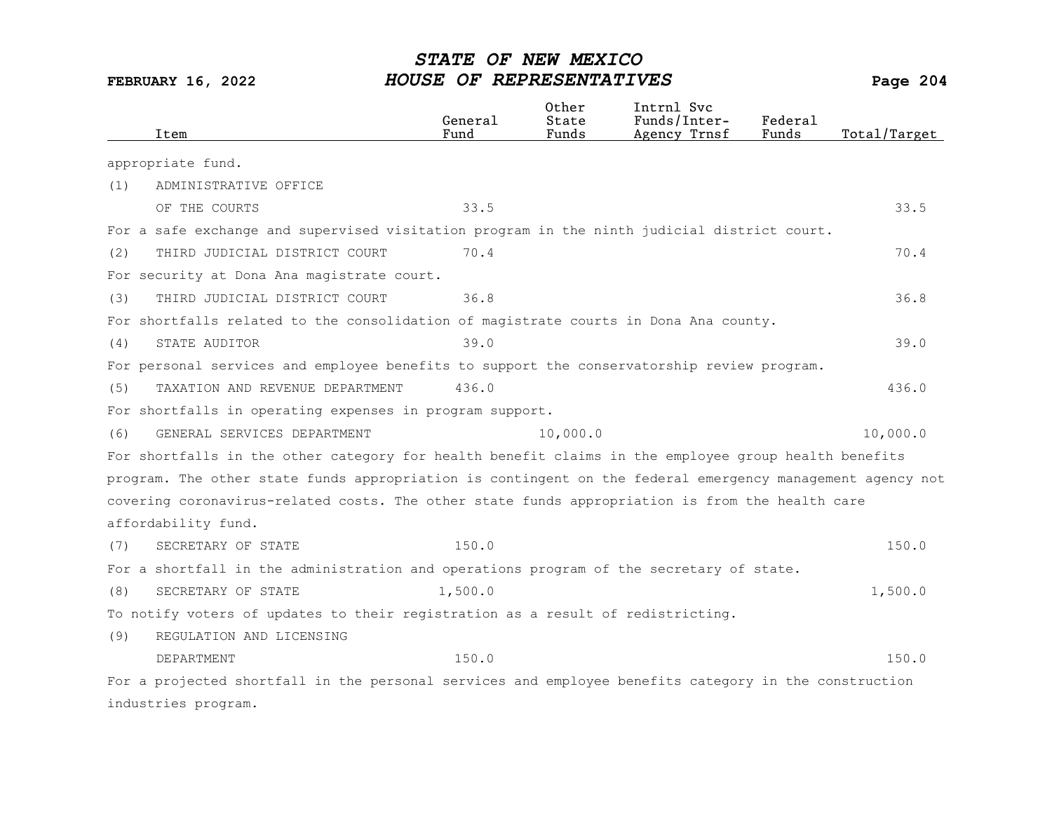| Item | General Fund | Other State Funds | Intrnl Svc Funds/Inter-Agency Trnsf | Federal Funds | Total/Target |
|---|---|---|---|---|---|
| appropriate fund. | | | | | |
| (1) ADMINISTRATIVE OFFICE OF THE COURTS | 33.5 | | | | 33.5 |
| For a safe exchange and supervised visitation program in the ninth judicial district court. | | | | | |
| (2) THIRD JUDICIAL DISTRICT COURT | 70.4 | | | | 70.4 |
| For security at Dona Ana magistrate court. | | | | | |
| (3) THIRD JUDICIAL DISTRICT COURT | 36.8 | | | | 36.8 |
| For shortfalls related to the consolidation of magistrate courts in Dona Ana county. | | | | | |
| (4) STATE AUDITOR | 39.0 | | | | 39.0 |
| For personal services and employee benefits to support the conservatorship review program. | | | | | |
| (5) TAXATION AND REVENUE DEPARTMENT | 436.0 | | | | 436.0 |
| For shortfalls in operating expenses in program support. | | | | | |
| (6) GENERAL SERVICES DEPARTMENT | | 10,000.0 | | | 10,000.0 |
| For shortfalls in the other category for health benefit claims in the employee group health benefits program. The other state funds appropriation is contingent on the federal emergency management agency not covering coronavirus-related costs. The other state funds appropriation is from the health care affordability fund. | | | | | |
| (7) SECRETARY OF STATE | 150.0 | | | | 150.0 |
| For a shortfall in the administration and operations program of the secretary of state. | | | | | |
| (8) SECRETARY OF STATE | 1,500.0 | | | | 1,500.0 |
| To notify voters of updates to their registration as a result of redistricting. | | | | | |
| (9) REGULATION AND LICENSING DEPARTMENT | 150.0 | | | | 150.0 |
| For a projected shortfall in the personal services and employee benefits category in the construction industries program. | | | | | |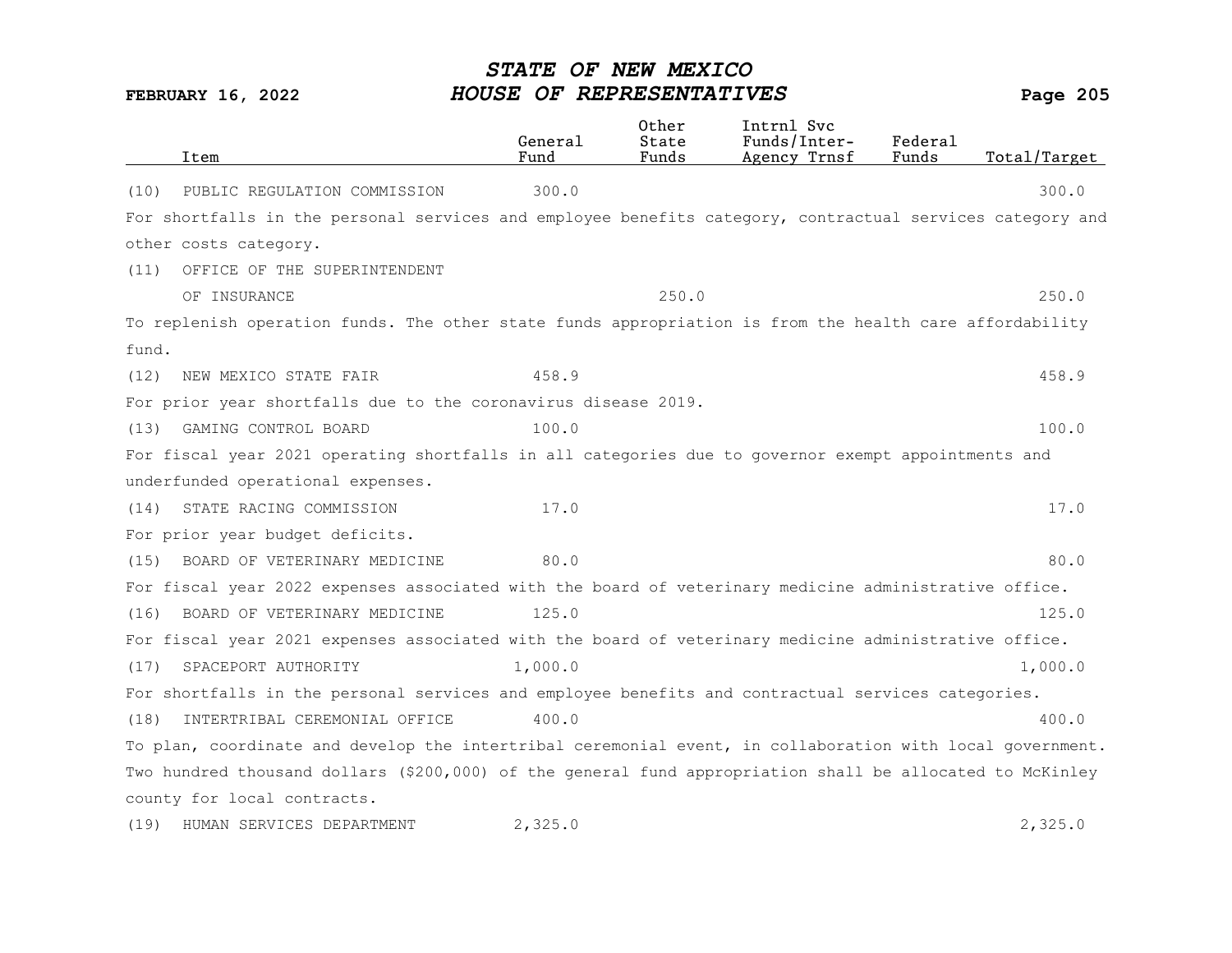| Item | General Fund | Other State Funds | Intrnl Svc Funds/Inter-Agency Trnsf | Federal Funds | Total/Target |
|---|---|---|---|---|---|
| (10) PUBLIC REGULATION COMMISSION | 300.0 | | | | 300.0 |

For shortfalls in the personal services and employee benefits category, contractual services category and other costs category.

| Item | General Fund | Other State Funds | Intrnl Svc Funds/Inter-Agency Trnsf | Federal Funds | Total/Target |
|---|---|---|---|---|---|
| (11) OFFICE OF THE SUPERINTENDENT OF INSURANCE | | 250.0 | | | 250.0 |

To replenish operation funds. The other state funds appropriation is from the health care affordability fund.

| Item | General Fund | Other State Funds | Intrnl Svc Funds/Inter-Agency Trnsf | Federal Funds | Total/Target |
|---|---|---|---|---|---|
| (12) NEW MEXICO STATE FAIR | 458.9 | | | | 458.9 |

For prior year shortfalls due to the coronavirus disease 2019.

| Item | General Fund | Other State Funds | Intrnl Svc Funds/Inter-Agency Trnsf | Federal Funds | Total/Target |
|---|---|---|---|---|---|
| (13) GAMING CONTROL BOARD | 100.0 | | | | 100.0 |

For fiscal year 2021 operating shortfalls in all categories due to governor exempt appointments and underfunded operational expenses.

| Item | General Fund | Other State Funds | Intrnl Svc Funds/Inter-Agency Trnsf | Federal Funds | Total/Target |
|---|---|---|---|---|---|
| (14) STATE RACING COMMISSION | 17.0 | | | | 17.0 |

For prior year budget deficits.

| Item | General Fund | Other State Funds | Intrnl Svc Funds/Inter-Agency Trnsf | Federal Funds | Total/Target |
|---|---|---|---|---|---|
| (15) BOARD OF VETERINARY MEDICINE | 80.0 | | | | 80.0 |

For fiscal year 2022 expenses associated with the board of veterinary medicine administrative office.

| Item | General Fund | Other State Funds | Intrnl Svc Funds/Inter-Agency Trnsf | Federal Funds | Total/Target |
|---|---|---|---|---|---|
| (16) BOARD OF VETERINARY MEDICINE | 125.0 | | | | 125.0 |

For fiscal year 2021 expenses associated with the board of veterinary medicine administrative office.

| Item | General Fund | Other State Funds | Intrnl Svc Funds/Inter-Agency Trnsf | Federal Funds | Total/Target |
|---|---|---|---|---|---|
| (17) SPACEPORT AUTHORITY | 1,000.0 | | | | 1,000.0 |

For shortfalls in the personal services and employee benefits and contractual services categories.

| Item | General Fund | Other State Funds | Intrnl Svc Funds/Inter-Agency Trnsf | Federal Funds | Total/Target |
|---|---|---|---|---|---|
| (18) INTERTRIBAL CEREMONIAL OFFICE | 400.0 | | | | 400.0 |

To plan, coordinate and develop the intertribal ceremonial event, in collaboration with local government. Two hundred thousand dollars ($200,000) of the general fund appropriation shall be allocated to McKinley county for local contracts.

| Item | General Fund | Other State Funds | Intrnl Svc Funds/Inter-Agency Trnsf | Federal Funds | Total/Target |
|---|---|---|---|---|---|
| (19) HUMAN SERVICES DEPARTMENT | 2,325.0 | | | | 2,325.0 |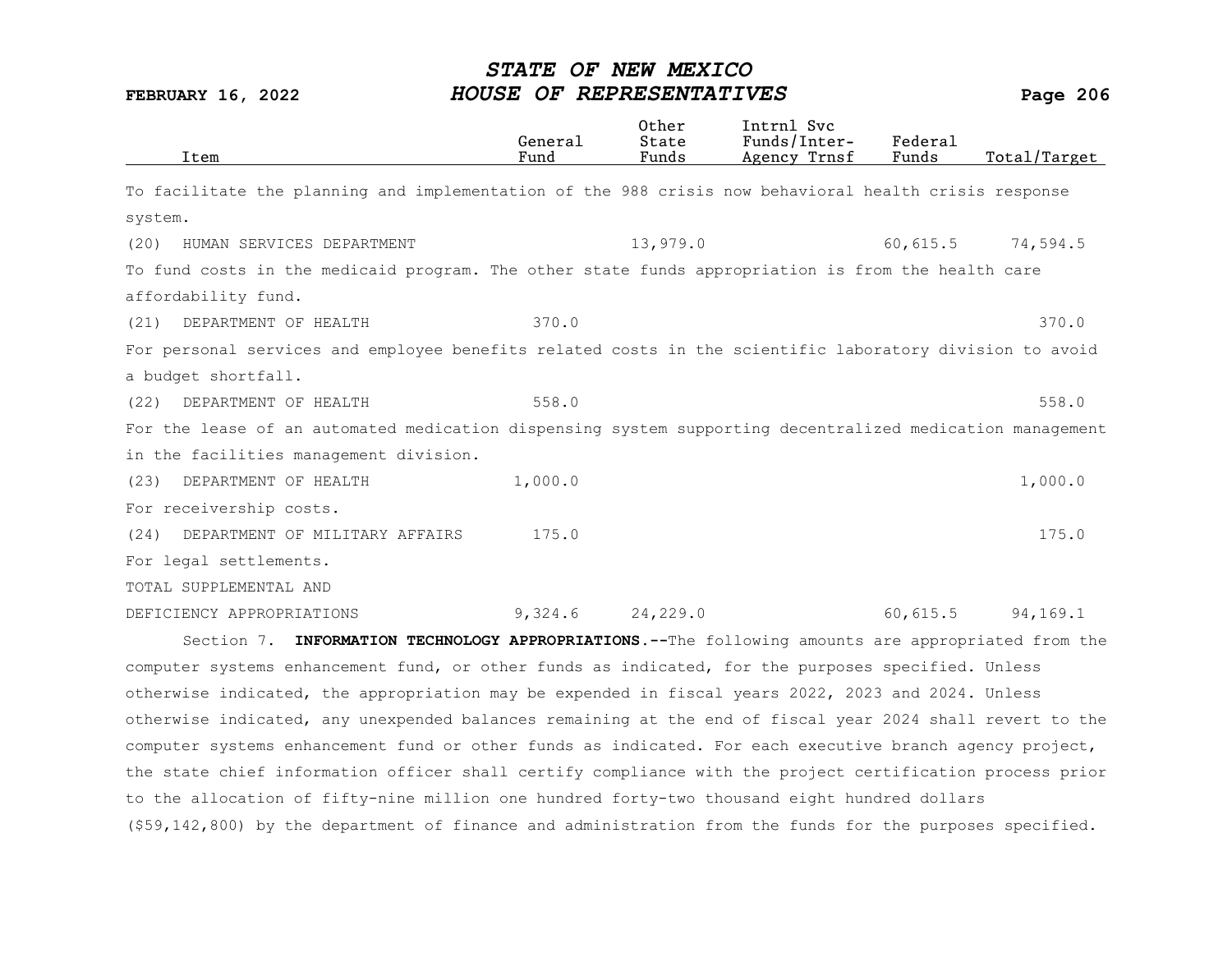| Item | General Fund | Other State Funds | Intrnl Svc Funds/Inter-Agency Trnsf | Federal Funds | Total/Target |
|---|---|---|---|---|---|
| To facilitate the planning and implementation of the 988 crisis now behavioral health crisis response system. | | | | | |
| (20) HUMAN SERVICES DEPARTMENT | | 13,979.0 | | 60,615.5 | 74,594.5 |
| To fund costs in the medicaid program. The other state funds appropriation is from the health care affordability fund. | | | | | |
| (21) DEPARTMENT OF HEALTH | 370.0 | | | | 370.0 |
| For personal services and employee benefits related costs in the scientific laboratory division to avoid a budget shortfall. | | | | | |
| (22) DEPARTMENT OF HEALTH | 558.0 | | | | 558.0 |
| For the lease of an automated medication dispensing system supporting decentralized medication management in the facilities management division. | | | | | |
| (23) DEPARTMENT OF HEALTH | 1,000.0 | | | | 1,000.0 |
| For receivership costs. | | | | | |
| (24) DEPARTMENT OF MILITARY AFFAIRS | 175.0 | | | | 175.0 |
| For legal settlements. | | | | | |
| TOTAL SUPPLEMENTAL AND DEFICIENCY APPROPRIATIONS | 9,324.6 | 24,229.0 | | 60,615.5 | 94,169.1 |

Section 7. **INFORMATION TECHNOLOGY APPROPRIATIONS.--**The following amounts are appropriated from the computer systems enhancement fund, or other funds as indicated, for the purposes specified. Unless otherwise indicated, the appropriation may be expended in fiscal years 2022, 2023 and 2024. Unless otherwise indicated, any unexpended balances remaining at the end of fiscal year 2024 shall revert to the computer systems enhancement fund or other funds as indicated. For each executive branch agency project, the state chief information officer shall certify compliance with the project certification process prior to the allocation of fifty-nine million one hundred forty-two thousand eight hundred dollars ($59,142,800) by the department of finance and administration from the funds for the purposes specified.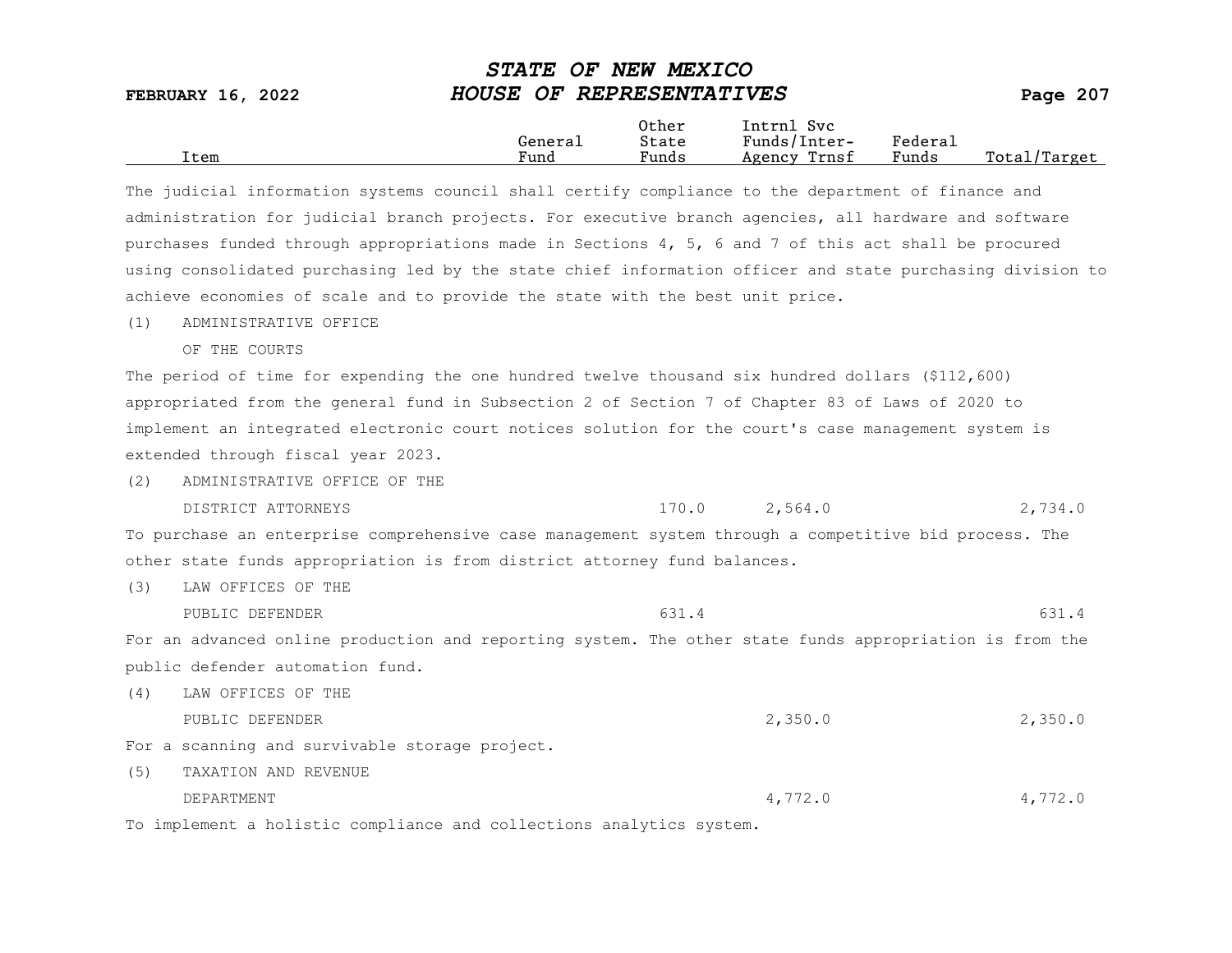| Item | General Fund | Other State Funds | Intrnl Svc Funds/Inter-Agency Trnsf | Federal Funds | Total/Target |
|---|---|---|---|---|---|

The judicial information systems council shall certify compliance to the department of finance and administration for judicial branch projects. For executive branch agencies, all hardware and software purchases funded through appropriations made in Sections 4, 5, 6 and 7 of this act shall be procured using consolidated purchasing led by the state chief information officer and state purchasing division to achieve economies of scale and to provide the state with the best unit price.

(1) ADMINISTRATIVE OFFICE OF THE COURTS

The period of time for expending the one hundred twelve thousand six hundred dollars ($112,600) appropriated from the general fund in Subsection 2 of Section 7 of Chapter 83 of Laws of 2020 to implement an integrated electronic court notices solution for the court's case management system is extended through fiscal year 2023.

| Item | General Fund | Other State Funds | Intrnl Svc Funds/Inter-Agency Trnsf | Federal Funds | Total/Target |
|---|---|---|---|---|---|
| (2) ADMINISTRATIVE OFFICE OF THE DISTRICT ATTORNEYS | | 170.0 | 2,564.0 | | 2,734.0 |

To purchase an enterprise comprehensive case management system through a competitive bid process. The other state funds appropriation is from district attorney fund balances.

| Item | General Fund | Other State Funds | Intrnl Svc Funds/Inter-Agency Trnsf | Federal Funds | Total/Target |
|---|---|---|---|---|---|
| (3) LAW OFFICES OF THE PUBLIC DEFENDER | | 631.4 | | | 631.4 |

For an advanced online production and reporting system. The other state funds appropriation is from the public defender automation fund.

| Item | General Fund | Other State Funds | Intrnl Svc Funds/Inter-Agency Trnsf | Federal Funds | Total/Target |
|---|---|---|---|---|---|
| (4) LAW OFFICES OF THE PUBLIC DEFENDER | | | 2,350.0 | | 2,350.0 |

For a scanning and survivable storage project.

| Item | General Fund | Other State Funds | Intrnl Svc Funds/Inter-Agency Trnsf | Federal Funds | Total/Target |
|---|---|---|---|---|---|
| (5) TAXATION AND REVENUE DEPARTMENT | | | 4,772.0 | | 4,772.0 |

To implement a holistic compliance and collections analytics system.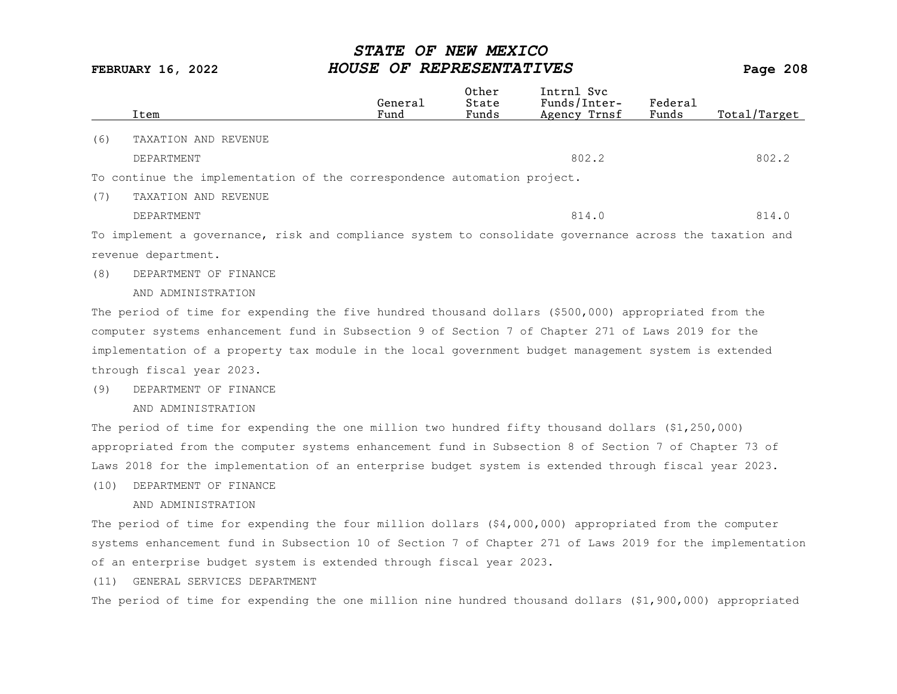| Item | General Fund | Other State Funds | Intrnl Svc Funds/Inter-Agency Trnsf | Federal Funds | Total/Target |
|---|---|---|---|---|---|
| (6) TAXATION AND REVENUE DEPARTMENT | | | 802.2 | | 802.2 |

To continue the implementation of the correspondence automation project.

| Item | General Fund | Other State Funds | Intrnl Svc Funds/Inter-Agency Trnsf | Federal Funds | Total/Target |
|---|---|---|---|---|---|
| (7) TAXATION AND REVENUE DEPARTMENT | | | 814.0 | | 814.0 |

To implement a governance, risk and compliance system to consolidate governance across the taxation and revenue department.

(8) DEPARTMENT OF FINANCE AND ADMINISTRATION

The period of time for expending the five hundred thousand dollars ($500,000) appropriated from the computer systems enhancement fund in Subsection 9 of Section 7 of Chapter 271 of Laws 2019 for the implementation of a property tax module in the local government budget management system is extended through fiscal year 2023.

(9) DEPARTMENT OF FINANCE AND ADMINISTRATION

The period of time for expending the one million two hundred fifty thousand dollars ($1,250,000) appropriated from the computer systems enhancement fund in Subsection 8 of Section 7 of Chapter 73 of Laws 2018 for the implementation of an enterprise budget system is extended through fiscal year 2023.

(10) DEPARTMENT OF FINANCE AND ADMINISTRATION

The period of time for expending the four million dollars ($4,000,000) appropriated from the computer systems enhancement fund in Subsection 10 of Section 7 of Chapter 271 of Laws 2019 for the implementation of an enterprise budget system is extended through fiscal year 2023.

(11) GENERAL SERVICES DEPARTMENT

The period of time for expending the one million nine hundred thousand dollars ($1,900,000) appropriated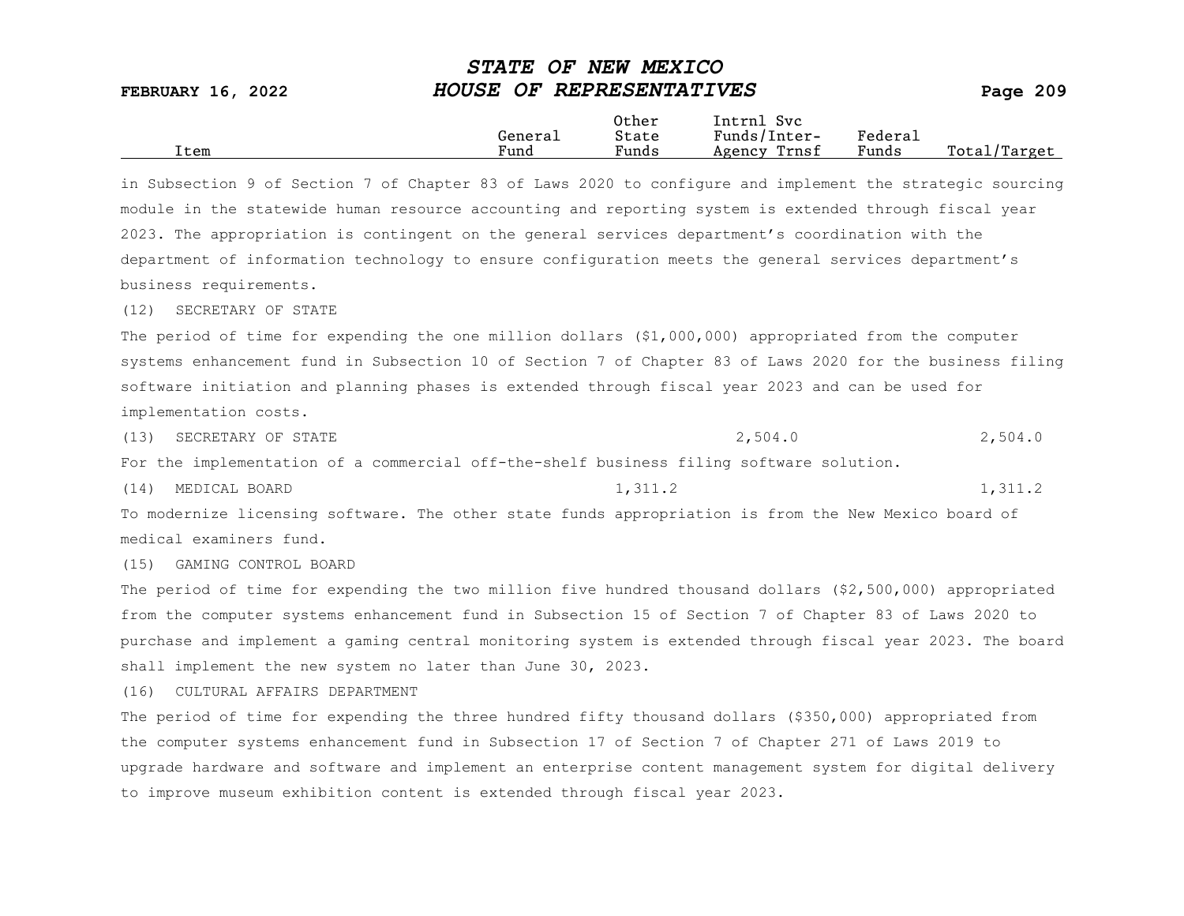| Item | General Fund | Other State Funds | Intrnl Svc Funds/Inter-Agency Trnsf | Federal Funds | Total/Target |
|---|---|---|---|---|---|

in Subsection 9 of Section 7 of Chapter 83 of Laws 2020 to configure and implement the strategic sourcing module in the statewide human resource accounting and reporting system is extended through fiscal year 2023. The appropriation is contingent on the general services department's coordination with the department of information technology to ensure configuration meets the general services department's business requirements.

(12) SECRETARY OF STATE

The period of time for expending the one million dollars ($1,000,000) appropriated from the computer systems enhancement fund in Subsection 10 of Section 7 of Chapter 83 of Laws 2020 for the business filing software initiation and planning phases is extended through fiscal year 2023 and can be used for implementation costs.

| Item | General Fund | Other State Funds | Intrnl Svc Funds/Inter-Agency Trnsf | Federal Funds | Total/Target |
|---|---|---|---|---|---|
| (13) SECRETARY OF STATE | | | 2,504.0 | | 2,504.0 |

For the implementation of a commercial off-the-shelf business filing software solution.

| Item | General Fund | Other State Funds | Intrnl Svc Funds/Inter-Agency Trnsf | Federal Funds | Total/Target |
|---|---|---|---|---|---|
| (14) MEDICAL BOARD | | 1,311.2 | | | 1,311.2 |

To modernize licensing software. The other state funds appropriation is from the New Mexico board of medical examiners fund.

(15) GAMING CONTROL BOARD

The period of time for expending the two million five hundred thousand dollars ($2,500,000) appropriated from the computer systems enhancement fund in Subsection 15 of Section 7 of Chapter 83 of Laws 2020 to purchase and implement a gaming central monitoring system is extended through fiscal year 2023. The board shall implement the new system no later than June 30, 2023.

(16) CULTURAL AFFAIRS DEPARTMENT

The period of time for expending the three hundred fifty thousand dollars ($350,000) appropriated from the computer systems enhancement fund in Subsection 17 of Section 7 of Chapter 271 of Laws 2019 to upgrade hardware and software and implement an enterprise content management system for digital delivery to improve museum exhibition content is extended through fiscal year 2023.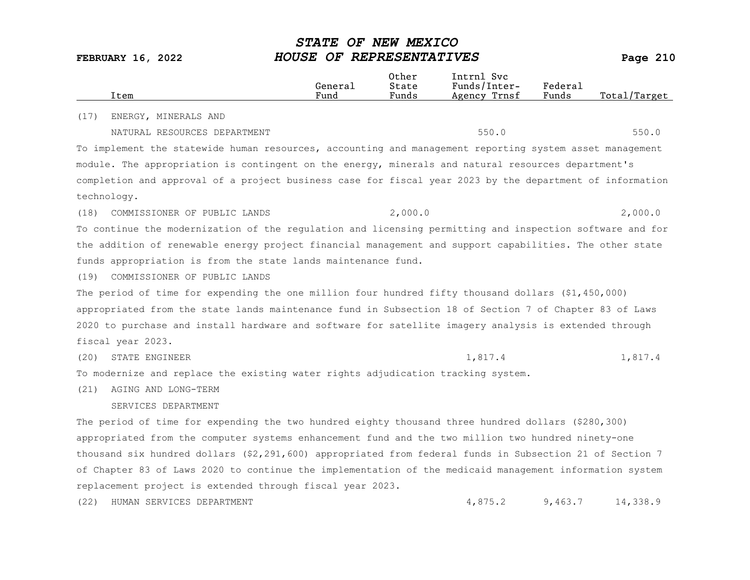| Item | General Fund | Other State Funds | Intrnl Svc Funds/Inter-Agency Trnsf | Federal Funds | Total/Target |
|---|---|---|---|---|---|
| (17) ENERGY, MINERALS AND NATURAL RESOURCES DEPARTMENT | | | 550.0 | | 550.0 |

To implement the statewide human resources, accounting and management reporting system asset management module. The appropriation is contingent on the energy, minerals and natural resources department's completion and approval of a project business case for fiscal year 2023 by the department of information technology.

| Item | General Fund | Other State Funds | Intrnl Svc Funds/Inter-Agency Trnsf | Federal Funds | Total/Target |
|---|---|---|---|---|---|
| (18) COMMISSIONER OF PUBLIC LANDS | | 2,000.0 | | | 2,000.0 |

To continue the modernization of the regulation and licensing permitting and inspection software and for the addition of renewable energy project financial management and support capabilities. The other state funds appropriation is from the state lands maintenance fund.

(19) COMMISSIONER OF PUBLIC LANDS

The period of time for expending the one million four hundred fifty thousand dollars ($1,450,000) appropriated from the state lands maintenance fund in Subsection 18 of Section 7 of Chapter 83 of Laws 2020 to purchase and install hardware and software for satellite imagery analysis is extended through fiscal year 2023.

| Item | General Fund | Other State Funds | Intrnl Svc Funds/Inter-Agency Trnsf | Federal Funds | Total/Target |
|---|---|---|---|---|---|
| (20) STATE ENGINEER | | | 1,817.4 | | 1,817.4 |

To modernize and replace the existing water rights adjudication tracking system.

(21) AGING AND LONG-TERM SERVICES DEPARTMENT

The period of time for expending the two hundred eighty thousand three hundred dollars ($280,300) appropriated from the computer systems enhancement fund and the two million two hundred ninety-one thousand six hundred dollars ($2,291,600) appropriated from federal funds in Subsection 21 of Section 7 of Chapter 83 of Laws 2020 to continue the implementation of the medicaid management information system replacement project is extended through fiscal year 2023.

| Item | General Fund | Other State Funds | Intrnl Svc Funds/Inter-Agency Trnsf | Federal Funds | Total/Target |
|---|---|---|---|---|---|
| (22) HUMAN SERVICES DEPARTMENT | | | 4,875.2 | 9,463.7 | 14,338.9 |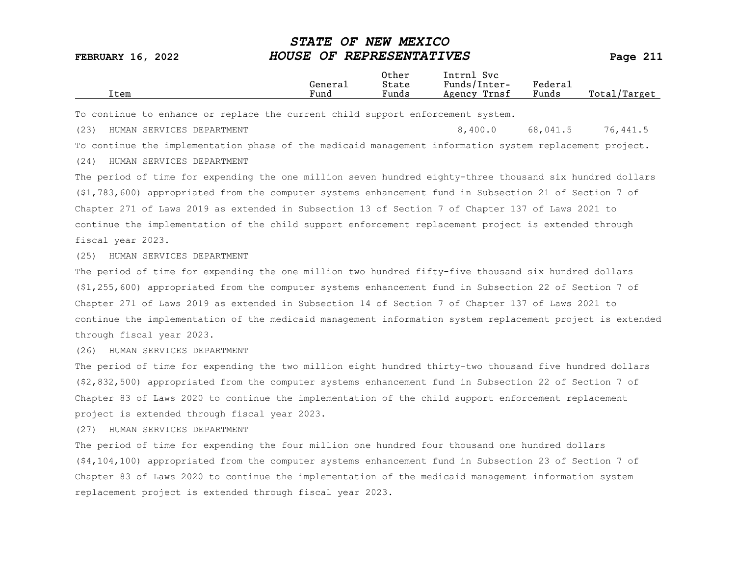| Item | General Fund | Other State Funds | Intrnl Svc Funds/Inter-Agency Trnsf | Federal Funds | Total/Target |
|---|---|---|---|---|---|

To continue to enhance or replace the current child support enforcement system.

| Item | General Fund | Other State Funds | Intrnl Svc Funds/Inter-Agency Trnsf | Federal Funds | Total/Target |
|---|---|---|---|---|---|
| (23) HUMAN SERVICES DEPARTMENT | | | 8,400.0 | 68,041.5 | 76,441.5 |

To continue the implementation phase of the medicaid management information system replacement project.

(24) HUMAN SERVICES DEPARTMENT

The period of time for expending the one million seven hundred eighty-three thousand six hundred dollars ($1,783,600) appropriated from the computer systems enhancement fund in Subsection 21 of Section 7 of Chapter 271 of Laws 2019 as extended in Subsection 13 of Section 7 of Chapter 137 of Laws 2021 to continue the implementation of the child support enforcement replacement project is extended through fiscal year 2023.

(25) HUMAN SERVICES DEPARTMENT

The period of time for expending the one million two hundred fifty-five thousand six hundred dollars ($1,255,600) appropriated from the computer systems enhancement fund in Subsection 22 of Section 7 of Chapter 271 of Laws 2019 as extended in Subsection 14 of Section 7 of Chapter 137 of Laws 2021 to continue the implementation of the medicaid management information system replacement project is extended through fiscal year 2023.

(26) HUMAN SERVICES DEPARTMENT

The period of time for expending the two million eight hundred thirty-two thousand five hundred dollars ($2,832,500) appropriated from the computer systems enhancement fund in Subsection 22 of Section 7 of Chapter 83 of Laws 2020 to continue the implementation of the child support enforcement replacement project is extended through fiscal year 2023.

(27) HUMAN SERVICES DEPARTMENT

The period of time for expending the four million one hundred four thousand one hundred dollars ($4,104,100) appropriated from the computer systems enhancement fund in Subsection 23 of Section 7 of Chapter 83 of Laws 2020 to continue the implementation of the medicaid management information system replacement project is extended through fiscal year 2023.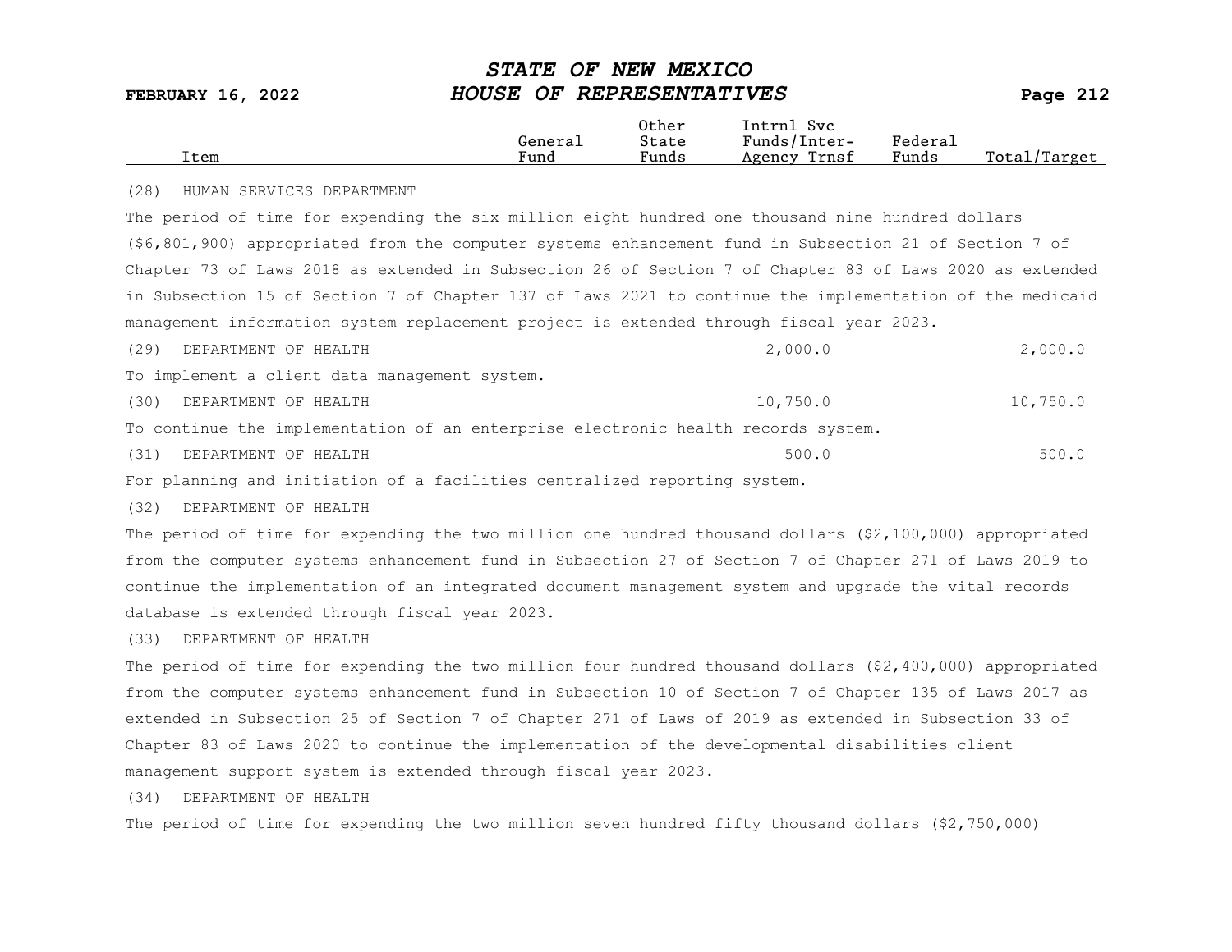| Item | General Fund | Other State Funds | Intrnl Svc Funds/Inter-Agency Trnsf | Federal Funds | Total/Target |
|---|---|---|---|---|---|

(28) HUMAN SERVICES DEPARTMENT

The period of time for expending the six million eight hundred one thousand nine hundred dollars ($6,801,900) appropriated from the computer systems enhancement fund in Subsection 21 of Section 7 of Chapter 73 of Laws 2018 as extended in Subsection 26 of Section 7 of Chapter 83 of Laws 2020 as extended in Subsection 15 of Section 7 of Chapter 137 of Laws 2021 to continue the implementation of the medicaid management information system replacement project is extended through fiscal year 2023.

| Item | General Fund | Other State Funds | Intrnl Svc Funds/Inter-Agency Trnsf | Federal Funds | Total/Target |
|---|---|---|---|---|---|
| (29) DEPARTMENT OF HEALTH | | | 2,000.0 | | 2,000.0 |

To implement a client data management system.

| Item | General Fund | Other State Funds | Intrnl Svc Funds/Inter-Agency Trnsf | Federal Funds | Total/Target |
|---|---|---|---|---|---|
| (30) DEPARTMENT OF HEALTH | | | 10,750.0 | | 10,750.0 |

To continue the implementation of an enterprise electronic health records system.

| Item | General Fund | Other State Funds | Intrnl Svc Funds/Inter-Agency Trnsf | Federal Funds | Total/Target |
|---|---|---|---|---|---|
| (31) DEPARTMENT OF HEALTH | | | 500.0 | | 500.0 |

For planning and initiation of a facilities centralized reporting system.

(32) DEPARTMENT OF HEALTH

The period of time for expending the two million one hundred thousand dollars ($2,100,000) appropriated from the computer systems enhancement fund in Subsection 27 of Section 7 of Chapter 271 of Laws 2019 to continue the implementation of an integrated document management system and upgrade the vital records database is extended through fiscal year 2023.

(33) DEPARTMENT OF HEALTH

The period of time for expending the two million four hundred thousand dollars ($2,400,000) appropriated from the computer systems enhancement fund in Subsection 10 of Section 7 of Chapter 135 of Laws 2017 as extended in Subsection 25 of Section 7 of Chapter 271 of Laws of 2019 as extended in Subsection 33 of Chapter 83 of Laws 2020 to continue the implementation of the developmental disabilities client management support system is extended through fiscal year 2023.

(34) DEPARTMENT OF HEALTH

The period of time for expending the two million seven hundred fifty thousand dollars ($2,750,000)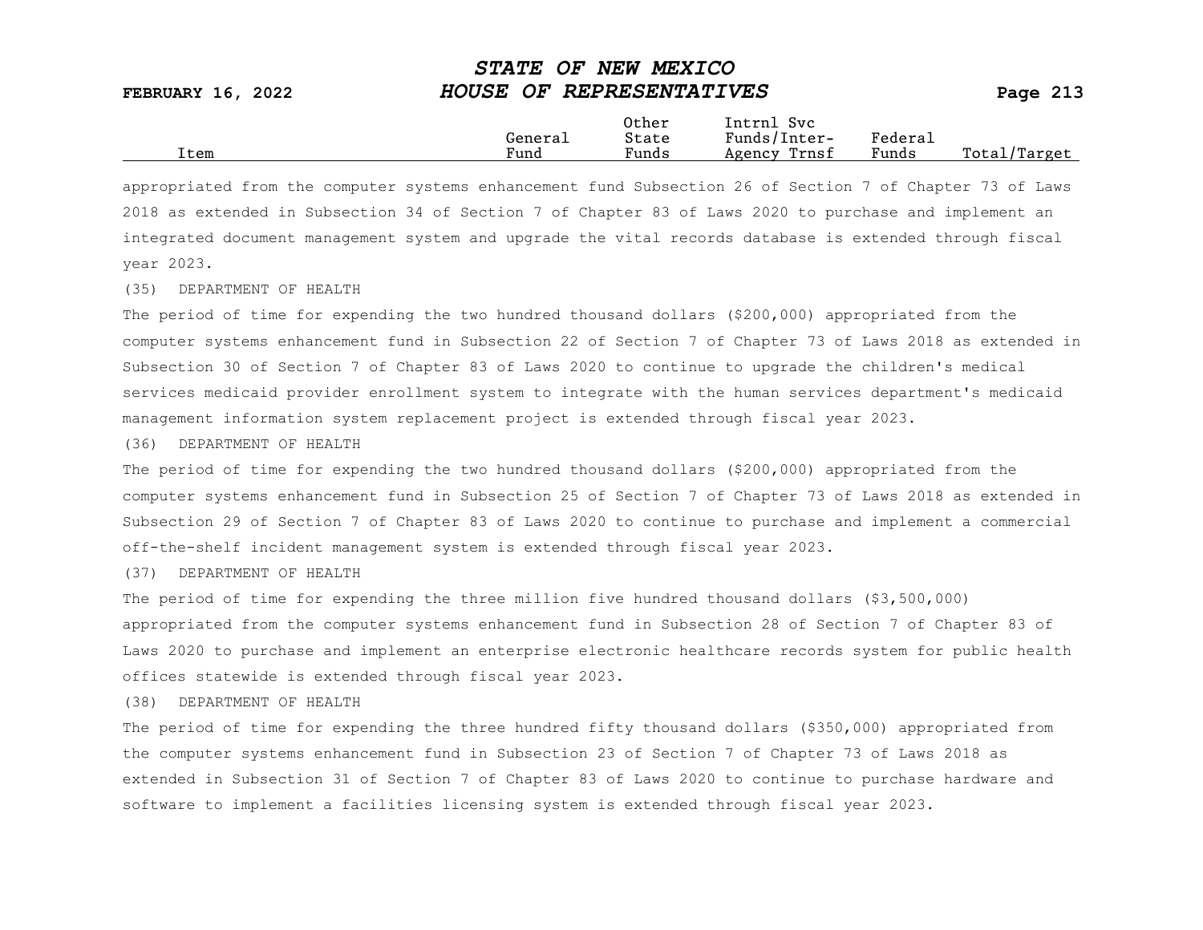| Item | General Fund | Other State Funds | Intrnl Svc Funds/Inter-Agency Trnsf | Federal Funds | Total/Target |
|---|---|---|---|---|---|

appropriated from the computer systems enhancement fund Subsection 26 of Section 7 of Chapter 73 of Laws 2018 as extended in Subsection 34 of Section 7 of Chapter 83 of Laws 2020 to purchase and implement an integrated document management system and upgrade the vital records database is extended through fiscal year 2023.

(35) DEPARTMENT OF HEALTH

The period of time for expending the two hundred thousand dollars ($200,000) appropriated from the computer systems enhancement fund in Subsection 22 of Section 7 of Chapter 73 of Laws 2018 as extended in Subsection 30 of Section 7 of Chapter 83 of Laws 2020 to continue to upgrade the children's medical services medicaid provider enrollment system to integrate with the human services department's medicaid management information system replacement project is extended through fiscal year 2023.

(36) DEPARTMENT OF HEALTH

The period of time for expending the two hundred thousand dollars ($200,000) appropriated from the computer systems enhancement fund in Subsection 25 of Section 7 of Chapter 73 of Laws 2018 as extended in Subsection 29 of Section 7 of Chapter 83 of Laws 2020 to continue to purchase and implement a commercial off-the-shelf incident management system is extended through fiscal year 2023.

(37) DEPARTMENT OF HEALTH

The period of time for expending the three million five hundred thousand dollars ($3,500,000) appropriated from the computer systems enhancement fund in Subsection 28 of Section 7 of Chapter 83 of Laws 2020 to purchase and implement an enterprise electronic healthcare records system for public health offices statewide is extended through fiscal year 2023.

(38) DEPARTMENT OF HEALTH

The period of time for expending the three hundred fifty thousand dollars ($350,000) appropriated from the computer systems enhancement fund in Subsection 23 of Section 7 of Chapter 73 of Laws 2018 as extended in Subsection 31 of Section 7 of Chapter 83 of Laws 2020 to continue to purchase hardware and software to implement a facilities licensing system is extended through fiscal year 2023.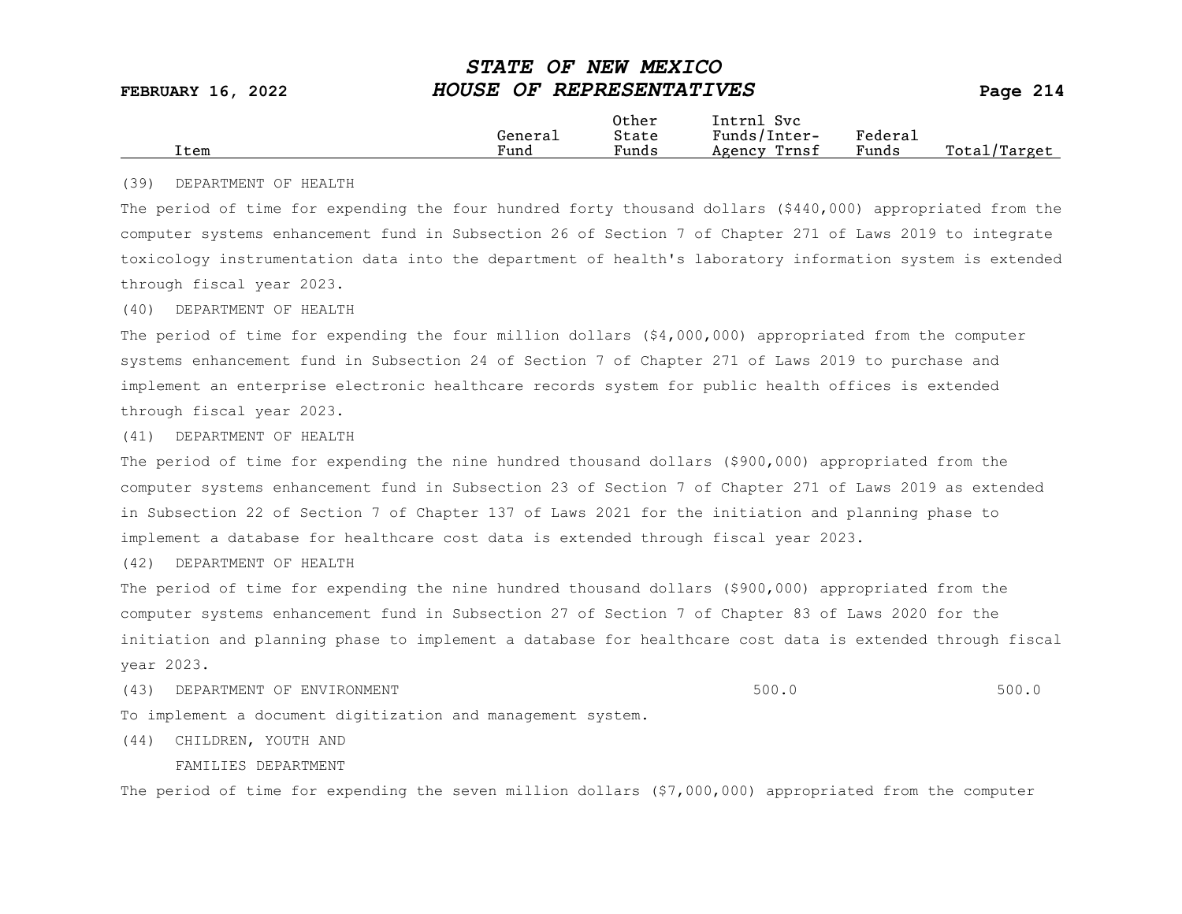| Item | General Fund | Other State Funds | Intrnl Svc Funds/Inter-Agency Trnsf | Federal Funds | Total/Target |
|---|---|---|---|---|---|

(39) DEPARTMENT OF HEALTH

The period of time for expending the four hundred forty thousand dollars ($440,000) appropriated from the computer systems enhancement fund in Subsection 26 of Section 7 of Chapter 271 of Laws 2019 to integrate toxicology instrumentation data into the department of health's laboratory information system is extended through fiscal year 2023.

(40) DEPARTMENT OF HEALTH

The period of time for expending the four million dollars ($4,000,000) appropriated from the computer systems enhancement fund in Subsection 24 of Section 7 of Chapter 271 of Laws 2019 to purchase and implement an enterprise electronic healthcare records system for public health offices is extended through fiscal year 2023.

(41) DEPARTMENT OF HEALTH

The period of time for expending the nine hundred thousand dollars ($900,000) appropriated from the computer systems enhancement fund in Subsection 23 of Section 7 of Chapter 271 of Laws 2019 as extended in Subsection 22 of Section 7 of Chapter 137 of Laws 2021 for the initiation and planning phase to implement a database for healthcare cost data is extended through fiscal year 2023.

(42) DEPARTMENT OF HEALTH

The period of time for expending the nine hundred thousand dollars ($900,000) appropriated from the computer systems enhancement fund in Subsection 27 of Section 7 of Chapter 83 of Laws 2020 for the initiation and planning phase to implement a database for healthcare cost data is extended through fiscal year 2023.

| Item | General Fund | Other State Funds | Intrnl Svc Funds/Inter-Agency Trnsf | Federal Funds | Total/Target |
|---|---|---|---|---|---|
| (43) DEPARTMENT OF ENVIRONMENT | | | 500.0 | | 500.0 |

To implement a document digitization and management system.

(44) CHILDREN, YOUTH AND FAMILIES DEPARTMENT

The period of time for expending the seven million dollars ($7,000,000) appropriated from the computer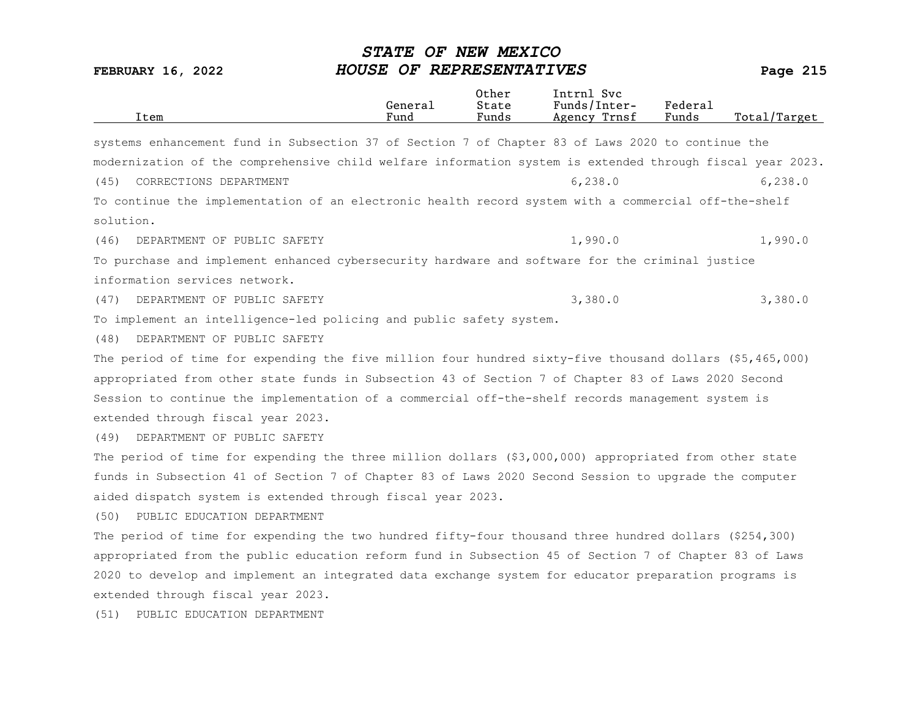| Item | General Fund | Other State Funds | Intrnl Svc Funds/Inter-Agency Trnsf | Federal Funds | Total/Target |
|---|---|---|---|---|---|

systems enhancement fund in Subsection 37 of Section 7 of Chapter 83 of Laws 2020 to continue the modernization of the comprehensive child welfare information system is extended through fiscal year 2023.

| Item | General Fund | Other State Funds | Intrnl Svc Funds/Inter-Agency Trnsf | Federal Funds | Total/Target |
|---|---|---|---|---|---|
| (45) CORRECTIONS DEPARTMENT | | | 6,238.0 | | 6,238.0 |

To continue the implementation of an electronic health record system with a commercial off-the-shelf solution.

| Item | General Fund | Other State Funds | Intrnl Svc Funds/Inter-Agency Trnsf | Federal Funds | Total/Target |
|---|---|---|---|---|---|
| (46) DEPARTMENT OF PUBLIC SAFETY | | | 1,990.0 | | 1,990.0 |

To purchase and implement enhanced cybersecurity hardware and software for the criminal justice information services network.

| Item | General Fund | Other State Funds | Intrnl Svc Funds/Inter-Agency Trnsf | Federal Funds | Total/Target |
|---|---|---|---|---|---|
| (47) DEPARTMENT OF PUBLIC SAFETY | | | 3,380.0 | | 3,380.0 |

To implement an intelligence-led policing and public safety system.

(48) DEPARTMENT OF PUBLIC SAFETY

The period of time for expending the five million four hundred sixty-five thousand dollars ($5,465,000) appropriated from other state funds in Subsection 43 of Section 7 of Chapter 83 of Laws 2020 Second Session to continue the implementation of a commercial off-the-shelf records management system is extended through fiscal year 2023.

(49) DEPARTMENT OF PUBLIC SAFETY

The period of time for expending the three million dollars ($3,000,000) appropriated from other state funds in Subsection 41 of Section 7 of Chapter 83 of Laws 2020 Second Session to upgrade the computer aided dispatch system is extended through fiscal year 2023.

(50) PUBLIC EDUCATION DEPARTMENT

The period of time for expending the two hundred fifty-four thousand three hundred dollars ($254,300) appropriated from the public education reform fund in Subsection 45 of Section 7 of Chapter 83 of Laws 2020 to develop and implement an integrated data exchange system for educator preparation programs is extended through fiscal year 2023.

(51) PUBLIC EDUCATION DEPARTMENT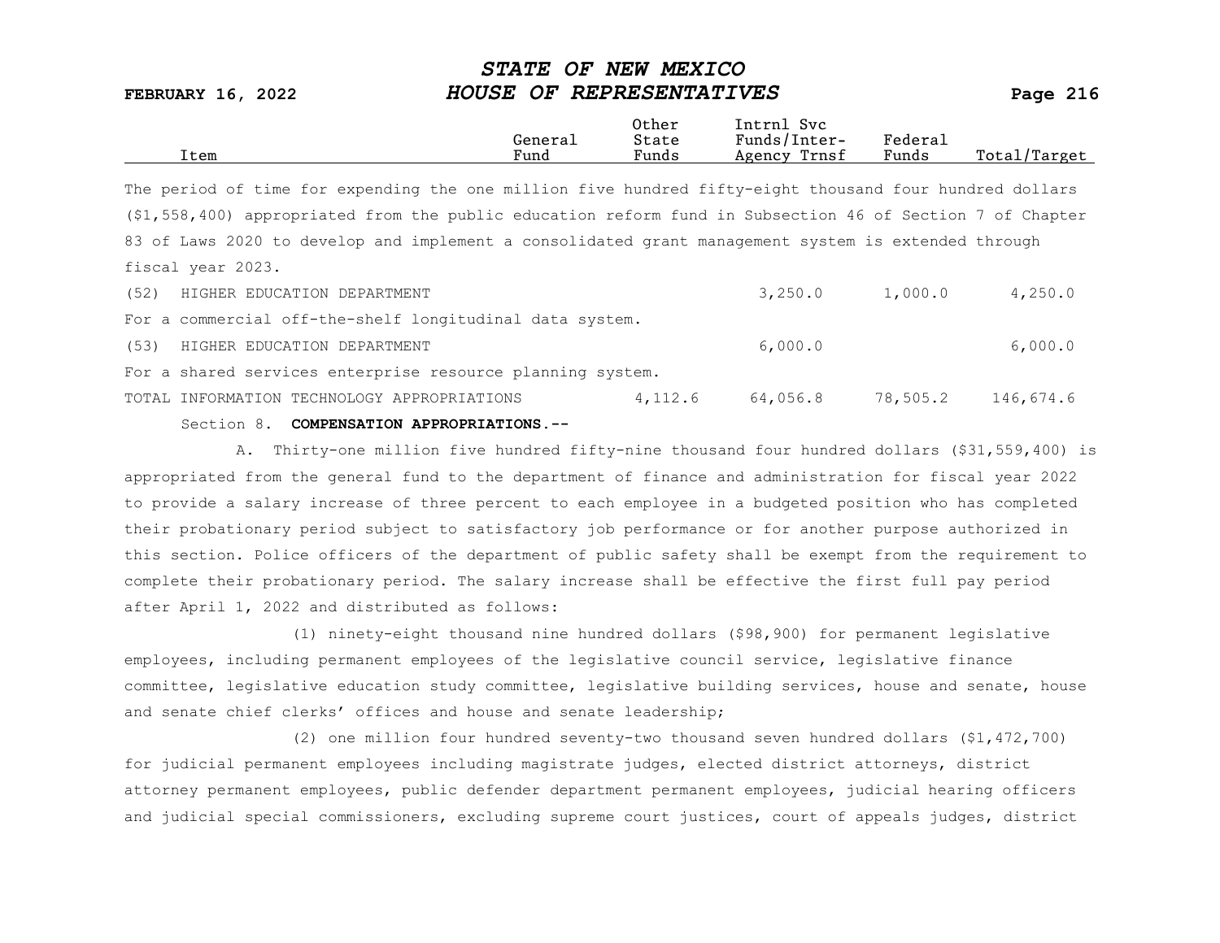| Item | General Fund | Other State Funds | Intrnl Svc Funds/Inter-Agency Trnsf | Federal Funds | Total/Target |
|---|---|---|---|---|---|

The period of time for expending the one million five hundred fifty-eight thousand four hundred dollars ($1,558,400) appropriated from the public education reform fund in Subsection 46 of Section 7 of Chapter 83 of Laws 2020 to develop and implement a consolidated grant management system is extended through fiscal year 2023.

| Item | General Fund | Other State Funds | Intrnl Svc Funds/Inter-Agency Trnsf | Federal Funds | Total/Target |
|---|---|---|---|---|---|
| (52) HIGHER EDUCATION DEPARTMENT | | | 3,250.0 | 1,000.0 | 4,250.0 |
| For a commercial off-the-shelf longitudinal data system. | | | | | |
| (53) HIGHER EDUCATION DEPARTMENT | | | 6,000.0 | | 6,000.0 |
| For a shared services enterprise resource planning system. | | | | | |
| TOTAL INFORMATION TECHNOLOGY APPROPRIATIONS | | 4,112.6 | 64,056.8 | 78,505.2 | 146,674.6 |

Section 8. **COMPENSATION APPROPRIATIONS.--**

A. Thirty-one million five hundred fifty-nine thousand four hundred dollars ($31,559,400) is appropriated from the general fund to the department of finance and administration for fiscal year 2022 to provide a salary increase of three percent to each employee in a budgeted position who has completed their probationary period subject to satisfactory job performance or for another purpose authorized in this section. Police officers of the department of public safety shall be exempt from the requirement to complete their probationary period. The salary increase shall be effective the first full pay period after April 1, 2022 and distributed as follows:

(1) ninety-eight thousand nine hundred dollars ($98,900) for permanent legislative employees, including permanent employees of the legislative council service, legislative finance committee, legislative education study committee, legislative building services, house and senate, house and senate chief clerks' offices and house and senate leadership;

(2) one million four hundred seventy-two thousand seven hundred dollars ($1,472,700) for judicial permanent employees including magistrate judges, elected district attorneys, district attorney permanent employees, public defender department permanent employees, judicial hearing officers and judicial special commissioners, excluding supreme court justices, court of appeals judges, district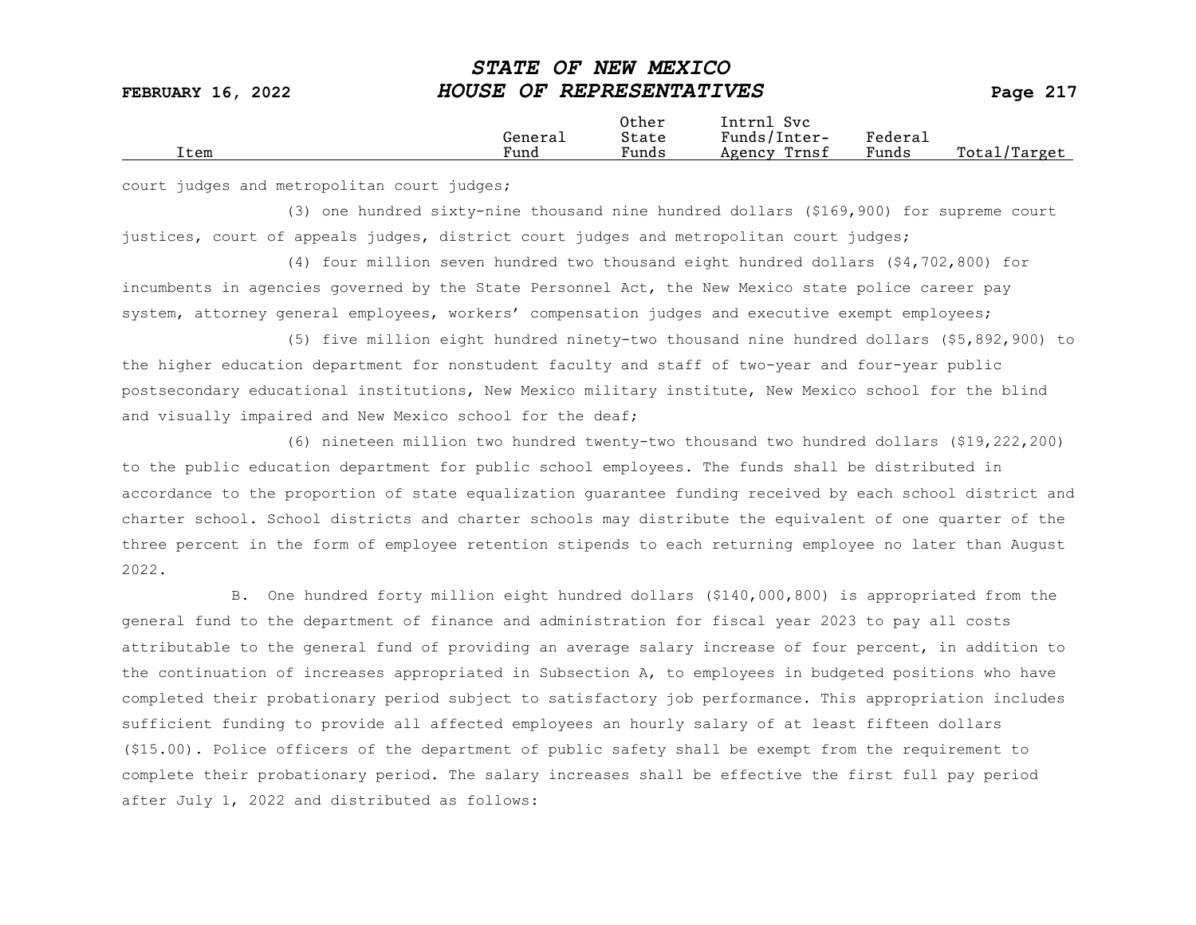| Item | General Fund | Other State Funds | Intrnl Svc Funds/Inter-Agency Trnsf | Federal Funds | Total/Target |
|---|---|---|---|---|---|

court judges and metropolitan court judges;

(3) one hundred sixty-nine thousand nine hundred dollars ($169,900) for supreme court justices, court of appeals judges, district court judges and metropolitan court judges;

(4) four million seven hundred two thousand eight hundred dollars ($4,702,800) for incumbents in agencies governed by the State Personnel Act, the New Mexico state police career pay system, attorney general employees, workers' compensation judges and executive exempt employees;

(5) five million eight hundred ninety-two thousand nine hundred dollars ($5,892,900) to the higher education department for nonstudent faculty and staff of two-year and four-year public postsecondary educational institutions, New Mexico military institute, New Mexico school for the blind and visually impaired and New Mexico school for the deaf;

(6) nineteen million two hundred twenty-two thousand two hundred dollars ($19,222,200) to the public education department for public school employees. The funds shall be distributed in accordance to the proportion of state equalization guarantee funding received by each school district and charter school. School districts and charter schools may distribute the equivalent of one quarter of the three percent in the form of employee retention stipends to each returning employee no later than August 2022.

B. One hundred forty million eight hundred dollars ($140,000,800) is appropriated from the general fund to the department of finance and administration for fiscal year 2023 to pay all costs attributable to the general fund of providing an average salary increase of four percent, in addition to the continuation of increases appropriated in Subsection A, to employees in budgeted positions who have completed their probationary period subject to satisfactory job performance. This appropriation includes sufficient funding to provide all affected employees an hourly salary of at least fifteen dollars ($15.00). Police officers of the department of public safety shall be exempt from the requirement to complete their probationary period. The salary increases shall be effective the first full pay period after July 1, 2022 and distributed as follows: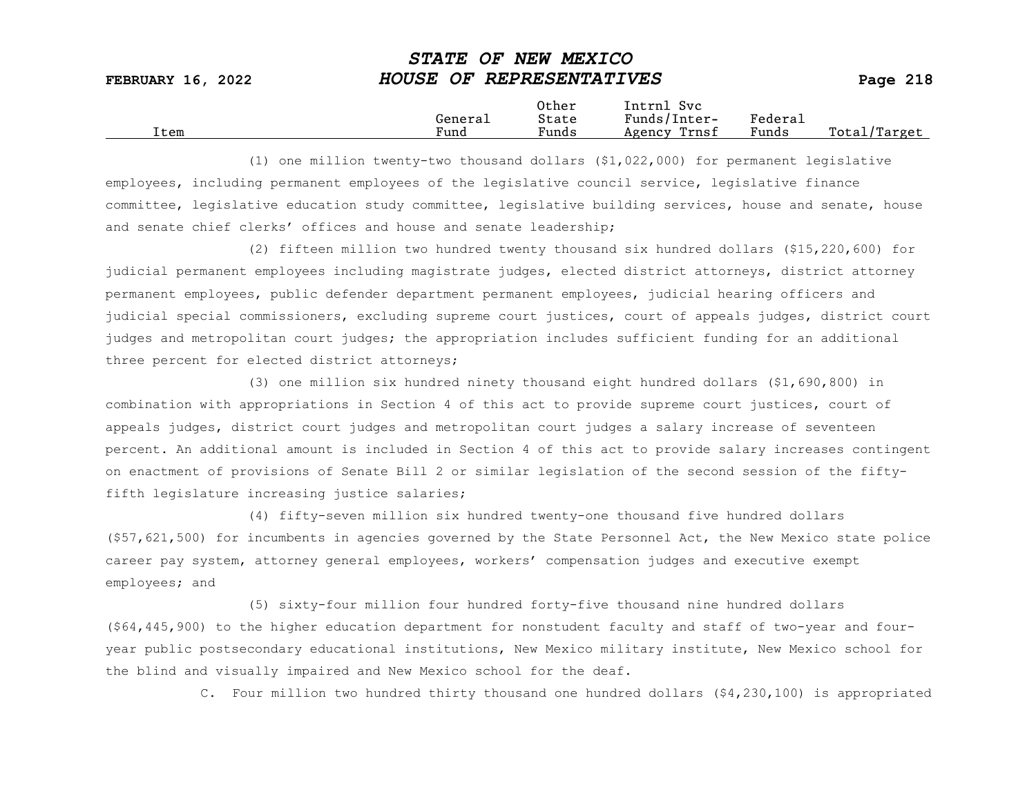| Item | General Fund | Other State Funds | Intrnl Svc Funds/Inter-Agency Trnsf | Federal Funds | Total/Target |
|---|---|---|---|---|---|

(1) one million twenty-two thousand dollars ($1,022,000) for permanent legislative employees, including permanent employees of the legislative council service, legislative finance committee, legislative education study committee, legislative building services, house and senate, house and senate chief clerks' offices and house and senate leadership;

(2) fifteen million two hundred twenty thousand six hundred dollars ($15,220,600) for judicial permanent employees including magistrate judges, elected district attorneys, district attorney permanent employees, public defender department permanent employees, judicial hearing officers and judicial special commissioners, excluding supreme court justices, court of appeals judges, district court judges and metropolitan court judges; the appropriation includes sufficient funding for an additional three percent for elected district attorneys;

(3) one million six hundred ninety thousand eight hundred dollars ($1,690,800) in combination with appropriations in Section 4 of this act to provide supreme court justices, court of appeals judges, district court judges and metropolitan court judges a salary increase of seventeen percent. An additional amount is included in Section 4 of this act to provide salary increases contingent on enactment of provisions of Senate Bill 2 or similar legislation of the second session of the fifty-fifth legislature increasing justice salaries;

(4) fifty-seven million six hundred twenty-one thousand five hundred dollars ($57,621,500) for incumbents in agencies governed by the State Personnel Act, the New Mexico state police career pay system, attorney general employees, workers' compensation judges and executive exempt employees; and

(5) sixty-four million four hundred forty-five thousand nine hundred dollars ($64,445,900) to the higher education department for nonstudent faculty and staff of two-year and four-year public postsecondary educational institutions, New Mexico military institute, New Mexico school for the blind and visually impaired and New Mexico school for the deaf.

C. Four million two hundred thirty thousand one hundred dollars ($4,230,100) is appropriated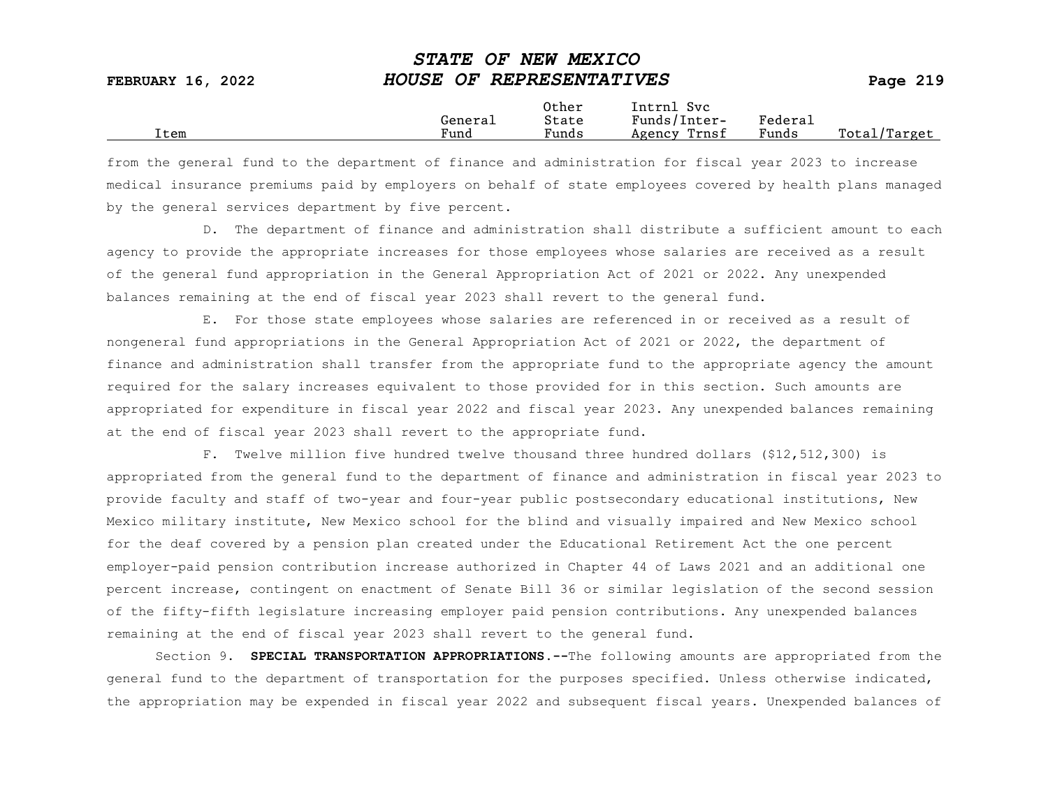| Item | General Fund | Other State Funds | Intrnl Svc Funds/Inter-Agency Trnsf | Federal Funds | Total/Target |
| --- | --- | --- | --- | --- | --- |

from the general fund to the department of finance and administration for fiscal year 2023 to increase medical insurance premiums paid by employers on behalf of state employees covered by health plans managed by the general services department by five percent.

D. The department of finance and administration shall distribute a sufficient amount to each agency to provide the appropriate increases for those employees whose salaries are received as a result of the general fund appropriation in the General Appropriation Act of 2021 or 2022. Any unexpended balances remaining at the end of fiscal year 2023 shall revert to the general fund.

E. For those state employees whose salaries are referenced in or received as a result of nongeneral fund appropriations in the General Appropriation Act of 2021 or 2022, the department of finance and administration shall transfer from the appropriate fund to the appropriate agency the amount required for the salary increases equivalent to those provided for in this section. Such amounts are appropriated for expenditure in fiscal year 2022 and fiscal year 2023. Any unexpended balances remaining at the end of fiscal year 2023 shall revert to the appropriate fund.

F. Twelve million five hundred twelve thousand three hundred dollars ($12,512,300) is appropriated from the general fund to the department of finance and administration in fiscal year 2023 to provide faculty and staff of two-year and four-year public postsecondary educational institutions, New Mexico military institute, New Mexico school for the blind and visually impaired and New Mexico school for the deaf covered by a pension plan created under the Educational Retirement Act the one percent employer-paid pension contribution increase authorized in Chapter 44 of Laws 2021 and an additional one percent increase, contingent on enactment of Senate Bill 36 or similar legislation of the second session of the fifty-fifth legislature increasing employer paid pension contributions. Any unexpended balances remaining at the end of fiscal year 2023 shall revert to the general fund.

Section 9. **SPECIAL TRANSPORTATION APPROPRIATIONS.--**The following amounts are appropriated from the general fund to the department of transportation for the purposes specified. Unless otherwise indicated, the appropriation may be expended in fiscal year 2022 and subsequent fiscal years. Unexpended balances of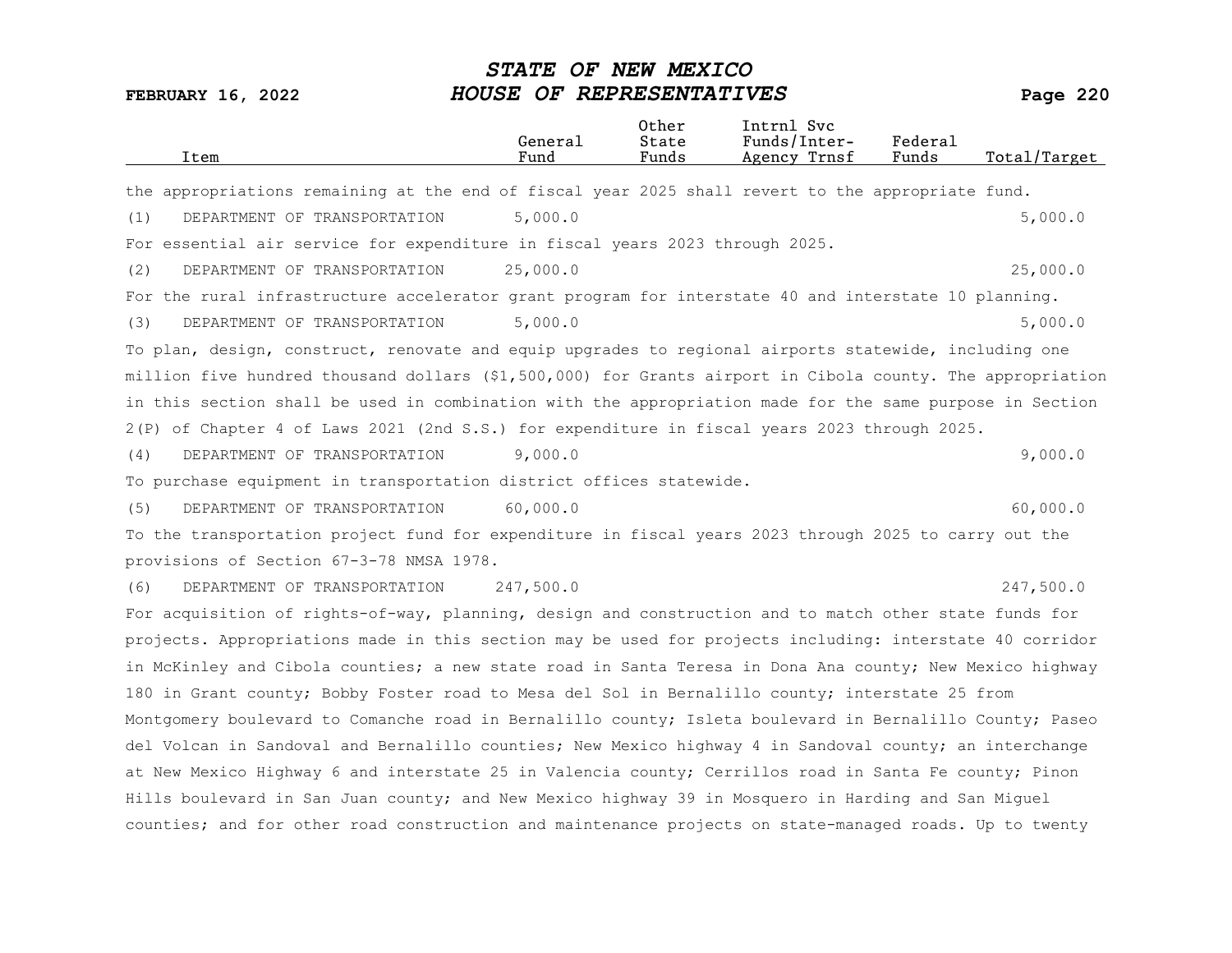| Item | General Fund | Other State Funds | Intrnl Svc Funds/Inter-Agency Trnsf | Federal Funds | Total/Target |
|---|---|---|---|---|---|

the appropriations remaining at the end of fiscal year 2025 shall revert to the appropriate fund.

| Item | General Fund | Other State Funds | Intrnl Svc Funds/Inter-Agency Trnsf | Federal Funds | Total/Target |
|---|---|---|---|---|---|
| (1) DEPARTMENT OF TRANSPORTATION | 5,000.0 | | | | 5,000.0 |

For essential air service for expenditure in fiscal years 2023 through 2025.

| Item | General Fund | Other State Funds | Intrnl Svc Funds/Inter-Agency Trnsf | Federal Funds | Total/Target |
|---|---|---|---|---|---|
| (2) DEPARTMENT OF TRANSPORTATION | 25,000.0 | | | | 25,000.0 |

For the rural infrastructure accelerator grant program for interstate 40 and interstate 10 planning.

| Item | General Fund | Other State Funds | Intrnl Svc Funds/Inter-Agency Trnsf | Federal Funds | Total/Target |
|---|---|---|---|---|---|
| (3) DEPARTMENT OF TRANSPORTATION | 5,000.0 | | | | 5,000.0 |

To plan, design, construct, renovate and equip upgrades to regional airports statewide, including one million five hundred thousand dollars ($1,500,000) for Grants airport in Cibola county. The appropriation in this section shall be used in combination with the appropriation made for the same purpose in Section 2(P) of Chapter 4 of Laws 2021 (2nd S.S.) for expenditure in fiscal years 2023 through 2025.

| Item | General Fund | Other State Funds | Intrnl Svc Funds/Inter-Agency Trnsf | Federal Funds | Total/Target |
|---|---|---|---|---|---|
| (4) DEPARTMENT OF TRANSPORTATION | 9,000.0 | | | | 9,000.0 |

To purchase equipment in transportation district offices statewide.

| Item | General Fund | Other State Funds | Intrnl Svc Funds/Inter-Agency Trnsf | Federal Funds | Total/Target |
|---|---|---|---|---|---|
| (5) DEPARTMENT OF TRANSPORTATION | 60,000.0 | | | | 60,000.0 |

To the transportation project fund for expenditure in fiscal years 2023 through 2025 to carry out the provisions of Section 67-3-78 NMSA 1978.

| Item | General Fund | Other State Funds | Intrnl Svc Funds/Inter-Agency Trnsf | Federal Funds | Total/Target |
|---|---|---|---|---|---|
| (6) DEPARTMENT OF TRANSPORTATION | 247,500.0 | | | | 247,500.0 |

For acquisition of rights-of-way, planning, design and construction and to match other state funds for projects. Appropriations made in this section may be used for projects including: interstate 40 corridor in McKinley and Cibola counties; a new state road in Santa Teresa in Dona Ana county; New Mexico highway 180 in Grant county; Bobby Foster road to Mesa del Sol in Bernalillo county; interstate 25 from Montgomery boulevard to Comanche road in Bernalillo county; Isleta boulevard in Bernalillo County; Paseo del Volcan in Sandoval and Bernalillo counties; New Mexico highway 4 in Sandoval county; an interchange at New Mexico Highway 6 and interstate 25 in Valencia county; Cerrillos road in Santa Fe county; Pinon Hills boulevard in San Juan county; and New Mexico highway 39 in Mosquero in Harding and San Miguel counties; and for other road construction and maintenance projects on state-managed roads. Up to twenty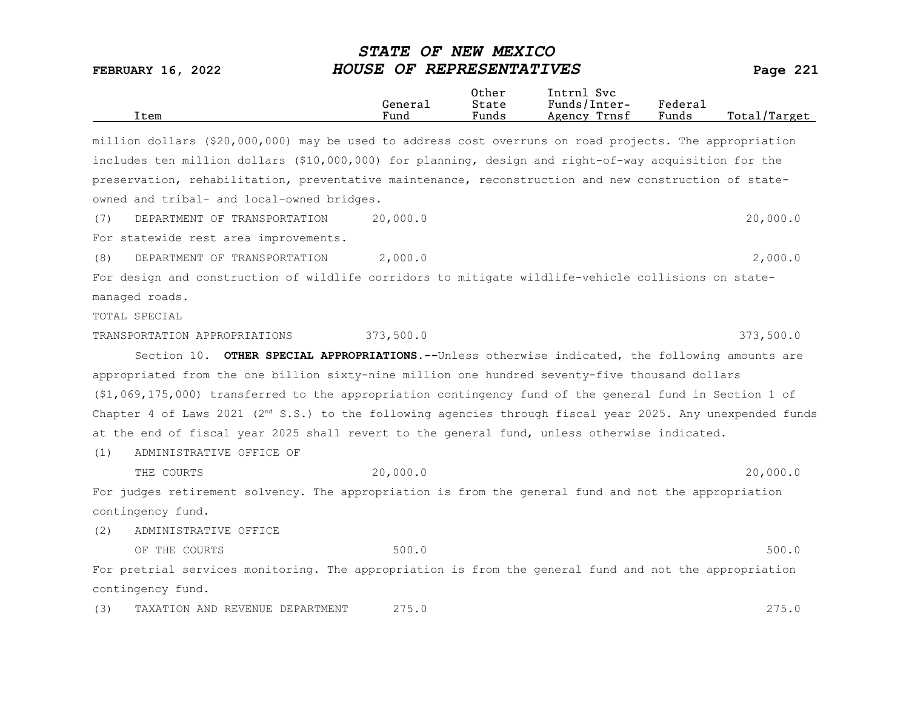| Item | General Fund | Other State Funds | Intrnl Svc Funds/Inter-Agency Trnsf | Federal Funds | Total/Target |
|---|---|---|---|---|---|

million dollars ($20,000,000) may be used to address cost overruns on road projects. The appropriation includes ten million dollars ($10,000,000) for planning, design and right-of-way acquisition for the preservation, rehabilitation, preventative maintenance, reconstruction and new construction of state-owned and tribal- and local-owned bridges.

| Item | General Fund | Other State Funds | Intrnl Svc Funds/Inter-Agency Trnsf | Federal Funds | Total/Target |
|---|---|---|---|---|---|
| (7) DEPARTMENT OF TRANSPORTATION | 20,000.0 | | | | 20,000.0 |

For statewide rest area improvements.

| Item | General Fund | Other State Funds | Intrnl Svc Funds/Inter-Agency Trnsf | Federal Funds | Total/Target |
|---|---|---|---|---|---|
| (8) DEPARTMENT OF TRANSPORTATION | 2,000.0 | | | | 2,000.0 |

For design and construction of wildlife corridors to mitigate wildlife-vehicle collisions on state-managed roads.

| Item | General Fund | Other State Funds | Intrnl Svc Funds/Inter-Agency Trnsf | Federal Funds | Total/Target |
|---|---|---|---|---|---|
| TOTAL SPECIAL TRANSPORTATION APPROPRIATIONS | 373,500.0 | | | | 373,500.0 |

Section 10. **OTHER SPECIAL APPROPRIATIONS.--**Unless otherwise indicated, the following amounts are appropriated from the one billion sixty-nine million one hundred seventy-five thousand dollars ($1,069,175,000) transferred to the appropriation contingency fund of the general fund in Section 1 of Chapter 4 of Laws 2021 (2nd S.S.) to the following agencies through fiscal year 2025. Any unexpended funds at the end of fiscal year 2025 shall revert to the general fund, unless otherwise indicated.

| Item | General Fund | Other State Funds | Intrnl Svc Funds/Inter-Agency Trnsf | Federal Funds | Total/Target |
|---|---|---|---|---|---|
| (1) ADMINISTRATIVE OFFICE OF THE COURTS | 20,000.0 | | | | 20,000.0 |

For judges retirement solvency. The appropriation is from the general fund and not the appropriation contingency fund.

| Item | General Fund | Other State Funds | Intrnl Svc Funds/Inter-Agency Trnsf | Federal Funds | Total/Target |
|---|---|---|---|---|---|
| (2) ADMINISTRATIVE OFFICE OF THE COURTS | 500.0 | | | | 500.0 |

For pretrial services monitoring. The appropriation is from the general fund and not the appropriation contingency fund.

| Item | General Fund | Other State Funds | Intrnl Svc Funds/Inter-Agency Trnsf | Federal Funds | Total/Target |
|---|---|---|---|---|---|
| (3) TAXATION AND REVENUE DEPARTMENT | 275.0 | | | | 275.0 |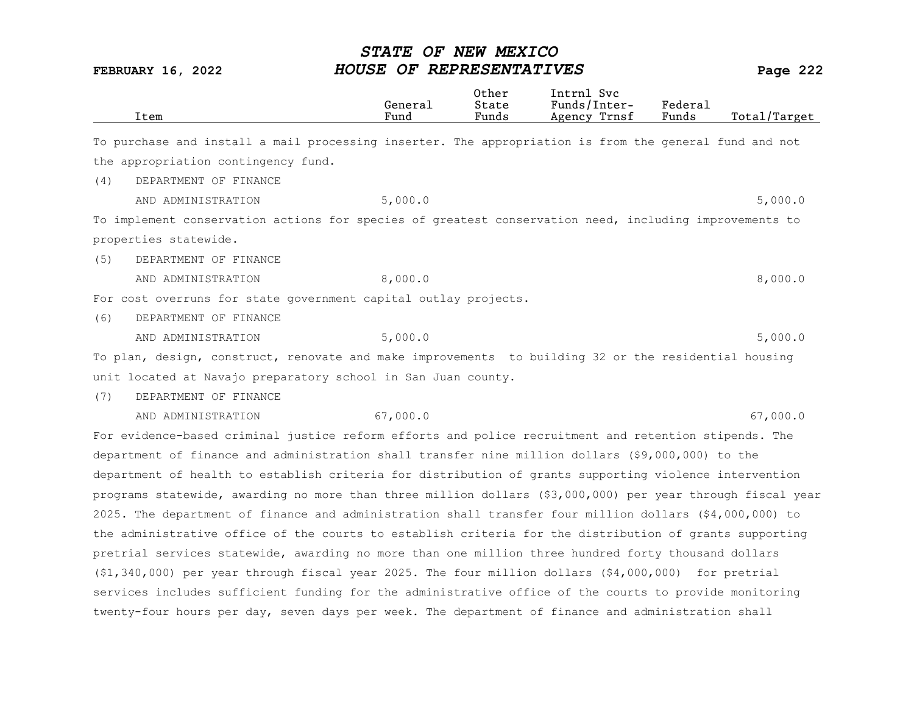| Item | General Fund | Other State Funds | Intrnl Svc Funds/Inter-Agency Trnsf | Federal Funds | Total/Target |
|---|---|---|---|---|---|

To purchase and install a mail processing inserter. The appropriation is from the general fund and not the appropriation contingency fund.

| Item | General Fund | Other State Funds | Intrnl Svc Funds/Inter-Agency Trnsf | Federal Funds | Total/Target |
|---|---|---|---|---|---|
| (4) DEPARTMENT OF FINANCE AND ADMINISTRATION | 5,000.0 | | | | 5,000.0 |

To implement conservation actions for species of greatest conservation need, including improvements to properties statewide.

| Item | General Fund | Other State Funds | Intrnl Svc Funds/Inter-Agency Trnsf | Federal Funds | Total/Target |
|---|---|---|---|---|---|
| (5) DEPARTMENT OF FINANCE AND ADMINISTRATION | 8,000.0 | | | | 8,000.0 |

For cost overruns for state government capital outlay projects.

| Item | General Fund | Other State Funds | Intrnl Svc Funds/Inter-Agency Trnsf | Federal Funds | Total/Target |
|---|---|---|---|---|---|
| (6) DEPARTMENT OF FINANCE AND ADMINISTRATION | 5,000.0 | | | | 5,000.0 |

To plan, design, construct, renovate and make improvements to building 32 or the residential housing unit located at Navajo preparatory school in San Juan county.

| Item | General Fund | Other State Funds | Intrnl Svc Funds/Inter-Agency Trnsf | Federal Funds | Total/Target |
|---|---|---|---|---|---|
| (7) DEPARTMENT OF FINANCE AND ADMINISTRATION | 67,000.0 | | | | 67,000.0 |

For evidence-based criminal justice reform efforts and police recruitment and retention stipends. The department of finance and administration shall transfer nine million dollars ($9,000,000) to the department of health to establish criteria for distribution of grants supporting violence intervention programs statewide, awarding no more than three million dollars ($3,000,000) per year through fiscal year 2025. The department of finance and administration shall transfer four million dollars ($4,000,000) to the administrative office of the courts to establish criteria for the distribution of grants supporting pretrial services statewide, awarding no more than one million three hundred forty thousand dollars ($1,340,000) per year through fiscal year 2025. The four million dollars ($4,000,000) for pretrial services includes sufficient funding for the administrative office of the courts to provide monitoring twenty-four hours per day, seven days per week. The department of finance and administration shall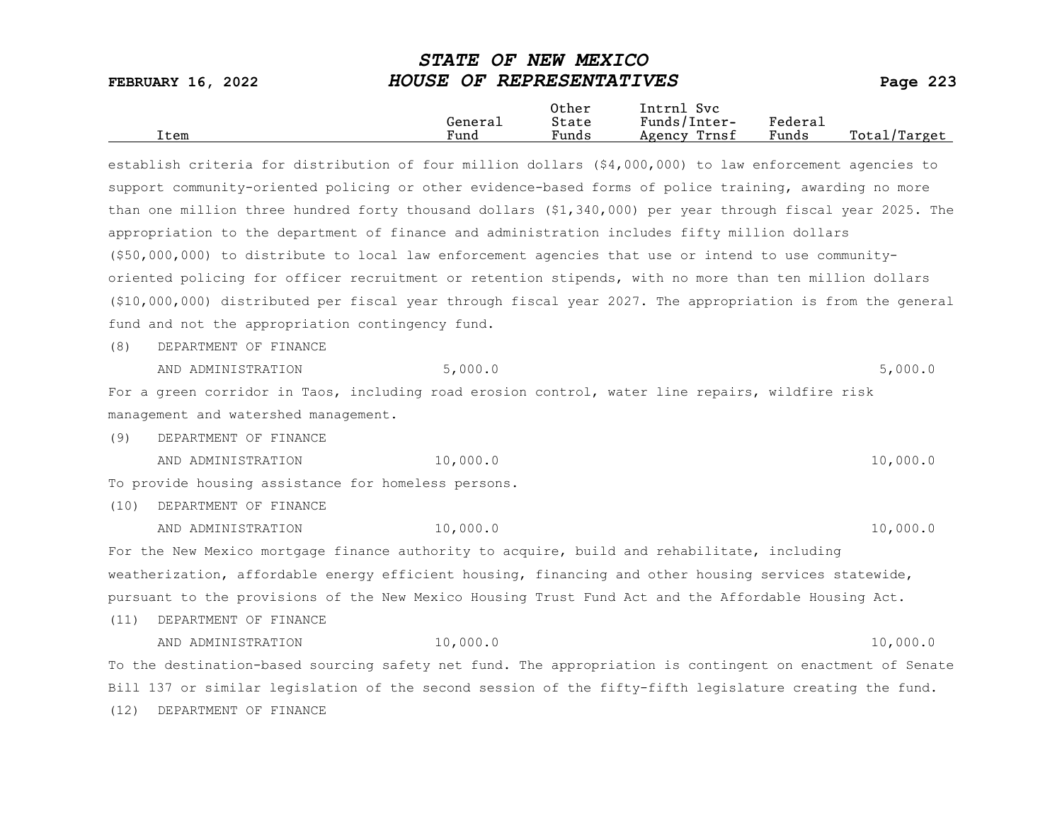| Item | General Fund | Other State Funds | Intrnl Svc Funds/Inter-Agency Trnsf | Federal Funds | Total/Target |
|---|---|---|---|---|---|

establish criteria for distribution of four million dollars ($4,000,000) to law enforcement agencies to support community-oriented policing or other evidence-based forms of police training, awarding no more than one million three hundred forty thousand dollars ($1,340,000) per year through fiscal year 2025. The appropriation to the department of finance and administration includes fifty million dollars ($50,000,000) to distribute to local law enforcement agencies that use or intend to use community-oriented policing for officer recruitment or retention stipends, with no more than ten million dollars ($10,000,000) distributed per fiscal year through fiscal year 2027. The appropriation is from the general fund and not the appropriation contingency fund.

| Item | General Fund | Other State Funds | Intrnl Svc Funds/Inter-Agency Trnsf | Federal Funds | Total/Target |
|---|---|---|---|---|---|
| (8) DEPARTMENT OF FINANCE AND ADMINISTRATION | 5,000.0 | | | | 5,000.0 |

For a green corridor in Taos, including road erosion control, water line repairs, wildfire risk management and watershed management.

| Item | General Fund | Other State Funds | Intrnl Svc Funds/Inter-Agency Trnsf | Federal Funds | Total/Target |
|---|---|---|---|---|---|
| (9) DEPARTMENT OF FINANCE AND ADMINISTRATION | 10,000.0 | | | | 10,000.0 |

To provide housing assistance for homeless persons.

| Item | General Fund | Other State Funds | Intrnl Svc Funds/Inter-Agency Trnsf | Federal Funds | Total/Target |
|---|---|---|---|---|---|
| (10) DEPARTMENT OF FINANCE AND ADMINISTRATION | 10,000.0 | | | | 10,000.0 |

For the New Mexico mortgage finance authority to acquire, build and rehabilitate, including weatherization, affordable energy efficient housing, financing and other housing services statewide, pursuant to the provisions of the New Mexico Housing Trust Fund Act and the Affordable Housing Act.

| Item | General Fund | Other State Funds | Intrnl Svc Funds/Inter-Agency Trnsf | Federal Funds | Total/Target |
|---|---|---|---|---|---|
| (11) DEPARTMENT OF FINANCE AND ADMINISTRATION | 10,000.0 | | | | 10,000.0 |

To the destination-based sourcing safety net fund. The appropriation is contingent on enactment of Senate Bill 137 or similar legislation of the second session of the fifty-fifth legislature creating the fund.

(12) DEPARTMENT OF FINANCE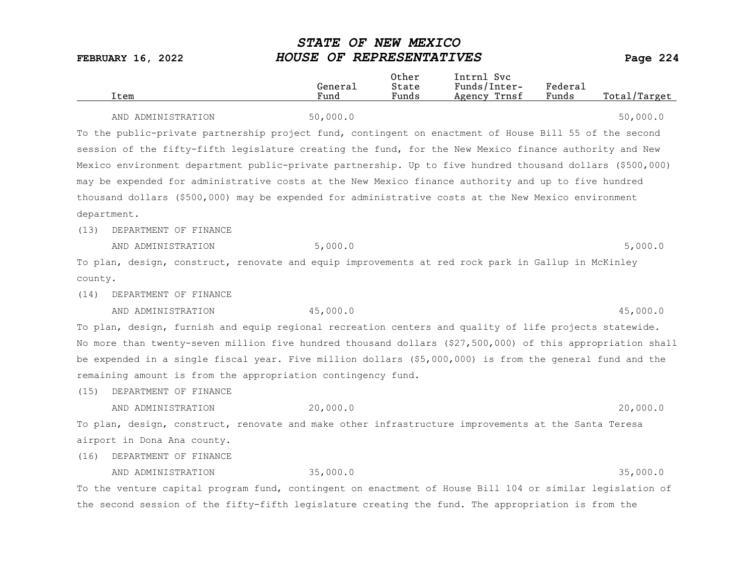| Item | General Fund | Other State Funds | Intrnl Svc Funds/Inter-Agency Trnsf | Federal Funds | Total/Target |
|---|---|---|---|---|---|
| AND ADMINISTRATION | 50,000.0 | | | | 50,000.0 |

To the public-private partnership project fund, contingent on enactment of House Bill 55 of the second session of the fifty-fifth legislature creating the fund, for the New Mexico finance authority and New Mexico environment department public-private partnership. Up to five hundred thousand dollars ($500,000) may be expended for administrative costs at the New Mexico finance authority and up to five hundred thousand dollars ($500,000) may be expended for administrative costs at the New Mexico environment department.

| Item | General Fund | Other State Funds | Intrnl Svc Funds/Inter-Agency Trnsf | Federal Funds | Total/Target |
|---|---|---|---|---|---|
| (13) DEPARTMENT OF FINANCE AND ADMINISTRATION | 5,000.0 | | | | 5,000.0 |

To plan, design, construct, renovate and equip improvements at red rock park in Gallup in McKinley county.

| Item | General Fund | Other State Funds | Intrnl Svc Funds/Inter-Agency Trnsf | Federal Funds | Total/Target |
|---|---|---|---|---|---|
| (14) DEPARTMENT OF FINANCE AND ADMINISTRATION | 45,000.0 | | | | 45,000.0 |

To plan, design, furnish and equip regional recreation centers and quality of life projects statewide. No more than twenty-seven million five hundred thousand dollars ($27,500,000) of this appropriation shall be expended in a single fiscal year. Five million dollars ($5,000,000) is from the general fund and the remaining amount is from the appropriation contingency fund.

| Item | General Fund | Other State Funds | Intrnl Svc Funds/Inter-Agency Trnsf | Federal Funds | Total/Target |
|---|---|---|---|---|---|
| (15) DEPARTMENT OF FINANCE AND ADMINISTRATION | 20,000.0 | | | | 20,000.0 |

To plan, design, construct, renovate and make other infrastructure improvements at the Santa Teresa airport in Dona Ana county.

| Item | General Fund | Other State Funds | Intrnl Svc Funds/Inter-Agency Trnsf | Federal Funds | Total/Target |
|---|---|---|---|---|---|
| (16) DEPARTMENT OF FINANCE AND ADMINISTRATION | 35,000.0 | | | | 35,000.0 |

To the venture capital program fund, contingent on enactment of House Bill 104 or similar legislation of the second session of the fifty-fifth legislature creating the fund. The appropriation is from the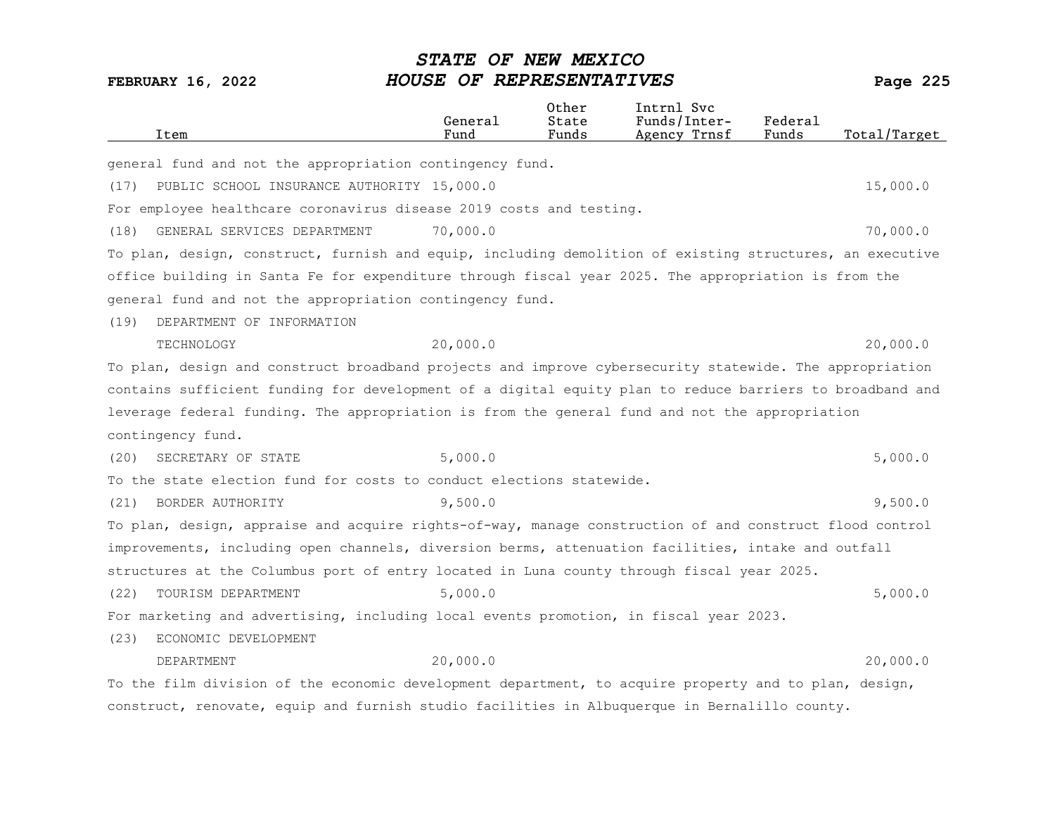| Item | General Fund | Other State Funds | Intrnl Svc Funds/Inter-Agency Trnsf | Federal Funds | Total/Target |
|---|---|---|---|---|---|
| general fund and not the appropriation contingency fund. | | | | | |
| (17) PUBLIC SCHOOL INSURANCE AUTHORITY | 15,000.0 | | | | 15,000.0 |
| For employee healthcare coronavirus disease 2019 costs and testing. | | | | | |
| (18) GENERAL SERVICES DEPARTMENT | 70,000.0 | | | | 70,000.0 |
| To plan, design, construct, furnish and equip, including demolition of existing structures, an executive office building in Santa Fe for expenditure through fiscal year 2025. The appropriation is from the general fund and not the appropriation contingency fund. | | | | | |
| (19) DEPARTMENT OF INFORMATION TECHNOLOGY | 20,000.0 | | | | 20,000.0 |
| To plan, design and construct broadband projects and improve cybersecurity statewide. The appropriation contains sufficient funding for development of a digital equity plan to reduce barriers to broadband and leverage federal funding. The appropriation is from the general fund and not the appropriation contingency fund. | | | | | |
| (20) SECRETARY OF STATE | 5,000.0 | | | | 5,000.0 |
| To the state election fund for costs to conduct elections statewide. | | | | | |
| (21) BORDER AUTHORITY | 9,500.0 | | | | 9,500.0 |
| To plan, design, appraise and acquire rights-of-way, manage construction of and construct flood control improvements, including open channels, diversion berms, attenuation facilities, intake and outfall structures at the Columbus port of entry located in Luna county through fiscal year 2025. | | | | | |
| (22) TOURISM DEPARTMENT | 5,000.0 | | | | 5,000.0 |
| For marketing and advertising, including local events promotion, in fiscal year 2023. | | | | | |
| (23) ECONOMIC DEVELOPMENT DEPARTMENT | 20,000.0 | | | | 20,000.0 |
| To the film division of the economic development department, to acquire property and to plan, design, construct, renovate, equip and furnish studio facilities in Albuquerque in Bernalillo county. | | | | | |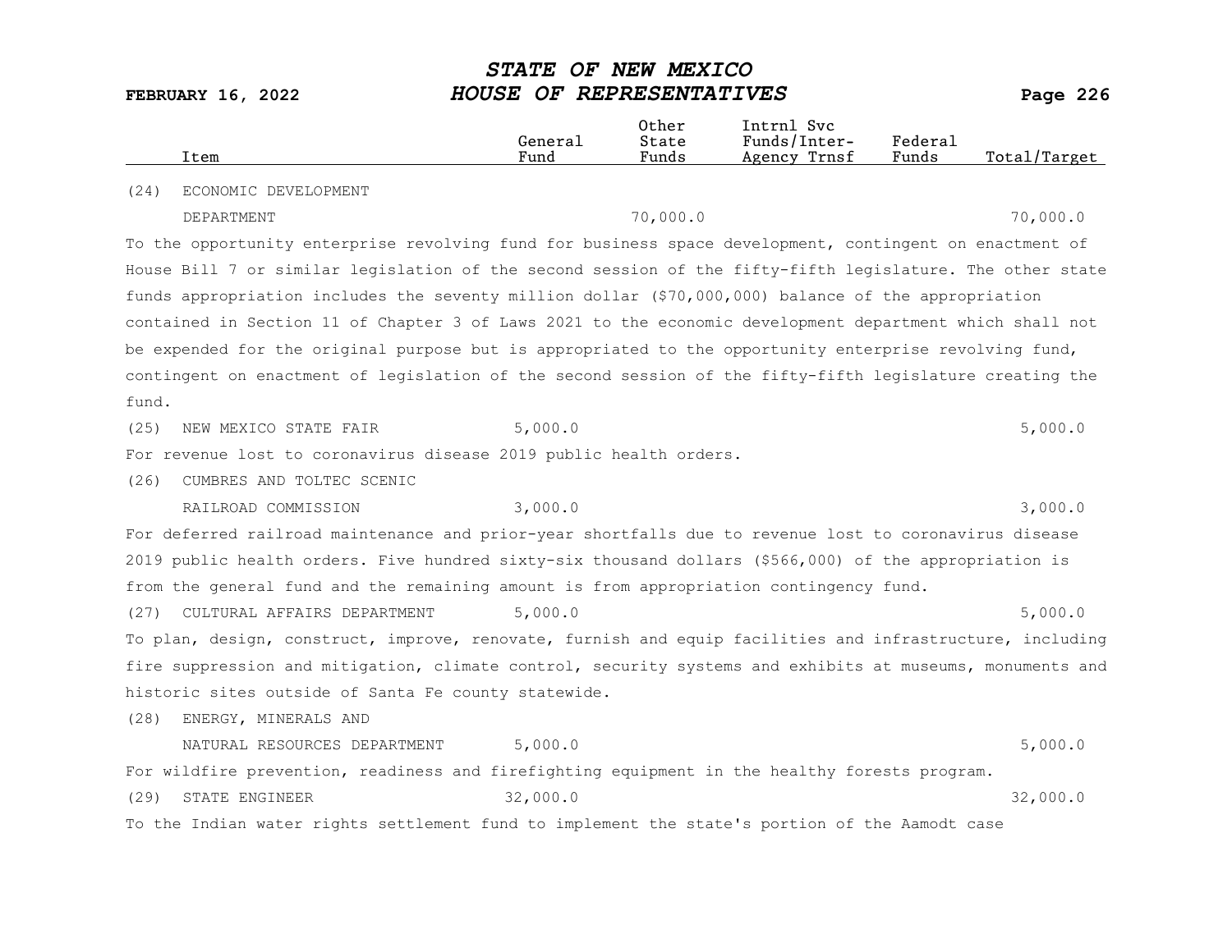| Item | General Fund | Other State Funds | Intrnl Svc Funds/Inter-Agency Trnsf | Federal Funds | Total/Target |
|---|---|---|---|---|---|
| (24) ECONOMIC DEVELOPMENT DEPARTMENT | | 70,000.0 | | | 70,000.0 |

To the opportunity enterprise revolving fund for business space development, contingent on enactment of House Bill 7 or similar legislation of the second session of the fifty-fifth legislature. The other state funds appropriation includes the seventy million dollar ($70,000,000) balance of the appropriation contained in Section 11 of Chapter 3 of Laws 2021 to the economic development department which shall not be expended for the original purpose but is appropriated to the opportunity enterprise revolving fund, contingent on enactment of legislation of the second session of the fifty-fifth legislature creating the fund.

| Item | General Fund | Other State Funds | Intrnl Svc Funds/Inter-Agency Trnsf | Federal Funds | Total/Target |
|---|---|---|---|---|---|
| (25) NEW MEXICO STATE FAIR | 5,000.0 | | | | 5,000.0 |

For revenue lost to coronavirus disease 2019 public health orders.

| Item | General Fund | Other State Funds | Intrnl Svc Funds/Inter-Agency Trnsf | Federal Funds | Total/Target |
|---|---|---|---|---|---|
| (26) CUMBRES AND TOLTEC SCENIC RAILROAD COMMISSION | 3,000.0 | | | | 3,000.0 |

For deferred railroad maintenance and prior-year shortfalls due to revenue lost to coronavirus disease 2019 public health orders. Five hundred sixty-six thousand dollars ($566,000) of the appropriation is from the general fund and the remaining amount is from appropriation contingency fund.

| Item | General Fund | Other State Funds | Intrnl Svc Funds/Inter-Agency Trnsf | Federal Funds | Total/Target |
|---|---|---|---|---|---|
| (27) CULTURAL AFFAIRS DEPARTMENT | 5,000.0 | | | | 5,000.0 |

To plan, design, construct, improve, renovate, furnish and equip facilities and infrastructure, including fire suppression and mitigation, climate control, security systems and exhibits at museums, monuments and historic sites outside of Santa Fe county statewide.

| Item | General Fund | Other State Funds | Intrnl Svc Funds/Inter-Agency Trnsf | Federal Funds | Total/Target |
|---|---|---|---|---|---|
| (28) ENERGY, MINERALS AND NATURAL RESOURCES DEPARTMENT | 5,000.0 | | | | 5,000.0 |

For wildfire prevention, readiness and firefighting equipment in the healthy forests program.

| Item | General Fund | Other State Funds | Intrnl Svc Funds/Inter-Agency Trnsf | Federal Funds | Total/Target |
|---|---|---|---|---|---|
| (29) STATE ENGINEER | 32,000.0 | | | | 32,000.0 |

To the Indian water rights settlement fund to implement the state's portion of the Aamodt case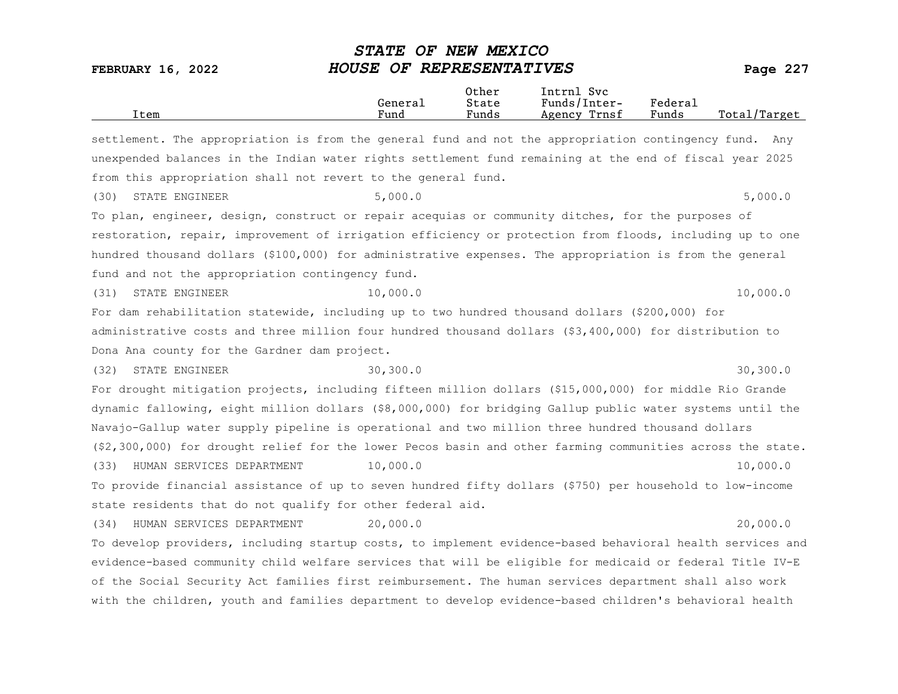| Item | General Fund | Other State Funds | Intrnl Svc Funds/Inter-Agency Trnsf | Federal Funds | Total/Target |
|---|---|---|---|---|---|

settlement. The appropriation is from the general fund and not the appropriation contingency fund. Any unexpended balances in the Indian water rights settlement fund remaining at the end of fiscal year 2025 from this appropriation shall not revert to the general fund.

| Item | General Fund | Other State Funds | Intrnl Svc Funds/Inter-Agency Trnsf | Federal Funds | Total/Target |
|---|---|---|---|---|---|
| (30) STATE ENGINEER | 5,000.0 | | | | 5,000.0 |

To plan, engineer, design, construct or repair acequias or community ditches, for the purposes of restoration, repair, improvement of irrigation efficiency or protection from floods, including up to one hundred thousand dollars ($100,000) for administrative expenses. The appropriation is from the general fund and not the appropriation contingency fund.

| Item | General Fund | Other State Funds | Intrnl Svc Funds/Inter-Agency Trnsf | Federal Funds | Total/Target |
|---|---|---|---|---|---|
| (31) STATE ENGINEER | 10,000.0 | | | | 10,000.0 |

For dam rehabilitation statewide, including up to two hundred thousand dollars ($200,000) for administrative costs and three million four hundred thousand dollars ($3,400,000) for distribution to Dona Ana county for the Gardner dam project.

| Item | General Fund | Other State Funds | Intrnl Svc Funds/Inter-Agency Trnsf | Federal Funds | Total/Target |
|---|---|---|---|---|---|
| (32) STATE ENGINEER | 30,300.0 | | | | 30,300.0 |

For drought mitigation projects, including fifteen million dollars ($15,000,000) for middle Rio Grande dynamic fallowing, eight million dollars ($8,000,000) for bridging Gallup public water systems until the Navajo-Gallup water supply pipeline is operational and two million three hundred thousand dollars ($2,300,000) for drought relief for the lower Pecos basin and other farming communities across the state.

| Item | General Fund | Other State Funds | Intrnl Svc Funds/Inter-Agency Trnsf | Federal Funds | Total/Target |
|---|---|---|---|---|---|
| (33) HUMAN SERVICES DEPARTMENT | 10,000.0 | | | | 10,000.0 |

To provide financial assistance of up to seven hundred fifty dollars ($750) per household to low-income state residents that do not qualify for other federal aid.

| Item | General Fund | Other State Funds | Intrnl Svc Funds/Inter-Agency Trnsf | Federal Funds | Total/Target |
|---|---|---|---|---|---|
| (34) HUMAN SERVICES DEPARTMENT | 20,000.0 | | | | 20,000.0 |

To develop providers, including startup costs, to implement evidence-based behavioral health services and evidence-based community child welfare services that will be eligible for medicaid or federal Title IV-E of the Social Security Act families first reimbursement. The human services department shall also work with the children, youth and families department to develop evidence-based children's behavioral health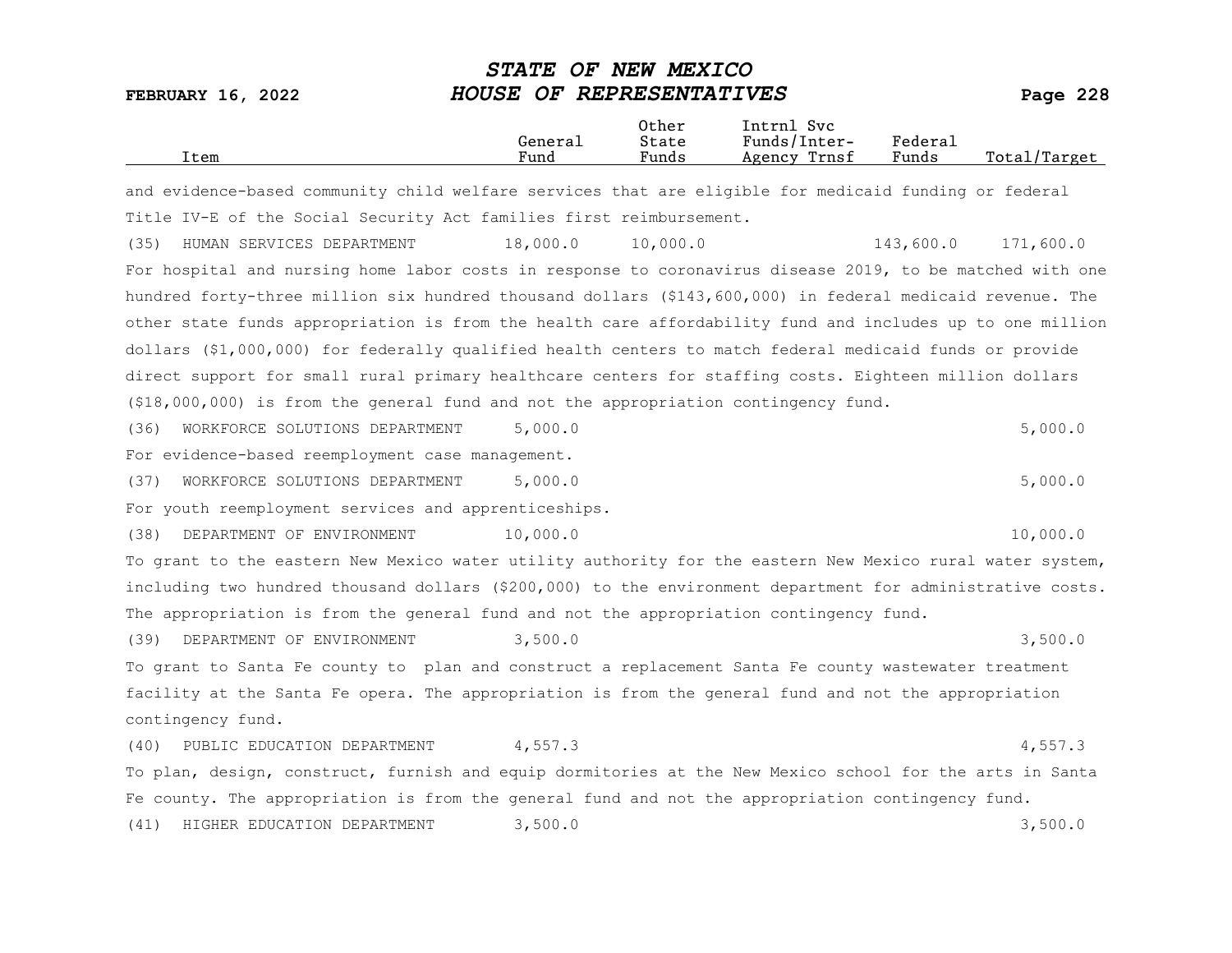| Item | General Fund | Other State Funds | Intrnl Svc Funds/Inter-Agency Trnsf | Federal Funds | Total/Target |
|---|---|---|---|---|---|

and evidence-based community child welfare services that are eligible for medicaid funding or federal Title IV-E of the Social Security Act families first reimbursement.

| Item | General Fund | Other State Funds | Intrnl Svc Funds/Inter-Agency Trnsf | Federal Funds | Total/Target |
|---|---|---|---|---|---|
| (35) HUMAN SERVICES DEPARTMENT | 18,000.0 | 10,000.0 | | 143,600.0 | 171,600.0 |

For hospital and nursing home labor costs in response to coronavirus disease 2019, to be matched with one hundred forty-three million six hundred thousand dollars ($143,600,000) in federal medicaid revenue. The other state funds appropriation is from the health care affordability fund and includes up to one million dollars ($1,000,000) for federally qualified health centers to match federal medicaid funds or provide direct support for small rural primary healthcare centers for staffing costs. Eighteen million dollars ($18,000,000) is from the general fund and not the appropriation contingency fund.

| Item | General Fund | Other State Funds | Intrnl Svc Funds/Inter-Agency Trnsf | Federal Funds | Total/Target |
|---|---|---|---|---|---|
| (36) WORKFORCE SOLUTIONS DEPARTMENT | 5,000.0 | | | | 5,000.0 |

For evidence-based reemployment case management.

| Item | General Fund | Other State Funds | Intrnl Svc Funds/Inter-Agency Trnsf | Federal Funds | Total/Target |
|---|---|---|---|---|---|
| (37) WORKFORCE SOLUTIONS DEPARTMENT | 5,000.0 | | | | 5,000.0 |

For youth reemployment services and apprenticeships.

| Item | General Fund | Other State Funds | Intrnl Svc Funds/Inter-Agency Trnsf | Federal Funds | Total/Target |
|---|---|---|---|---|---|
| (38) DEPARTMENT OF ENVIRONMENT | 10,000.0 | | | | 10,000.0 |

To grant to the eastern New Mexico water utility authority for the eastern New Mexico rural water system, including two hundred thousand dollars ($200,000) to the environment department for administrative costs. The appropriation is from the general fund and not the appropriation contingency fund.

| Item | General Fund | Other State Funds | Intrnl Svc Funds/Inter-Agency Trnsf | Federal Funds | Total/Target |
|---|---|---|---|---|---|
| (39) DEPARTMENT OF ENVIRONMENT | 3,500.0 | | | | 3,500.0 |

To grant to Santa Fe county to plan and construct a replacement Santa Fe county wastewater treatment facility at the Santa Fe opera. The appropriation is from the general fund and not the appropriation contingency fund.

| Item | General Fund | Other State Funds | Intrnl Svc Funds/Inter-Agency Trnsf | Federal Funds | Total/Target |
|---|---|---|---|---|---|
| (40) PUBLIC EDUCATION DEPARTMENT | 4,557.3 | | | | 4,557.3 |

To plan, design, construct, furnish and equip dormitories at the New Mexico school for the arts in Santa Fe county. The appropriation is from the general fund and not the appropriation contingency fund.

| Item | General Fund | Other State Funds | Intrnl Svc Funds/Inter-Agency Trnsf | Federal Funds | Total/Target |
|---|---|---|---|---|---|
| (41) HIGHER EDUCATION DEPARTMENT | 3,500.0 | | | | 3,500.0 |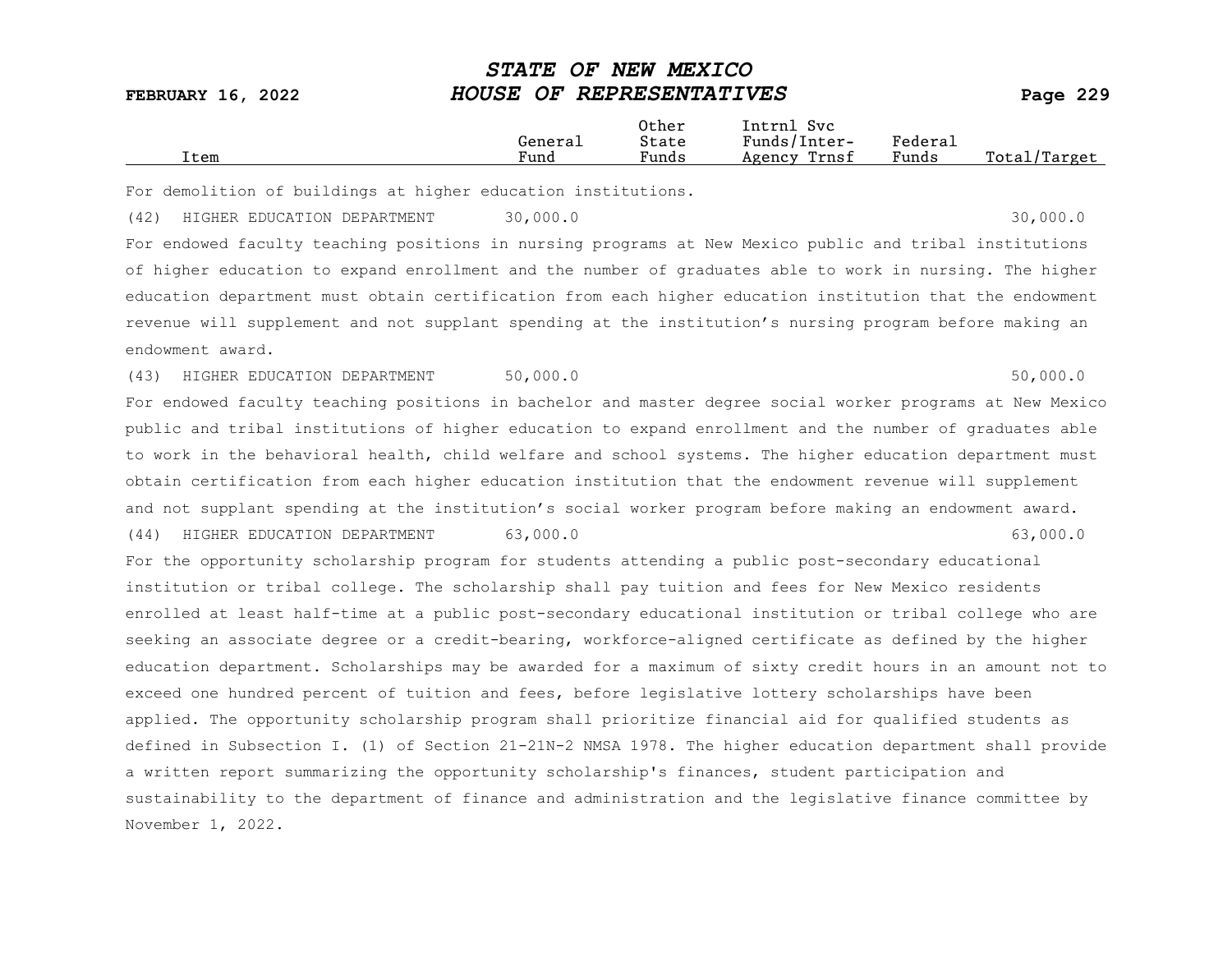| Item | General Fund | Other State Funds | Intrnl Svc Funds/Inter-Agency Trnsf | Federal Funds | Total/Target |
|---|---|---|---|---|---|

For demolition of buildings at higher education institutions.

| (42) HIGHER EDUCATION DEPARTMENT | 30,000.0 | | | | 30,000.0 |
|---|---|---|---|---|---|

For endowed faculty teaching positions in nursing programs at New Mexico public and tribal institutions of higher education to expand enrollment and the number of graduates able to work in nursing. The higher education department must obtain certification from each higher education institution that the endowment revenue will supplement and not supplant spending at the institution's nursing program before making an endowment award.

| (43) HIGHER EDUCATION DEPARTMENT | 50,000.0 | | | | 50,000.0 |
|---|---|---|---|---|---|

For endowed faculty teaching positions in bachelor and master degree social worker programs at New Mexico public and tribal institutions of higher education to expand enrollment and the number of graduates able to work in the behavioral health, child welfare and school systems. The higher education department must obtain certification from each higher education institution that the endowment revenue will supplement and not supplant spending at the institution's social worker program before making an endowment award.

| (44) HIGHER EDUCATION DEPARTMENT | 63,000.0 | | | | 63,000.0 |
|---|---|---|---|---|---|

For the opportunity scholarship program for students attending a public post-secondary educational institution or tribal college. The scholarship shall pay tuition and fees for New Mexico residents enrolled at least half-time at a public post-secondary educational institution or tribal college who are seeking an associate degree or a credit-bearing, workforce-aligned certificate as defined by the higher education department. Scholarships may be awarded for a maximum of sixty credit hours in an amount not to exceed one hundred percent of tuition and fees, before legislative lottery scholarships have been applied. The opportunity scholarship program shall prioritize financial aid for qualified students as defined in Subsection I. (1) of Section 21-21N-2 NMSA 1978. The higher education department shall provide a written report summarizing the opportunity scholarship's finances, student participation and sustainability to the department of finance and administration and the legislative finance committee by November 1, 2022.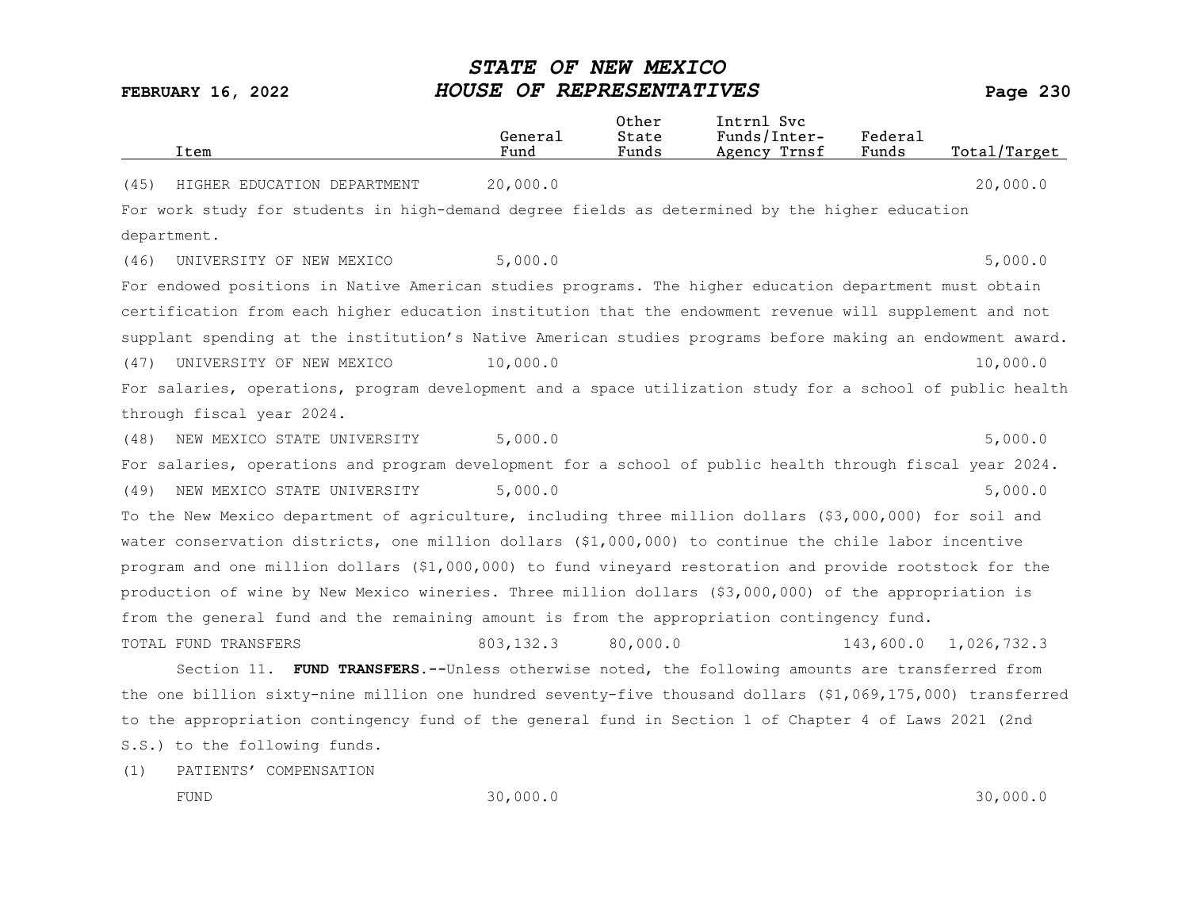| Item | General Fund | Other State Funds | Intrnl Svc Funds/Inter-Agency Trnsf | Federal Funds | Total/Target |
|---|---|---|---|---|---|
| (45) HIGHER EDUCATION DEPARTMENT | 20,000.0 | | | | 20,000.0 |

For work study for students in high-demand degree fields as determined by the higher education department.

| Item | General Fund | Other State Funds | Intrnl Svc Funds/Inter-Agency Trnsf | Federal Funds | Total/Target |
|---|---|---|---|---|---|
| (46) UNIVERSITY OF NEW MEXICO | 5,000.0 | | | | 5,000.0 |

For endowed positions in Native American studies programs. The higher education department must obtain certification from each higher education institution that the endowment revenue will supplement and not supplant spending at the institution's Native American studies programs before making an endowment award.

| Item | General Fund | Other State Funds | Intrnl Svc Funds/Inter-Agency Trnsf | Federal Funds | Total/Target |
|---|---|---|---|---|---|
| (47) UNIVERSITY OF NEW MEXICO | 10,000.0 | | | | 10,000.0 |

For salaries, operations, program development and a space utilization study for a school of public health through fiscal year 2024.

| Item | General Fund | Other State Funds | Intrnl Svc Funds/Inter-Agency Trnsf | Federal Funds | Total/Target |
|---|---|---|---|---|---|
| (48) NEW MEXICO STATE UNIVERSITY | 5,000.0 | | | | 5,000.0 |

For salaries, operations and program development for a school of public health through fiscal year 2024.

| Item | General Fund | Other State Funds | Intrnl Svc Funds/Inter-Agency Trnsf | Federal Funds | Total/Target |
|---|---|---|---|---|---|
| (49) NEW MEXICO STATE UNIVERSITY | 5,000.0 | | | | 5,000.0 |

To the New Mexico department of agriculture, including three million dollars ($3,000,000) for soil and water conservation districts, one million dollars ($1,000,000) to continue the chile labor incentive program and one million dollars ($1,000,000) to fund vineyard restoration and provide rootstock for the production of wine by New Mexico wineries. Three million dollars ($3,000,000) of the appropriation is from the general fund and the remaining amount is from the appropriation contingency fund.

| Item | General Fund | Other State Funds | Intrnl Svc Funds/Inter-Agency Trnsf | Federal Funds | Total/Target |
|---|---|---|---|---|---|
| TOTAL FUND TRANSFERS | 803,132.3 | 80,000.0 | | 143,600.0 | 1,026,732.3 |

Section 11. **FUND TRANSFERS.--**Unless otherwise noted, the following amounts are transferred from the one billion sixty-nine million one hundred seventy-five thousand dollars ($1,069,175,000) transferred to the appropriation contingency fund of the general fund in Section 1 of Chapter 4 of Laws 2021 (2nd S.S.) to the following funds.

| Item | General Fund | Other State Funds | Intrnl Svc Funds/Inter-Agency Trnsf | Federal Funds | Total/Target |
|---|---|---|---|---|---|
| (1) PATIENTS' COMPENSATION FUND | 30,000.0 | | | | 30,000.0 |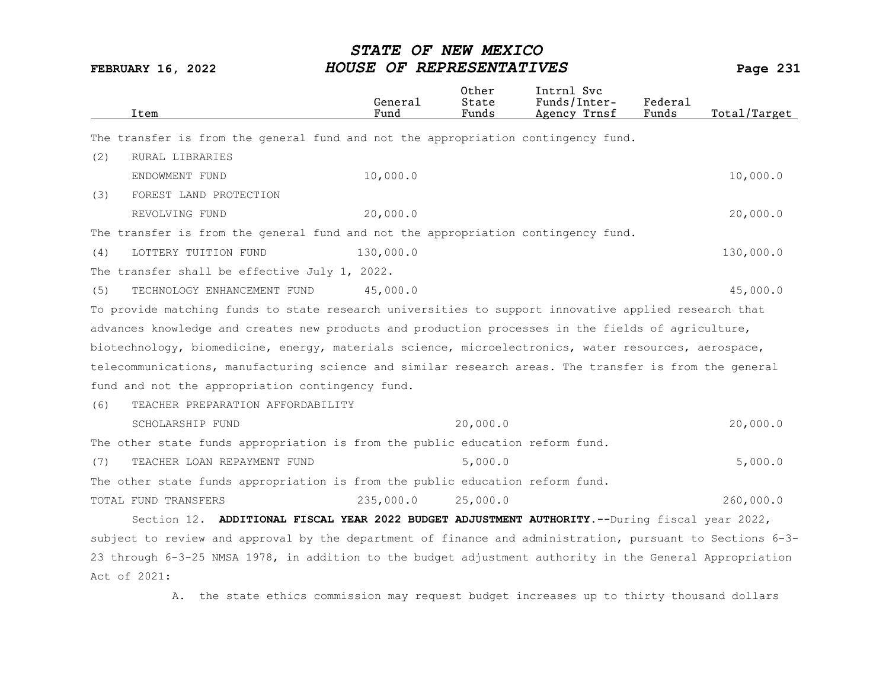| Item | General Fund | Other State Funds | Intrnl Svc Funds/Inter-Agency Trnsf | Federal Funds | Total/Target |
|---|---|---|---|---|---|

The transfer is from the general fund and not the appropriation contingency fund.

| Item | General Fund | Other State Funds | Intrnl Svc Funds/Inter-Agency Trnsf | Federal Funds | Total/Target |
|---|---|---|---|---|---|
| (2) RURAL LIBRARIES ENDOWMENT FUND | 10,000.0 | | | | 10,000.0 |
| (3) FOREST LAND PROTECTION REVOLVING FUND | 20,000.0 | | | | 20,000.0 |

The transfer is from the general fund and not the appropriation contingency fund.

| Item | General Fund | Other State Funds | Intrnl Svc Funds/Inter-Agency Trnsf | Federal Funds | Total/Target |
|---|---|---|---|---|---|
| (4) LOTTERY TUITION FUND | 130,000.0 | | | | 130,000.0 |

The transfer shall be effective July 1, 2022.

| Item | General Fund | Other State Funds | Intrnl Svc Funds/Inter-Agency Trnsf | Federal Funds | Total/Target |
|---|---|---|---|---|---|
| (5) TECHNOLOGY ENHANCEMENT FUND | 45,000.0 | | | | 45,000.0 |

To provide matching funds to state research universities to support innovative applied research that advances knowledge and creates new products and production processes in the fields of agriculture, biotechnology, biomedicine, energy, materials science, microelectronics, water resources, aerospace, telecommunications, manufacturing science and similar research areas. The transfer is from the general fund and not the appropriation contingency fund.

| Item | General Fund | Other State Funds | Intrnl Svc Funds/Inter-Agency Trnsf | Federal Funds | Total/Target |
|---|---|---|---|---|---|
| (6) TEACHER PREPARATION AFFORDABILITY SCHOLARSHIP FUND | | 20,000.0 | | | 20,000.0 |

The other state funds appropriation is from the public education reform fund.

| Item | General Fund | Other State Funds | Intrnl Svc Funds/Inter-Agency Trnsf | Federal Funds | Total/Target |
|---|---|---|---|---|---|
| (7) TEACHER LOAN REPAYMENT FUND | | 5,000.0 | | | 5,000.0 |

The other state funds appropriation is from the public education reform fund.

| Item | General Fund | Other State Funds | Intrnl Svc Funds/Inter-Agency Trnsf | Federal Funds | Total/Target |
|---|---|---|---|---|---|
| TOTAL FUND TRANSFERS | 235,000.0 | 25,000.0 | | | 260,000.0 |

Section 12. **ADDITIONAL FISCAL YEAR 2022 BUDGET ADJUSTMENT AUTHORITY.--**During fiscal year 2022, subject to review and approval by the department of finance and administration, pursuant to Sections 6-3-23 through 6-3-25 NMSA 1978, in addition to the budget adjustment authority in the General Appropriation Act of 2021:

A. the state ethics commission may request budget increases up to thirty thousand dollars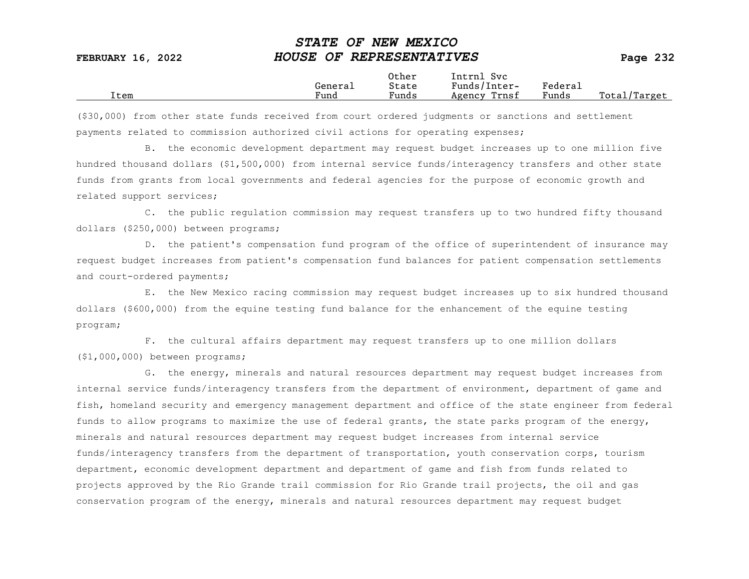| Item | General Fund | Other State Funds | Intrnl Svc Funds/Inter-Agency Trnsf | Federal Funds | Total/Target |
|---|---|---|---|---|---|

($30,000) from other state funds received from court ordered judgments or sanctions and settlement payments related to commission authorized civil actions for operating expenses;

B. the economic development department may request budget increases up to one million five hundred thousand dollars ($1,500,000) from internal service funds/interagency transfers and other state funds from grants from local governments and federal agencies for the purpose of economic growth and related support services;

C. the public regulation commission may request transfers up to two hundred fifty thousand dollars ($250,000) between programs;

D. the patient's compensation fund program of the office of superintendent of insurance may request budget increases from patient's compensation fund balances for patient compensation settlements and court-ordered payments;

E. the New Mexico racing commission may request budget increases up to six hundred thousand dollars ($600,000) from the equine testing fund balance for the enhancement of the equine testing program;

F. the cultural affairs department may request transfers up to one million dollars ($1,000,000) between programs;

G. the energy, minerals and natural resources department may request budget increases from internal service funds/interagency transfers from the department of environment, department of game and fish, homeland security and emergency management department and office of the state engineer from federal funds to allow programs to maximize the use of federal grants, the state parks program of the energy, minerals and natural resources department may request budget increases from internal service funds/interagency transfers from the department of transportation, youth conservation corps, tourism department, economic development department and department of game and fish from funds related to projects approved by the Rio Grande trail commission for Rio Grande trail projects, the oil and gas conservation program of the energy, minerals and natural resources department may request budget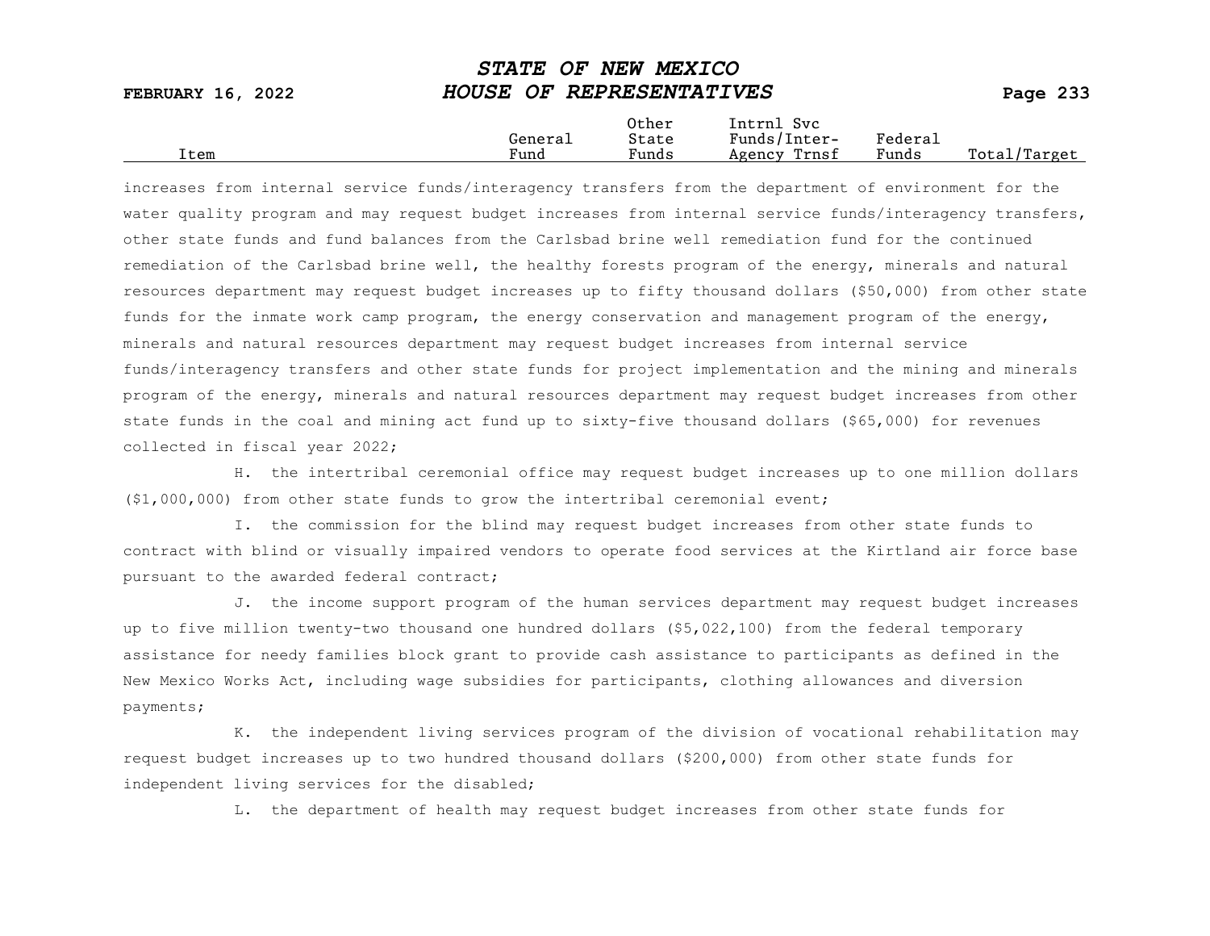| Item | General Fund | Other State Funds | Intrnl Svc Funds/Inter-Agency Trnsf | Federal Funds | Total/Target |
|---|---|---|---|---|---|

increases from internal service funds/interagency transfers from the department of environment for the water quality program and may request budget increases from internal service funds/interagency transfers, other state funds and fund balances from the Carlsbad brine well remediation fund for the continued remediation of the Carlsbad brine well, the healthy forests program of the energy, minerals and natural resources department may request budget increases up to fifty thousand dollars ($50,000) from other state funds for the inmate work camp program, the energy conservation and management program of the energy, minerals and natural resources department may request budget increases from internal service funds/interagency transfers and other state funds for project implementation and the mining and minerals program of the energy, minerals and natural resources department may request budget increases from other state funds in the coal and mining act fund up to sixty-five thousand dollars ($65,000) for revenues collected in fiscal year 2022;

H. the intertribal ceremonial office may request budget increases up to one million dollars ($1,000,000) from other state funds to grow the intertribal ceremonial event;

I. the commission for the blind may request budget increases from other state funds to contract with blind or visually impaired vendors to operate food services at the Kirtland air force base pursuant to the awarded federal contract;

J. the income support program of the human services department may request budget increases up to five million twenty-two thousand one hundred dollars ($5,022,100) from the federal temporary assistance for needy families block grant to provide cash assistance to participants as defined in the New Mexico Works Act, including wage subsidies for participants, clothing allowances and diversion payments;

K. the independent living services program of the division of vocational rehabilitation may request budget increases up to two hundred thousand dollars ($200,000) from other state funds for independent living services for the disabled;

L. the department of health may request budget increases from other state funds for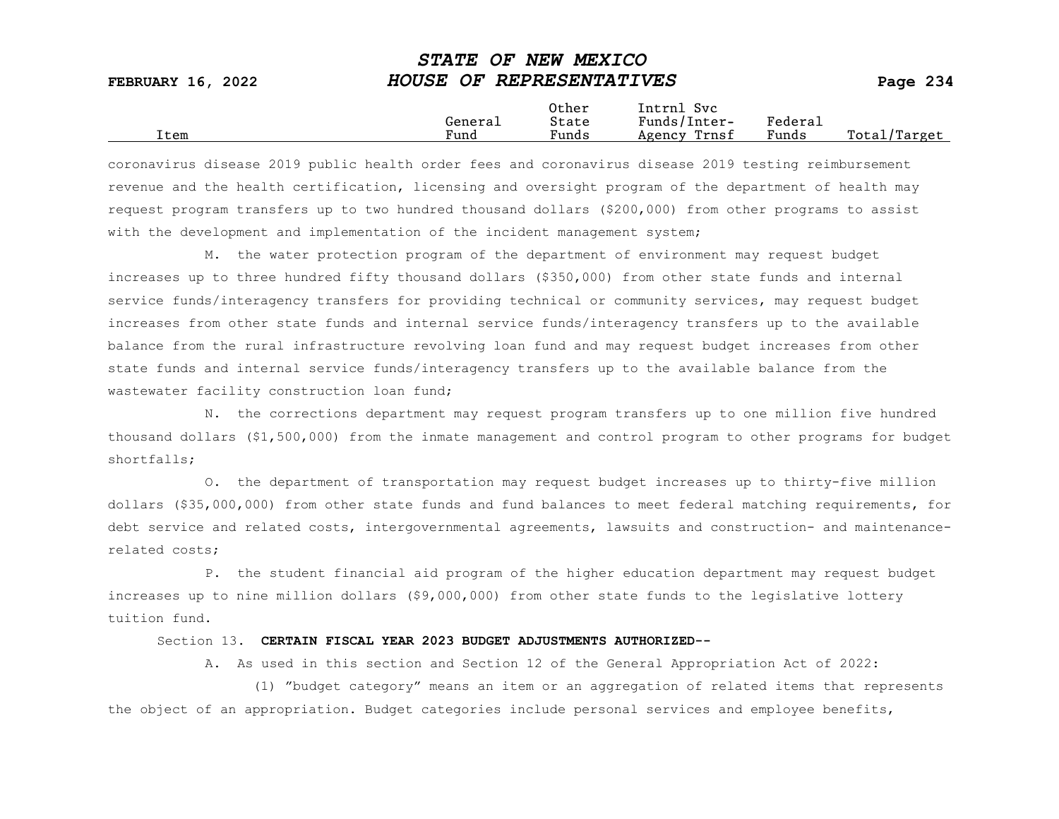| Item | General Fund | Other State Funds | Intrnl Svc Funds/Inter-Agency Trnsf | Federal Funds | Total/Target |
|---|---|---|---|---|---|

coronavirus disease 2019 public health order fees and coronavirus disease 2019 testing reimbursement revenue and the health certification, licensing and oversight program of the department of health may request program transfers up to two hundred thousand dollars ($200,000) from other programs to assist with the development and implementation of the incident management system;

M. the water protection program of the department of environment may request budget increases up to three hundred fifty thousand dollars ($350,000) from other state funds and internal service funds/interagency transfers for providing technical or community services, may request budget increases from other state funds and internal service funds/interagency transfers up to the available balance from the rural infrastructure revolving loan fund and may request budget increases from other state funds and internal service funds/interagency transfers up to the available balance from the wastewater facility construction loan fund;

N. the corrections department may request program transfers up to one million five hundred thousand dollars ($1,500,000) from the inmate management and control program to other programs for budget shortfalls;

O. the department of transportation may request budget increases up to thirty-five million dollars ($35,000,000) from other state funds and fund balances to meet federal matching requirements, for debt service and related costs, intergovernmental agreements, lawsuits and construction- and maintenance-related costs;

P. the student financial aid program of the higher education department may request budget increases up to nine million dollars ($9,000,000) from other state funds to the legislative lottery tuition fund.

Section 13. **CERTAIN FISCAL YEAR 2023 BUDGET ADJUSTMENTS AUTHORIZED--**

A. As used in this section and Section 12 of the General Appropriation Act of 2022:

(1) "budget category" means an item or an aggregation of related items that represents the object of an appropriation. Budget categories include personal services and employee benefits,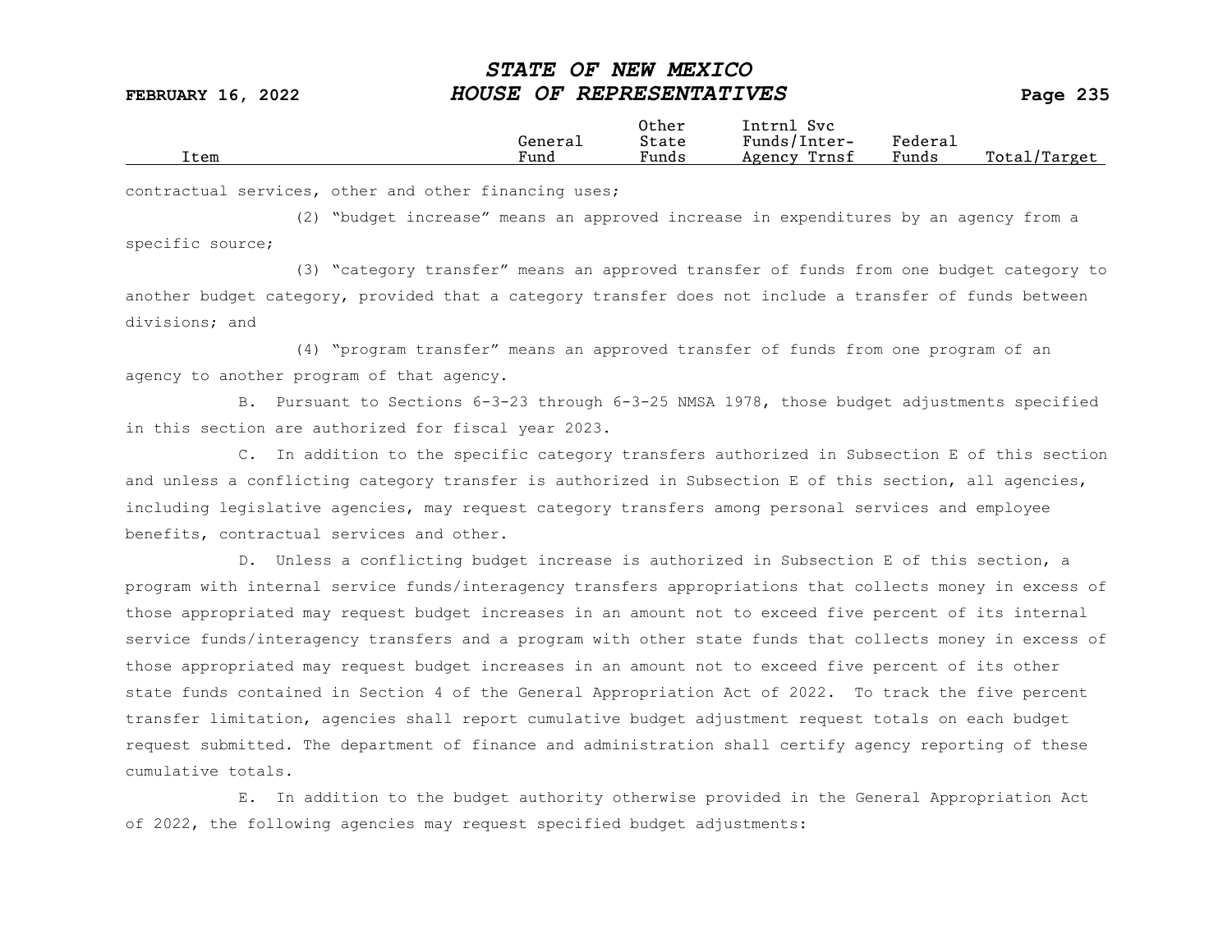contractual services, other and other financing uses;

(2) "budget increase" means an approved increase in expenditures by an agency from a specific source;

(3) "category transfer" means an approved transfer of funds from one budget category to another budget category, provided that a category transfer does not include a transfer of funds between divisions; and

(4) "program transfer" means an approved transfer of funds from one program of an agency to another program of that agency.

B. Pursuant to Sections 6-3-23 through 6-3-25 NMSA 1978, those budget adjustments specified in this section are authorized for fiscal year 2023.

C. In addition to the specific category transfers authorized in Subsection E of this section and unless a conflicting category transfer is authorized in Subsection E of this section, all agencies, including legislative agencies, may request category transfers among personal services and employee benefits, contractual services and other.

D. Unless a conflicting budget increase is authorized in Subsection E of this section, a program with internal service funds/interagency transfers appropriations that collects money in excess of those appropriated may request budget increases in an amount not to exceed five percent of its internal service funds/interagency transfers and a program with other state funds that collects money in excess of those appropriated may request budget increases in an amount not to exceed five percent of its other state funds contained in Section 4 of the General Appropriation Act of 2022. To track the five percent transfer limitation, agencies shall report cumulative budget adjustment request totals on each budget request submitted. The department of finance and administration shall certify agency reporting of these cumulative totals.

E. In addition to the budget authority otherwise provided in the General Appropriation Act of 2022, the following agencies may request specified budget adjustments: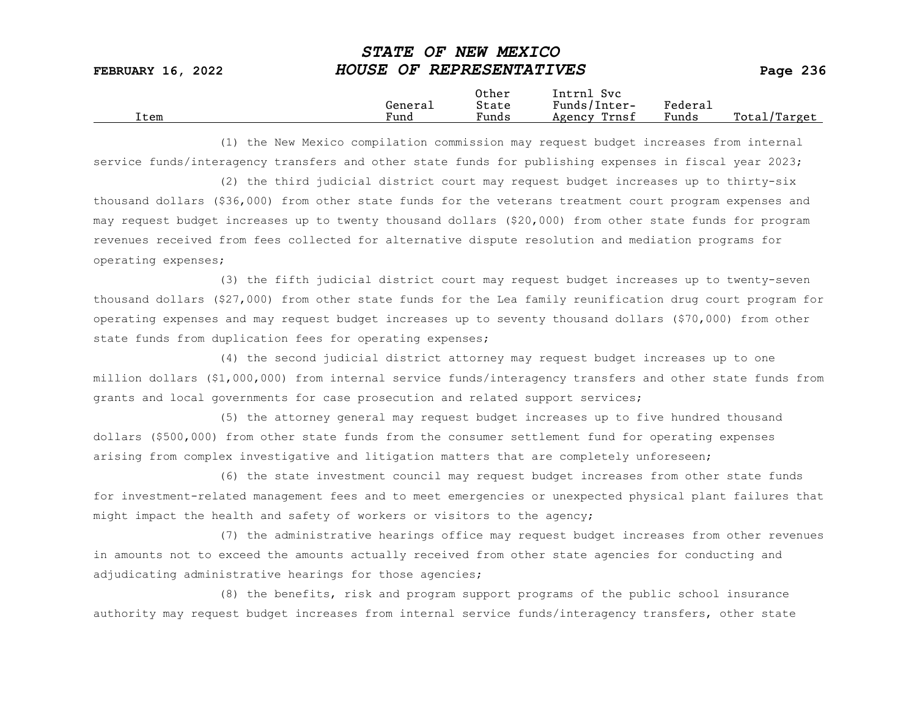| Item | General Fund | Other State Funds | Intrnl Svc Funds/Inter-Agency Trnsf | Federal Funds | Total/Target |
|---|---|---|---|---|---|

(1) the New Mexico compilation commission may request budget increases from internal service funds/interagency transfers and other state funds for publishing expenses in fiscal year 2023;

(2) the third judicial district court may request budget increases up to thirty-six thousand dollars ($36,000) from other state funds for the veterans treatment court program expenses and may request budget increases up to twenty thousand dollars ($20,000) from other state funds for program revenues received from fees collected for alternative dispute resolution and mediation programs for operating expenses;

(3) the fifth judicial district court may request budget increases up to twenty-seven thousand dollars ($27,000) from other state funds for the Lea family reunification drug court program for operating expenses and may request budget increases up to seventy thousand dollars ($70,000) from other state funds from duplication fees for operating expenses;

(4) the second judicial district attorney may request budget increases up to one million dollars ($1,000,000) from internal service funds/interagency transfers and other state funds from grants and local governments for case prosecution and related support services;

(5) the attorney general may request budget increases up to five hundred thousand dollars ($500,000) from other state funds from the consumer settlement fund for operating expenses arising from complex investigative and litigation matters that are completely unforeseen;

(6) the state investment council may request budget increases from other state funds for investment-related management fees and to meet emergencies or unexpected physical plant failures that might impact the health and safety of workers or visitors to the agency;

(7) the administrative hearings office may request budget increases from other revenues in amounts not to exceed the amounts actually received from other state agencies for conducting and adjudicating administrative hearings for those agencies;

(8) the benefits, risk and program support programs of the public school insurance authority may request budget increases from internal service funds/interagency transfers, other state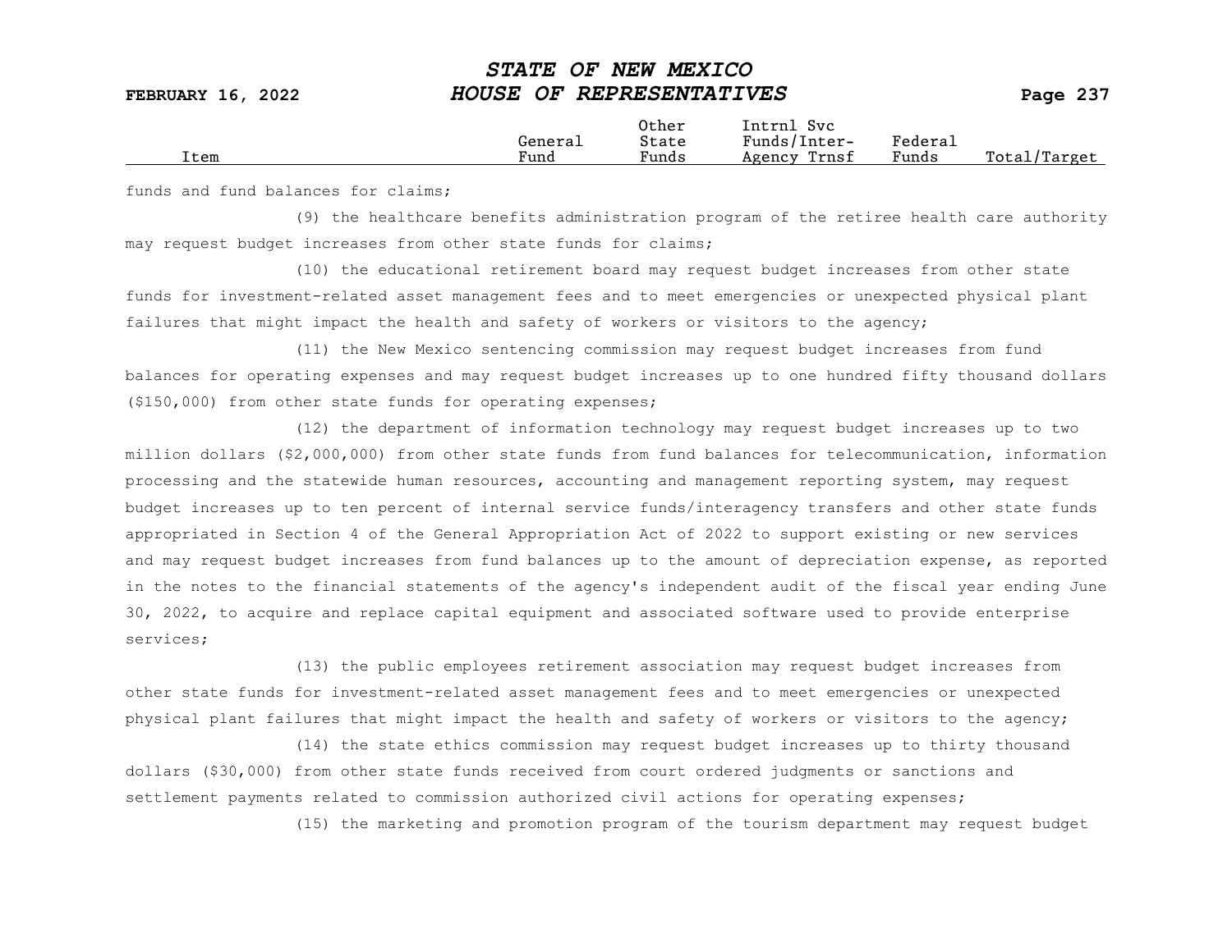funds and fund balances for claims;

(9) the healthcare benefits administration program of the retiree health care authority may request budget increases from other state funds for claims;

(10) the educational retirement board may request budget increases from other state funds for investment-related asset management fees and to meet emergencies or unexpected physical plant failures that might impact the health and safety of workers or visitors to the agency;

(11) the New Mexico sentencing commission may request budget increases from fund balances for operating expenses and may request budget increases up to one hundred fifty thousand dollars ($150,000) from other state funds for operating expenses;

(12) the department of information technology may request budget increases up to two million dollars ($2,000,000) from other state funds from fund balances for telecommunication, information processing and the statewide human resources, accounting and management reporting system, may request budget increases up to ten percent of internal service funds/interagency transfers and other state funds appropriated in Section 4 of the General Appropriation Act of 2022 to support existing or new services and may request budget increases from fund balances up to the amount of depreciation expense, as reported in the notes to the financial statements of the agency's independent audit of the fiscal year ending June 30, 2022, to acquire and replace capital equipment and associated software used to provide enterprise services;

(13) the public employees retirement association may request budget increases from other state funds for investment-related asset management fees and to meet emergencies or unexpected physical plant failures that might impact the health and safety of workers or visitors to the agency;

(14) the state ethics commission may request budget increases up to thirty thousand dollars ($30,000) from other state funds received from court ordered judgments or sanctions and settlement payments related to commission authorized civil actions for operating expenses;

(15) the marketing and promotion program of the tourism department may request budget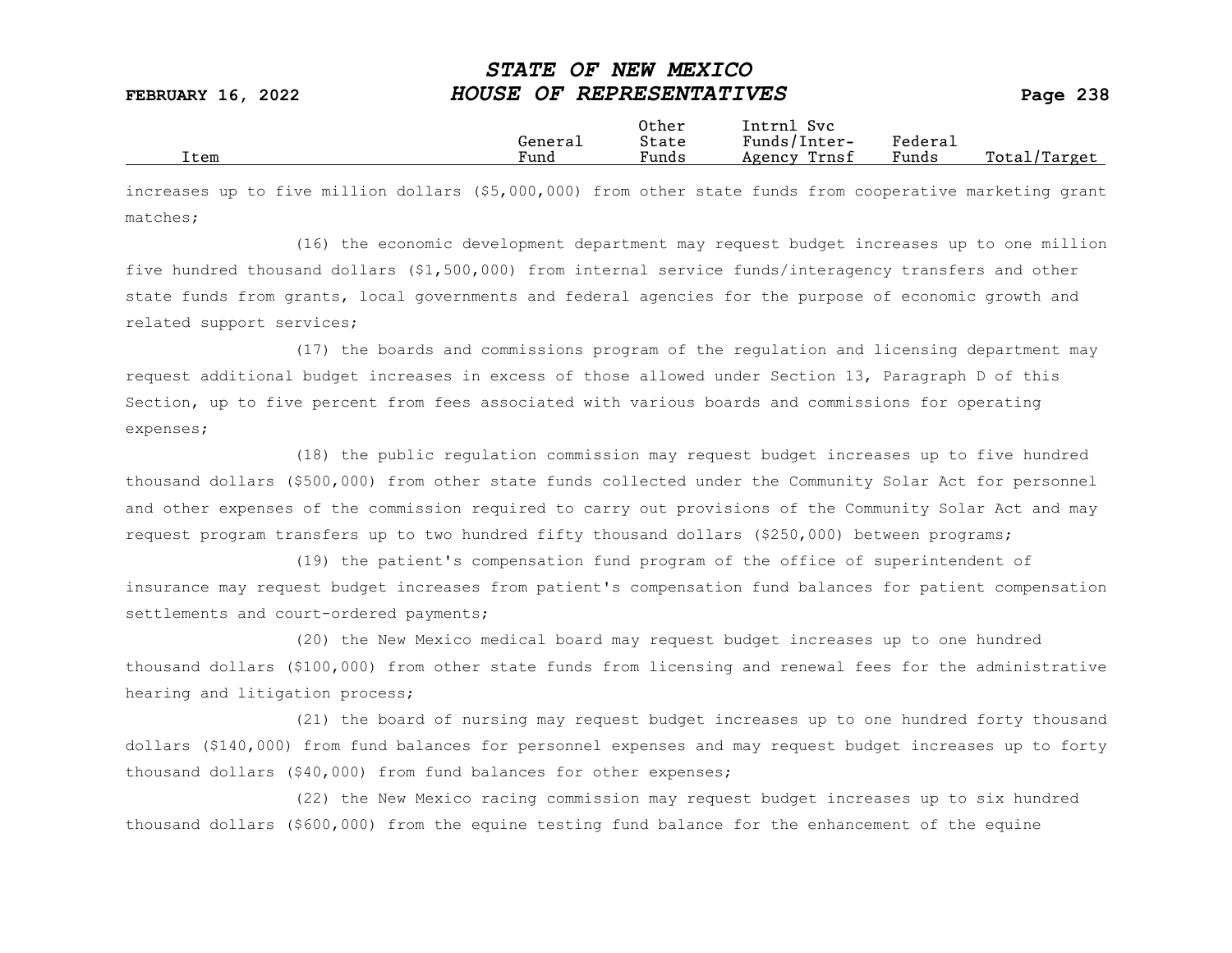increases up to five million dollars ($5,000,000) from other state funds from cooperative marketing grant matches;

(16) the economic development department may request budget increases up to one million five hundred thousand dollars ($1,500,000) from internal service funds/interagency transfers and other state funds from grants, local governments and federal agencies for the purpose of economic growth and related support services;

(17) the boards and commissions program of the regulation and licensing department may request additional budget increases in excess of those allowed under Section 13, Paragraph D of this Section, up to five percent from fees associated with various boards and commissions for operating expenses;

(18) the public regulation commission may request budget increases up to five hundred thousand dollars ($500,000) from other state funds collected under the Community Solar Act for personnel and other expenses of the commission required to carry out provisions of the Community Solar Act and may request program transfers up to two hundred fifty thousand dollars ($250,000) between programs;

(19) the patient's compensation fund program of the office of superintendent of insurance may request budget increases from patient's compensation fund balances for patient compensation settlements and court-ordered payments;

(20) the New Mexico medical board may request budget increases up to one hundred thousand dollars ($100,000) from other state funds from licensing and renewal fees for the administrative hearing and litigation process;

(21) the board of nursing may request budget increases up to one hundred forty thousand dollars ($140,000) from fund balances for personnel expenses and may request budget increases up to forty thousand dollars ($40,000) from fund balances for other expenses;

(22) the New Mexico racing commission may request budget increases up to six hundred thousand dollars ($600,000) from the equine testing fund balance for the enhancement of the equine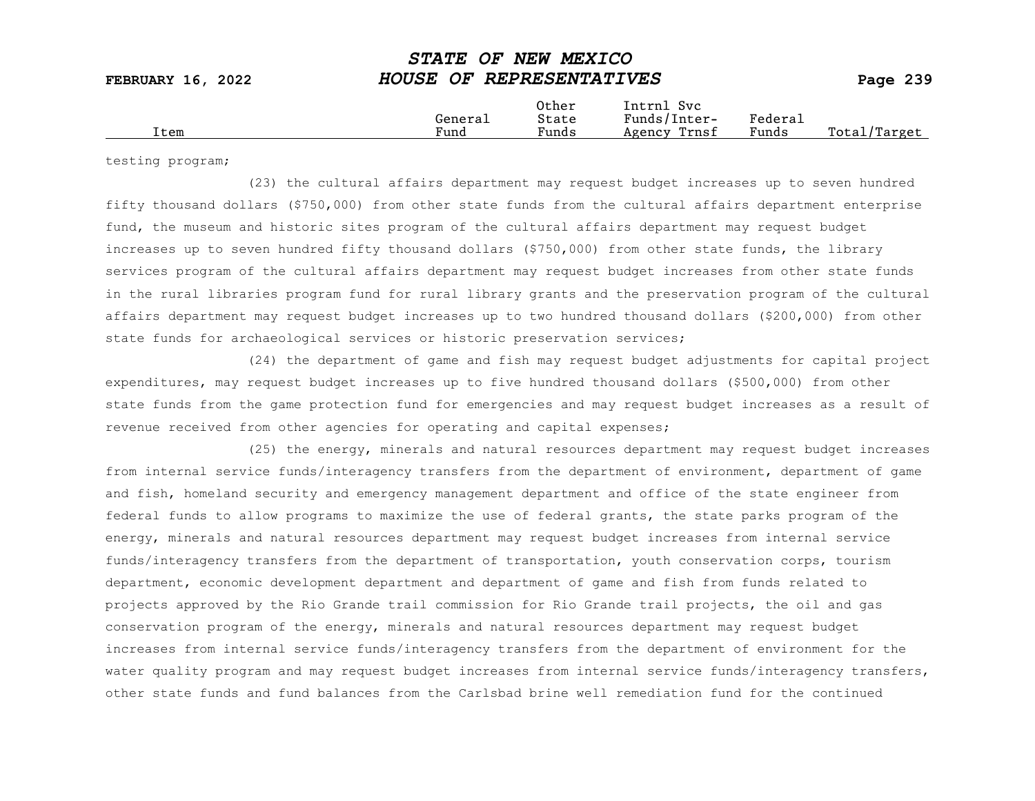| Item | General Fund | Other State Funds | Intrnl Svc Funds/Inter-Agency Trnsf | Federal Funds | Total/Target |
|---|---|---|---|---|---|

testing program;

(23) the cultural affairs department may request budget increases up to seven hundred fifty thousand dollars ($750,000) from other state funds from the cultural affairs department enterprise fund, the museum and historic sites program of the cultural affairs department may request budget increases up to seven hundred fifty thousand dollars ($750,000) from other state funds, the library services program of the cultural affairs department may request budget increases from other state funds in the rural libraries program fund for rural library grants and the preservation program of the cultural affairs department may request budget increases up to two hundred thousand dollars ($200,000) from other state funds for archaeological services or historic preservation services;

(24) the department of game and fish may request budget adjustments for capital project expenditures, may request budget increases up to five hundred thousand dollars ($500,000) from other state funds from the game protection fund for emergencies and may request budget increases as a result of revenue received from other agencies for operating and capital expenses;

(25) the energy, minerals and natural resources department may request budget increases from internal service funds/interagency transfers from the department of environment, department of game and fish, homeland security and emergency management department and office of the state engineer from federal funds to allow programs to maximize the use of federal grants, the state parks program of the energy, minerals and natural resources department may request budget increases from internal service funds/interagency transfers from the department of transportation, youth conservation corps, tourism department, economic development department and department of game and fish from funds related to projects approved by the Rio Grande trail commission for Rio Grande trail projects, the oil and gas conservation program of the energy, minerals and natural resources department may request budget increases from internal service funds/interagency transfers from the department of environment for the water quality program and may request budget increases from internal service funds/interagency transfers, other state funds and fund balances from the Carlsbad brine well remediation fund for the continued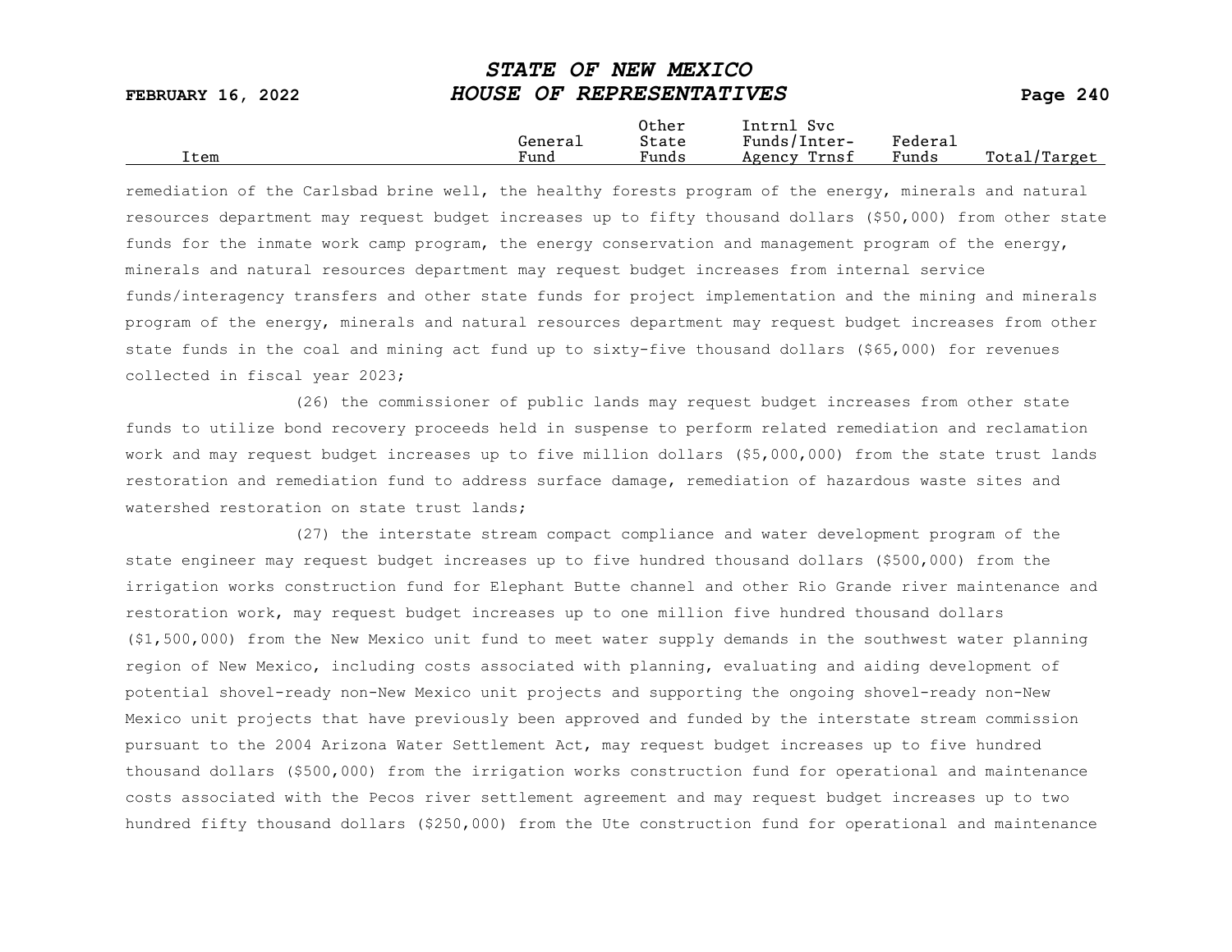| Item | General Fund | Other State Funds | Intrnl Svc Funds/Inter-Agency Trnsf | Federal Funds | Total/Target |
|---|---|---|---|---|---|

remediation of the Carlsbad brine well, the healthy forests program of the energy, minerals and natural resources department may request budget increases up to fifty thousand dollars ($50,000) from other state funds for the inmate work camp program, the energy conservation and management program of the energy, minerals and natural resources department may request budget increases from internal service funds/interagency transfers and other state funds for project implementation and the mining and minerals program of the energy, minerals and natural resources department may request budget increases from other state funds in the coal and mining act fund up to sixty-five thousand dollars ($65,000) for revenues collected in fiscal year 2023;

(26) the commissioner of public lands may request budget increases from other state funds to utilize bond recovery proceeds held in suspense to perform related remediation and reclamation work and may request budget increases up to five million dollars ($5,000,000) from the state trust lands restoration and remediation fund to address surface damage, remediation of hazardous waste sites and watershed restoration on state trust lands;

(27) the interstate stream compact compliance and water development program of the state engineer may request budget increases up to five hundred thousand dollars ($500,000) from the irrigation works construction fund for Elephant Butte channel and other Rio Grande river maintenance and restoration work, may request budget increases up to one million five hundred thousand dollars ($1,500,000) from the New Mexico unit fund to meet water supply demands in the southwest water planning region of New Mexico, including costs associated with planning, evaluating and aiding development of potential shovel-ready non-New Mexico unit projects and supporting the ongoing shovel-ready non-New Mexico unit projects that have previously been approved and funded by the interstate stream commission pursuant to the 2004 Arizona Water Settlement Act, may request budget increases up to five hundred thousand dollars ($500,000) from the irrigation works construction fund for operational and maintenance costs associated with the Pecos river settlement agreement and may request budget increases up to two hundred fifty thousand dollars ($250,000) from the Ute construction fund for operational and maintenance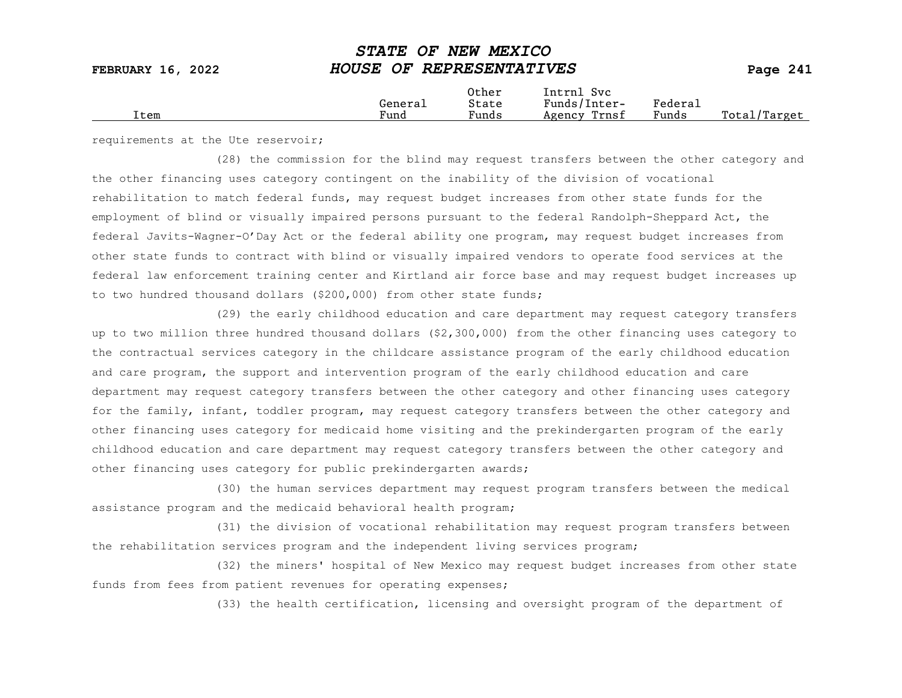| Item | General Fund | Other State Funds | Intrnl Svc Funds/Inter-Agency Trnsf | Federal Funds | Total/Target |
|---|---|---|---|---|---|

requirements at the Ute reservoir;

(28) the commission for the blind may request transfers between the other category and the other financing uses category contingent on the inability of the division of vocational rehabilitation to match federal funds, may request budget increases from other state funds for the employment of blind or visually impaired persons pursuant to the federal Randolph-Sheppard Act, the federal Javits-Wagner-O'Day Act or the federal ability one program, may request budget increases from other state funds to contract with blind or visually impaired vendors to operate food services at the federal law enforcement training center and Kirtland air force base and may request budget increases up to two hundred thousand dollars ($200,000) from other state funds;

(29) the early childhood education and care department may request category transfers up to two million three hundred thousand dollars ($2,300,000) from the other financing uses category to the contractual services category in the childcare assistance program of the early childhood education and care program, the support and intervention program of the early childhood education and care department may request category transfers between the other category and other financing uses category for the family, infant, toddler program, may request category transfers between the other category and other financing uses category for medicaid home visiting and the prekindergarten program of the early childhood education and care department may request category transfers between the other category and other financing uses category for public prekindergarten awards;

(30) the human services department may request program transfers between the medical assistance program and the medicaid behavioral health program;

(31) the division of vocational rehabilitation may request program transfers between the rehabilitation services program and the independent living services program;

(32) the miners' hospital of New Mexico may request budget increases from other state funds from fees from patient revenues for operating expenses;

(33) the health certification, licensing and oversight program of the department of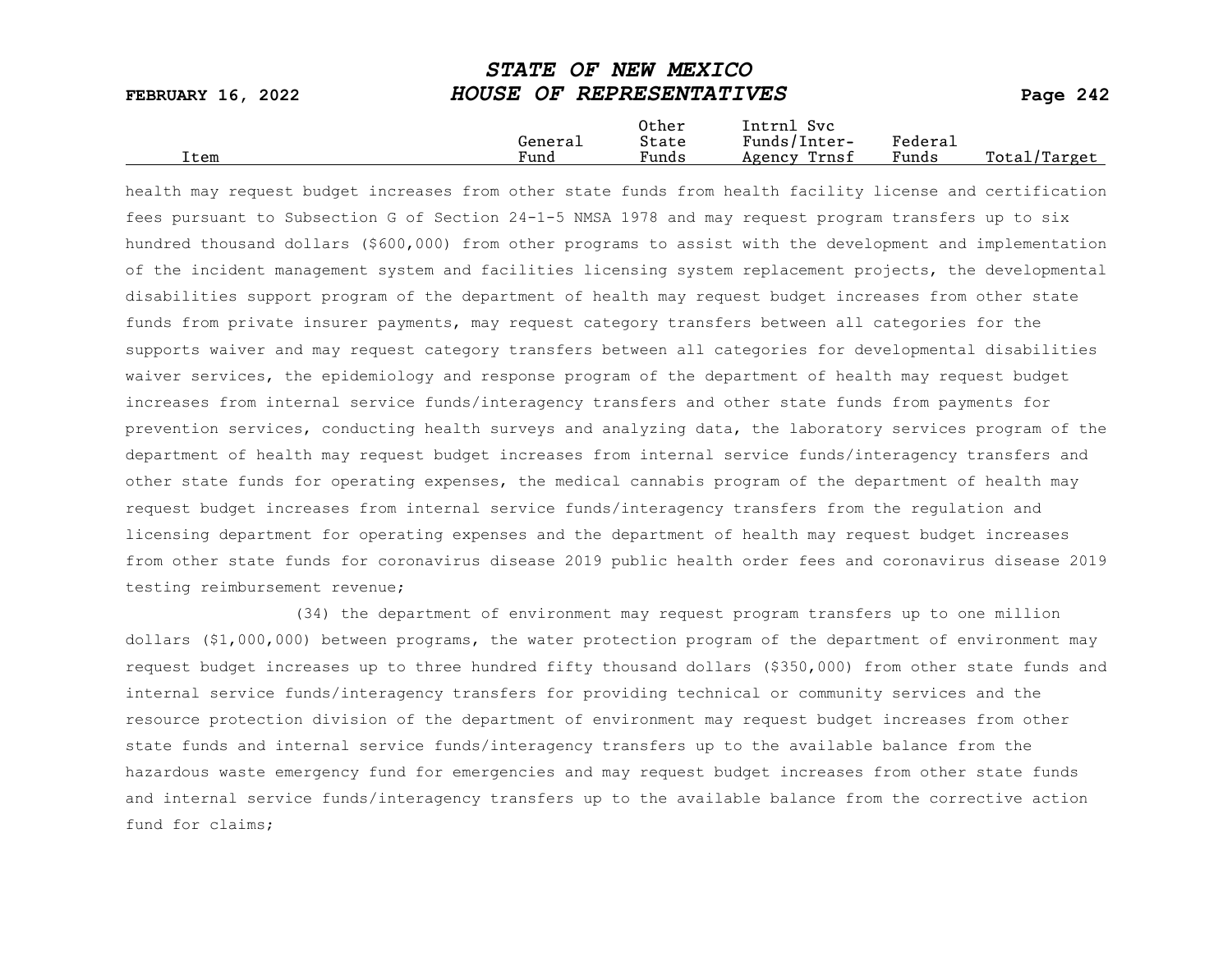| Item | General Fund | Other State Funds | Intrnl Svc Funds/Inter-Agency Trnsf | Federal Funds | Total/Target |
|---|---|---|---|---|---|

health may request budget increases from other state funds from health facility license and certification fees pursuant to Subsection G of Section 24-1-5 NMSA 1978 and may request program transfers up to six hundred thousand dollars ($600,000) from other programs to assist with the development and implementation of the incident management system and facilities licensing system replacement projects, the developmental disabilities support program of the department of health may request budget increases from other state funds from private insurer payments, may request category transfers between all categories for the supports waiver and may request category transfers between all categories for developmental disabilities waiver services, the epidemiology and response program of the department of health may request budget increases from internal service funds/interagency transfers and other state funds from payments for prevention services, conducting health surveys and analyzing data, the laboratory services program of the department of health may request budget increases from internal service funds/interagency transfers and other state funds for operating expenses, the medical cannabis program of the department of health may request budget increases from internal service funds/interagency transfers from the regulation and licensing department for operating expenses and the department of health may request budget increases from other state funds for coronavirus disease 2019 public health order fees and coronavirus disease 2019 testing reimbursement revenue;

(34) the department of environment may request program transfers up to one million dollars ($1,000,000) between programs, the water protection program of the department of environment may request budget increases up to three hundred fifty thousand dollars ($350,000) from other state funds and internal service funds/interagency transfers for providing technical or community services and the resource protection division of the department of environment may request budget increases from other state funds and internal service funds/interagency transfers up to the available balance from the hazardous waste emergency fund for emergencies and may request budget increases from other state funds and internal service funds/interagency transfers up to the available balance from the corrective action fund for claims;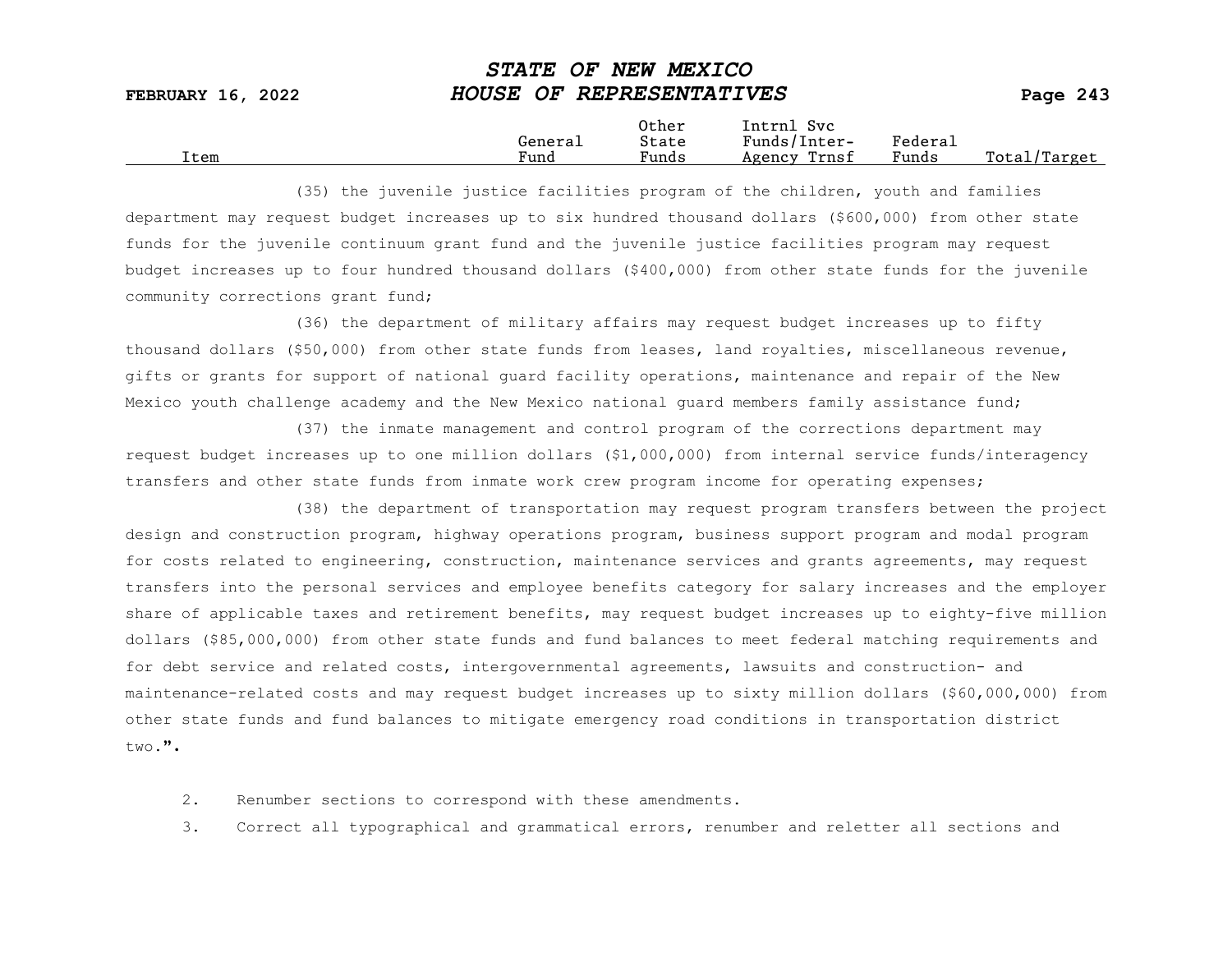(35) the juvenile justice facilities program of the children, youth and families department may request budget increases up to six hundred thousand dollars ($600,000) from other state funds for the juvenile continuum grant fund and the juvenile justice facilities program may request budget increases up to four hundred thousand dollars ($400,000) from other state funds for the juvenile community corrections grant fund;

(36) the department of military affairs may request budget increases up to fifty thousand dollars ($50,000) from other state funds from leases, land royalties, miscellaneous revenue, gifts or grants for support of national guard facility operations, maintenance and repair of the New Mexico youth challenge academy and the New Mexico national guard members family assistance fund;

(37) the inmate management and control program of the corrections department may request budget increases up to one million dollars ($1,000,000) from internal service funds/interagency transfers and other state funds from inmate work crew program income for operating expenses;

(38) the department of transportation may request program transfers between the project design and construction program, highway operations program, business support program and modal program for costs related to engineering, construction, maintenance services and grants agreements, may request transfers into the personal services and employee benefits category for salary increases and the employer share of applicable taxes and retirement benefits, may request budget increases up to eighty-five million dollars ($85,000,000) from other state funds and fund balances to meet federal matching requirements and for debt service and related costs, intergovernmental agreements, lawsuits and construction- and maintenance-related costs and may request budget increases up to sixty million dollars ($60,000,000) from other state funds and fund balances to mitigate emergency road conditions in transportation district two.".

2. Renumber sections to correspond with these amendments.

3. Correct all typographical and grammatical errors, renumber and reletter all sections and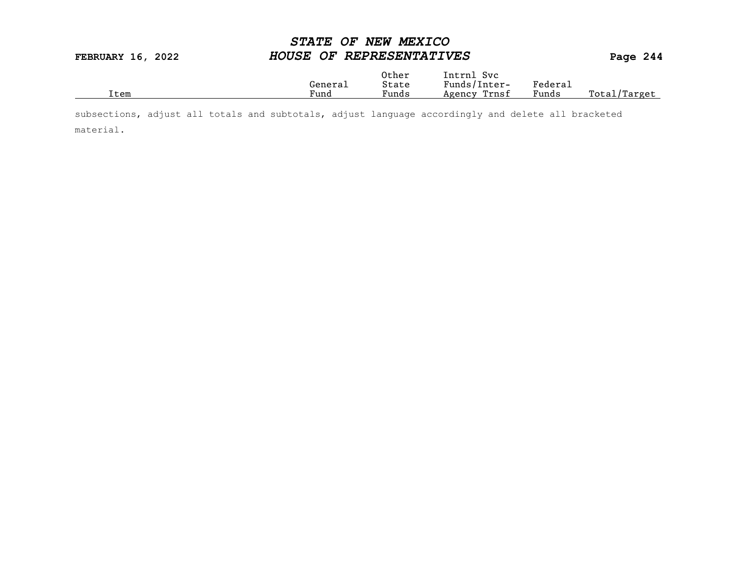subsections, adjust all totals and subtotals, adjust language accordingly and delete all bracketed material.